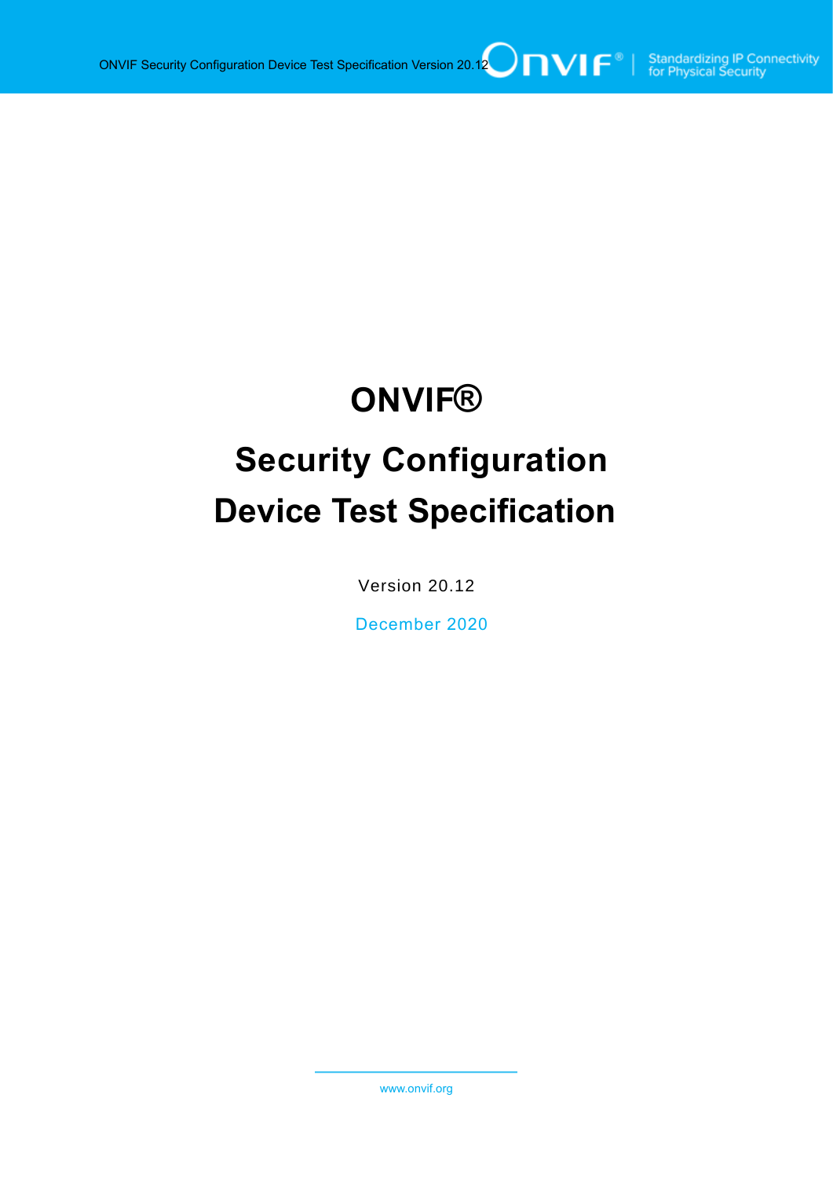# ONVIF®

# Security Configuration Device Test Specification

Version 20.12

December 2020

www.onvif.org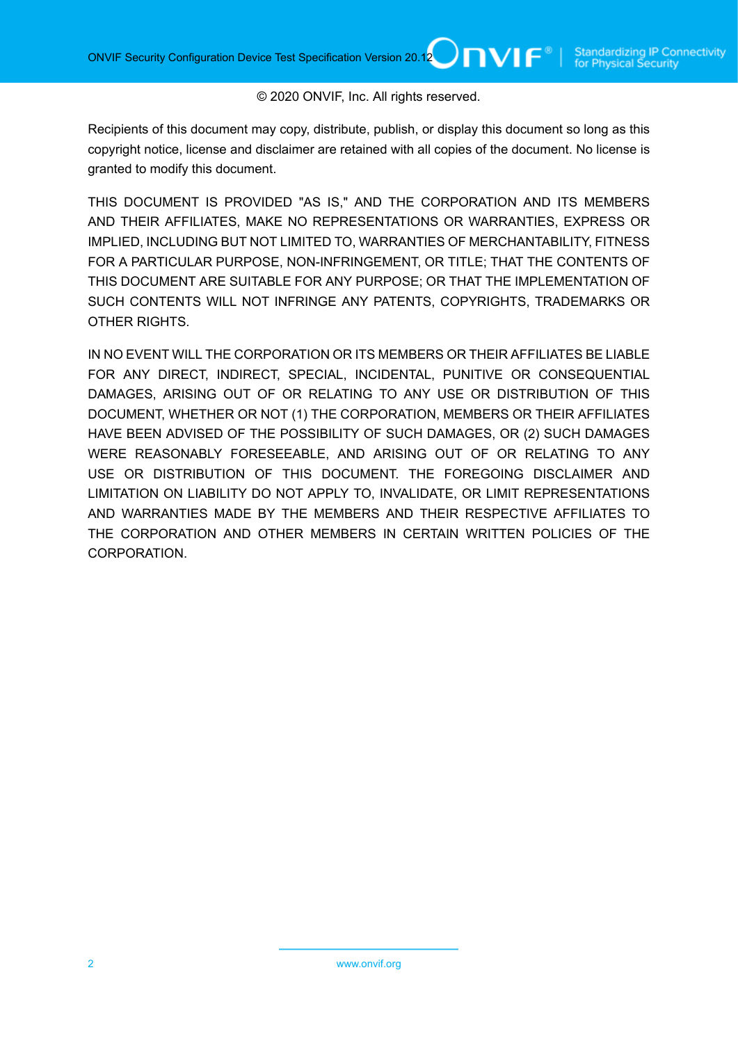© 2020 ONVIF, Inc. All rights reserved.

Recipients of this document may copy, distribute, publish, or display this document so long as this copyright notice, license and disclaimer are retained with all copies of the document. No license is granted to modify this document.

THIS DOCUMENT IS PROVIDED "AS IS," AND THE CORPORATION AND ITS MEMBERS AND THEIR AFFILIATES, MAKE NO REPRESENTATIONS OR WARRANTIES, EXPRESS OR IMPLIED, INCLUDING BUT NOT LIMITED TO, WARRANTIES OF MERCHANTABILITY, FITNESS FOR A PARTICULAR PURPOSE, NON-INFRINGEMENT, OR TITLE; THAT THE CONTENTS OF THIS DOCUMENT ARE SUITABLE FOR ANY PURPOSE; OR THAT THE IMPLEMENTATION OF SUCH CONTENTS WILL NOT INFRINGE ANY PATENTS, COPYRIGHTS, TRADEMARKS OR OTHER RIGHTS.

IN NO EVENT WILL THE CORPORATION OR ITS MEMBERS OR THEIR AFFILIATES BE LIABLE FOR ANY DIRECT, INDIRECT, SPECIAL, INCIDENTAL, PUNITIVE OR CONSEQUENTIAL DAMAGES, ARISING OUT OF OR RELATING TO ANY USE OR DISTRIBUTION OF THIS DOCUMENT, WHETHER OR NOT (1) THE CORPORATION, MEMBERS OR THEIR AFFILIATES HAVE BEEN ADVISED OF THE POSSIBILITY OF SUCH DAMAGES, OR (2) SUCH DAMAGES WERE REASONABLY FORESEEABLE, AND ARISING OUT OF OR RELATING TO ANY USE OR DISTRIBUTION OF THIS DOCUMENT. THE FOREGOING DISCLAIMER AND LIMITATION ON LIABILITY DO NOT APPLY TO, INVALIDATE, OR LIMIT REPRESENTATIONS AND WARRANTIES MADE BY THE MEMBERS AND THEIR RESPECTIVE AFFILIATES TO THE CORPORATION AND OTHER MEMBERS IN CERTAIN WRITTEN POLICIES OF THE CORPORATION.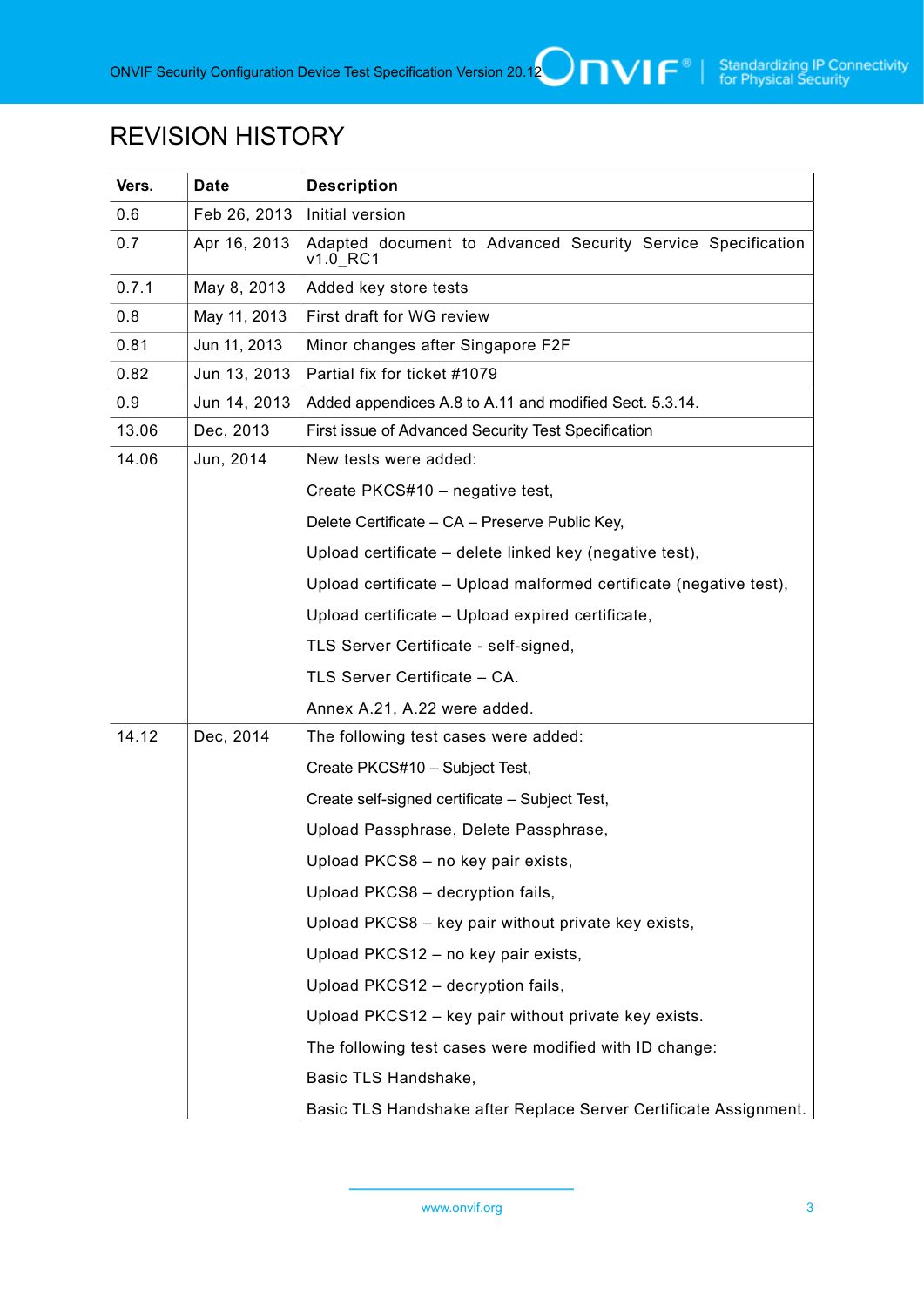# REVISION HISTORY

| Vers. | Date | Description |
|---|---|---|
| 0.6 | Feb 26, 2013 | Initial version |
| 0.7 | Apr 16, 2013 | Adapted document to Advanced Security Service Specification v1.0_RC1 |
| 0.7.1 | May 8, 2013 | Added key store tests |
| 0.8 | May 11, 2013 | First draft for WG review |
| 0.81 | Jun 11, 2013 | Minor changes after Singapore F2F |
| 0.82 | Jun 13, 2013 | Partial fix for ticket #1079 |
| 0.9 | Jun 14, 2013 | Added appendices A.8 to A.11 and modified Sect. 5.3.14. |
| 13.06 | Dec, 2013 | First issue of Advanced Security Test Specification |
| 14.06 | Jun, 2014 | New tests were added:<br>Create PKCS#10 – negative test,<br>Delete Certificate – CA – Preserve Public Key,<br>Upload certificate – delete linked key (negative test),<br>Upload certificate – Upload malformed certificate (negative test),<br>Upload certificate – Upload expired certificate,<br>TLS Server Certificate - self-signed,<br>TLS Server Certificate – CA.<br>Annex A.21, A.22 were added. |
| 14.12 | Dec, 2014 | The following test cases were added:<br>Create PKCS#10 – Subject Test,<br>Create self-signed certificate – Subject Test,<br>Upload Passphrase, Delete Passphrase,<br>Upload PKCS8 – no key pair exists,<br>Upload PKCS8 – decryption fails,<br>Upload PKCS8 – key pair without private key exists,<br>Upload PKCS12 – no key pair exists,<br>Upload PKCS12 – decryption fails,<br>Upload PKCS12 – key pair without private key exists.<br>The following test cases were modified with ID change:<br>Basic TLS Handshake,<br>Basic TLS Handshake after Replace Server Certificate Assignment. |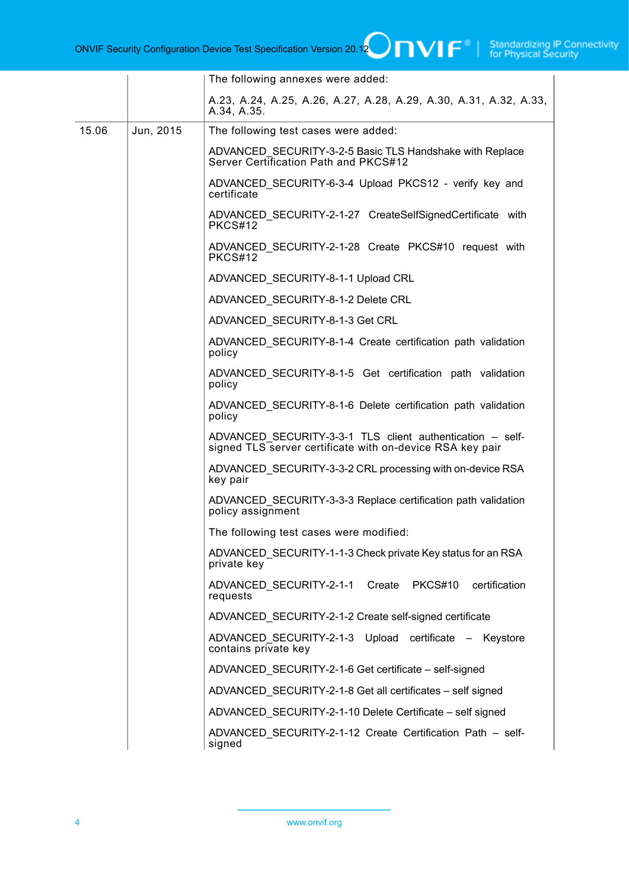|  |  | The following annexes were added:<br><br>A.23, A.24, A.25, A.26, A.27, A.28, A.29, A.30, A.31, A.32, A.33, A.34, A.35. |
|---|---|---|
| 15.06 | Jun, 2015 | The following test cases were added:<br><br>ADVANCED_SECURITY-3-2-5 Basic TLS Handshake with Replace Server Certification Path and PKCS#12<br><br>ADVANCED_SECURITY-6-3-4 Upload PKCS12 - verify key and certificate<br><br>ADVANCED_SECURITY-2-1-27 CreateSelfSignedCertificate with PKCS#12<br><br>ADVANCED_SECURITY-2-1-28 Create PKCS#10 request with PKCS#12<br><br>ADVANCED_SECURITY-8-1-1 Upload CRL<br><br>ADVANCED_SECURITY-8-1-2 Delete CRL<br><br>ADVANCED_SECURITY-8-1-3 Get CRL<br><br>ADVANCED_SECURITY-8-1-4 Create certification path validation policy<br><br>ADVANCED_SECURITY-8-1-5 Get certification path validation policy<br><br>ADVANCED_SECURITY-8-1-6 Delete certification path validation policy<br><br>ADVANCED_SECURITY-3-3-1 TLS client authentication – self-signed TLS server certificate with on-device RSA key pair<br><br>ADVANCED_SECURITY-3-3-2 CRL processing with on-device RSA key pair<br><br>ADVANCED_SECURITY-3-3-3 Replace certification path validation policy assignment<br><br>The following test cases were modified:<br><br>ADVANCED_SECURITY-1-1-3 Check private Key status for an RSA private key<br><br>ADVANCED_SECURITY-2-1-1 Create PKCS#10 certification requests<br><br>ADVANCED_SECURITY-2-1-2 Create self-signed certificate<br><br>ADVANCED_SECURITY-2-1-3 Upload certificate – Keystore contains private key<br><br>ADVANCED_SECURITY-2-1-6 Get certificate – self-signed<br><br>ADVANCED_SECURITY-2-1-8 Get all certificates – self signed<br><br>ADVANCED_SECURITY-2-1-10 Delete Certificate – self signed<br><br>ADVANCED_SECURITY-2-1-12 Create Certification Path – self-signed |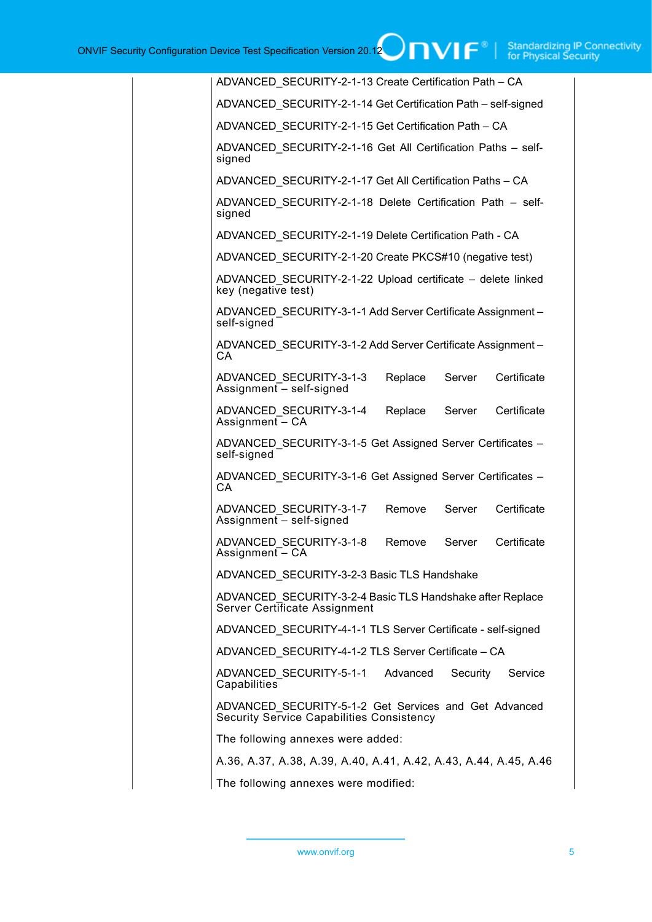| | | |
|---|---|---|
| | | ADVANCED_SECURITY-2-1-13 Create Certification Path – CA<br><br>ADVANCED_SECURITY-2-1-14 Get Certification Path – self-signed<br><br>ADVANCED_SECURITY-2-1-15 Get Certification Path – CA<br><br>ADVANCED_SECURITY-2-1-16 Get All Certification Paths – self-signed<br><br>ADVANCED_SECURITY-2-1-17 Get All Certification Paths – CA<br><br>ADVANCED_SECURITY-2-1-18 Delete Certification Path – self-signed<br><br>ADVANCED_SECURITY-2-1-19 Delete Certification Path - CA<br><br>ADVANCED_SECURITY-2-1-20 Create PKCS#10 (negative test)<br><br>ADVANCED_SECURITY-2-1-22 Upload certificate – delete linked key (negative test)<br><br>ADVANCED_SECURITY-3-1-1 Add Server Certificate Assignment – self-signed<br><br>ADVANCED_SECURITY-3-1-2 Add Server Certificate Assignment – CA<br><br>ADVANCED_SECURITY-3-1-3 Replace Server Certificate Assignment – self-signed<br><br>ADVANCED_SECURITY-3-1-4 Replace Server Certificate Assignment – CA<br><br>ADVANCED_SECURITY-3-1-5 Get Assigned Server Certificates – self-signed<br><br>ADVANCED_SECURITY-3-1-6 Get Assigned Server Certificates – CA<br><br>ADVANCED_SECURITY-3-1-7 Remove Server Certificate Assignment – self-signed<br><br>ADVANCED_SECURITY-3-1-8 Remove Server Certificate Assignment – CA<br><br>ADVANCED_SECURITY-3-2-3 Basic TLS Handshake<br><br>ADVANCED_SECURITY-3-2-4 Basic TLS Handshake after Replace Server Certificate Assignment<br><br>ADVANCED_SECURITY-4-1-1 TLS Server Certificate - self-signed<br><br>ADVANCED_SECURITY-4-1-2 TLS Server Certificate – CA<br><br>ADVANCED_SECURITY-5-1-1 Advanced Security Service Capabilities<br><br>ADVANCED_SECURITY-5-1-2 Get Services and Get Advanced Security Service Capabilities Consistency<br><br>The following annexes were added:<br><br>A.36, A.37, A.38, A.39, A.40, A.41, A.42, A.43, A.44, A.45, A.46<br><br>The following annexes were modified: |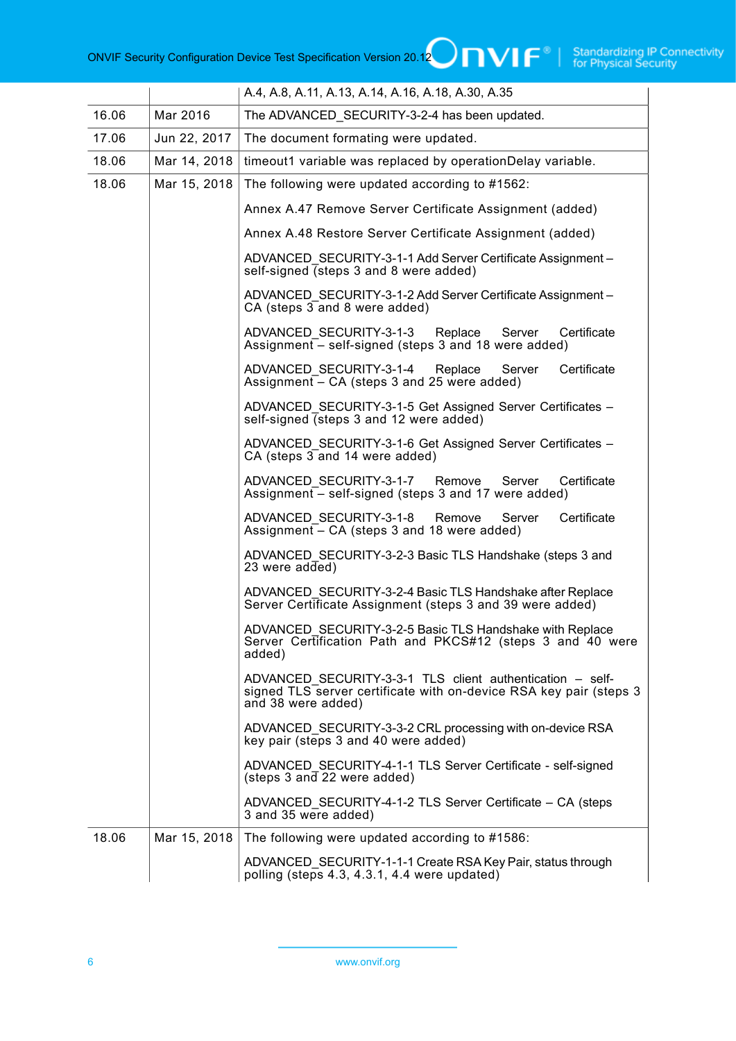|  |  | A.4, A.8, A.11, A.13, A.14, A.16, A.18, A.30, A.35 |
|---|---|---|
| 16.06 | Mar 2016 | The ADVANCED_SECURITY-3-2-4 has been updated. |
| 17.06 | Jun 22, 2017 | The document formating were updated. |
| 18.06 | Mar 14, 2018 | timeout1 variable was replaced by operationDelay variable. |
| 18.06 | Mar 15, 2018 | The following were updated according to #1562:<br><br>Annex A.47 Remove Server Certificate Assignment (added)<br><br>Annex A.48 Restore Server Certificate Assignment (added)<br><br>ADVANCED_SECURITY-3-1-1 Add Server Certificate Assignment – self-signed (steps 3 and 8 were added)<br><br>ADVANCED_SECURITY-3-1-2 Add Server Certificate Assignment – CA (steps 3 and 8 were added)<br><br>ADVANCED_SECURITY-3-1-3 Replace Server Certificate Assignment – self-signed (steps 3 and 18 were added)<br><br>ADVANCED_SECURITY-3-1-4 Replace Server Certificate Assignment – CA (steps 3 and 25 were added)<br><br>ADVANCED_SECURITY-3-1-5 Get Assigned Server Certificates – self-signed (steps 3 and 12 were added)<br><br>ADVANCED_SECURITY-3-1-6 Get Assigned Server Certificates – CA (steps 3 and 14 were added)<br><br>ADVANCED_SECURITY-3-1-7 Remove Server Certificate Assignment – self-signed (steps 3 and 17 were added)<br><br>ADVANCED_SECURITY-3-1-8 Remove Server Certificate Assignment – CA (steps 3 and 18 were added)<br><br>ADVANCED_SECURITY-3-2-3 Basic TLS Handshake (steps 3 and 23 were added)<br><br>ADVANCED_SECURITY-3-2-4 Basic TLS Handshake after Replace Server Certificate Assignment (steps 3 and 39 were added)<br><br>ADVANCED_SECURITY-3-2-5 Basic TLS Handshake with Replace Server Certification Path and PKCS#12 (steps 3 and 40 were added)<br><br>ADVANCED_SECURITY-3-3-1 TLS client authentication – self-signed TLS server certificate with on-device RSA key pair (steps 3 and 38 were added)<br><br>ADVANCED_SECURITY-3-3-2 CRL processing with on-device RSA key pair (steps 3 and 40 were added)<br><br>ADVANCED_SECURITY-4-1-1 TLS Server Certificate - self-signed (steps 3 and 22 were added)<br><br>ADVANCED_SECURITY-4-1-2 TLS Server Certificate – CA (steps 3 and 35 were added) |
| 18.06 | Mar 15, 2018 | The following were updated according to #1586:<br><br>ADVANCED_SECURITY-1-1-1 Create RSA Key Pair, status through polling (steps 4.3, 4.3.1, 4.4 were updated) |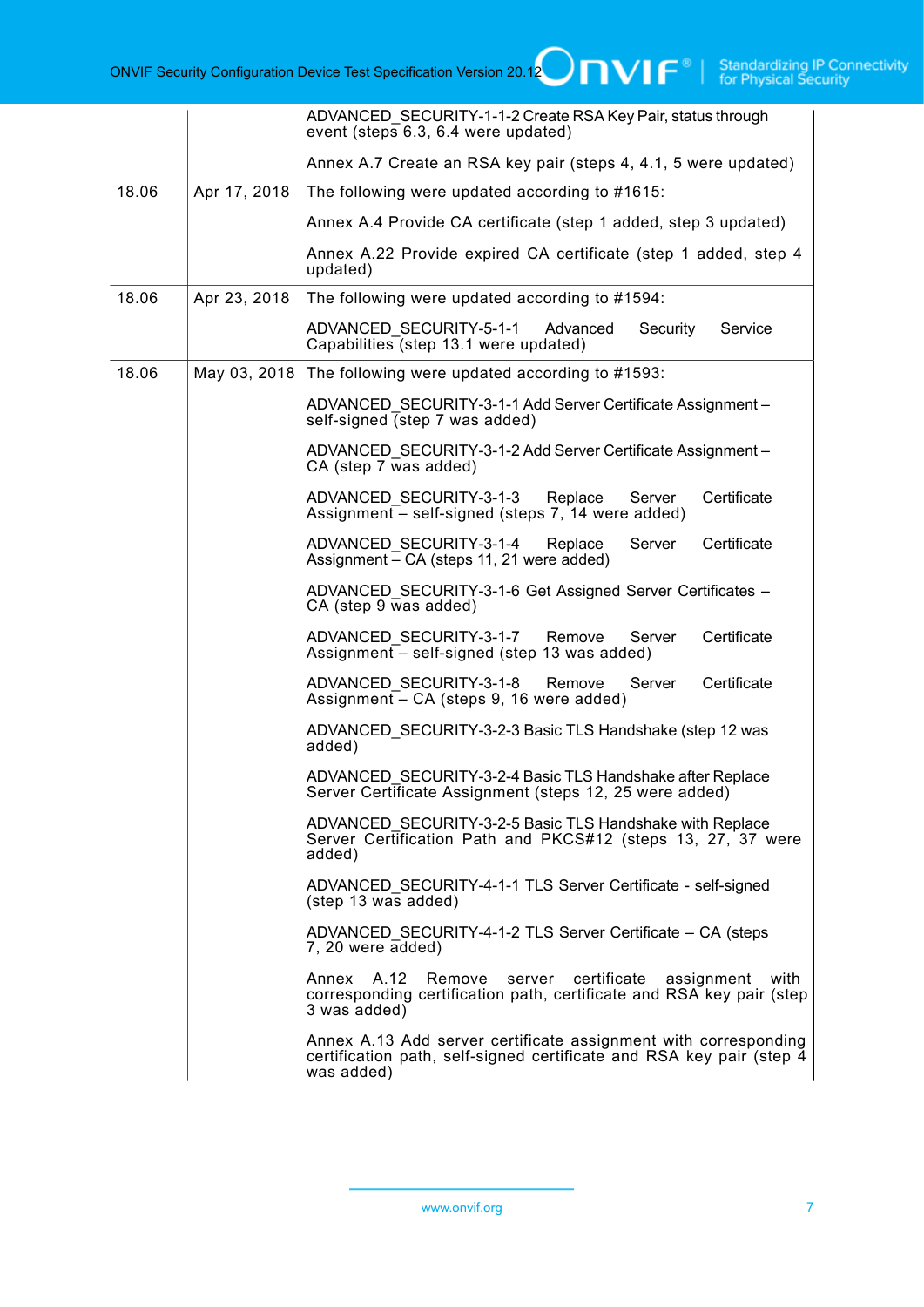| | | |
|---|---|---|
| | | ADVANCED_SECURITY-1-1-2 Create RSA Key Pair, status through event (steps 6.3, 6.4 were updated)<br><br>Annex A.7 Create an RSA key pair (steps 4, 4.1, 5 were updated) |
| 18.06 | Apr 17, 2018 | The following were updated according to #1615:<br><br>Annex A.4 Provide CA certificate (step 1 added, step 3 updated)<br><br>Annex A.22 Provide expired CA certificate (step 1 added, step 4 updated) |
| 18.06 | Apr 23, 2018 | The following were updated according to #1594:<br><br>ADVANCED_SECURITY-5-1-1 Advanced Security Service Capabilities (step 13.1 were updated) |
| 18.06 | May 03, 2018 | The following were updated according to #1593:<br><br>ADVANCED_SECURITY-3-1-1 Add Server Certificate Assignment – self-signed (step 7 was added)<br><br>ADVANCED_SECURITY-3-1-2 Add Server Certificate Assignment – CA (step 7 was added)<br><br>ADVANCED_SECURITY-3-1-3 Replace Server Certificate Assignment – self-signed (steps 7, 14 were added)<br><br>ADVANCED_SECURITY-3-1-4 Replace Server Certificate Assignment – CA (steps 11, 21 were added)<br><br>ADVANCED_SECURITY-3-1-6 Get Assigned Server Certificates – CA (step 9 was added)<br><br>ADVANCED_SECURITY-3-1-7 Remove Server Certificate Assignment – self-signed (step 13 was added)<br><br>ADVANCED_SECURITY-3-1-8 Remove Server Certificate Assignment – CA (steps 9, 16 were added)<br><br>ADVANCED_SECURITY-3-2-3 Basic TLS Handshake (step 12 was added)<br><br>ADVANCED_SECURITY-3-2-4 Basic TLS Handshake after Replace Server Certificate Assignment (steps 12, 25 were added)<br><br>ADVANCED_SECURITY-3-2-5 Basic TLS Handshake with Replace Server Certification Path and PKCS#12 (steps 13, 27, 37 were added)<br><br>ADVANCED_SECURITY-4-1-1 TLS Server Certificate - self-signed (step 13 was added)<br><br>ADVANCED_SECURITY-4-1-2 TLS Server Certificate – CA (steps 7, 20 were added)<br><br>Annex A.12 Remove server certificate assignment with corresponding certification path, certificate and RSA key pair (step 3 was added)<br><br>Annex A.13 Add server certificate assignment with corresponding certification path, self-signed certificate and RSA key pair (step 4 was added) |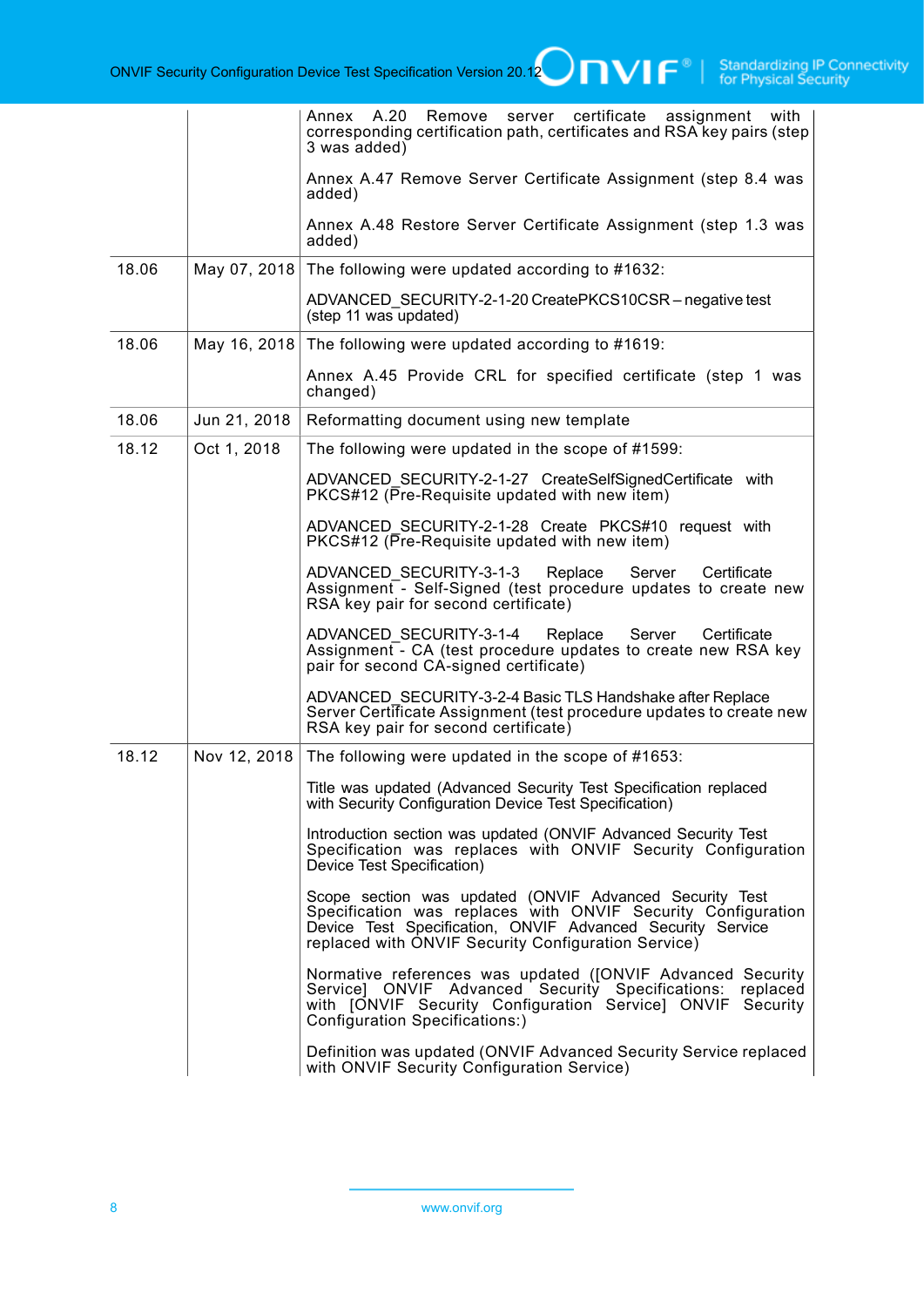| | | |
|---|---|---|
| | | Annex A.20 Remove server certificate assignment with corresponding certification path, certificates and RSA key pairs (step 3 was added)<br><br>Annex A.47 Remove Server Certificate Assignment (step 8.4 was added)<br><br>Annex A.48 Restore Server Certificate Assignment (step 1.3 was added) |
| 18.06 | May 07, 2018 | The following were updated according to #1632:<br><br>ADVANCED_SECURITY-2-1-20 CreatePKCS10CSR – negative test (step 11 was updated) |
| 18.06 | May 16, 2018 | The following were updated according to #1619:<br><br>Annex A.45 Provide CRL for specified certificate (step 1 was changed) |
| 18.06 | Jun 21, 2018 | Reformatting document using new template |
| 18.12 | Oct 1, 2018 | The following were updated in the scope of #1599:<br><br>ADVANCED_SECURITY-2-1-27 CreateSelfSignedCertificate with PKCS#12 (Pre-Requisite updated with new item)<br><br>ADVANCED_SECURITY-2-1-28 Create PKCS#10 request with PKCS#12 (Pre-Requisite updated with new item)<br><br>ADVANCED_SECURITY-3-1-3 Replace Server Certificate Assignment - Self-Signed (test procedure updates to create new RSA key pair for second certificate)<br><br>ADVANCED_SECURITY-3-1-4 Replace Server Certificate Assignment - CA (test procedure updates to create new RSA key pair for second CA-signed certificate)<br><br>ADVANCED_SECURITY-3-2-4 Basic TLS Handshake after Replace Server Certificate Assignment (test procedure updates to create new RSA key pair for second certificate) |
| 18.12 | Nov 12, 2018 | The following were updated in the scope of #1653:<br><br>Title was updated (Advanced Security Test Specification replaced with Security Configuration Device Test Specification)<br><br>Introduction section was updated (ONVIF Advanced Security Test Specification was replaces with ONVIF Security Configuration Device Test Specification)<br><br>Scope section was updated (ONVIF Advanced Security Test Specification was replaces with ONVIF Security Configuration Device Test Specification, ONVIF Advanced Security Service replaced with ONVIF Security Configuration Service)<br><br>Normative references was updated ([ONVIF Advanced Security Service] ONVIF Advanced Security Specifications: replaced with [ONVIF Security Configuration Service] ONVIF Security Configuration Specifications:)<br><br>Definition was updated (ONVIF Advanced Security Service replaced with ONVIF Security Configuration Service) |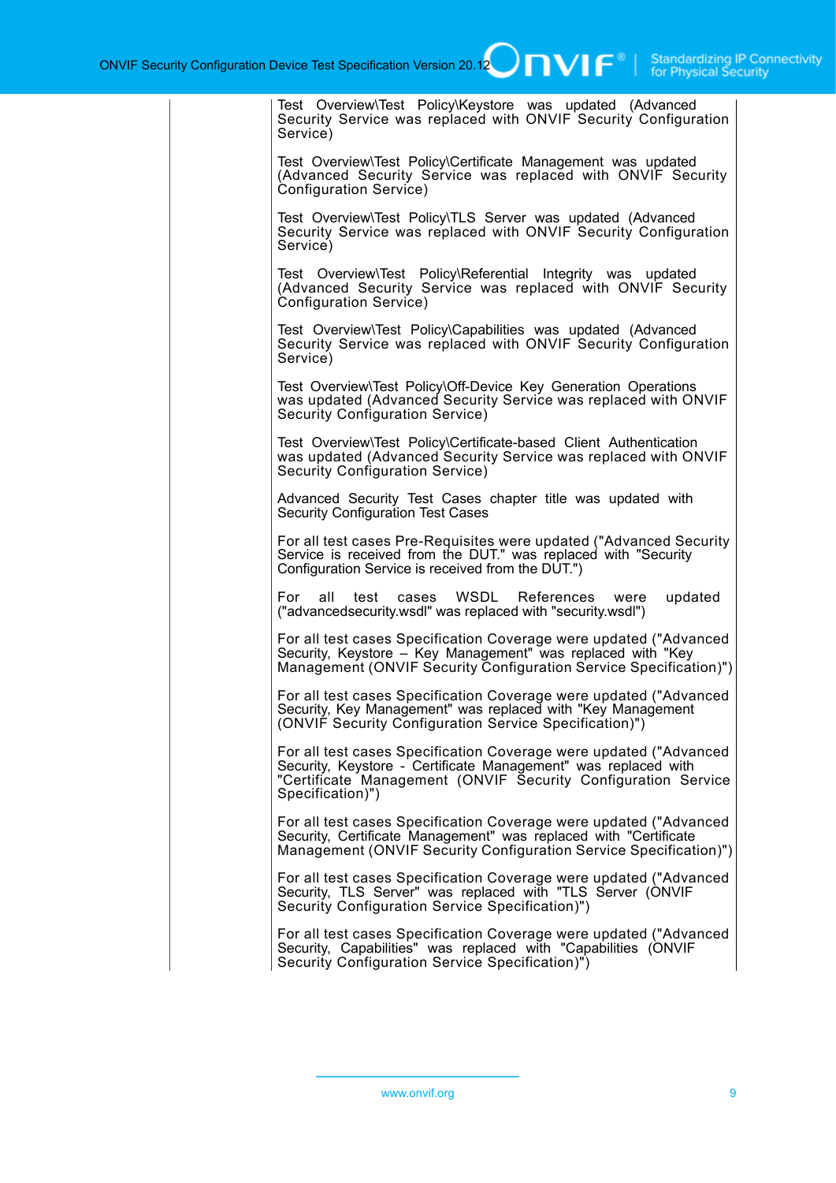| | |
|---|---|
| | Test Overview\Test Policy\Keystore was updated (Advanced Security Service was replaced with ONVIF Security Configuration Service)<br><br>Test Overview\Test Policy\Certificate Management was updated (Advanced Security Service was replaced with ONVIF Security Configuration Service)<br><br>Test Overview\Test Policy\TLS Server was updated (Advanced Security Service was replaced with ONVIF Security Configuration Service)<br><br>Test Overview\Test Policy\Referential Integrity was updated (Advanced Security Service was replaced with ONVIF Security Configuration Service)<br><br>Test Overview\Test Policy\Capabilities was updated (Advanced Security Service was replaced with ONVIF Security Configuration Service)<br><br>Test Overview\Test Policy\Off-Device Key Generation Operations was updated (Advanced Security Service was replaced with ONVIF Security Configuration Service)<br><br>Test Overview\Test Policy\Certificate-based Client Authentication was updated (Advanced Security Service was replaced with ONVIF Security Configuration Service)<br><br>Advanced Security Test Cases chapter title was updated with Security Configuration Test Cases<br><br>For all test cases Pre-Requisites were updated ("Advanced Security Service is received from the DUT." was replaced with "Security Configuration Service is received from the DUT.")<br><br>For all test cases WSDL References were updated ("advancedsecurity.wsdl" was replaced with "security.wsdl")<br><br>For all test cases Specification Coverage were updated ("Advanced Security, Keystore – Key Management" was replaced with "Key Management (ONVIF Security Configuration Service Specification)")<br><br>For all test cases Specification Coverage were updated ("Advanced Security, Key Management" was replaced with "Key Management (ONVIF Security Configuration Service Specification)")<br><br>For all test cases Specification Coverage were updated ("Advanced Security, Keystore - Certificate Management" was replaced with "Certificate Management (ONVIF Security Configuration Service Specification)")<br><br>For all test cases Specification Coverage were updated ("Advanced Security, Certificate Management" was replaced with "Certificate Management (ONVIF Security Configuration Service Specification)")<br><br>For all test cases Specification Coverage were updated ("Advanced Security, TLS Server" was replaced with "TLS Server (ONVIF Security Configuration Service Specification)")<br><br>For all test cases Specification Coverage were updated ("Advanced Security, Capabilities" was replaced with "Capabilities (ONVIF Security Configuration Service Specification)") |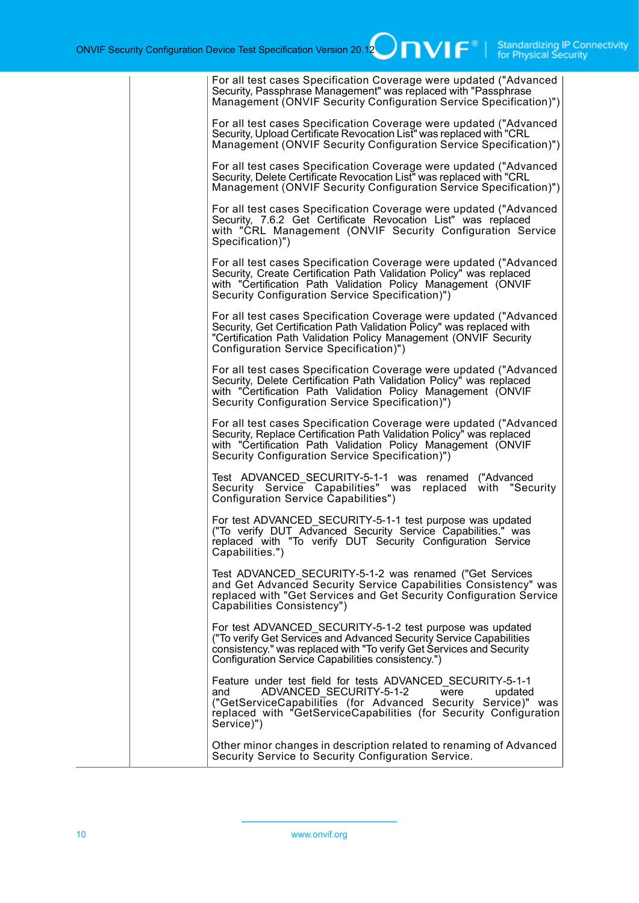| | | |
|---|---|---|
| | | For all test cases Specification Coverage were updated ("Advanced Security, Passphrase Management" was replaced with "Passphrase Management (ONVIF Security Configuration Service Specification)")<br><br>For all test cases Specification Coverage were updated ("Advanced Security, Upload Certificate Revocation List" was replaced with "CRL Management (ONVIF Security Configuration Service Specification)")<br><br>For all test cases Specification Coverage were updated ("Advanced Security, Delete Certificate Revocation List" was replaced with "CRL Management (ONVIF Security Configuration Service Specification)")<br><br>For all test cases Specification Coverage were updated ("Advanced Security, 7.6.2 Get Certificate Revocation List" was replaced with "CRL Management (ONVIF Security Configuration Service Specification)")<br><br>For all test cases Specification Coverage were updated ("Advanced Security, Create Certification Path Validation Policy" was replaced with "Certification Path Validation Policy Management (ONVIF Security Configuration Service Specification)")<br><br>For all test cases Specification Coverage were updated ("Advanced Security, Get Certification Path Validation Policy" was replaced with "Certification Path Validation Policy Management (ONVIF Security Configuration Service Specification)")<br><br>For all test cases Specification Coverage were updated ("Advanced Security, Delete Certification Path Validation Policy" was replaced with "Certification Path Validation Policy Management (ONVIF Security Configuration Service Specification)")<br><br>For all test cases Specification Coverage were updated ("Advanced Security, Replace Certification Path Validation Policy" was replaced with "Certification Path Validation Policy Management (ONVIF Security Configuration Service Specification)")<br><br>Test ADVANCED_SECURITY-5-1-1 was renamed ("Advanced Security Service Capabilities" was replaced with "Security Configuration Service Capabilities")<br><br>For test ADVANCED_SECURITY-5-1-1 test purpose was updated ("To verify DUT Advanced Security Service Capabilities." was replaced with "To verify DUT Security Configuration Service Capabilities.")<br><br>Test ADVANCED_SECURITY-5-1-2 was renamed ("Get Services and Get Advanced Security Service Capabilities Consistency" was replaced with "Get Services and Get Security Configuration Service Capabilities Consistency")<br><br>For test ADVANCED_SECURITY-5-1-2 test purpose was updated ("To verify Get Services and Advanced Security Service Capabilities consistency." was replaced with "To verify Get Services and Security Configuration Service Capabilities consistency.")<br><br>Feature under test field for tests ADVANCED_SECURITY-5-1-1 and ADVANCED_SECURITY-5-1-2 were updated ("GetServiceCapabilities (for Advanced Security Service)" was replaced with "GetServiceCapabilities (for Security Configuration Service)")<br><br>Other minor changes in description related to renaming of Advanced Security Service to Security Configuration Service. |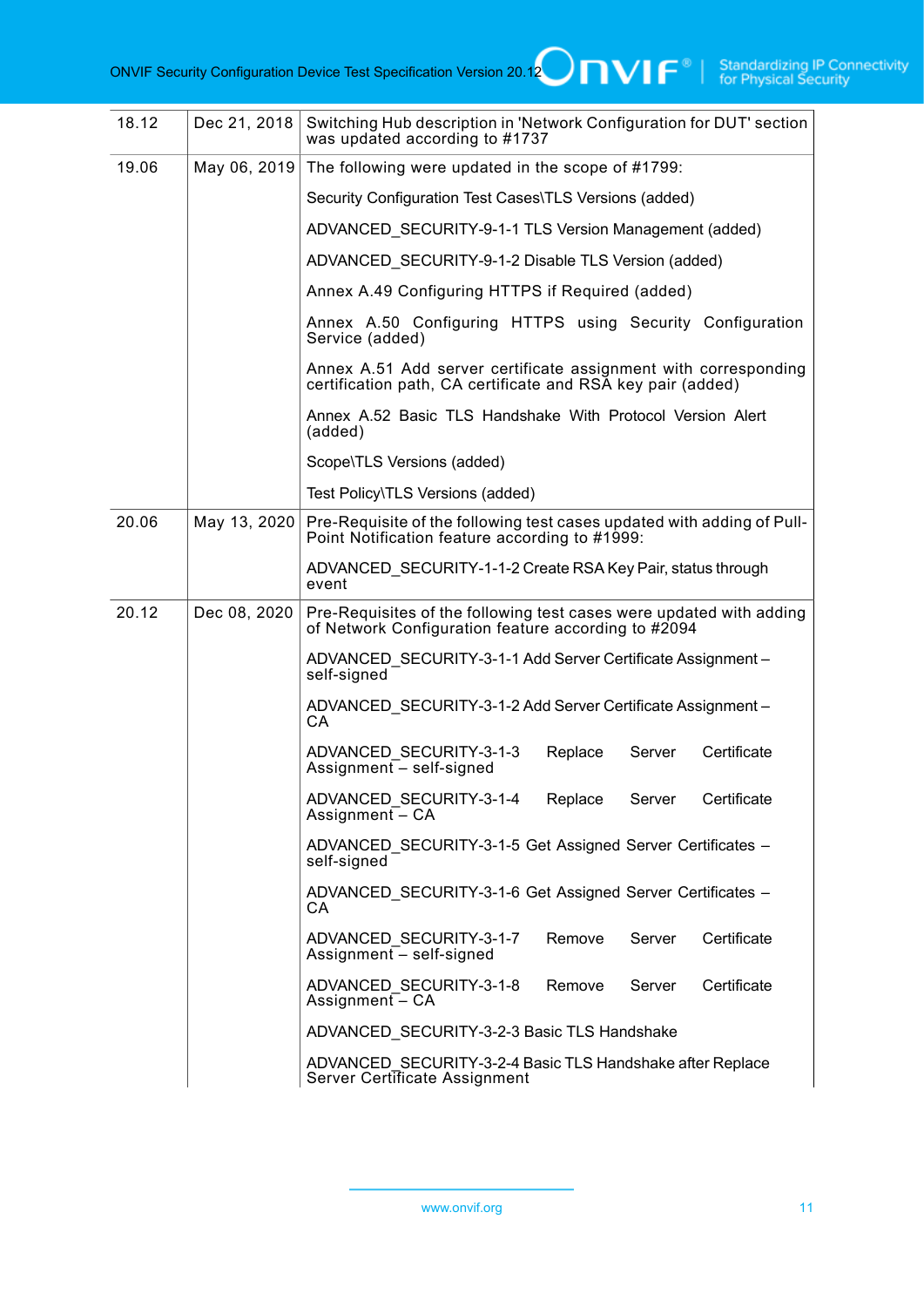| | | |
|---|---|---|
| 18.12 | Dec 21, 2018 | Switching Hub description in 'Network Configuration for DUT' section was updated according to #1737 |
| 19.06 | May 06, 2019 | The following were updated in the scope of #1799:<br><br>Security Configuration Test Cases\TLS Versions (added)<br><br>ADVANCED_SECURITY-9-1-1 TLS Version Management (added)<br><br>ADVANCED_SECURITY-9-1-2 Disable TLS Version (added)<br><br>Annex A.49 Configuring HTTPS if Required (added)<br><br>Annex A.50 Configuring HTTPS using Security Configuration Service (added)<br><br>Annex A.51 Add server certificate assignment with corresponding certification path, CA certificate and RSA key pair (added)<br><br>Annex A.52 Basic TLS Handshake With Protocol Version Alert (added)<br><br>Scope\TLS Versions (added)<br><br>Test Policy\TLS Versions (added) |
| 20.06 | May 13, 2020 | Pre-Requisite of the following test cases updated with adding of Pull-Point Notification feature according to #1999:<br><br>ADVANCED_SECURITY-1-1-2 Create RSA Key Pair, status through event |
| 20.12 | Dec 08, 2020 | Pre-Requisites of the following test cases were updated with adding of Network Configuration feature according to #2094<br><br>ADVANCED_SECURITY-3-1-1 Add Server Certificate Assignment – self-signed<br><br>ADVANCED_SECURITY-3-1-2 Add Server Certificate Assignment – CA<br><br>ADVANCED_SECURITY-3-1-3 Replace Server Certificate Assignment – self-signed<br><br>ADVANCED_SECURITY-3-1-4 Replace Server Certificate Assignment – CA<br><br>ADVANCED_SECURITY-3-1-5 Get Assigned Server Certificates – self-signed<br><br>ADVANCED_SECURITY-3-1-6 Get Assigned Server Certificates – CA<br><br>ADVANCED_SECURITY-3-1-7 Remove Server Certificate Assignment – self-signed<br><br>ADVANCED_SECURITY-3-1-8 Remove Server Certificate Assignment – CA<br><br>ADVANCED_SECURITY-3-2-3 Basic TLS Handshake<br><br>ADVANCED_SECURITY-3-2-4 Basic TLS Handshake after Replace Server Certificate Assignment |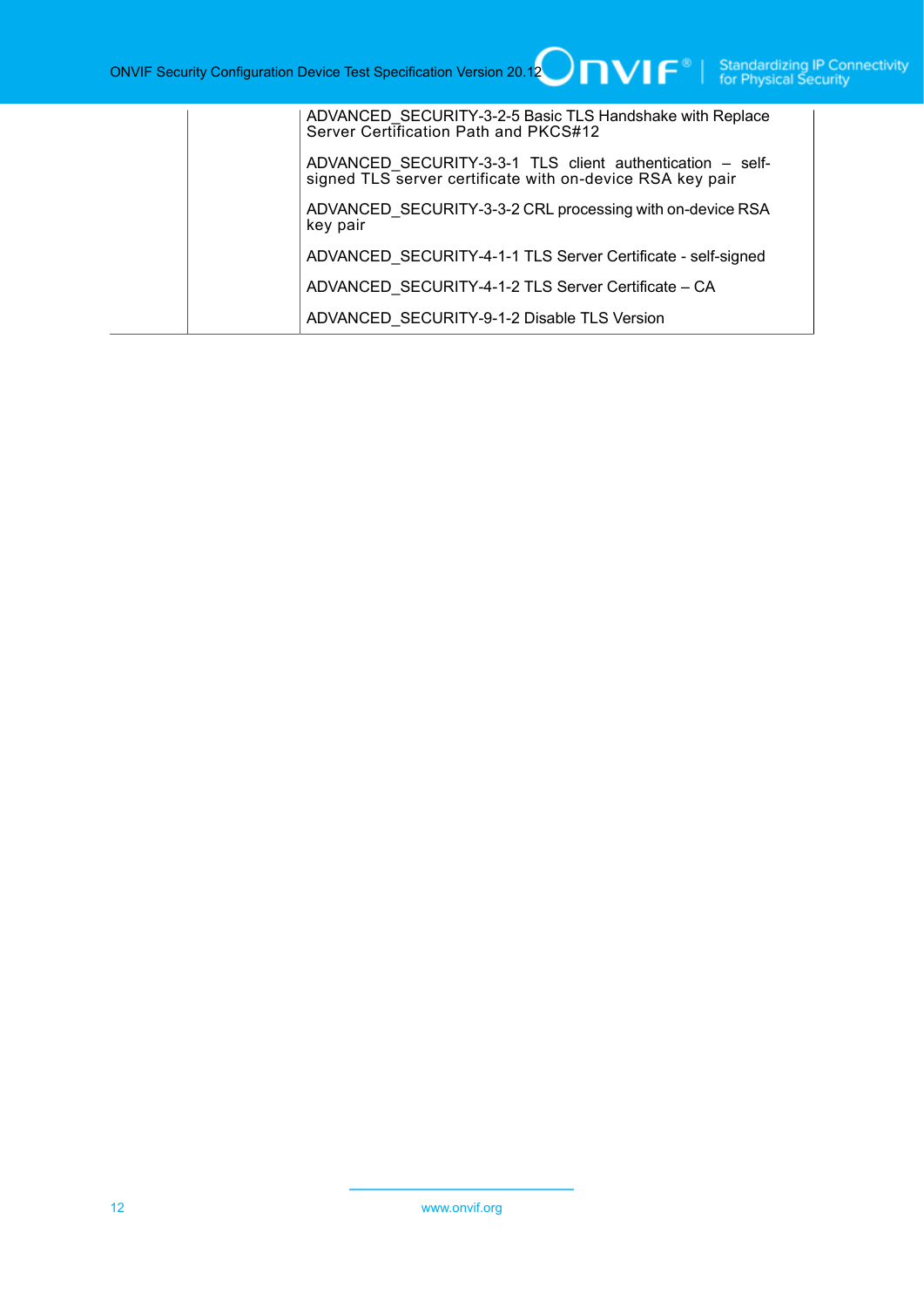|  |  |  |
|---|---|---|
|  |  | ADVANCED_SECURITY-3-2-5 Basic TLS Handshake with Replace Server Certification Path and PKCS#12<br><br>ADVANCED_SECURITY-3-3-1 TLS client authentication – self-signed TLS server certificate with on-device RSA key pair<br><br>ADVANCED_SECURITY-3-3-2 CRL processing with on-device RSA key pair<br><br>ADVANCED_SECURITY-4-1-1 TLS Server Certificate - self-signed<br><br>ADVANCED_SECURITY-4-1-2 TLS Server Certificate – CA<br><br>ADVANCED_SECURITY-9-1-2 Disable TLS Version |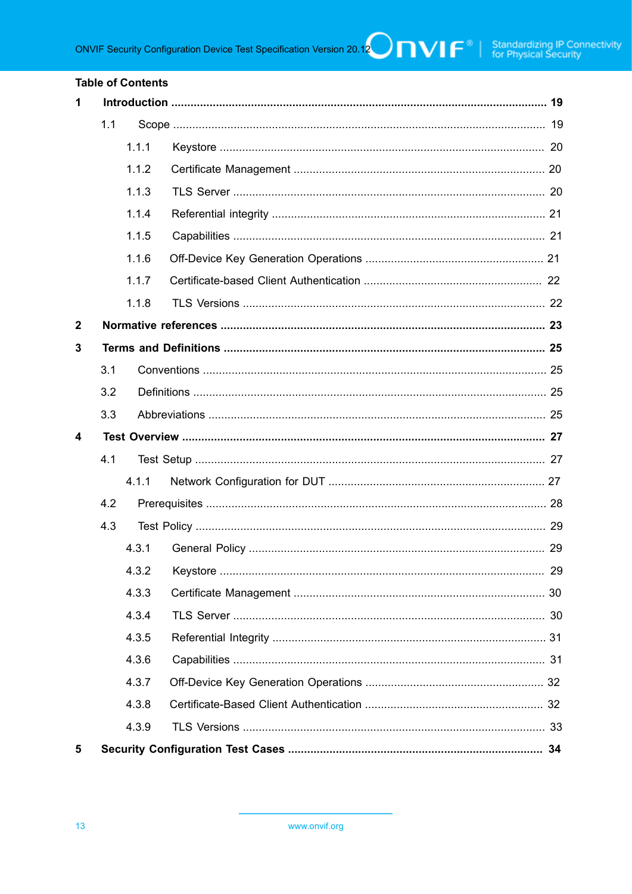**Table of Contents**

**1 Introduction .......................................................................................................... 19**

1.1 Scope ................................................................................................................ 19

1.1.1 Keystore ........................................................................................................ 20

1.1.2 Certificate Management ................................................................................. 20

1.1.3 TLS Server .................................................................................................... 20

1.1.4 Referential integrity ....................................................................................... 21

1.1.5 Capabilities ................................................................................................... 21

1.1.6 Off-Device Key Generation Operations ........................................................ 21

1.1.7 Certificate-based Client Authentication ......................................................... 22

1.1.8 TLS Versions ................................................................................................. 22

**2 Normative references ............................................................................................ 23**

**3 Terms and Definitions ........................................................................................... 25**

3.1 Conventions ....................................................................................................... 25

3.2 Definitions ......................................................................................................... 25

3.3 Abbreviations ..................................................................................................... 25

**4 Test Overview ........................................................................................................ 27**

4.1 Test Setup .......................................................................................................... 27

4.1.1 Network Configuration for DUT ..................................................................... 27

4.2 Prerequisites ...................................................................................................... 28

4.3 Test Policy ......................................................................................................... 29

4.3.1 General Policy ............................................................................................... 29

4.3.2 Keystore ........................................................................................................ 29

4.3.3 Certificate Management ................................................................................. 30

4.3.4 TLS Server .................................................................................................... 30

4.3.5 Referential Integrity ....................................................................................... 31

4.3.6 Capabilities ................................................................................................... 31

4.3.7 Off-Device Key Generation Operations ........................................................ 32

4.3.8 Certificate-Based Client Authentication ......................................................... 32

4.3.9 TLS Versions ................................................................................................. 33

**5 Security Configuration Test Cases ....................................................................... 34**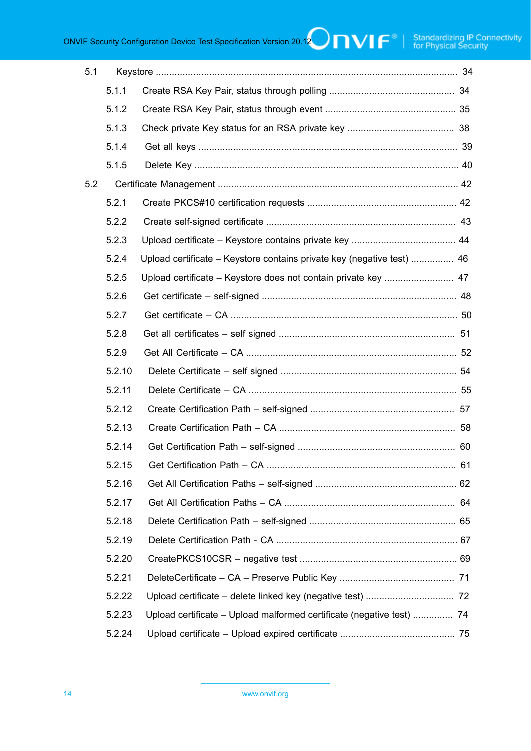5.1 Keystore ..................................................................................................... 34

5.1.1 Create RSA Key Pair, status through polling .............................................. 34

5.1.2 Create RSA Key Pair, status through event ................................................ 35

5.1.3 Check private Key status for an RSA private key ........................................ 38

5.1.4 Get all keys .............................................................................................. 39

5.1.5 Delete Key ............................................................................................... 40

5.2 Certificate Management .................................................................................... 42

5.2.1 Create PKCS#10 certification requests ....................................................... 42

5.2.2 Create self-signed certificate ..................................................................... 43

5.2.3 Upload certificate – Keystore contains private key ...................................... 44

5.2.4 Upload certificate – Keystore contains private key (negative test) ................ 46

5.2.5 Upload certificate – Keystore does not contain private key .......................... 47

5.2.6 Get certificate – self-signed ....................................................................... 48

5.2.7 Get certificate – CA .................................................................................. 50

5.2.8 Get all certificates – self signed ................................................................. 51

5.2.9 Get All Certificate – CA ............................................................................. 52

5.2.10 Delete Certificate – self signed ................................................................. 54

5.2.11 Delete Certificate – CA ............................................................................ 55

5.2.12 Create Certification Path – self-signed ..................................................... 57

5.2.13 Create Certification Path – CA ................................................................. 58

5.2.14 Get Certification Path – self-signed .......................................................... 60

5.2.15 Get Certification Path – CA ...................................................................... 61

5.2.16 Get All Certification Paths – self-signed .................................................... 62

5.2.17 Get All Certification Paths – CA ............................................................... 64

5.2.18 Delete Certification Path – self-signed ...................................................... 65

5.2.19 Delete Certification Path - CA .................................................................. 67

5.2.20 CreatePKCS10CSR – negative test .......................................................... 69

5.2.21 DeleteCertificate – CA – Preserve Public Key .......................................... 71

5.2.22 Upload certificate – delete linked key (negative test) ................................ 72

5.2.23 Upload certificate – Upload malformed certificate (negative test) ............... 74

5.2.24 Upload certificate – Upload expired certificate .......................................... 75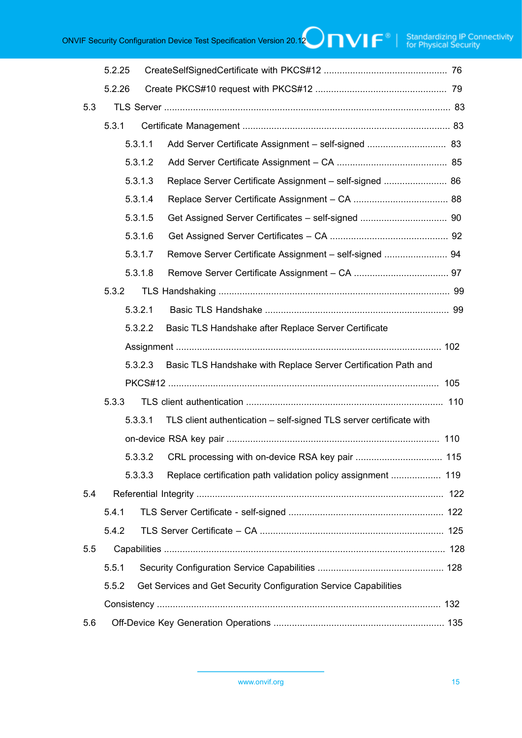5.2.25 CreateSelfSignedCertificate with PKCS#12 .............................................. 76

5.2.26 Create PKCS#10 request with PKCS#12 .................................................. 79

5.3 TLS Server ............................................................................................................ 83

5.3.1 Certificate Management ............................................................................... 83

5.3.1.1 Add Server Certificate Assignment – self-signed ............................. 83

5.3.1.2 Add Server Certificate Assignment – CA .......................................... 85

5.3.1.3 Replace Server Certificate Assignment – self-signed ........................ 86

5.3.1.4 Replace Server Certificate Assignment – CA .................................... 88

5.3.1.5 Get Assigned Server Certificates – self-signed ................................. 90

5.3.1.6 Get Assigned Server Certificates – CA ............................................. 92

5.3.1.7 Remove Server Certificate Assignment – self-signed ........................ 94

5.3.1.8 Remove Server Certificate Assignment – CA .................................... 97

5.3.2 TLS Handshaking ........................................................................................ 99

5.3.2.1 Basic TLS Handshake ...................................................................... 99

5.3.2.2 Basic TLS Handshake after Replace Server Certificate Assignment .................................................................................................... 102

5.3.2.3 Basic TLS Handshake with Replace Server Certification Path and PKCS#12 ...................................................................................................... 105

5.3.3 TLS client authentication ........................................................................... 110

5.3.3.1 TLS client authentication – self-signed TLS server certificate with on-device RSA key pair ................................................................................ 110

5.3.3.2 CRL processing with on-device RSA key pair ................................. 115

5.3.3.3 Replace certification path validation policy assignment ................... 119

5.4 Referential Integrity ............................................................................................. 122

5.4.1 TLS Server Certificate - self-signed ........................................................... 122

5.4.2 TLS Server Certificate – CA ..................................................................... 125

5.5 Capabilities .......................................................................................................... 128

5.5.1 Security Configuration Service Capabilities ................................................ 128

5.5.2 Get Services and Get Security Configuration Service Capabilities Consistency ........................................................................................................... 132

5.6 Off-Device Key Generation Operations ................................................................ 135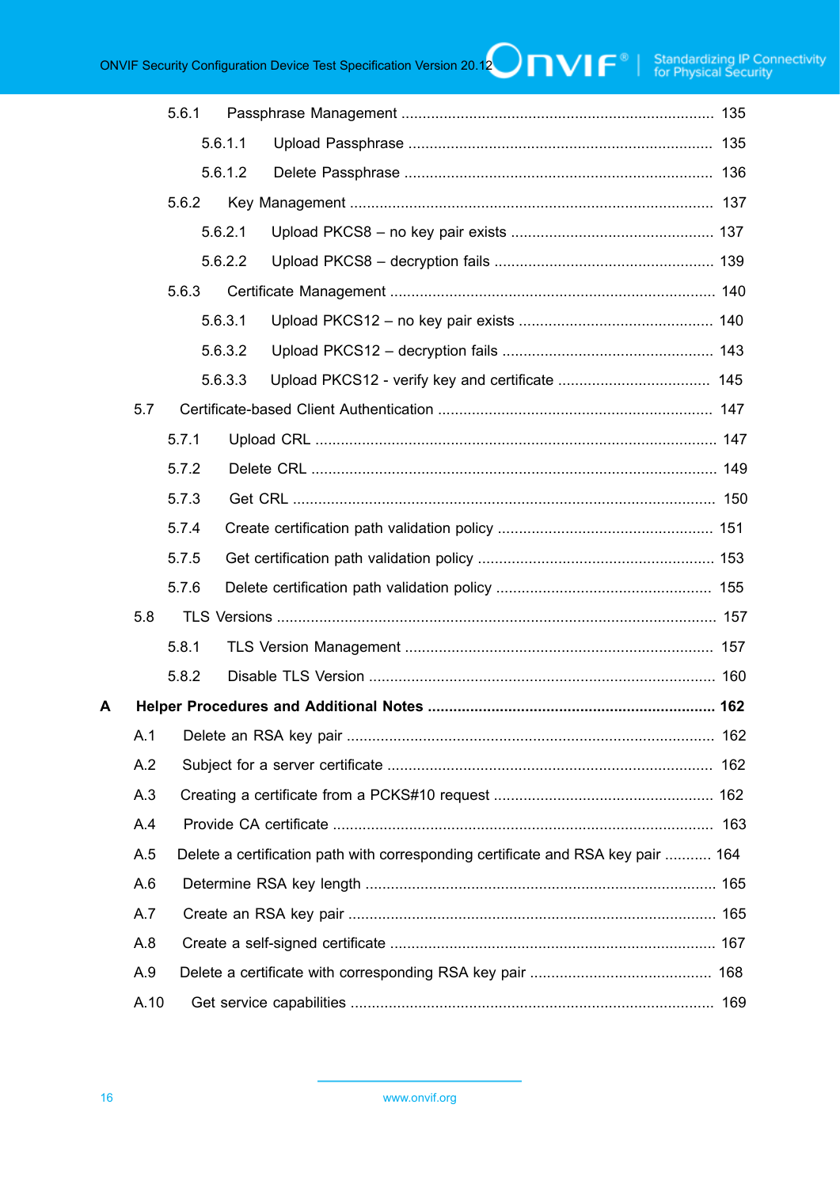5.6.1 Passphrase Management ......................................................................... 135

5.6.1.1 Upload Passphrase ....................................................................... 135

5.6.1.2 Delete Passphrase ........................................................................ 136

5.6.2 Key Management ..................................................................................... 137

5.6.2.1 Upload PKCS8 – no key pair exists ................................................ 137

5.6.2.2 Upload PKCS8 – decryption fails .................................................... 139

5.6.3 Certificate Management ............................................................................. 140

5.6.3.1 Upload PKCS12 – no key pair exists .............................................. 140

5.6.3.2 Upload PKCS12 – decryption fails .................................................. 143

5.6.3.3 Upload PKCS12 - verify key and certificate .................................... 145

5.7 Certificate-based Client Authentication ................................................................ 147

5.7.1 Upload CRL .............................................................................................. 147

5.7.2 Delete CRL ............................................................................................... 149

5.7.3 Get CRL ................................................................................................... 150

5.7.4 Create certification path validation policy ................................................... 151

5.7.5 Get certification path validation policy ........................................................ 153

5.7.6 Delete certification path validation policy ................................................... 155

5.8 TLS Versions ....................................................................................................... 157

5.8.1 TLS Version Management ......................................................................... 157

5.8.2 Disable TLS Version ................................................................................. 160

**A Helper Procedures and Additional Notes ................................................................... 162**

A.1 Delete an RSA key pair ...................................................................................... 162

A.2 Subject for a server certificate ............................................................................ 162

A.3 Creating a certificate from a PCKS#10 request .................................................... 162

A.4 Provide CA certificate ......................................................................................... 163

A.5 Delete a certification path with corresponding certificate and RSA key pair ........... 164

A.6 Determine RSA key length .................................................................................. 165

A.7 Create an RSA key pair ...................................................................................... 165

A.8 Create a self-signed certificate ............................................................................ 167

A.9 Delete a certificate with corresponding RSA key pair ........................................... 168

A.10 Get service capabilities ..................................................................................... 169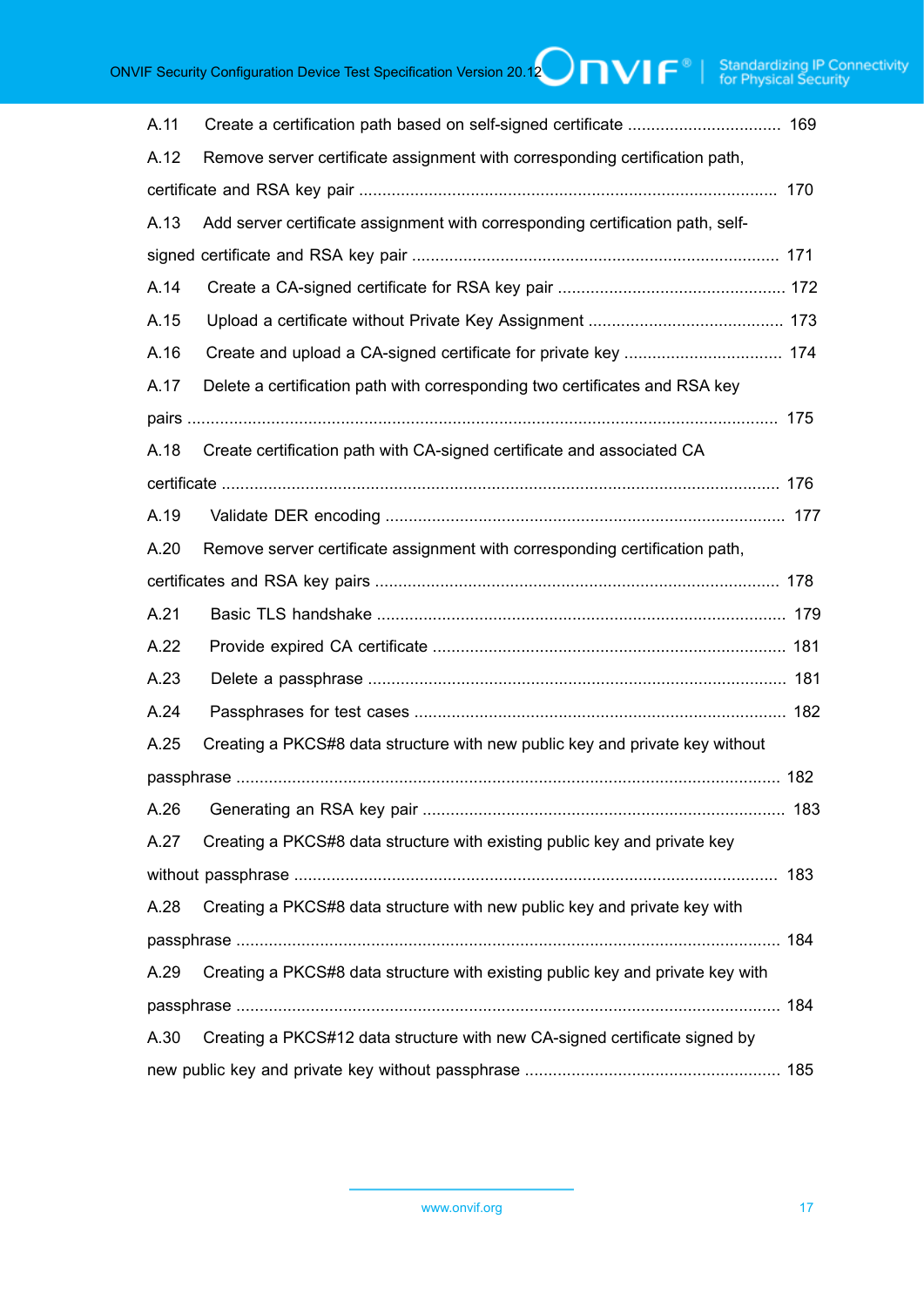A.11 Create a certification path based on self-signed certificate ................................ 169

A.12 Remove server certificate assignment with corresponding certification path, certificate and RSA key pair ........................................................................................ 170

A.13 Add server certificate assignment with corresponding certification path, self-signed certificate and RSA key pair ............................................................................. 171

A.14 Create a CA-signed certificate for RSA key pair ................................................ 172

A.15 Upload a certificate without Private Key Assignment .......................................... 173

A.16 Create and upload a CA-signed certificate for private key ................................. 174

A.17 Delete a certification path with corresponding two certificates and RSA key pairs ............................................................................................................................ 175

A.18 Create certification path with CA-signed certificate and associated CA certificate ..................................................................................................................... 176

A.19 Validate DER encoding .................................................................................... 177

A.20 Remove server certificate assignment with corresponding certification path, certificates and RSA key pairs ..................................................................................... 178

A.21 Basic TLS handshake ...................................................................................... 179

A.22 Provide expired CA certificate ........................................................................... 181

A.23 Delete a passphrase ........................................................................................ 181

A.24 Passphrases for test cases ............................................................................... 182

A.25 Creating a PKCS#8 data structure with new public key and private key without passphrase ................................................................................................................... 182

A.26 Generating an RSA key pair ............................................................................. 183

A.27 Creating a PKCS#8 data structure with existing public key and private key without passphrase ...................................................................................................... 183

A.28 Creating a PKCS#8 data structure with new public key and private key with passphrase ................................................................................................................... 184

A.29 Creating a PKCS#8 data structure with existing public key and private key with passphrase ................................................................................................................... 184

A.30 Creating a PKCS#12 data structure with new CA-signed certificate signed by new public key and private key without passphrase ...................................................... 185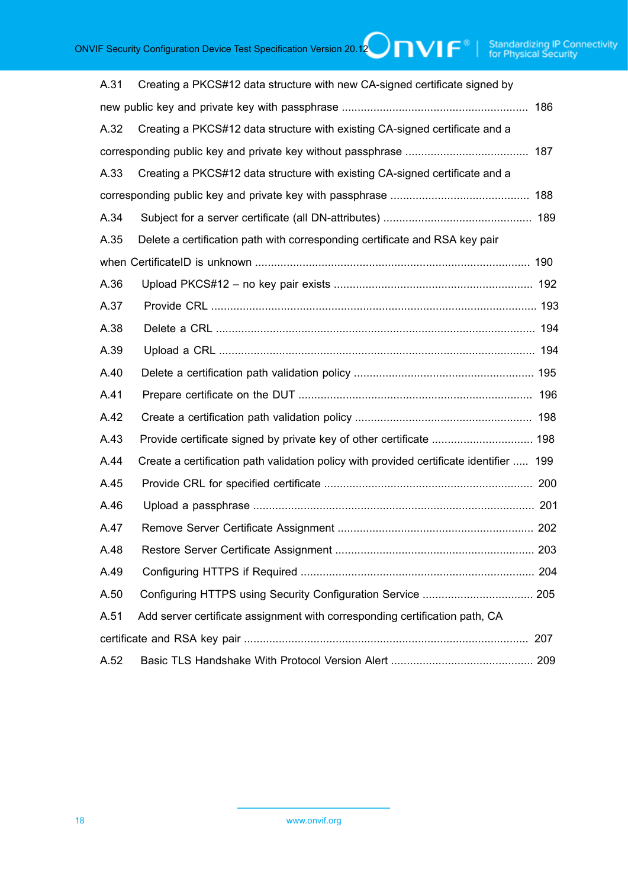A.31 Creating a PKCS#12 data structure with new CA-signed certificate signed by new public key and private key with passphrase ........................................................... 186

A.32 Creating a PKCS#12 data structure with existing CA-signed certificate and a corresponding public key and private key without passphrase ....................................... 187

A.33 Creating a PKCS#12 data structure with existing CA-signed certificate and a corresponding public key and private key with passphrase ............................................ 188

A.34 Subject for a server certificate (all DN-attributes) ............................................... 189

A.35 Delete a certification path with corresponding certificate and RSA key pair when CertificateID is unknown ...................................................................................... 190

A.36 Upload PKCS#12 – no key pair exists ............................................................... 192

A.37 Provide CRL ...................................................................................................... 193

A.38 Delete a CRL .................................................................................................... 194

A.39 Upload a CRL ................................................................................................... 194

A.40 Delete a certification path validation policy ......................................................... 195

A.41 Prepare certificate on the DUT .......................................................................... 196

A.42 Create a certification path validation policy ........................................................ 198

A.43 Provide certificate signed by private key of other certificate ................................ 198

A.44 Create a certification path validation policy with provided certificate identifier ..... 199

A.45 Provide CRL for specified certificate .................................................................. 200

A.46 Upload a passphrase ........................................................................................ 201

A.47 Remove Server Certificate Assignment .............................................................. 202

A.48 Restore Server Certificate Assignment ............................................................... 203

A.49 Configuring HTTPS if Required ......................................................................... 204

A.50 Configuring HTTPS using Security Configuration Service ................................... 205

A.51 Add server certificate assignment with corresponding certification path, CA certificate and RSA key pair ......................................................................................... 207

A.52 Basic TLS Handshake With Protocol Version Alert ............................................. 209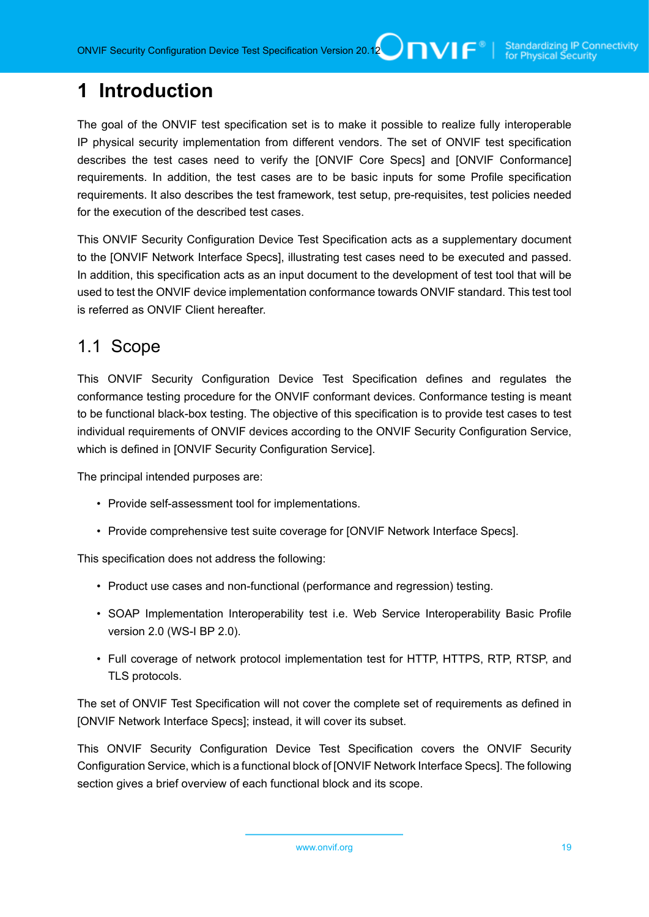# 1 Introduction

The goal of the ONVIF test specification set is to make it possible to realize fully interoperable IP physical security implementation from different vendors. The set of ONVIF test specification describes the test cases need to verify the [ONVIF Core Specs] and [ONVIF Conformance] requirements. In addition, the test cases are to be basic inputs for some Profile specification requirements. It also describes the test framework, test setup, pre-requisites, test policies needed for the execution of the described test cases.

This ONVIF Security Configuration Device Test Specification acts as a supplementary document to the [ONVIF Network Interface Specs], illustrating test cases need to be executed and passed. In addition, this specification acts as an input document to the development of test tool that will be used to test the ONVIF device implementation conformance towards ONVIF standard. This test tool is referred as ONVIF Client hereafter.

## 1.1 Scope

This ONVIF Security Configuration Device Test Specification defines and regulates the conformance testing procedure for the ONVIF conformant devices. Conformance testing is meant to be functional black-box testing. The objective of this specification is to provide test cases to test individual requirements of ONVIF devices according to the ONVIF Security Configuration Service, which is defined in [ONVIF Security Configuration Service].

The principal intended purposes are:

- Provide self-assessment tool for implementations.
- Provide comprehensive test suite coverage for [ONVIF Network Interface Specs].

This specification does not address the following:

- Product use cases and non-functional (performance and regression) testing.
- SOAP Implementation Interoperability test i.e. Web Service Interoperability Basic Profile version 2.0 (WS-I BP 2.0).
- Full coverage of network protocol implementation test for HTTP, HTTPS, RTP, RTSP, and TLS protocols.

The set of ONVIF Test Specification will not cover the complete set of requirements as defined in [ONVIF Network Interface Specs]; instead, it will cover its subset.

This ONVIF Security Configuration Device Test Specification covers the ONVIF Security Configuration Service, which is a functional block of [ONVIF Network Interface Specs]. The following section gives a brief overview of each functional block and its scope.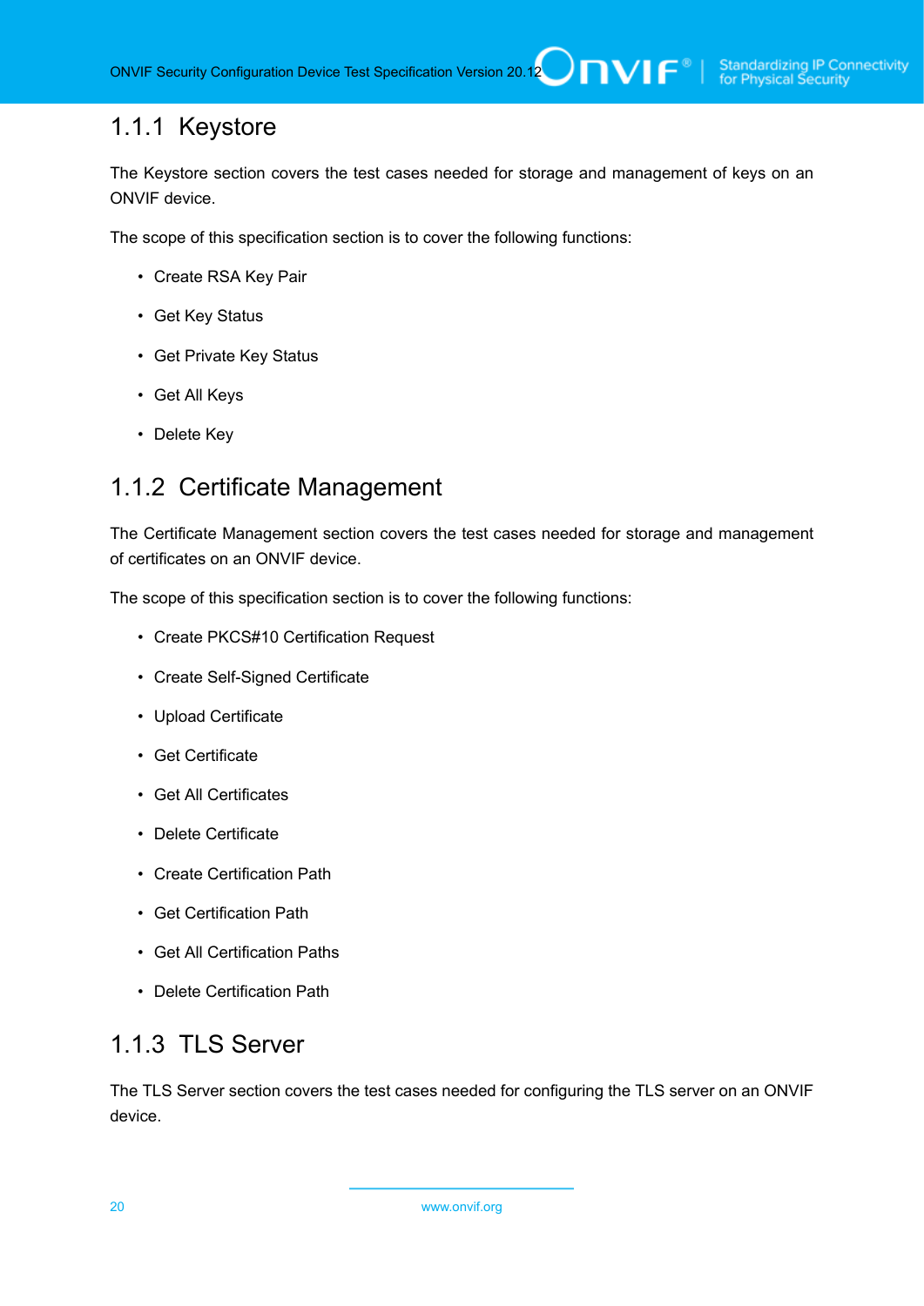### 1.1.1 Keystore

The Keystore section covers the test cases needed for storage and management of keys on an ONVIF device.

The scope of this specification section is to cover the following functions:

- Create RSA Key Pair
- Get Key Status
- Get Private Key Status
- Get All Keys
- Delete Key

### 1.1.2 Certificate Management

The Certificate Management section covers the test cases needed for storage and management of certificates on an ONVIF device.

The scope of this specification section is to cover the following functions:

- Create PKCS#10 Certification Request
- Create Self-Signed Certificate
- Upload Certificate
- Get Certificate
- Get All Certificates
- Delete Certificate
- Create Certification Path
- Get Certification Path
- Get All Certification Paths
- Delete Certification Path

### 1.1.3 TLS Server

The TLS Server section covers the test cases needed for configuring the TLS server on an ONVIF device.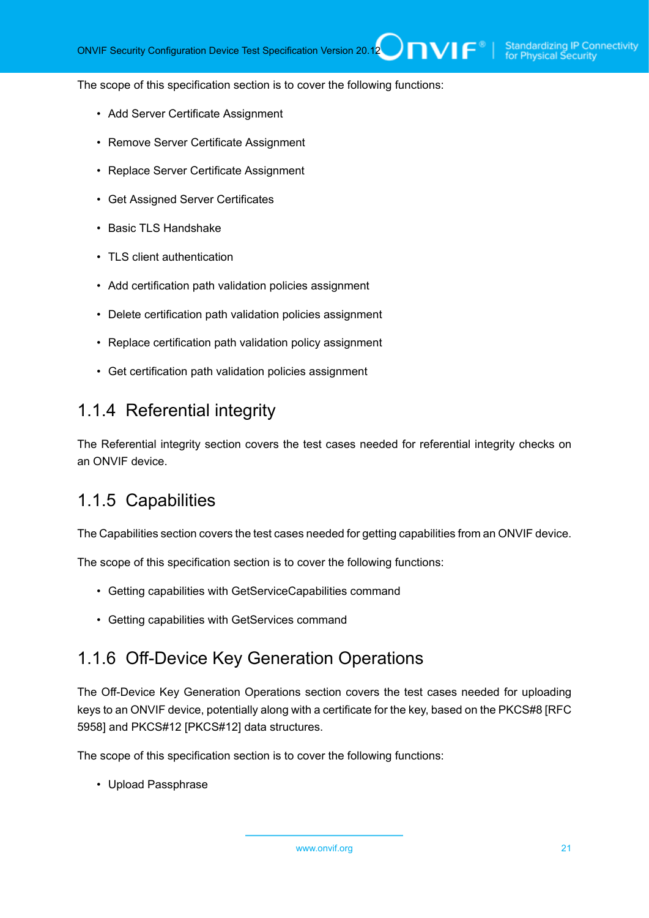The scope of this specification section is to cover the following functions:

- Add Server Certificate Assignment
- Remove Server Certificate Assignment
- Replace Server Certificate Assignment
- Get Assigned Server Certificates
- Basic TLS Handshake
- TLS client authentication
- Add certification path validation policies assignment
- Delete certification path validation policies assignment
- Replace certification path validation policy assignment
- Get certification path validation policies assignment

### 1.1.4 Referential integrity

The Referential integrity section covers the test cases needed for referential integrity checks on an ONVIF device.

### 1.1.5 Capabilities

The Capabilities section covers the test cases needed for getting capabilities from an ONVIF device.

The scope of this specification section is to cover the following functions:

- Getting capabilities with GetServiceCapabilities command
- Getting capabilities with GetServices command

### 1.1.6 Off-Device Key Generation Operations

The Off-Device Key Generation Operations section covers the test cases needed for uploading keys to an ONVIF device, potentially along with a certificate for the key, based on the PKCS#8 [RFC 5958] and PKCS#12 [PKCS#12] data structures.

The scope of this specification section is to cover the following functions:

- Upload Passphrase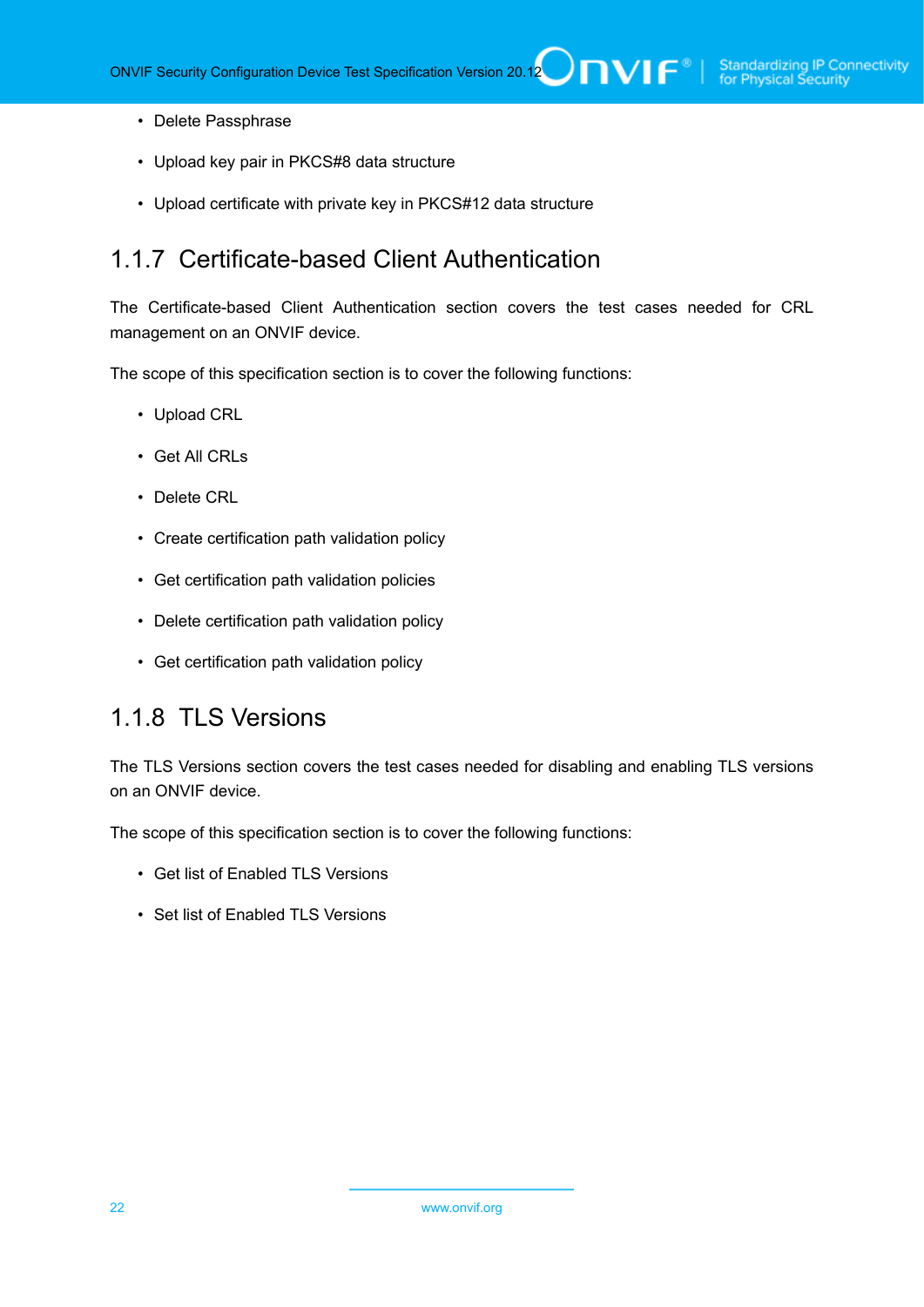- Delete Passphrase
- Upload key pair in PKCS#8 data structure
- Upload certificate with private key in PKCS#12 data structure

### 1.1.7 Certificate-based Client Authentication

The Certificate-based Client Authentication section covers the test cases needed for CRL management on an ONVIF device.

The scope of this specification section is to cover the following functions:

- Upload CRL
- Get All CRLs
- Delete CRL
- Create certification path validation policy
- Get certification path validation policies
- Delete certification path validation policy
- Get certification path validation policy

### 1.1.8 TLS Versions

The TLS Versions section covers the test cases needed for disabling and enabling TLS versions on an ONVIF device.

The scope of this specification section is to cover the following functions:

- Get list of Enabled TLS Versions
- Set list of Enabled TLS Versions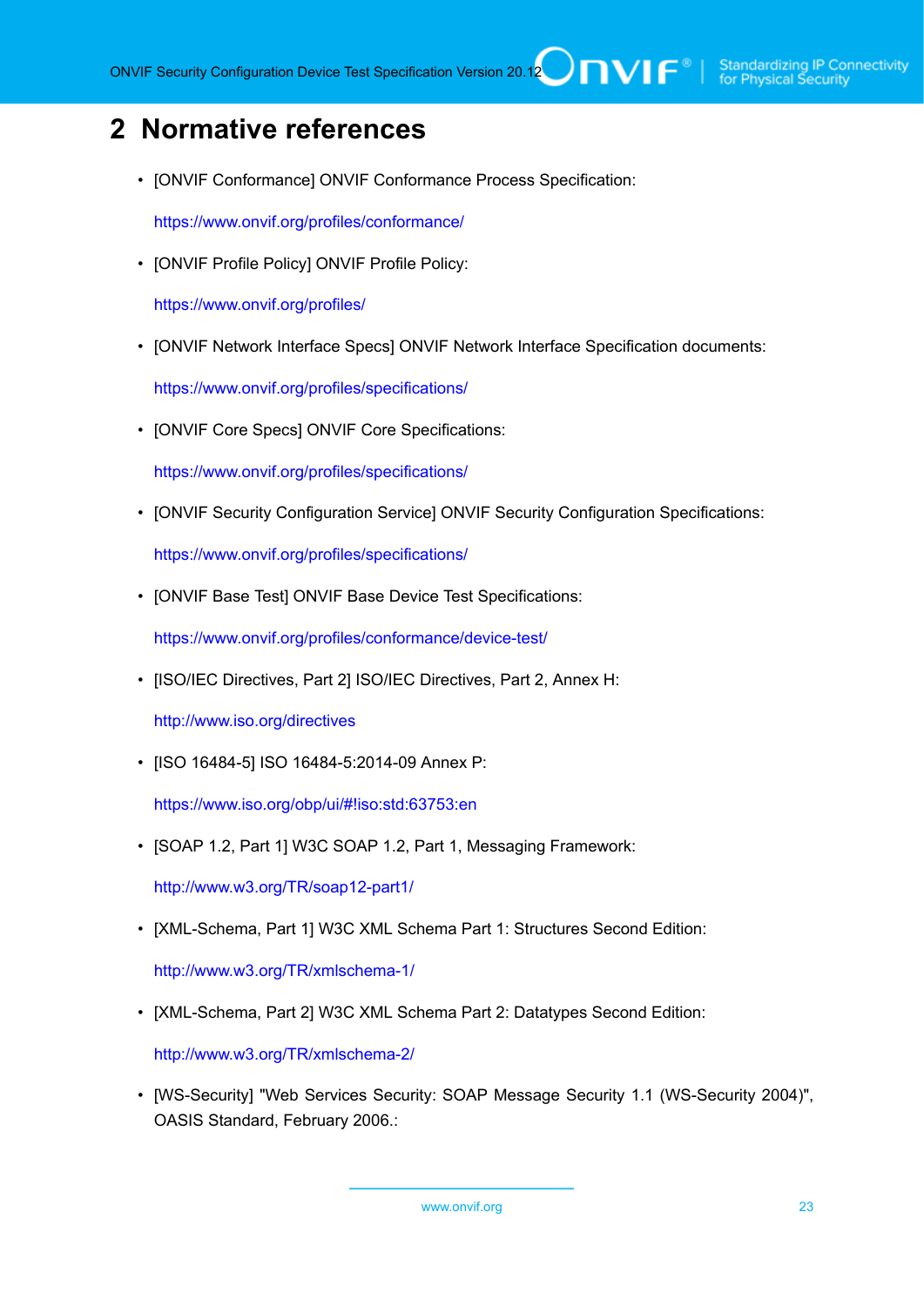# 2 Normative references

- [ONVIF Conformance] ONVIF Conformance Process Specification:

  https://www.onvif.org/profiles/conformance/

- [ONVIF Profile Policy] ONVIF Profile Policy:

  https://www.onvif.org/profiles/

- [ONVIF Network Interface Specs] ONVIF Network Interface Specification documents:

  https://www.onvif.org/profiles/specifications/

- [ONVIF Core Specs] ONVIF Core Specifications:

  https://www.onvif.org/profiles/specifications/

- [ONVIF Security Configuration Service] ONVIF Security Configuration Specifications:

  https://www.onvif.org/profiles/specifications/

- [ONVIF Base Test] ONVIF Base Device Test Specifications:

  https://www.onvif.org/profiles/conformance/device-test/

- [ISO/IEC Directives, Part 2] ISO/IEC Directives, Part 2, Annex H:

  http://www.iso.org/directives

- [ISO 16484-5] ISO 16484-5:2014-09 Annex P:

  https://www.iso.org/obp/ui/#!iso:std:63753:en

- [SOAP 1.2, Part 1] W3C SOAP 1.2, Part 1, Messaging Framework:

  http://www.w3.org/TR/soap12-part1/

- [XML-Schema, Part 1] W3C XML Schema Part 1: Structures Second Edition:

  http://www.w3.org/TR/xmlschema-1/

- [XML-Schema, Part 2] W3C XML Schema Part 2: Datatypes Second Edition:

  http://www.w3.org/TR/xmlschema-2/

- [WS-Security] "Web Services Security: SOAP Message Security 1.1 (WS-Security 2004)", OASIS Standard, February 2006.: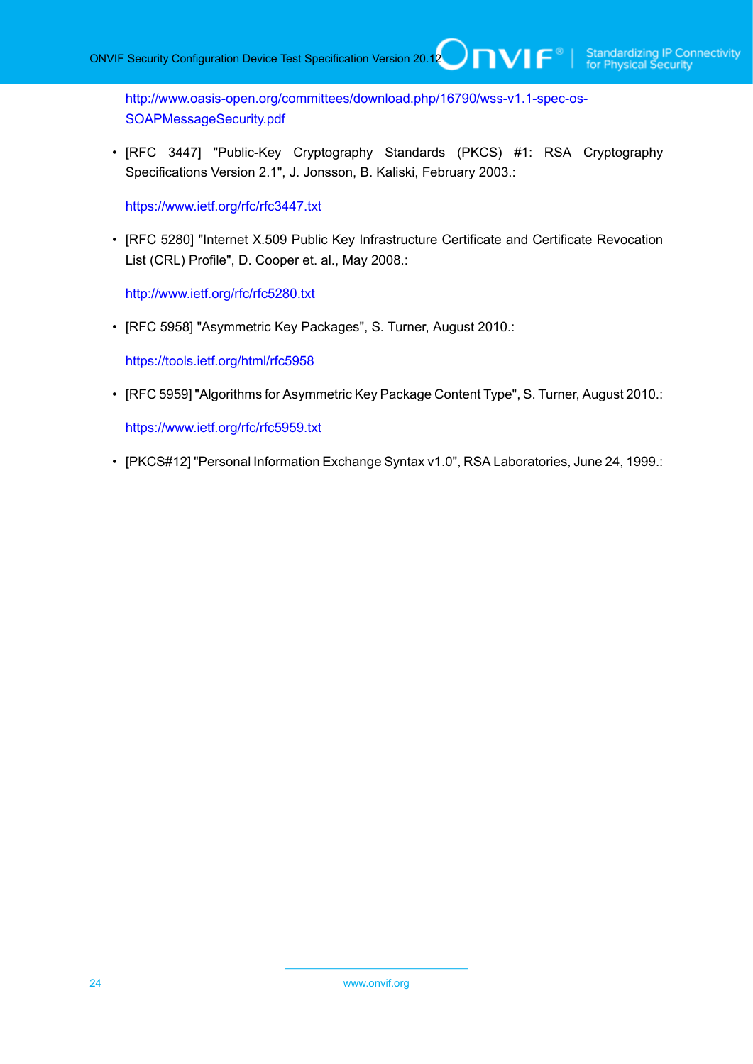http://www.oasis-open.org/committees/download.php/16790/wss-v1.1-spec-os-SOAPMessageSecurity.pdf

- [RFC 3447] "Public-Key Cryptography Standards (PKCS) #1: RSA Cryptography Specifications Version 2.1", J. Jonsson, B. Kaliski, February 2003.:

  https://www.ietf.org/rfc/rfc3447.txt

- [RFC 5280] "Internet X.509 Public Key Infrastructure Certificate and Certificate Revocation List (CRL) Profile", D. Cooper et. al., May 2008.:

  http://www.ietf.org/rfc/rfc5280.txt

- [RFC 5958] "Asymmetric Key Packages", S. Turner, August 2010.:

  https://tools.ietf.org/html/rfc5958

- [RFC 5959] "Algorithms for Asymmetric Key Package Content Type", S. Turner, August 2010.:

  https://www.ietf.org/rfc/rfc5959.txt

- [PKCS#12] "Personal Information Exchange Syntax v1.0", RSA Laboratories, June 24, 1999.: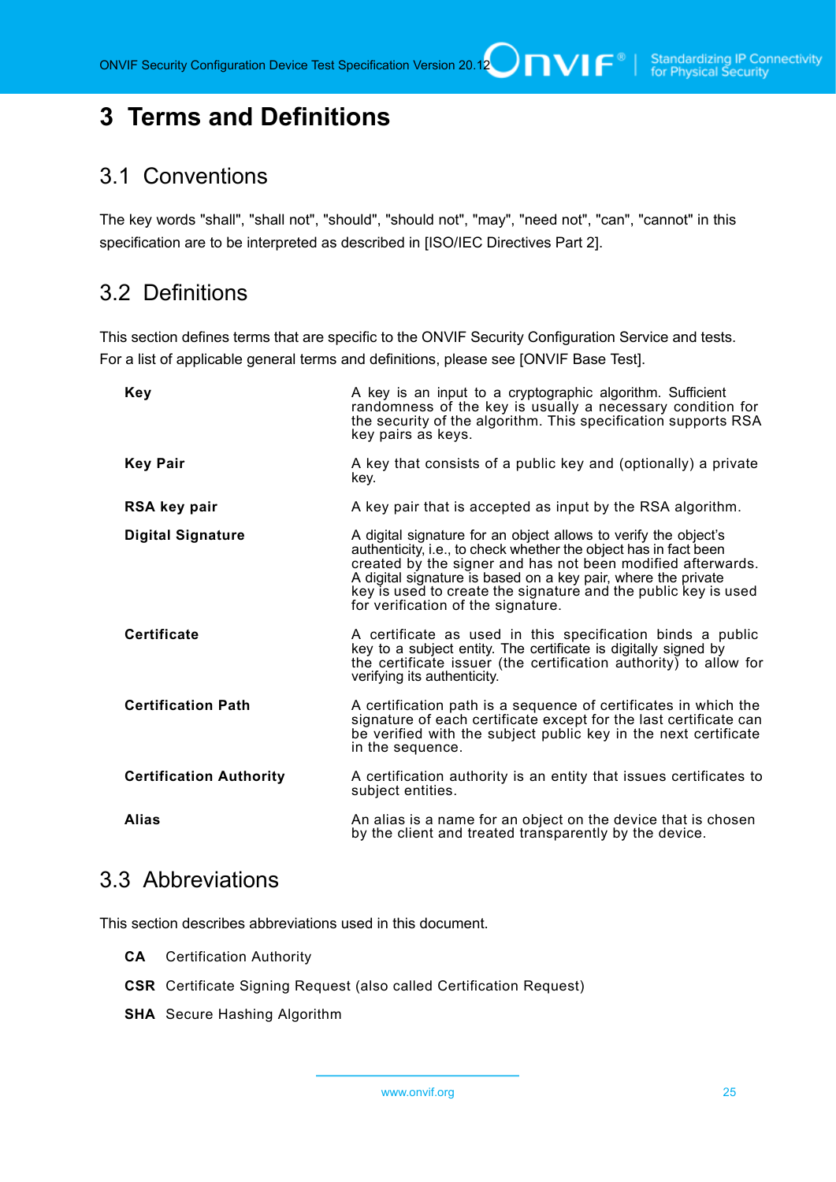# 3 Terms and Definitions

## 3.1 Conventions

The key words "shall", "shall not", "should", "should not", "may", "need not", "can", "cannot" in this specification are to be interpreted as described in [ISO/IEC Directives Part 2].

## 3.2 Definitions

This section defines terms that are specific to the ONVIF Security Configuration Service and tests. For a list of applicable general terms and definitions, please see [ONVIF Base Test].

| | |
|---|---|
| **Key** | A key is an input to a cryptographic algorithm. Sufficient randomness of the key is usually a necessary condition for the security of the algorithm. This specification supports RSA key pairs as keys. |
| **Key Pair** | A key that consists of a public key and (optionally) a private key. |
| **RSA key pair** | A key pair that is accepted as input by the RSA algorithm. |
| **Digital Signature** | A digital signature for an object allows to verify the object's authenticity, i.e., to check whether the object has in fact been created by the signer and has not been modified afterwards. A digital signature is based on a key pair, where the private key is used to create the signature and the public key is used for verification of the signature. |
| **Certificate** | A certificate as used in this specification binds a public key to a subject entity. The certificate is digitally signed by the certificate issuer (the certification authority) to allow for verifying its authenticity. |
| **Certification Path** | A certification path is a sequence of certificates in which the signature of each certificate except for the last certificate can be verified with the subject public key in the next certificate in the sequence. |
| **Certification Authority** | A certification authority is an entity that issues certificates to subject entities. |
| **Alias** | An alias is a name for an object on the device that is chosen by the client and treated transparently by the device. |

## 3.3 Abbreviations

This section describes abbreviations used in this document.

| | |
|---|---|
| **CA** | Certification Authority |
| **CSR** | Certificate Signing Request (also called Certification Request) |
| **SHA** | Secure Hashing Algorithm |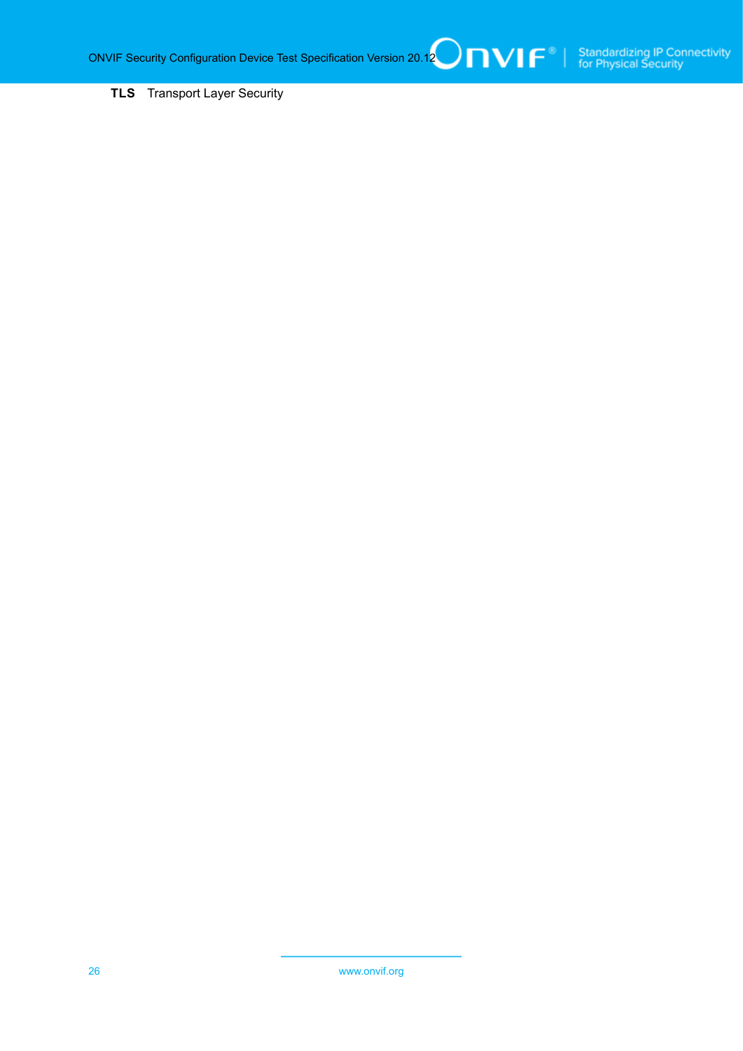**TLS** Transport Layer Security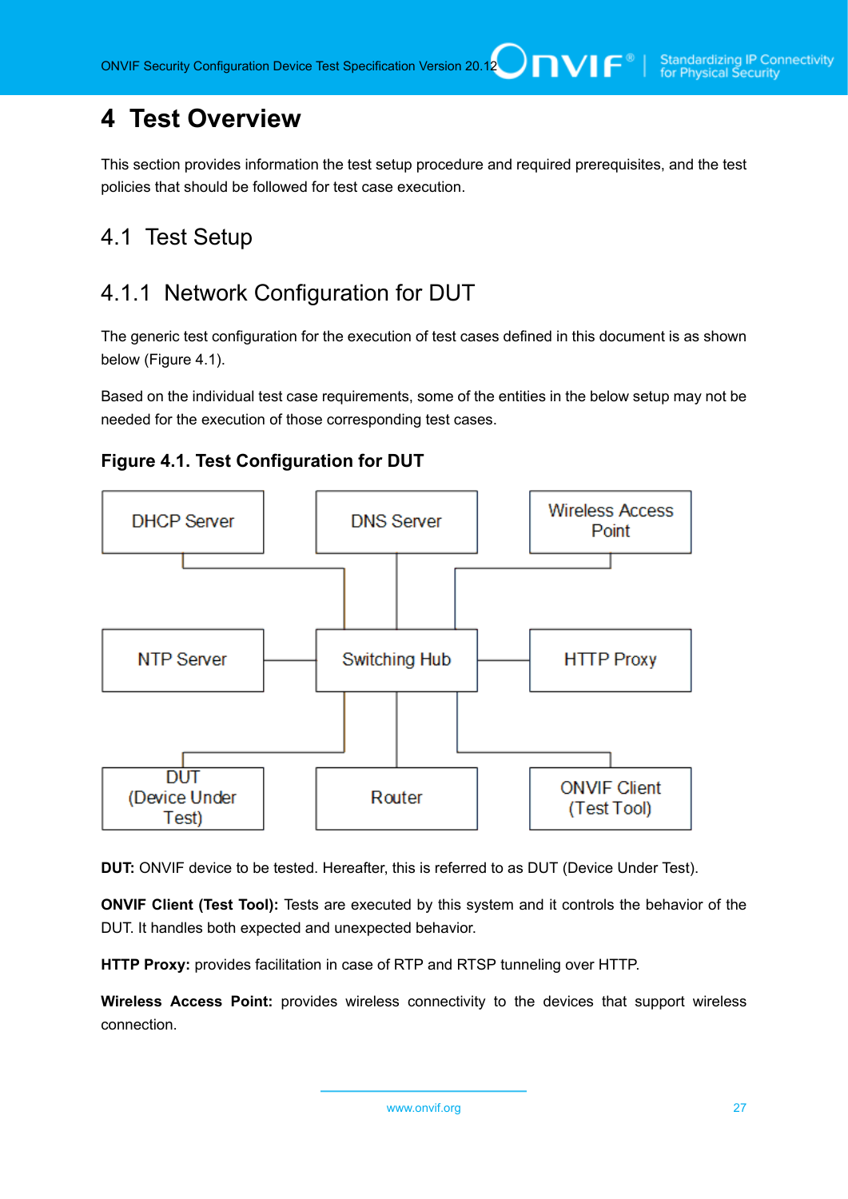# 4 Test Overview

This section provides information the test setup procedure and required prerequisites, and the test policies that should be followed for test case execution.

## 4.1 Test Setup

### 4.1.1 Network Configuration for DUT

The generic test configuration for the execution of test cases defined in this document is as shown below (Figure 4.1).

Based on the individual test case requirements, some of the entities in the below setup may not be needed for the execution of those corresponding test cases.

**Figure 4.1. Test Configuration for DUT**

**DUT:** ONVIF device to be tested. Hereafter, this is referred to as DUT (Device Under Test).

**ONVIF Client (Test Tool):** Tests are executed by this system and it controls the behavior of the DUT. It handles both expected and unexpected behavior.

**HTTP Proxy:** provides facilitation in case of RTP and RTSP tunneling over HTTP.

**Wireless Access Point:** provides wireless connectivity to the devices that support wireless connection.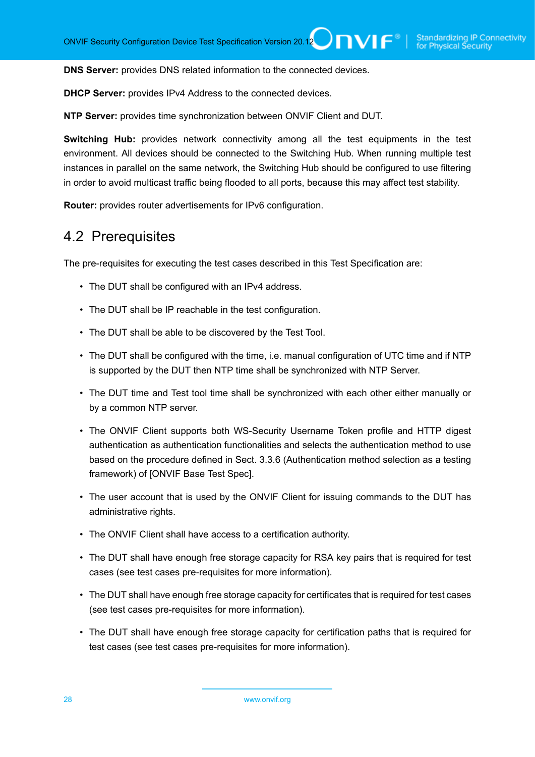**DNS Server:** provides DNS related information to the connected devices.

**DHCP Server:** provides IPv4 Address to the connected devices.

**NTP Server:** provides time synchronization between ONVIF Client and DUT.

**Switching Hub:** provides network connectivity among all the test equipments in the test environment. All devices should be connected to the Switching Hub. When running multiple test instances in parallel on the same network, the Switching Hub should be configured to use filtering in order to avoid multicast traffic being flooded to all ports, because this may affect test stability.

**Router:** provides router advertisements for IPv6 configuration.

## 4.2 Prerequisites

The pre-requisites for executing the test cases described in this Test Specification are:

- The DUT shall be configured with an IPv4 address.
- The DUT shall be IP reachable in the test configuration.
- The DUT shall be able to be discovered by the Test Tool.
- The DUT shall be configured with the time, i.e. manual configuration of UTC time and if NTP is supported by the DUT then NTP time shall be synchronized with NTP Server.
- The DUT time and Test tool time shall be synchronized with each other either manually or by a common NTP server.
- The ONVIF Client supports both WS-Security Username Token profile and HTTP digest authentication as authentication functionalities and selects the authentication method to use based on the procedure defined in Sect. 3.3.6 (Authentication method selection as a testing framework) of [ONVIF Base Test Spec].
- The user account that is used by the ONVIF Client for issuing commands to the DUT has administrative rights.
- The ONVIF Client shall have access to a certification authority.
- The DUT shall have enough free storage capacity for RSA key pairs that is required for test cases (see test cases pre-requisites for more information).
- The DUT shall have enough free storage capacity for certificates that is required for test cases (see test cases pre-requisites for more information).
- The DUT shall have enough free storage capacity for certification paths that is required for test cases (see test cases pre-requisites for more information).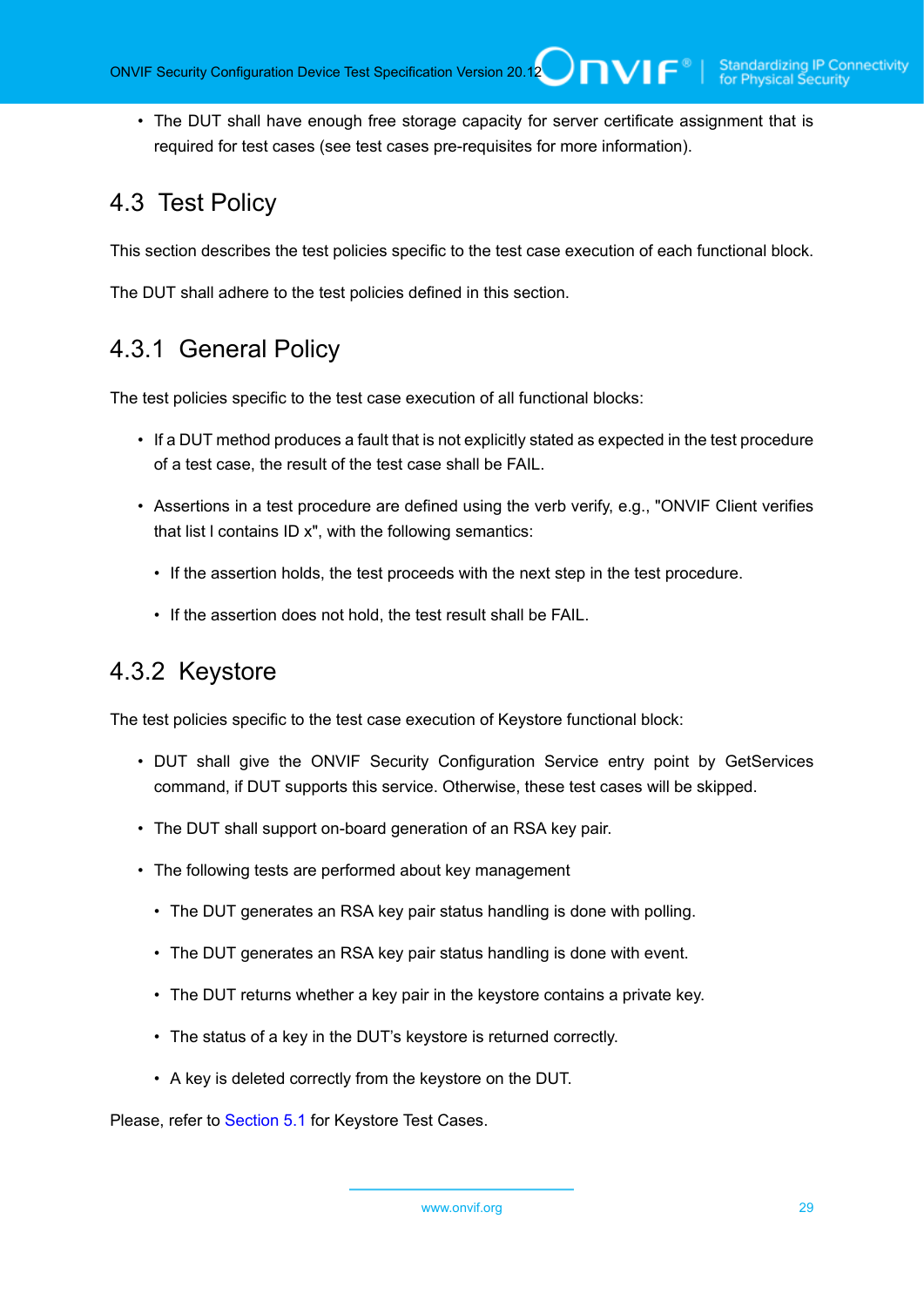- The DUT shall have enough free storage capacity for server certificate assignment that is required for test cases (see test cases pre-requisites for more information).

## 4.3 Test Policy

This section describes the test policies specific to the test case execution of each functional block.

The DUT shall adhere to the test policies defined in this section.

### 4.3.1 General Policy

The test policies specific to the test case execution of all functional blocks:

- If a DUT method produces a fault that is not explicitly stated as expected in the test procedure of a test case, the result of the test case shall be FAIL.
- Assertions in a test procedure are defined using the verb verify, e.g., "ONVIF Client verifies that list l contains ID x", with the following semantics:
  - If the assertion holds, the test proceeds with the next step in the test procedure.
  - If the assertion does not hold, the test result shall be FAIL.

### 4.3.2 Keystore

The test policies specific to the test case execution of Keystore functional block:

- DUT shall give the ONVIF Security Configuration Service entry point by GetServices command, if DUT supports this service. Otherwise, these test cases will be skipped.
- The DUT shall support on-board generation of an RSA key pair.
- The following tests are performed about key management
  - The DUT generates an RSA key pair status handling is done with polling.
  - The DUT generates an RSA key pair status handling is done with event.
  - The DUT returns whether a key pair in the keystore contains a private key.
  - The status of a key in the DUT's keystore is returned correctly.
  - A key is deleted correctly from the keystore on the DUT.

Please, refer to Section 5.1 for Keystore Test Cases.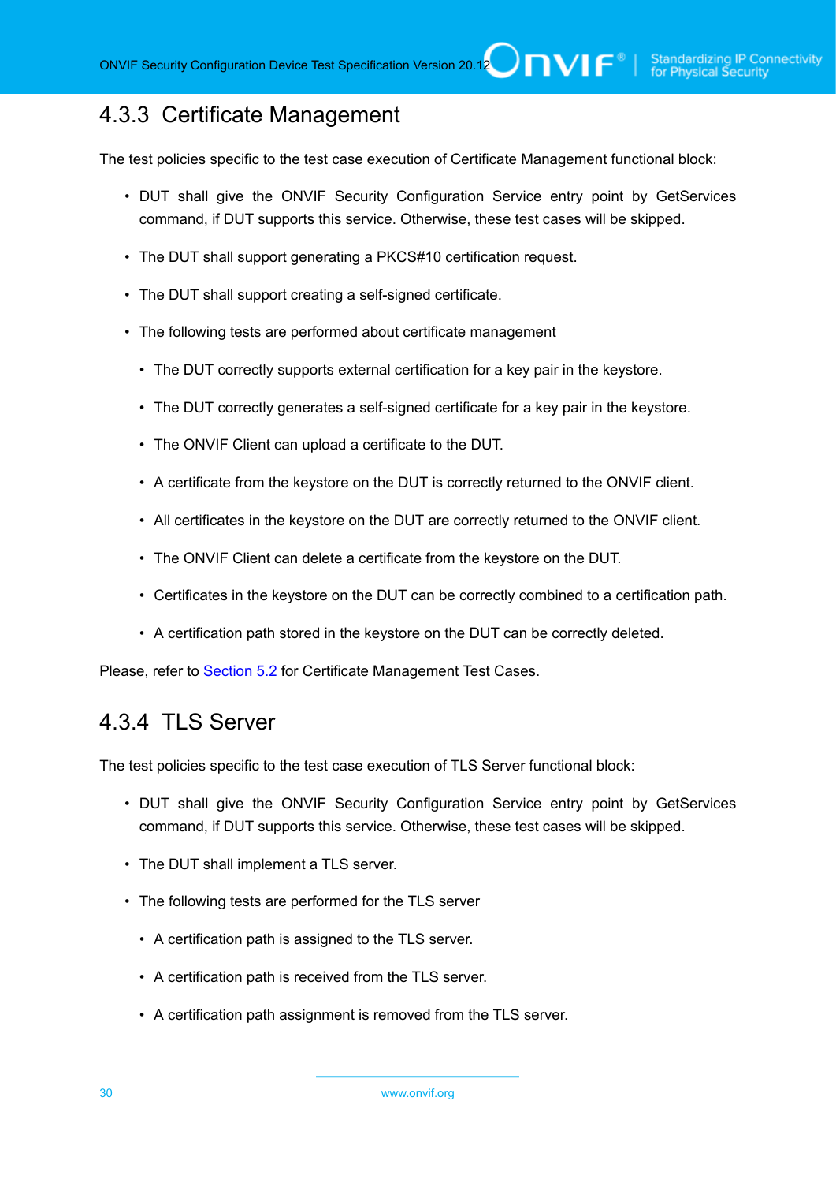### 4.3.3 Certificate Management

The test policies specific to the test case execution of Certificate Management functional block:

- DUT shall give the ONVIF Security Configuration Service entry point by GetServices command, if DUT supports this service. Otherwise, these test cases will be skipped.
- The DUT shall support generating a PKCS#10 certification request.
- The DUT shall support creating a self-signed certificate.
- The following tests are performed about certificate management
  - The DUT correctly supports external certification for a key pair in the keystore.
  - The DUT correctly generates a self-signed certificate for a key pair in the keystore.
  - The ONVIF Client can upload a certificate to the DUT.
  - A certificate from the keystore on the DUT is correctly returned to the ONVIF client.
  - All certificates in the keystore on the DUT are correctly returned to the ONVIF client.
  - The ONVIF Client can delete a certificate from the keystore on the DUT.
  - Certificates in the keystore on the DUT can be correctly combined to a certification path.
  - A certification path stored in the keystore on the DUT can be correctly deleted.

Please, refer to Section 5.2 for Certificate Management Test Cases.

### 4.3.4 TLS Server

The test policies specific to the test case execution of TLS Server functional block:

- DUT shall give the ONVIF Security Configuration Service entry point by GetServices command, if DUT supports this service. Otherwise, these test cases will be skipped.
- The DUT shall implement a TLS server.
- The following tests are performed for the TLS server
  - A certification path is assigned to the TLS server.
  - A certification path is received from the TLS server.
  - A certification path assignment is removed from the TLS server.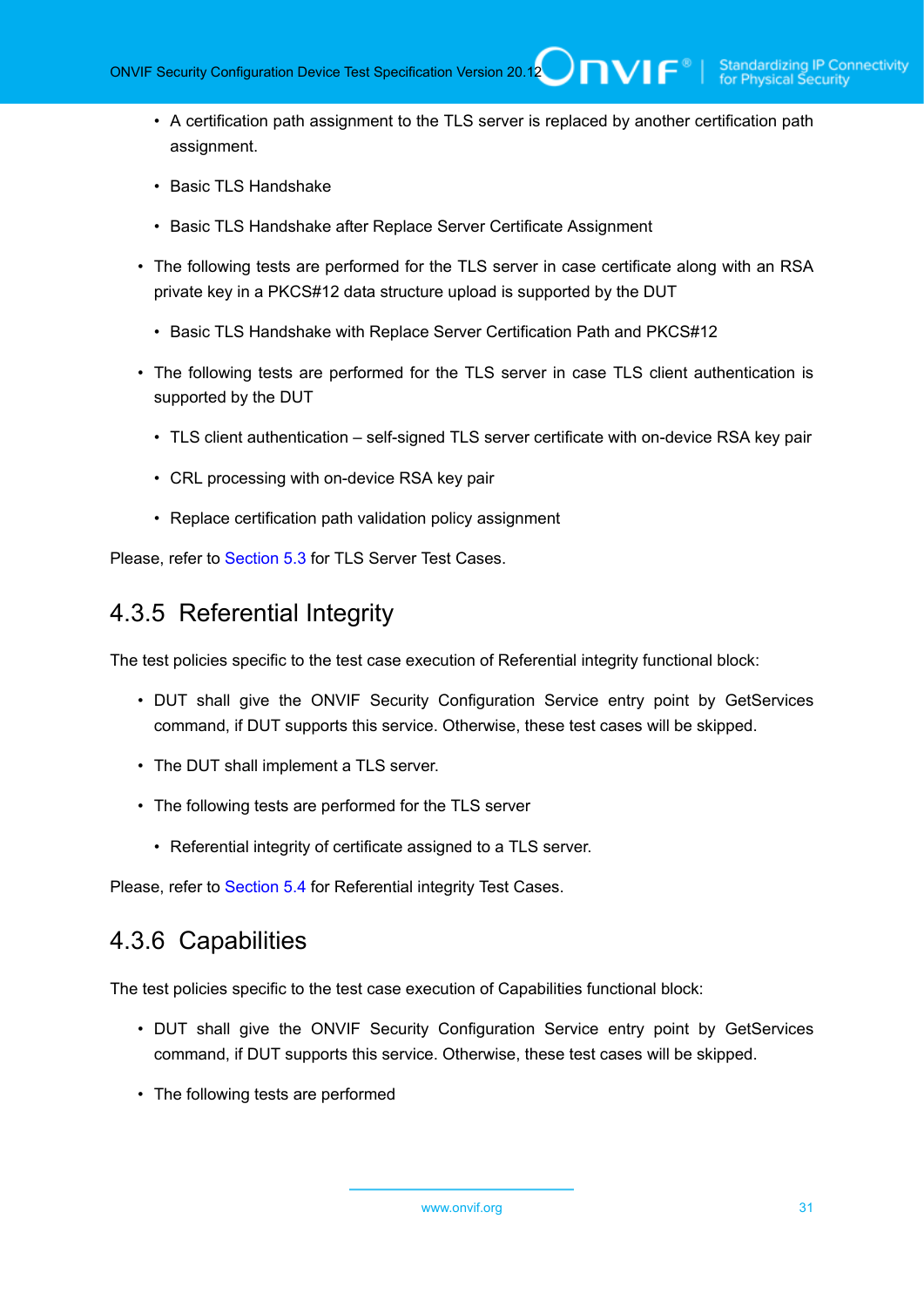- A certification path assignment to the TLS server is replaced by another certification path assignment.
  - Basic TLS Handshake
  - Basic TLS Handshake after Replace Server Certificate Assignment
- The following tests are performed for the TLS server in case certificate along with an RSA private key in a PKCS#12 data structure upload is supported by the DUT
  - Basic TLS Handshake with Replace Server Certification Path and PKCS#12
- The following tests are performed for the TLS server in case TLS client authentication is supported by the DUT
  - TLS client authentication – self-signed TLS server certificate with on-device RSA key pair
  - CRL processing with on-device RSA key pair
  - Replace certification path validation policy assignment

Please, refer to Section 5.3 for TLS Server Test Cases.

### 4.3.5 Referential Integrity

The test policies specific to the test case execution of Referential integrity functional block:

- DUT shall give the ONVIF Security Configuration Service entry point by GetServices command, if DUT supports this service. Otherwise, these test cases will be skipped.
- The DUT shall implement a TLS server.
- The following tests are performed for the TLS server
  - Referential integrity of certificate assigned to a TLS server.

Please, refer to Section 5.4 for Referential integrity Test Cases.

### 4.3.6 Capabilities

The test policies specific to the test case execution of Capabilities functional block:

- DUT shall give the ONVIF Security Configuration Service entry point by GetServices command, if DUT supports this service. Otherwise, these test cases will be skipped.
- The following tests are performed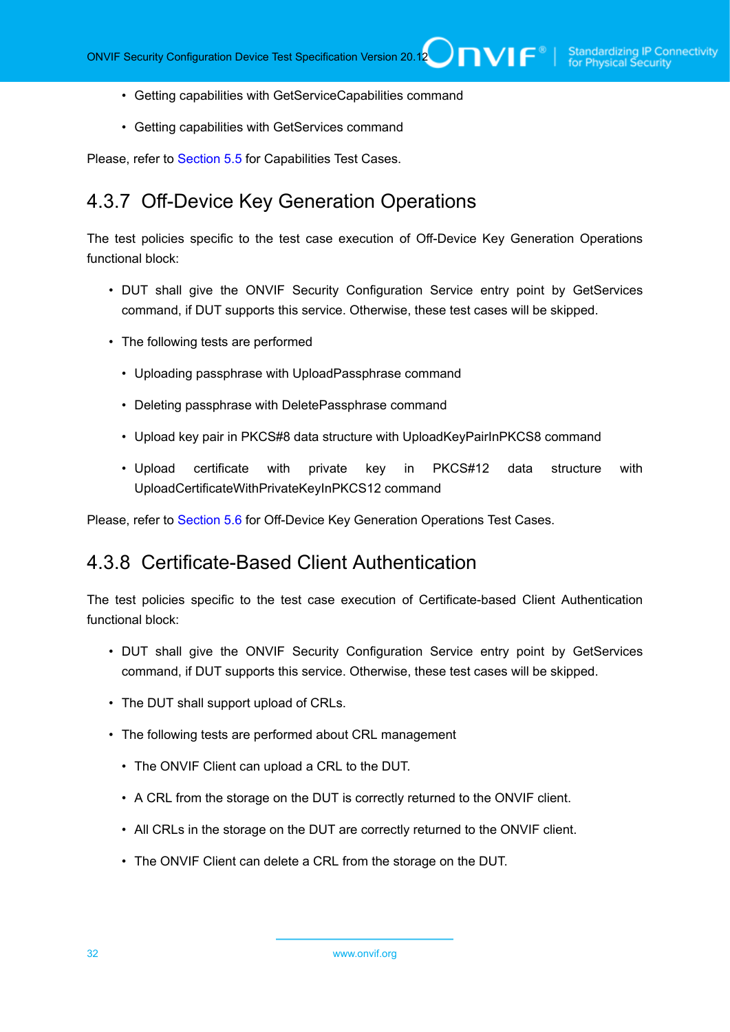- Getting capabilities with GetServiceCapabilities command
- Getting capabilities with GetServices command

Please, refer to Section 5.5 for Capabilities Test Cases.

### 4.3.7 Off-Device Key Generation Operations

The test policies specific to the test case execution of Off-Device Key Generation Operations functional block:

- DUT shall give the ONVIF Security Configuration Service entry point by GetServices command, if DUT supports this service. Otherwise, these test cases will be skipped.
- The following tests are performed
  - Uploading passphrase with UploadPassphrase command
  - Deleting passphrase with DeletePassphrase command
  - Upload key pair in PKCS#8 data structure with UploadKeyPairInPKCS8 command
  - Upload certificate with private key in PKCS#12 data structure with UploadCertificateWithPrivateKeyInPKCS12 command

Please, refer to Section 5.6 for Off-Device Key Generation Operations Test Cases.

### 4.3.8 Certificate-Based Client Authentication

The test policies specific to the test case execution of Certificate-based Client Authentication functional block:

- DUT shall give the ONVIF Security Configuration Service entry point by GetServices command, if DUT supports this service. Otherwise, these test cases will be skipped.
- The DUT shall support upload of CRLs.
- The following tests are performed about CRL management
  - The ONVIF Client can upload a CRL to the DUT.
  - A CRL from the storage on the DUT is correctly returned to the ONVIF client.
  - All CRLs in the storage on the DUT are correctly returned to the ONVIF client.
  - The ONVIF Client can delete a CRL from the storage on the DUT.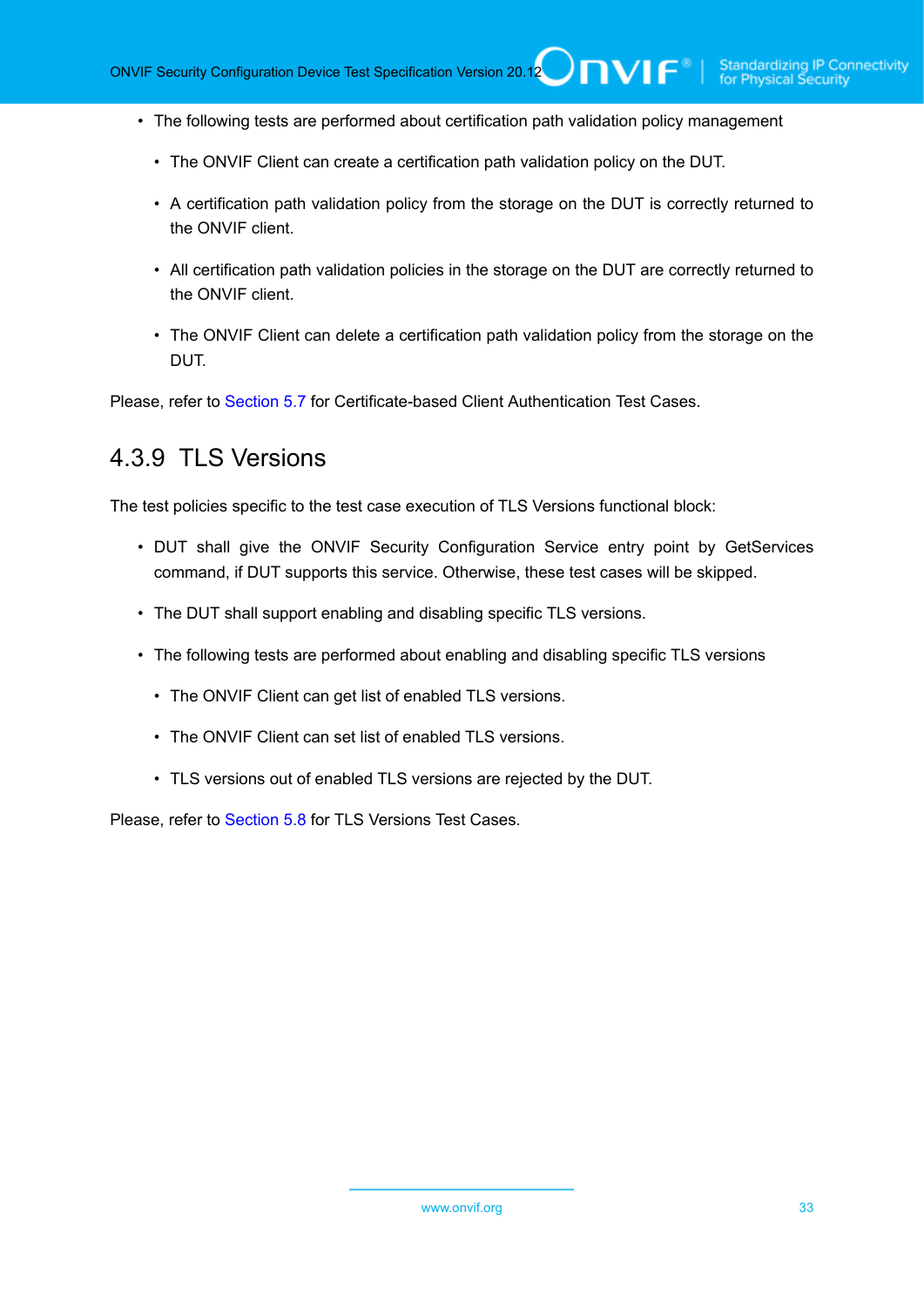- The following tests are performed about certification path validation policy management
  - The ONVIF Client can create a certification path validation policy on the DUT.
  - A certification path validation policy from the storage on the DUT is correctly returned to the ONVIF client.
  - All certification path validation policies in the storage on the DUT are correctly returned to the ONVIF client.
  - The ONVIF Client can delete a certification path validation policy from the storage on the DUT.

Please, refer to Section 5.7 for Certificate-based Client Authentication Test Cases.

### 4.3.9 TLS Versions

The test policies specific to the test case execution of TLS Versions functional block:

- DUT shall give the ONVIF Security Configuration Service entry point by GetServices command, if DUT supports this service. Otherwise, these test cases will be skipped.
- The DUT shall support enabling and disabling specific TLS versions.
- The following tests are performed about enabling and disabling specific TLS versions
  - The ONVIF Client can get list of enabled TLS versions.
  - The ONVIF Client can set list of enabled TLS versions.
  - TLS versions out of enabled TLS versions are rejected by the DUT.

Please, refer to Section 5.8 for TLS Versions Test Cases.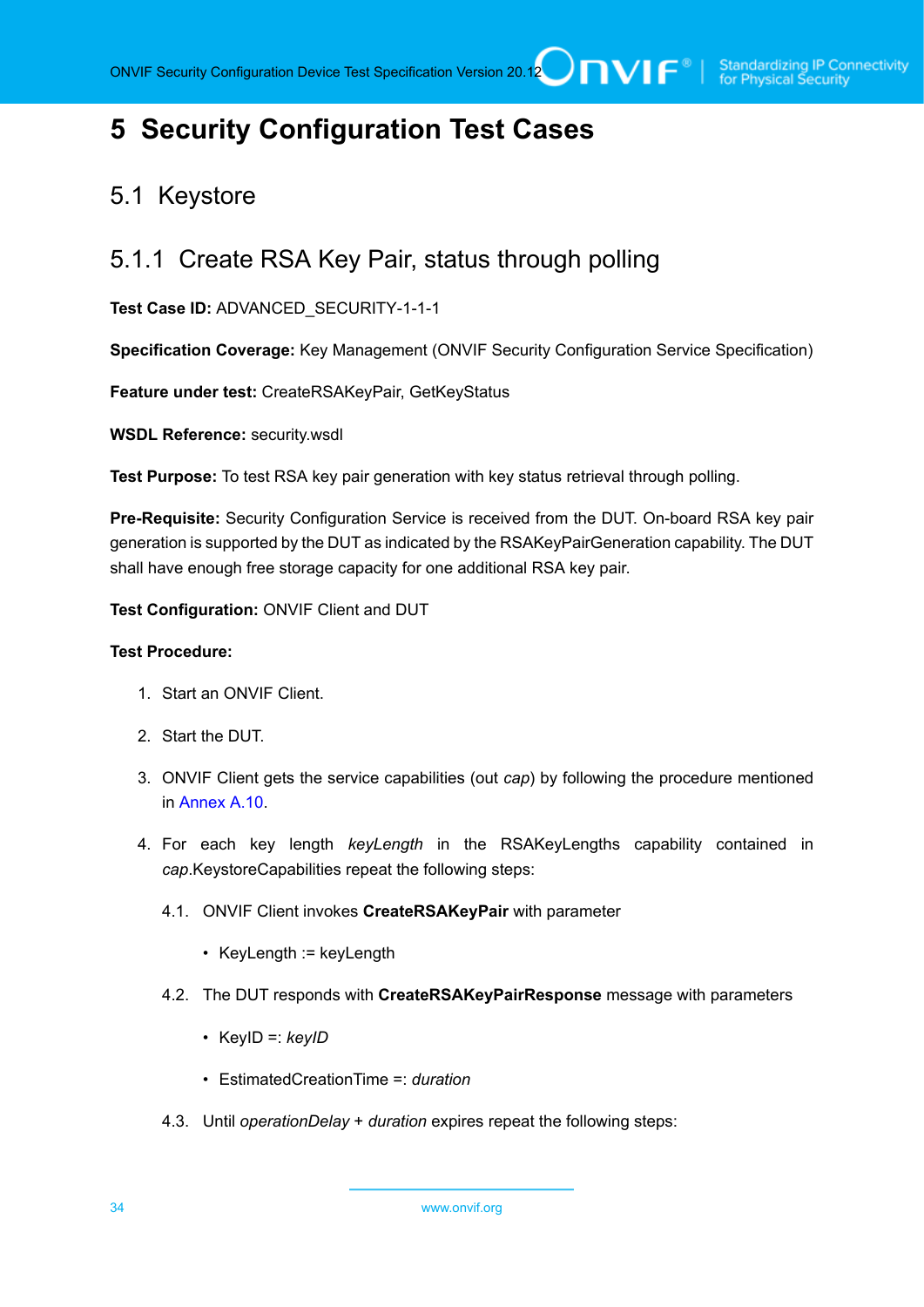# 5 Security Configuration Test Cases

## 5.1 Keystore

### 5.1.1 Create RSA Key Pair, status through polling

**Test Case ID:** ADVANCED_SECURITY-1-1-1

**Specification Coverage:** Key Management (ONVIF Security Configuration Service Specification)

**Feature under test:** CreateRSAKeyPair, GetKeyStatus

**WSDL Reference:** security.wsdl

**Test Purpose:** To test RSA key pair generation with key status retrieval through polling.

**Pre-Requisite:** Security Configuration Service is received from the DUT. On-board RSA key pair generation is supported by the DUT as indicated by the RSAKeyPairGeneration capability. The DUT shall have enough free storage capacity for one additional RSA key pair.

**Test Configuration:** ONVIF Client and DUT

**Test Procedure:**

1. Start an ONVIF Client.
2. Start the DUT.
3. ONVIF Client gets the service capabilities (out *cap*) by following the procedure mentioned in Annex A.10.
4. For each key length *keyLength* in the RSAKeyLengths capability contained in *cap*.KeystoreCapabilities repeat the following steps:
   4.1. ONVIF Client invokes **CreateRSAKeyPair** with parameter
      - KeyLength := keyLength

   4.2. The DUT responds with **CreateRSAKeyPairResponse** message with parameters
      - KeyID =: *keyID*
      - EstimatedCreationTime =: *duration*

   4.3. Until *operationDelay* + *duration* expires repeat the following steps: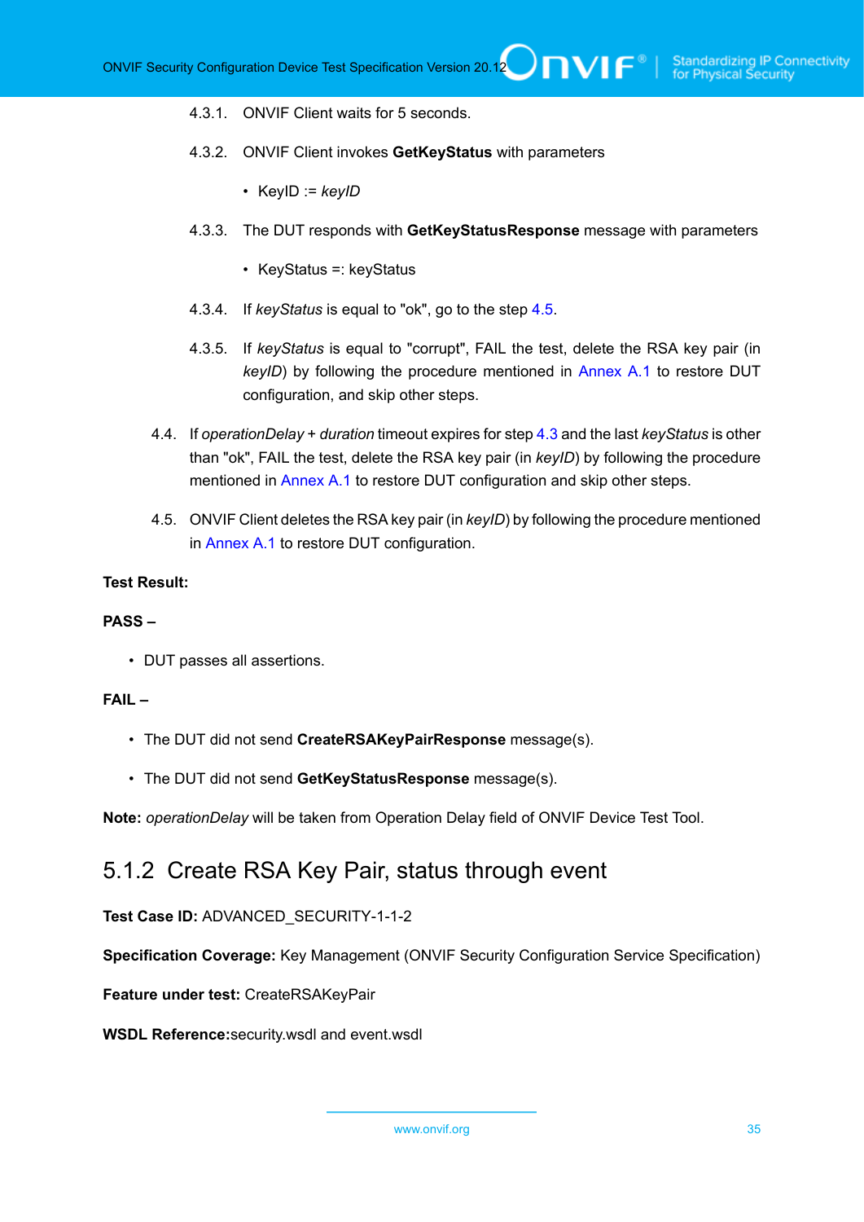4.3.1. ONVIF Client waits for 5 seconds.

4.3.2. ONVIF Client invokes **GetKeyStatus** with parameters

- KeyID := *keyID*

4.3.3. The DUT responds with **GetKeyStatusResponse** message with parameters

- KeyStatus =: keyStatus

4.3.4. If *keyStatus* is equal to "ok", go to the step 4.5.

4.3.5. If *keyStatus* is equal to "corrupt", FAIL the test, delete the RSA key pair (in *keyID*) by following the procedure mentioned in Annex A.1 to restore DUT configuration, and skip other steps.

4.4. If *operationDelay* + *duration* timeout expires for step 4.3 and the last *keyStatus* is other than "ok", FAIL the test, delete the RSA key pair (in *keyID*) by following the procedure mentioned in Annex A.1 to restore DUT configuration and skip other steps.

4.5. ONVIF Client deletes the RSA key pair (in *keyID*) by following the procedure mentioned in Annex A.1 to restore DUT configuration.

**Test Result:**

**PASS –**

- DUT passes all assertions.

**FAIL –**

- The DUT did not send **CreateRSAKeyPairResponse** message(s).
- The DUT did not send **GetKeyStatusResponse** message(s).

**Note:** *operationDelay* will be taken from Operation Delay field of ONVIF Device Test Tool.

## 5.1.2 Create RSA Key Pair, status through event

**Test Case ID:** ADVANCED_SECURITY-1-1-2

**Specification Coverage:** Key Management (ONVIF Security Configuration Service Specification)

**Feature under test:** CreateRSAKeyPair

**WSDL Reference:**security.wsdl and event.wsdl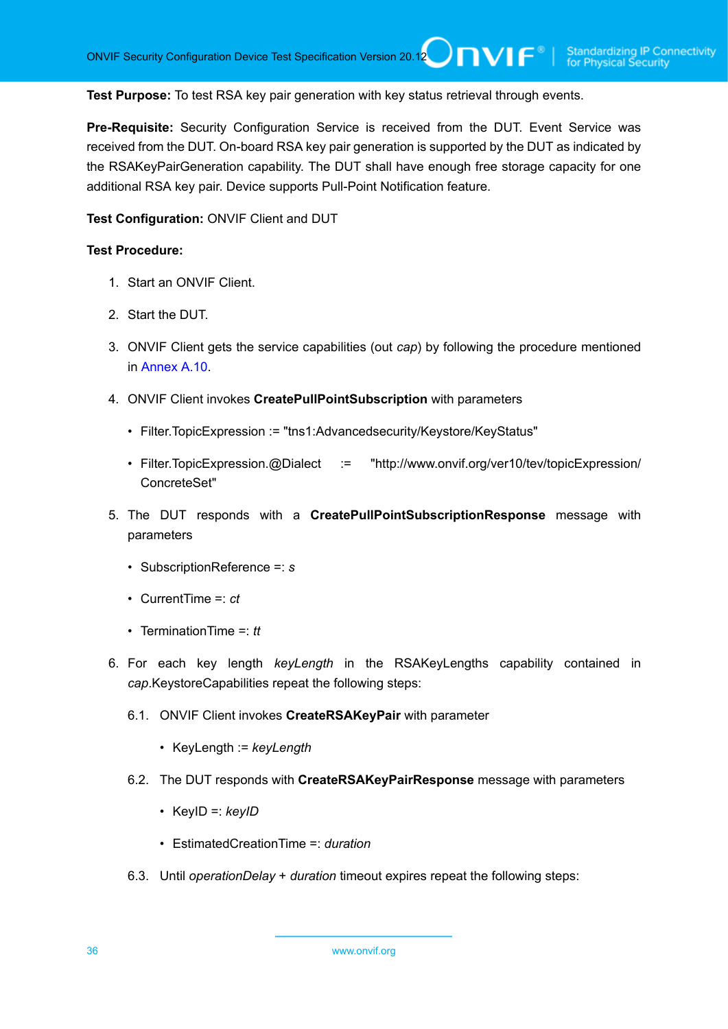**Test Purpose:** To test RSA key pair generation with key status retrieval through events.

**Pre-Requisite:** Security Configuration Service is received from the DUT. Event Service was received from the DUT. On-board RSA key pair generation is supported by the DUT as indicated by the RSAKeyPairGeneration capability. The DUT shall have enough free storage capacity for one additional RSA key pair. Device supports Pull-Point Notification feature.

**Test Configuration:** ONVIF Client and DUT

**Test Procedure:**

1. Start an ONVIF Client.
2. Start the DUT.
3. ONVIF Client gets the service capabilities (out *cap*) by following the procedure mentioned in Annex A.10.
4. ONVIF Client invokes **CreatePullPointSubscription** with parameters
   - Filter.TopicExpression := "tns1:Advancedsecurity/Keystore/KeyStatus"
   - Filter.TopicExpression.@Dialect := "http://www.onvif.org/ver10/tev/topicExpression/ConcreteSet"
5. The DUT responds with a **CreatePullPointSubscriptionResponse** message with parameters
   - SubscriptionReference =: *s*
   - CurrentTime =: *ct*
   - TerminationTime =: *tt*
6. For each key length *keyLength* in the RSAKeyLengths capability contained in *cap*.KeystoreCapabilities repeat the following steps:

   6.1. ONVIF Client invokes **CreateRSAKeyPair** with parameter
   - KeyLength := *keyLength*

   6.2. The DUT responds with **CreateRSAKeyPairResponse** message with parameters
   - KeyID =: *keyID*
   - EstimatedCreationTime =: *duration*

   6.3. Until *operationDelay* + *duration* timeout expires repeat the following steps: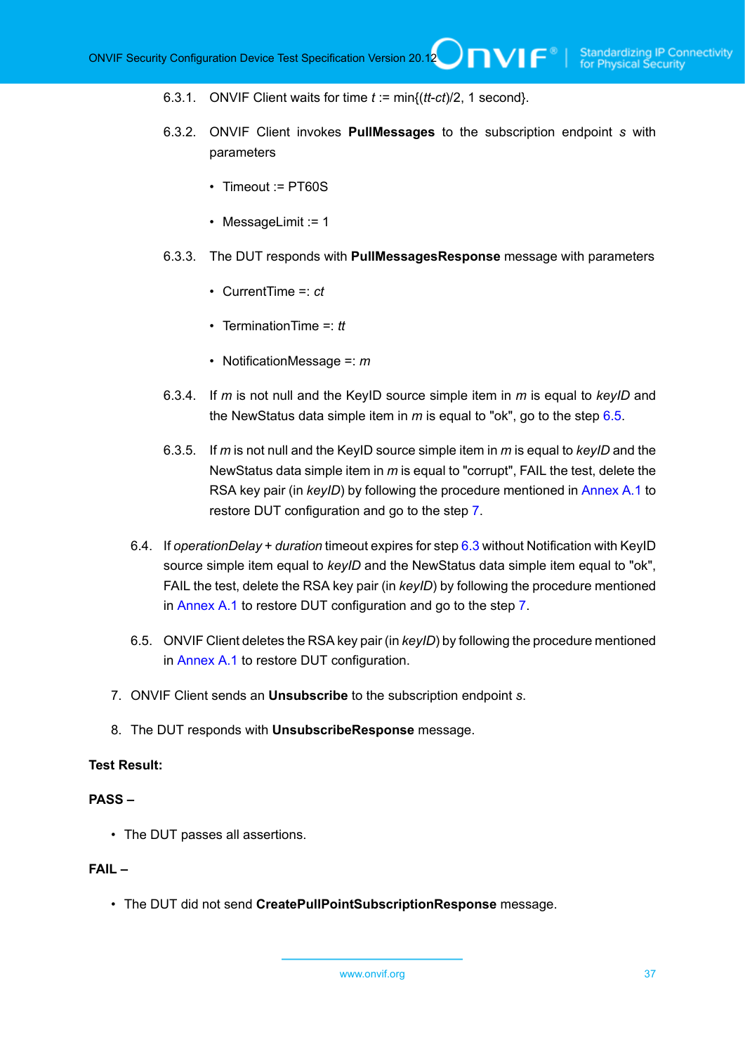6.3.1. ONVIF Client waits for time *t* := min{(*tt*-*ct*)/2, 1 second}.

6.3.2. ONVIF Client invokes **PullMessages** to the subscription endpoint *s* with parameters

- Timeout := PT60S
- MessageLimit := 1

6.3.3. The DUT responds with **PullMessagesResponse** message with parameters

- CurrentTime =: *ct*
- TerminationTime =: *tt*
- NotificationMessage =: *m*

6.3.4. If *m* is not null and the KeyID source simple item in *m* is equal to *keyID* and the NewStatus data simple item in *m* is equal to "ok", go to the step 6.5.

6.3.5. If *m* is not null and the KeyID source simple item in *m* is equal to *keyID* and the NewStatus data simple item in *m* is equal to "corrupt", FAIL the test, delete the RSA key pair (in *keyID*) by following the procedure mentioned in Annex A.1 to restore DUT configuration and go to the step 7.

6.4. If *operationDelay* + *duration* timeout expires for step 6.3 without Notification with KeyID source simple item equal to *keyID* and the NewStatus data simple item equal to "ok", FAIL the test, delete the RSA key pair (in *keyID*) by following the procedure mentioned in Annex A.1 to restore DUT configuration and go to the step 7.

6.5. ONVIF Client deletes the RSA key pair (in *keyID*) by following the procedure mentioned in Annex A.1 to restore DUT configuration.

7. ONVIF Client sends an **Unsubscribe** to the subscription endpoint *s*.

8. The DUT responds with **UnsubscribeResponse** message.

**Test Result:**

**PASS –**

- The DUT passes all assertions.

**FAIL –**

- The DUT did not send **CreatePullPointSubscriptionResponse** message.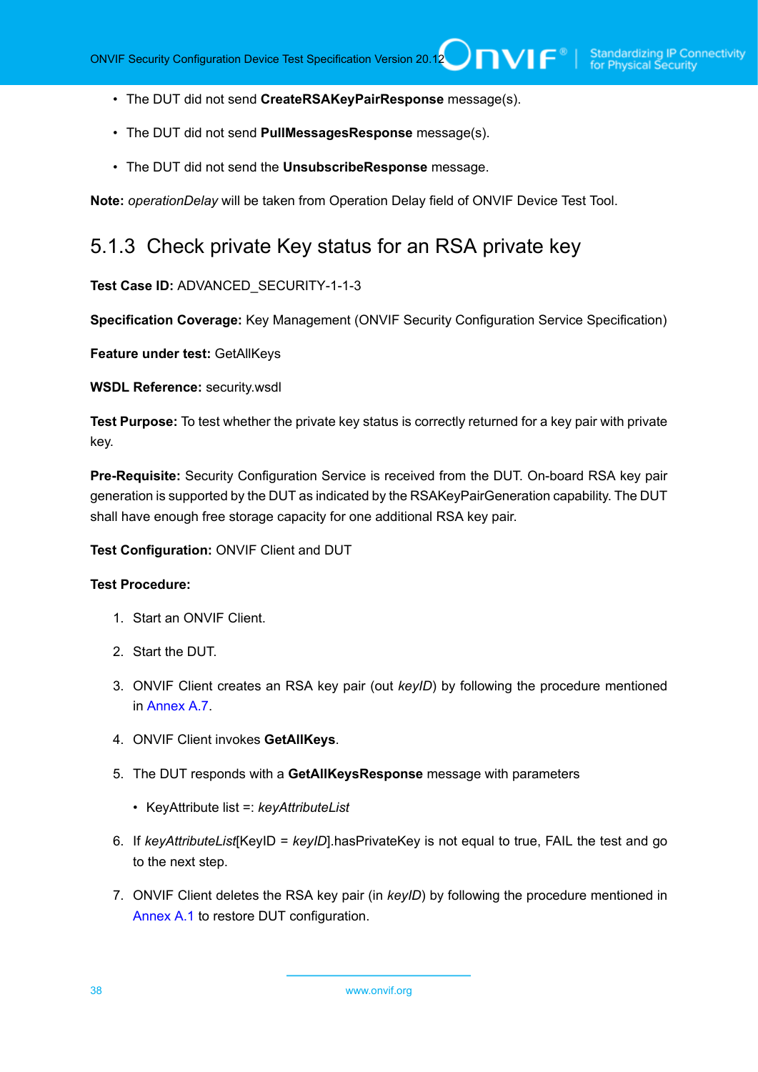- The DUT did not send **CreateRSAKeyPairResponse** message(s).

- The DUT did not send **PullMessagesResponse** message(s).

- The DUT did not send the **UnsubscribeResponse** message.

**Note:** *operationDelay* will be taken from Operation Delay field of ONVIF Device Test Tool.

### 5.1.3 Check private Key status for an RSA private key

**Test Case ID:** ADVANCED_SECURITY-1-1-3

**Specification Coverage:** Key Management (ONVIF Security Configuration Service Specification)

**Feature under test:** GetAllKeys

**WSDL Reference:** security.wsdl

**Test Purpose:** To test whether the private key status is correctly returned for a key pair with private key.

**Pre-Requisite:** Security Configuration Service is received from the DUT. On-board RSA key pair generation is supported by the DUT as indicated by the RSAKeyPairGeneration capability. The DUT shall have enough free storage capacity for one additional RSA key pair.

**Test Configuration:** ONVIF Client and DUT

**Test Procedure:**

1. Start an ONVIF Client.

2. Start the DUT.

3. ONVIF Client creates an RSA key pair (out *keyID*) by following the procedure mentioned in Annex A.7.

4. ONVIF Client invokes **GetAllKeys**.

5. The DUT responds with a **GetAllKeysResponse** message with parameters

   - KeyAttribute list =: *keyAttributeList*

6. If *keyAttributeList*[KeyID = *keyID*].hasPrivateKey is not equal to true, FAIL the test and go to the next step.

7. ONVIF Client deletes the RSA key pair (in *keyID*) by following the procedure mentioned in Annex A.1 to restore DUT configuration.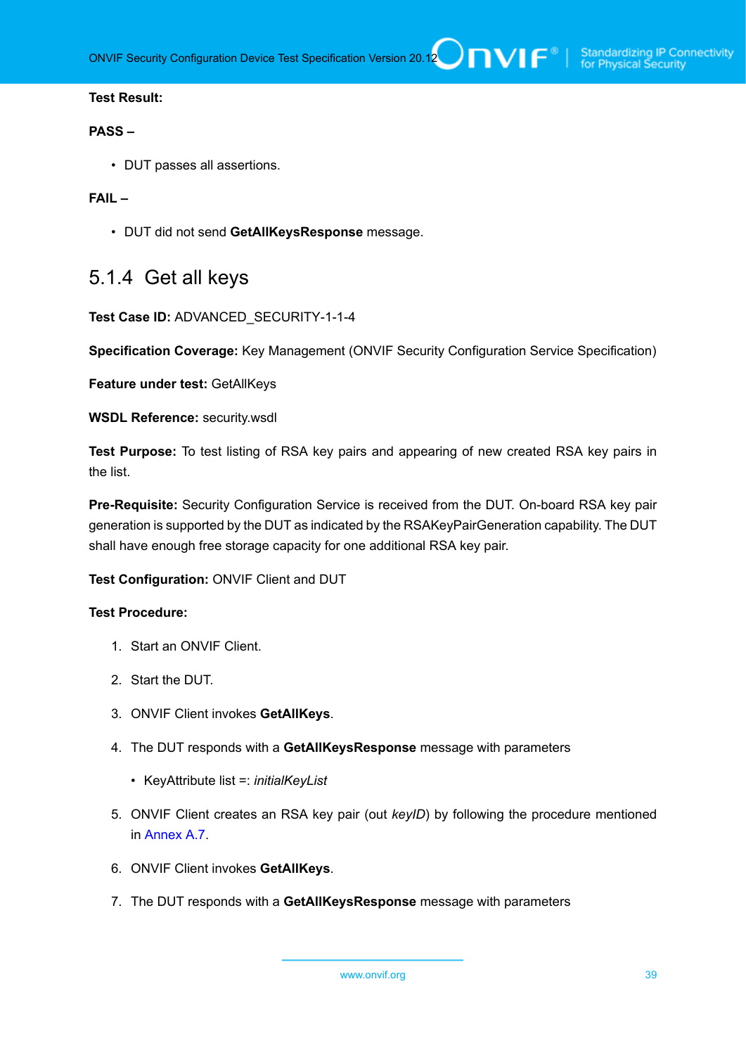**Test Result:**

**PASS –**

- DUT passes all assertions.

**FAIL –**

- DUT did not send **GetAllKeysResponse** message.

### 5.1.4 Get all keys

**Test Case ID:** ADVANCED_SECURITY-1-1-4

**Specification Coverage:** Key Management (ONVIF Security Configuration Service Specification)

**Feature under test:** GetAllKeys

**WSDL Reference:** security.wsdl

**Test Purpose:** To test listing of RSA key pairs and appearing of new created RSA key pairs in the list.

**Pre-Requisite:** Security Configuration Service is received from the DUT. On-board RSA key pair generation is supported by the DUT as indicated by the RSAKeyPairGeneration capability. The DUT shall have enough free storage capacity for one additional RSA key pair.

**Test Configuration:** ONVIF Client and DUT

**Test Procedure:**

1. Start an ONVIF Client.
2. Start the DUT.
3. ONVIF Client invokes **GetAllKeys**.
4. The DUT responds with a **GetAllKeysResponse** message with parameters
   - KeyAttribute list =: *initialKeyList*
5. ONVIF Client creates an RSA key pair (out *keyID*) by following the procedure mentioned in Annex A.7.
6. ONVIF Client invokes **GetAllKeys**.
7. The DUT responds with a **GetAllKeysResponse** message with parameters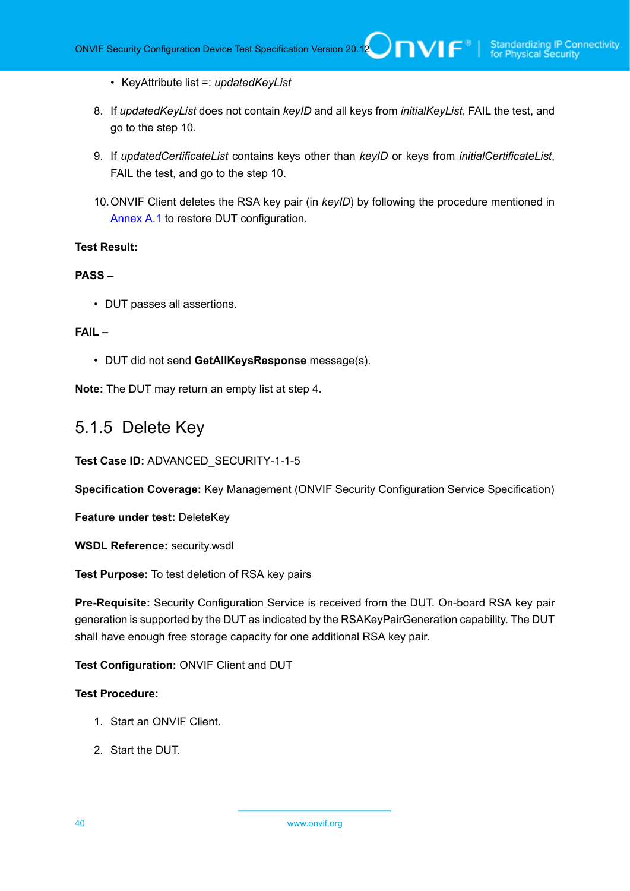- KeyAttribute list =: *updatedKeyList*

8. If *updatedKeyList* does not contain *keyID* and all keys from *initialKeyList*, FAIL the test, and go to the step 10.

9. If *updatedCertificateList* contains keys other than *keyID* or keys from *initialCertificateList*, FAIL the test, and go to the step 10.

10. ONVIF Client deletes the RSA key pair (in *keyID*) by following the procedure mentioned in Annex A.1 to restore DUT configuration.

**Test Result:**

**PASS –**

- DUT passes all assertions.

**FAIL –**

- DUT did not send **GetAllKeysResponse** message(s).

**Note:** The DUT may return an empty list at step 4.

### 5.1.5 Delete Key

**Test Case ID:** ADVANCED_SECURITY-1-1-5

**Specification Coverage:** Key Management (ONVIF Security Configuration Service Specification)

**Feature under test:** DeleteKey

**WSDL Reference:** security.wsdl

**Test Purpose:** To test deletion of RSA key pairs

**Pre-Requisite:** Security Configuration Service is received from the DUT. On-board RSA key pair generation is supported by the DUT as indicated by the RSAKeyPairGeneration capability. The DUT shall have enough free storage capacity for one additional RSA key pair.

**Test Configuration:** ONVIF Client and DUT

**Test Procedure:**

1. Start an ONVIF Client.

2. Start the DUT.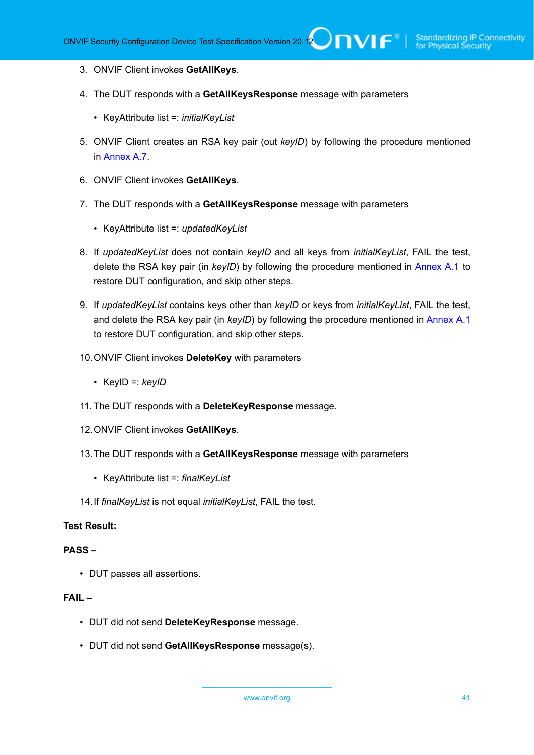3. ONVIF Client invokes **GetAllKeys**.

4. The DUT responds with a **GetAllKeysResponse** message with parameters

   - KeyAttribute list =: *initialKeyList*

5. ONVIF Client creates an RSA key pair (out *keyID*) by following the procedure mentioned in Annex A.7.

6. ONVIF Client invokes **GetAllKeys**.

7. The DUT responds with a **GetAllKeysResponse** message with parameters

   - KeyAttribute list =: *updatedKeyList*

8. If *updatedKeyList* does not contain *keyID* and all keys from *initialKeyList*, FAIL the test, delete the RSA key pair (in *keyID*) by following the procedure mentioned in Annex A.1 to restore DUT configuration, and skip other steps.

9. If *updatedKeyList* contains keys other than *keyID* or keys from *initialKeyList*, FAIL the test, and delete the RSA key pair (in *keyID*) by following the procedure mentioned in Annex A.1 to restore DUT configuration, and skip other steps.

10. ONVIF Client invokes **DeleteKey** with parameters

    - KeyID =: *keyID*

11. The DUT responds with a **DeleteKeyResponse** message.

12. ONVIF Client invokes **GetAllKeys**.

13. The DUT responds with a **GetAllKeysResponse** message with parameters

    - KeyAttribute list =: *finalKeyList*

14. If *finalKeyList* is not equal *initialKeyList*, FAIL the test.

**Test Result:**

**PASS –**

- DUT passes all assertions.

**FAIL –**

- DUT did not send **DeleteKeyResponse** message.

- DUT did not send **GetAllKeysResponse** message(s).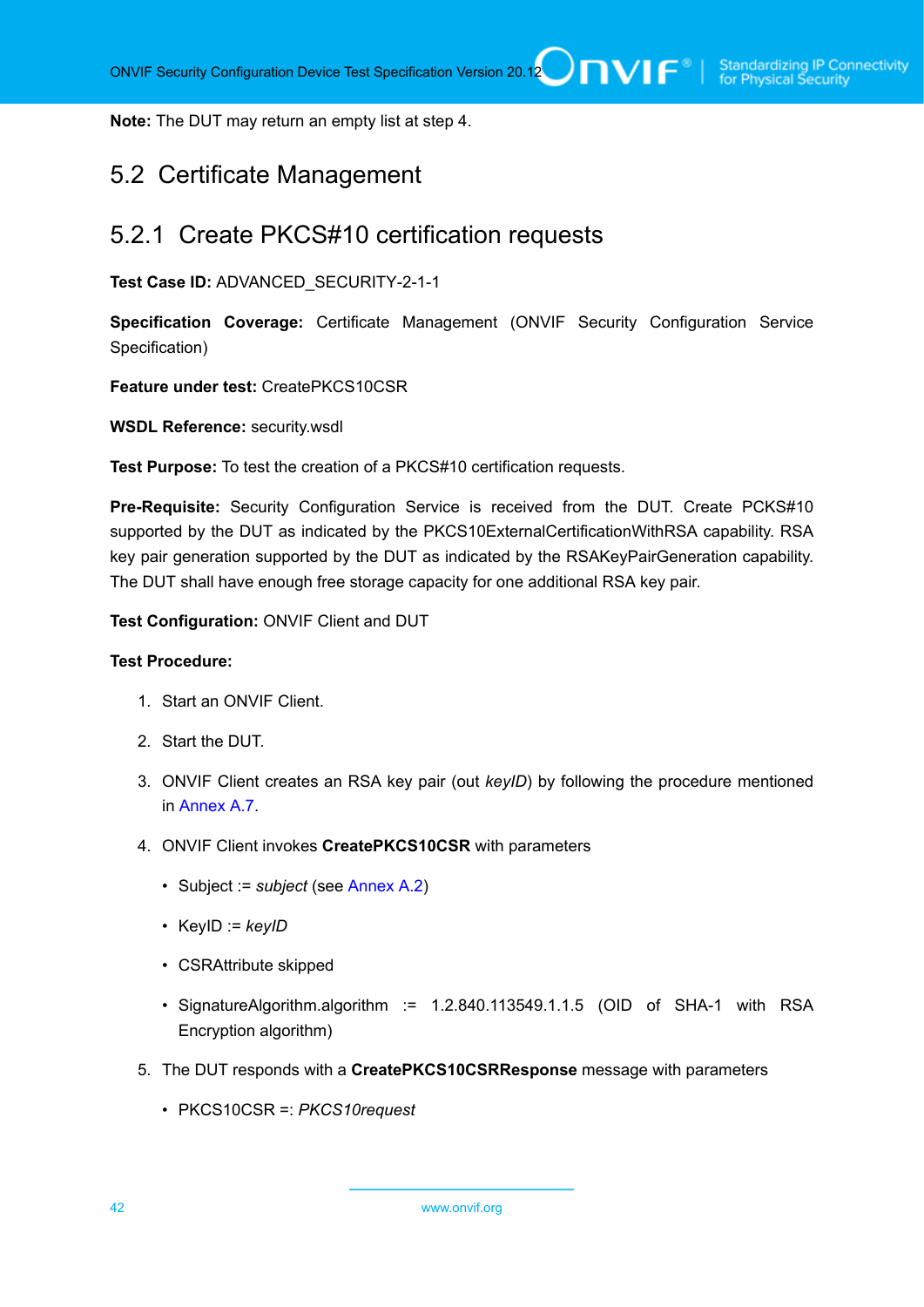**Note:** The DUT may return an empty list at step 4.

## 5.2 Certificate Management

### 5.2.1 Create PKCS#10 certification requests

**Test Case ID:** ADVANCED_SECURITY-2-1-1

**Specification Coverage:** Certificate Management (ONVIF Security Configuration Service Specification)

**Feature under test:** CreatePKCS10CSR

**WSDL Reference:** security.wsdl

**Test Purpose:** To test the creation of a PKCS#10 certification requests.

**Pre-Requisite:** Security Configuration Service is received from the DUT. Create PCKS#10 supported by the DUT as indicated by the PKCS10ExternalCertificationWithRSA capability. RSA key pair generation supported by the DUT as indicated by the RSAKeyPairGeneration capability. The DUT shall have enough free storage capacity for one additional RSA key pair.

**Test Configuration:** ONVIF Client and DUT

**Test Procedure:**

1. Start an ONVIF Client.
2. Start the DUT.
3. ONVIF Client creates an RSA key pair (out *keyID*) by following the procedure mentioned in Annex A.7.
4. ONVIF Client invokes **CreatePKCS10CSR** with parameters
   - Subject := *subject* (see Annex A.2)
   - KeyID := *keyID*
   - CSRAttribute skipped
   - SignatureAlgorithm.algorithm := 1.2.840.113549.1.1.5 (OID of SHA-1 with RSA Encryption algorithm)
5. The DUT responds with a **CreatePKCS10CSRResponse** message with parameters
   - PKCS10CSR =: *PKCS10request*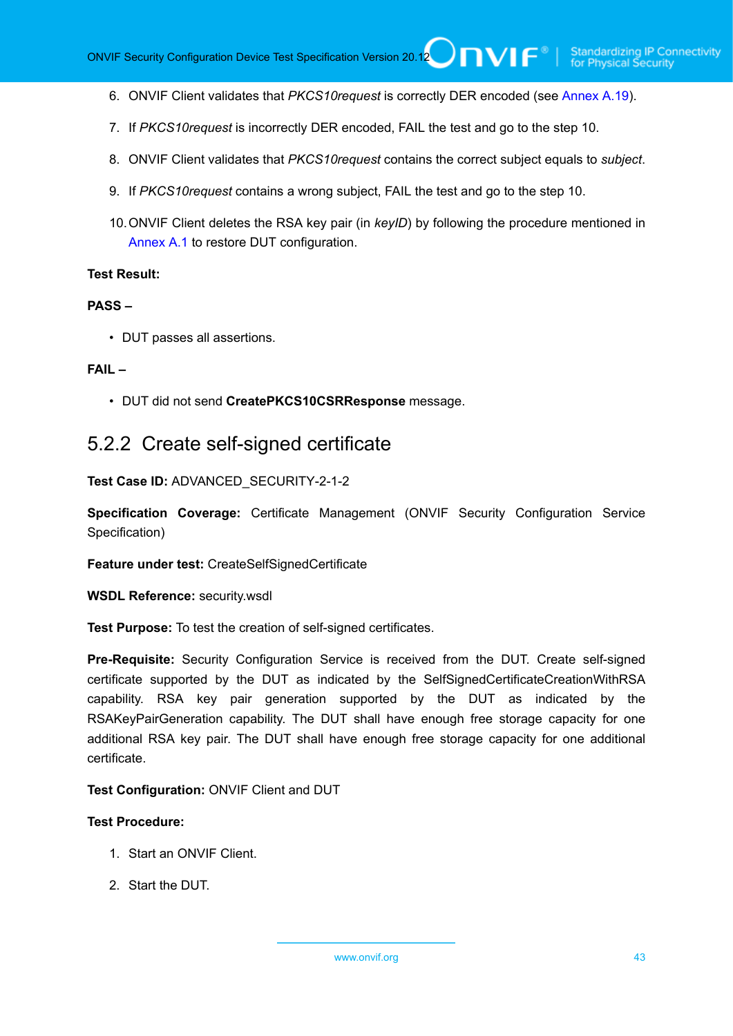6. ONVIF Client validates that *PKCS10request* is correctly DER encoded (see Annex A.19).

7. If *PKCS10request* is incorrectly DER encoded, FAIL the test and go to the step 10.

8. ONVIF Client validates that *PKCS10request* contains the correct subject equals to *subject*.

9. If *PKCS10request* contains a wrong subject, FAIL the test and go to the step 10.

10. ONVIF Client deletes the RSA key pair (in *keyID*) by following the procedure mentioned in Annex A.1 to restore DUT configuration.

**Test Result:**

**PASS –**

- DUT passes all assertions.

**FAIL –**

- DUT did not send **CreatePKCS10CSRResponse** message.

## 5.2.2 Create self-signed certificate

**Test Case ID:** ADVANCED_SECURITY-2-1-2

**Specification Coverage:** Certificate Management (ONVIF Security Configuration Service Specification)

**Feature under test:** CreateSelfSignedCertificate

**WSDL Reference:** security.wsdl

**Test Purpose:** To test the creation of self-signed certificates.

**Pre-Requisite:** Security Configuration Service is received from the DUT. Create self-signed certificate supported by the DUT as indicated by the SelfSignedCertificateCreationWithRSA capability. RSA key pair generation supported by the DUT as indicated by the RSAKeyPairGeneration capability. The DUT shall have enough free storage capacity for one additional RSA key pair. The DUT shall have enough free storage capacity for one additional certificate.

**Test Configuration:** ONVIF Client and DUT

**Test Procedure:**

1. Start an ONVIF Client.

2. Start the DUT.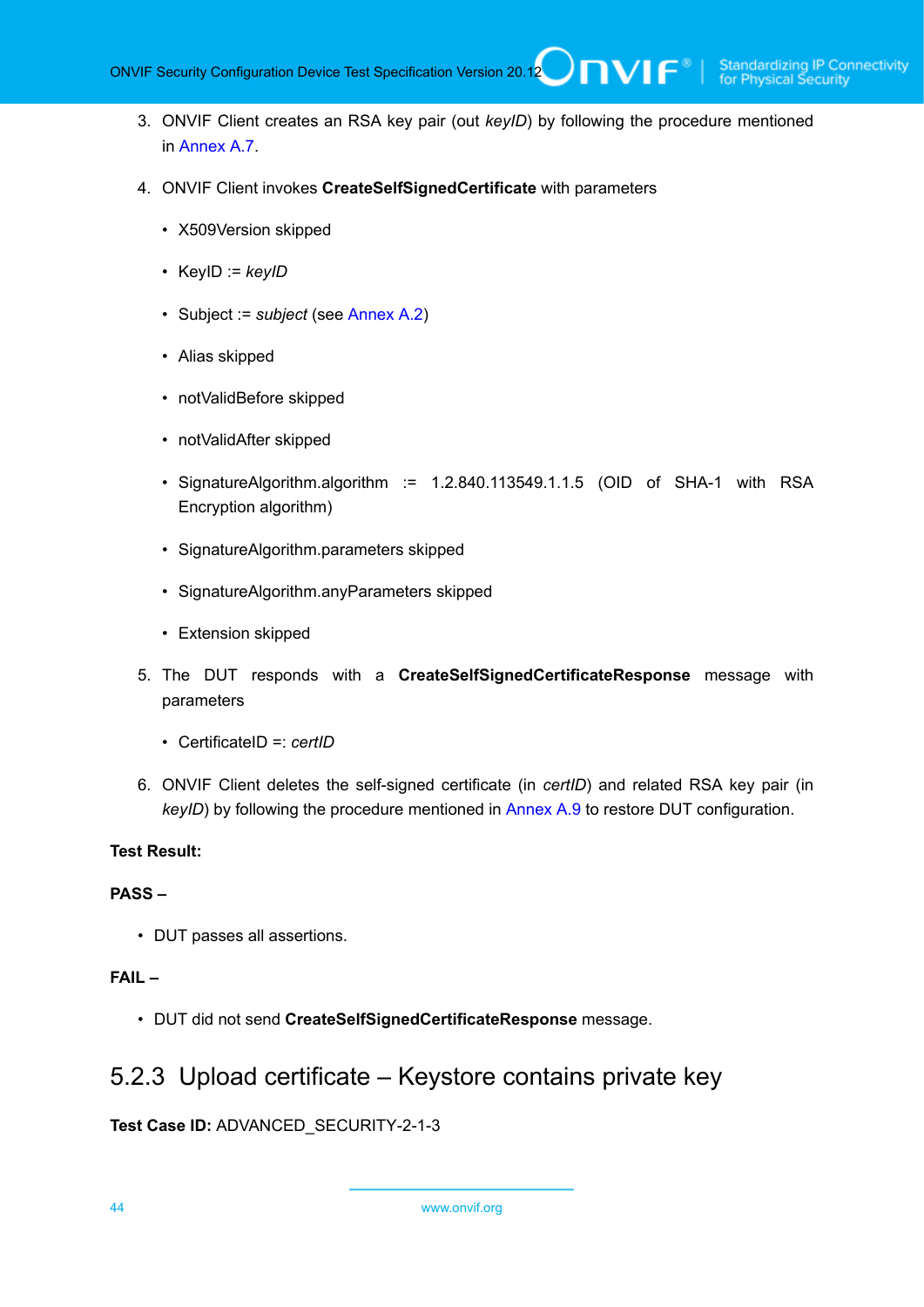3. ONVIF Client creates an RSA key pair (out *keyID*) by following the procedure mentioned in Annex A.7.

4. ONVIF Client invokes **CreateSelfSignedCertificate** with parameters

   - X509Version skipped
   - KeyID := *keyID*
   - Subject := *subject* (see Annex A.2)
   - Alias skipped
   - notValidBefore skipped
   - notValidAfter skipped
   - SignatureAlgorithm.algorithm := 1.2.840.113549.1.1.5 (OID of SHA-1 with RSA Encryption algorithm)
   - SignatureAlgorithm.parameters skipped
   - SignatureAlgorithm.anyParameters skipped
   - Extension skipped

5. The DUT responds with a **CreateSelfSignedCertificateResponse** message with parameters

   - CertificateID =: *certID*

6. ONVIF Client deletes the self-signed certificate (in *certID*) and related RSA key pair (in *keyID*) by following the procedure mentioned in Annex A.9 to restore DUT configuration.

**Test Result:**

**PASS –**

- DUT passes all assertions.

**FAIL –**

- DUT did not send **CreateSelfSignedCertificateResponse** message.

### 5.2.3 Upload certificate – Keystore contains private key

**Test Case ID:** ADVANCED_SECURITY-2-1-3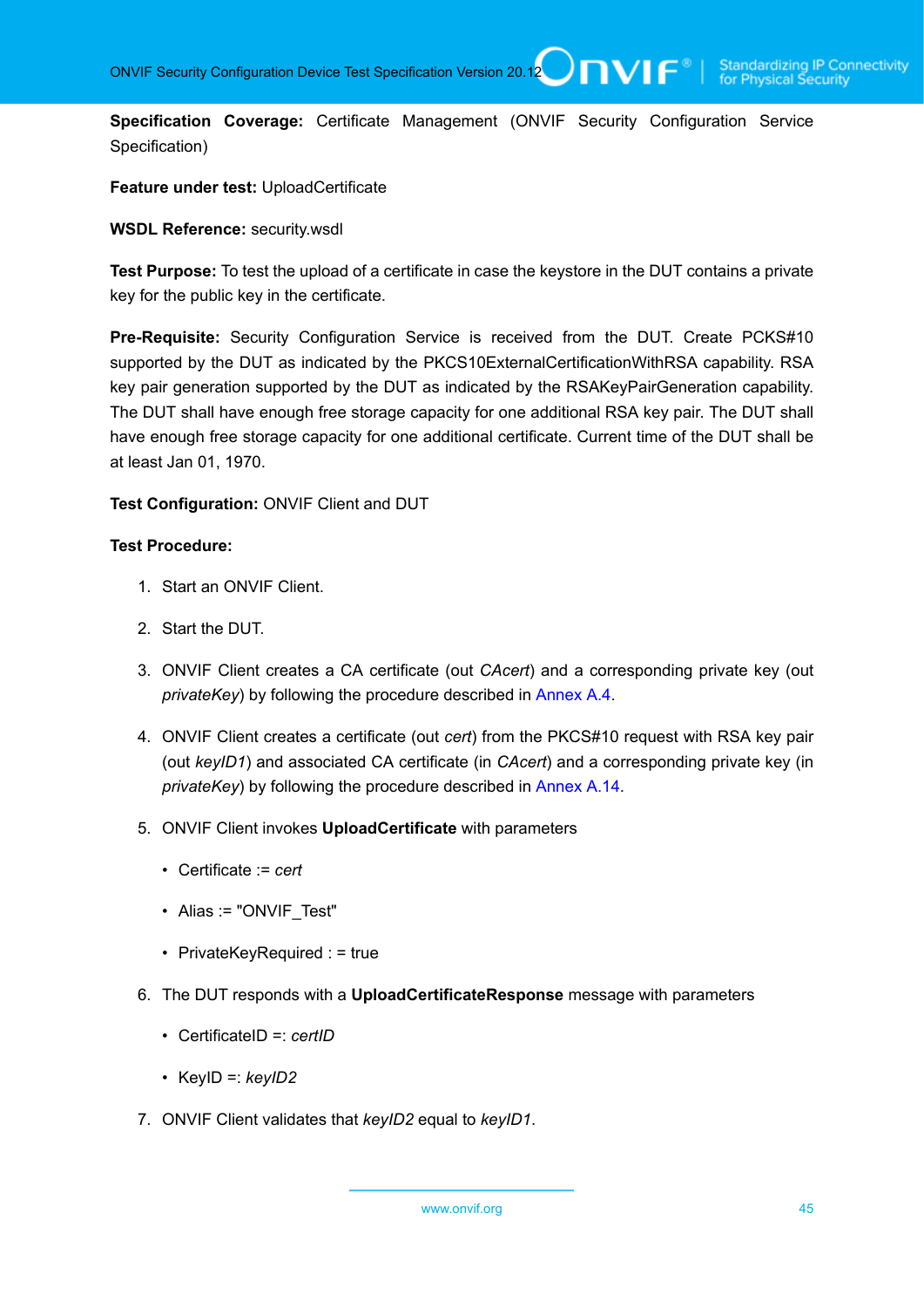**Specification Coverage:** Certificate Management (ONVIF Security Configuration Service Specification)

**Feature under test:** UploadCertificate

**WSDL Reference:** security.wsdl

**Test Purpose:** To test the upload of a certificate in case the keystore in the DUT contains a private key for the public key in the certificate.

**Pre-Requisite:** Security Configuration Service is received from the DUT. Create PCKS#10 supported by the DUT as indicated by the PKCS10ExternalCertificationWithRSA capability. RSA key pair generation supported by the DUT as indicated by the RSAKeyPairGeneration capability. The DUT shall have enough free storage capacity for one additional RSA key pair. The DUT shall have enough free storage capacity for one additional certificate. Current time of the DUT shall be at least Jan 01, 1970.

**Test Configuration:** ONVIF Client and DUT

**Test Procedure:**

1. Start an ONVIF Client.
2. Start the DUT.
3. ONVIF Client creates a CA certificate (out *CAcert*) and a corresponding private key (out *privateKey*) by following the procedure described in Annex A.4.
4. ONVIF Client creates a certificate (out *cert*) from the PKCS#10 request with RSA key pair (out *keyID1*) and associated CA certificate (in *CAcert*) and a corresponding private key (in *privateKey*) by following the procedure described in Annex A.14.
5. ONVIF Client invokes **UploadCertificate** with parameters
   - Certificate := *cert*
   - Alias := "ONVIF_Test"
   - PrivateKeyRequired : = true
6. The DUT responds with a **UploadCertificateResponse** message with parameters
   - CertificateID =: *certID*
   - KeyID =: *keyID2*
7. ONVIF Client validates that *keyID2* equal to *keyID1*.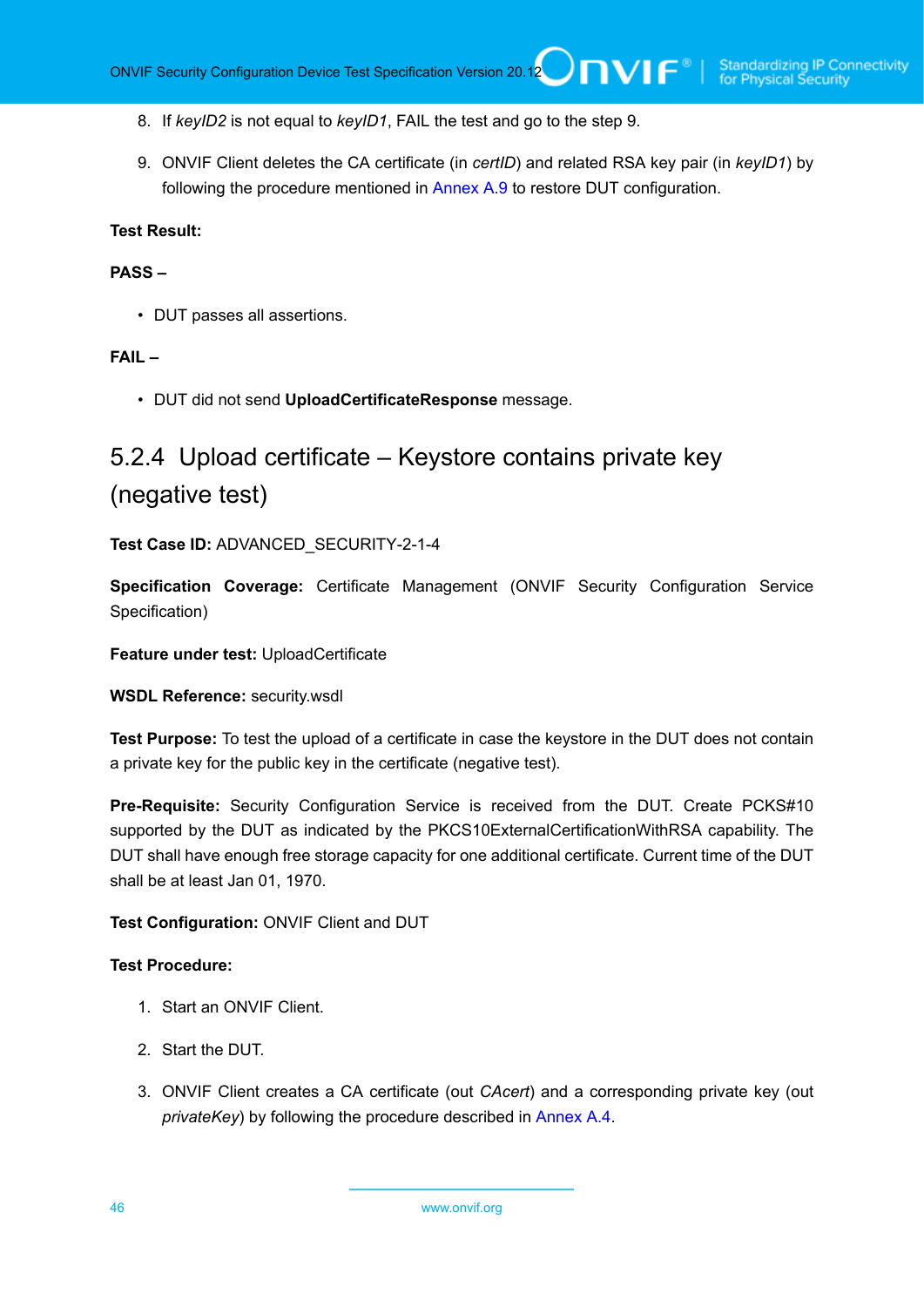8. If *keyID2* is not equal to *keyID1*, FAIL the test and go to the step 9.

9. ONVIF Client deletes the CA certificate (in *certID*) and related RSA key pair (in *keyID1*) by following the procedure mentioned in Annex A.9 to restore DUT configuration.

**Test Result:**

**PASS –**

- DUT passes all assertions.

**FAIL –**

- DUT did not send **UploadCertificateResponse** message.

### 5.2.4 Upload certificate – Keystore contains private key (negative test)

**Test Case ID:** ADVANCED_SECURITY-2-1-4

**Specification Coverage:** Certificate Management (ONVIF Security Configuration Service Specification)

**Feature under test:** UploadCertificate

**WSDL Reference:** security.wsdl

**Test Purpose:** To test the upload of a certificate in case the keystore in the DUT does not contain a private key for the public key in the certificate (negative test).

**Pre-Requisite:** Security Configuration Service is received from the DUT. Create PCKS#10 supported by the DUT as indicated by the PKCS10ExternalCertificationWithRSA capability. The DUT shall have enough free storage capacity for one additional certificate. Current time of the DUT shall be at least Jan 01, 1970.

**Test Configuration:** ONVIF Client and DUT

**Test Procedure:**

1. Start an ONVIF Client.

2. Start the DUT.

3. ONVIF Client creates a CA certificate (out *CAcert*) and a corresponding private key (out *privateKey*) by following the procedure described in Annex A.4.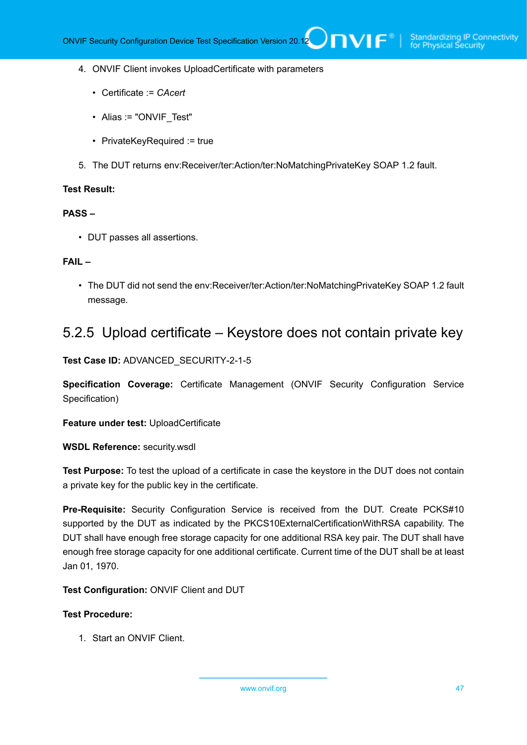4. ONVIF Client invokes UploadCertificate with parameters

   - Certificate := *CAcert*
   - Alias := "ONVIF_Test"
   - PrivateKeyRequired := true

5. The DUT returns env:Receiver/ter:Action/ter:NoMatchingPrivateKey SOAP 1.2 fault.

**Test Result:**

**PASS –**

- DUT passes all assertions.

**FAIL –**

- The DUT did not send the env:Receiver/ter:Action/ter:NoMatchingPrivateKey SOAP 1.2 fault message.

### 5.2.5 Upload certificate – Keystore does not contain private key

**Test Case ID:** ADVANCED_SECURITY-2-1-5

**Specification Coverage:** Certificate Management (ONVIF Security Configuration Service Specification)

**Feature under test:** UploadCertificate

**WSDL Reference:** security.wsdl

**Test Purpose:** To test the upload of a certificate in case the keystore in the DUT does not contain a private key for the public key in the certificate.

**Pre-Requisite:** Security Configuration Service is received from the DUT. Create PCKS#10 supported by the DUT as indicated by the PKCS10ExternalCertificationWithRSA capability. The DUT shall have enough free storage capacity for one additional RSA key pair. The DUT shall have enough free storage capacity for one additional certificate. Current time of the DUT shall be at least Jan 01, 1970.

**Test Configuration:** ONVIF Client and DUT

**Test Procedure:**

1. Start an ONVIF Client.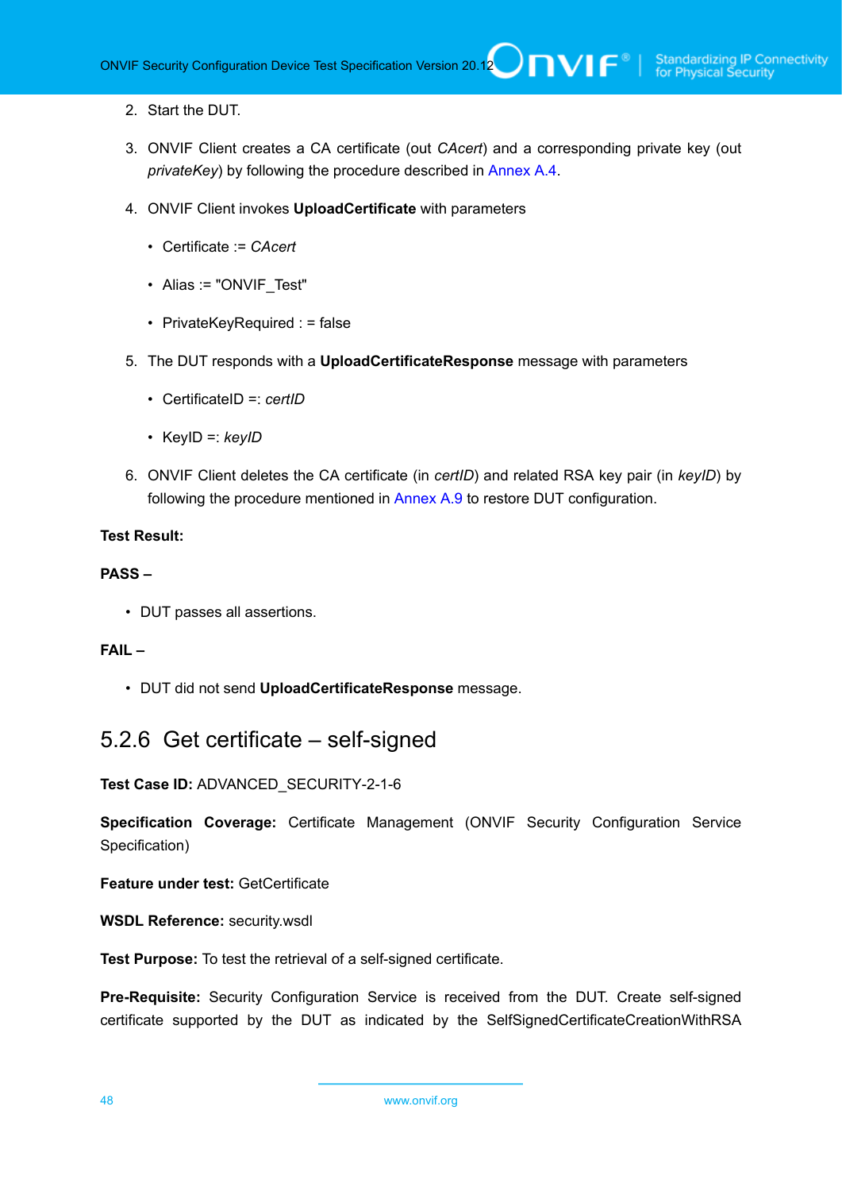2. Start the DUT.

3. ONVIF Client creates a CA certificate (out *CAcert*) and a corresponding private key (out *privateKey*) by following the procedure described in Annex A.4.

4. ONVIF Client invokes **UploadCertificate** with parameters

   - Certificate := *CAcert*
   - Alias := "ONVIF_Test"
   - PrivateKeyRequired : = false

5. The DUT responds with a **UploadCertificateResponse** message with parameters

   - CertificateID =: *certID*
   - KeyID =: *keyID*

6. ONVIF Client deletes the CA certificate (in *certID*) and related RSA key pair (in *keyID*) by following the procedure mentioned in Annex A.9 to restore DUT configuration.

**Test Result:**

**PASS –**

- DUT passes all assertions.

**FAIL –**

- DUT did not send **UploadCertificateResponse** message.

## 5.2.6 Get certificate – self-signed

**Test Case ID:** ADVANCED_SECURITY-2-1-6

**Specification Coverage:** Certificate Management (ONVIF Security Configuration Service Specification)

**Feature under test:** GetCertificate

**WSDL Reference:** security.wsdl

**Test Purpose:** To test the retrieval of a self-signed certificate.

**Pre-Requisite:** Security Configuration Service is received from the DUT. Create self-signed certificate supported by the DUT as indicated by the SelfSignedCertificateCreationWithRSA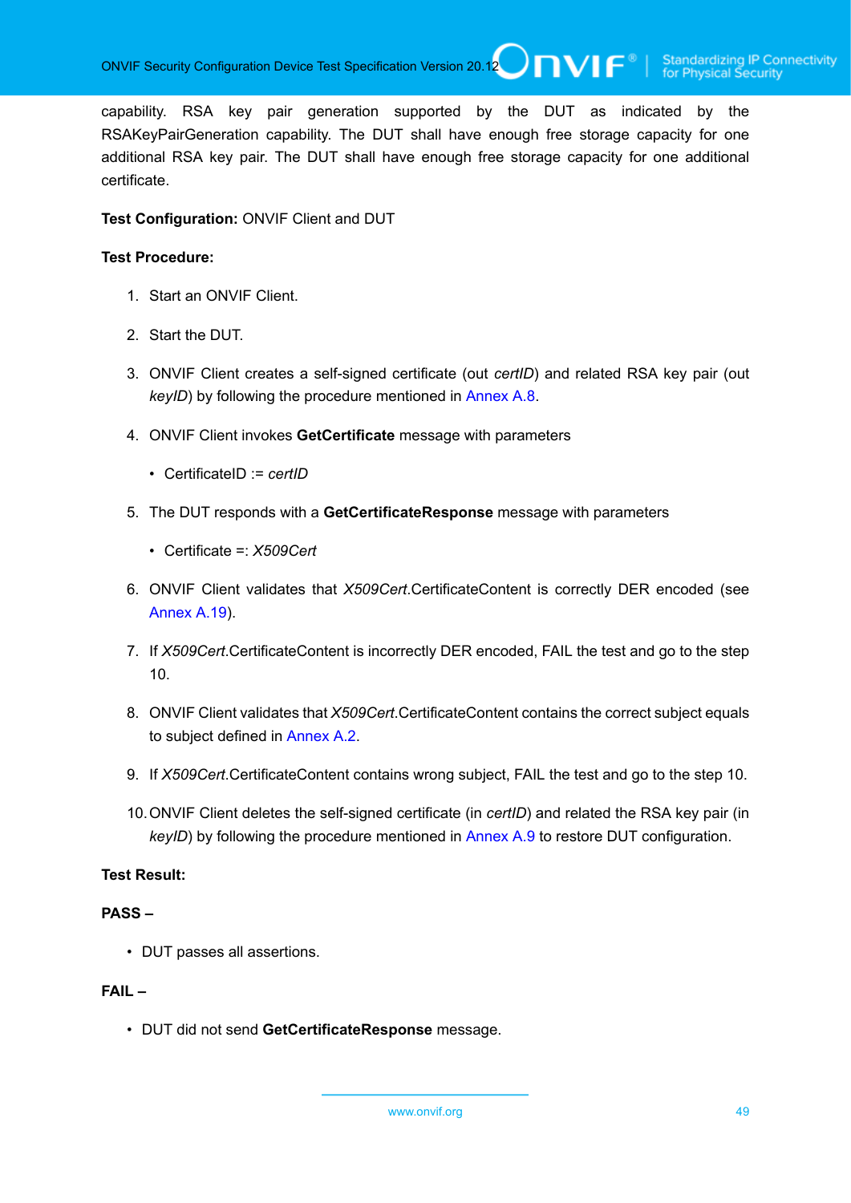capability. RSA key pair generation supported by the DUT as indicated by the RSAKeyPairGeneration capability. The DUT shall have enough free storage capacity for one additional RSA key pair. The DUT shall have enough free storage capacity for one additional certificate.

**Test Configuration:** ONVIF Client and DUT

**Test Procedure:**

1. Start an ONVIF Client.
2. Start the DUT.
3. ONVIF Client creates a self-signed certificate (out *certID*) and related RSA key pair (out *keyID*) by following the procedure mentioned in Annex A.8.
4. ONVIF Client invokes **GetCertificate** message with parameters
   - CertificateID := *certID*
5. The DUT responds with a **GetCertificateResponse** message with parameters
   - Certificate =: *X509Cert*
6. ONVIF Client validates that *X509Cert*.CertificateContent is correctly DER encoded (see Annex A.19).
7. If *X509Cert*.CertificateContent is incorrectly DER encoded, FAIL the test and go to the step 10.
8. ONVIF Client validates that *X509Cert*.CertificateContent contains the correct subject equals to subject defined in Annex A.2.
9. If *X509Cert*.CertificateContent contains wrong subject, FAIL the test and go to the step 10.
10. ONVIF Client deletes the self-signed certificate (in *certID*) and related the RSA key pair (in *keyID*) by following the procedure mentioned in Annex A.9 to restore DUT configuration.

**Test Result:**

**PASS –**

- DUT passes all assertions.

**FAIL –**

- DUT did not send **GetCertificateResponse** message.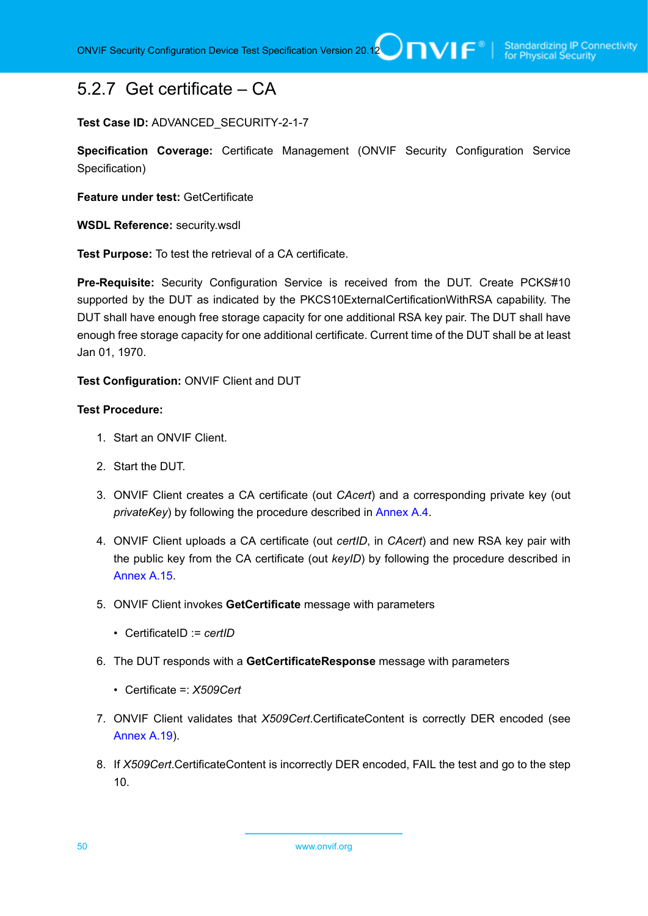### 5.2.7 Get certificate – CA

**Test Case ID:** ADVANCED_SECURITY-2-1-7

**Specification Coverage:** Certificate Management (ONVIF Security Configuration Service Specification)

**Feature under test:** GetCertificate

**WSDL Reference:** security.wsdl

**Test Purpose:** To test the retrieval of a CA certificate.

**Pre-Requisite:** Security Configuration Service is received from the DUT. Create PCKS#10 supported by the DUT as indicated by the PKCS10ExternalCertificationWithRSA capability. The DUT shall have enough free storage capacity for one additional RSA key pair. The DUT shall have enough free storage capacity for one additional certificate. Current time of the DUT shall be at least Jan 01, 1970.

**Test Configuration:** ONVIF Client and DUT

**Test Procedure:**

1. Start an ONVIF Client.

2. Start the DUT.

3. ONVIF Client creates a CA certificate (out *CAcert*) and a corresponding private key (out *privateKey*) by following the procedure described in Annex A.4.

4. ONVIF Client uploads a CA certificate (out *certID*, in *CAcert*) and new RSA key pair with the public key from the CA certificate (out *keyID*) by following the procedure described in Annex A.15.

5. ONVIF Client invokes **GetCertificate** message with parameters

   - CertificateID := *certID*

6. The DUT responds with a **GetCertificateResponse** message with parameters

   - Certificate =: *X509Cert*

7. ONVIF Client validates that *X509Cert*.CertificateContent is correctly DER encoded (see Annex A.19).

8. If *X509Cert*.CertificateContent is incorrectly DER encoded, FAIL the test and go to the step 10.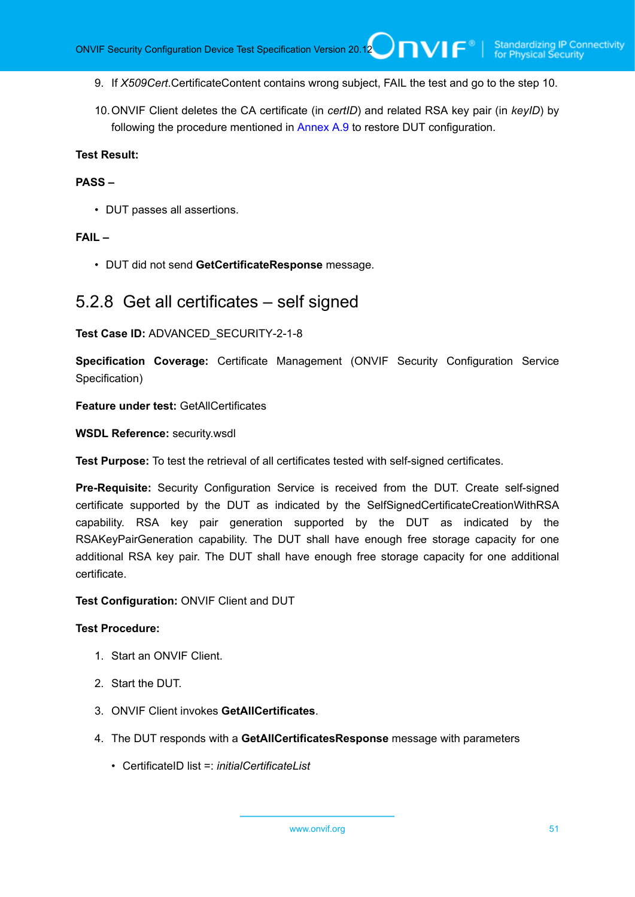9. If *X509Cert*.CertificateContent contains wrong subject, FAIL the test and go to the step 10.

10. ONVIF Client deletes the CA certificate (in *certID*) and related RSA key pair (in *keyID*) by following the procedure mentioned in Annex A.9 to restore DUT configuration.

**Test Result:**

**PASS –**

- DUT passes all assertions.

**FAIL –**

- DUT did not send **GetCertificateResponse** message.

## 5.2.8 Get all certificates – self signed

**Test Case ID:** ADVANCED_SECURITY-2-1-8

**Specification Coverage:** Certificate Management (ONVIF Security Configuration Service Specification)

**Feature under test:** GetAllCertificates

**WSDL Reference:** security.wsdl

**Test Purpose:** To test the retrieval of all certificates tested with self-signed certificates.

**Pre-Requisite:** Security Configuration Service is received from the DUT. Create self-signed certificate supported by the DUT as indicated by the SelfSignedCertificateCreationWithRSA capability. RSA key pair generation supported by the DUT as indicated by the RSAKeyPairGeneration capability. The DUT shall have enough free storage capacity for one additional RSA key pair. The DUT shall have enough free storage capacity for one additional certificate.

**Test Configuration:** ONVIF Client and DUT

**Test Procedure:**

1. Start an ONVIF Client.

2. Start the DUT.

3. ONVIF Client invokes **GetAllCertificates**.

4. The DUT responds with a **GetAllCertificatesResponse** message with parameters

    - CertificateID list =: *initialCertificateList*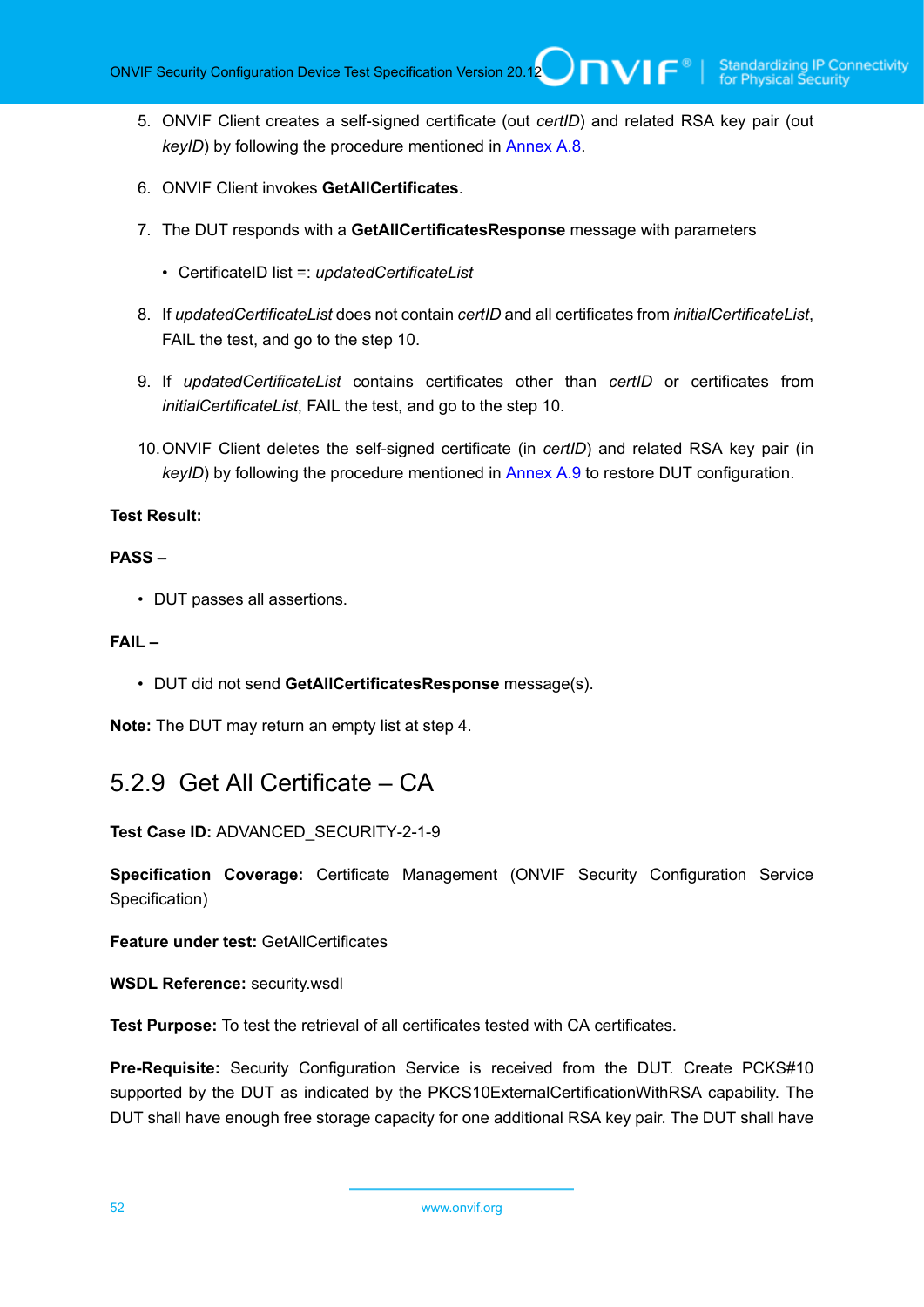5. ONVIF Client creates a self-signed certificate (out *certID*) and related RSA key pair (out *keyID*) by following the procedure mentioned in Annex A.8.

6. ONVIF Client invokes **GetAllCertificates**.

7. The DUT responds with a **GetAllCertificatesResponse** message with parameters

   - CertificateID list =: *updatedCertificateList*

8. If *updatedCertificateList* does not contain *certID* and all certificates from *initialCertificateList*, FAIL the test, and go to the step 10.

9. If *updatedCertificateList* contains certificates other than *certID* or certificates from *initialCertificateList*, FAIL the test, and go to the step 10.

10. ONVIF Client deletes the self-signed certificate (in *certID*) and related RSA key pair (in *keyID*) by following the procedure mentioned in Annex A.9 to restore DUT configuration.

**Test Result:**

**PASS –**

- DUT passes all assertions.

**FAIL –**

- DUT did not send **GetAllCertificatesResponse** message(s).

**Note:** The DUT may return an empty list at step 4.

### 5.2.9 Get All Certificate – CA

**Test Case ID:** ADVANCED_SECURITY-2-1-9

**Specification Coverage:** Certificate Management (ONVIF Security Configuration Service Specification)

**Feature under test:** GetAllCertificates

**WSDL Reference:** security.wsdl

**Test Purpose:** To test the retrieval of all certificates tested with CA certificates.

**Pre-Requisite:** Security Configuration Service is received from the DUT. Create PCKS#10 supported by the DUT as indicated by the PKCS10ExternalCertificationWithRSA capability. The DUT shall have enough free storage capacity for one additional RSA key pair. The DUT shall have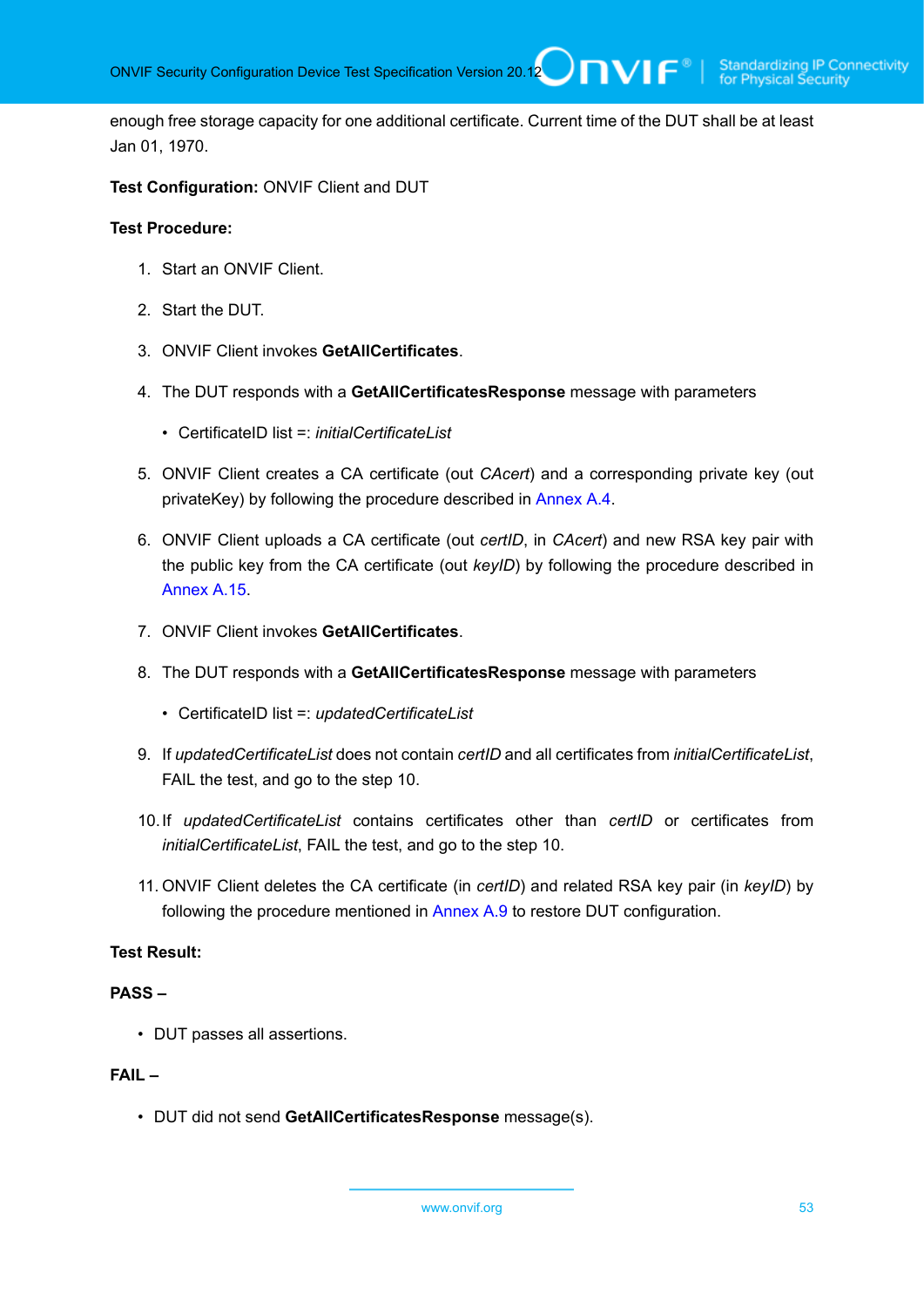enough free storage capacity for one additional certificate. Current time of the DUT shall be at least Jan 01, 1970.

**Test Configuration:** ONVIF Client and DUT

**Test Procedure:**

1. Start an ONVIF Client.
2. Start the DUT.
3. ONVIF Client invokes **GetAllCertificates**.
4. The DUT responds with a **GetAllCertificatesResponse** message with parameters
   - CertificateID list =: *initialCertificateList*
5. ONVIF Client creates a CA certificate (out *CAcert*) and a corresponding private key (out privateKey) by following the procedure described in Annex A.4.
6. ONVIF Client uploads a CA certificate (out *certID*, in *CAcert*) and new RSA key pair with the public key from the CA certificate (out *keyID*) by following the procedure described in Annex A.15.
7. ONVIF Client invokes **GetAllCertificates**.
8. The DUT responds with a **GetAllCertificatesResponse** message with parameters
   - CertificateID list =: *updatedCertificateList*
9. If *updatedCertificateList* does not contain *certID* and all certificates from *initialCertificateList*, FAIL the test, and go to the step 10.
10. If *updatedCertificateList* contains certificates other than *certID* or certificates from *initialCertificateList*, FAIL the test, and go to the step 10.
11. ONVIF Client deletes the CA certificate (in *certID*) and related RSA key pair (in *keyID*) by following the procedure mentioned in Annex A.9 to restore DUT configuration.

**Test Result:**

**PASS –**

- DUT passes all assertions.

**FAIL –**

- DUT did not send **GetAllCertificatesResponse** message(s).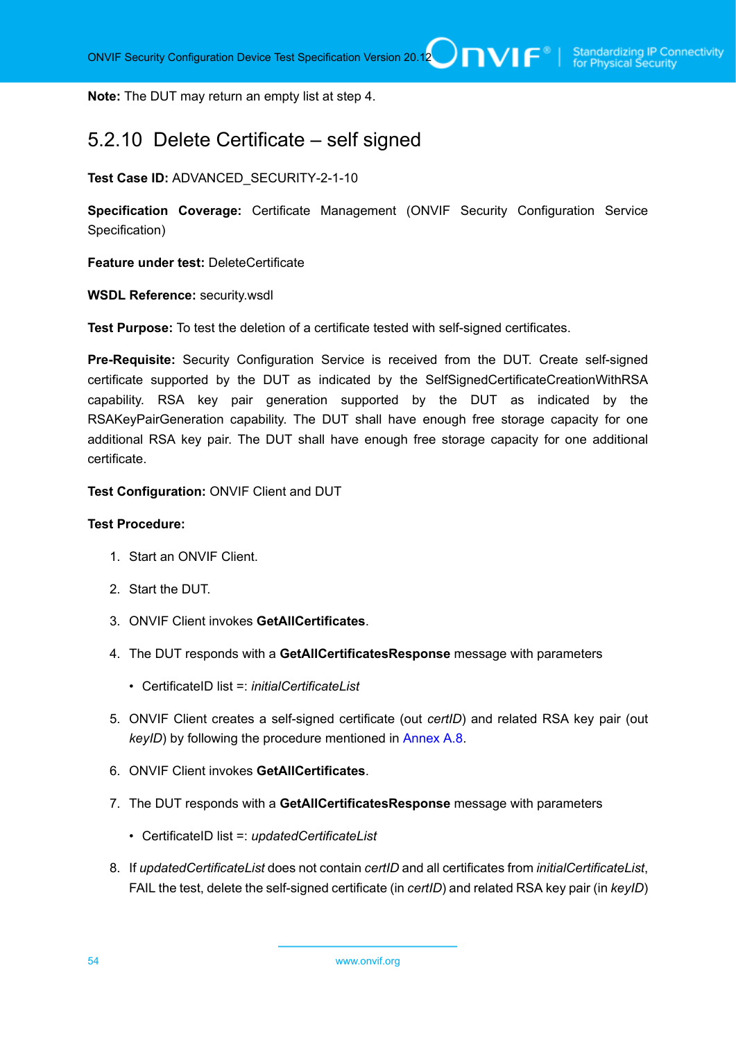**Note:** The DUT may return an empty list at step 4.

### 5.2.10 Delete Certificate – self signed

**Test Case ID:** ADVANCED_SECURITY-2-1-10

**Specification Coverage:** Certificate Management (ONVIF Security Configuration Service Specification)

**Feature under test:** DeleteCertificate

**WSDL Reference:** security.wsdl

**Test Purpose:** To test the deletion of a certificate tested with self-signed certificates.

**Pre-Requisite:** Security Configuration Service is received from the DUT. Create self-signed certificate supported by the DUT as indicated by the SelfSignedCertificateCreationWithRSA capability. RSA key pair generation supported by the DUT as indicated by the RSAKeyPairGeneration capability. The DUT shall have enough free storage capacity for one additional RSA key pair. The DUT shall have enough free storage capacity for one additional certificate.

**Test Configuration:** ONVIF Client and DUT

**Test Procedure:**

1. Start an ONVIF Client.

2. Start the DUT.

3. ONVIF Client invokes **GetAllCertificates**.

4. The DUT responds with a **GetAllCertificatesResponse** message with parameters

   - CertificateID list =: *initialCertificateList*

5. ONVIF Client creates a self-signed certificate (out *certID*) and related RSA key pair (out *keyID*) by following the procedure mentioned in Annex A.8.

6. ONVIF Client invokes **GetAllCertificates**.

7. The DUT responds with a **GetAllCertificatesResponse** message with parameters

   - CertificateID list =: *updatedCertificateList*

8. If *updatedCertificateList* does not contain *certID* and all certificates from *initialCertificateList*, FAIL the test, delete the self-signed certificate (in *certID*) and related RSA key pair (in *keyID*)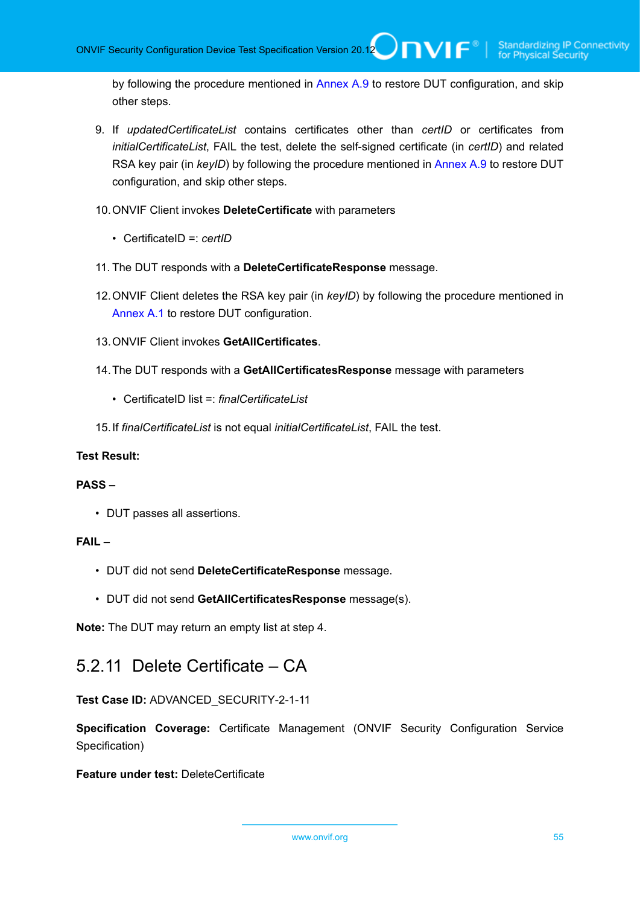by following the procedure mentioned in Annex A.9 to restore DUT configuration, and skip other steps.

9. If *updatedCertificateList* contains certificates other than *certID* or certificates from *initialCertificateList*, FAIL the test, delete the self-signed certificate (in *certID*) and related RSA key pair (in *keyID*) by following the procedure mentioned in Annex A.9 to restore DUT configuration, and skip other steps.

10. ONVIF Client invokes **DeleteCertificate** with parameters

    - CertificateID =: *certID*

11. The DUT responds with a **DeleteCertificateResponse** message.

12. ONVIF Client deletes the RSA key pair (in *keyID*) by following the procedure mentioned in Annex A.1 to restore DUT configuration.

13. ONVIF Client invokes **GetAllCertificates**.

14. The DUT responds with a **GetAllCertificatesResponse** message with parameters

    - CertificateID list =: *finalCertificateList*

15. If *finalCertificateList* is not equal *initialCertificateList*, FAIL the test.

**Test Result:**

**PASS –**

- DUT passes all assertions.

**FAIL –**

- DUT did not send **DeleteCertificateResponse** message.
- DUT did not send **GetAllCertificatesResponse** message(s).

**Note:** The DUT may return an empty list at step 4.

## 5.2.11 Delete Certificate – CA

**Test Case ID:** ADVANCED_SECURITY-2-1-11

**Specification Coverage:** Certificate Management (ONVIF Security Configuration Service Specification)

**Feature under test:** DeleteCertificate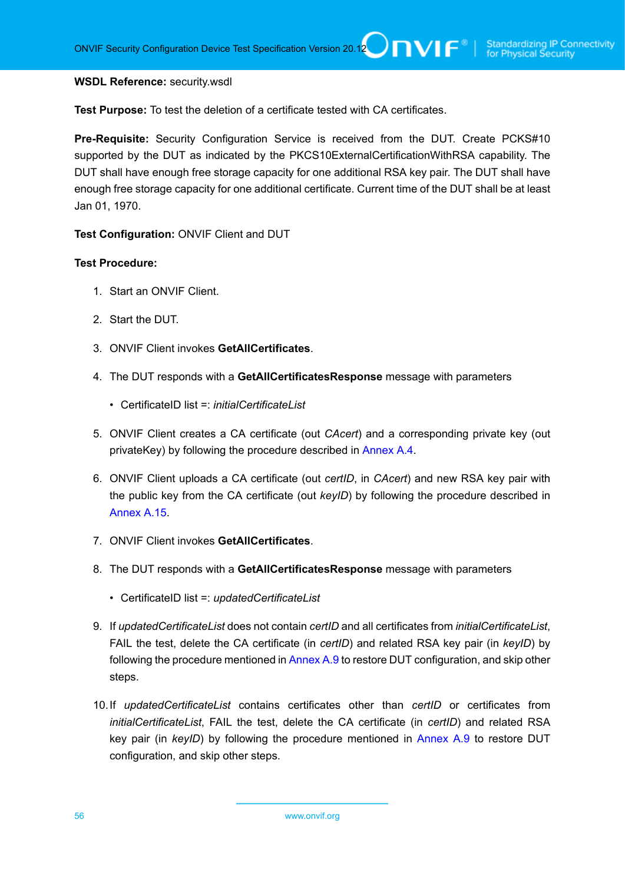**WSDL Reference:** security.wsdl

**Test Purpose:** To test the deletion of a certificate tested with CA certificates.

**Pre-Requisite:** Security Configuration Service is received from the DUT. Create PCKS#10 supported by the DUT as indicated by the PKCS10ExternalCertificationWithRSA capability. The DUT shall have enough free storage capacity for one additional RSA key pair. The DUT shall have enough free storage capacity for one additional certificate. Current time of the DUT shall be at least Jan 01, 1970.

**Test Configuration:** ONVIF Client and DUT

**Test Procedure:**

1. Start an ONVIF Client.
2. Start the DUT.
3. ONVIF Client invokes **GetAllCertificates**.
4. The DUT responds with a **GetAllCertificatesResponse** message with parameters
   - CertificateID list =: *initialCertificateList*
5. ONVIF Client creates a CA certificate (out *CAcert*) and a corresponding private key (out privateKey) by following the procedure described in Annex A.4.
6. ONVIF Client uploads a CA certificate (out *certID*, in *CAcert*) and new RSA key pair with the public key from the CA certificate (out *keyID*) by following the procedure described in Annex A.15.
7. ONVIF Client invokes **GetAllCertificates**.
8. The DUT responds with a **GetAllCertificatesResponse** message with parameters
   - CertificateID list =: *updatedCertificateList*
9. If *updatedCertificateList* does not contain *certID* and all certificates from *initialCertificateList*, FAIL the test, delete the CA certificate (in *certID*) and related RSA key pair (in *keyID*) by following the procedure mentioned in Annex A.9 to restore DUT configuration, and skip other steps.
10. If *updatedCertificateList* contains certificates other than *certID* or certificates from *initialCertificateList*, FAIL the test, delete the CA certificate (in *certID*) and related RSA key pair (in *keyID*) by following the procedure mentioned in Annex A.9 to restore DUT configuration, and skip other steps.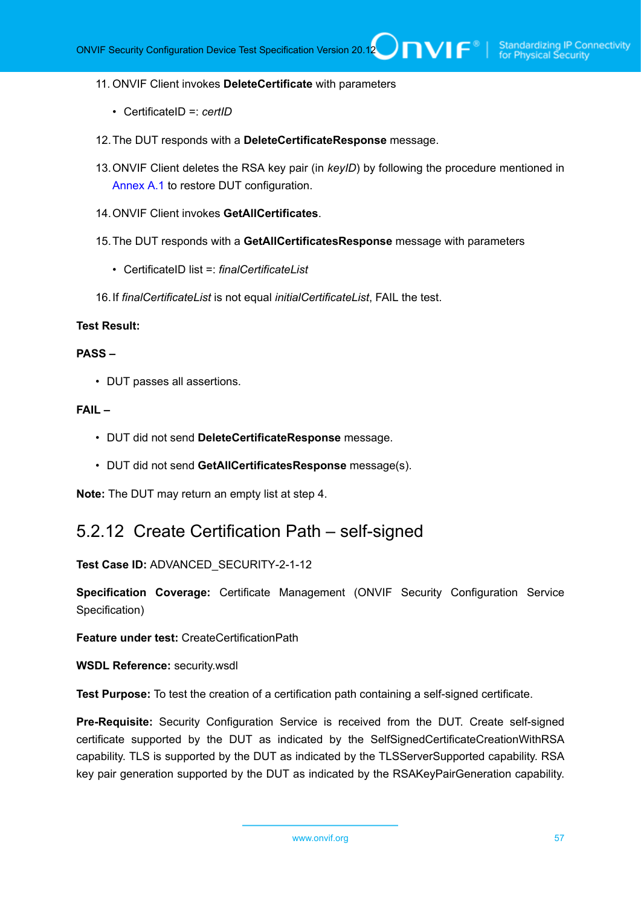11. ONVIF Client invokes **DeleteCertificate** with parameters

    - CertificateID =: *certID*

12. The DUT responds with a **DeleteCertificateResponse** message.

13. ONVIF Client deletes the RSA key pair (in *keyID*) by following the procedure mentioned in Annex A.1 to restore DUT configuration.

14. ONVIF Client invokes **GetAllCertificates**.

15. The DUT responds with a **GetAllCertificatesResponse** message with parameters

    - CertificateID list =: *finalCertificateList*

16. If *finalCertificateList* is not equal *initialCertificateList*, FAIL the test.

**Test Result:**

**PASS –**

- DUT passes all assertions.

**FAIL –**

- DUT did not send **DeleteCertificateResponse** message.
- DUT did not send **GetAllCertificatesResponse** message(s).

**Note:** The DUT may return an empty list at step 4.

### 5.2.12 Create Certification Path – self-signed

**Test Case ID:** ADVANCED_SECURITY-2-1-12

**Specification Coverage:** Certificate Management (ONVIF Security Configuration Service Specification)

**Feature under test:** CreateCertificationPath

**WSDL Reference:** security.wsdl

**Test Purpose:** To test the creation of a certification path containing a self-signed certificate.

**Pre-Requisite:** Security Configuration Service is received from the DUT. Create self-signed certificate supported by the DUT as indicated by the SelfSignedCertificateCreationWithRSA capability. TLS is supported by the DUT as indicated by the TLSServerSupported capability. RSA key pair generation supported by the DUT as indicated by the RSAKeyPairGeneration capability.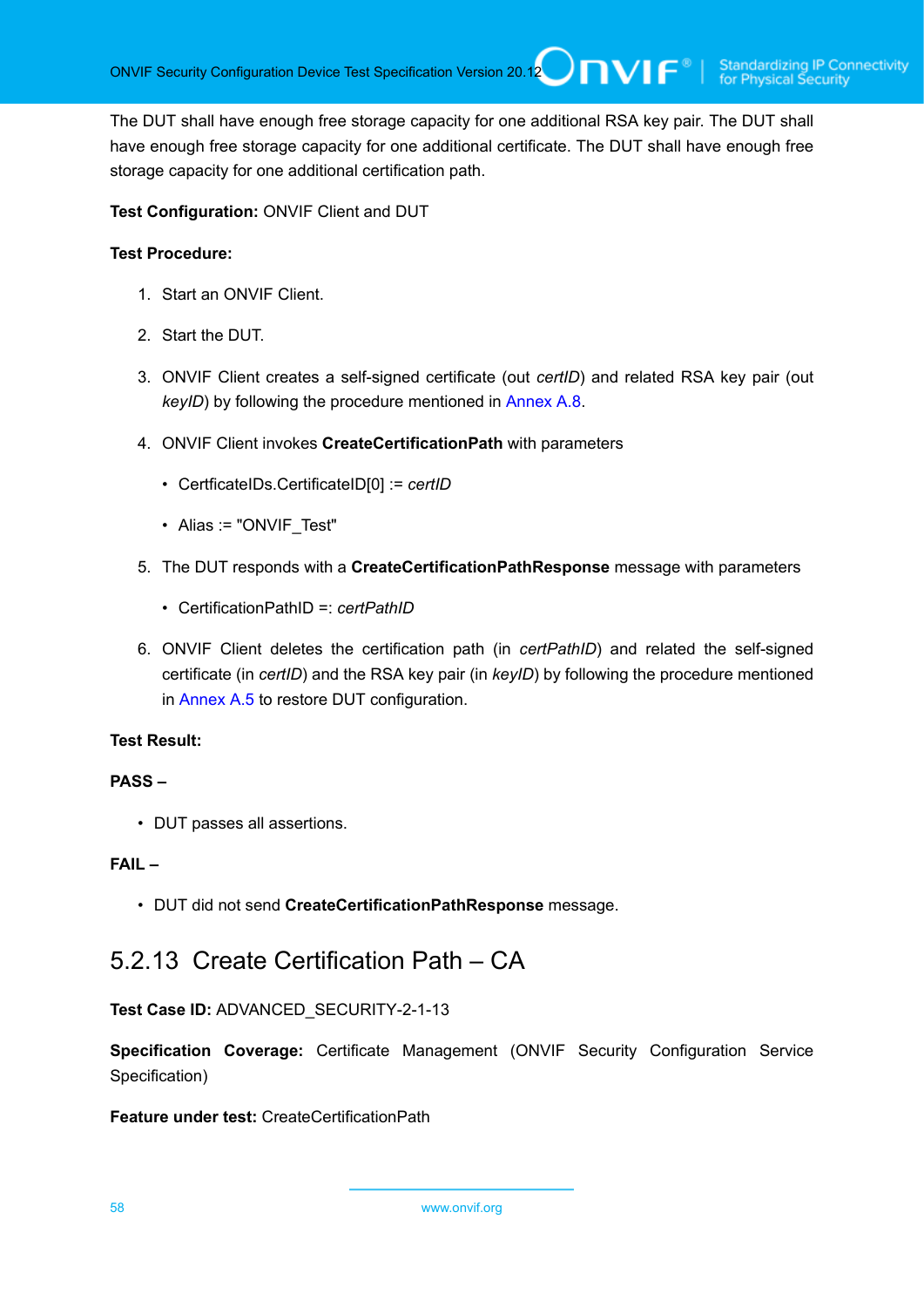The DUT shall have enough free storage capacity for one additional RSA key pair. The DUT shall have enough free storage capacity for one additional certificate. The DUT shall have enough free storage capacity for one additional certification path.

**Test Configuration:** ONVIF Client and DUT

**Test Procedure:**

1. Start an ONVIF Client.

2. Start the DUT.

3. ONVIF Client creates a self-signed certificate (out *certID*) and related RSA key pair (out *keyID*) by following the procedure mentioned in Annex A.8.

4. ONVIF Client invokes **CreateCertificationPath** with parameters

   - CertficateIDs.CertificateID[0] := *certID*

   - Alias := "ONVIF_Test"

5. The DUT responds with a **CreateCertificationPathResponse** message with parameters

   - CertificationPathID =: *certPathID*

6. ONVIF Client deletes the certification path (in *certPathID*) and related the self-signed certificate (in *certID*) and the RSA key pair (in *keyID*) by following the procedure mentioned in Annex A.5 to restore DUT configuration.

**Test Result:**

**PASS –**

- DUT passes all assertions.

**FAIL –**

- DUT did not send **CreateCertificationPathResponse** message.

### 5.2.13 Create Certification Path – CA

**Test Case ID:** ADVANCED_SECURITY-2-1-13

**Specification Coverage:** Certificate Management (ONVIF Security Configuration Service Specification)

**Feature under test:** CreateCertificationPath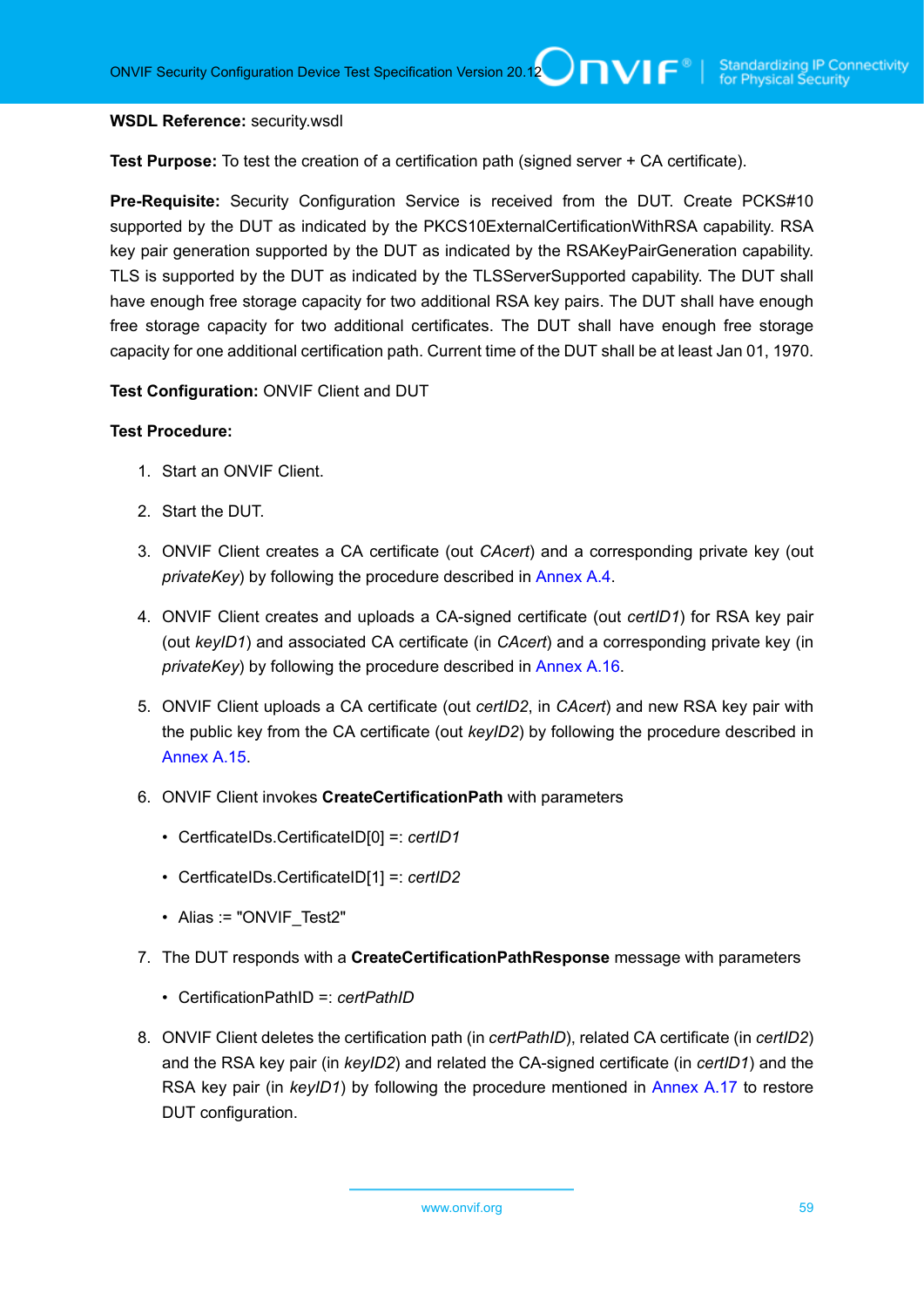**WSDL Reference:** security.wsdl

**Test Purpose:** To test the creation of a certification path (signed server + CA certificate).

**Pre-Requisite:** Security Configuration Service is received from the DUT. Create PCKS#10 supported by the DUT as indicated by the PKCS10ExternalCertificationWithRSA capability. RSA key pair generation supported by the DUT as indicated by the RSAKeyPairGeneration capability. TLS is supported by the DUT as indicated by the TLSServerSupported capability. The DUT shall have enough free storage capacity for two additional RSA key pairs. The DUT shall have enough free storage capacity for two additional certificates. The DUT shall have enough free storage capacity for one additional certification path. Current time of the DUT shall be at least Jan 01, 1970.

**Test Configuration:** ONVIF Client and DUT

**Test Procedure:**

1. Start an ONVIF Client.
2. Start the DUT.
3. ONVIF Client creates a CA certificate (out *CAcert*) and a corresponding private key (out *privateKey*) by following the procedure described in Annex A.4.
4. ONVIF Client creates and uploads a CA-signed certificate (out *certID1*) for RSA key pair (out *keyID1*) and associated CA certificate (in *CAcert*) and a corresponding private key (in *privateKey*) by following the procedure described in Annex A.16.
5. ONVIF Client uploads a CA certificate (out *certID2*, in *CAcert*) and new RSA key pair with the public key from the CA certificate (out *keyID2*) by following the procedure described in Annex A.15.
6. ONVIF Client invokes **CreateCertificationPath** with parameters
   - CertficateIDs.CertificateID[0] =: *certID1*
   - CertficateIDs.CertificateID[1] =: *certID2*
   - Alias := "ONVIF_Test2"
7. The DUT responds with a **CreateCertificationPathResponse** message with parameters
   - CertificationPathID =: *certPathID*
8. ONVIF Client deletes the certification path (in *certPathID*), related CA certificate (in *certID2*) and the RSA key pair (in *keyID2*) and related the CA-signed certificate (in *certID1*) and the RSA key pair (in *keyID1*) by following the procedure mentioned in Annex A.17 to restore DUT configuration.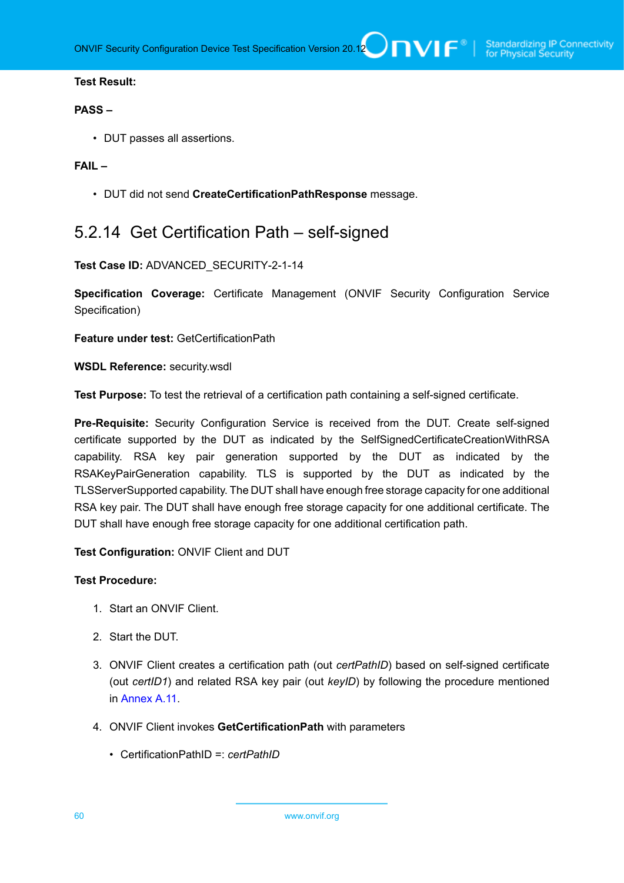**Test Result:**

**PASS –**

- DUT passes all assertions.

**FAIL –**

- DUT did not send **CreateCertificationPathResponse** message.

## 5.2.14 Get Certification Path – self-signed

**Test Case ID:** ADVANCED_SECURITY-2-1-14

**Specification Coverage:** Certificate Management (ONVIF Security Configuration Service Specification)

**Feature under test:** GetCertificationPath

**WSDL Reference:** security.wsdl

**Test Purpose:** To test the retrieval of a certification path containing a self-signed certificate.

**Pre-Requisite:** Security Configuration Service is received from the DUT. Create self-signed certificate supported by the DUT as indicated by the SelfSignedCertificateCreationWithRSA capability. RSA key pair generation supported by the DUT as indicated by the RSAKeyPairGeneration capability. TLS is supported by the DUT as indicated by the TLSServerSupported capability. The DUT shall have enough free storage capacity for one additional RSA key pair. The DUT shall have enough free storage capacity for one additional certificate. The DUT shall have enough free storage capacity for one additional certification path.

**Test Configuration:** ONVIF Client and DUT

**Test Procedure:**

1. Start an ONVIF Client.
2. Start the DUT.
3. ONVIF Client creates a certification path (out *certPathID*) based on self-signed certificate (out *certID1*) and related RSA key pair (out *keyID*) by following the procedure mentioned in Annex A.11.
4. ONVIF Client invokes **GetCertificationPath** with parameters
   - CertificationPathID =: *certPathID*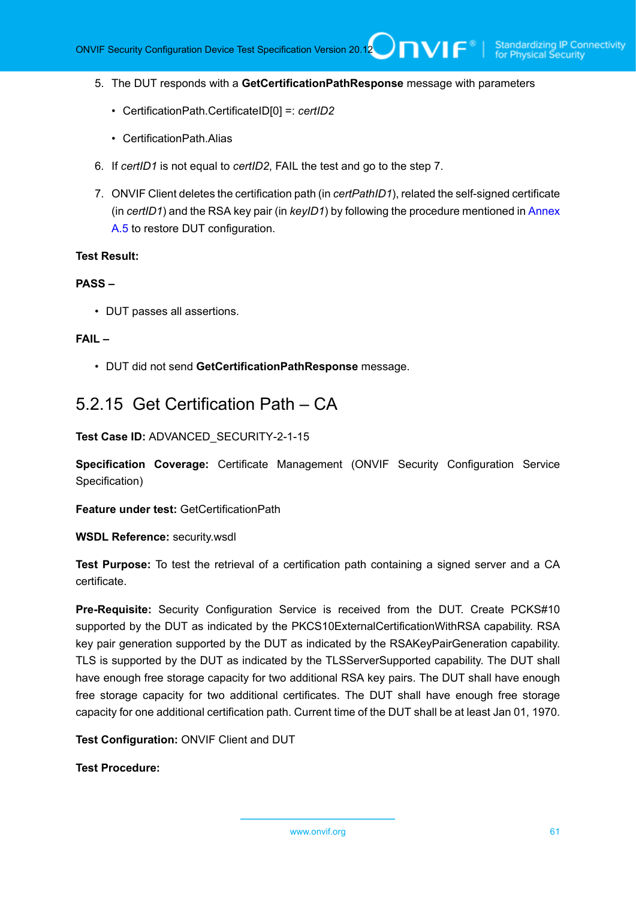5. The DUT responds with a **GetCertificationPathResponse** message with parameters

   - CertificationPath.CertificateID[0] =: *certID2*

   - CertificationPath.Alias

6. If *certID1* is not equal to *certID2*, FAIL the test and go to the step 7.

7. ONVIF Client deletes the certification path (in *certPathID1*), related the self-signed certificate (in *certID1*) and the RSA key pair (in *keyID1*) by following the procedure mentioned in Annex A.5 to restore DUT configuration.

**Test Result:**

**PASS –**

- DUT passes all assertions.

**FAIL –**

- DUT did not send **GetCertificationPathResponse** message.

## 5.2.15 Get Certification Path – CA

**Test Case ID:** ADVANCED_SECURITY-2-1-15

**Specification Coverage:** Certificate Management (ONVIF Security Configuration Service Specification)

**Feature under test:** GetCertificationPath

**WSDL Reference:** security.wsdl

**Test Purpose:** To test the retrieval of a certification path containing a signed server and a CA certificate.

**Pre-Requisite:** Security Configuration Service is received from the DUT. Create PCKS#10 supported by the DUT as indicated by the PKCS10ExternalCertificationWithRSA capability. RSA key pair generation supported by the DUT as indicated by the RSAKeyPairGeneration capability. TLS is supported by the DUT as indicated by the TLSServerSupported capability. The DUT shall have enough free storage capacity for two additional RSA key pairs. The DUT shall have enough free storage capacity for two additional certificates. The DUT shall have enough free storage capacity for one additional certification path. Current time of the DUT shall be at least Jan 01, 1970.

**Test Configuration:** ONVIF Client and DUT

**Test Procedure:**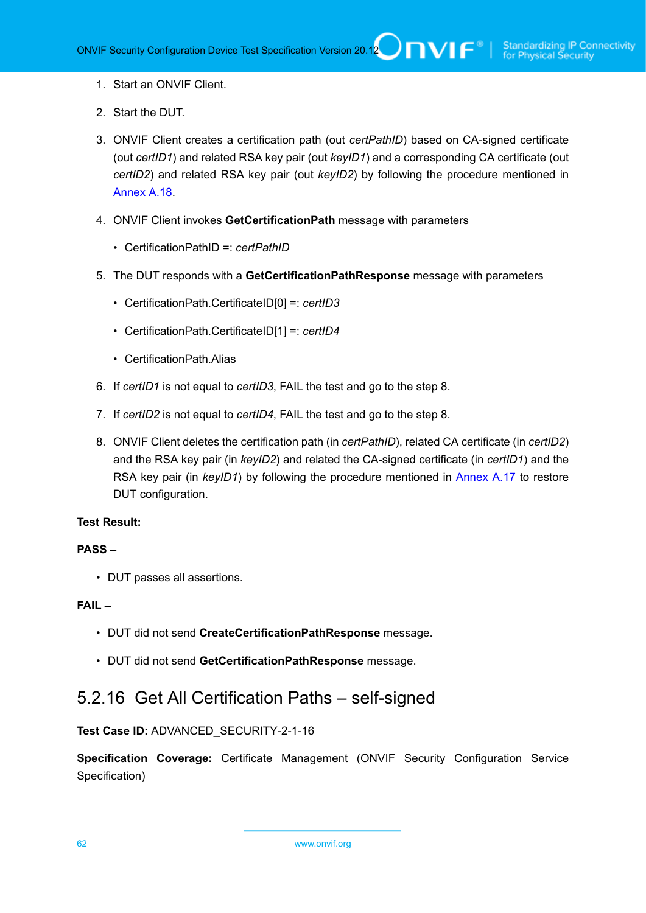1. Start an ONVIF Client.
2. Start the DUT.
3. ONVIF Client creates a certification path (out *certPathID*) based on CA-signed certificate (out *certID1*) and related RSA key pair (out *keyID1*) and a corresponding CA certificate (out *certID2*) and related RSA key pair (out *keyID2*) by following the procedure mentioned in Annex A.18.
4. ONVIF Client invokes **GetCertificationPath** message with parameters
   - CertificationPathID =: *certPathID*
5. The DUT responds with a **GetCertificationPathResponse** message with parameters
   - CertificationPath.CertificateID[0] =: *certID3*
   - CertificationPath.CertificateID[1] =: *certID4*
   - CertificationPath.Alias
6. If *certID1* is not equal to *certID3*, FAIL the test and go to the step 8.
7. If *certID2* is not equal to *certID4*, FAIL the test and go to the step 8.
8. ONVIF Client deletes the certification path (in *certPathID*), related CA certificate (in *certID2*) and the RSA key pair (in *keyID2*) and related the CA-signed certificate (in *certID1*) and the RSA key pair (in *keyID1*) by following the procedure mentioned in Annex A.17 to restore DUT configuration.

**Test Result:**

**PASS –**

- DUT passes all assertions.

**FAIL –**

- DUT did not send **CreateCertificationPathResponse** message.
- DUT did not send **GetCertificationPathResponse** message.

### 5.2.16 Get All Certification Paths – self-signed

**Test Case ID:** ADVANCED_SECURITY-2-1-16

**Specification Coverage:** Certificate Management (ONVIF Security Configuration Service Specification)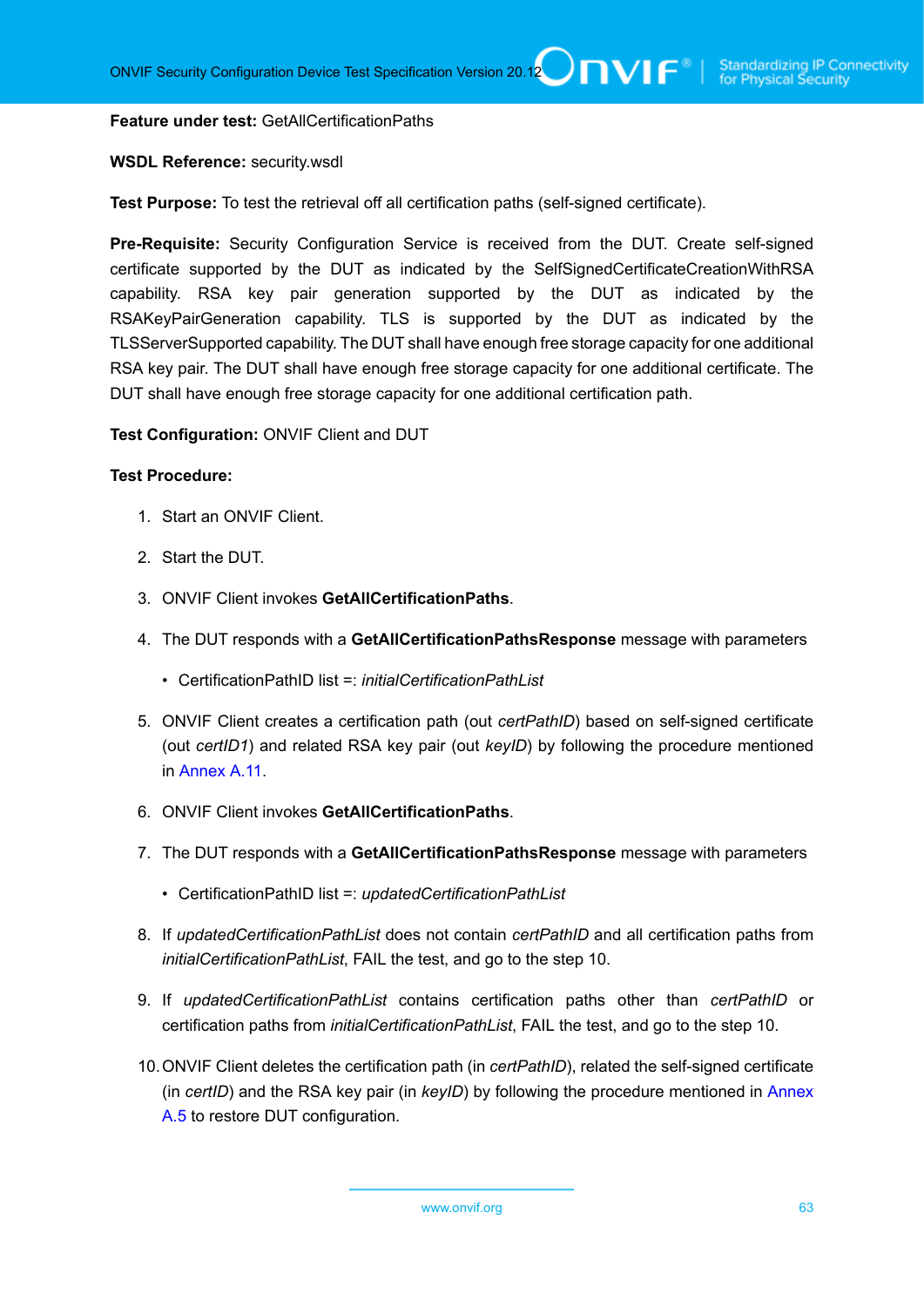**Feature under test:** GetAllCertificationPaths

**WSDL Reference:** security.wsdl

**Test Purpose:** To test the retrieval off all certification paths (self-signed certificate).

**Pre-Requisite:** Security Configuration Service is received from the DUT. Create self-signed certificate supported by the DUT as indicated by the SelfSignedCertificateCreationWithRSA capability. RSA key pair generation supported by the DUT as indicated by the RSAKeyPairGeneration capability. TLS is supported by the DUT as indicated by the TLSServerSupported capability. The DUT shall have enough free storage capacity for one additional RSA key pair. The DUT shall have enough free storage capacity for one additional certificate. The DUT shall have enough free storage capacity for one additional certification path.

**Test Configuration:** ONVIF Client and DUT

**Test Procedure:**

1. Start an ONVIF Client.
2. Start the DUT.
3. ONVIF Client invokes **GetAllCertificationPaths**.
4. The DUT responds with a **GetAllCertificationPathsResponse** message with parameters
   - CertificationPathID list =: *initialCertificationPathList*
5. ONVIF Client creates a certification path (out *certPathID*) based on self-signed certificate (out *certID1*) and related RSA key pair (out *keyID*) by following the procedure mentioned in Annex A.11.
6. ONVIF Client invokes **GetAllCertificationPaths**.
7. The DUT responds with a **GetAllCertificationPathsResponse** message with parameters
   - CertificationPathID list =: *updatedCertificationPathList*
8. If *updatedCertificationPathList* does not contain *certPathID* and all certification paths from *initialCertificationPathList*, FAIL the test, and go to the step 10.
9. If *updatedCertificationPathList* contains certification paths other than *certPathID* or certification paths from *initialCertificationPathList*, FAIL the test, and go to the step 10.
10. ONVIF Client deletes the certification path (in *certPathID*), related the self-signed certificate (in *certID*) and the RSA key pair (in *keyID*) by following the procedure mentioned in Annex A.5 to restore DUT configuration.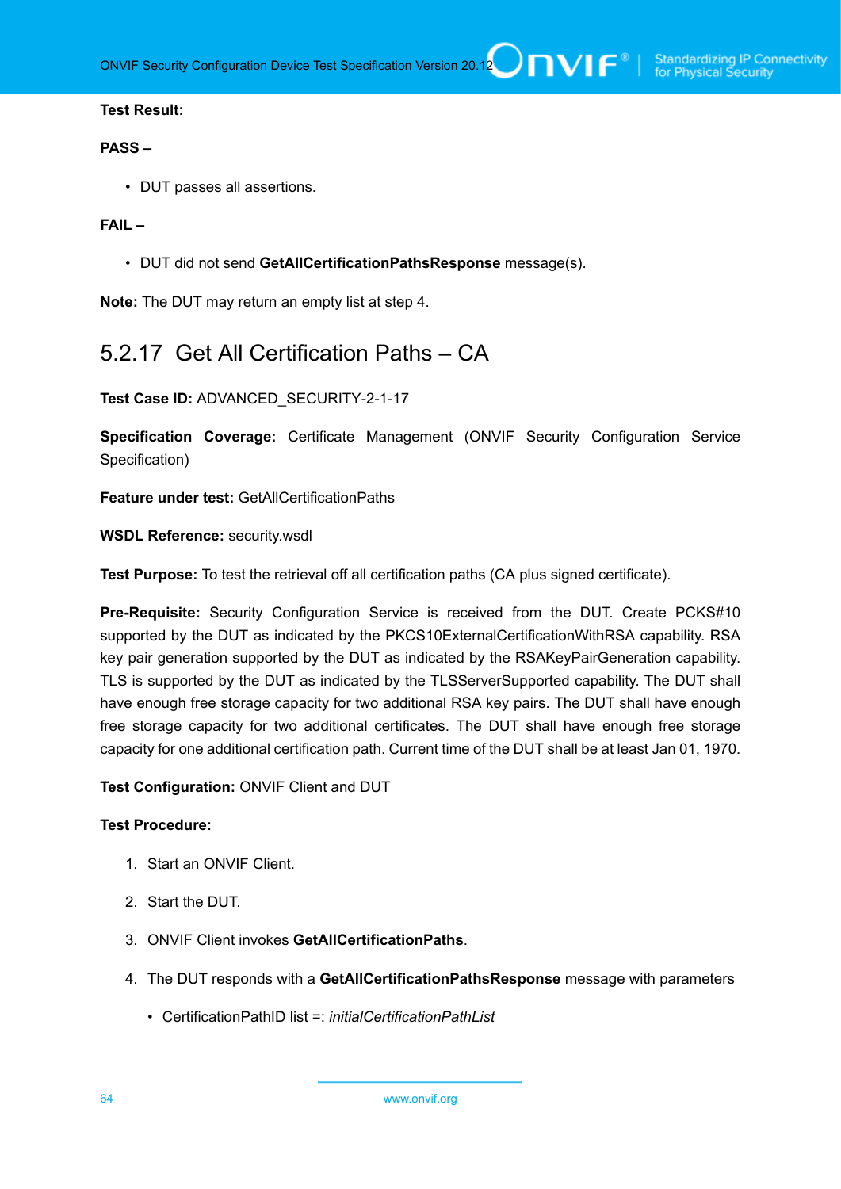**Test Result:**

**PASS –**

- DUT passes all assertions.

**FAIL –**

- DUT did not send **GetAllCertificationPathsResponse** message(s).

**Note:** The DUT may return an empty list at step 4.

## 5.2.17 Get All Certification Paths – CA

**Test Case ID:** ADVANCED_SECURITY-2-1-17

**Specification Coverage:** Certificate Management (ONVIF Security Configuration Service Specification)

**Feature under test:** GetAllCertificationPaths

**WSDL Reference:** security.wsdl

**Test Purpose:** To test the retrieval off all certification paths (CA plus signed certificate).

**Pre-Requisite:** Security Configuration Service is received from the DUT. Create PCKS#10 supported by the DUT as indicated by the PKCS10ExternalCertificationWithRSA capability. RSA key pair generation supported by the DUT as indicated by the RSAKeyPairGeneration capability. TLS is supported by the DUT as indicated by the TLSServerSupported capability. The DUT shall have enough free storage capacity for two additional RSA key pairs. The DUT shall have enough free storage capacity for two additional certificates. The DUT shall have enough free storage capacity for one additional certification path. Current time of the DUT shall be at least Jan 01, 1970.

**Test Configuration:** ONVIF Client and DUT

**Test Procedure:**

1. Start an ONVIF Client.
2. Start the DUT.
3. ONVIF Client invokes **GetAllCertificationPaths**.
4. The DUT responds with a **GetAllCertificationPathsResponse** message with parameters
   - CertificationPathID list =: *initialCertificationPathList*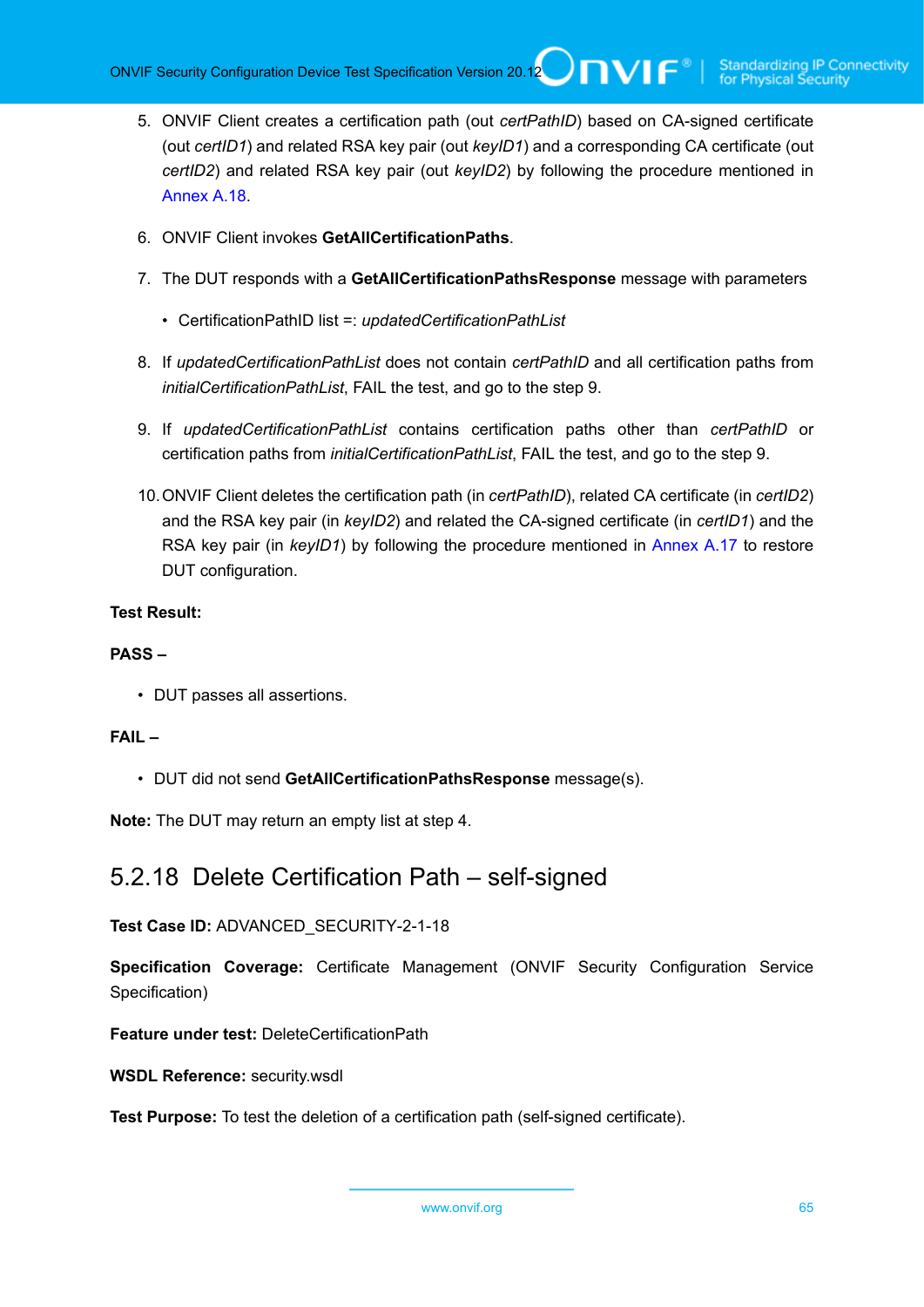5. ONVIF Client creates a certification path (out *certPathID*) based on CA-signed certificate (out *certID1*) and related RSA key pair (out *keyID1*) and a corresponding CA certificate (out *certID2*) and related RSA key pair (out *keyID2*) by following the procedure mentioned in Annex A.18.

6. ONVIF Client invokes **GetAllCertificationPaths**.

7. The DUT responds with a **GetAllCertificationPathsResponse** message with parameters

   - CertificationPathID list =: *updatedCertificationPathList*

8. If *updatedCertificationPathList* does not contain *certPathID* and all certification paths from *initialCertificationPathList*, FAIL the test, and go to the step 9.

9. If *updatedCertificationPathList* contains certification paths other than *certPathID* or certification paths from *initialCertificationPathList*, FAIL the test, and go to the step 9.

10. ONVIF Client deletes the certification path (in *certPathID*), related CA certificate (in *certID2*) and the RSA key pair (in *keyID2*) and related the CA-signed certificate (in *certID1*) and the RSA key pair (in *keyID1*) by following the procedure mentioned in Annex A.17 to restore DUT configuration.

**Test Result:**

**PASS –**

- DUT passes all assertions.

**FAIL –**

- DUT did not send **GetAllCertificationPathsResponse** message(s).

**Note:** The DUT may return an empty list at step 4.

## 5.2.18 Delete Certification Path – self-signed

**Test Case ID:** ADVANCED_SECURITY-2-1-18

**Specification Coverage:** Certificate Management (ONVIF Security Configuration Service Specification)

**Feature under test:** DeleteCertificationPath

**WSDL Reference:** security.wsdl

**Test Purpose:** To test the deletion of a certification path (self-signed certificate).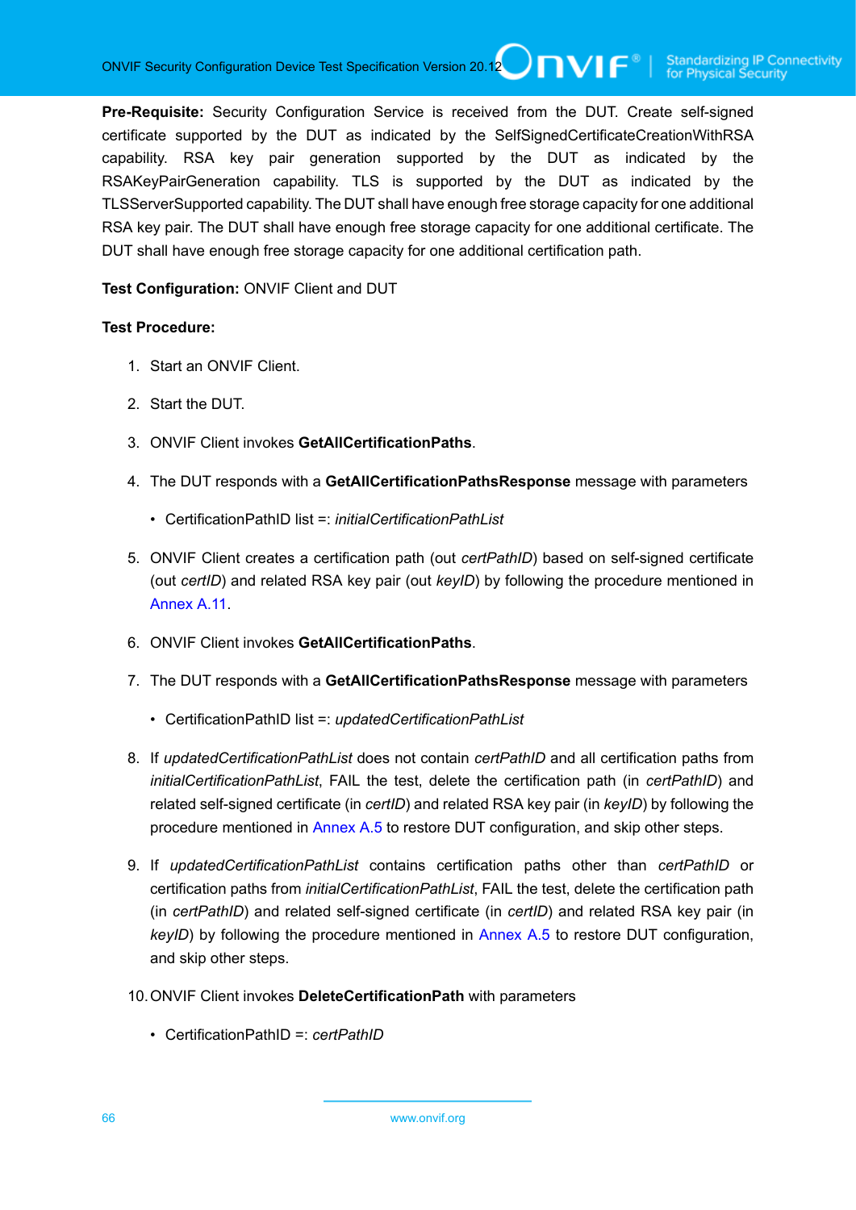**Pre-Requisite:** Security Configuration Service is received from the DUT. Create self-signed certificate supported by the DUT as indicated by the SelfSignedCertificateCreationWithRSA capability. RSA key pair generation supported by the DUT as indicated by the RSAKeyPairGeneration capability. TLS is supported by the DUT as indicated by the TLSServerSupported capability. The DUT shall have enough free storage capacity for one additional RSA key pair. The DUT shall have enough free storage capacity for one additional certificate. The DUT shall have enough free storage capacity for one additional certification path.

**Test Configuration:** ONVIF Client and DUT

**Test Procedure:**

1. Start an ONVIF Client.

2. Start the DUT.

3. ONVIF Client invokes **GetAllCertificationPaths**.

4. The DUT responds with a **GetAllCertificationPathsResponse** message with parameters

   - CertificationPathID list =: *initialCertificationPathList*

5. ONVIF Client creates a certification path (out *certPathID*) based on self-signed certificate (out *certID*) and related RSA key pair (out *keyID*) by following the procedure mentioned in Annex A.11.

6. ONVIF Client invokes **GetAllCertificationPaths**.

7. The DUT responds with a **GetAllCertificationPathsResponse** message with parameters

   - CertificationPathID list =: *updatedCertificationPathList*

8. If *updatedCertificationPathList* does not contain *certPathID* and all certification paths from *initialCertificationPathList*, FAIL the test, delete the certification path (in *certPathID*) and related self-signed certificate (in *certID*) and related RSA key pair (in *keyID*) by following the procedure mentioned in Annex A.5 to restore DUT configuration, and skip other steps.

9. If *updatedCertificationPathList* contains certification paths other than *certPathID* or certification paths from *initialCertificationPathList*, FAIL the test, delete the certification path (in *certPathID*) and related self-signed certificate (in *certID*) and related RSA key pair (in *keyID*) by following the procedure mentioned in Annex A.5 to restore DUT configuration, and skip other steps.

10. ONVIF Client invokes **DeleteCertificationPath** with parameters

    - CertificationPathID =: *certPathID*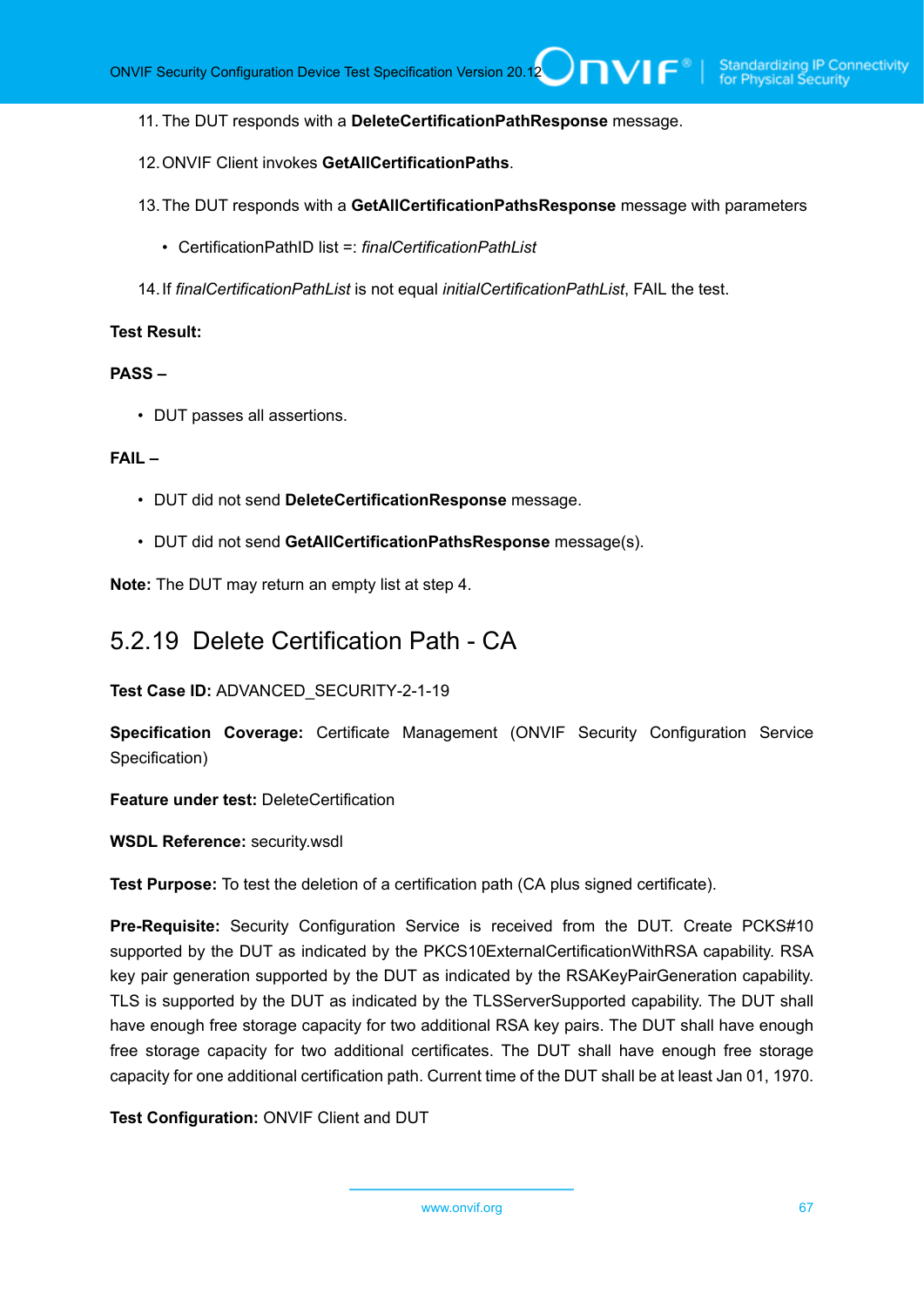11. The DUT responds with a **DeleteCertificationPathResponse** message.

12. ONVIF Client invokes **GetAllCertificationPaths**.

13. The DUT responds with a **GetAllCertificationPathsResponse** message with parameters

    - CertificationPathID list =: *finalCertificationPathList*

14. If *finalCertificationPathList* is not equal *initialCertificationPathList*, FAIL the test.

**Test Result:**

**PASS –**

- DUT passes all assertions.

**FAIL –**

- DUT did not send **DeleteCertificationResponse** message.

- DUT did not send **GetAllCertificationPathsResponse** message(s).

**Note:** The DUT may return an empty list at step 4.

### 5.2.19 Delete Certification Path - CA

**Test Case ID:** ADVANCED_SECURITY-2-1-19

**Specification Coverage:** Certificate Management (ONVIF Security Configuration Service Specification)

**Feature under test:** DeleteCertification

**WSDL Reference:** security.wsdl

**Test Purpose:** To test the deletion of a certification path (CA plus signed certificate).

**Pre-Requisite:** Security Configuration Service is received from the DUT. Create PCKS#10 supported by the DUT as indicated by the PKCS10ExternalCertificationWithRSA capability. RSA key pair generation supported by the DUT as indicated by the RSAKeyPairGeneration capability. TLS is supported by the DUT as indicated by the TLSServerSupported capability. The DUT shall have enough free storage capacity for two additional RSA key pairs. The DUT shall have enough free storage capacity for two additional certificates. The DUT shall have enough free storage capacity for one additional certification path. Current time of the DUT shall be at least Jan 01, 1970.

**Test Configuration:** ONVIF Client and DUT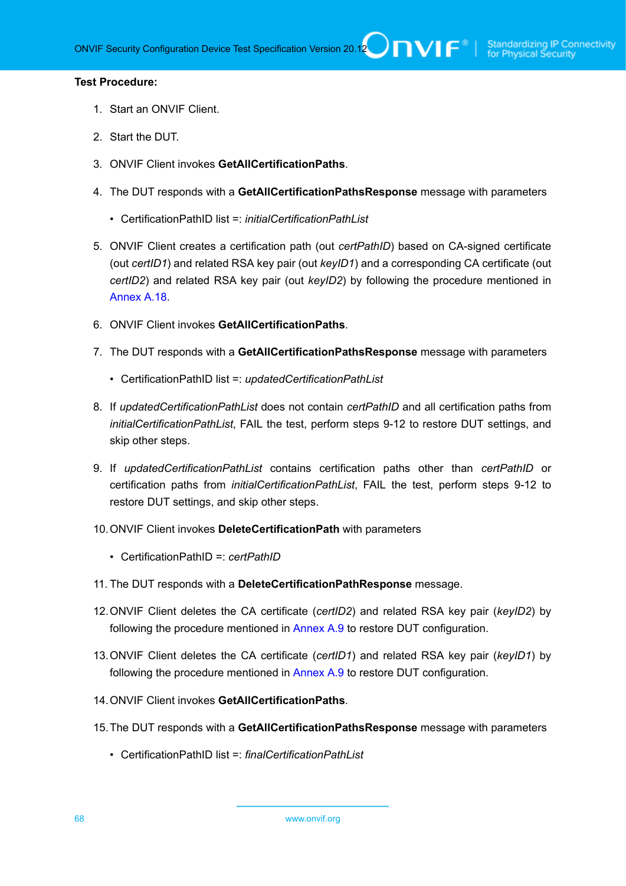**Test Procedure:**

1. Start an ONVIF Client.
2. Start the DUT.
3. ONVIF Client invokes **GetAllCertificationPaths**.
4. The DUT responds with a **GetAllCertificationPathsResponse** message with parameters
   - CertificationPathID list =: *initialCertificationPathList*
5. ONVIF Client creates a certification path (out *certPathID*) based on CA-signed certificate (out *certID1*) and related RSA key pair (out *keyID1*) and a corresponding CA certificate (out *certID2*) and related RSA key pair (out *keyID2*) by following the procedure mentioned in Annex A.18.
6. ONVIF Client invokes **GetAllCertificationPaths**.
7. The DUT responds with a **GetAllCertificationPathsResponse** message with parameters
   - CertificationPathID list =: *updatedCertificationPathList*
8. If *updatedCertificationPathList* does not contain *certPathID* and all certification paths from *initialCertificationPathList*, FAIL the test, perform steps 9-12 to restore DUT settings, and skip other steps.
9. If *updatedCertificationPathList* contains certification paths other than *certPathID* or certification paths from *initialCertificationPathList*, FAIL the test, perform steps 9-12 to restore DUT settings, and skip other steps.
10. ONVIF Client invokes **DeleteCertificationPath** with parameters
    - CertificationPathID =: *certPathID*
11. The DUT responds with a **DeleteCertificationPathResponse** message.
12. ONVIF Client deletes the CA certificate (*certID2*) and related RSA key pair (*keyID2*) by following the procedure mentioned in Annex A.9 to restore DUT configuration.
13. ONVIF Client deletes the CA certificate (*certID1*) and related RSA key pair (*keyID1*) by following the procedure mentioned in Annex A.9 to restore DUT configuration.
14. ONVIF Client invokes **GetAllCertificationPaths**.
15. The DUT responds with a **GetAllCertificationPathsResponse** message with parameters
    - CertificationPathID list =: *finalCertificationPathList*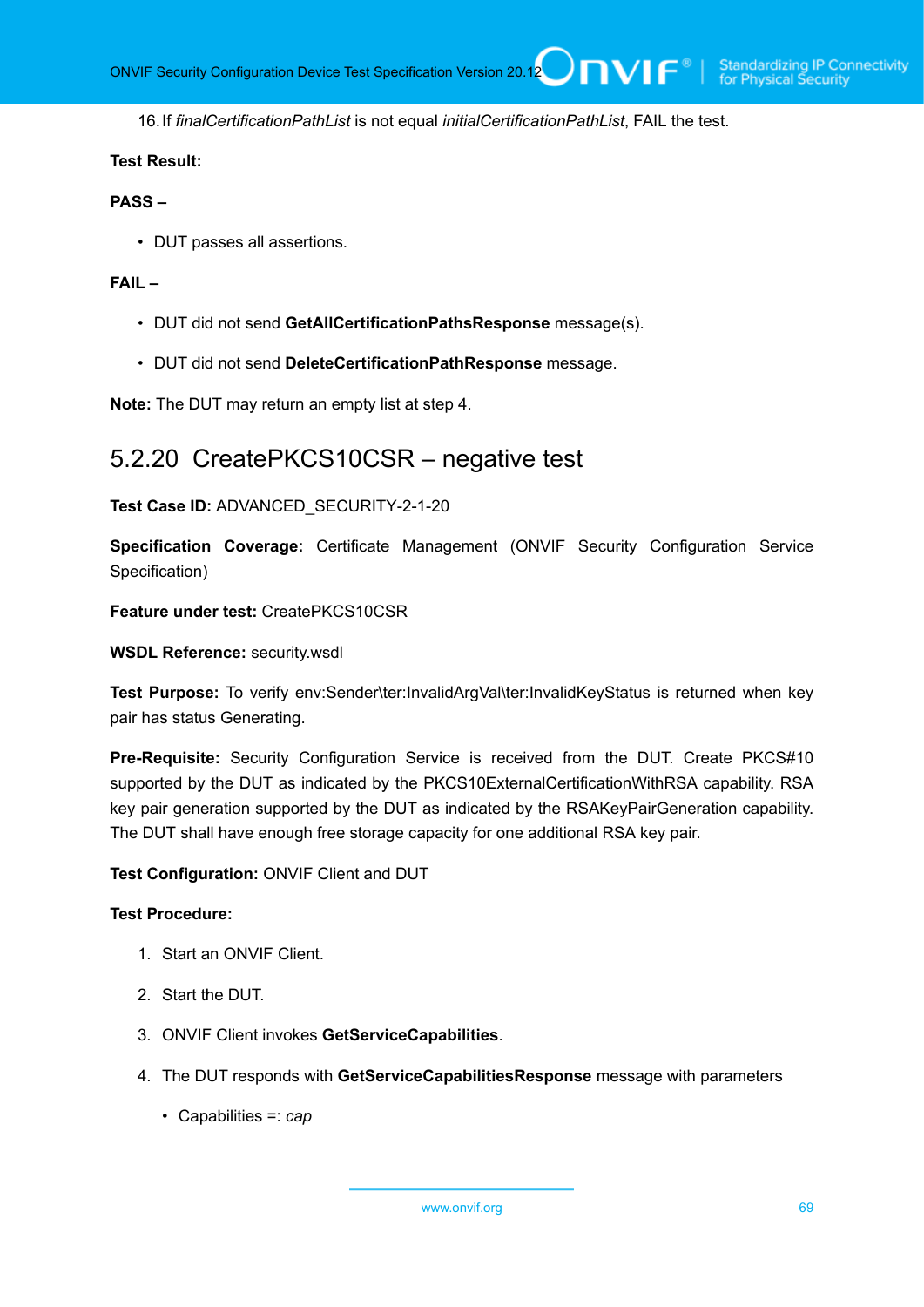16. If *finalCertificationPathList* is not equal *initialCertificationPathList*, FAIL the test.

**Test Result:**

**PASS –**

- DUT passes all assertions.

**FAIL –**

- DUT did not send **GetAllCertificationPathsResponse** message(s).
- DUT did not send **DeleteCertificationPathResponse** message.

**Note:** The DUT may return an empty list at step 4.

## 5.2.20 CreatePKCS10CSR – negative test

**Test Case ID:** ADVANCED_SECURITY-2-1-20

**Specification Coverage:** Certificate Management (ONVIF Security Configuration Service Specification)

**Feature under test:** CreatePKCS10CSR

**WSDL Reference:** security.wsdl

**Test Purpose:** To verify env:Sender\ter:InvalidArgVal\ter:InvalidKeyStatus is returned when key pair has status Generating.

**Pre-Requisite:** Security Configuration Service is received from the DUT. Create PKCS#10 supported by the DUT as indicated by the PKCS10ExternalCertificationWithRSA capability. RSA key pair generation supported by the DUT as indicated by the RSAKeyPairGeneration capability. The DUT shall have enough free storage capacity for one additional RSA key pair.

**Test Configuration:** ONVIF Client and DUT

**Test Procedure:**

1. Start an ONVIF Client.
2. Start the DUT.
3. ONVIF Client invokes **GetServiceCapabilities**.
4. The DUT responds with **GetServiceCapabilitiesResponse** message with parameters
   - Capabilities =: *cap*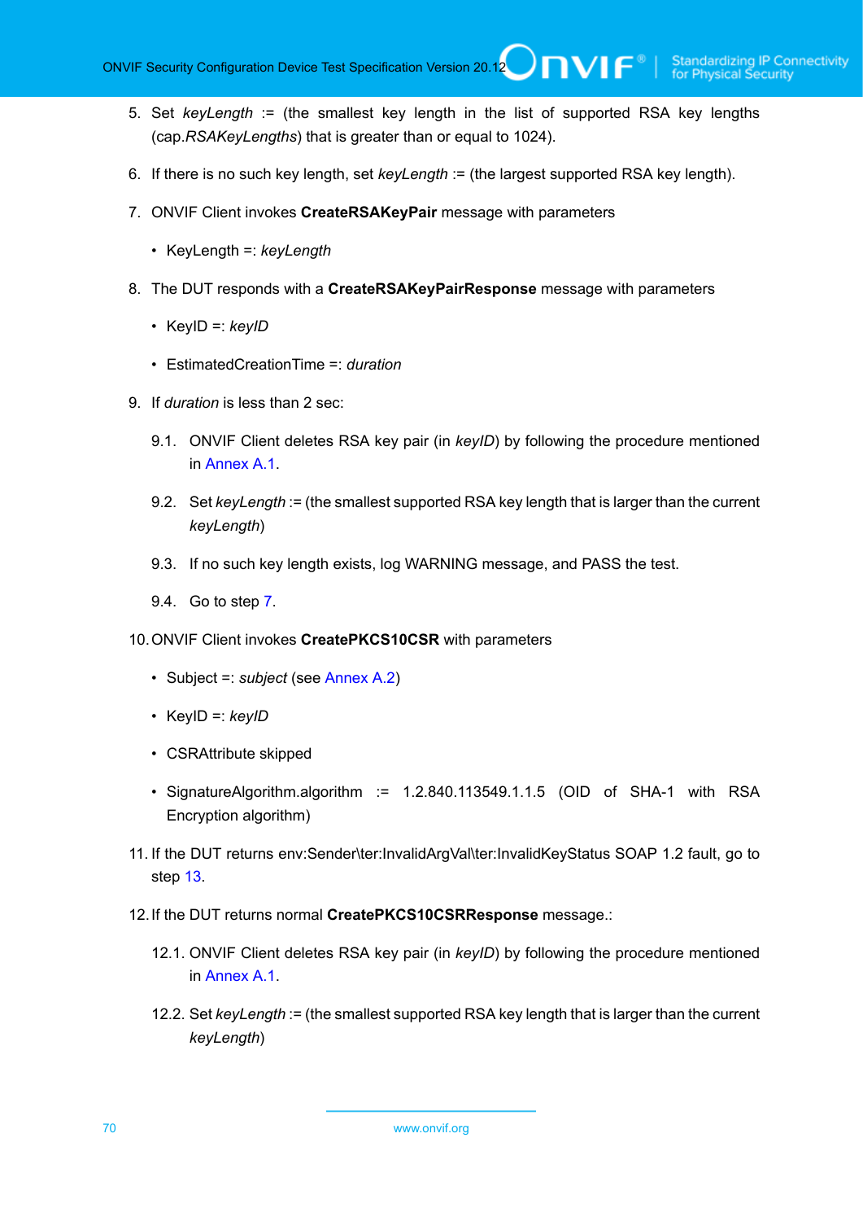5. Set *keyLength* := (the smallest key length in the list of supported RSA key lengths (cap.*RSAKeyLengths*) that is greater than or equal to 1024).

6. If there is no such key length, set *keyLength* := (the largest supported RSA key length).

7. ONVIF Client invokes **CreateRSAKeyPair** message with parameters

   - KeyLength =: *keyLength*

8. The DUT responds with a **CreateRSAKeyPairResponse** message with parameters

   - KeyID =: *keyID*

   - EstimatedCreationTime =: *duration*

9. If *duration* is less than 2 sec:

   9.1. ONVIF Client deletes RSA key pair (in *keyID*) by following the procedure mentioned in Annex A.1.

   9.2. Set *keyLength* := (the smallest supported RSA key length that is larger than the current *keyLength*)

   9.3. If no such key length exists, log WARNING message, and PASS the test.

   9.4. Go to step 7.

10. ONVIF Client invokes **CreatePKCS10CSR** with parameters

    - Subject =: *subject* (see Annex A.2)

    - KeyID =: *keyID*

    - CSRAttribute skipped

    - SignatureAlgorithm.algorithm := 1.2.840.113549.1.1.5 (OID of SHA-1 with RSA Encryption algorithm)

11. If the DUT returns env:Sender\ter:InvalidArgVal\ter:InvalidKeyStatus SOAP 1.2 fault, go to step 13.

12. If the DUT returns normal **CreatePKCS10CSRResponse** message.:

    12.1. ONVIF Client deletes RSA key pair (in *keyID*) by following the procedure mentioned in Annex A.1.

    12.2. Set *keyLength* := (the smallest supported RSA key length that is larger than the current *keyLength*)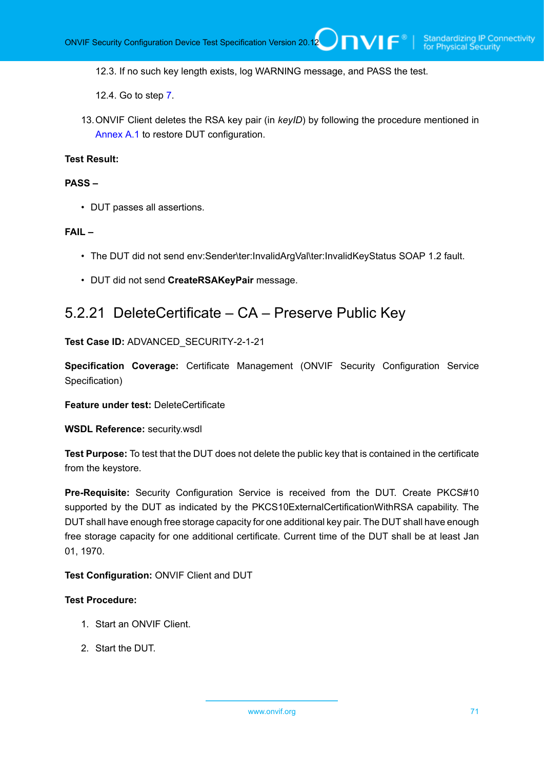12.3. If no such key length exists, log WARNING message, and PASS the test.

12.4. Go to step 7.

13. ONVIF Client deletes the RSA key pair (in *keyID*) by following the procedure mentioned in Annex A.1 to restore DUT configuration.

**Test Result:**

**PASS –**

- DUT passes all assertions.

**FAIL –**

- The DUT did not send env:Sender\ter:InvalidArgVal\ter:InvalidKeyStatus SOAP 1.2 fault.
- DUT did not send **CreateRSAKeyPair** message.

## 5.2.21 DeleteCertificate – CA – Preserve Public Key

**Test Case ID:** ADVANCED_SECURITY-2-1-21

**Specification Coverage:** Certificate Management (ONVIF Security Configuration Service Specification)

**Feature under test:** DeleteCertificate

**WSDL Reference:** security.wsdl

**Test Purpose:** To test that the DUT does not delete the public key that is contained in the certificate from the keystore.

**Pre-Requisite:** Security Configuration Service is received from the DUT. Create PKCS#10 supported by the DUT as indicated by the PKCS10ExternalCertificationWithRSA capability. The DUT shall have enough free storage capacity for one additional key pair. The DUT shall have enough free storage capacity for one additional certificate. Current time of the DUT shall be at least Jan 01, 1970.

**Test Configuration:** ONVIF Client and DUT

**Test Procedure:**

1. Start an ONVIF Client.
2. Start the DUT.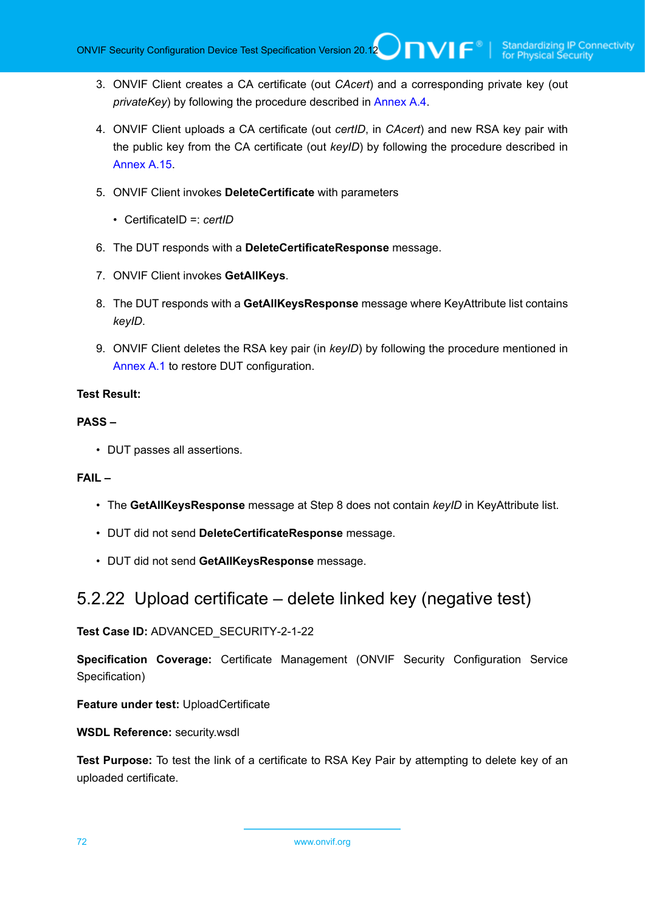3. ONVIF Client creates a CA certificate (out *CAcert*) and a corresponding private key (out *privateKey*) by following the procedure described in Annex A.4.

4. ONVIF Client uploads a CA certificate (out *certID*, in *CAcert*) and new RSA key pair with the public key from the CA certificate (out *keyID*) by following the procedure described in Annex A.15.

5. ONVIF Client invokes **DeleteCertificate** with parameters

   - CertificateID =: *certID*

6. The DUT responds with a **DeleteCertificateResponse** message.

7. ONVIF Client invokes **GetAllKeys**.

8. The DUT responds with a **GetAllKeysResponse** message where KeyAttribute list contains *keyID*.

9. ONVIF Client deletes the RSA key pair (in *keyID*) by following the procedure mentioned in Annex A.1 to restore DUT configuration.

**Test Result:**

**PASS –**

- DUT passes all assertions.

**FAIL –**

- The **GetAllKeysResponse** message at Step 8 does not contain *keyID* in KeyAttribute list.
- DUT did not send **DeleteCertificateResponse** message.
- DUT did not send **GetAllKeysResponse** message.

### 5.2.22 Upload certificate – delete linked key (negative test)

**Test Case ID:** ADVANCED_SECURITY-2-1-22

**Specification Coverage:** Certificate Management (ONVIF Security Configuration Service Specification)

**Feature under test:** UploadCertificate

**WSDL Reference:** security.wsdl

**Test Purpose:** To test the link of a certificate to RSA Key Pair by attempting to delete key of an uploaded certificate.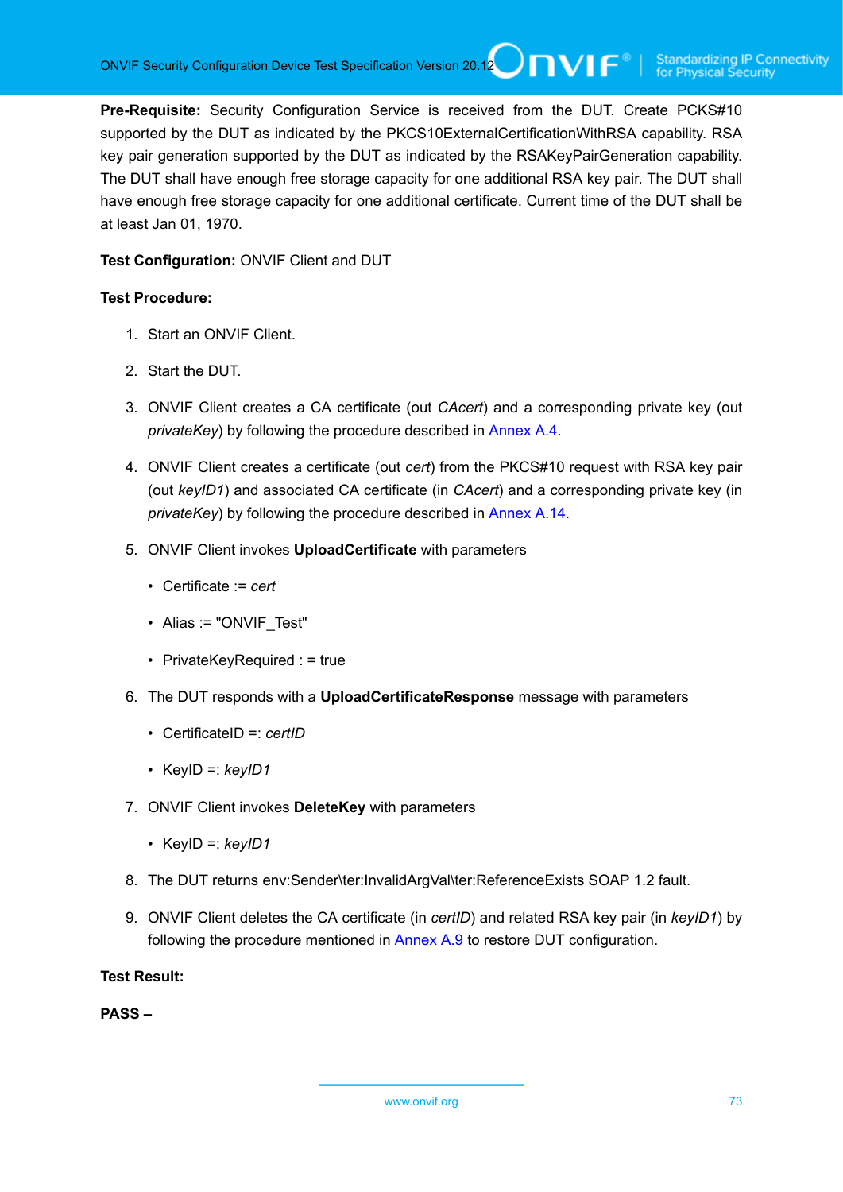**Pre-Requisite:** Security Configuration Service is received from the DUT. Create PCKS#10 supported by the DUT as indicated by the PKCS10ExternalCertificationWithRSA capability. RSA key pair generation supported by the DUT as indicated by the RSAKeyPairGeneration capability. The DUT shall have enough free storage capacity for one additional RSA key pair. The DUT shall have enough free storage capacity for one additional certificate. Current time of the DUT shall be at least Jan 01, 1970.

**Test Configuration:** ONVIF Client and DUT

**Test Procedure:**

1. Start an ONVIF Client.
2. Start the DUT.
3. ONVIF Client creates a CA certificate (out *CAcert*) and a corresponding private key (out *privateKey*) by following the procedure described in Annex A.4.
4. ONVIF Client creates a certificate (out *cert*) from the PKCS#10 request with RSA key pair (out *keyID1*) and associated CA certificate (in *CAcert*) and a corresponding private key (in *privateKey*) by following the procedure described in Annex A.14.
5. ONVIF Client invokes **UploadCertificate** with parameters
   - Certificate := *cert*
   - Alias := "ONVIF_Test"
   - PrivateKeyRequired : = true
6. The DUT responds with a **UploadCertificateResponse** message with parameters
   - CertificateID =: *certID*
   - KeyID =: *keyID1*
7. ONVIF Client invokes **DeleteKey** with parameters
   - KeyID =: *keyID1*
8. The DUT returns env:Sender\ter:InvalidArgVal\ter:ReferenceExists SOAP 1.2 fault.
9. ONVIF Client deletes the CA certificate (in *certID*) and related RSA key pair (in *keyID1*) by following the procedure mentioned in Annex A.9 to restore DUT configuration.

**Test Result:**

**PASS –**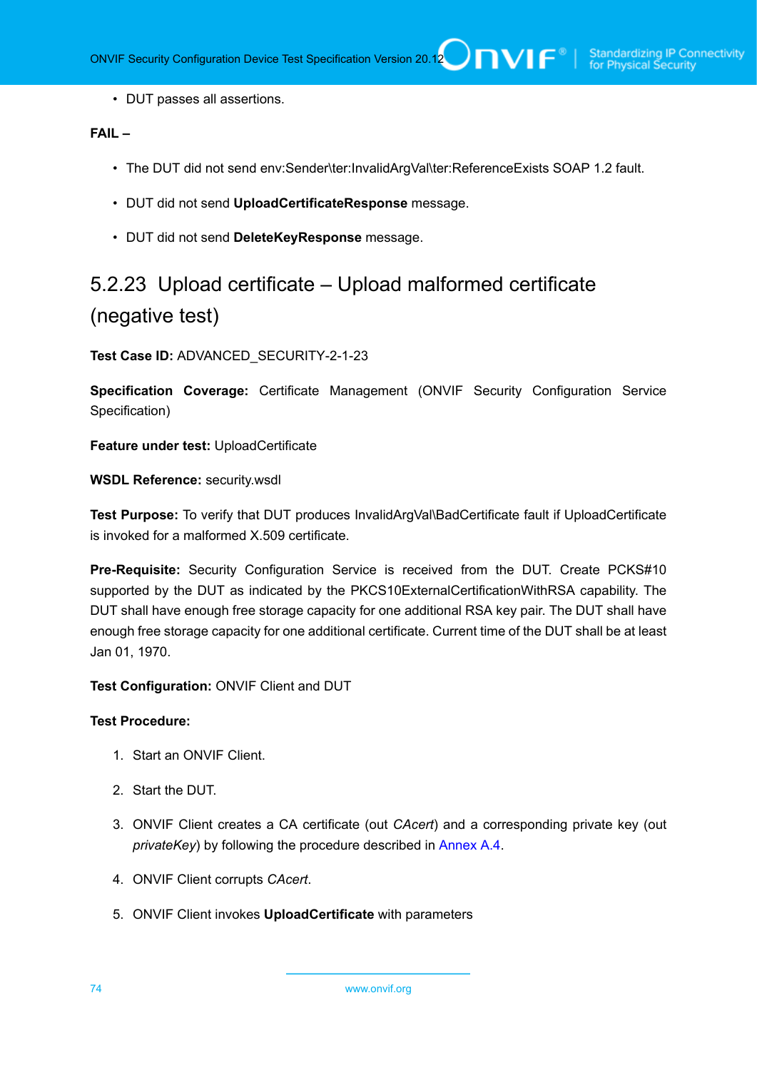- DUT passes all assertions.

**FAIL –**

- The DUT did not send env:Sender\ter:InvalidArgVal\ter:ReferenceExists SOAP 1.2 fault.
- DUT did not send **UploadCertificateResponse** message.
- DUT did not send **DeleteKeyResponse** message.

## 5.2.23 Upload certificate – Upload malformed certificate (negative test)

**Test Case ID:** ADVANCED_SECURITY-2-1-23

**Specification Coverage:** Certificate Management (ONVIF Security Configuration Service Specification)

**Feature under test:** UploadCertificate

**WSDL Reference:** security.wsdl

**Test Purpose:** To verify that DUT produces InvalidArgVal\BadCertificate fault if UploadCertificate is invoked for a malformed X.509 certificate.

**Pre-Requisite:** Security Configuration Service is received from the DUT. Create PCKS#10 supported by the DUT as indicated by the PKCS10ExternalCertificationWithRSA capability. The DUT shall have enough free storage capacity for one additional RSA key pair. The DUT shall have enough free storage capacity for one additional certificate. Current time of the DUT shall be at least Jan 01, 1970.

**Test Configuration:** ONVIF Client and DUT

**Test Procedure:**

1. Start an ONVIF Client.
2. Start the DUT.
3. ONVIF Client creates a CA certificate (out *CAcert*) and a corresponding private key (out *privateKey*) by following the procedure described in Annex A.4.
4. ONVIF Client corrupts *CAcert*.
5. ONVIF Client invokes **UploadCertificate** with parameters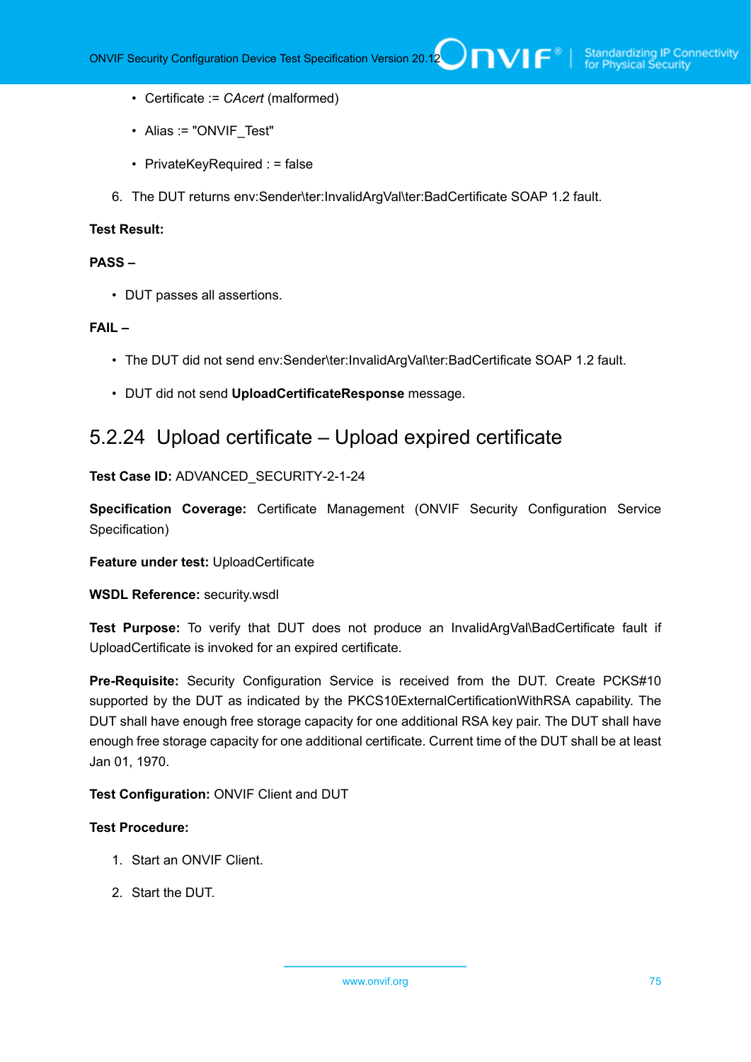- Certificate := *CAcert* (malformed)
- Alias := "ONVIF_Test"
- PrivateKeyRequired : = false

6. The DUT returns env:Sender\ter:InvalidArgVal\ter:BadCertificate SOAP 1.2 fault.

**Test Result:**

**PASS –**

- DUT passes all assertions.

**FAIL –**

- The DUT did not send env:Sender\ter:InvalidArgVal\ter:BadCertificate SOAP 1.2 fault.
- DUT did not send **UploadCertificateResponse** message.

## 5.2.24 Upload certificate – Upload expired certificate

**Test Case ID:** ADVANCED_SECURITY-2-1-24

**Specification Coverage:** Certificate Management (ONVIF Security Configuration Service Specification)

**Feature under test:** UploadCertificate

**WSDL Reference:** security.wsdl

**Test Purpose:** To verify that DUT does not produce an InvalidArgVal\BadCertificate fault if UploadCertificate is invoked for an expired certificate.

**Pre-Requisite:** Security Configuration Service is received from the DUT. Create PCKS#10 supported by the DUT as indicated by the PKCS10ExternalCertificationWithRSA capability. The DUT shall have enough free storage capacity for one additional RSA key pair. The DUT shall have enough free storage capacity for one additional certificate. Current time of the DUT shall be at least Jan 01, 1970.

**Test Configuration:** ONVIF Client and DUT

**Test Procedure:**

1. Start an ONVIF Client.
2. Start the DUT.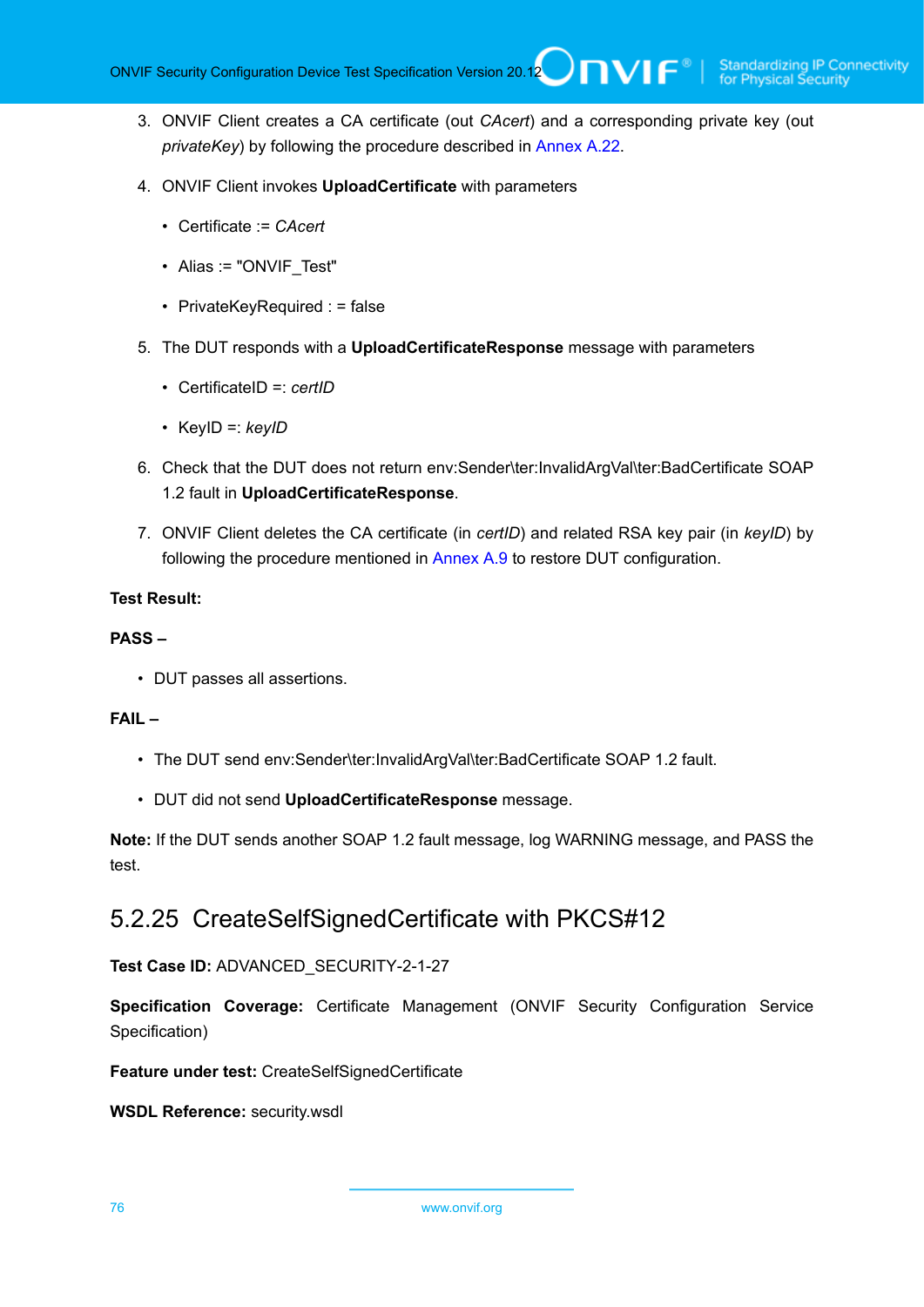3. ONVIF Client creates a CA certificate (out *CAcert*) and a corresponding private key (out *privateKey*) by following the procedure described in Annex A.22.

4. ONVIF Client invokes **UploadCertificate** with parameters

   - Certificate := *CAcert*
   - Alias := "ONVIF_Test"
   - PrivateKeyRequired : = false

5. The DUT responds with a **UploadCertificateResponse** message with parameters

   - CertificateID =: *certID*
   - KeyID =: *keyID*

6. Check that the DUT does not return env:Sender\ter:InvalidArgVal\ter:BadCertificate SOAP 1.2 fault in **UploadCertificateResponse**.

7. ONVIF Client deletes the CA certificate (in *certID*) and related RSA key pair (in *keyID*) by following the procedure mentioned in Annex A.9 to restore DUT configuration.

**Test Result:**

**PASS –**

- DUT passes all assertions.

**FAIL –**

- The DUT send env:Sender\ter:InvalidArgVal\ter:BadCertificate SOAP 1.2 fault.
- DUT did not send **UploadCertificateResponse** message.

**Note:** If the DUT sends another SOAP 1.2 fault message, log WARNING message, and PASS the test.

### 5.2.25 CreateSelfSignedCertificate with PKCS#12

**Test Case ID:** ADVANCED_SECURITY-2-1-27

**Specification Coverage:** Certificate Management (ONVIF Security Configuration Service Specification)

**Feature under test:** CreateSelfSignedCertificate

**WSDL Reference:** security.wsdl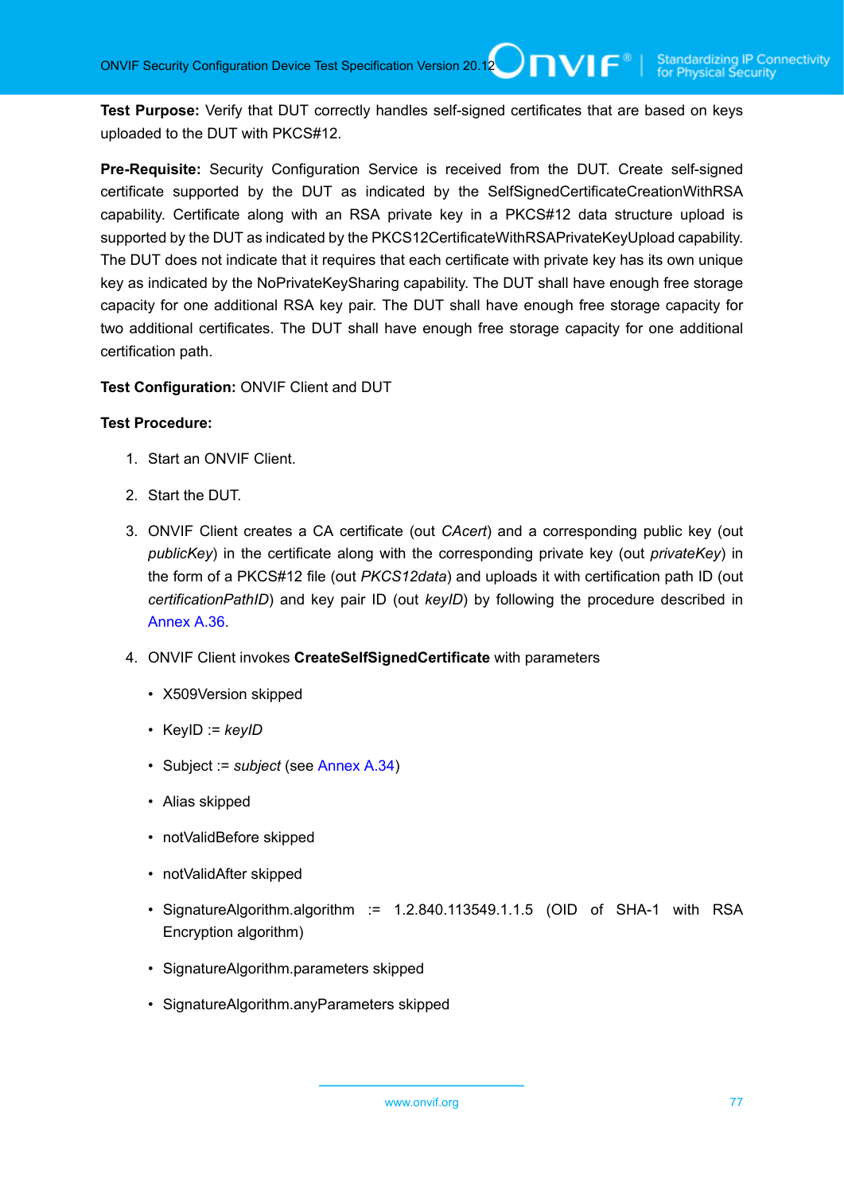**Test Purpose:** Verify that DUT correctly handles self-signed certificates that are based on keys uploaded to the DUT with PKCS#12.

**Pre-Requisite:** Security Configuration Service is received from the DUT. Create self-signed certificate supported by the DUT as indicated by the SelfSignedCertificateCreationWithRSA capability. Certificate along with an RSA private key in a PKCS#12 data structure upload is supported by the DUT as indicated by the PKCS12CertificateWithRSAPrivateKeyUpload capability. The DUT does not indicate that it requires that each certificate with private key has its own unique key as indicated by the NoPrivateKeySharing capability. The DUT shall have enough free storage capacity for one additional RSA key pair. The DUT shall have enough free storage capacity for two additional certificates. The DUT shall have enough free storage capacity for one additional certification path.

**Test Configuration:** ONVIF Client and DUT

**Test Procedure:**

1. Start an ONVIF Client.
2. Start the DUT.
3. ONVIF Client creates a CA certificate (out *CAcert*) and a corresponding public key (out *publicKey*) in the certificate along with the corresponding private key (out *privateKey*) in the form of a PKCS#12 file (out *PKCS12data*) and uploads it with certification path ID (out *certificationPathID*) and key pair ID (out *keyID*) by following the procedure described in Annex A.36.
4. ONVIF Client invokes **CreateSelfSignedCertificate** with parameters
   - X509Version skipped
   - KeyID := *keyID*
   - Subject := *subject* (see Annex A.34)
   - Alias skipped
   - notValidBefore skipped
   - notValidAfter skipped
   - SignatureAlgorithm.algorithm := 1.2.840.113549.1.1.5 (OID of SHA-1 with RSA Encryption algorithm)
   - SignatureAlgorithm.parameters skipped
   - SignatureAlgorithm.anyParameters skipped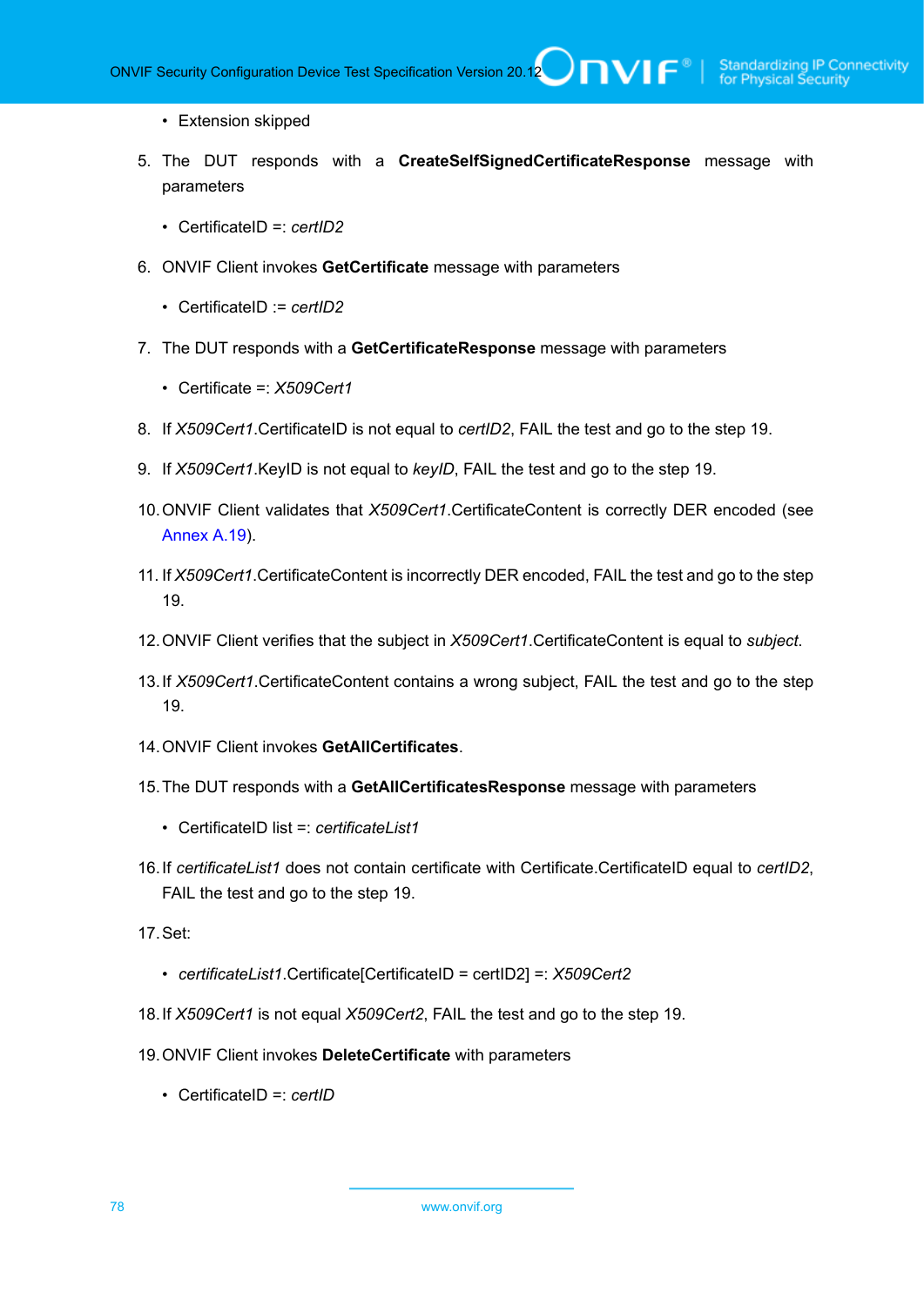- Extension skipped

5. The DUT responds with a **CreateSelfSignedCertificateResponse** message with parameters

   - CertificateID =: *certID2*

6. ONVIF Client invokes **GetCertificate** message with parameters

   - CertificateID := *certID2*

7. The DUT responds with a **GetCertificateResponse** message with parameters

   - Certificate =: *X509Cert1*

8. If *X509Cert1*.CertificateID is not equal to *certID2*, FAIL the test and go to the step 19.

9. If *X509Cert1*.KeyID is not equal to *keyID*, FAIL the test and go to the step 19.

10. ONVIF Client validates that *X509Cert1*.CertificateContent is correctly DER encoded (see Annex A.19).

11. If *X509Cert1*.CertificateContent is incorrectly DER encoded, FAIL the test and go to the step 19.

12. ONVIF Client verifies that the subject in *X509Cert1*.CertificateContent is equal to *subject*.

13. If *X509Cert1*.CertificateContent contains a wrong subject, FAIL the test and go to the step 19.

14. ONVIF Client invokes **GetAllCertificates**.

15. The DUT responds with a **GetAllCertificatesResponse** message with parameters

    - CertificateID list =: *certificateList1*

16. If *certificateList1* does not contain certificate with Certificate.CertificateID equal to *certID2*, FAIL the test and go to the step 19.

17. Set:

    - *certificateList1*.Certificate[CertificateID = certID2] =: *X509Cert2*

18. If *X509Cert1* is not equal *X509Cert2*, FAIL the test and go to the step 19.

19. ONVIF Client invokes **DeleteCertificate** with parameters

    - CertificateID =: *certID*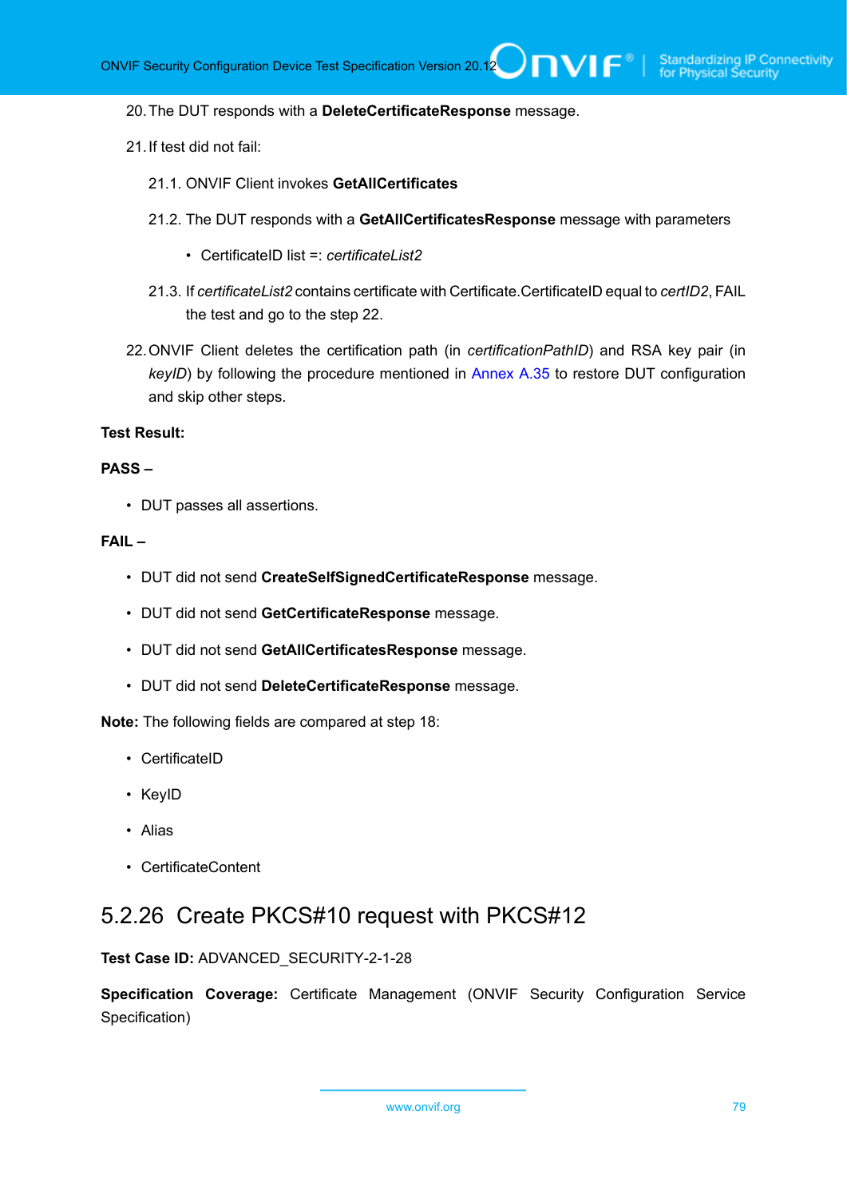20. The DUT responds with a **DeleteCertificateResponse** message.

21. If test did not fail:

   21.1. ONVIF Client invokes **GetAllCertificates**

   21.2. The DUT responds with a **GetAllCertificatesResponse** message with parameters

   - CertificateID list =: *certificateList2*

   21.3. If *certificateList2* contains certificate with Certificate.CertificateID equal to *certID2*, FAIL the test and go to the step 22.

22. ONVIF Client deletes the certification path (in *certificationPathID*) and RSA key pair (in *keyID*) by following the procedure mentioned in Annex A.35 to restore DUT configuration and skip other steps.

**Test Result:**

**PASS –**

- DUT passes all assertions.

**FAIL –**

- DUT did not send **CreateSelfSignedCertificateResponse** message.
- DUT did not send **GetCertificateResponse** message.
- DUT did not send **GetAllCertificatesResponse** message.
- DUT did not send **DeleteCertificateResponse** message.

**Note:** The following fields are compared at step 18:

- CertificateID
- KeyID
- Alias
- CertificateContent

## 5.2.26 Create PKCS#10 request with PKCS#12

**Test Case ID:** ADVANCED_SECURITY-2-1-28

**Specification Coverage:** Certificate Management (ONVIF Security Configuration Service Specification)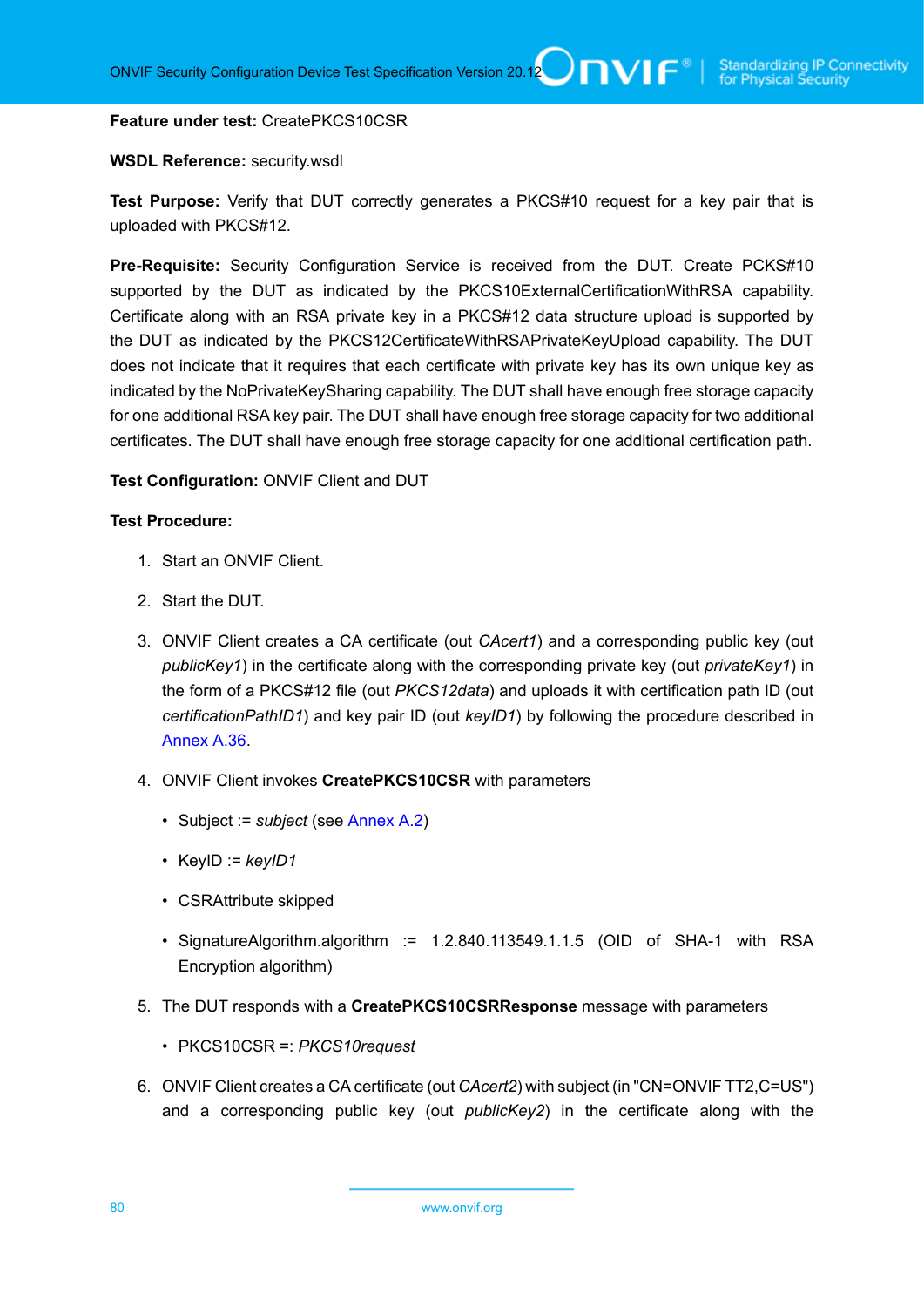**Feature under test:** CreatePKCS10CSR

**WSDL Reference:** security.wsdl

**Test Purpose:** Verify that DUT correctly generates a PKCS#10 request for a key pair that is uploaded with PKCS#12.

**Pre-Requisite:** Security Configuration Service is received from the DUT. Create PCKS#10 supported by the DUT as indicated by the PKCS10ExternalCertificationWithRSA capability. Certificate along with an RSA private key in a PKCS#12 data structure upload is supported by the DUT as indicated by the PKCS12CertificateWithRSAPrivateKeyUpload capability. The DUT does not indicate that it requires that each certificate with private key has its own unique key as indicated by the NoPrivateKeySharing capability. The DUT shall have enough free storage capacity for one additional RSA key pair. The DUT shall have enough free storage capacity for two additional certificates. The DUT shall have enough free storage capacity for one additional certification path.

**Test Configuration:** ONVIF Client and DUT

**Test Procedure:**

1. Start an ONVIF Client.
2. Start the DUT.
3. ONVIF Client creates a CA certificate (out *CAcert1*) and a corresponding public key (out *publicKey1*) in the certificate along with the corresponding private key (out *privateKey1*) in the form of a PKCS#12 file (out *PKCS12data*) and uploads it with certification path ID (out *certificationPathID1*) and key pair ID (out *keyID1*) by following the procedure described in Annex A.36.
4. ONVIF Client invokes **CreatePKCS10CSR** with parameters
   - Subject := *subject* (see Annex A.2)
   - KeyID := *keyID1*
   - CSRAttribute skipped
   - SignatureAlgorithm.algorithm := 1.2.840.113549.1.1.5 (OID of SHA-1 with RSA Encryption algorithm)
5. The DUT responds with a **CreatePKCS10CSRResponse** message with parameters
   - PKCS10CSR =: *PKCS10request*
6. ONVIF Client creates a CA certificate (out *CAcert2*) with subject (in "CN=ONVIF TT2,C=US") and a corresponding public key (out *publicKey2*) in the certificate along with the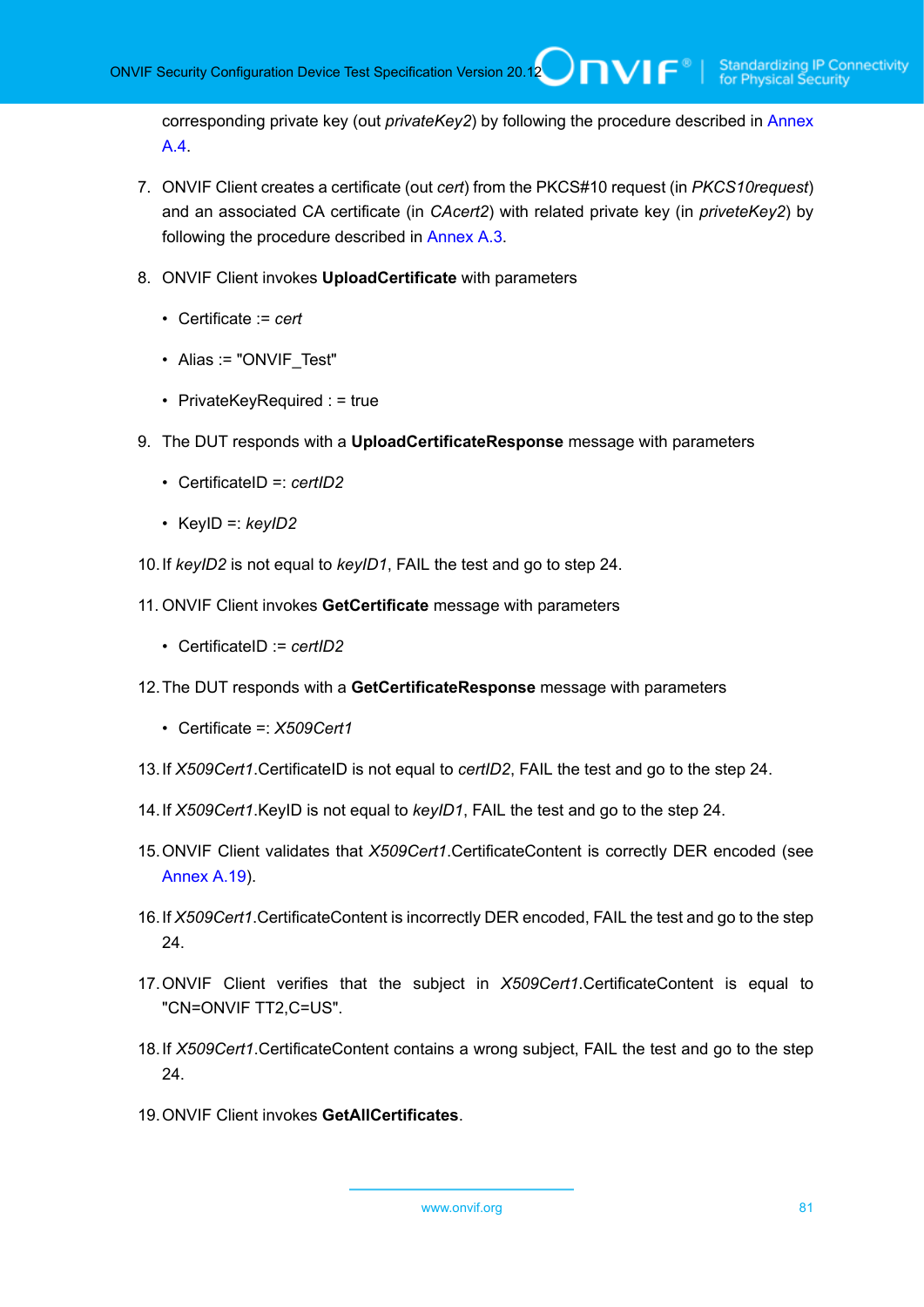corresponding private key (out *privateKey2*) by following the procedure described in Annex A.4.

7. ONVIF Client creates a certificate (out *cert*) from the PKCS#10 request (in *PKCS10request*) and an associated CA certificate (in *CAcert2*) with related private key (in *priveteKey2*) by following the procedure described in Annex A.3.

8. ONVIF Client invokes **UploadCertificate** with parameters

    - Certificate := *cert*
    - Alias := "ONVIF_Test"
    - PrivateKeyRequired : = true

9. The DUT responds with a **UploadCertificateResponse** message with parameters

    - CertificateID =: *certID2*
    - KeyID =: *keyID2*

10. If *keyID2* is not equal to *keyID1*, FAIL the test and go to step 24.

11. ONVIF Client invokes **GetCertificate** message with parameters

    - CertificateID := *certID2*

12. The DUT responds with a **GetCertificateResponse** message with parameters

    - Certificate =: *X509Cert1*

13. If *X509Cert1*.CertificateID is not equal to *certID2*, FAIL the test and go to the step 24.

14. If *X509Cert1*.KeyID is not equal to *keyID1*, FAIL the test and go to the step 24.

15. ONVIF Client validates that *X509Cert1*.CertificateContent is correctly DER encoded (see Annex A.19).

16. If *X509Cert1*.CertificateContent is incorrectly DER encoded, FAIL the test and go to the step 24.

17. ONVIF Client verifies that the subject in *X509Cert1*.CertificateContent is equal to "CN=ONVIF TT2,C=US".

18. If *X509Cert1*.CertificateContent contains a wrong subject, FAIL the test and go to the step 24.

19. ONVIF Client invokes **GetAllCertificates**.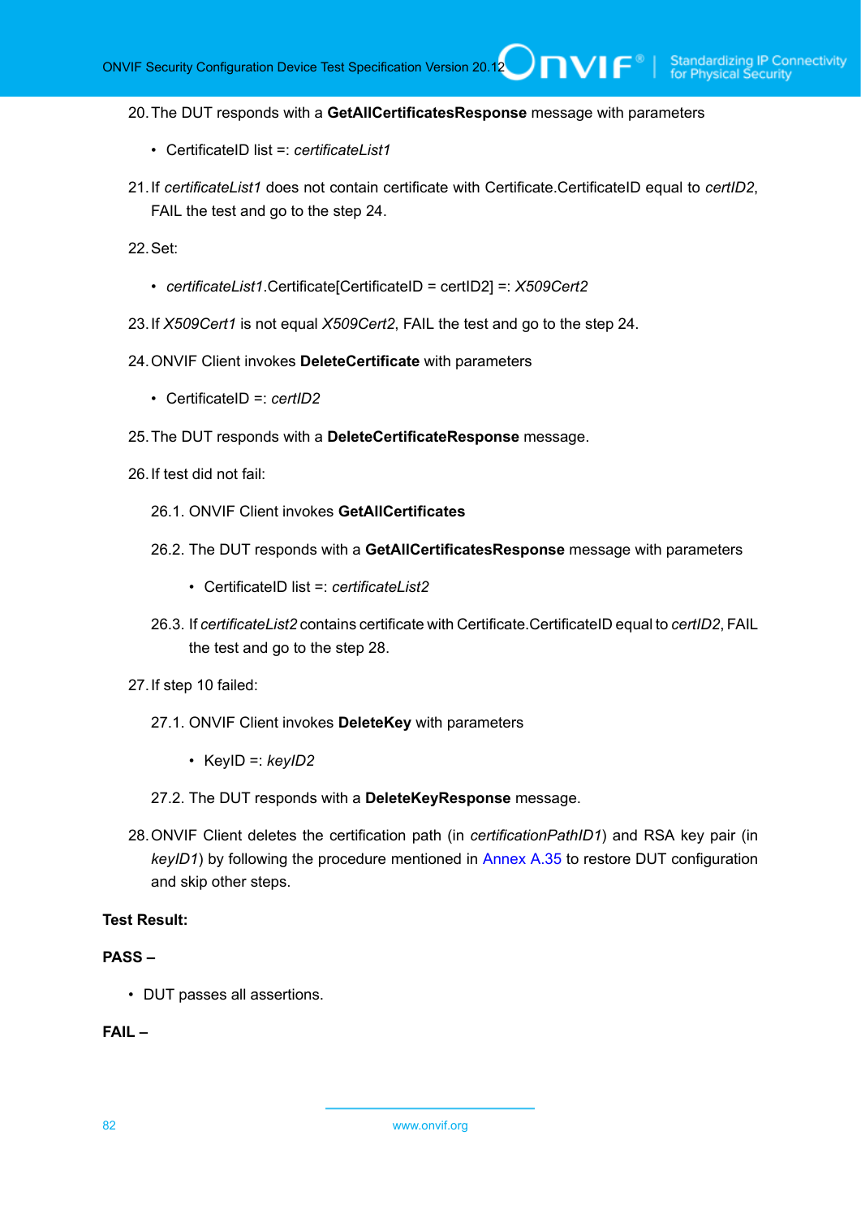20. The DUT responds with a **GetAllCertificatesResponse** message with parameters

    - CertificateID list =: *certificateList1*

21. If *certificateList1* does not contain certificate with Certificate.CertificateID equal to *certID2*, FAIL the test and go to the step 24.

22. Set:

    - *certificateList1*.Certificate[CertificateID = certID2] =: *X509Cert2*

23. If *X509Cert1* is not equal *X509Cert2*, FAIL the test and go to the step 24.

24. ONVIF Client invokes **DeleteCertificate** with parameters

    - CertificateID =: *certID2*

25. The DUT responds with a **DeleteCertificateResponse** message.

26. If test did not fail:

    26.1. ONVIF Client invokes **GetAllCertificates**

    26.2. The DUT responds with a **GetAllCertificatesResponse** message with parameters

    - CertificateID list =: *certificateList2*

    26.3. If *certificateList2* contains certificate with Certificate.CertificateID equal to *certID2*, FAIL the test and go to the step 28.

27. If step 10 failed:

    27.1. ONVIF Client invokes **DeleteKey** with parameters

    - KeyID =: *keyID2*

    27.2. The DUT responds with a **DeleteKeyResponse** message.

28. ONVIF Client deletes the certification path (in *certificationPathID1*) and RSA key pair (in *keyID1*) by following the procedure mentioned in Annex A.35 to restore DUT configuration and skip other steps.

**Test Result:**

**PASS –**

- DUT passes all assertions.

**FAIL –**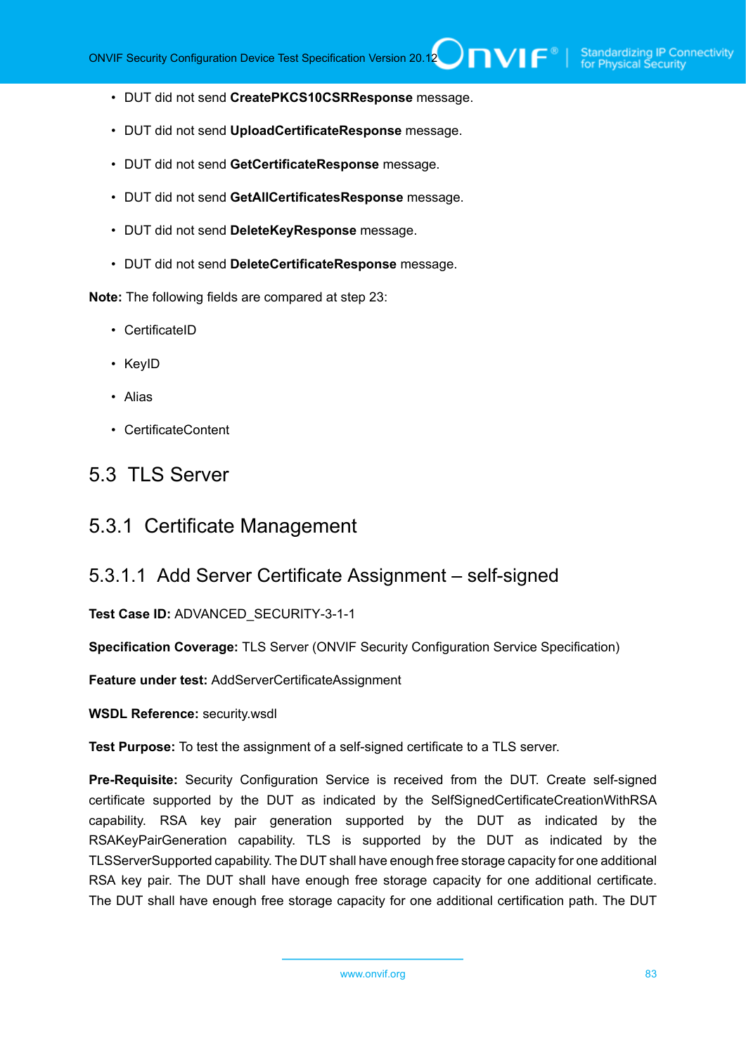- DUT did not send **CreatePKCS10CSRResponse** message.
- DUT did not send **UploadCertificateResponse** message.
- DUT did not send **GetCertificateResponse** message.
- DUT did not send **GetAllCertificatesResponse** message.
- DUT did not send **DeleteKeyResponse** message.
- DUT did not send **DeleteCertificateResponse** message.

**Note:** The following fields are compared at step 23:

- CertificateID
- KeyID
- Alias
- CertificateContent

## 5.3 TLS Server

### 5.3.1 Certificate Management

#### 5.3.1.1 Add Server Certificate Assignment – self-signed

**Test Case ID:** ADVANCED_SECURITY-3-1-1

**Specification Coverage:** TLS Server (ONVIF Security Configuration Service Specification)

**Feature under test:** AddServerCertificateAssignment

**WSDL Reference:** security.wsdl

**Test Purpose:** To test the assignment of a self-signed certificate to a TLS server.

**Pre-Requisite:** Security Configuration Service is received from the DUT. Create self-signed certificate supported by the DUT as indicated by the SelfSignedCertificateCreationWithRSA capability. RSA key pair generation supported by the DUT as indicated by the RSAKeyPairGeneration capability. TLS is supported by the DUT as indicated by the TLSServerSupported capability. The DUT shall have enough free storage capacity for one additional RSA key pair. The DUT shall have enough free storage capacity for one additional certificate. The DUT shall have enough free storage capacity for one additional certification path. The DUT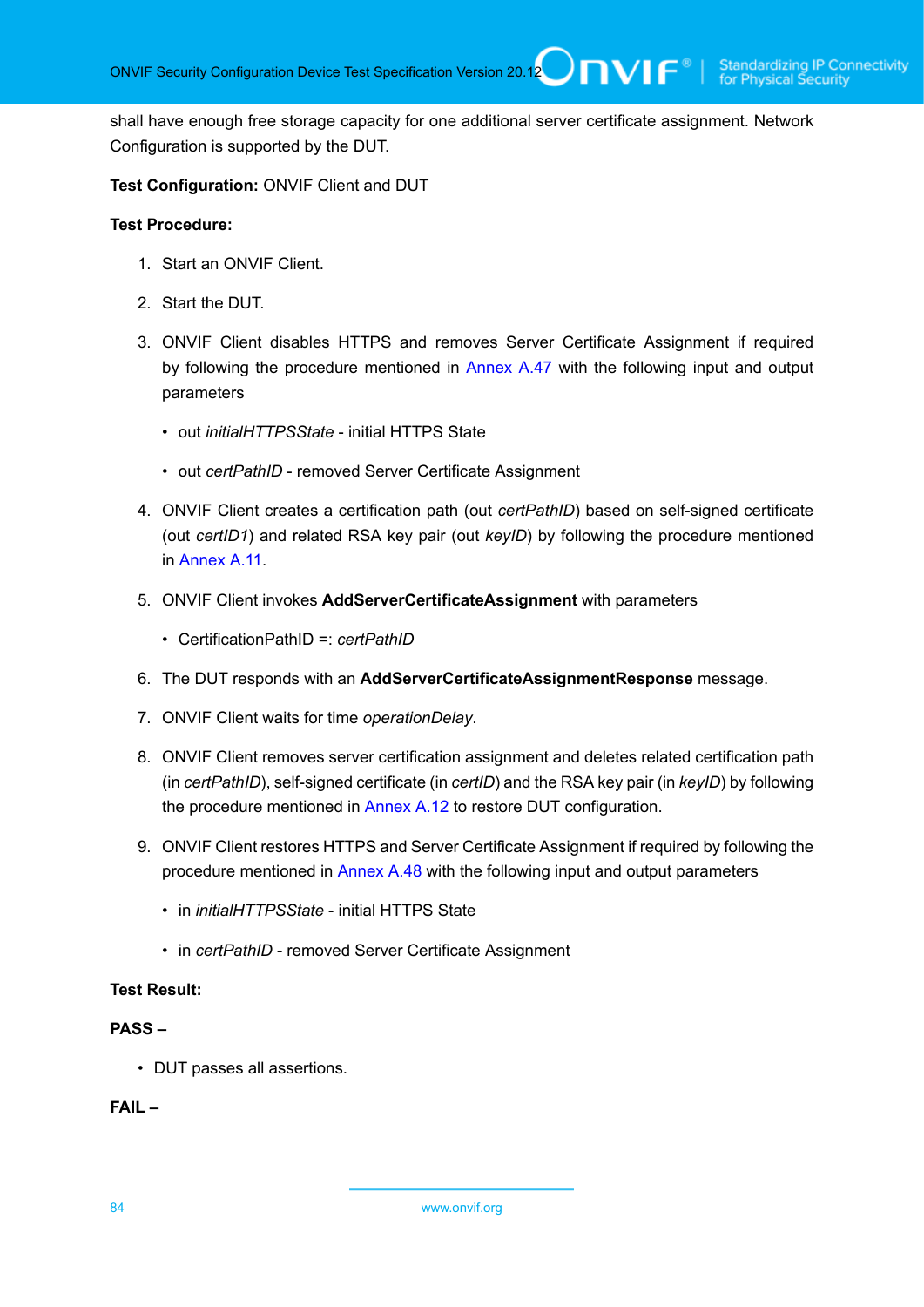shall have enough free storage capacity for one additional server certificate assignment. Network Configuration is supported by the DUT.

**Test Configuration:** ONVIF Client and DUT

**Test Procedure:**

1. Start an ONVIF Client.

2. Start the DUT.

3. ONVIF Client disables HTTPS and removes Server Certificate Assignment if required by following the procedure mentioned in Annex A.47 with the following input and output parameters

   - out *initialHTTPSState* - initial HTTPS State

   - out *certPathID* - removed Server Certificate Assignment

4. ONVIF Client creates a certification path (out *certPathID*) based on self-signed certificate (out *certID1*) and related RSA key pair (out *keyID*) by following the procedure mentioned in Annex A.11.

5. ONVIF Client invokes **AddServerCertificateAssignment** with parameters

   - CertificationPathID =: *certPathID*

6. The DUT responds with an **AddServerCertificateAssignmentResponse** message.

7. ONVIF Client waits for time *operationDelay*.

8. ONVIF Client removes server certification assignment and deletes related certification path (in *certPathID*), self-signed certificate (in *certID*) and the RSA key pair (in *keyID*) by following the procedure mentioned in Annex A.12 to restore DUT configuration.

9. ONVIF Client restores HTTPS and Server Certificate Assignment if required by following the procedure mentioned in Annex A.48 with the following input and output parameters

   - in *initialHTTPSState* - initial HTTPS State

   - in *certPathID* - removed Server Certificate Assignment

**Test Result:**

**PASS –**

- DUT passes all assertions.

**FAIL –**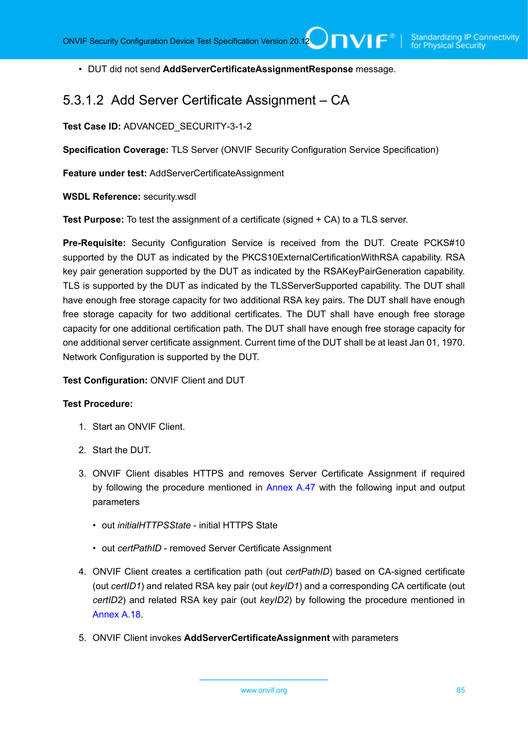- DUT did not send **AddServerCertificateAssignmentResponse** message.

### 5.3.1.2 Add Server Certificate Assignment – CA

**Test Case ID:** ADVANCED_SECURITY-3-1-2

**Specification Coverage:** TLS Server (ONVIF Security Configuration Service Specification)

**Feature under test:** AddServerCertificateAssignment

**WSDL Reference:** security.wsdl

**Test Purpose:** To test the assignment of a certificate (signed + CA) to a TLS server.

**Pre-Requisite:** Security Configuration Service is received from the DUT. Create PCKS#10 supported by the DUT as indicated by the PKCS10ExternalCertificationWithRSA capability. RSA key pair generation supported by the DUT as indicated by the RSAKeyPairGeneration capability. TLS is supported by the DUT as indicated by the TLSServerSupported capability. The DUT shall have enough free storage capacity for two additional RSA key pairs. The DUT shall have enough free storage capacity for two additional certificates. The DUT shall have enough free storage capacity for one additional certification path. The DUT shall have enough free storage capacity for one additional server certificate assignment. Current time of the DUT shall be at least Jan 01, 1970. Network Configuration is supported by the DUT.

**Test Configuration:** ONVIF Client and DUT

**Test Procedure:**

1. Start an ONVIF Client.
2. Start the DUT.
3. ONVIF Client disables HTTPS and removes Server Certificate Assignment if required by following the procedure mentioned in Annex A.47 with the following input and output parameters
   - out *initialHTTPSState* - initial HTTPS State
   - out *certPathID* - removed Server Certificate Assignment
4. ONVIF Client creates a certification path (out *certPathID*) based on CA-signed certificate (out *certID1*) and related RSA key pair (out *keyID1*) and a corresponding CA certificate (out *certID2*) and related RSA key pair (out *keyID2*) by following the procedure mentioned in Annex A.18.
5. ONVIF Client invokes **AddServerCertificateAssignment** with parameters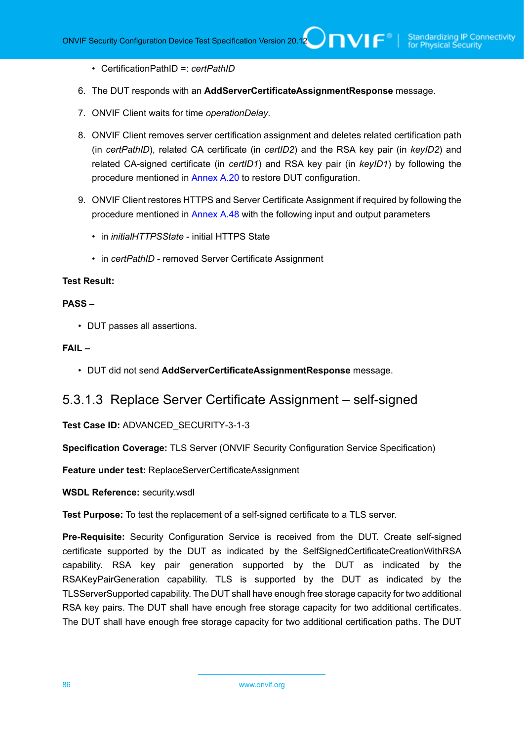- CertificationPathID =: *certPathID*

6. The DUT responds with an **AddServerCertificateAssignmentResponse** message.

7. ONVIF Client waits for time *operationDelay*.

8. ONVIF Client removes server certification assignment and deletes related certification path (in *certPathID*), related CA certificate (in *certID2*) and the RSA key pair (in *keyID2*) and related CA-signed certificate (in *certID1*) and RSA key pair (in *keyID1*) by following the procedure mentioned in Annex A.20 to restore DUT configuration.

9. ONVIF Client restores HTTPS and Server Certificate Assignment if required by following the procedure mentioned in Annex A.48 with the following input and output parameters

   - in *initialHTTPSState* - initial HTTPS State
   - in *certPathID* - removed Server Certificate Assignment

**Test Result:**

**PASS –**

- DUT passes all assertions.

**FAIL –**

- DUT did not send **AddServerCertificateAssignmentResponse** message.

#### 5.3.1.3 Replace Server Certificate Assignment – self-signed

**Test Case ID:** ADVANCED_SECURITY-3-1-3

**Specification Coverage:** TLS Server (ONVIF Security Configuration Service Specification)

**Feature under test:** ReplaceServerCertificateAssignment

**WSDL Reference:** security.wsdl

**Test Purpose:** To test the replacement of a self-signed certificate to a TLS server.

**Pre-Requisite:** Security Configuration Service is received from the DUT. Create self-signed certificate supported by the DUT as indicated by the SelfSignedCertificateCreationWithRSA capability. RSA key pair generation supported by the DUT as indicated by the RSAKeyPairGeneration capability. TLS is supported by the DUT as indicated by the TLSServerSupported capability. The DUT shall have enough free storage capacity for two additional RSA key pairs. The DUT shall have enough free storage capacity for two additional certificates. The DUT shall have enough free storage capacity for two additional certification paths. The DUT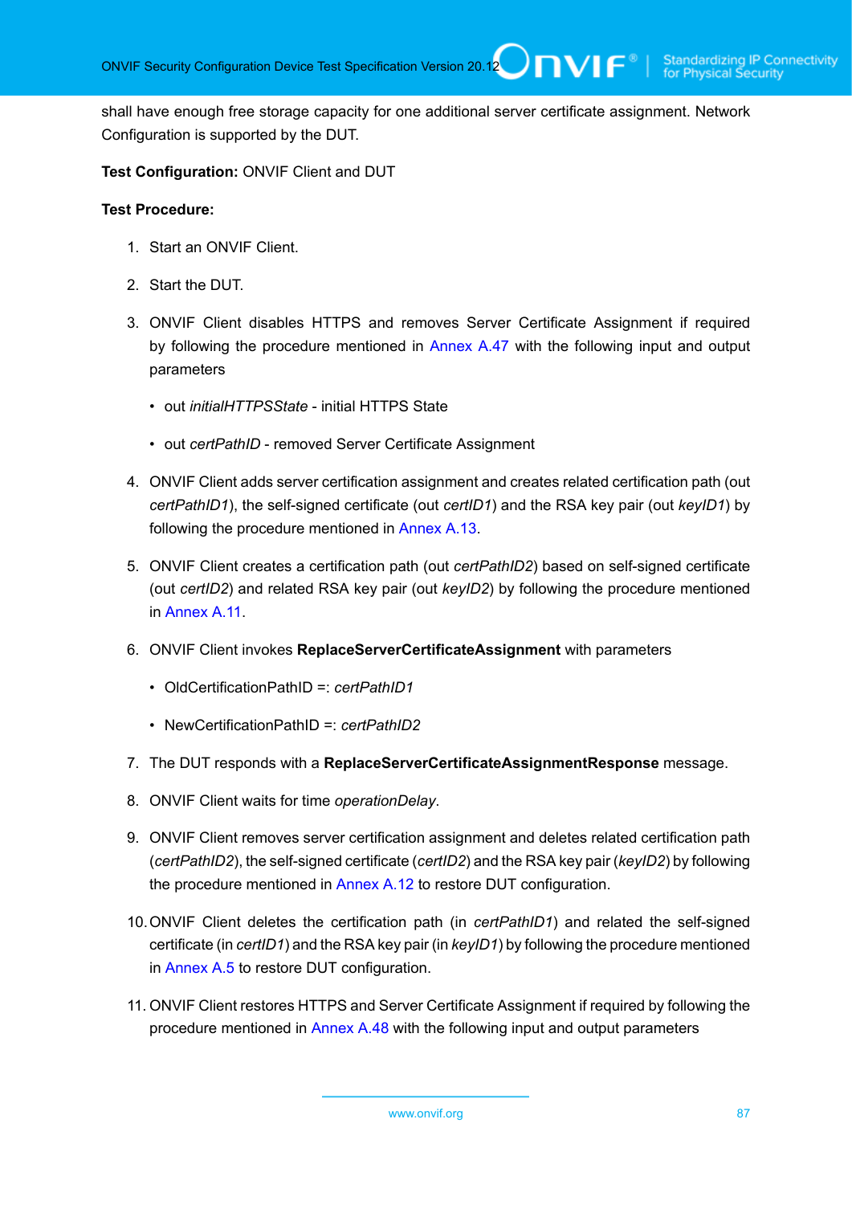shall have enough free storage capacity for one additional server certificate assignment. Network Configuration is supported by the DUT.

**Test Configuration:** ONVIF Client and DUT

**Test Procedure:**

1. Start an ONVIF Client.
2. Start the DUT.
3. ONVIF Client disables HTTPS and removes Server Certificate Assignment if required by following the procedure mentioned in Annex A.47 with the following input and output parameters
   - out *initialHTTPSState* - initial HTTPS State
   - out *certPathID* - removed Server Certificate Assignment
4. ONVIF Client adds server certification assignment and creates related certification path (out *certPathID1*), the self-signed certificate (out *certID1*) and the RSA key pair (out *keyID1*) by following the procedure mentioned in Annex A.13.
5. ONVIF Client creates a certification path (out *certPathID2*) based on self-signed certificate (out *certID2*) and related RSA key pair (out *keyID2*) by following the procedure mentioned in Annex A.11.
6. ONVIF Client invokes **ReplaceServerCertificateAssignment** with parameters
   - OldCertificationPathID =: *certPathID1*
   - NewCertificationPathID =: *certPathID2*
7. The DUT responds with a **ReplaceServerCertificateAssignmentResponse** message.
8. ONVIF Client waits for time *operationDelay*.
9. ONVIF Client removes server certification assignment and deletes related certification path (*certPathID2*), the self-signed certificate (*certID2*) and the RSA key pair (*keyID2*) by following the procedure mentioned in Annex A.12 to restore DUT configuration.
10. ONVIF Client deletes the certification path (in *certPathID1*) and related the self-signed certificate (in *certID1*) and the RSA key pair (in *keyID1*) by following the procedure mentioned in Annex A.5 to restore DUT configuration.
11. ONVIF Client restores HTTPS and Server Certificate Assignment if required by following the procedure mentioned in Annex A.48 with the following input and output parameters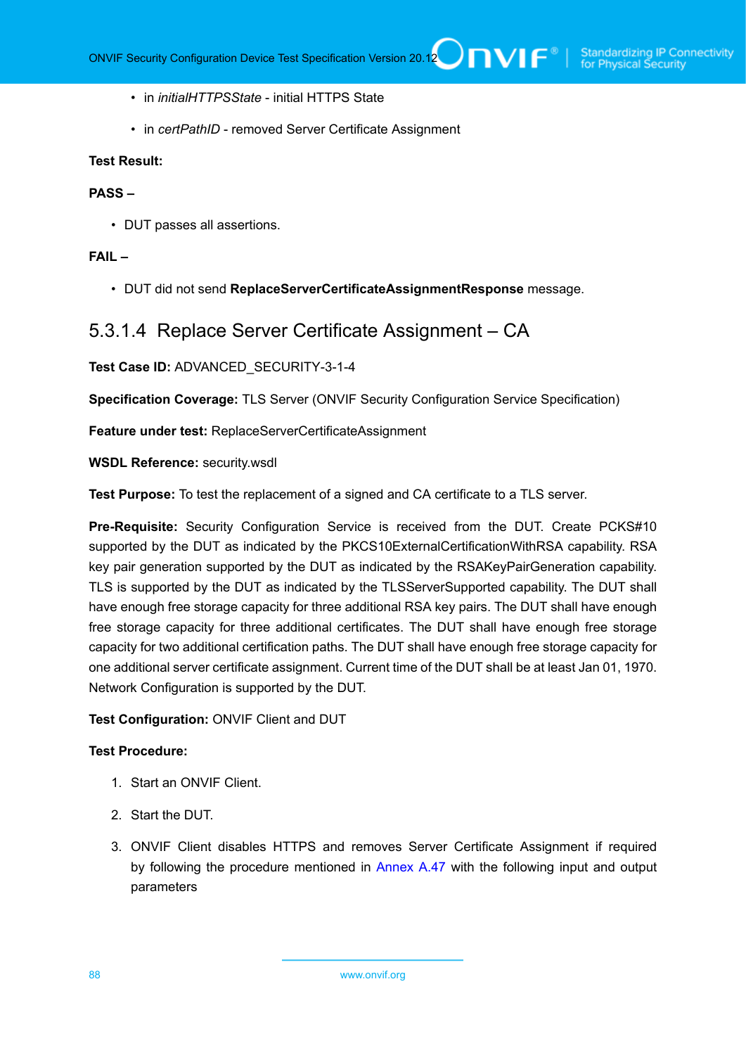- in *initialHTTPSState* - initial HTTPS State
- in *certPathID* - removed Server Certificate Assignment

**Test Result:**

**PASS –**

- DUT passes all assertions.

**FAIL –**

- DUT did not send **ReplaceServerCertificateAssignmentResponse** message.

### 5.3.1.4 Replace Server Certificate Assignment – CA

**Test Case ID:** ADVANCED_SECURITY-3-1-4

**Specification Coverage:** TLS Server (ONVIF Security Configuration Service Specification)

**Feature under test:** ReplaceServerCertificateAssignment

**WSDL Reference:** security.wsdl

**Test Purpose:** To test the replacement of a signed and CA certificate to a TLS server.

**Pre-Requisite:** Security Configuration Service is received from the DUT. Create PCKS#10 supported by the DUT as indicated by the PKCS10ExternalCertificationWithRSA capability. RSA key pair generation supported by the DUT as indicated by the RSAKeyPairGeneration capability. TLS is supported by the DUT as indicated by the TLSServerSupported capability. The DUT shall have enough free storage capacity for three additional RSA key pairs. The DUT shall have enough free storage capacity for three additional certificates. The DUT shall have enough free storage capacity for two additional certification paths. The DUT shall have enough free storage capacity for one additional server certificate assignment. Current time of the DUT shall be at least Jan 01, 1970. Network Configuration is supported by the DUT.

**Test Configuration:** ONVIF Client and DUT

**Test Procedure:**

1. Start an ONVIF Client.
2. Start the DUT.
3. ONVIF Client disables HTTPS and removes Server Certificate Assignment if required by following the procedure mentioned in Annex A.47 with the following input and output parameters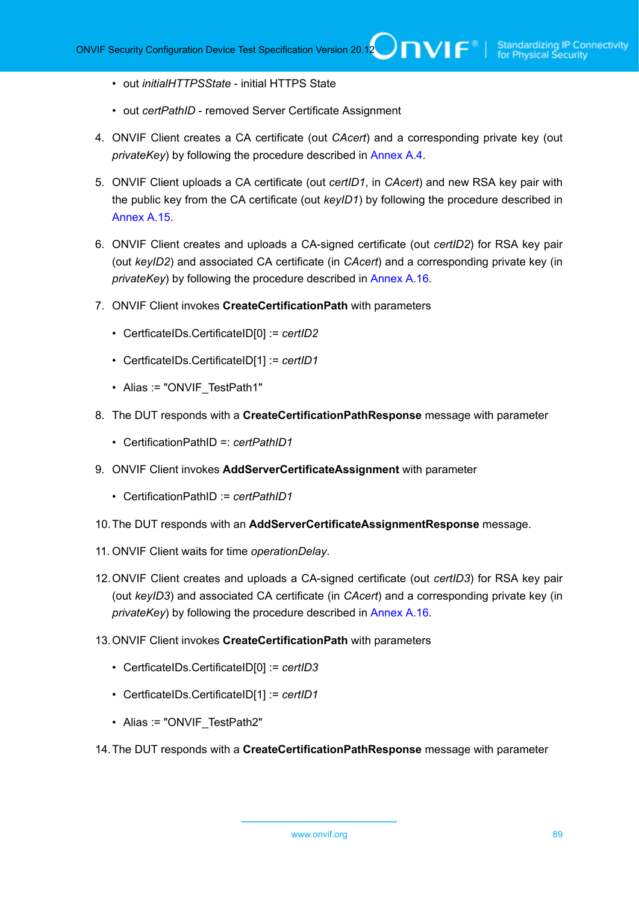- out *initialHTTPSState* - initial HTTPS State

- out *certPathID* - removed Server Certificate Assignment

4. ONVIF Client creates a CA certificate (out *CAcert*) and a corresponding private key (out *privateKey*) by following the procedure described in Annex A.4.

5. ONVIF Client uploads a CA certificate (out *certID1*, in *CAcert*) and new RSA key pair with the public key from the CA certificate (out *keyID1*) by following the procedure described in Annex A.15.

6. ONVIF Client creates and uploads a CA-signed certificate (out *certID2*) for RSA key pair (out *keyID2*) and associated CA certificate (in *CAcert*) and a corresponding private key (in *privateKey*) by following the procedure described in Annex A.16.

7. ONVIF Client invokes **CreateCertificationPath** with parameters

   - CerfficateIDs.CertificateID[0] := *certID2*

   - CerfficateIDs.CertificateID[1] := *certID1*

   - Alias := "ONVIF_TestPath1"

8. The DUT responds with a **CreateCertificationPathResponse** message with parameter

   - CertificationPathID =: *certPathID1*

9. ONVIF Client invokes **AddServerCertificateAssignment** with parameter

   - CertificationPathID := *certPathID1*

10. The DUT responds with an **AddServerCertificateAssignmentResponse** message.

11. ONVIF Client waits for time *operationDelay*.

12. ONVIF Client creates and uploads a CA-signed certificate (out *certID3*) for RSA key pair (out *keyID3*) and associated CA certificate (in *CAcert*) and a corresponding private key (in *privateKey*) by following the procedure described in Annex A.16.

13. ONVIF Client invokes **CreateCertificationPath** with parameters

    - CerfficateIDs.CertificateID[0] := *certID3*

    - CerfficateIDs.CertificateID[1] := *certID1*

    - Alias := "ONVIF_TestPath2"

14. The DUT responds with a **CreateCertificationPathResponse** message with parameter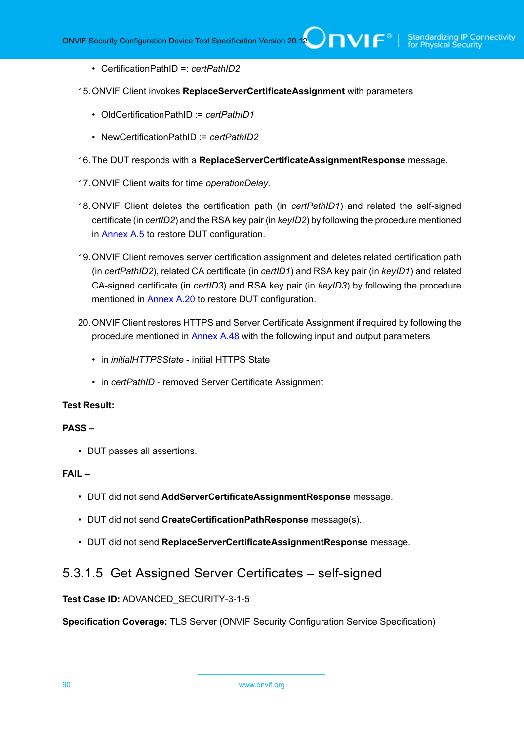- CertificationPathID =: *certPathID2*

15. ONVIF Client invokes **ReplaceServerCertificateAssignment** with parameters

    - OldCertificationPathID := *certPathID1*

    - NewCertificationPathID := *certPathID2*

16. The DUT responds with a **ReplaceServerCertificateAssignmentResponse** message.

17. ONVIF Client waits for time *operationDelay*.

18. ONVIF Client deletes the certification path (in *certPathID1*) and related the self-signed certificate (in *certID2*) and the RSA key pair (in *keyID2*) by following the procedure mentioned in Annex A.5 to restore DUT configuration.

19. ONVIF Client removes server certification assignment and deletes related certification path (in *certPathID2*), related CA certificate (in *certID1*) and RSA key pair (in *keyID1*) and related CA-signed certificate (in *certID3*) and RSA key pair (in *keyID3*) by following the procedure mentioned in Annex A.20 to restore DUT configuration.

20. ONVIF Client restores HTTPS and Server Certificate Assignment if required by following the procedure mentioned in Annex A.48 with the following input and output parameters

    - in *initialHTTPSState* - initial HTTPS State

    - in *certPathID* - removed Server Certificate Assignment

**Test Result:**

**PASS –**

- DUT passes all assertions.

**FAIL –**

- DUT did not send **AddServerCertificateAssignmentResponse** message.

- DUT did not send **CreateCertificationPathResponse** message(s).

- DUT did not send **ReplaceServerCertificateAssignmentResponse** message.

### 5.3.1.5 Get Assigned Server Certificates – self-signed

**Test Case ID:** ADVANCED_SECURITY-3-1-5

**Specification Coverage:** TLS Server (ONVIF Security Configuration Service Specification)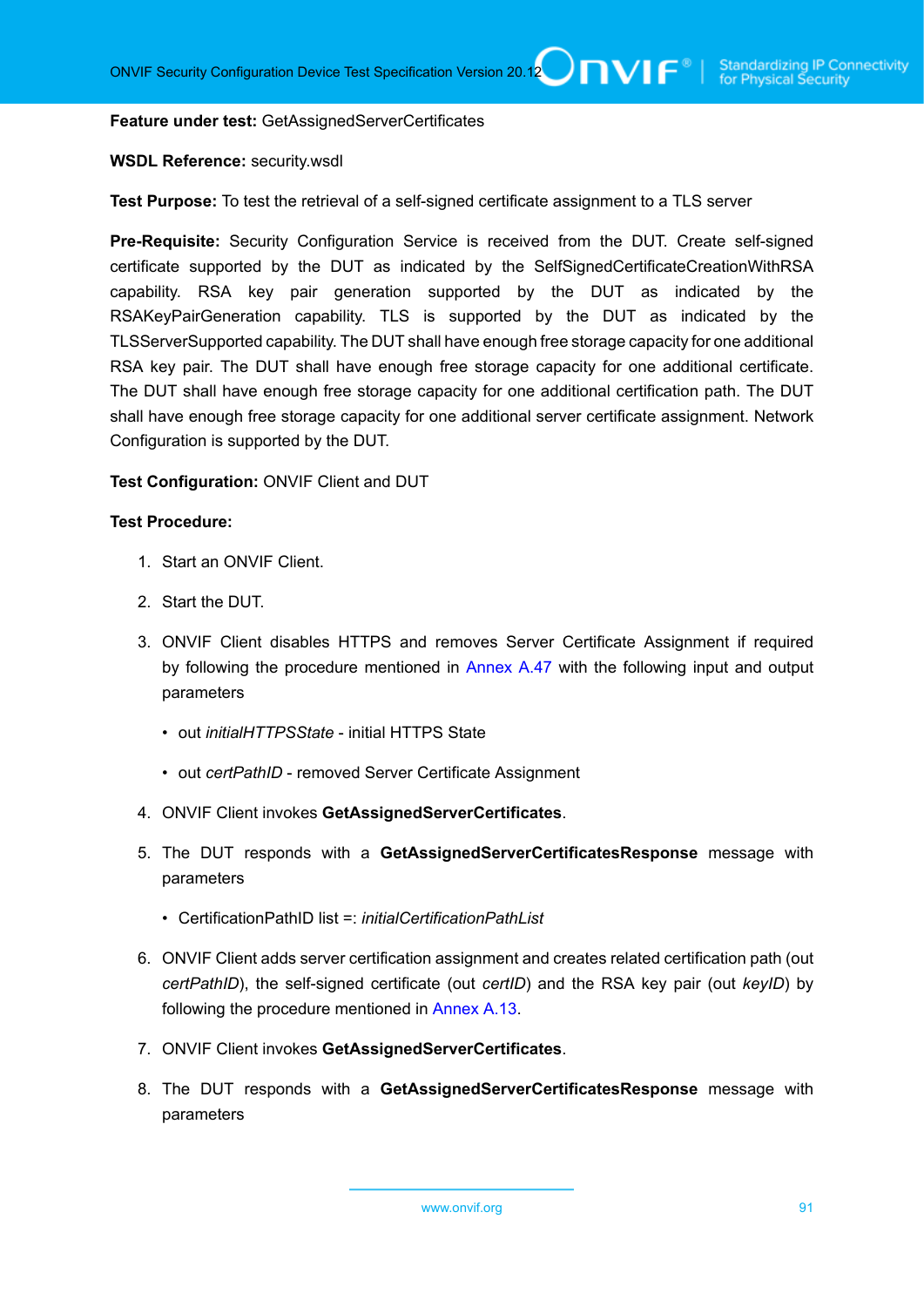**Feature under test:** GetAssignedServerCertificates

**WSDL Reference:** security.wsdl

**Test Purpose:** To test the retrieval of a self-signed certificate assignment to a TLS server

**Pre-Requisite:** Security Configuration Service is received from the DUT. Create self-signed certificate supported by the DUT as indicated by the SelfSignedCertificateCreationWithRSA capability. RSA key pair generation supported by the DUT as indicated by the RSAKeyPairGeneration capability. TLS is supported by the DUT as indicated by the TLSServerSupported capability. The DUT shall have enough free storage capacity for one additional RSA key pair. The DUT shall have enough free storage capacity for one additional certificate. The DUT shall have enough free storage capacity for one additional certification path. The DUT shall have enough free storage capacity for one additional server certificate assignment. Network Configuration is supported by the DUT.

**Test Configuration:** ONVIF Client and DUT

**Test Procedure:**

1. Start an ONVIF Client.
2. Start the DUT.
3. ONVIF Client disables HTTPS and removes Server Certificate Assignment if required by following the procedure mentioned in Annex A.47 with the following input and output parameters
   - out *initialHTTPSState* - initial HTTPS State
   - out *certPathID* - removed Server Certificate Assignment
4. ONVIF Client invokes **GetAssignedServerCertificates**.
5. The DUT responds with a **GetAssignedServerCertificatesResponse** message with parameters
   - CertificationPathID list =: *initialCertificationPathList*
6. ONVIF Client adds server certification assignment and creates related certification path (out *certPathID*), the self-signed certificate (out *certID*) and the RSA key pair (out *keyID*) by following the procedure mentioned in Annex A.13.
7. ONVIF Client invokes **GetAssignedServerCertificates**.
8. The DUT responds with a **GetAssignedServerCertificatesResponse** message with parameters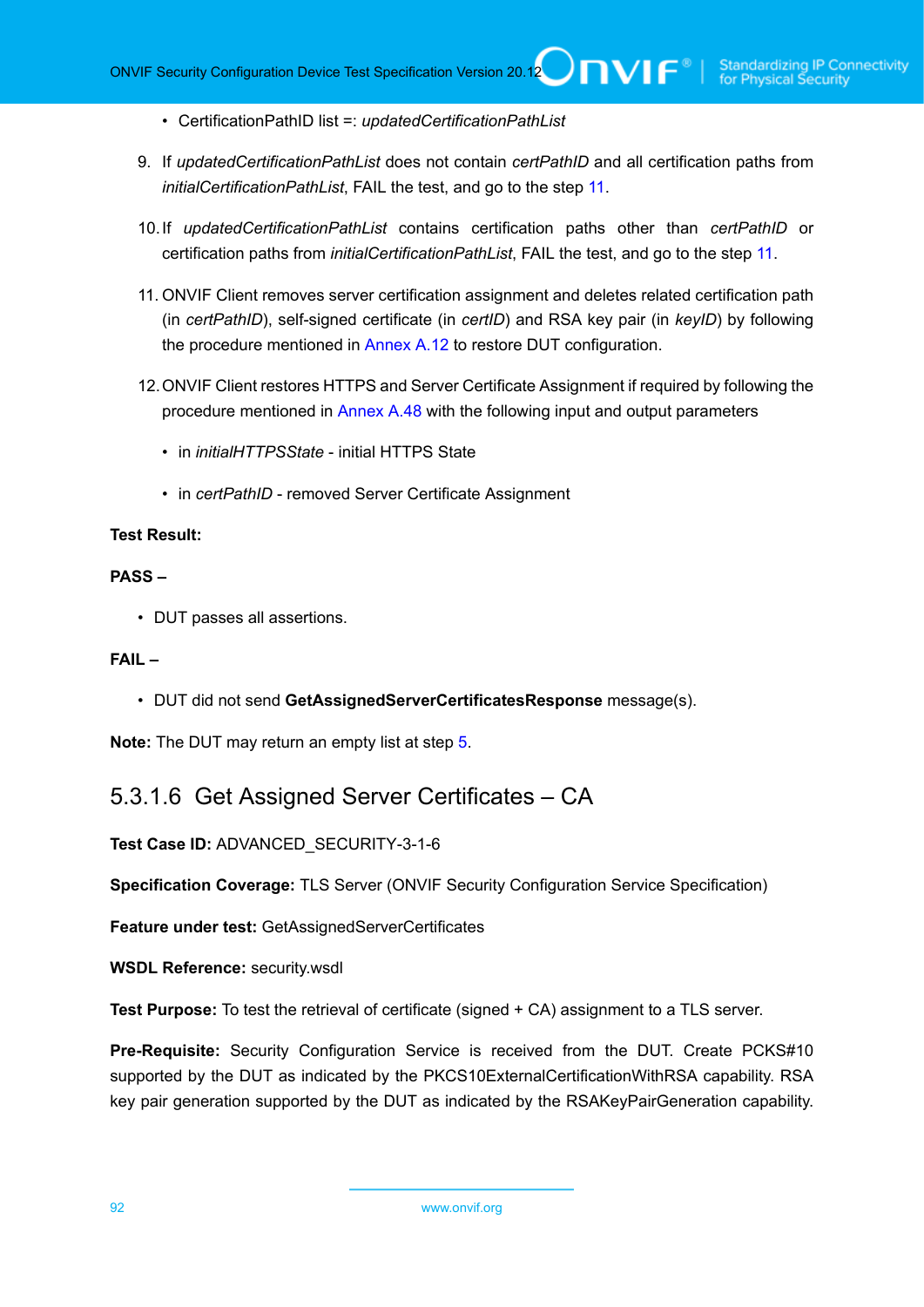- CertificationPathID list =: *updatedCertificationPathList*

9. If *updatedCertificationPathList* does not contain *certPathID* and all certification paths from *initialCertificationPathList*, FAIL the test, and go to the step 11.

10. If *updatedCertificationPathList* contains certification paths other than *certPathID* or certification paths from *initialCertificationPathList*, FAIL the test, and go to the step 11.

11. ONVIF Client removes server certification assignment and deletes related certification path (in *certPathID*), self-signed certificate (in *certID*) and RSA key pair (in *keyID*) by following the procedure mentioned in Annex A.12 to restore DUT configuration.

12. ONVIF Client restores HTTPS and Server Certificate Assignment if required by following the procedure mentioned in Annex A.48 with the following input and output parameters

    - in *initialHTTPSState* - initial HTTPS State
    - in *certPathID* - removed Server Certificate Assignment

**Test Result:**

**PASS –**

- DUT passes all assertions.

**FAIL –**

- DUT did not send **GetAssignedServerCertificatesResponse** message(s).

**Note:** The DUT may return an empty list at step 5.

### 5.3.1.6 Get Assigned Server Certificates – CA

**Test Case ID:** ADVANCED_SECURITY-3-1-6

**Specification Coverage:** TLS Server (ONVIF Security Configuration Service Specification)

**Feature under test:** GetAssignedServerCertificates

**WSDL Reference:** security.wsdl

**Test Purpose:** To test the retrieval of certificate (signed + CA) assignment to a TLS server.

**Pre-Requisite:** Security Configuration Service is received from the DUT. Create PCKS#10 supported by the DUT as indicated by the PKCS10ExternalCertificationWithRSA capability. RSA key pair generation supported by the DUT as indicated by the RSAKeyPairGeneration capability.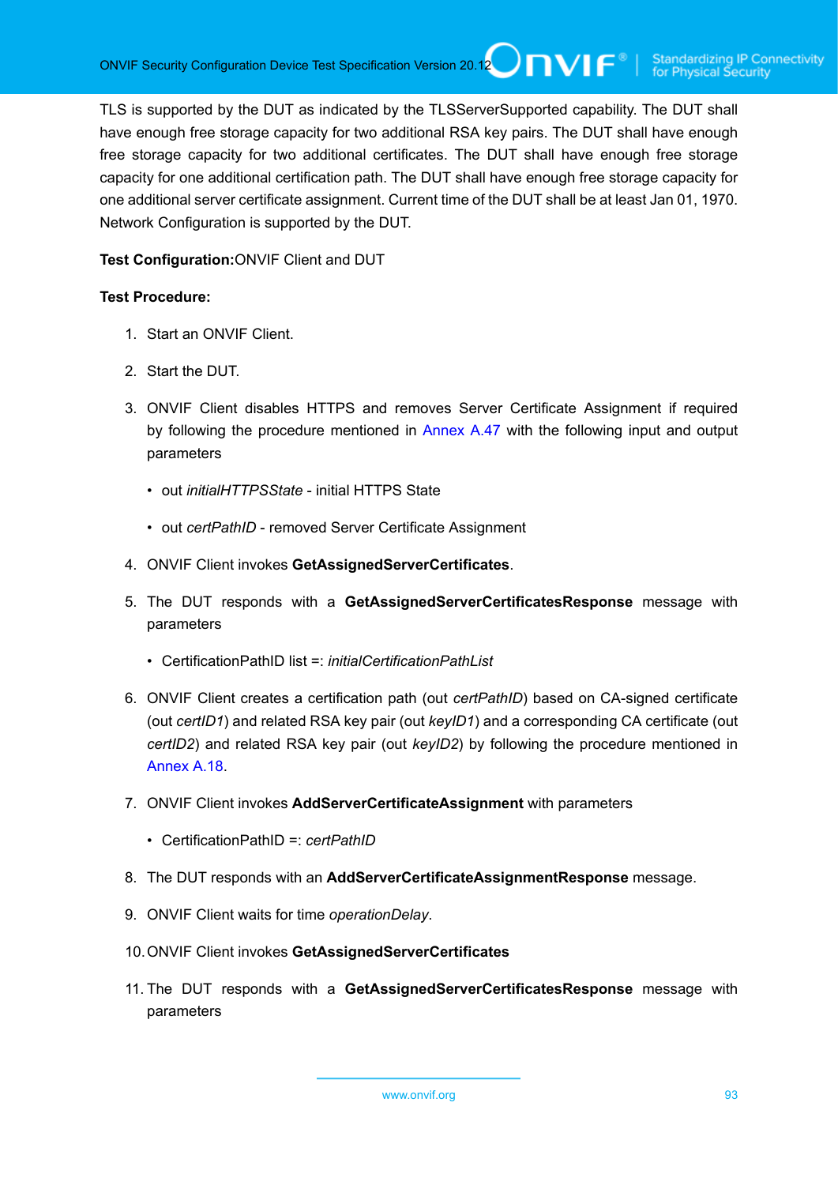TLS is supported by the DUT as indicated by the TLSServerSupported capability. The DUT shall have enough free storage capacity for two additional RSA key pairs. The DUT shall have enough free storage capacity for two additional certificates. The DUT shall have enough free storage capacity for one additional certification path. The DUT shall have enough free storage capacity for one additional server certificate assignment. Current time of the DUT shall be at least Jan 01, 1970. Network Configuration is supported by the DUT.

**Test Configuration:**ONVIF Client and DUT

**Test Procedure:**

1. Start an ONVIF Client.
2. Start the DUT.
3. ONVIF Client disables HTTPS and removes Server Certificate Assignment if required by following the procedure mentioned in Annex A.47 with the following input and output parameters
   - out *initialHTTPSState* - initial HTTPS State
   - out *certPathID* - removed Server Certificate Assignment
4. ONVIF Client invokes **GetAssignedServerCertificates**.
5. The DUT responds with a **GetAssignedServerCertificatesResponse** message with parameters
   - CertificationPathID list =: *initialCertificationPathList*
6. ONVIF Client creates a certification path (out *certPathID*) based on CA-signed certificate (out *certID1*) and related RSA key pair (out *keyID1*) and a corresponding CA certificate (out *certID2*) and related RSA key pair (out *keyID2*) by following the procedure mentioned in Annex A.18.
7. ONVIF Client invokes **AddServerCertificateAssignment** with parameters
   - CertificationPathID =: *certPathID*
8. The DUT responds with an **AddServerCertificateAssignmentResponse** message.
9. ONVIF Client waits for time *operationDelay*.
10. ONVIF Client invokes **GetAssignedServerCertificates**
11. The DUT responds with a **GetAssignedServerCertificatesResponse** message with parameters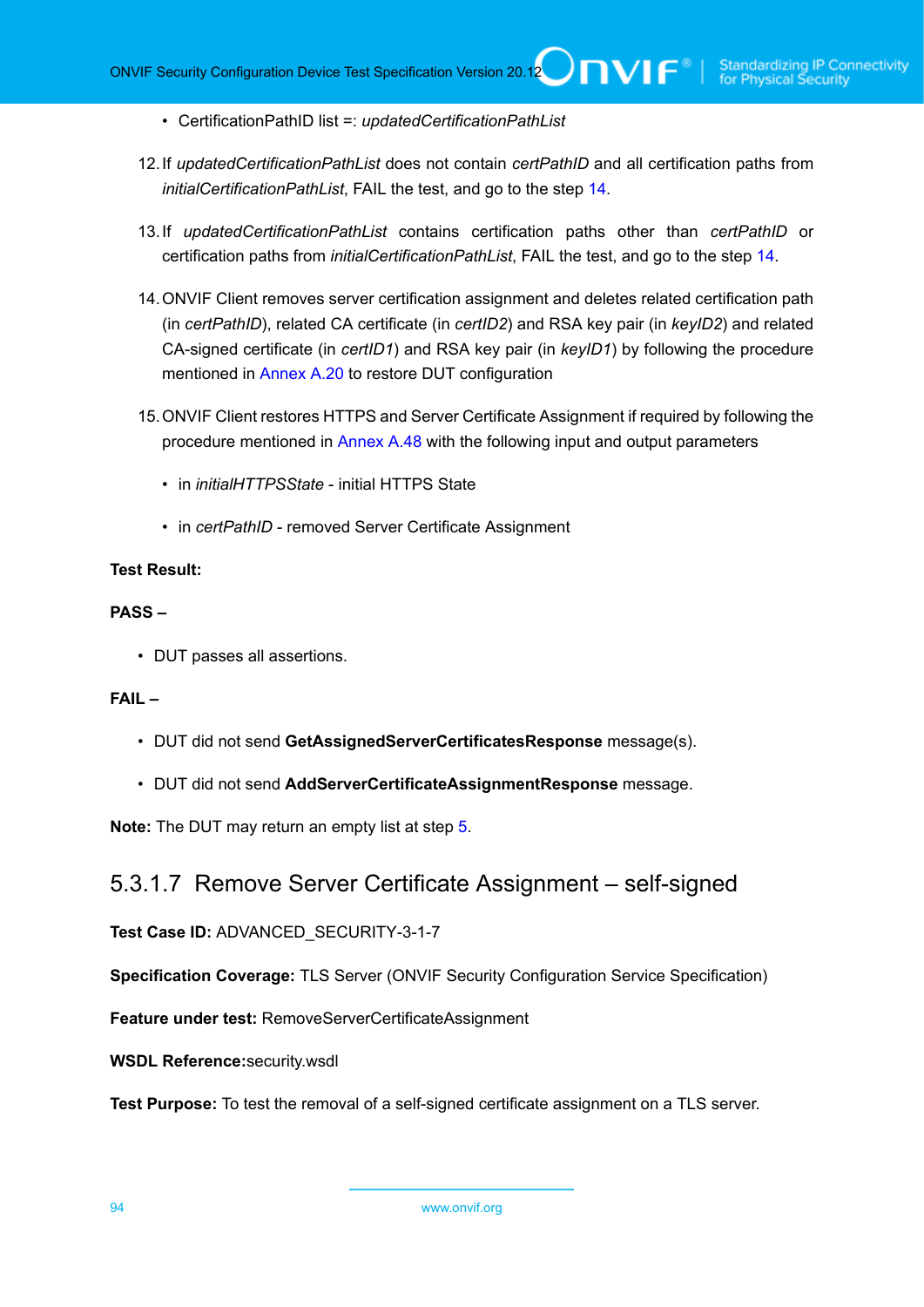- CertificationPathID list =: *updatedCertificationPathList*

12. If *updatedCertificationPathList* does not contain *certPathID* and all certification paths from *initialCertificationPathList*, FAIL the test, and go to the step 14.

13. If *updatedCertificationPathList* contains certification paths other than *certPathID* or certification paths from *initialCertificationPathList*, FAIL the test, and go to the step 14.

14. ONVIF Client removes server certification assignment and deletes related certification path (in *certPathID*), related CA certificate (in *certID2*) and RSA key pair (in *keyID2*) and related CA-signed certificate (in *certID1*) and RSA key pair (in *keyID1*) by following the procedure mentioned in Annex A.20 to restore DUT configuration

15. ONVIF Client restores HTTPS and Server Certificate Assignment if required by following the procedure mentioned in Annex A.48 with the following input and output parameters

    - in *initialHTTPSState* - initial HTTPS State

    - in *certPathID* - removed Server Certificate Assignment

**Test Result:**

**PASS –**

- DUT passes all assertions.

**FAIL –**

- DUT did not send **GetAssignedServerCertificatesResponse** message(s).

- DUT did not send **AddServerCertificateAssignmentResponse** message.

**Note:** The DUT may return an empty list at step 5.

#### 5.3.1.7 Remove Server Certificate Assignment – self-signed

**Test Case ID:** ADVANCED_SECURITY-3-1-7

**Specification Coverage:** TLS Server (ONVIF Security Configuration Service Specification)

**Feature under test:** RemoveServerCertificateAssignment

**WSDL Reference:**security.wsdl

**Test Purpose:** To test the removal of a self-signed certificate assignment on a TLS server.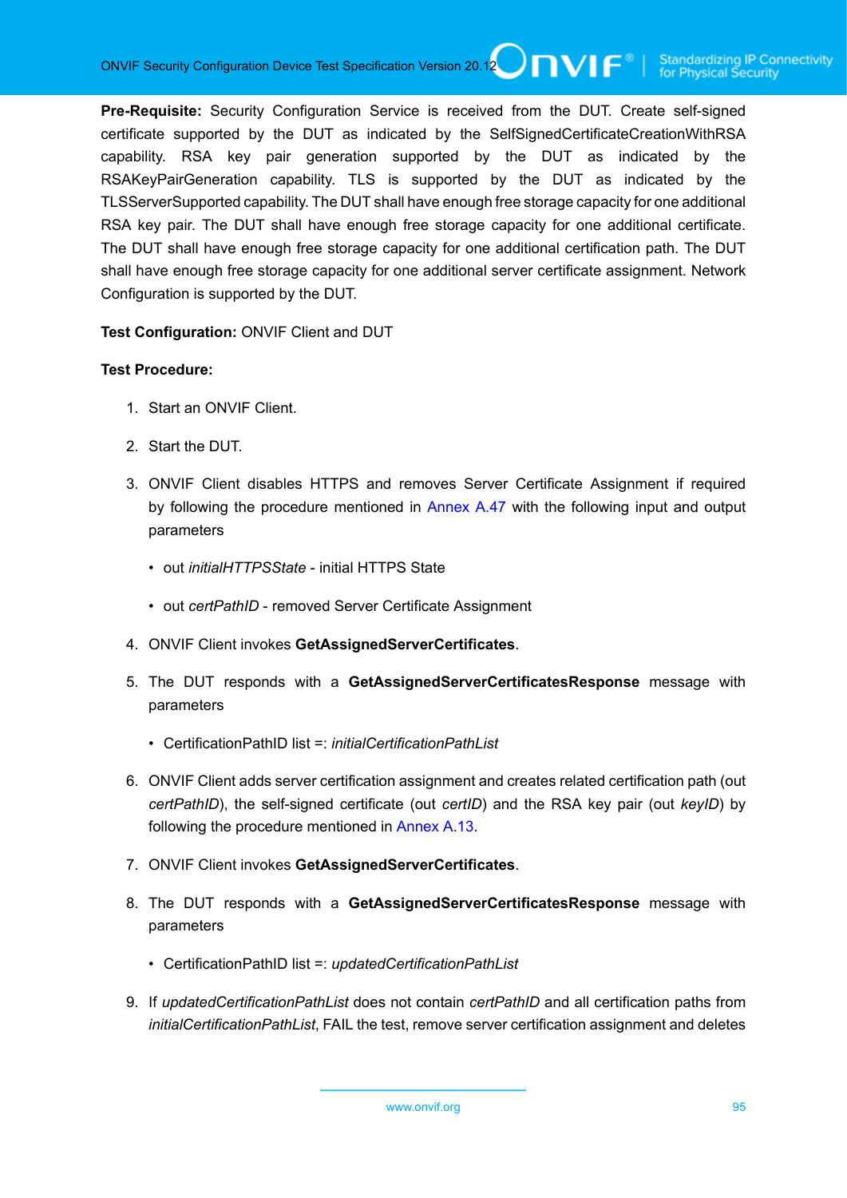**Pre-Requisite:** Security Configuration Service is received from the DUT. Create self-signed certificate supported by the DUT as indicated by the SelfSignedCertificateCreationWithRSA capability. RSA key pair generation supported by the DUT as indicated by the RSAKeyPairGeneration capability. TLS is supported by the DUT as indicated by the TLSServerSupported capability. The DUT shall have enough free storage capacity for one additional RSA key pair. The DUT shall have enough free storage capacity for one additional certificate. The DUT shall have enough free storage capacity for one additional certification path. The DUT shall have enough free storage capacity for one additional server certificate assignment. Network Configuration is supported by the DUT.

**Test Configuration:** ONVIF Client and DUT

**Test Procedure:**

1. Start an ONVIF Client.
2. Start the DUT.
3. ONVIF Client disables HTTPS and removes Server Certificate Assignment if required by following the procedure mentioned in Annex A.47 with the following input and output parameters
   - out *initialHTTPSState* - initial HTTPS State
   - out *certPathID* - removed Server Certificate Assignment
4. ONVIF Client invokes **GetAssignedServerCertificates**.
5. The DUT responds with a **GetAssignedServerCertificatesResponse** message with parameters
   - CertificationPathID list =: *initialCertificationPathList*
6. ONVIF Client adds server certification assignment and creates related certification path (out *certPathID*), the self-signed certificate (out *certID*) and the RSA key pair (out *keyID*) by following the procedure mentioned in Annex A.13.
7. ONVIF Client invokes **GetAssignedServerCertificates**.
8. The DUT responds with a **GetAssignedServerCertificatesResponse** message with parameters
   - CertificationPathID list =: *updatedCertificationPathList*
9. If *updatedCertificationPathList* does not contain *certPathID* and all certification paths from *initialCertificationPathList*, FAIL the test, remove server certification assignment and deletes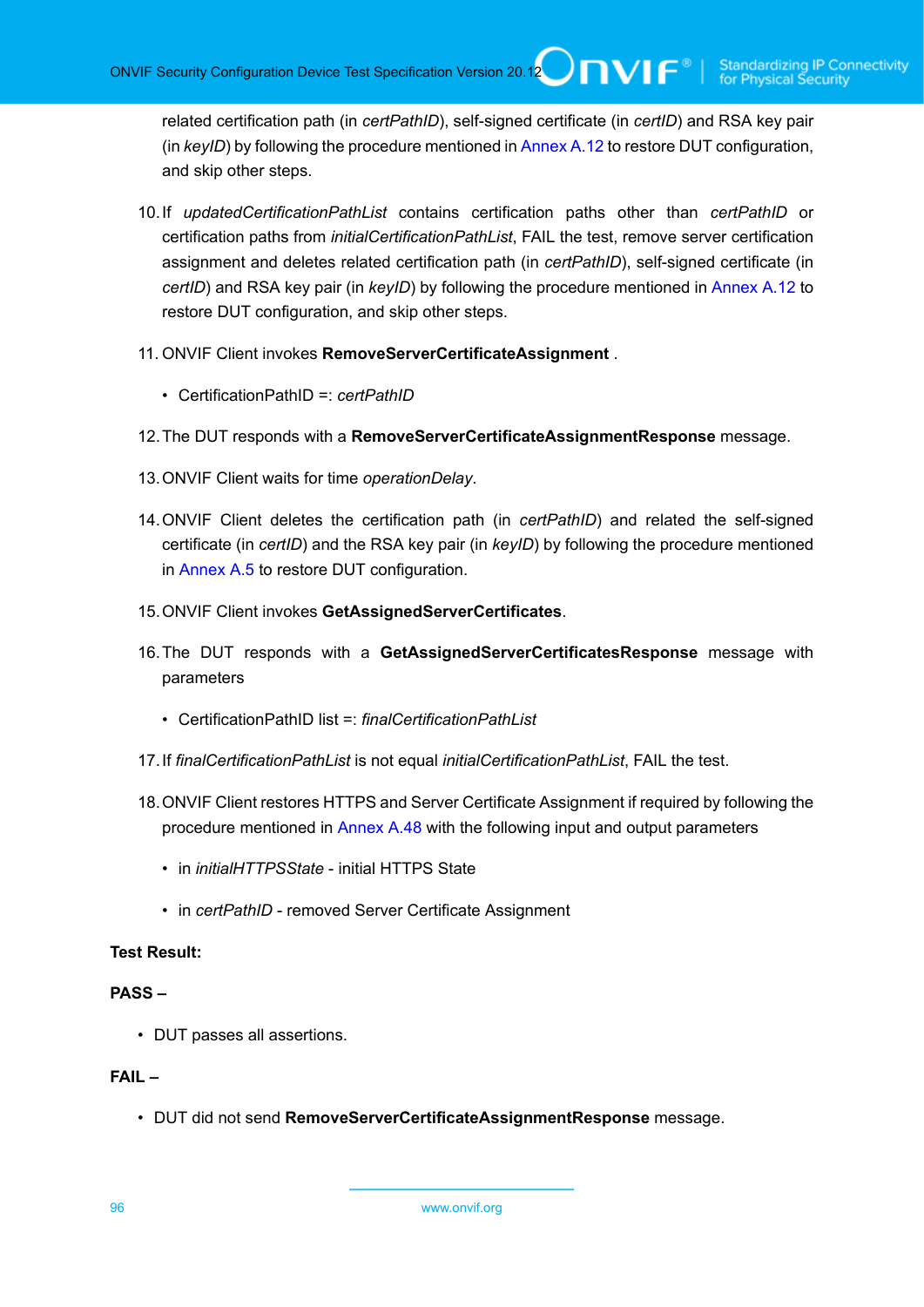related certification path (in *certPathID*), self-signed certificate (in *certID*) and RSA key pair (in *keyID*) by following the procedure mentioned in Annex A.12 to restore DUT configuration, and skip other steps.

10. If *updatedCertificationPathList* contains certification paths other than *certPathID* or certification paths from *initialCertificationPathList*, FAIL the test, remove server certification assignment and deletes related certification path (in *certPathID*), self-signed certificate (in *certID*) and RSA key pair (in *keyID*) by following the procedure mentioned in Annex A.12 to restore DUT configuration, and skip other steps.

11. ONVIF Client invokes **RemoveServerCertificateAssignment** .

    - CertificationPathID =: *certPathID*

12. The DUT responds with a **RemoveServerCertificateAssignmentResponse** message.

13. ONVIF Client waits for time *operationDelay*.

14. ONVIF Client deletes the certification path (in *certPathID*) and related the self-signed certificate (in *certID*) and the RSA key pair (in *keyID*) by following the procedure mentioned in Annex A.5 to restore DUT configuration.

15. ONVIF Client invokes **GetAssignedServerCertificates**.

16. The DUT responds with a **GetAssignedServerCertificatesResponse** message with parameters

    - CertificationPathID list =: *finalCertificationPathList*

17. If *finalCertificationPathList* is not equal *initialCertificationPathList*, FAIL the test.

18. ONVIF Client restores HTTPS and Server Certificate Assignment if required by following the procedure mentioned in Annex A.48 with the following input and output parameters

    - in *initialHTTPSState* - initial HTTPS State

    - in *certPathID* - removed Server Certificate Assignment

**Test Result:**

**PASS –**

- DUT passes all assertions.

**FAIL –**

- DUT did not send **RemoveServerCertificateAssignmentResponse** message.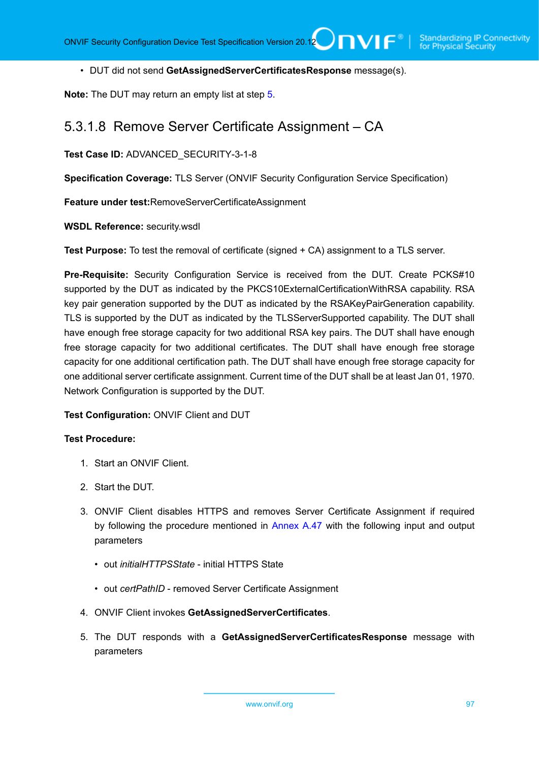- DUT did not send **GetAssignedServerCertificatesResponse** message(s).

**Note:** The DUT may return an empty list at step 5.

### 5.3.1.8 Remove Server Certificate Assignment – CA

**Test Case ID:** ADVANCED_SECURITY-3-1-8

**Specification Coverage:** TLS Server (ONVIF Security Configuration Service Specification)

**Feature under test:**RemoveServerCertificateAssignment

**WSDL Reference:** security.wsdl

**Test Purpose:** To test the removal of certificate (signed + CA) assignment to a TLS server.

**Pre-Requisite:** Security Configuration Service is received from the DUT. Create PCKS#10 supported by the DUT as indicated by the PKCS10ExternalCertificationWithRSA capability. RSA key pair generation supported by the DUT as indicated by the RSAKeyPairGeneration capability. TLS is supported by the DUT as indicated by the TLSServerSupported capability. The DUT shall have enough free storage capacity for two additional RSA key pairs. The DUT shall have enough free storage capacity for two additional certificates. The DUT shall have enough free storage capacity for one additional certification path. The DUT shall have enough free storage capacity for one additional server certificate assignment. Current time of the DUT shall be at least Jan 01, 1970. Network Configuration is supported by the DUT.

**Test Configuration:** ONVIF Client and DUT

**Test Procedure:**

1. Start an ONVIF Client.

2. Start the DUT.

3. ONVIF Client disables HTTPS and removes Server Certificate Assignment if required by following the procedure mentioned in Annex A.47 with the following input and output parameters

   - out *initialHTTPSState* - initial HTTPS State

   - out *certPathID* - removed Server Certificate Assignment

4. ONVIF Client invokes **GetAssignedServerCertificates**.

5. The DUT responds with a **GetAssignedServerCertificatesResponse** message with parameters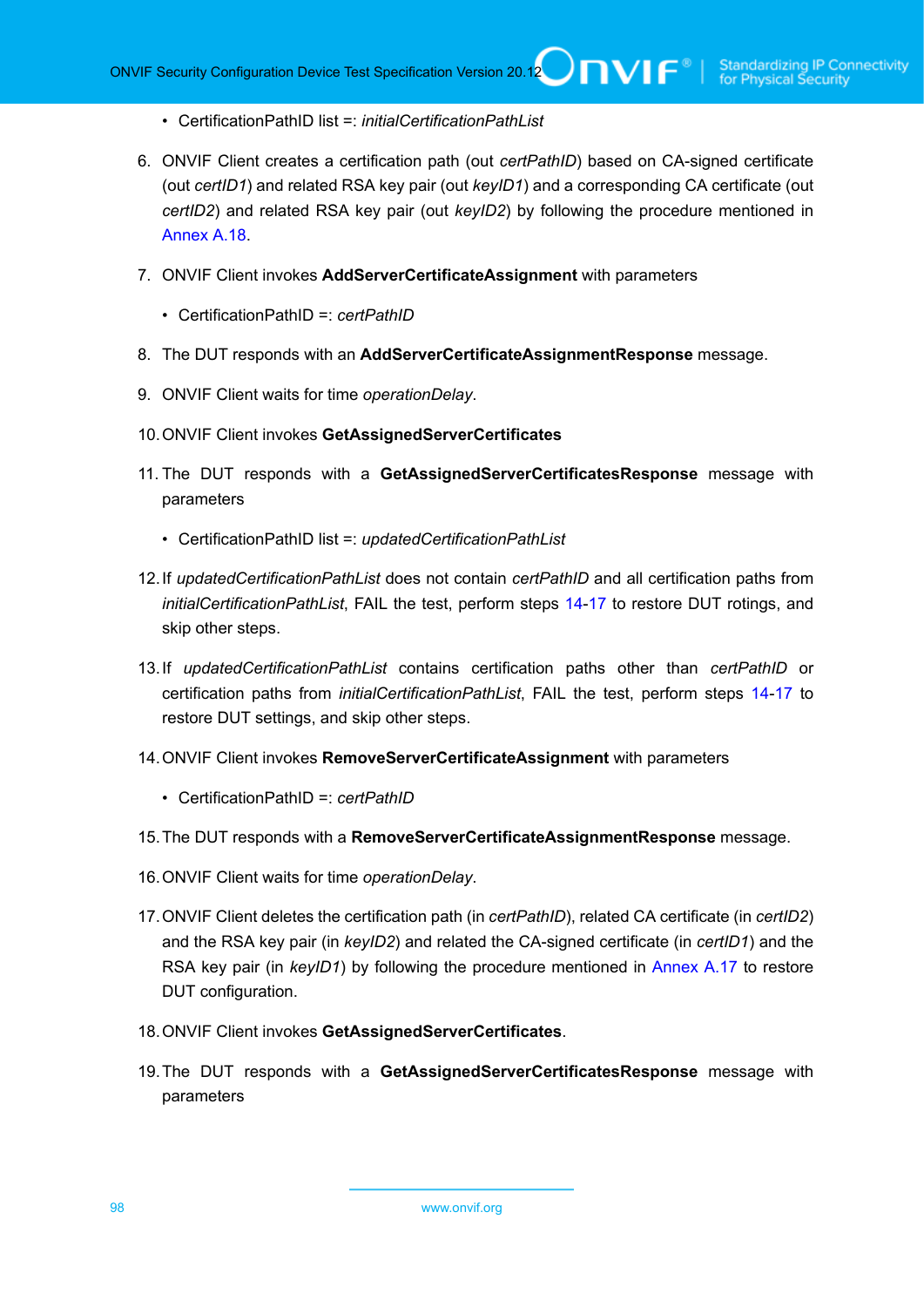- CertificationPathID list =: *initialCertificationPathList*

6. ONVIF Client creates a certification path (out *certPathID*) based on CA-signed certificate (out *certID1*) and related RSA key pair (out *keyID1*) and a corresponding CA certificate (out *certID2*) and related RSA key pair (out *keyID2*) by following the procedure mentioned in Annex A.18.

7. ONVIF Client invokes **AddServerCertificateAssignment** with parameters

   - CertificationPathID =: *certPathID*

8. The DUT responds with an **AddServerCertificateAssignmentResponse** message.

9. ONVIF Client waits for time *operationDelay*.

10. ONVIF Client invokes **GetAssignedServerCertificates**

11. The DUT responds with a **GetAssignedServerCertificatesResponse** message with parameters

    - CertificationPathID list =: *updatedCertificationPathList*

12. If *updatedCertificationPathList* does not contain *certPathID* and all certification paths from *initialCertificationPathList*, FAIL the test, perform steps 14-17 to restore DUT rotings, and skip other steps.

13. If *updatedCertificationPathList* contains certification paths other than *certPathID* or certification paths from *initialCertificationPathList*, FAIL the test, perform steps 14-17 to restore DUT settings, and skip other steps.

14. ONVIF Client invokes **RemoveServerCertificateAssignment** with parameters

    - CertificationPathID =: *certPathID*

15. The DUT responds with a **RemoveServerCertificateAssignmentResponse** message.

16. ONVIF Client waits for time *operationDelay*.

17. ONVIF Client deletes the certification path (in *certPathID*), related CA certificate (in *certID2*) and the RSA key pair (in *keyID2*) and related the CA-signed certificate (in *certID1*) and the RSA key pair (in *keyID1*) by following the procedure mentioned in Annex A.17 to restore DUT configuration.

18. ONVIF Client invokes **GetAssignedServerCertificates**.

19. The DUT responds with a **GetAssignedServerCertificatesResponse** message with parameters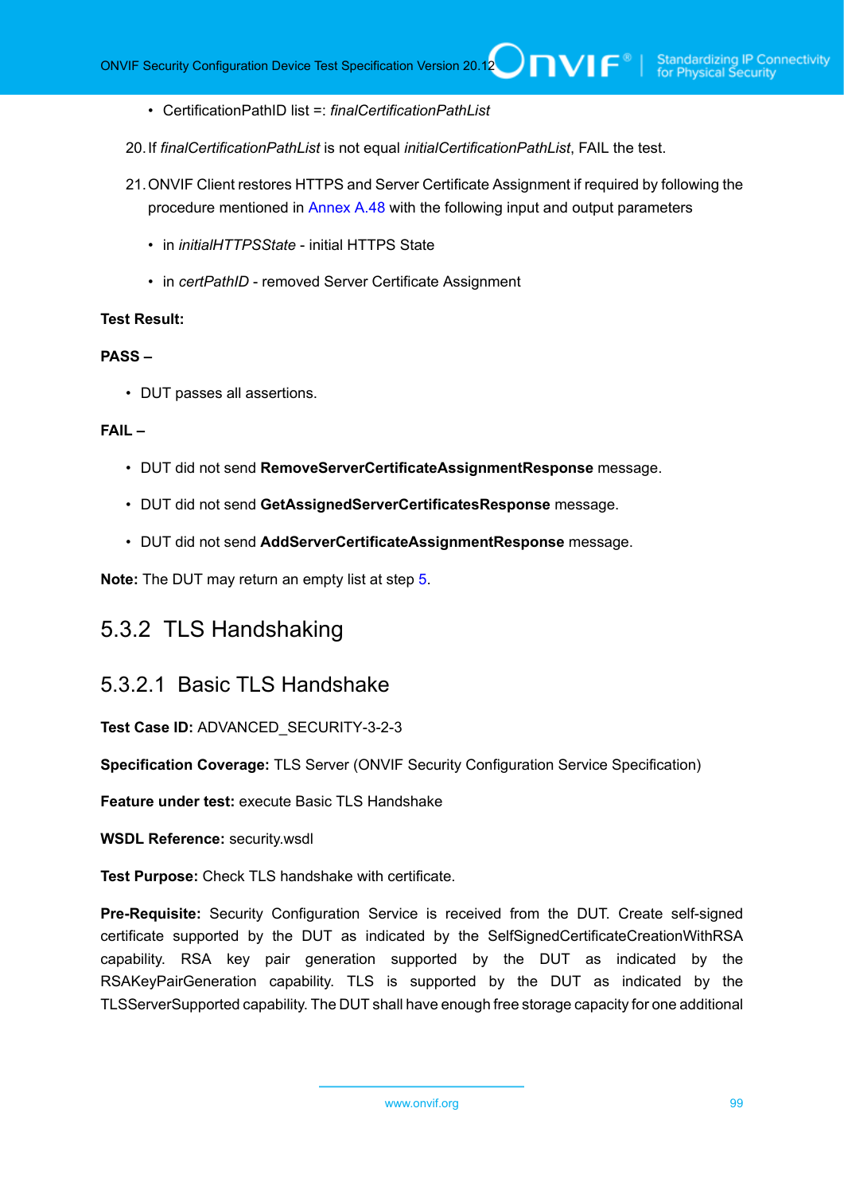- CertificationPathID list =: *finalCertificationPathList*

20. If *finalCertificationPathList* is not equal *initialCertificationPathList*, FAIL the test.

21. ONVIF Client restores HTTPS and Server Certificate Assignment if required by following the procedure mentioned in Annex A.48 with the following input and output parameters

    - in *initialHTTPSState* - initial HTTPS State

    - in *certPathID* - removed Server Certificate Assignment

**Test Result:**

**PASS –**

- DUT passes all assertions.

**FAIL –**

- DUT did not send **RemoveServerCertificateAssignmentResponse** message.

- DUT did not send **GetAssignedServerCertificatesResponse** message.

- DUT did not send **AddServerCertificateAssignmentResponse** message.

**Note:** The DUT may return an empty list at step 5.

## 5.3.2 TLS Handshaking

### 5.3.2.1 Basic TLS Handshake

**Test Case ID:** ADVANCED_SECURITY-3-2-3

**Specification Coverage:** TLS Server (ONVIF Security Configuration Service Specification)

**Feature under test:** execute Basic TLS Handshake

**WSDL Reference:** security.wsdl

**Test Purpose:** Check TLS handshake with certificate.

**Pre-Requisite:** Security Configuration Service is received from the DUT. Create self-signed certificate supported by the DUT as indicated by the SelfSignedCertificateCreationWithRSA capability. RSA key pair generation supported by the DUT as indicated by the RSAKeyPairGeneration capability. TLS is supported by the DUT as indicated by the TLSServerSupported capability. The DUT shall have enough free storage capacity for one additional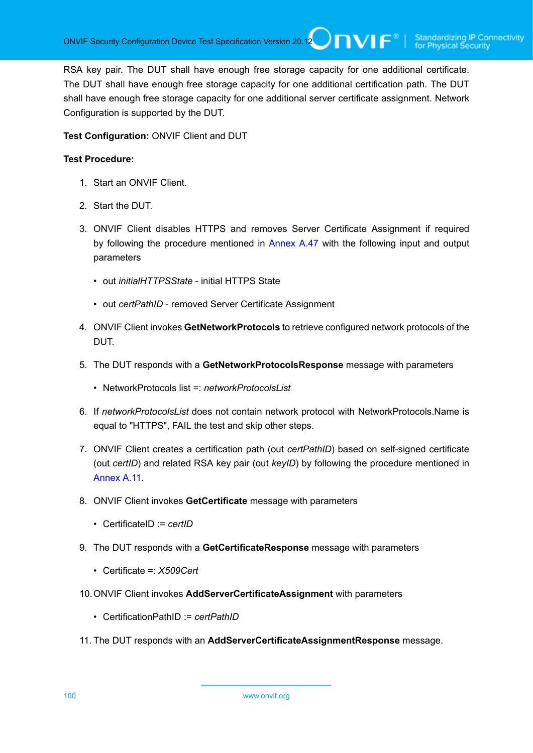RSA key pair. The DUT shall have enough free storage capacity for one additional certificate. The DUT shall have enough free storage capacity for one additional certification path. The DUT shall have enough free storage capacity for one additional server certificate assignment. Network Configuration is supported by the DUT.

**Test Configuration:** ONVIF Client and DUT

**Test Procedure:**

1. Start an ONVIF Client.
2. Start the DUT.
3. ONVIF Client disables HTTPS and removes Server Certificate Assignment if required by following the procedure mentioned in Annex A.47 with the following input and output parameters
   - out *initialHTTPSState* - initial HTTPS State
   - out *certPathID* - removed Server Certificate Assignment
4. ONVIF Client invokes **GetNetworkProtocols** to retrieve configured network protocols of the DUT.
5. The DUT responds with a **GetNetworkProtocolsResponse** message with parameters
   - NetworkProtocols list =: *networkProtocolsList*
6. If *networkProtocolsList* does not contain network protocol with NetworkProtocols.Name is equal to "HTTPS", FAIL the test and skip other steps.
7. ONVIF Client creates a certification path (out *certPathID*) based on self-signed certificate (out *certID*) and related RSA key pair (out *keyID*) by following the procedure mentioned in Annex A.11.
8. ONVIF Client invokes **GetCertificate** message with parameters
   - CertificateID := *certID*
9. The DUT responds with a **GetCertificateResponse** message with parameters
   - Certificate =: *X509Cert*
10. ONVIF Client invokes **AddServerCertificateAssignment** with parameters
    - CertificationPathID := *certPathID*
11. The DUT responds with an **AddServerCertificateAssignmentResponse** message.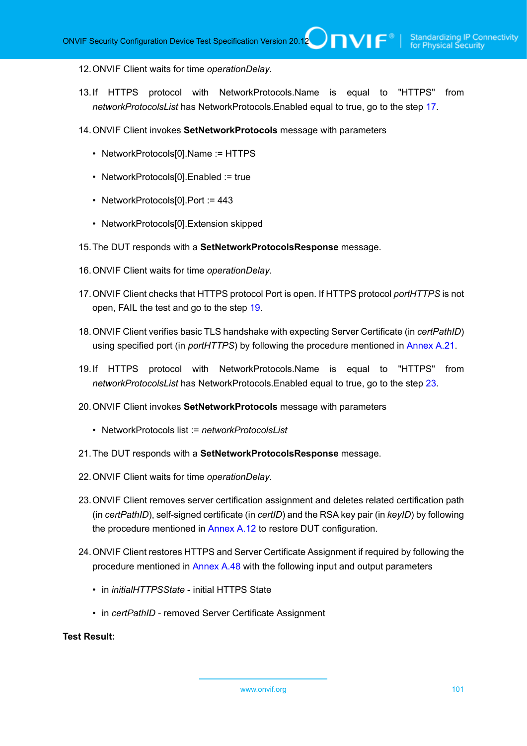12. ONVIF Client waits for time *operationDelay*.

13. If HTTPS protocol with NetworkProtocols.Name is equal to "HTTPS" from *networkProtocolsList* has NetworkProtocols.Enabled equal to true, go to the step 17.

14. ONVIF Client invokes **SetNetworkProtocols** message with parameters

    - NetworkProtocols[0].Name := HTTPS
    - NetworkProtocols[0].Enabled := true
    - NetworkProtocols[0].Port := 443
    - NetworkProtocols[0].Extension skipped

15. The DUT responds with a **SetNetworkProtocolsResponse** message.

16. ONVIF Client waits for time *operationDelay*.

17. ONVIF Client checks that HTTPS protocol Port is open. If HTTPS protocol *portHTTPS* is not open, FAIL the test and go to the step 19.

18. ONVIF Client verifies basic TLS handshake with expecting Server Certificate (in *certPathID*) using specified port (in *portHTTPS*) by following the procedure mentioned in Annex A.21.

19. If HTTPS protocol with NetworkProtocols.Name is equal to "HTTPS" from *networkProtocolsList* has NetworkProtocols.Enabled equal to true, go to the step 23.

20. ONVIF Client invokes **SetNetworkProtocols** message with parameters

    - NetworkProtocols list := *networkProtocolsList*

21. The DUT responds with a **SetNetworkProtocolsResponse** message.

22. ONVIF Client waits for time *operationDelay*.

23. ONVIF Client removes server certification assignment and deletes related certification path (in *certPathID*), self-signed certificate (in *certID*) and the RSA key pair (in *keyID*) by following the procedure mentioned in Annex A.12 to restore DUT configuration.

24. ONVIF Client restores HTTPS and Server Certificate Assignment if required by following the procedure mentioned in Annex A.48 with the following input and output parameters

    - in *initialHTTPSState* - initial HTTPS State
    - in *certPathID* - removed Server Certificate Assignment

**Test Result:**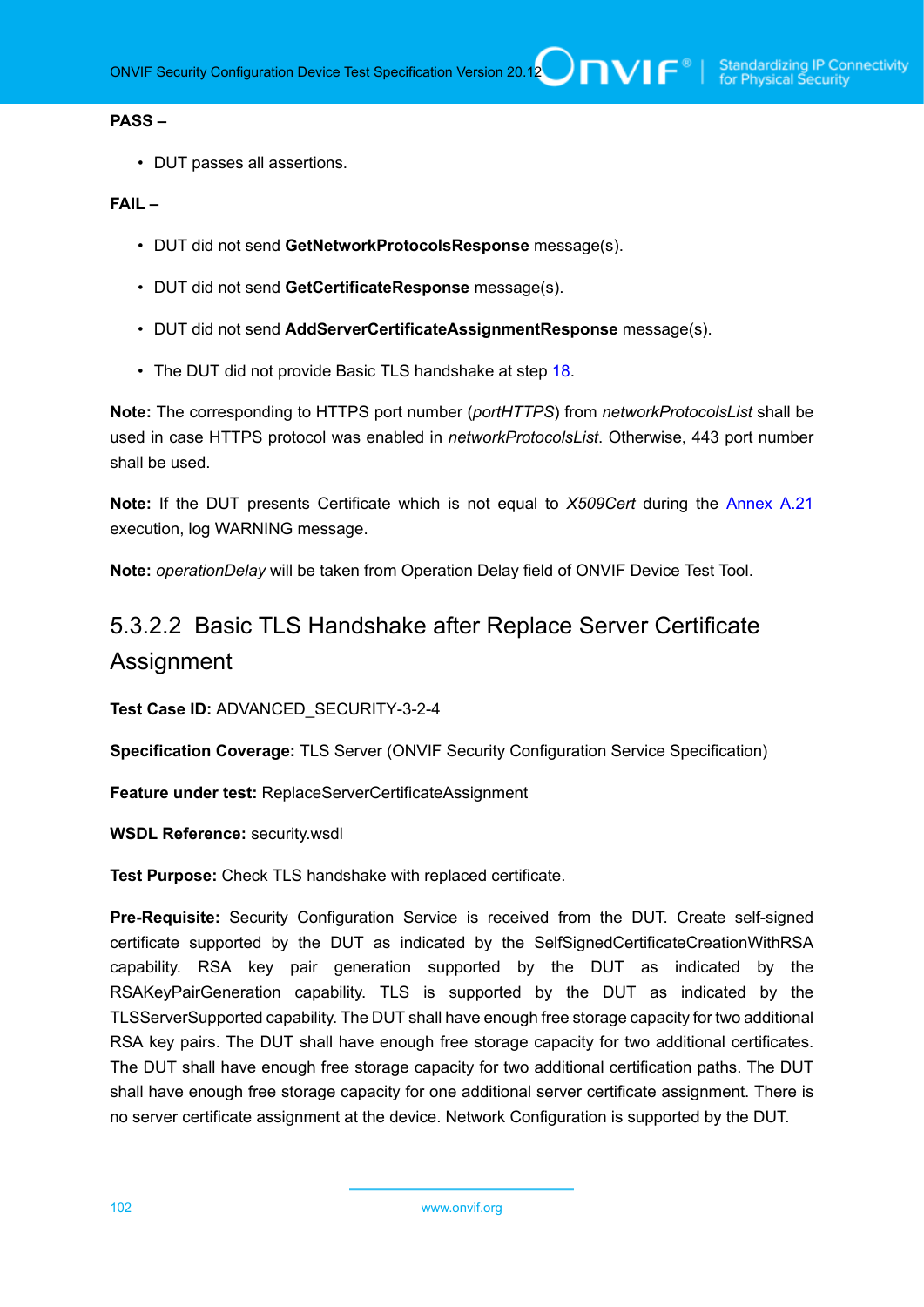**PASS –**

- DUT passes all assertions.

**FAIL –**

- DUT did not send **GetNetworkProtocolsResponse** message(s).
- DUT did not send **GetCertificateResponse** message(s).
- DUT did not send **AddServerCertificateAssignmentResponse** message(s).
- The DUT did not provide Basic TLS handshake at step 18.

**Note:** The corresponding to HTTPS port number (*portHTTPS*) from *networkProtocolsList* shall be used in case HTTPS protocol was enabled in *networkProtocolsList*. Otherwise, 443 port number shall be used.

**Note:** If the DUT presents Certificate which is not equal to *X509Cert* during the Annex A.21 execution, log WARNING message.

**Note:** *operationDelay* will be taken from Operation Delay field of ONVIF Device Test Tool.

### 5.3.2.2 Basic TLS Handshake after Replace Server Certificate Assignment

**Test Case ID:** ADVANCED_SECURITY-3-2-4

**Specification Coverage:** TLS Server (ONVIF Security Configuration Service Specification)

**Feature under test:** ReplaceServerCertificateAssignment

**WSDL Reference:** security.wsdl

**Test Purpose:** Check TLS handshake with replaced certificate.

**Pre-Requisite:** Security Configuration Service is received from the DUT. Create self-signed certificate supported by the DUT as indicated by the SelfSignedCertificateCreationWithRSA capability. RSA key pair generation supported by the DUT as indicated by the RSAKeyPairGeneration capability. TLS is supported by the DUT as indicated by the TLSServerSupported capability. The DUT shall have enough free storage capacity for two additional RSA key pairs. The DUT shall have enough free storage capacity for two additional certificates. The DUT shall have enough free storage capacity for two additional certification paths. The DUT shall have enough free storage capacity for one additional server certificate assignment. There is no server certificate assignment at the device. Network Configuration is supported by the DUT.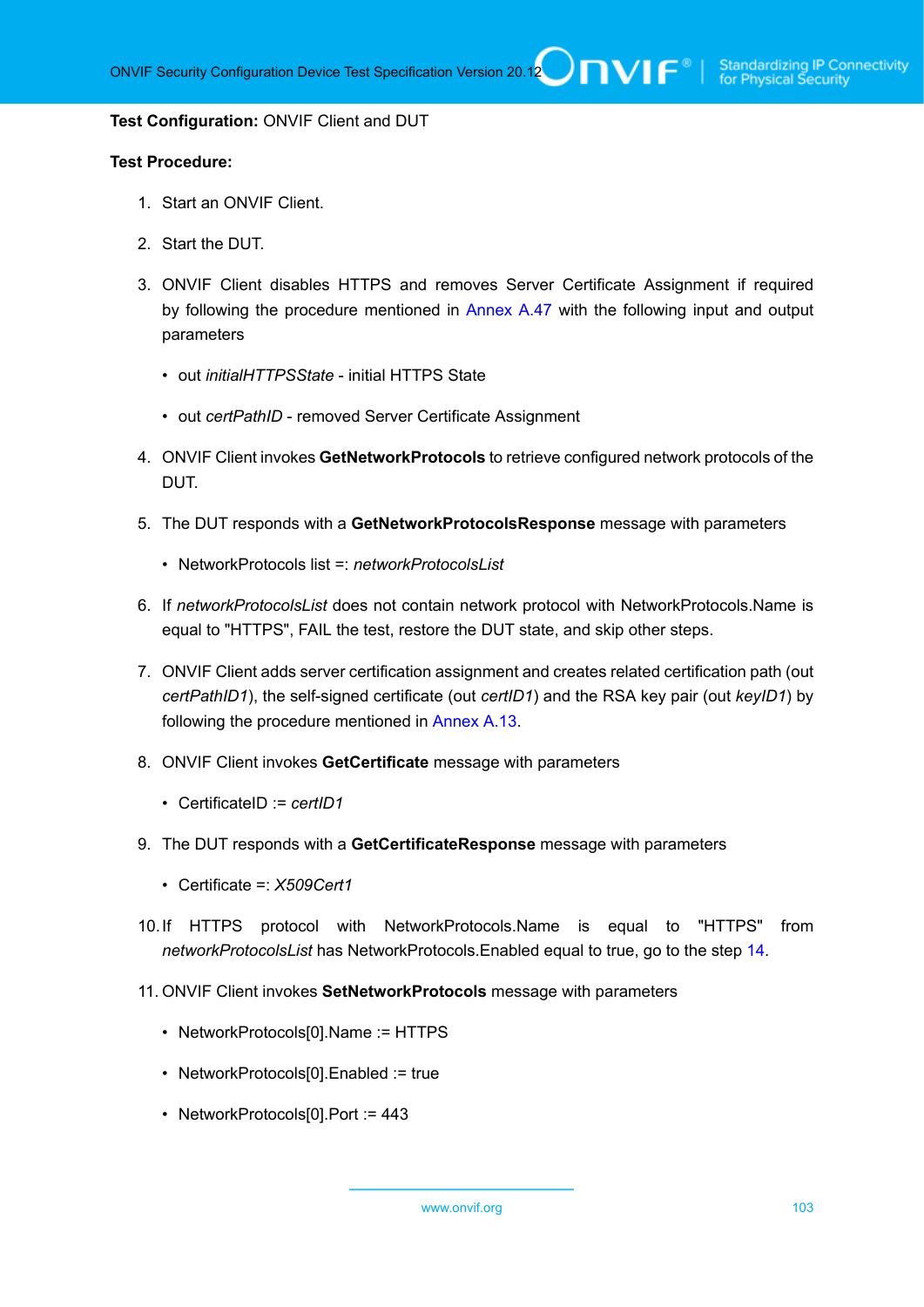**Test Configuration:** ONVIF Client and DUT

**Test Procedure:**

1. Start an ONVIF Client.

2. Start the DUT.

3. ONVIF Client disables HTTPS and removes Server Certificate Assignment if required by following the procedure mentioned in Annex A.47 with the following input and output parameters

   - out *initialHTTPSState* - initial HTTPS State

   - out *certPathID* - removed Server Certificate Assignment

4. ONVIF Client invokes **GetNetworkProtocols** to retrieve configured network protocols of the DUT.

5. The DUT responds with a **GetNetworkProtocolsResponse** message with parameters

   - NetworkProtocols list =: *networkProtocolsList*

6. If *networkProtocolsList* does not contain network protocol with NetworkProtocols.Name is equal to "HTTPS", FAIL the test, restore the DUT state, and skip other steps.

7. ONVIF Client adds server certification assignment and creates related certification path (out *certPathID1*), the self-signed certificate (out *certID1*) and the RSA key pair (out *keyID1*) by following the procedure mentioned in Annex A.13.

8. ONVIF Client invokes **GetCertificate** message with parameters

   - CertificateID := *certID1*

9. The DUT responds with a **GetCertificateResponse** message with parameters

   - Certificate =: *X509Cert1*

10. If HTTPS protocol with NetworkProtocols.Name is equal to "HTTPS" from *networkProtocolsList* has NetworkProtocols.Enabled equal to true, go to the step 14.

11. ONVIF Client invokes **SetNetworkProtocols** message with parameters

    - NetworkProtocols[0].Name := HTTPS

    - NetworkProtocols[0].Enabled := true

    - NetworkProtocols[0].Port := 443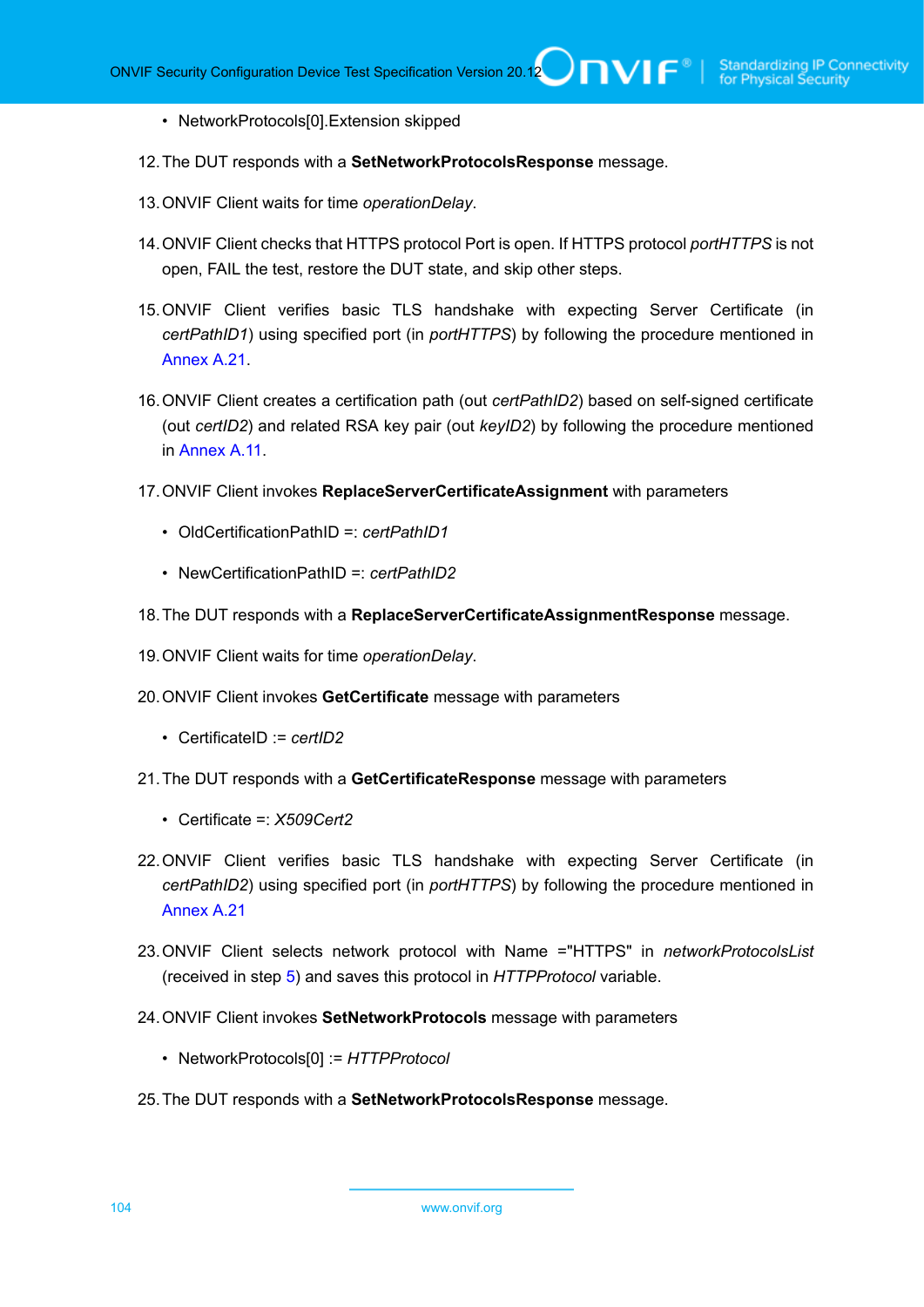- NetworkProtocols[0].Extension skipped

12. The DUT responds with a **SetNetworkProtocolsResponse** message.

13. ONVIF Client waits for time *operationDelay*.

14. ONVIF Client checks that HTTPS protocol Port is open. If HTTPS protocol *portHTTPS* is not open, FAIL the test, restore the DUT state, and skip other steps.

15. ONVIF Client verifies basic TLS handshake with expecting Server Certificate (in *certPathID1*) using specified port (in *portHTTPS*) by following the procedure mentioned in Annex A.21.

16. ONVIF Client creates a certification path (out *certPathID2*) based on self-signed certificate (out *certID2*) and related RSA key pair (out *keyID2*) by following the procedure mentioned in Annex A.11.

17. ONVIF Client invokes **ReplaceServerCertificateAssignment** with parameters

    - OldCertificationPathID =: *certPathID1*

    - NewCertificationPathID =: *certPathID2*

18. The DUT responds with a **ReplaceServerCertificateAssignmentResponse** message.

19. ONVIF Client waits for time *operationDelay*.

20. ONVIF Client invokes **GetCertificate** message with parameters

    - CertificateID := *certID2*

21. The DUT responds with a **GetCertificateResponse** message with parameters

    - Certificate =: *X509Cert2*

22. ONVIF Client verifies basic TLS handshake with expecting Server Certificate (in *certPathID2*) using specified port (in *portHTTPS*) by following the procedure mentioned in Annex A.21

23. ONVIF Client selects network protocol with Name ="HTTPS" in *networkProtocolsList* (received in step 5) and saves this protocol in *HTTPProtocol* variable.

24. ONVIF Client invokes **SetNetworkProtocols** message with parameters

    - NetworkProtocols[0] := *HTTPProtocol*

25. The DUT responds with a **SetNetworkProtocolsResponse** message.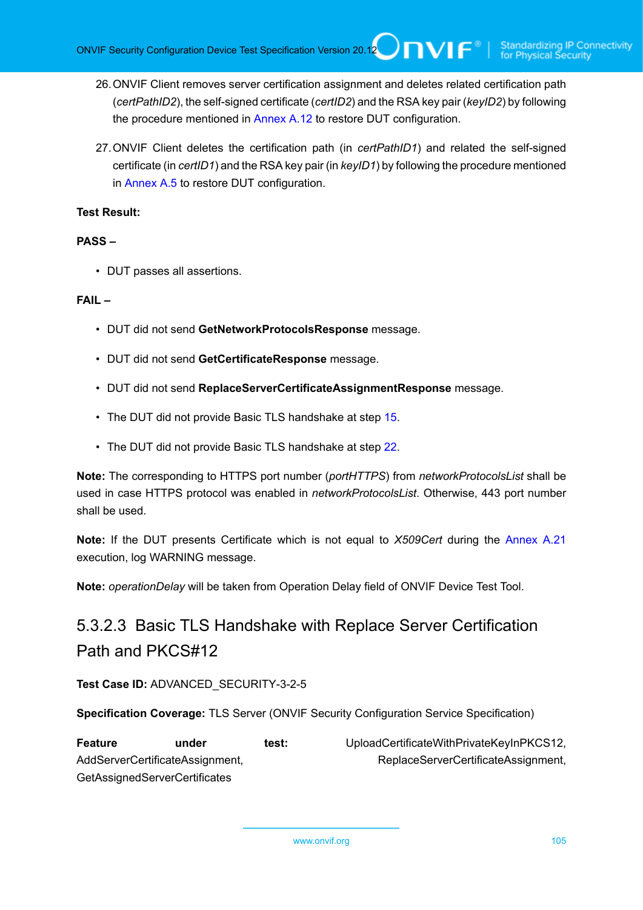26. ONVIF Client removes server certification assignment and deletes related certification path (*certPathID2*), the self-signed certificate (*certID2*) and the RSA key pair (*keyID2*) by following the procedure mentioned in Annex A.12 to restore DUT configuration.

27. ONVIF Client deletes the certification path (in *certPathID1*) and related the self-signed certificate (in *certID1*) and the RSA key pair (in *keyID1*) by following the procedure mentioned in Annex A.5 to restore DUT configuration.

**Test Result:**

**PASS –**

- DUT passes all assertions.

**FAIL –**

- DUT did not send **GetNetworkProtocolsResponse** message.
- DUT did not send **GetCertificateResponse** message.
- DUT did not send **ReplaceServerCertificateAssignmentResponse** message.
- The DUT did not provide Basic TLS handshake at step 15.
- The DUT did not provide Basic TLS handshake at step 22.

**Note:** The corresponding to HTTPS port number (*portHTTPS*) from *networkProtocolsList* shall be used in case HTTPS protocol was enabled in *networkProtocolsList*. Otherwise, 443 port number shall be used.

**Note:** If the DUT presents Certificate which is not equal to *X509Cert* during the Annex A.21 execution, log WARNING message.

**Note:** *operationDelay* will be taken from Operation Delay field of ONVIF Device Test Tool.

#### 5.3.2.3 Basic TLS Handshake with Replace Server Certification Path and PKCS#12

**Test Case ID:** ADVANCED_SECURITY-3-2-5

**Specification Coverage:** TLS Server (ONVIF Security Configuration Service Specification)

**Feature under test:** UploadCertificateWithPrivateKeyInPKCS12, AddServerCertificateAssignment, ReplaceServerCertificateAssignment, GetAssignedServerCertificates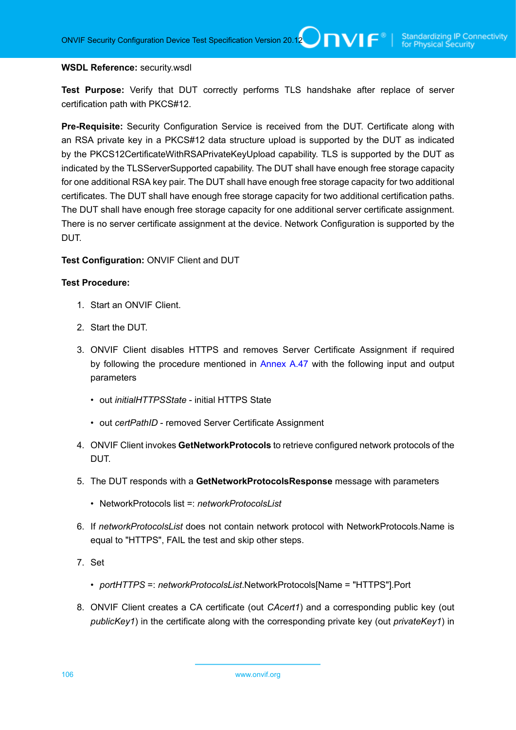**WSDL Reference:** security.wsdl

**Test Purpose:** Verify that DUT correctly performs TLS handshake after replace of server certification path with PKCS#12.

**Pre-Requisite:** Security Configuration Service is received from the DUT. Certificate along with an RSA private key in a PKCS#12 data structure upload is supported by the DUT as indicated by the PKCS12CertificateWithRSAPrivateKeyUpload capability. TLS is supported by the DUT as indicated by the TLSServerSupported capability. The DUT shall have enough free storage capacity for one additional RSA key pair. The DUT shall have enough free storage capacity for two additional certificates. The DUT shall have enough free storage capacity for two additional certification paths. The DUT shall have enough free storage capacity for one additional server certificate assignment. There is no server certificate assignment at the device. Network Configuration is supported by the DUT.

**Test Configuration:** ONVIF Client and DUT

**Test Procedure:**

1. Start an ONVIF Client.

2. Start the DUT.

3. ONVIF Client disables HTTPS and removes Server Certificate Assignment if required by following the procedure mentioned in Annex A.47 with the following input and output parameters

   - out *initialHTTPSState* - initial HTTPS State

   - out *certPathID* - removed Server Certificate Assignment

4. ONVIF Client invokes **GetNetworkProtocols** to retrieve configured network protocols of the DUT.

5. The DUT responds with a **GetNetworkProtocolsResponse** message with parameters

   - NetworkProtocols list =: *networkProtocolsList*

6. If *networkProtocolsList* does not contain network protocol with NetworkProtocols.Name is equal to "HTTPS", FAIL the test and skip other steps.

7. Set

   - *portHTTPS* =: *networkProtocolsList*.NetworkProtocols[Name = "HTTPS"].Port

8. ONVIF Client creates a CA certificate (out *CAcert1*) and a corresponding public key (out *publicKey1*) in the certificate along with the corresponding private key (out *privateKey1*) in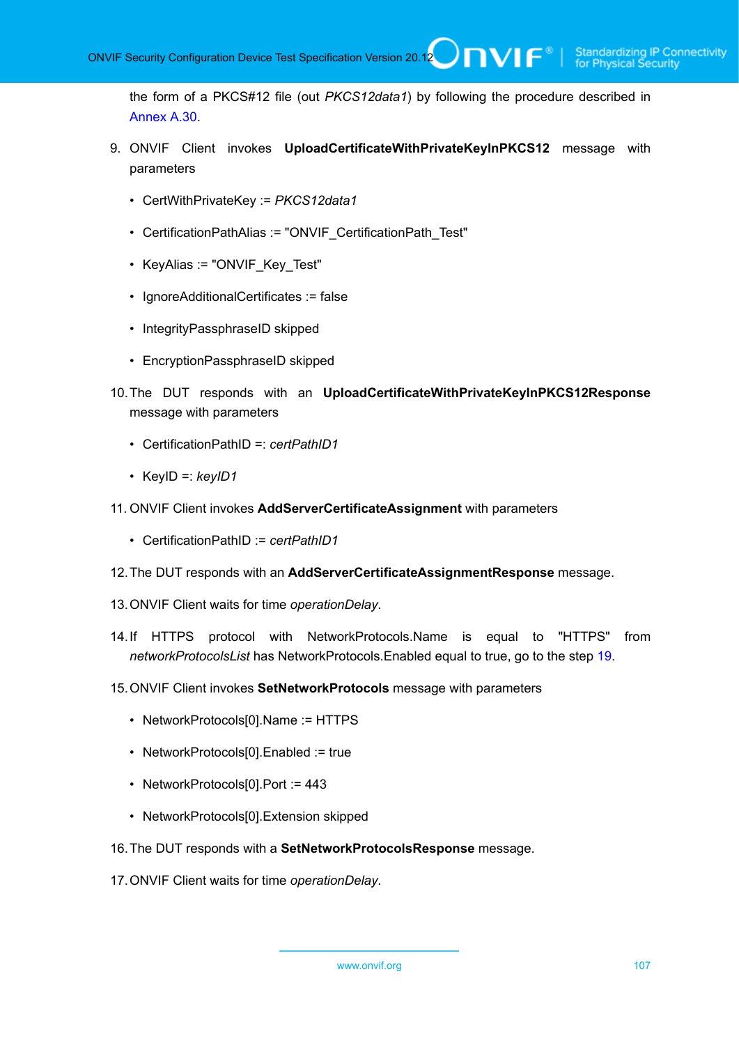the form of a PKCS#12 file (out *PKCS12data1*) by following the procedure described in Annex A.30.

9. ONVIF Client invokes **UploadCertificateWithPrivateKeyInPKCS12** message with parameters

   - CertWithPrivateKey := *PKCS12data1*
   - CertificationPathAlias := "ONVIF_CertificationPath_Test"
   - KeyAlias := "ONVIF_Key_Test"
   - IgnoreAdditionalCertificates := false
   - IntegrityPassphraseID skipped
   - EncryptionPassphraseID skipped

10. The DUT responds with an **UploadCertificateWithPrivateKeyInPKCS12Response** message with parameters

    - CertificationPathID =: *certPathID1*
    - KeyID =: *keyID1*

11. ONVIF Client invokes **AddServerCertificateAssignment** with parameters

    - CertificationPathID := *certPathID1*

12. The DUT responds with an **AddServerCertificateAssignmentResponse** message.

13. ONVIF Client waits for time *operationDelay*.

14. If HTTPS protocol with NetworkProtocols.Name is equal to "HTTPS" from *networkProtocolsList* has NetworkProtocols.Enabled equal to true, go to the step 19.

15. ONVIF Client invokes **SetNetworkProtocols** message with parameters

    - NetworkProtocols[0].Name := HTTPS
    - NetworkProtocols[0].Enabled := true
    - NetworkProtocols[0].Port := 443
    - NetworkProtocols[0].Extension skipped

16. The DUT responds with a **SetNetworkProtocolsResponse** message.

17. ONVIF Client waits for time *operationDelay*.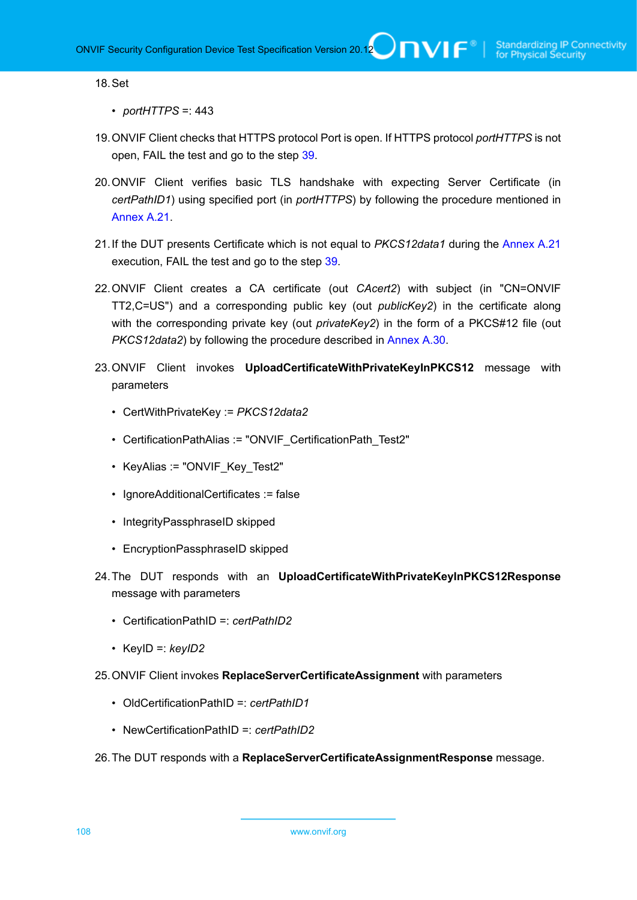18. Set

    - *portHTTPS* =: 443

19. ONVIF Client checks that HTTPS protocol Port is open. If HTTPS protocol *portHTTPS* is not open, FAIL the test and go to the step 39.

20. ONVIF Client verifies basic TLS handshake with expecting Server Certificate (in *certPathID1*) using specified port (in *portHTTPS*) by following the procedure mentioned in Annex A.21.

21. If the DUT presents Certificate which is not equal to *PKCS12data1* during the Annex A.21 execution, FAIL the test and go to the step 39.

22. ONVIF Client creates a CA certificate (out *CAcert2*) with subject (in "CN=ONVIF TT2,C=US") and a corresponding public key (out *publicKey2*) in the certificate along with the corresponding private key (out *privateKey2*) in the form of a PKCS#12 file (out *PKCS12data2*) by following the procedure described in Annex A.30.

23. ONVIF Client invokes **UploadCertificateWithPrivateKeyInPKCS12** message with parameters

    - CertWithPrivateKey := *PKCS12data2*
    - CertificationPathAlias := "ONVIF_CertificationPath_Test2"
    - KeyAlias := "ONVIF_Key_Test2"
    - IgnoreAdditionalCertificates := false
    - IntegrityPassphraseID skipped
    - EncryptionPassphraseID skipped

24. The DUT responds with an **UploadCertificateWithPrivateKeyInPKCS12Response** message with parameters

    - CertificationPathID =: *certPathID2*
    - KeyID =: *keyID2*

25. ONVIF Client invokes **ReplaceServerCertificateAssignment** with parameters

    - OldCertificationPathID =: *certPathID1*
    - NewCertificationPathID =: *certPathID2*

26. The DUT responds with a **ReplaceServerCertificateAssignmentResponse** message.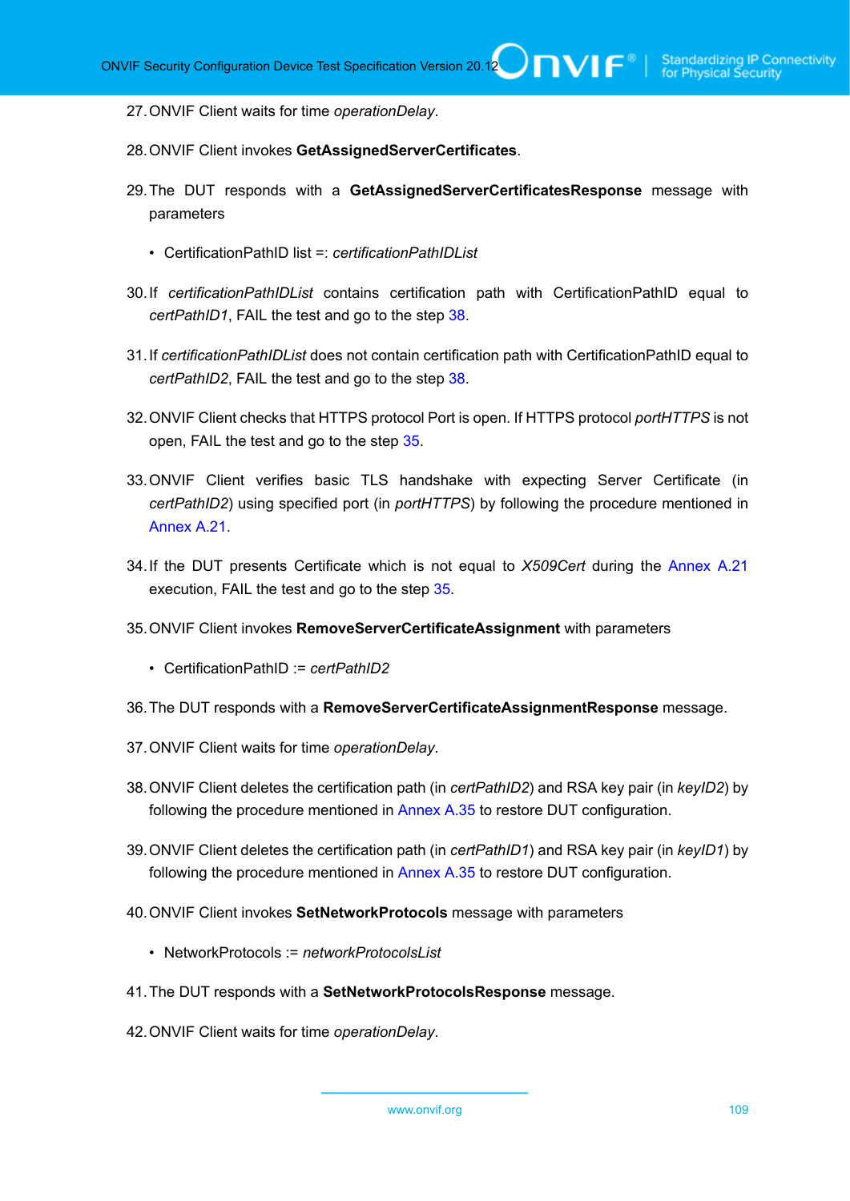27. ONVIF Client waits for time *operationDelay*.

28. ONVIF Client invokes **GetAssignedServerCertificates**.

29. The DUT responds with a **GetAssignedServerCertificatesResponse** message with parameters

    - CertificationPathID list =: *certificationPathIDList*

30. If *certificationPathIDList* contains certification path with CertificationPathID equal to *certPathID1*, FAIL the test and go to the step 38.

31. If *certificationPathIDList* does not contain certification path with CertificationPathID equal to *certPathID2*, FAIL the test and go to the step 38.

32. ONVIF Client checks that HTTPS protocol Port is open. If HTTPS protocol *portHTTPS* is not open, FAIL the test and go to the step 35.

33. ONVIF Client verifies basic TLS handshake with expecting Server Certificate (in *certPathID2*) using specified port (in *portHTTPS*) by following the procedure mentioned in Annex A.21.

34. If the DUT presents Certificate which is not equal to *X509Cert* during the Annex A.21 execution, FAIL the test and go to the step 35.

35. ONVIF Client invokes **RemoveServerCertificateAssignment** with parameters

    - CertificationPathID := *certPathID2*

36. The DUT responds with a **RemoveServerCertificateAssignmentResponse** message.

37. ONVIF Client waits for time *operationDelay*.

38. ONVIF Client deletes the certification path (in *certPathID2*) and RSA key pair (in *keyID2*) by following the procedure mentioned in Annex A.35 to restore DUT configuration.

39. ONVIF Client deletes the certification path (in *certPathID1*) and RSA key pair (in *keyID1*) by following the procedure mentioned in Annex A.35 to restore DUT configuration.

40. ONVIF Client invokes **SetNetworkProtocols** message with parameters

    - NetworkProtocols := *networkProtocolsList*

41. The DUT responds with a **SetNetworkProtocolsResponse** message.

42. ONVIF Client waits for time *operationDelay*.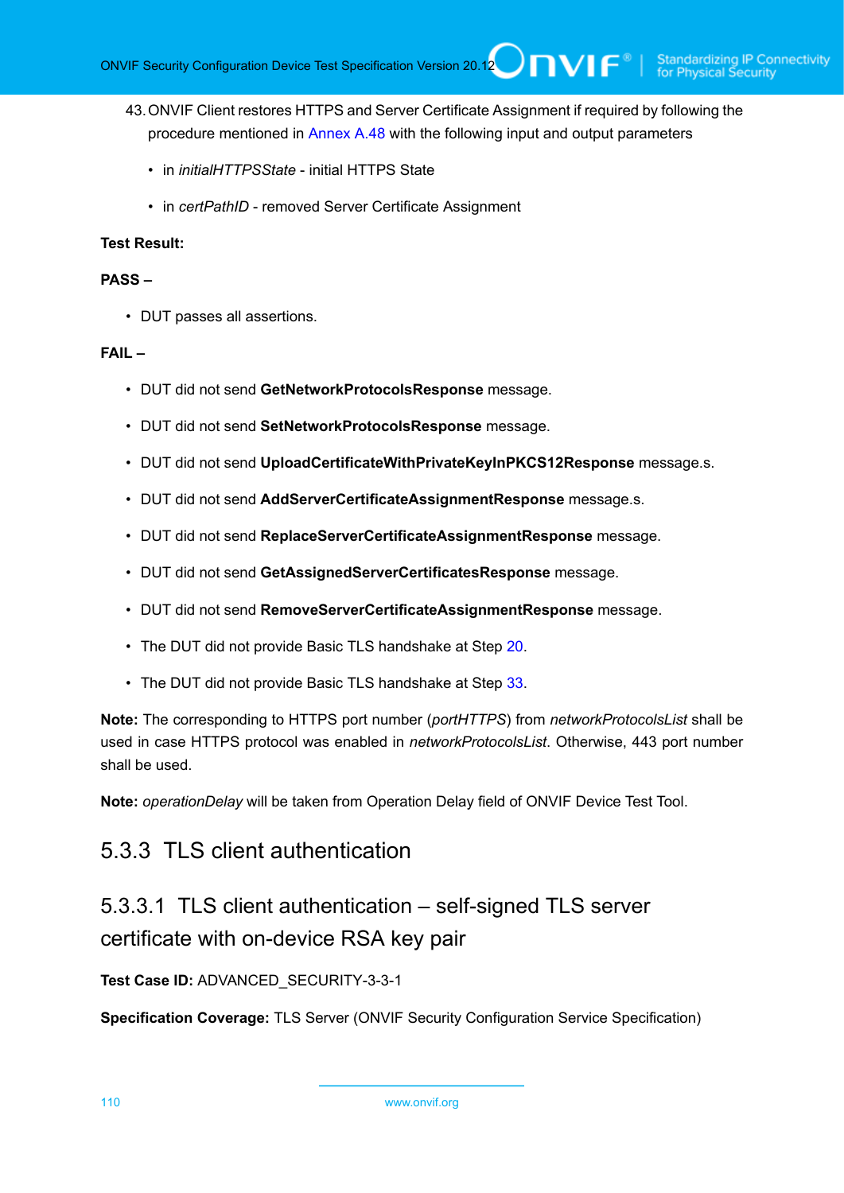43. ONVIF Client restores HTTPS and Server Certificate Assignment if required by following the procedure mentioned in Annex A.48 with the following input and output parameters

    - in *initialHTTPSState* - initial HTTPS State

    - in *certPathID* - removed Server Certificate Assignment

**Test Result:**

**PASS –**

- DUT passes all assertions.

**FAIL –**

- DUT did not send **GetNetworkProtocolsResponse** message.

- DUT did not send **SetNetworkProtocolsResponse** message.

- DUT did not send **UploadCertificateWithPrivateKeyInPKCS12Response** message.s.

- DUT did not send **AddServerCertificateAssignmentResponse** message.s.

- DUT did not send **ReplaceServerCertificateAssignmentResponse** message.

- DUT did not send **GetAssignedServerCertificatesResponse** message.

- DUT did not send **RemoveServerCertificateAssignmentResponse** message.

- The DUT did not provide Basic TLS handshake at Step 20.

- The DUT did not provide Basic TLS handshake at Step 33.

**Note:** The corresponding to HTTPS port number (*portHTTPS*) from *networkProtocolsList* shall be used in case HTTPS protocol was enabled in *networkProtocolsList*. Otherwise, 443 port number shall be used.

**Note:** *operationDelay* will be taken from Operation Delay field of ONVIF Device Test Tool.

## 5.3.3 TLS client authentication

### 5.3.3.1 TLS client authentication – self-signed TLS server certificate with on-device RSA key pair

**Test Case ID:** ADVANCED_SECURITY-3-3-1

**Specification Coverage:** TLS Server (ONVIF Security Configuration Service Specification)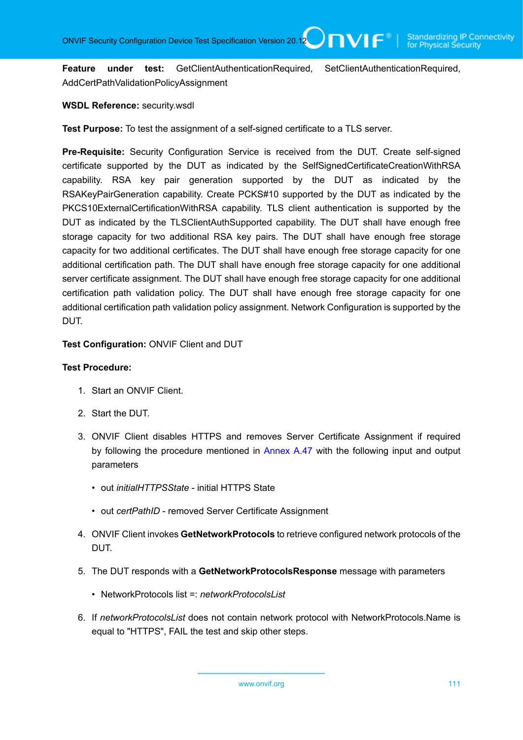**Feature under test:** GetClientAuthenticationRequired, SetClientAuthenticationRequired, AddCertPathValidationPolicyAssignment

**WSDL Reference:** security.wsdl

**Test Purpose:** To test the assignment of a self-signed certificate to a TLS server.

**Pre-Requisite:** Security Configuration Service is received from the DUT. Create self-signed certificate supported by the DUT as indicated by the SelfSignedCertificateCreationWithRSA capability. RSA key pair generation supported by the DUT as indicated by the RSAKeyPairGeneration capability. Create PCKS#10 supported by the DUT as indicated by the PKCS10ExternalCertificationWithRSA capability. TLS client authentication is supported by the DUT as indicated by the TLSClientAuthSupported capability. The DUT shall have enough free storage capacity for two additional RSA key pairs. The DUT shall have enough free storage capacity for two additional certificates. The DUT shall have enough free storage capacity for one additional certification path. The DUT shall have enough free storage capacity for one additional server certificate assignment. The DUT shall have enough free storage capacity for one additional certification path validation policy. The DUT shall have enough free storage capacity for one additional certification path validation policy assignment. Network Configuration is supported by the DUT.

**Test Configuration:** ONVIF Client and DUT

**Test Procedure:**

1. Start an ONVIF Client.
2. Start the DUT.
3. ONVIF Client disables HTTPS and removes Server Certificate Assignment if required by following the procedure mentioned in Annex A.47 with the following input and output parameters
   - out *initialHTTPSState* - initial HTTPS State
   - out *certPathID* - removed Server Certificate Assignment
4. ONVIF Client invokes **GetNetworkProtocols** to retrieve configured network protocols of the DUT.
5. The DUT responds with a **GetNetworkProtocolsResponse** message with parameters
   - NetworkProtocols list =: *networkProtocolsList*
6. If *networkProtocolsList* does not contain network protocol with NetworkProtocols.Name is equal to "HTTPS", FAIL the test and skip other steps.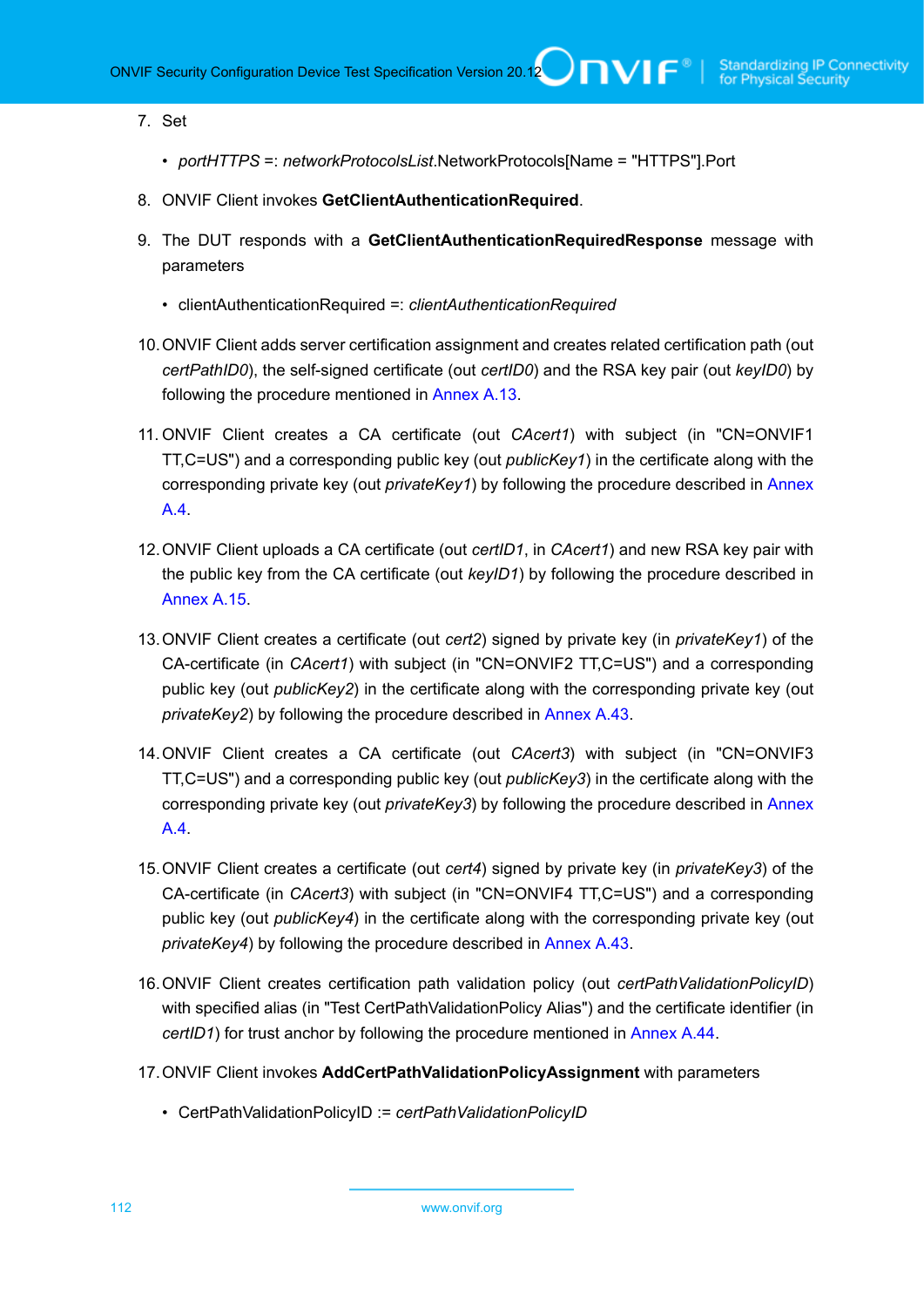7. Set

   - *portHTTPS* =: *networkProtocolsList*.NetworkProtocols[Name = "HTTPS"].Port

8. ONVIF Client invokes **GetClientAuthenticationRequired**.

9. The DUT responds with a **GetClientAuthenticationRequiredResponse** message with parameters

   - clientAuthenticationRequired =: *clientAuthenticationRequired*

10. ONVIF Client adds server certification assignment and creates related certification path (out *certPathID0*), the self-signed certificate (out *certID0*) and the RSA key pair (out *keyID0*) by following the procedure mentioned in Annex A.13.

11. ONVIF Client creates a CA certificate (out *CAcert1*) with subject (in "CN=ONVIF1 TT,C=US") and a corresponding public key (out *publicKey1*) in the certificate along with the corresponding private key (out *privateKey1*) by following the procedure described in Annex A.4.

12. ONVIF Client uploads a CA certificate (out *certID1*, in *CAcert1*) and new RSA key pair with the public key from the CA certificate (out *keyID1*) by following the procedure described in Annex A.15.

13. ONVIF Client creates a certificate (out *cert2*) signed by private key (in *privateKey1*) of the CA-certificate (in *CAcert1*) with subject (in "CN=ONVIF2 TT,C=US") and a corresponding public key (out *publicKey2*) in the certificate along with the corresponding private key (out *privateKey2*) by following the procedure described in Annex A.43.

14. ONVIF Client creates a CA certificate (out *CAcert3*) with subject (in "CN=ONVIF3 TT,C=US") and a corresponding public key (out *publicKey3*) in the certificate along with the corresponding private key (out *privateKey3*) by following the procedure described in Annex A.4.

15. ONVIF Client creates a certificate (out *cert4*) signed by private key (in *privateKey3*) of the CA-certificate (in *CAcert3*) with subject (in "CN=ONVIF4 TT,C=US") and a corresponding public key (out *publicKey4*) in the certificate along with the corresponding private key (out *privateKey4*) by following the procedure described in Annex A.43.

16. ONVIF Client creates certification path validation policy (out *certPathValidationPolicyID*) with specified alias (in "Test CertPathValidationPolicy Alias") and the certificate identifier (in *certID1*) for trust anchor by following the procedure mentioned in Annex A.44.

17. ONVIF Client invokes **AddCertPathValidationPolicyAssignment** with parameters

   - CertPathValidationPolicyID := *certPathValidationPolicyID*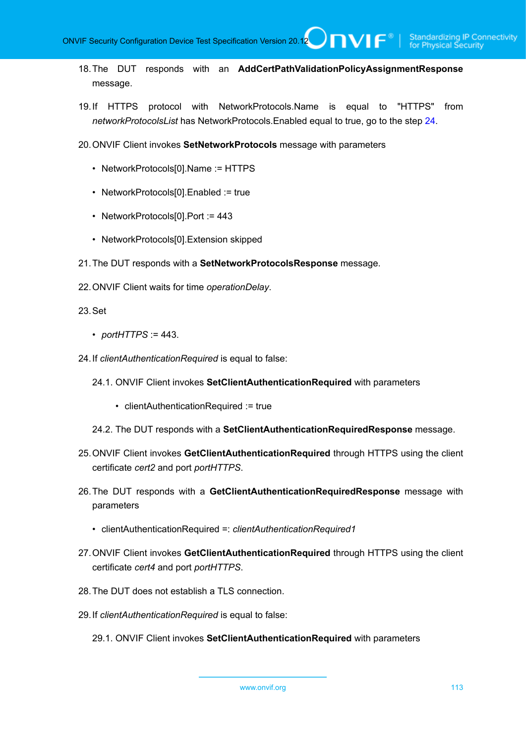18. The DUT responds with an **AddCertPathValidationPolicyAssignmentResponse** message.

19. If HTTPS protocol with NetworkProtocols.Name is equal to "HTTPS" from *networkProtocolsList* has NetworkProtocols.Enabled equal to true, go to the step 24.

20. ONVIF Client invokes **SetNetworkProtocols** message with parameters

    - NetworkProtocols[0].Name := HTTPS
    - NetworkProtocols[0].Enabled := true
    - NetworkProtocols[0].Port := 443
    - NetworkProtocols[0].Extension skipped

21. The DUT responds with a **SetNetworkProtocolsResponse** message.

22. ONVIF Client waits for time *operationDelay*.

23. Set

    - *portHTTPS* := 443.

24. If *clientAuthenticationRequired* is equal to false:

    24.1. ONVIF Client invokes **SetClientAuthenticationRequired** with parameters

    - clientAuthenticationRequired := true

    24.2. The DUT responds with a **SetClientAuthenticationRequiredResponse** message.

25. ONVIF Client invokes **GetClientAuthenticationRequired** through HTTPS using the client certificate *cert2* and port *portHTTPS*.

26. The DUT responds with a **GetClientAuthenticationRequiredResponse** message with parameters

    - clientAuthenticationRequired =: *clientAuthenticationRequired1*

27. ONVIF Client invokes **GetClientAuthenticationRequired** through HTTPS using the client certificate *cert4* and port *portHTTPS*.

28. The DUT does not establish a TLS connection.

29. If *clientAuthenticationRequired* is equal to false:

    29.1. ONVIF Client invokes **SetClientAuthenticationRequired** with parameters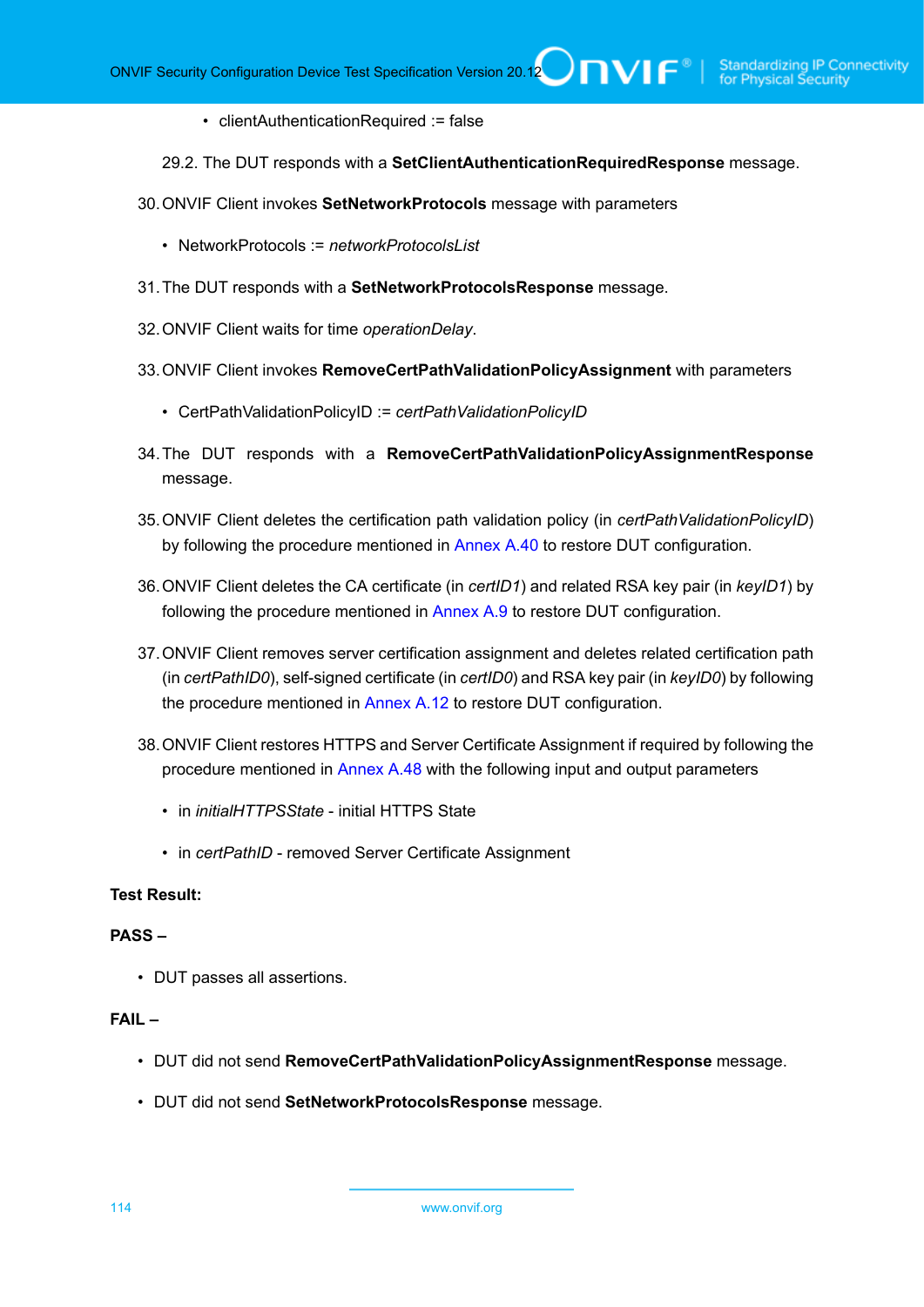- clientAuthenticationRequired := false

29.2. The DUT responds with a **SetClientAuthenticationRequiredResponse** message.

30. ONVIF Client invokes **SetNetworkProtocols** message with parameters

    - NetworkProtocols := *networkProtocolsList*

31. The DUT responds with a **SetNetworkProtocolsResponse** message.

32. ONVIF Client waits for time *operationDelay*.

33. ONVIF Client invokes **RemoveCertPathValidationPolicyAssignment** with parameters

    - CertPathValidationPolicyID := *certPathValidationPolicyID*

34. The DUT responds with a **RemoveCertPathValidationPolicyAssignmentResponse** message.

35. ONVIF Client deletes the certification path validation policy (in *certPathValidationPolicyID*) by following the procedure mentioned in Annex A.40 to restore DUT configuration.

36. ONVIF Client deletes the CA certificate (in *certID1*) and related RSA key pair (in *keyID1*) by following the procedure mentioned in Annex A.9 to restore DUT configuration.

37. ONVIF Client removes server certification assignment and deletes related certification path (in *certPathID0*), self-signed certificate (in *certID0*) and RSA key pair (in *keyID0*) by following the procedure mentioned in Annex A.12 to restore DUT configuration.

38. ONVIF Client restores HTTPS and Server Certificate Assignment if required by following the procedure mentioned in Annex A.48 with the following input and output parameters

    - in *initialHTTPSState* - initial HTTPS State
    - in *certPathID* - removed Server Certificate Assignment

**Test Result:**

**PASS –**

- DUT passes all assertions.

**FAIL –**

- DUT did not send **RemoveCertPathValidationPolicyAssignmentResponse** message.
- DUT did not send **SetNetworkProtocolsResponse** message.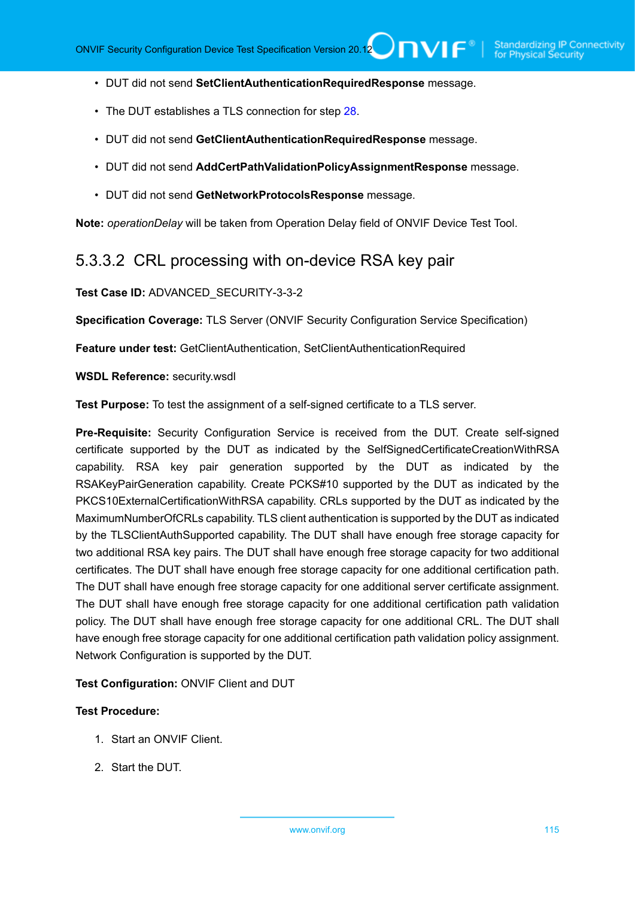- DUT did not send **SetClientAuthenticationRequiredResponse** message.
- The DUT establishes a TLS connection for step 28.
- DUT did not send **GetClientAuthenticationRequiredResponse** message.
- DUT did not send **AddCertPathValidationPolicyAssignmentResponse** message.
- DUT did not send **GetNetworkProtocolsResponse** message.

**Note:** *operationDelay* will be taken from Operation Delay field of ONVIF Device Test Tool.

### 5.3.3.2 CRL processing with on-device RSA key pair

**Test Case ID:** ADVANCED_SECURITY-3-3-2

**Specification Coverage:** TLS Server (ONVIF Security Configuration Service Specification)

**Feature under test:** GetClientAuthentication, SetClientAuthenticationRequired

**WSDL Reference:** security.wsdl

**Test Purpose:** To test the assignment of a self-signed certificate to a TLS server.

**Pre-Requisite:** Security Configuration Service is received from the DUT. Create self-signed certificate supported by the DUT as indicated by the SelfSignedCertificateCreationWithRSA capability. RSA key pair generation supported by the DUT as indicated by the RSAKeyPairGeneration capability. Create PCKS#10 supported by the DUT as indicated by the PKCS10ExternalCertificationWithRSA capability. CRLs supported by the DUT as indicated by the MaximumNumberOfCRLs capability. TLS client authentication is supported by the DUT as indicated by the TLSClientAuthSupported capability. The DUT shall have enough free storage capacity for two additional RSA key pairs. The DUT shall have enough free storage capacity for two additional certificates. The DUT shall have enough free storage capacity for one additional certification path. The DUT shall have enough free storage capacity for one additional server certificate assignment. The DUT shall have enough free storage capacity for one additional certification path validation policy. The DUT shall have enough free storage capacity for one additional CRL. The DUT shall have enough free storage capacity for one additional certification path validation policy assignment. Network Configuration is supported by the DUT.

**Test Configuration:** ONVIF Client and DUT

**Test Procedure:**

1. Start an ONVIF Client.
2. Start the DUT.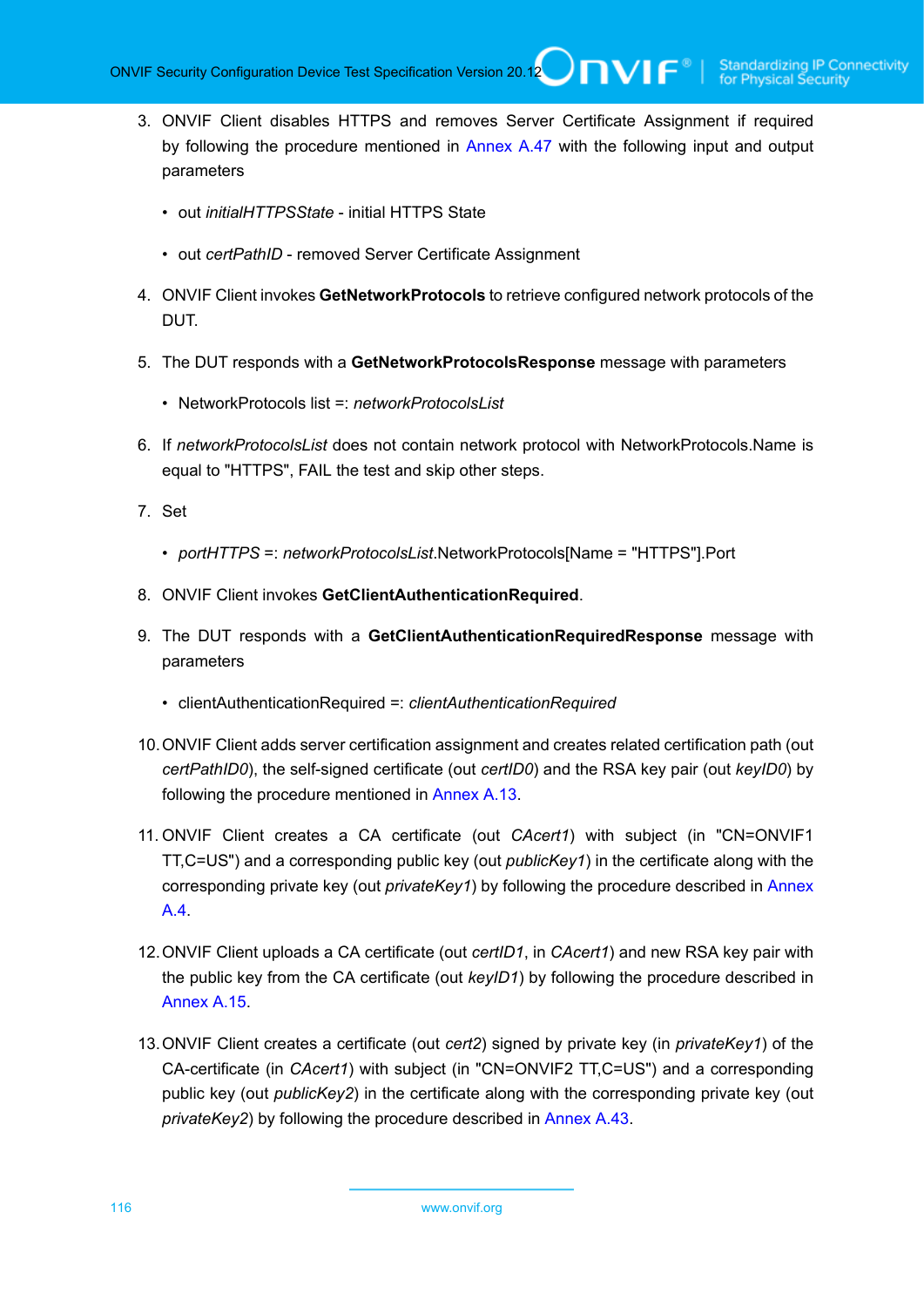3. ONVIF Client disables HTTPS and removes Server Certificate Assignment if required by following the procedure mentioned in Annex A.47 with the following input and output parameters

   - out *initialHTTPSState* - initial HTTPS State

   - out *certPathID* - removed Server Certificate Assignment

4. ONVIF Client invokes **GetNetworkProtocols** to retrieve configured network protocols of the DUT.

5. The DUT responds with a **GetNetworkProtocolsResponse** message with parameters

   - NetworkProtocols list =: *networkProtocolsList*

6. If *networkProtocolsList* does not contain network protocol with NetworkProtocols.Name is equal to "HTTPS", FAIL the test and skip other steps.

7. Set

   - *portHTTPS* =: *networkProtocolsList*.NetworkProtocols[Name = "HTTPS"].Port

8. ONVIF Client invokes **GetClientAuthenticationRequired**.

9. The DUT responds with a **GetClientAuthenticationRequiredResponse** message with parameters

   - clientAuthenticationRequired =: *clientAuthenticationRequired*

10. ONVIF Client adds server certification assignment and creates related certification path (out *certPathID0*), the self-signed certificate (out *certID0*) and the RSA key pair (out *keyID0*) by following the procedure mentioned in Annex A.13.

11. ONVIF Client creates a CA certificate (out *CAcert1*) with subject (in "CN=ONVIF1 TT,C=US") and a corresponding public key (out *publicKey1*) in the certificate along with the corresponding private key (out *privateKey1*) by following the procedure described in Annex A.4.

12. ONVIF Client uploads a CA certificate (out *certID1*, in *CAcert1*) and new RSA key pair with the public key from the CA certificate (out *keyID1*) by following the procedure described in Annex A.15.

13. ONVIF Client creates a certificate (out *cert2*) signed by private key (in *privateKey1*) of the CA-certificate (in *CAcert1*) with subject (in "CN=ONVIF2 TT,C=US") and a corresponding public key (out *publicKey2*) in the certificate along with the corresponding private key (out *privateKey2*) by following the procedure described in Annex A.43.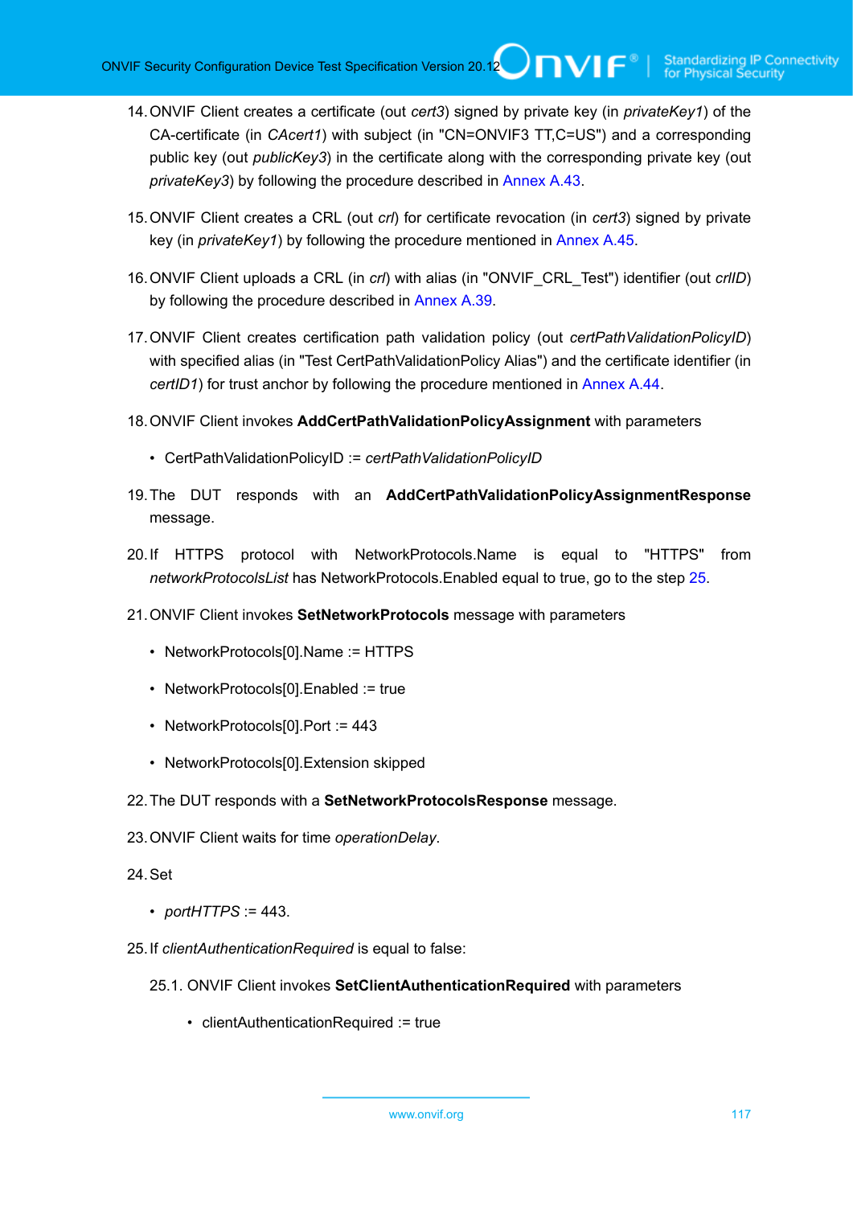14. ONVIF Client creates a certificate (out *cert3*) signed by private key (in *privateKey1*) of the CA-certificate (in *CAcert1*) with subject (in "CN=ONVIF3 TT,C=US") and a corresponding public key (out *publicKey3*) in the certificate along with the corresponding private key (out *privateKey3*) by following the procedure described in Annex A.43.

15. ONVIF Client creates a CRL (out *crl*) for certificate revocation (in *cert3*) signed by private key (in *privateKey1*) by following the procedure mentioned in Annex A.45.

16. ONVIF Client uploads a CRL (in *crl*) with alias (in "ONVIF_CRL_Test") identifier (out *crlID*) by following the procedure described in Annex A.39.

17. ONVIF Client creates certification path validation policy (out *certPathValidationPolicyID*) with specified alias (in "Test CertPathValidationPolicy Alias") and the certificate identifier (in *certID1*) for trust anchor by following the procedure mentioned in Annex A.44.

18. ONVIF Client invokes **AddCertPathValidationPolicyAssignment** with parameters

    - CertPathValidationPolicyID := *certPathValidationPolicyID*

19. The DUT responds with an **AddCertPathValidationPolicyAssignmentResponse** message.

20. If HTTPS protocol with NetworkProtocols.Name is equal to "HTTPS" from *networkProtocolsList* has NetworkProtocols.Enabled equal to true, go to the step 25.

21. ONVIF Client invokes **SetNetworkProtocols** message with parameters

    - NetworkProtocols[0].Name := HTTPS
    - NetworkProtocols[0].Enabled := true
    - NetworkProtocols[0].Port := 443
    - NetworkProtocols[0].Extension skipped

22. The DUT responds with a **SetNetworkProtocolsResponse** message.

23. ONVIF Client waits for time *operationDelay*.

24. Set

    - *portHTTPS* := 443.

25. If *clientAuthenticationRequired* is equal to false:

    25.1. ONVIF Client invokes **SetClientAuthenticationRequired** with parameters

    - clientAuthenticationRequired := true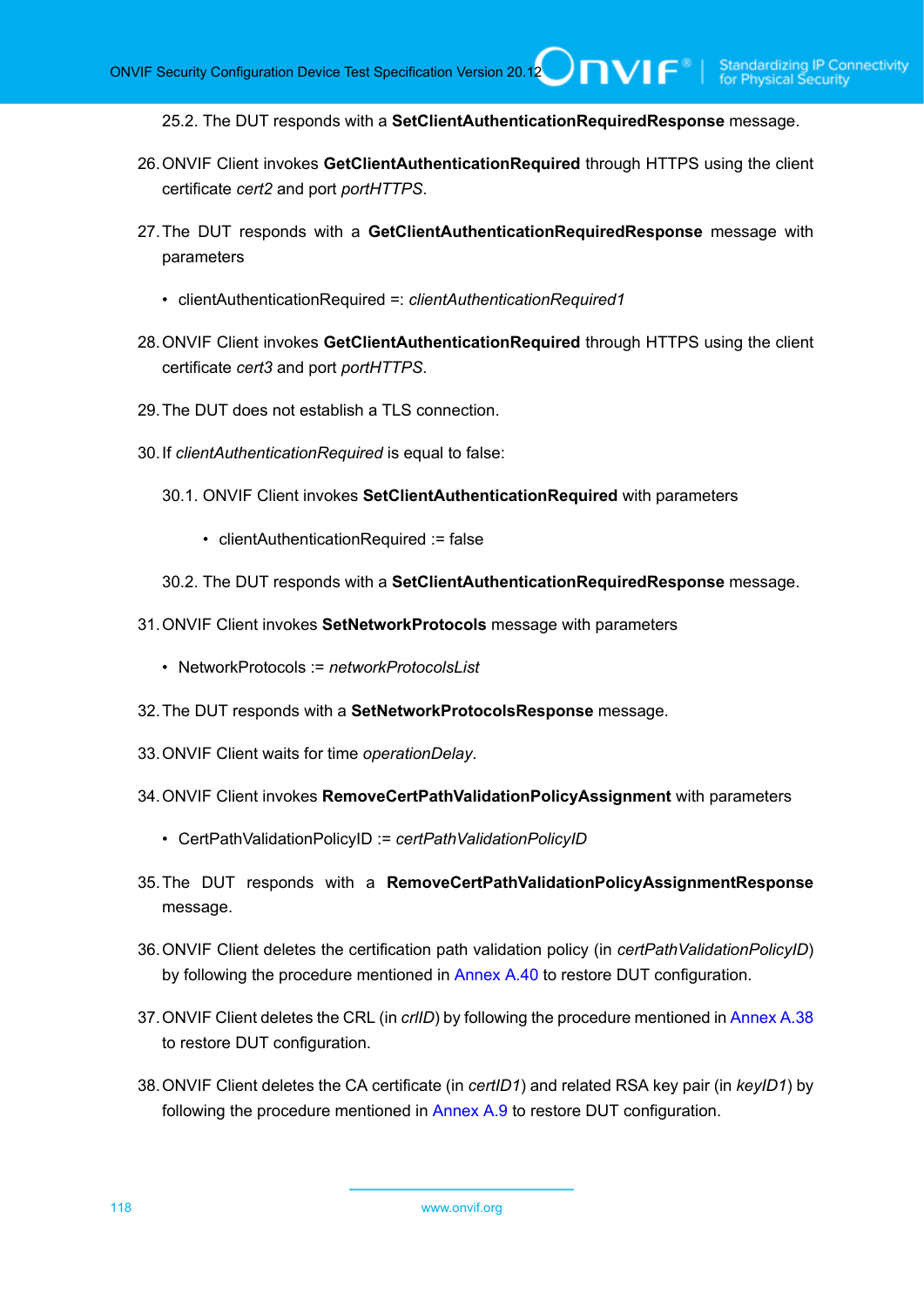25.2. The DUT responds with a **SetClientAuthenticationRequiredResponse** message.

26. ONVIF Client invokes **GetClientAuthenticationRequired** through HTTPS using the client certificate *cert2* and port *portHTTPS*.

27. The DUT responds with a **GetClientAuthenticationRequiredResponse** message with parameters

    - clientAuthenticationRequired =: *clientAuthenticationRequired1*

28. ONVIF Client invokes **GetClientAuthenticationRequired** through HTTPS using the client certificate *cert3* and port *portHTTPS*.

29. The DUT does not establish a TLS connection.

30. If *clientAuthenticationRequired* is equal to false:

    30.1. ONVIF Client invokes **SetClientAuthenticationRequired** with parameters

    - clientAuthenticationRequired := false

    30.2. The DUT responds with a **SetClientAuthenticationRequiredResponse** message.

31. ONVIF Client invokes **SetNetworkProtocols** message with parameters

    - NetworkProtocols := *networkProtocolsList*

32. The DUT responds with a **SetNetworkProtocolsResponse** message.

33. ONVIF Client waits for time *operationDelay*.

34. ONVIF Client invokes **RemoveCertPathValidationPolicyAssignment** with parameters

    - CertPathValidationPolicyID := *certPathValidationPolicyID*

35. The DUT responds with a **RemoveCertPathValidationPolicyAssignmentResponse** message.

36. ONVIF Client deletes the certification path validation policy (in *certPathValidationPolicyID*) by following the procedure mentioned in Annex A.40 to restore DUT configuration.

37. ONVIF Client deletes the CRL (in *crlID*) by following the procedure mentioned in Annex A.38 to restore DUT configuration.

38. ONVIF Client deletes the CA certificate (in *certID1*) and related RSA key pair (in *keyID1*) by following the procedure mentioned in Annex A.9 to restore DUT configuration.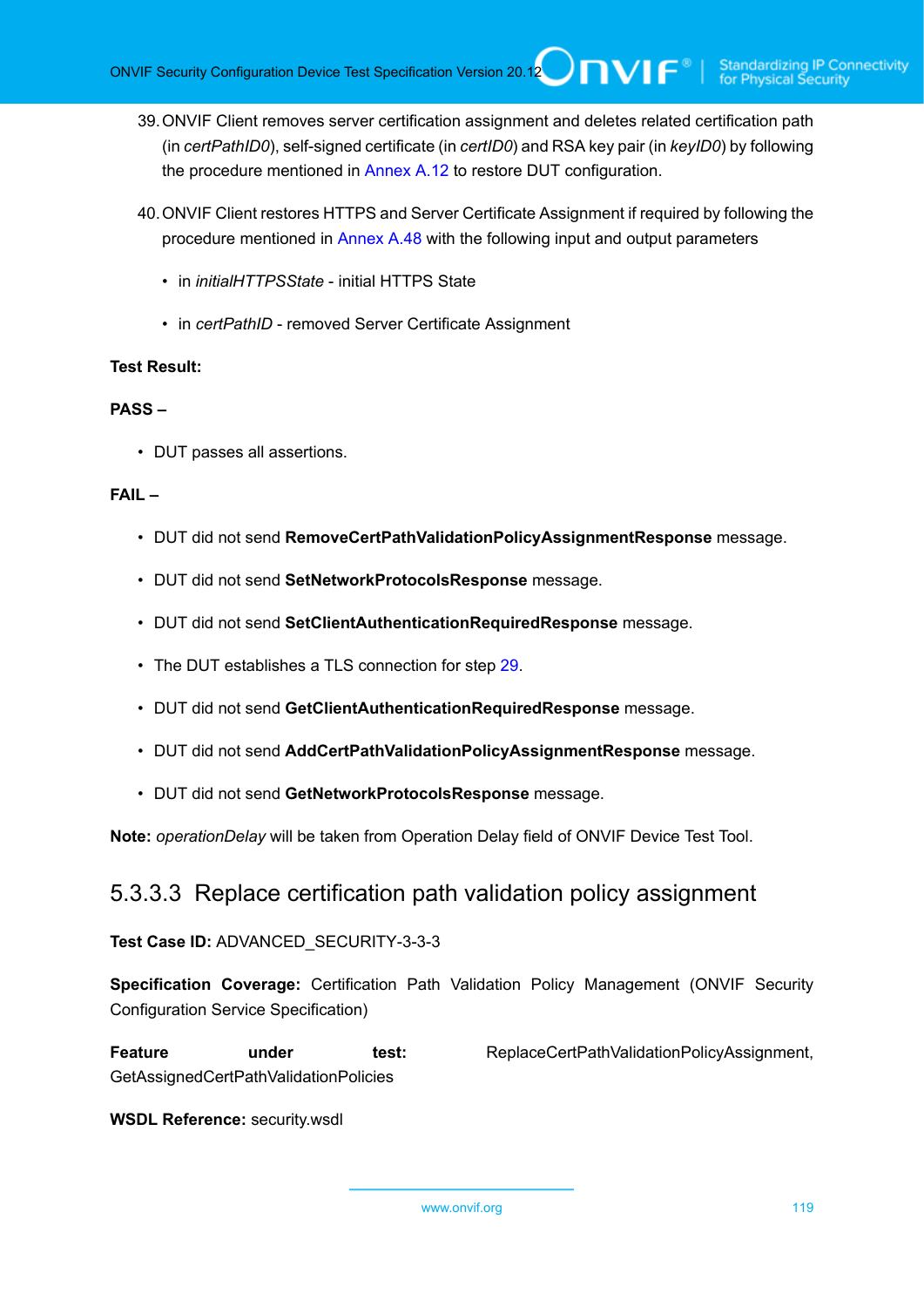39. ONVIF Client removes server certification assignment and deletes related certification path (in *certPathID0*), self-signed certificate (in *certID0*) and RSA key pair (in *keyID0*) by following the procedure mentioned in Annex A.12 to restore DUT configuration.

40. ONVIF Client restores HTTPS and Server Certificate Assignment if required by following the procedure mentioned in Annex A.48 with the following input and output parameters

    - in *initialHTTPSState* - initial HTTPS State
    - in *certPathID* - removed Server Certificate Assignment

**Test Result:**

**PASS –**

- DUT passes all assertions.

**FAIL –**

- DUT did not send **RemoveCertPathValidationPolicyAssignmentResponse** message.
- DUT did not send **SetNetworkProtocolsResponse** message.
- DUT did not send **SetClientAuthenticationRequiredResponse** message.
- The DUT establishes a TLS connection for step 29.
- DUT did not send **GetClientAuthenticationRequiredResponse** message.
- DUT did not send **AddCertPathValidationPolicyAssignmentResponse** message.
- DUT did not send **GetNetworkProtocolsResponse** message.

**Note:** *operationDelay* will be taken from Operation Delay field of ONVIF Device Test Tool.

### 5.3.3.3 Replace certification path validation policy assignment

**Test Case ID:** ADVANCED_SECURITY-3-3-3

**Specification Coverage:** Certification Path Validation Policy Management (ONVIF Security Configuration Service Specification)

**Feature under test:** ReplaceCertPathValidationPolicyAssignment, GetAssignedCertPathValidationPolicies

**WSDL Reference:** security.wsdl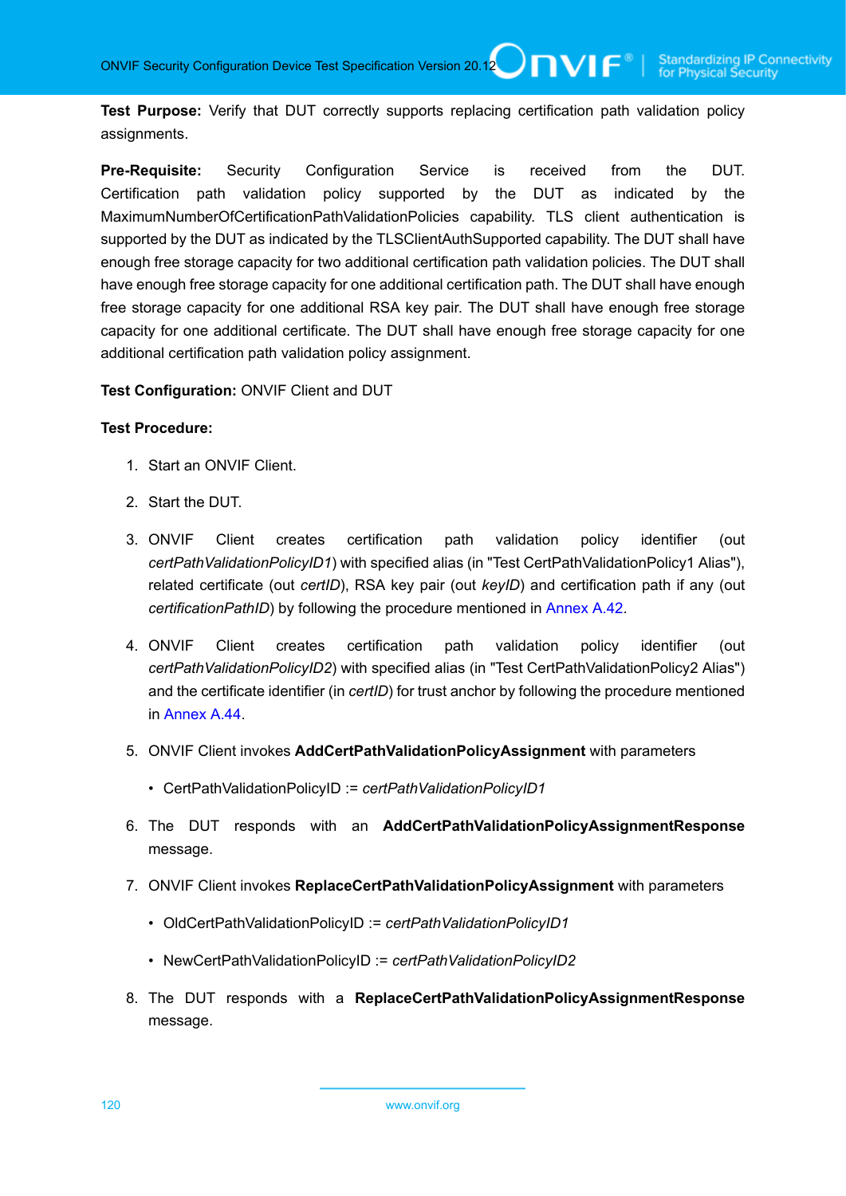**Test Purpose:** Verify that DUT correctly supports replacing certification path validation policy assignments.

**Pre-Requisite:** Security Configuration Service is received from the DUT. Certification path validation policy supported by the DUT as indicated by the MaximumNumberOfCertificationPathValidationPolicies capability. TLS client authentication is supported by the DUT as indicated by the TLSClientAuthSupported capability. The DUT shall have enough free storage capacity for two additional certification path validation policies. The DUT shall have enough free storage capacity for one additional certification path. The DUT shall have enough free storage capacity for one additional RSA key pair. The DUT shall have enough free storage capacity for one additional certificate. The DUT shall have enough free storage capacity for one additional certification path validation policy assignment.

**Test Configuration:** ONVIF Client and DUT

**Test Procedure:**

1. Start an ONVIF Client.
2. Start the DUT.
3. ONVIF Client creates certification path validation policy identifier (out *certPathValidationPolicyID1*) with specified alias (in "Test CertPathValidationPolicy1 Alias"), related certificate (out *certID*), RSA key pair (out *keyID*) and certification path if any (out *certificationPathID*) by following the procedure mentioned in Annex A.42.
4. ONVIF Client creates certification path validation policy identifier (out *certPathValidationPolicyID2*) with specified alias (in "Test CertPathValidationPolicy2 Alias") and the certificate identifier (in *certID*) for trust anchor by following the procedure mentioned in Annex A.44.
5. ONVIF Client invokes **AddCertPathValidationPolicyAssignment** with parameters
   - CertPathValidationPolicyID := *certPathValidationPolicyID1*
6. The DUT responds with an **AddCertPathValidationPolicyAssignmentResponse** message.
7. ONVIF Client invokes **ReplaceCertPathValidationPolicyAssignment** with parameters
   - OldCertPathValidationPolicyID := *certPathValidationPolicyID1*
   - NewCertPathValidationPolicyID := *certPathValidationPolicyID2*
8. The DUT responds with a **ReplaceCertPathValidationPolicyAssignmentResponse** message.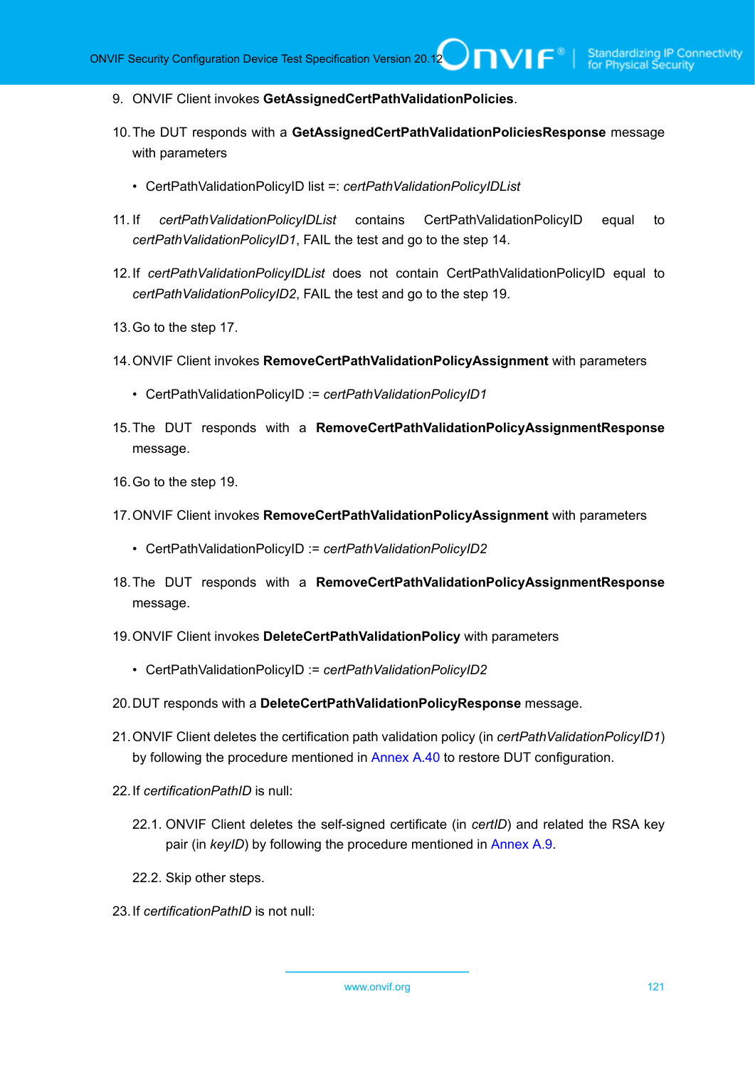9. ONVIF Client invokes **GetAssignedCertPathValidationPolicies**.

10. The DUT responds with a **GetAssignedCertPathValidationPoliciesResponse** message with parameters

    - CertPathValidationPolicyID list =: *certPathValidationPolicyIDList*

11. If *certPathValidationPolicyIDList* contains CertPathValidationPolicyID equal to *certPathValidationPolicyID1*, FAIL the test and go to the step 14.

12. If *certPathValidationPolicyIDList* does not contain CertPathValidationPolicyID equal to *certPathValidationPolicyID2*, FAIL the test and go to the step 19.

13. Go to the step 17.

14. ONVIF Client invokes **RemoveCertPathValidationPolicyAssignment** with parameters

    - CertPathValidationPolicyID := *certPathValidationPolicyID1*

15. The DUT responds with a **RemoveCertPathValidationPolicyAssignmentResponse** message.

16. Go to the step 19.

17. ONVIF Client invokes **RemoveCertPathValidationPolicyAssignment** with parameters

    - CertPathValidationPolicyID := *certPathValidationPolicyID2*

18. The DUT responds with a **RemoveCertPathValidationPolicyAssignmentResponse** message.

19. ONVIF Client invokes **DeleteCertPathValidationPolicy** with parameters

    - CertPathValidationPolicyID := *certPathValidationPolicyID2*

20. DUT responds with a **DeleteCertPathValidationPolicyResponse** message.

21. ONVIF Client deletes the certification path validation policy (in *certPathValidationPolicyID1*) by following the procedure mentioned in Annex A.40 to restore DUT configuration.

22. If *certificationPathID* is null:

    22.1. ONVIF Client deletes the self-signed certificate (in *certID*) and related the RSA key pair (in *keyID*) by following the procedure mentioned in Annex A.9.

    22.2. Skip other steps.

23. If *certificationPathID* is not null: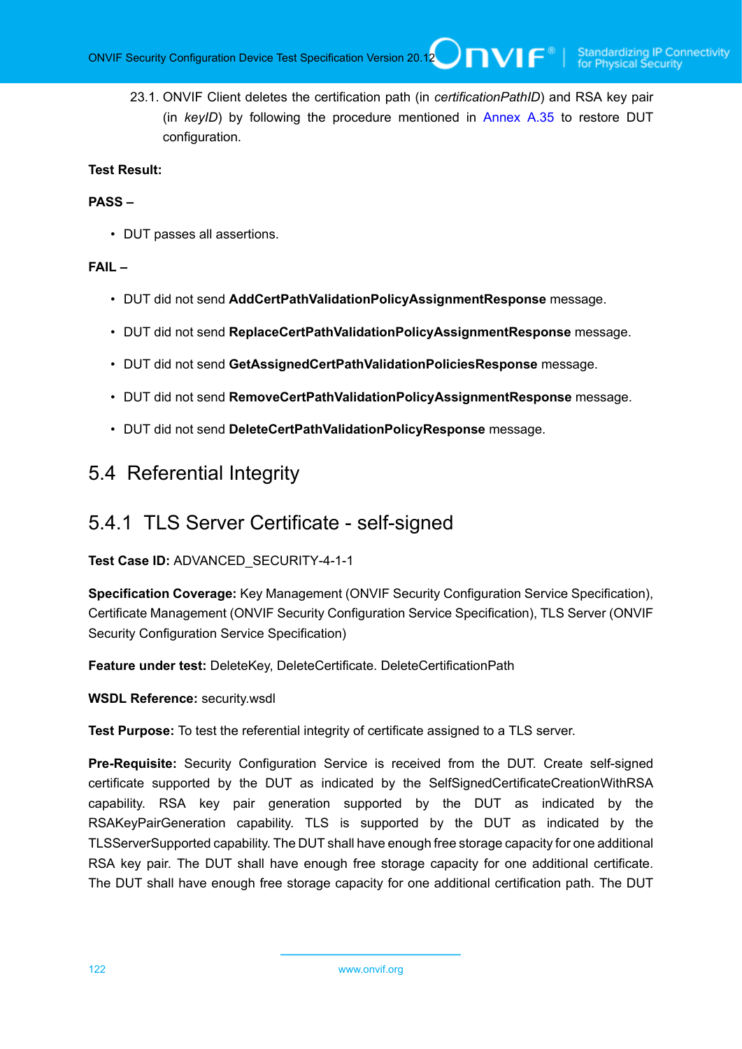23.1. ONVIF Client deletes the certification path (in *certificationPathID*) and RSA key pair (in *keyID*) by following the procedure mentioned in Annex A.35 to restore DUT configuration.

**Test Result:**

**PASS –**

- DUT passes all assertions.

**FAIL –**

- DUT did not send **AddCertPathValidationPolicyAssignmentResponse** message.
- DUT did not send **ReplaceCertPathValidationPolicyAssignmentResponse** message.
- DUT did not send **GetAssignedCertPathValidationPoliciesResponse** message.
- DUT did not send **RemoveCertPathValidationPolicyAssignmentResponse** message.
- DUT did not send **DeleteCertPathValidationPolicyResponse** message.

## 5.4 Referential Integrity

### 5.4.1 TLS Server Certificate - self-signed

**Test Case ID:** ADVANCED_SECURITY-4-1-1

**Specification Coverage:** Key Management (ONVIF Security Configuration Service Specification), Certificate Management (ONVIF Security Configuration Service Specification), TLS Server (ONVIF Security Configuration Service Specification)

**Feature under test:** DeleteKey, DeleteCertificate. DeleteCertificationPath

**WSDL Reference:** security.wsdl

**Test Purpose:** To test the referential integrity of certificate assigned to a TLS server.

**Pre-Requisite:** Security Configuration Service is received from the DUT. Create self-signed certificate supported by the DUT as indicated by the SelfSignedCertificateCreationWithRSA capability. RSA key pair generation supported by the DUT as indicated by the RSAKeyPairGeneration capability. TLS is supported by the DUT as indicated by the TLSServerSupported capability. The DUT shall have enough free storage capacity for one additional RSA key pair. The DUT shall have enough free storage capacity for one additional certificate. The DUT shall have enough free storage capacity for one additional certification path. The DUT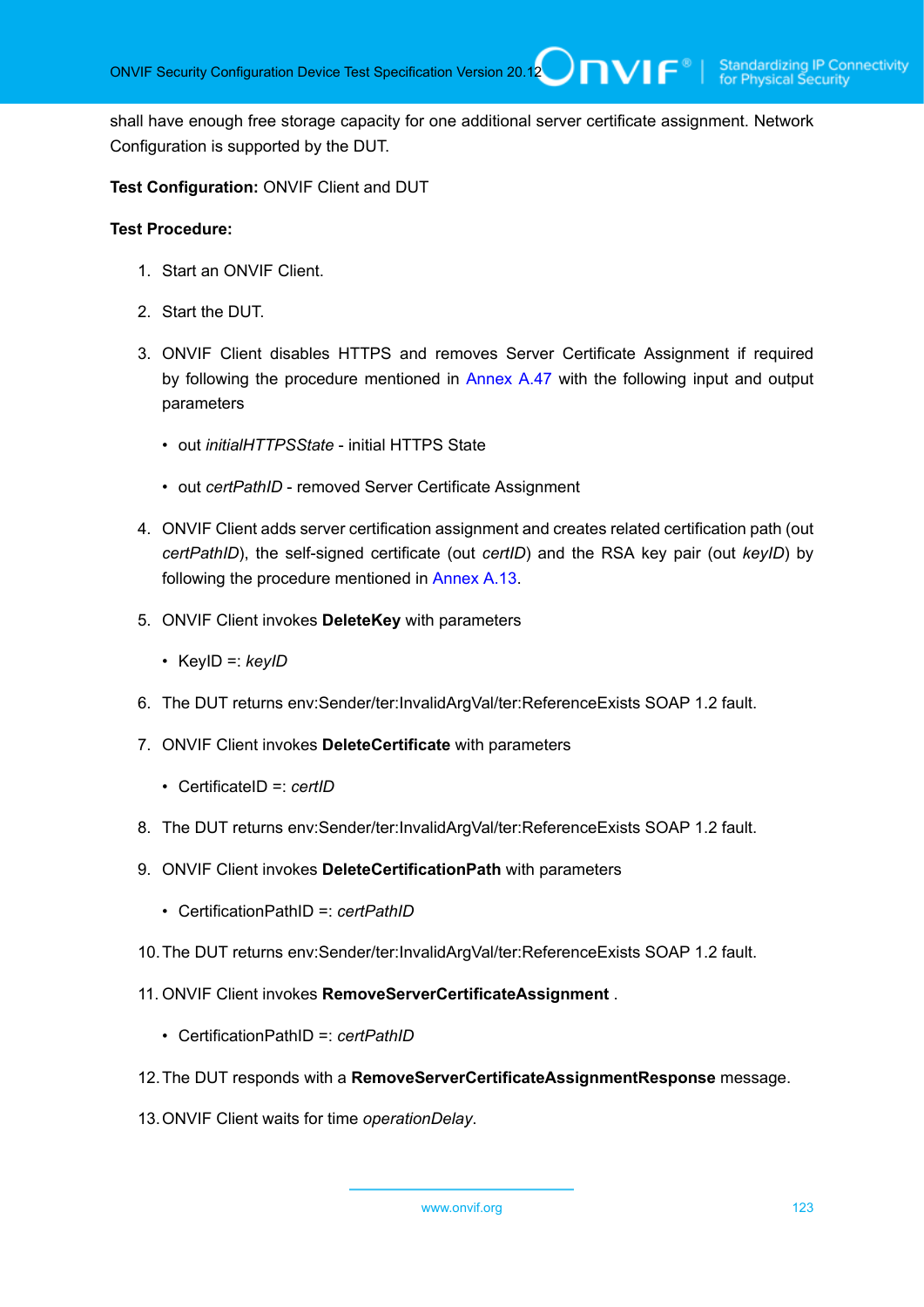shall have enough free storage capacity for one additional server certificate assignment. Network Configuration is supported by the DUT.

**Test Configuration:** ONVIF Client and DUT

**Test Procedure:**

1. Start an ONVIF Client.
2. Start the DUT.
3. ONVIF Client disables HTTPS and removes Server Certificate Assignment if required by following the procedure mentioned in Annex A.47 with the following input and output parameters
   - out *initialHTTPSState* - initial HTTPS State
   - out *certPathID* - removed Server Certificate Assignment
4. ONVIF Client adds server certification assignment and creates related certification path (out *certPathID*), the self-signed certificate (out *certID*) and the RSA key pair (out *keyID*) by following the procedure mentioned in Annex A.13.
5. ONVIF Client invokes **DeleteKey** with parameters
   - KeyID =: *keyID*
6. The DUT returns env:Sender/ter:InvalidArgVal/ter:ReferenceExists SOAP 1.2 fault.
7. ONVIF Client invokes **DeleteCertificate** with parameters
   - CertificateID =: *certID*
8. The DUT returns env:Sender/ter:InvalidArgVal/ter:ReferenceExists SOAP 1.2 fault.
9. ONVIF Client invokes **DeleteCertificationPath** with parameters
   - CertificationPathID =: *certPathID*
10. The DUT returns env:Sender/ter:InvalidArgVal/ter:ReferenceExists SOAP 1.2 fault.
11. ONVIF Client invokes **RemoveServerCertificateAssignment** .
    - CertificationPathID =: *certPathID*
12. The DUT responds with a **RemoveServerCertificateAssignmentResponse** message.
13. ONVIF Client waits for time *operationDelay*.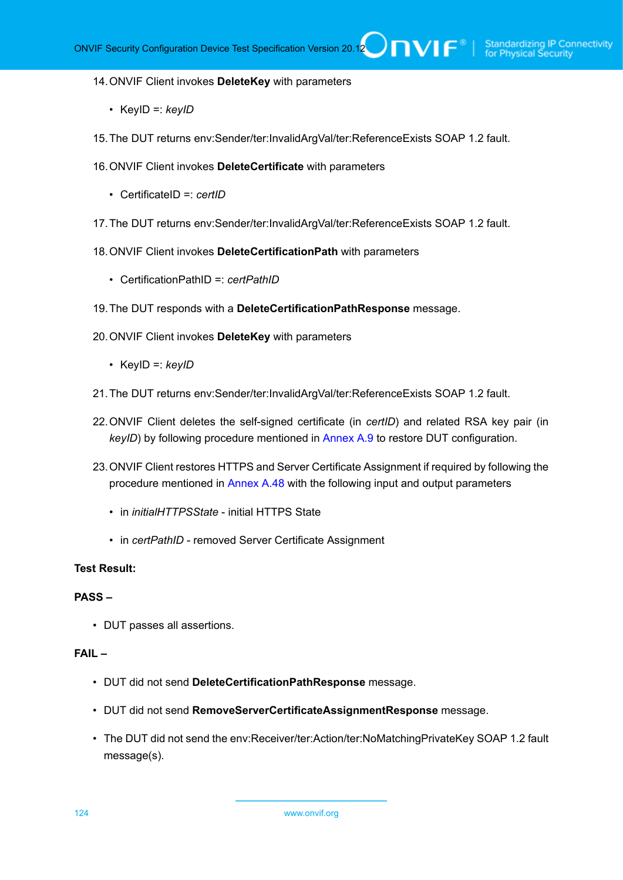14. ONVIF Client invokes **DeleteKey** with parameters

    - KeyID =: *keyID*

15. The DUT returns env:Sender/ter:InvalidArgVal/ter:ReferenceExists SOAP 1.2 fault.

16. ONVIF Client invokes **DeleteCertificate** with parameters

    - CertificateID =: *certID*

17. The DUT returns env:Sender/ter:InvalidArgVal/ter:ReferenceExists SOAP 1.2 fault.

18. ONVIF Client invokes **DeleteCertificationPath** with parameters

    - CertificationPathID =: *certPathID*

19. The DUT responds with a **DeleteCertificationPathResponse** message.

20. ONVIF Client invokes **DeleteKey** with parameters

    - KeyID =: *keyID*

21. The DUT returns env:Sender/ter:InvalidArgVal/ter:ReferenceExists SOAP 1.2 fault.

22. ONVIF Client deletes the self-signed certificate (in *certID*) and related RSA key pair (in *keyID*) by following procedure mentioned in Annex A.9 to restore DUT configuration.

23. ONVIF Client restores HTTPS and Server Certificate Assignment if required by following the procedure mentioned in Annex A.48 with the following input and output parameters

    - in *initialHTTPSState* - initial HTTPS State
    - in *certPathID* - removed Server Certificate Assignment

**Test Result:**

**PASS –**

- DUT passes all assertions.

**FAIL –**

- DUT did not send **DeleteCertificationPathResponse** message.
- DUT did not send **RemoveServerCertificateAssignmentResponse** message.
- The DUT did not send the env:Receiver/ter:Action/ter:NoMatchingPrivateKey SOAP 1.2 fault message(s).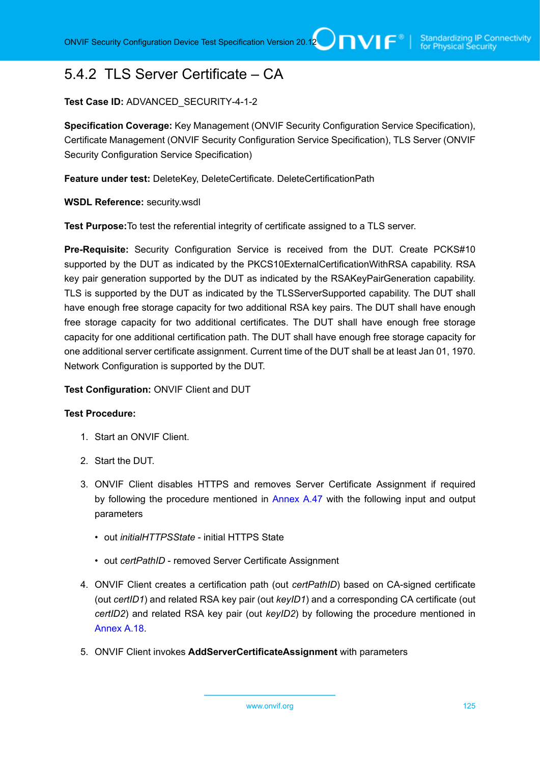## 5.4.2 TLS Server Certificate – CA

**Test Case ID:** ADVANCED_SECURITY-4-1-2

**Specification Coverage:** Key Management (ONVIF Security Configuration Service Specification), Certificate Management (ONVIF Security Configuration Service Specification), TLS Server (ONVIF Security Configuration Service Specification)

**Feature under test:** DeleteKey, DeleteCertificate. DeleteCertificationPath

**WSDL Reference:** security.wsdl

**Test Purpose:**To test the referential integrity of certificate assigned to a TLS server.

**Pre-Requisite:** Security Configuration Service is received from the DUT. Create PCKS#10 supported by the DUT as indicated by the PKCS10ExternalCertificationWithRSA capability. RSA key pair generation supported by the DUT as indicated by the RSAKeyPairGeneration capability. TLS is supported by the DUT as indicated by the TLSServerSupported capability. The DUT shall have enough free storage capacity for two additional RSA key pairs. The DUT shall have enough free storage capacity for two additional certificates. The DUT shall have enough free storage capacity for one additional certification path. The DUT shall have enough free storage capacity for one additional server certificate assignment. Current time of the DUT shall be at least Jan 01, 1970. Network Configuration is supported by the DUT.

**Test Configuration:** ONVIF Client and DUT

**Test Procedure:**

1. Start an ONVIF Client.
2. Start the DUT.
3. ONVIF Client disables HTTPS and removes Server Certificate Assignment if required by following the procedure mentioned in Annex A.47 with the following input and output parameters
   - out *initialHTTPSState* - initial HTTPS State
   - out *certPathID* - removed Server Certificate Assignment
4. ONVIF Client creates a certification path (out *certPathID*) based on CA-signed certificate (out *certID1*) and related RSA key pair (out *keyID1*) and a corresponding CA certificate (out *certID2*) and related RSA key pair (out *keyID2*) by following the procedure mentioned in Annex A.18.
5. ONVIF Client invokes **AddServerCertificateAssignment** with parameters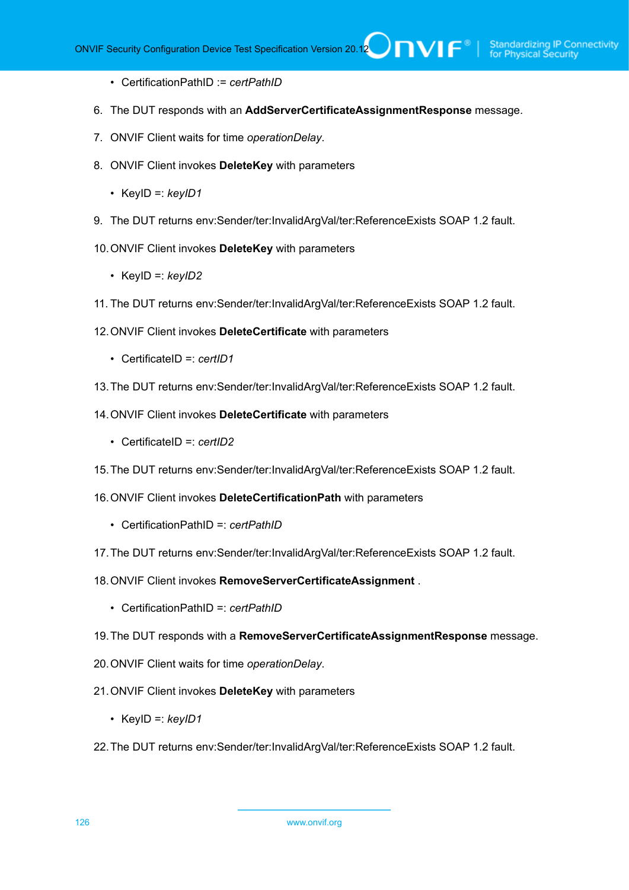- CertificationPathID := *certPathID*

6. The DUT responds with an **AddServerCertificateAssignmentResponse** message.

7. ONVIF Client waits for time *operationDelay*.

8. ONVIF Client invokes **DeleteKey** with parameters

   - KeyID =: *keyID1*

9. The DUT returns env:Sender/ter:InvalidArgVal/ter:ReferenceExists SOAP 1.2 fault.

10. ONVIF Client invokes **DeleteKey** with parameters

    - KeyID =: *keyID2*

11. The DUT returns env:Sender/ter:InvalidArgVal/ter:ReferenceExists SOAP 1.2 fault.

12. ONVIF Client invokes **DeleteCertificate** with parameters

    - CertificateID =: *certID1*

13. The DUT returns env:Sender/ter:InvalidArgVal/ter:ReferenceExists SOAP 1.2 fault.

14. ONVIF Client invokes **DeleteCertificate** with parameters

    - CertificateID =: *certID2*

15. The DUT returns env:Sender/ter:InvalidArgVal/ter:ReferenceExists SOAP 1.2 fault.

16. ONVIF Client invokes **DeleteCertificationPath** with parameters

    - CertificationPathID =: *certPathID*

17. The DUT returns env:Sender/ter:InvalidArgVal/ter:ReferenceExists SOAP 1.2 fault.

18. ONVIF Client invokes **RemoveServerCertificateAssignment** .

    - CertificationPathID =: *certPathID*

19. The DUT responds with a **RemoveServerCertificateAssignmentResponse** message.

20. ONVIF Client waits for time *operationDelay*.

21. ONVIF Client invokes **DeleteKey** with parameters

    - KeyID =: *keyID1*

22. The DUT returns env:Sender/ter:InvalidArgVal/ter:ReferenceExists SOAP 1.2 fault.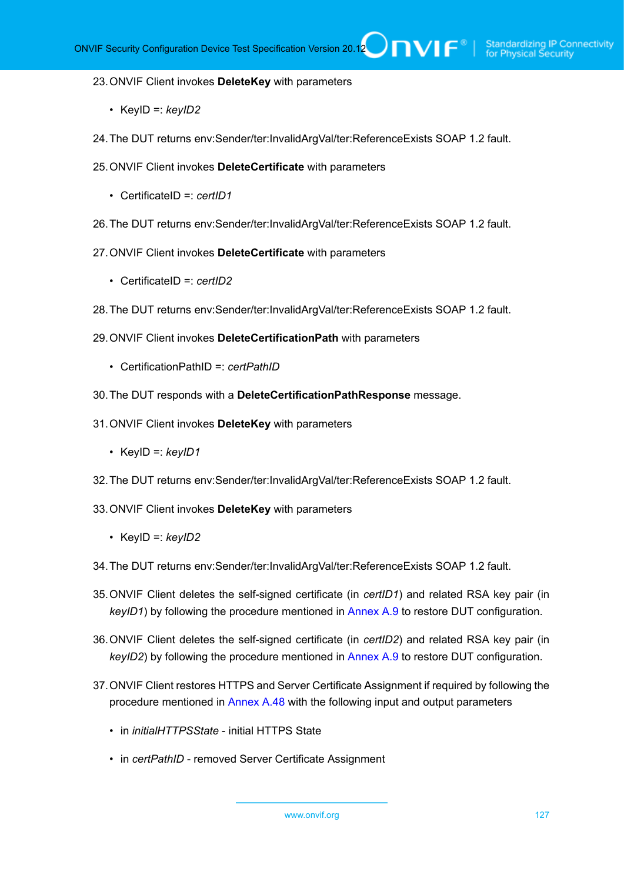23. ONVIF Client invokes **DeleteKey** with parameters

    - KeyID =: *keyID2*

24. The DUT returns env:Sender/ter:InvalidArgVal/ter:ReferenceExists SOAP 1.2 fault.

25. ONVIF Client invokes **DeleteCertificate** with parameters

    - CertificateID =: *certID1*

26. The DUT returns env:Sender/ter:InvalidArgVal/ter:ReferenceExists SOAP 1.2 fault.

27. ONVIF Client invokes **DeleteCertificate** with parameters

    - CertificateID =: *certID2*

28. The DUT returns env:Sender/ter:InvalidArgVal/ter:ReferenceExists SOAP 1.2 fault.

29. ONVIF Client invokes **DeleteCertificationPath** with parameters

    - CertificationPathID =: *certPathID*

30. The DUT responds with a **DeleteCertificationPathResponse** message.

31. ONVIF Client invokes **DeleteKey** with parameters

    - KeyID =: *keyID1*

32. The DUT returns env:Sender/ter:InvalidArgVal/ter:ReferenceExists SOAP 1.2 fault.

33. ONVIF Client invokes **DeleteKey** with parameters

    - KeyID =: *keyID2*

34. The DUT returns env:Sender/ter:InvalidArgVal/ter:ReferenceExists SOAP 1.2 fault.

35. ONVIF Client deletes the self-signed certificate (in *certID1*) and related RSA key pair (in *keyID1*) by following the procedure mentioned in Annex A.9 to restore DUT configuration.

36. ONVIF Client deletes the self-signed certificate (in *certID2*) and related RSA key pair (in *keyID2*) by following the procedure mentioned in Annex A.9 to restore DUT configuration.

37. ONVIF Client restores HTTPS and Server Certificate Assignment if required by following the procedure mentioned in Annex A.48 with the following input and output parameters

    - in *initialHTTPSState* - initial HTTPS State

    - in *certPathID* - removed Server Certificate Assignment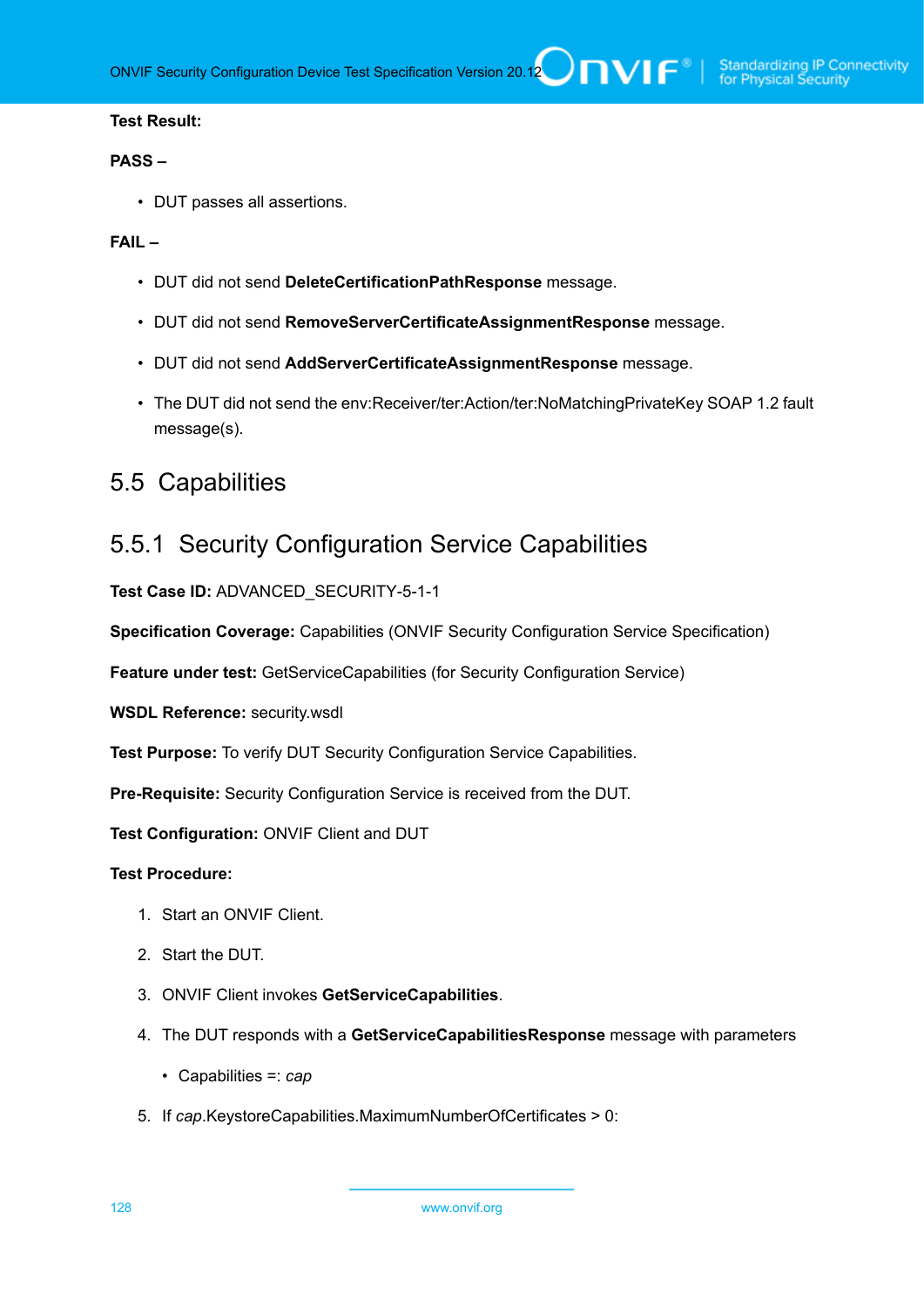**Test Result:**

**PASS –**

- DUT passes all assertions.

**FAIL –**

- DUT did not send **DeleteCertificationPathResponse** message.
- DUT did not send **RemoveServerCertificateAssignmentResponse** message.
- DUT did not send **AddServerCertificateAssignmentResponse** message.
- The DUT did not send the env:Receiver/ter:Action/ter:NoMatchingPrivateKey SOAP 1.2 fault message(s).

## 5.5 Capabilities

### 5.5.1 Security Configuration Service Capabilities

**Test Case ID:** ADVANCED_SECURITY-5-1-1

**Specification Coverage:** Capabilities (ONVIF Security Configuration Service Specification)

**Feature under test:** GetServiceCapabilities (for Security Configuration Service)

**WSDL Reference:** security.wsdl

**Test Purpose:** To verify DUT Security Configuration Service Capabilities.

**Pre-Requisite:** Security Configuration Service is received from the DUT.

**Test Configuration:** ONVIF Client and DUT

**Test Procedure:**

1. Start an ONVIF Client.
2. Start the DUT.
3. ONVIF Client invokes **GetServiceCapabilities**.
4. The DUT responds with a **GetServiceCapabilitiesResponse** message with parameters
   - Capabilities =: *cap*
5. If *cap*.KeystoreCapabilities.MaximumNumberOfCertificates > 0: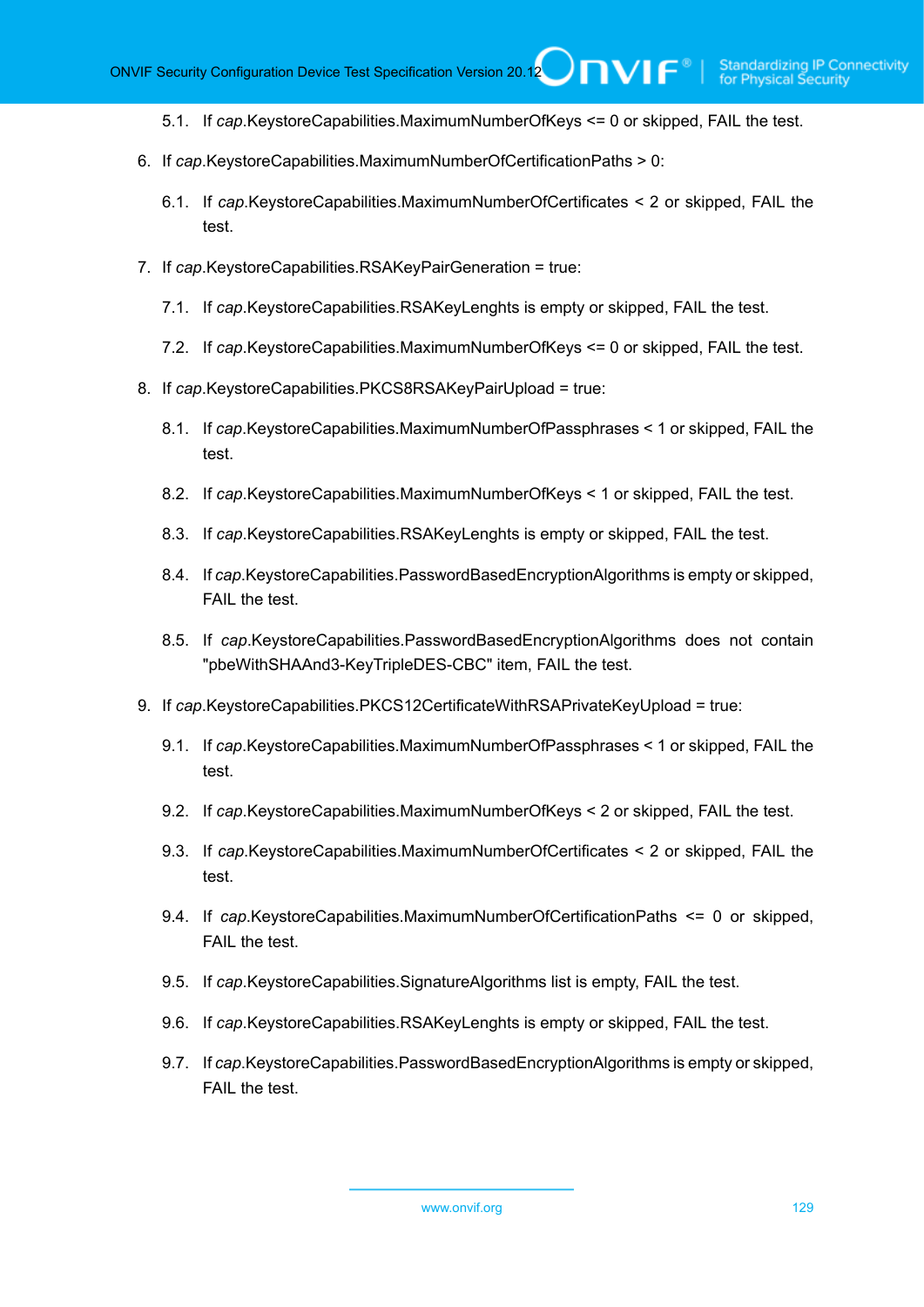5.1. If *cap*.KeystoreCapabilities.MaximumNumberOfKeys <= 0 or skipped, FAIL the test.

6. If *cap*.KeystoreCapabilities.MaximumNumberOfCertificationPaths > 0:

   6.1. If *cap*.KeystoreCapabilities.MaximumNumberOfCertificates < 2 or skipped, FAIL the test.

7. If *cap*.KeystoreCapabilities.RSAKeyPairGeneration = true:

   7.1. If *cap*.KeystoreCapabilities.RSAKeyLenghts is empty or skipped, FAIL the test.

   7.2. If *cap*.KeystoreCapabilities.MaximumNumberOfKeys <= 0 or skipped, FAIL the test.

8. If *cap*.KeystoreCapabilities.PKCS8RSAKeyPairUpload = true:

   8.1. If *cap*.KeystoreCapabilities.MaximumNumberOfPassphrases < 1 or skipped, FAIL the test.

   8.2. If *cap*.KeystoreCapabilities.MaximumNumberOfKeys < 1 or skipped, FAIL the test.

   8.3. If *cap*.KeystoreCapabilities.RSAKeyLenghts is empty or skipped, FAIL the test.

   8.4. If *cap*.KeystoreCapabilities.PasswordBasedEncryptionAlgorithms is empty or skipped, FAIL the test.

   8.5. If *cap*.KeystoreCapabilities.PasswordBasedEncryptionAlgorithms does not contain "pbeWithSHAAnd3-KeyTripleDES-CBC" item, FAIL the test.

9. If *cap*.KeystoreCapabilities.PKCS12CertificateWithRSAPrivateKeyUpload = true:

   9.1. If *cap*.KeystoreCapabilities.MaximumNumberOfPassphrases < 1 or skipped, FAIL the test.

   9.2. If *cap*.KeystoreCapabilities.MaximumNumberOfKeys < 2 or skipped, FAIL the test.

   9.3. If *cap*.KeystoreCapabilities.MaximumNumberOfCertificates < 2 or skipped, FAIL the test.

   9.4. If *cap*.KeystoreCapabilities.MaximumNumberOfCertificationPaths <= 0 or skipped, FAIL the test.

   9.5. If *cap*.KeystoreCapabilities.SignatureAlgorithms list is empty, FAIL the test.

   9.6. If *cap*.KeystoreCapabilities.RSAKeyLenghts is empty or skipped, FAIL the test.

   9.7. If *cap*.KeystoreCapabilities.PasswordBasedEncryptionAlgorithms is empty or skipped, FAIL the test.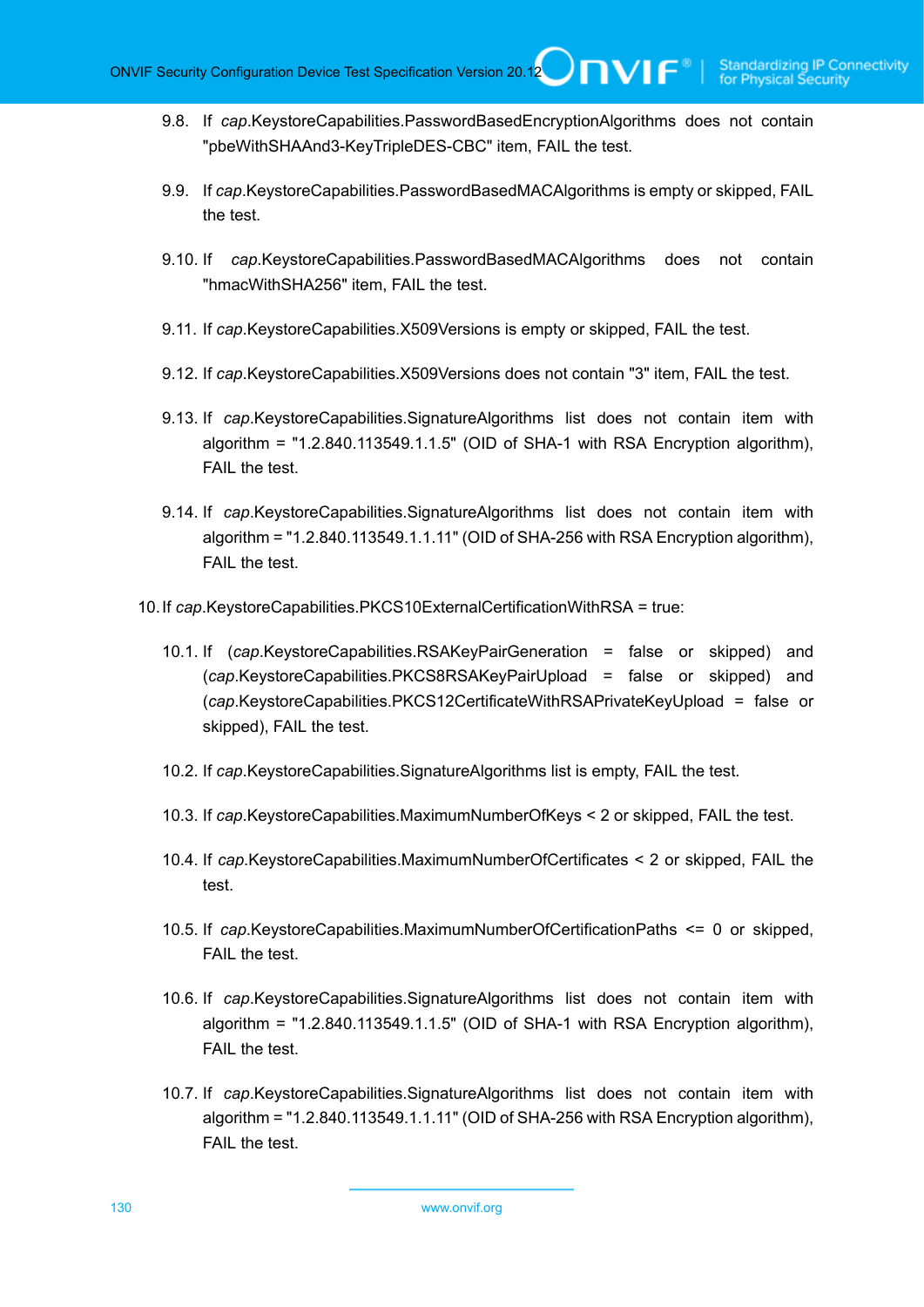9.8. If *cap*.KeystoreCapabilities.PasswordBasedEncryptionAlgorithms does not contain "pbeWithSHAAnd3-KeyTripleDES-CBC" item, FAIL the test.

9.9. If *cap*.KeystoreCapabilities.PasswordBasedMACAlgorithms is empty or skipped, FAIL the test.

9.10. If *cap*.KeystoreCapabilities.PasswordBasedMACAlgorithms does not contain "hmacWithSHA256" item, FAIL the test.

9.11. If *cap*.KeystoreCapabilities.X509Versions is empty or skipped, FAIL the test.

9.12. If *cap*.KeystoreCapabilities.X509Versions does not contain "3" item, FAIL the test.

9.13. If *cap*.KeystoreCapabilities.SignatureAlgorithms list does not contain item with algorithm = "1.2.840.113549.1.1.5" (OID of SHA-1 with RSA Encryption algorithm), FAIL the test.

9.14. If *cap*.KeystoreCapabilities.SignatureAlgorithms list does not contain item with algorithm = "1.2.840.113549.1.1.11" (OID of SHA-256 with RSA Encryption algorithm), FAIL the test.

10. If *cap*.KeystoreCapabilities.PKCS10ExternalCertificationWithRSA = true:

10.1. If (*cap*.KeystoreCapabilities.RSAKeyPairGeneration = false or skipped) and (*cap*.KeystoreCapabilities.PKCS8RSAKeyPairUpload = false or skipped) and (*cap*.KeystoreCapabilities.PKCS12CertificateWithRSAPrivateKeyUpload = false or skipped), FAIL the test.

10.2. If *cap*.KeystoreCapabilities.SignatureAlgorithms list is empty, FAIL the test.

10.3. If *cap*.KeystoreCapabilities.MaximumNumberOfKeys < 2 or skipped, FAIL the test.

10.4. If *cap*.KeystoreCapabilities.MaximumNumberOfCertificates < 2 or skipped, FAIL the test.

10.5. If *cap*.KeystoreCapabilities.MaximumNumberOfCertificationPaths <= 0 or skipped, FAIL the test.

10.6. If *cap*.KeystoreCapabilities.SignatureAlgorithms list does not contain item with algorithm = "1.2.840.113549.1.1.5" (OID of SHA-1 with RSA Encryption algorithm), FAIL the test.

10.7. If *cap*.KeystoreCapabilities.SignatureAlgorithms list does not contain item with algorithm = "1.2.840.113549.1.1.11" (OID of SHA-256 with RSA Encryption algorithm), FAIL the test.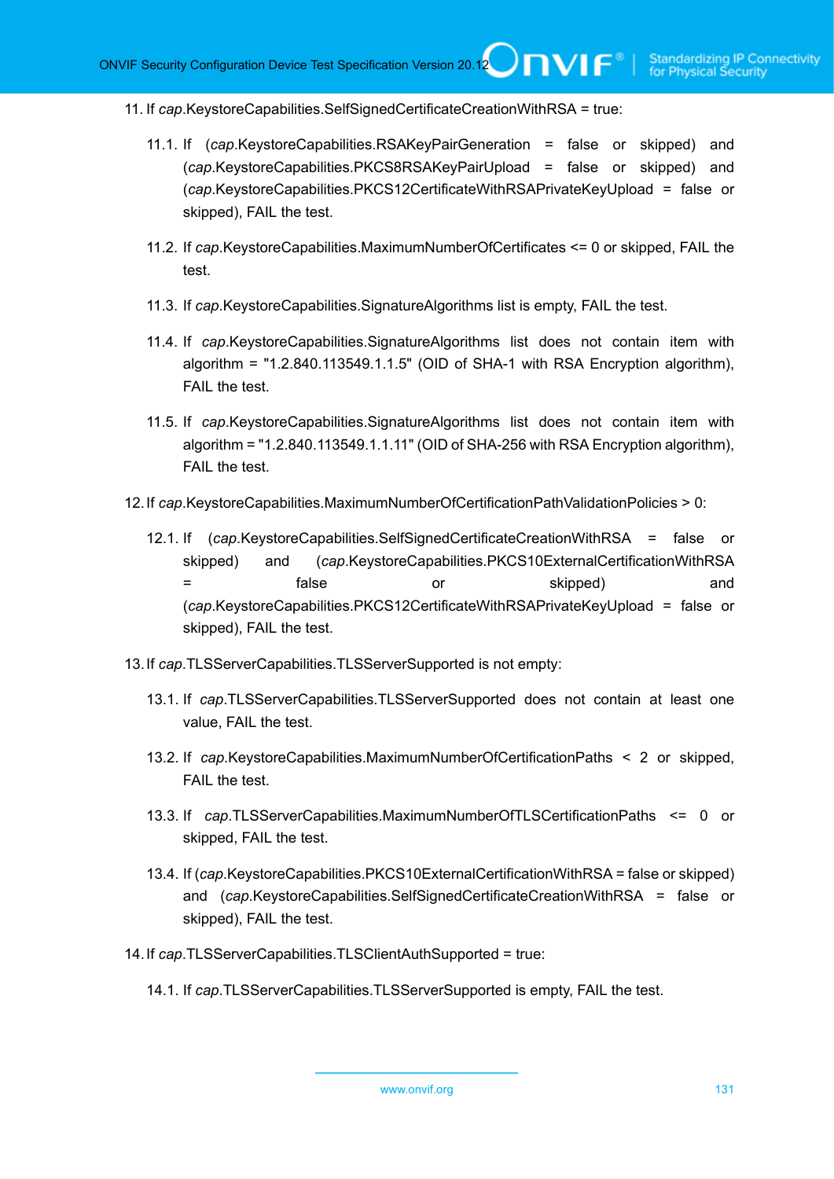11. If *cap*.KeystoreCapabilities.SelfSignedCertificateCreationWithRSA = true:

    11.1. If (*cap*.KeystoreCapabilities.RSAKeyPairGeneration = false or skipped) and (*cap*.KeystoreCapabilities.PKCS8RSAKeyPairUpload = false or skipped) and (*cap*.KeystoreCapabilities.PKCS12CertificateWithRSAPrivateKeyUpload = false or skipped), FAIL the test.

    11.2. If *cap*.KeystoreCapabilities.MaximumNumberOfCertificates <= 0 or skipped, FAIL the test.

    11.3. If *cap*.KeystoreCapabilities.SignatureAlgorithms list is empty, FAIL the test.

    11.4. If *cap*.KeystoreCapabilities.SignatureAlgorithms list does not contain item with algorithm = "1.2.840.113549.1.1.5" (OID of SHA-1 with RSA Encryption algorithm), FAIL the test.

    11.5. If *cap*.KeystoreCapabilities.SignatureAlgorithms list does not contain item with algorithm = "1.2.840.113549.1.1.11" (OID of SHA-256 with RSA Encryption algorithm), FAIL the test.

12. If *cap*.KeystoreCapabilities.MaximumNumberOfCertificationPathValidationPolicies > 0:

    12.1. If (*cap*.KeystoreCapabilities.SelfSignedCertificateCreationWithRSA = false or skipped) and (*cap*.KeystoreCapabilities.PKCS10ExternalCertificationWithRSA = false or skipped) and (*cap*.KeystoreCapabilities.PKCS12CertificateWithRSAPrivateKeyUpload = false or skipped), FAIL the test.

13. If *cap*.TLSServerCapabilities.TLSServerSupported is not empty:

    13.1. If *cap*.TLSServerCapabilities.TLSServerSupported does not contain at least one value, FAIL the test.

    13.2. If *cap*.KeystoreCapabilities.MaximumNumberOfCertificationPaths < 2 or skipped, FAIL the test.

    13.3. If *cap*.TLSServerCapabilities.MaximumNumberOfTLSCertificationPaths <= 0 or skipped, FAIL the test.

    13.4. If (*cap*.KeystoreCapabilities.PKCS10ExternalCertificationWithRSA = false or skipped) and (*cap*.KeystoreCapabilities.SelfSignedCertificateCreationWithRSA = false or skipped), FAIL the test.

14. If *cap*.TLSServerCapabilities.TLSClientAuthSupported = true:

    14.1. If *cap*.TLSServerCapabilities.TLSServerSupported is empty, FAIL the test.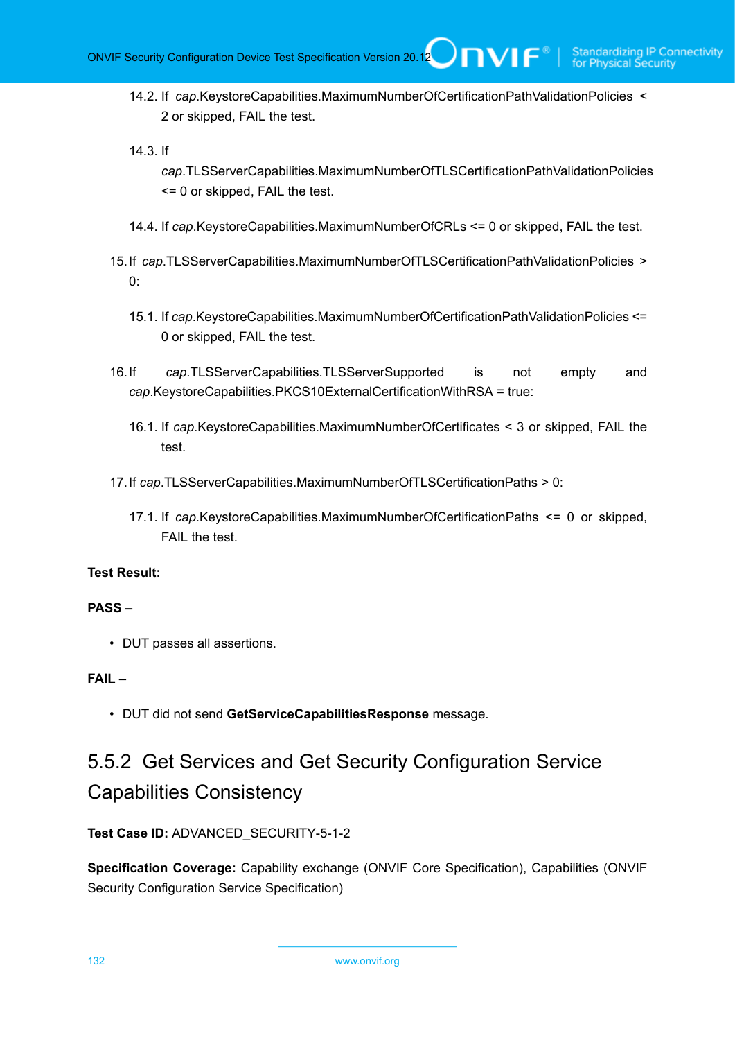14.2. If *cap*.KeystoreCapabilities.MaximumNumberOfCertificationPathValidationPolicies < 2 or skipped, FAIL the test.

14.3. If *cap*.TLSServerCapabilities.MaximumNumberOfTLSCertificationPathValidationPolicies <= 0 or skipped, FAIL the test.

14.4. If *cap*.KeystoreCapabilities.MaximumNumberOfCRLs <= 0 or skipped, FAIL the test.

15. If *cap*.TLSServerCapabilities.MaximumNumberOfTLSCertificationPathValidationPolicies > 0:

 15.1. If *cap*.KeystoreCapabilities.MaximumNumberOfCertificationPathValidationPolicies <= 0 or skipped, FAIL the test.

16. If *cap*.TLSServerCapabilities.TLSServerSupported is not empty and *cap*.KeystoreCapabilities.PKCS10ExternalCertificationWithRSA = true:

 16.1. If *cap*.KeystoreCapabilities.MaximumNumberOfCertificates < 3 or skipped, FAIL the test.

17. If *cap*.TLSServerCapabilities.MaximumNumberOfTLSCertificationPaths > 0:

 17.1. If *cap*.KeystoreCapabilities.MaximumNumberOfCertificationPaths <= 0 or skipped, FAIL the test.

**Test Result:**

**PASS –**

- DUT passes all assertions.

**FAIL –**

- DUT did not send **GetServiceCapabilitiesResponse** message.

### 5.5.2 Get Services and Get Security Configuration Service Capabilities Consistency

**Test Case ID:** ADVANCED_SECURITY-5-1-2

**Specification Coverage:** Capability exchange (ONVIF Core Specification), Capabilities (ONVIF Security Configuration Service Specification)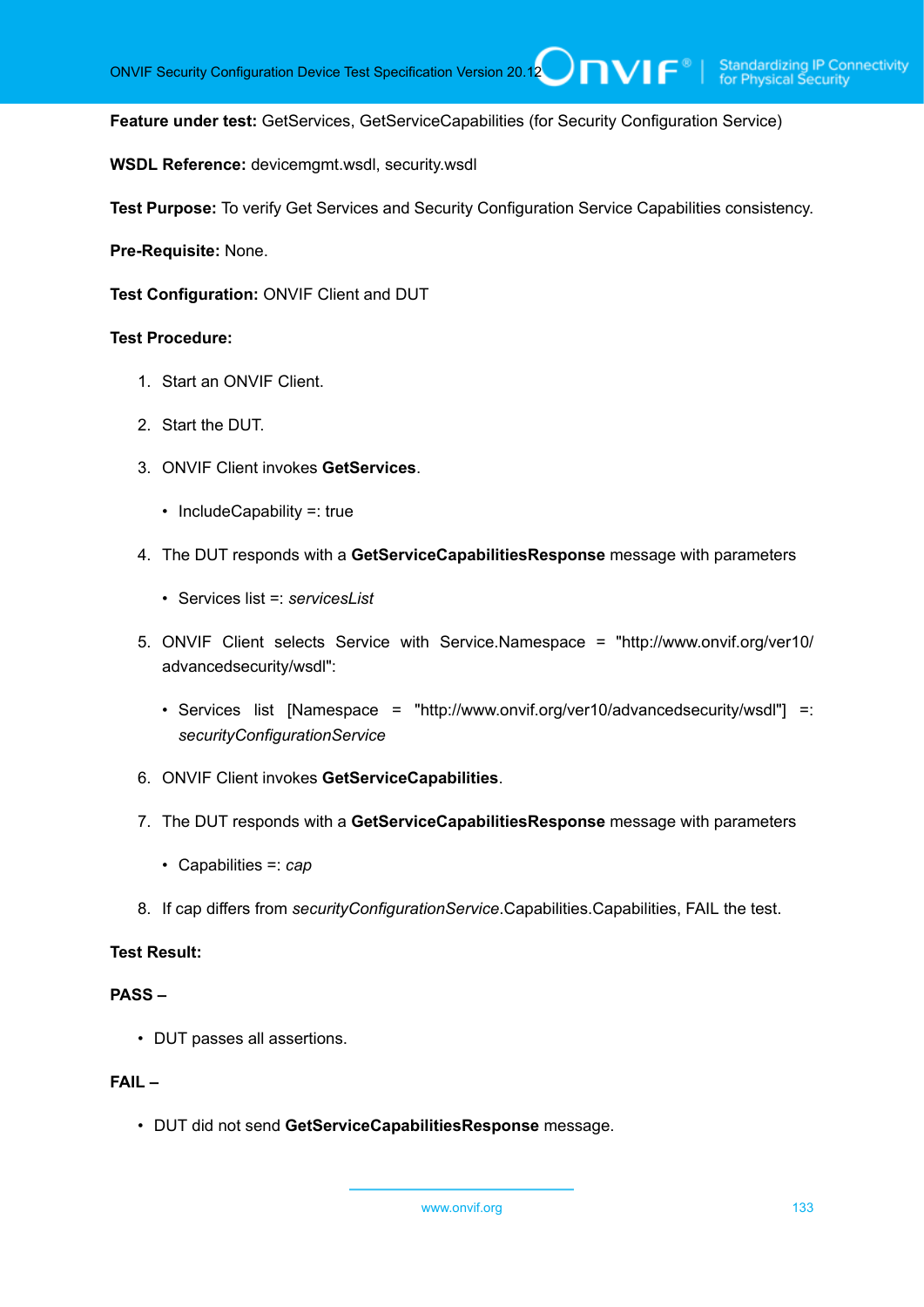**Feature under test:** GetServices, GetServiceCapabilities (for Security Configuration Service)

**WSDL Reference:** devicemgmt.wsdl, security.wsdl

**Test Purpose:** To verify Get Services and Security Configuration Service Capabilities consistency.

**Pre-Requisite:** None.

**Test Configuration:** ONVIF Client and DUT

**Test Procedure:**

1. Start an ONVIF Client.
2. Start the DUT.
3. ONVIF Client invokes **GetServices**.
   - IncludeCapability =: true
4. The DUT responds with a **GetServiceCapabilitiesResponse** message with parameters
   - Services list =: *servicesList*
5. ONVIF Client selects Service with Service.Namespace = "http://www.onvif.org/ver10/advancedsecurity/wsdl":
   - Services list [Namespace = "http://www.onvif.org/ver10/advancedsecurity/wsdl"] =: *securityConfigurationService*
6. ONVIF Client invokes **GetServiceCapabilities**.
7. The DUT responds with a **GetServiceCapabilitiesResponse** message with parameters
   - Capabilities =: *cap*
8. If cap differs from *securityConfigurationService*.Capabilities.Capabilities, FAIL the test.

**Test Result:**

**PASS –**

- DUT passes all assertions.

**FAIL –**

- DUT did not send **GetServiceCapabilitiesResponse** message.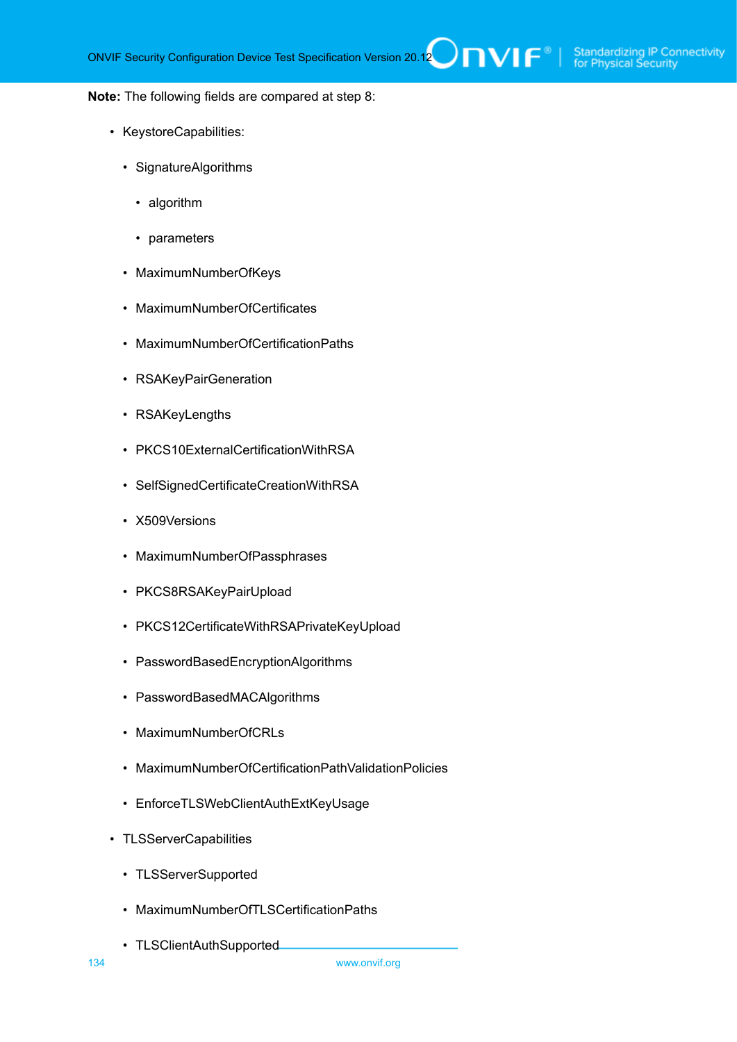**Note:** The following fields are compared at step 8:

- KeystoreCapabilities:
  - SignatureAlgorithms
    - algorithm
    - parameters
  - MaximumNumberOfKeys
  - MaximumNumberOfCertificates
  - MaximumNumberOfCertificationPaths
  - RSAKeyPairGeneration
  - RSAKeyLengths
  - PKCS10ExternalCertificationWithRSA
  - SelfSignedCertificateCreationWithRSA
  - X509Versions
  - MaximumNumberOfPassphrases
  - PKCS8RSAKeyPairUpload
  - PKCS12CertificateWithRSAPrivateKeyUpload
  - PasswordBasedEncryptionAlgorithms
  - PasswordBasedMACAlgorithms
  - MaximumNumberOfCRLs
  - MaximumNumberOfCertificationPathValidationPolicies
  - EnforceTLSWebClientAuthExtKeyUsage
- TLSServerCapabilities
  - TLSServerSupported
  - MaximumNumberOfTLSCertificationPaths
  - TLSClientAuthSupported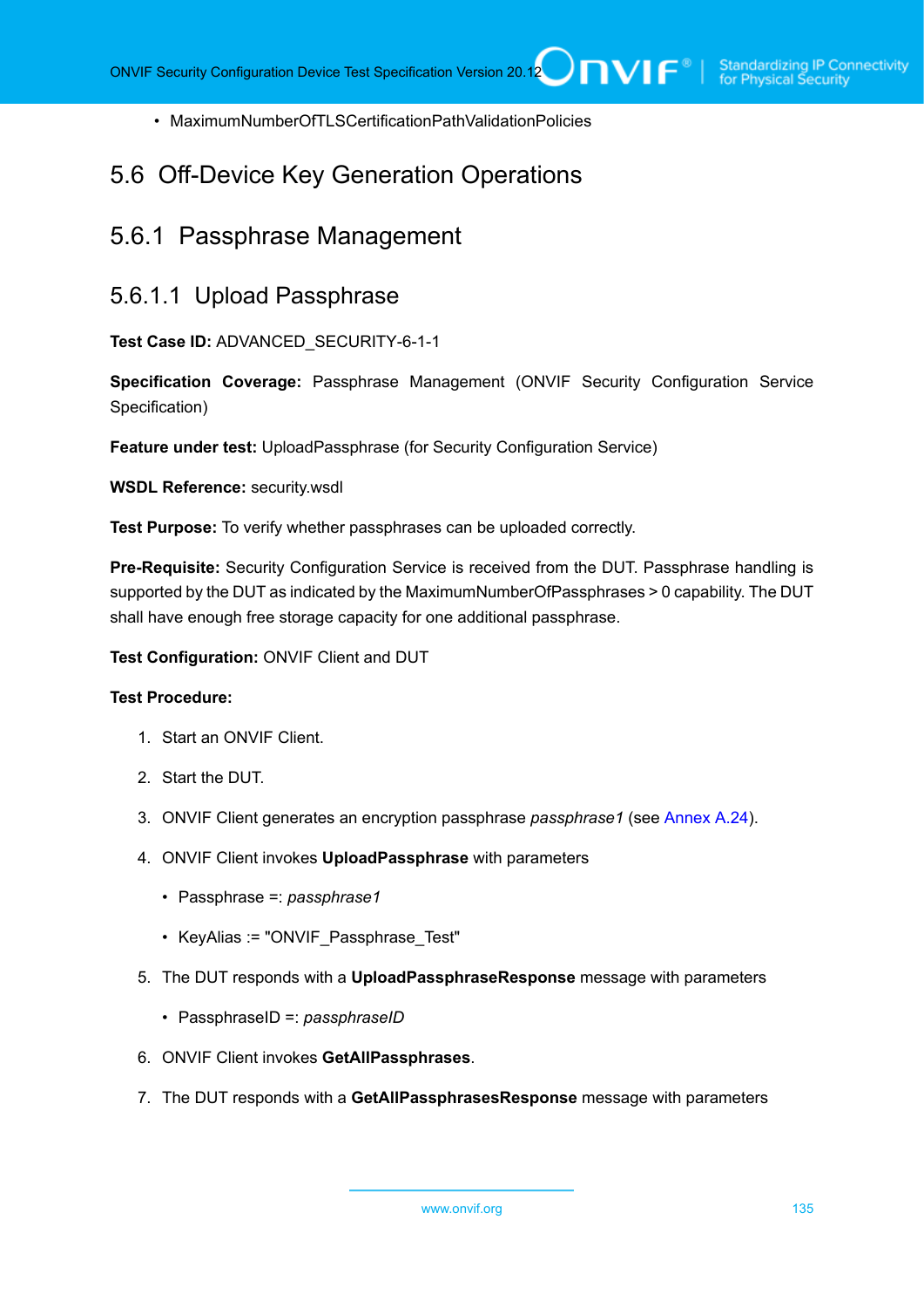- MaximumNumberOfTLSCertificationPathValidationPolicies

## 5.6 Off-Device Key Generation Operations

### 5.6.1 Passphrase Management

#### 5.6.1.1 Upload Passphrase

**Test Case ID:** ADVANCED_SECURITY-6-1-1

**Specification Coverage:** Passphrase Management (ONVIF Security Configuration Service Specification)

**Feature under test:** UploadPassphrase (for Security Configuration Service)

**WSDL Reference:** security.wsdl

**Test Purpose:** To verify whether passphrases can be uploaded correctly.

**Pre-Requisite:** Security Configuration Service is received from the DUT. Passphrase handling is supported by the DUT as indicated by the MaximumNumberOfPassphrases > 0 capability. The DUT shall have enough free storage capacity for one additional passphrase.

**Test Configuration:** ONVIF Client and DUT

**Test Procedure:**

1. Start an ONVIF Client.
2. Start the DUT.
3. ONVIF Client generates an encryption passphrase *passphrase1* (see Annex A.24).
4. ONVIF Client invokes **UploadPassphrase** with parameters
   - Passphrase =: *passphrase1*
   - KeyAlias := "ONVIF_Passphrase_Test"
5. The DUT responds with a **UploadPassphraseResponse** message with parameters
   - PassphraseID =: *passphraseID*
6. ONVIF Client invokes **GetAllPassphrases**.
7. The DUT responds with a **GetAllPassphrasesResponse** message with parameters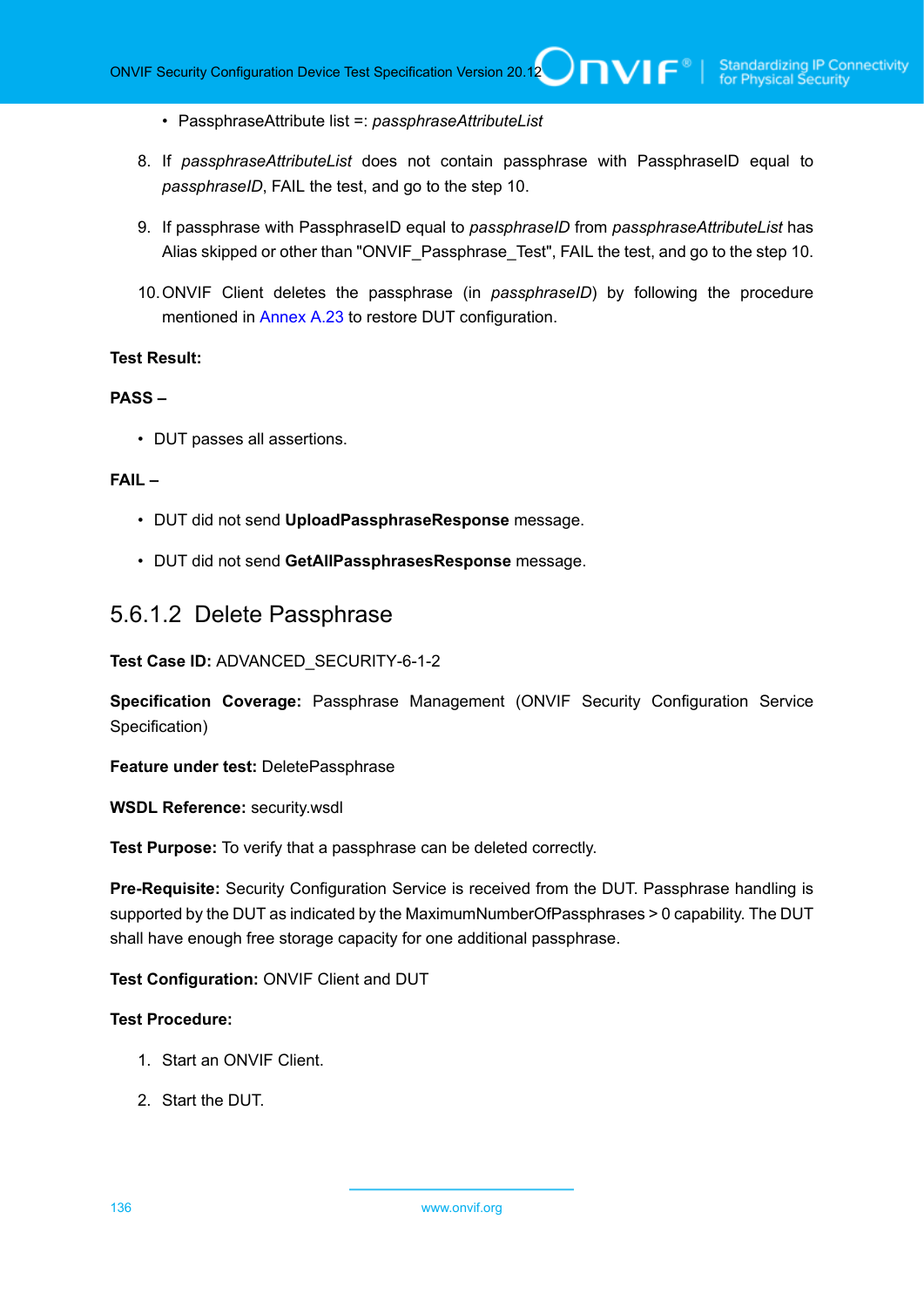- PassphraseAttribute list =: *passphraseAttributeList*

8. If *passphraseAttributeList* does not contain passphrase with PassphraseID equal to *passphraseID*, FAIL the test, and go to the step 10.

9. If passphrase with PassphraseID equal to *passphraseID* from *passphraseAttributeList* has Alias skipped or other than "ONVIF_Passphrase_Test", FAIL the test, and go to the step 10.

10. ONVIF Client deletes the passphrase (in *passphraseID*) by following the procedure mentioned in Annex A.23 to restore DUT configuration.

**Test Result:**

**PASS –**

- DUT passes all assertions.

**FAIL –**

- DUT did not send **UploadPassphraseResponse** message.
- DUT did not send **GetAllPassphrasesResponse** message.

#### 5.6.1.2 Delete Passphrase

**Test Case ID:** ADVANCED_SECURITY-6-1-2

**Specification Coverage:** Passphrase Management (ONVIF Security Configuration Service Specification)

**Feature under test:** DeletePassphrase

**WSDL Reference:** security.wsdl

**Test Purpose:** To verify that a passphrase can be deleted correctly.

**Pre-Requisite:** Security Configuration Service is received from the DUT. Passphrase handling is supported by the DUT as indicated by the MaximumNumberOfPassphrases > 0 capability. The DUT shall have enough free storage capacity for one additional passphrase.

**Test Configuration:** ONVIF Client and DUT

**Test Procedure:**

1. Start an ONVIF Client.

2. Start the DUT.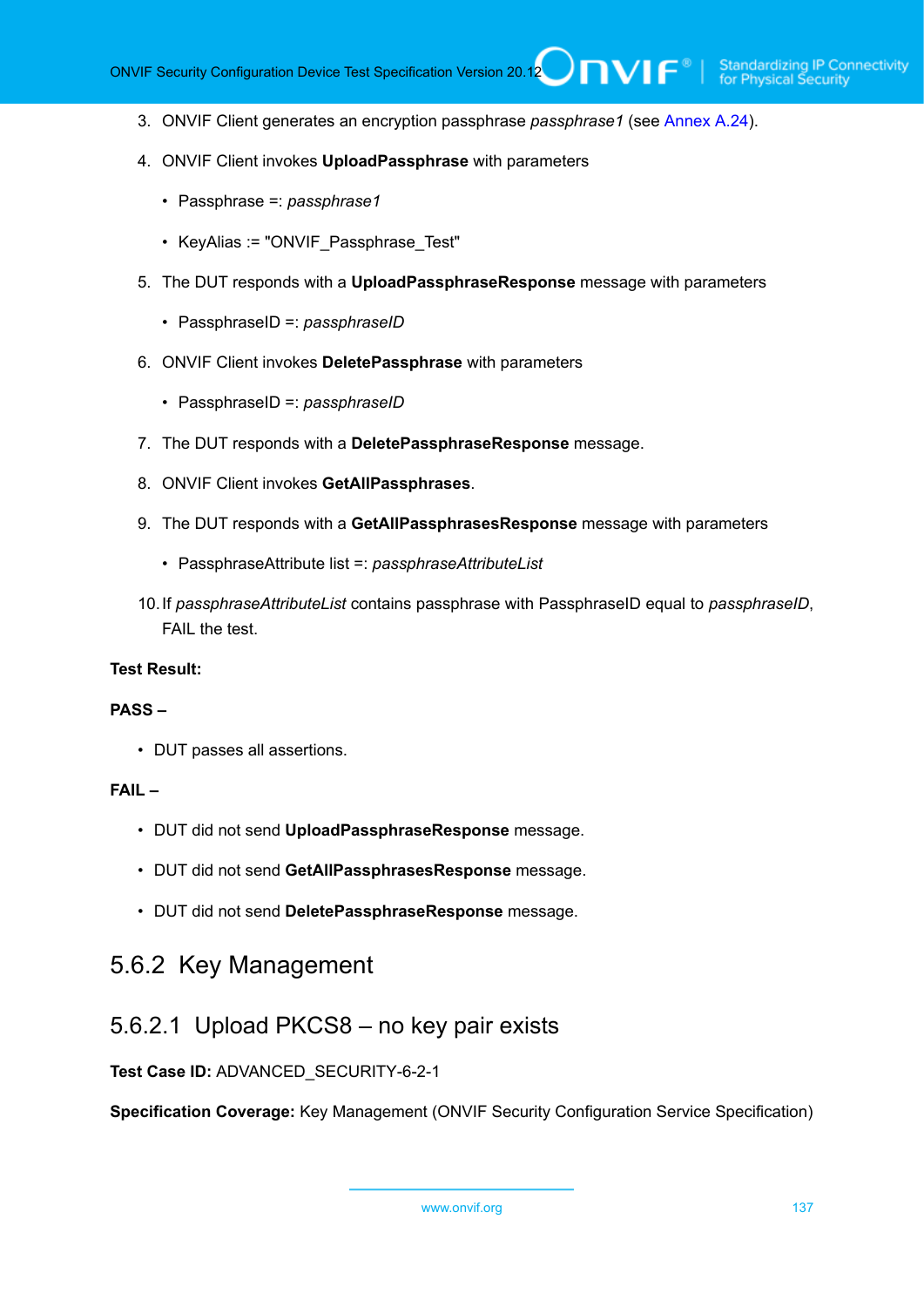3. ONVIF Client generates an encryption passphrase *passphrase1* (see Annex A.24).

4. ONVIF Client invokes **UploadPassphrase** with parameters

   - Passphrase =: *passphrase1*
   - KeyAlias := "ONVIF_Passphrase_Test"

5. The DUT responds with a **UploadPassphraseResponse** message with parameters

   - PassphraseID =: *passphraseID*

6. ONVIF Client invokes **DeletePassphrase** with parameters

   - PassphraseID =: *passphraseID*

7. The DUT responds with a **DeletePassphraseResponse** message.

8. ONVIF Client invokes **GetAllPassphrases**.

9. The DUT responds with a **GetAllPassphrasesResponse** message with parameters

   - PassphraseAttribute list =: *passphraseAttributeList*

10. If *passphraseAttributeList* contains passphrase with PassphraseID equal to *passphraseID*, FAIL the test.

**Test Result:**

**PASS –**

- DUT passes all assertions.

**FAIL –**

- DUT did not send **UploadPassphraseResponse** message.
- DUT did not send **GetAllPassphrasesResponse** message.
- DUT did not send **DeletePassphraseResponse** message.

### 5.6.2 Key Management

#### 5.6.2.1 Upload PKCS8 – no key pair exists

**Test Case ID:** ADVANCED_SECURITY-6-2-1

**Specification Coverage:** Key Management (ONVIF Security Configuration Service Specification)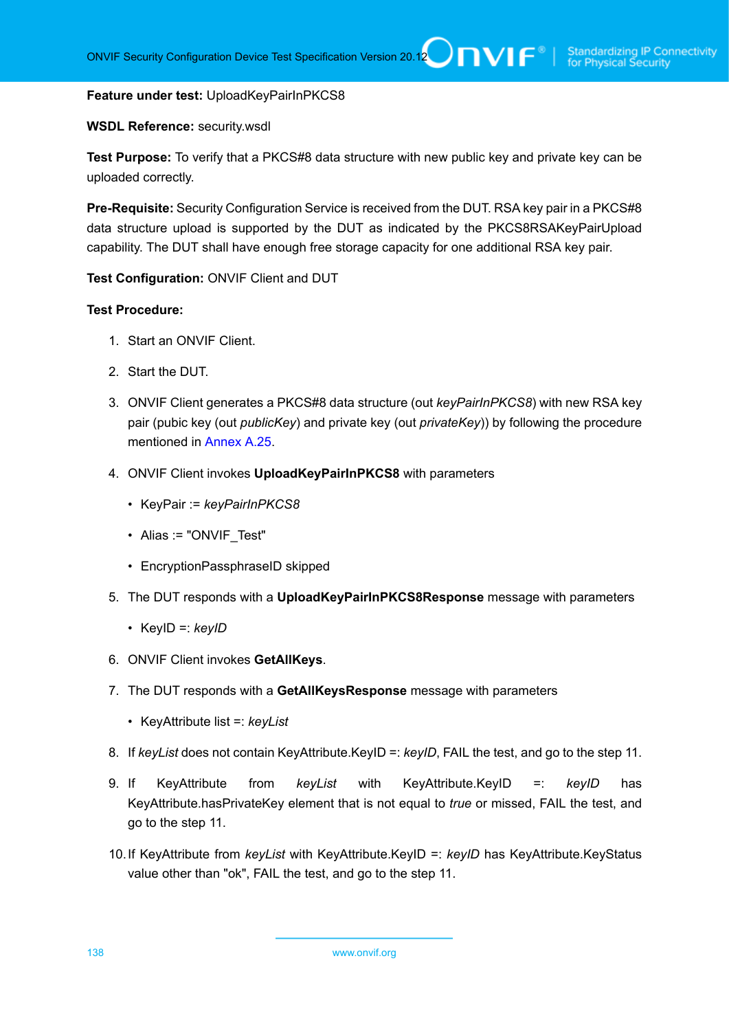**Feature under test:** UploadKeyPairInPKCS8

**WSDL Reference:** security.wsdl

**Test Purpose:** To verify that a PKCS#8 data structure with new public key and private key can be uploaded correctly.

**Pre-Requisite:** Security Configuration Service is received from the DUT. RSA key pair in a PKCS#8 data structure upload is supported by the DUT as indicated by the PKCS8RSAKeyPairUpload capability. The DUT shall have enough free storage capacity for one additional RSA key pair.

**Test Configuration:** ONVIF Client and DUT

**Test Procedure:**

1. Start an ONVIF Client.
2. Start the DUT.
3. ONVIF Client generates a PKCS#8 data structure (out *keyPairInPKCS8*) with new RSA key pair (pubic key (out *publicKey*) and private key (out *privateKey*)) by following the procedure mentioned in Annex A.25.
4. ONVIF Client invokes **UploadKeyPairInPKCS8** with parameters
   - KeyPair := *keyPairInPKCS8*
   - Alias := "ONVIF_Test"
   - EncryptionPassphraseID skipped
5. The DUT responds with a **UploadKeyPairInPKCS8Response** message with parameters
   - KeyID =: *keyID*
6. ONVIF Client invokes **GetAllKeys**.
7. The DUT responds with a **GetAllKeysResponse** message with parameters
   - KeyAttribute list =: *keyList*
8. If *keyList* does not contain KeyAttribute.KeyID =: *keyID*, FAIL the test, and go to the step 11.
9. If KeyAttribute from *keyList* with KeyAttribute.KeyID =: *keyID* has KeyAttribute.hasPrivateKey element that is not equal to *true* or missed, FAIL the test, and go to the step 11.
10. If KeyAttribute from *keyList* with KeyAttribute.KeyID =: *keyID* has KeyAttribute.KeyStatus value other than "ok", FAIL the test, and go to the step 11.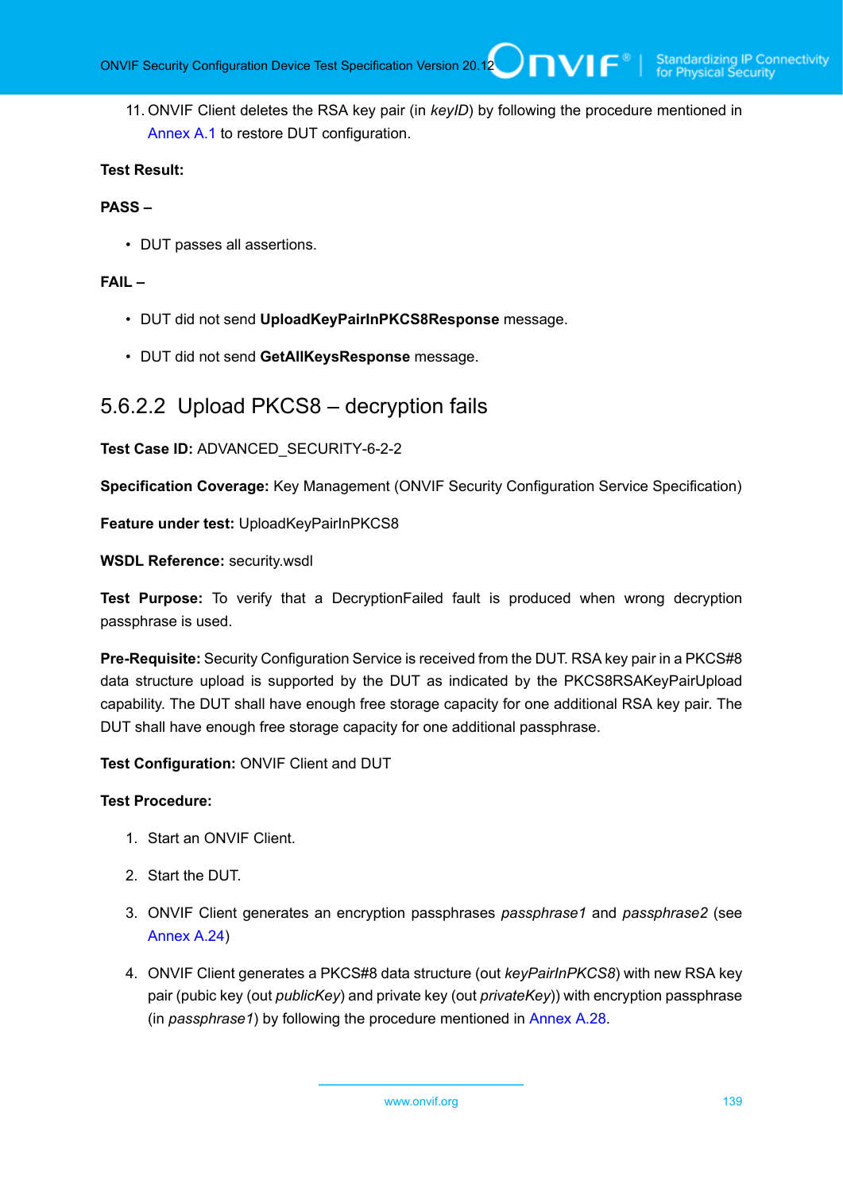11. ONVIF Client deletes the RSA key pair (in *keyID*) by following the procedure mentioned in Annex A.1 to restore DUT configuration.

**Test Result:**

**PASS –**

- DUT passes all assertions.

**FAIL –**

- DUT did not send **UploadKeyPairInPKCS8Response** message.
- DUT did not send **GetAllKeysResponse** message.

### 5.6.2.2 Upload PKCS8 – decryption fails

**Test Case ID:** ADVANCED_SECURITY-6-2-2

**Specification Coverage:** Key Management (ONVIF Security Configuration Service Specification)

**Feature under test:** UploadKeyPairInPKCS8

**WSDL Reference:** security.wsdl

**Test Purpose:** To verify that a DecryptionFailed fault is produced when wrong decryption passphrase is used.

**Pre-Requisite:** Security Configuration Service is received from the DUT. RSA key pair in a PKCS#8 data structure upload is supported by the DUT as indicated by the PKCS8RSAKeyPairUpload capability. The DUT shall have enough free storage capacity for one additional RSA key pair. The DUT shall have enough free storage capacity for one additional passphrase.

**Test Configuration:** ONVIF Client and DUT

**Test Procedure:**

1. Start an ONVIF Client.
2. Start the DUT.
3. ONVIF Client generates an encryption passphrases *passphrase1* and *passphrase2* (see Annex A.24)
4. ONVIF Client generates a PKCS#8 data structure (out *keyPairInPKCS8*) with new RSA key pair (pubic key (out *publicKey*) and private key (out *privateKey*)) with encryption passphrase (in *passphrase1*) by following the procedure mentioned in Annex A.28.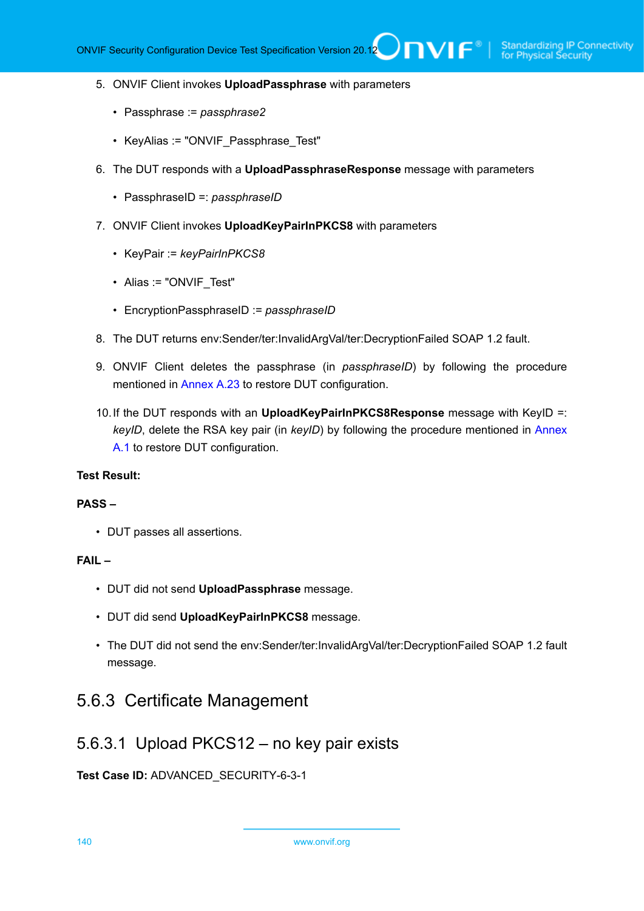5. ONVIF Client invokes **UploadPassphrase** with parameters

   - Passphrase := *passphrase2*

   - KeyAlias := "ONVIF_Passphrase_Test"

6. The DUT responds with a **UploadPassphraseResponse** message with parameters

   - PassphraseID =: *passphraseID*

7. ONVIF Client invokes **UploadKeyPairInPKCS8** with parameters

   - KeyPair := *keyPairInPKCS8*

   - Alias := "ONVIF_Test"

   - EncryptionPassphraseID := *passphraseID*

8. The DUT returns env:Sender/ter:InvalidArgVal/ter:DecryptionFailed SOAP 1.2 fault.

9. ONVIF Client deletes the passphrase (in *passphraseID*) by following the procedure mentioned in Annex A.23 to restore DUT configuration.

10. If the DUT responds with an **UploadKeyPairInPKCS8Response** message with KeyID =: *keyID*, delete the RSA key pair (in *keyID*) by following the procedure mentioned in Annex A.1 to restore DUT configuration.

**Test Result:**

**PASS –**

- DUT passes all assertions.

**FAIL –**

- DUT did not send **UploadPassphrase** message.

- DUT did send **UploadKeyPairInPKCS8** message.

- The DUT did not send the env:Sender/ter:InvalidArgVal/ter:DecryptionFailed SOAP 1.2 fault message.

### 5.6.3 Certificate Management

#### 5.6.3.1 Upload PKCS12 – no key pair exists

**Test Case ID:** ADVANCED_SECURITY-6-3-1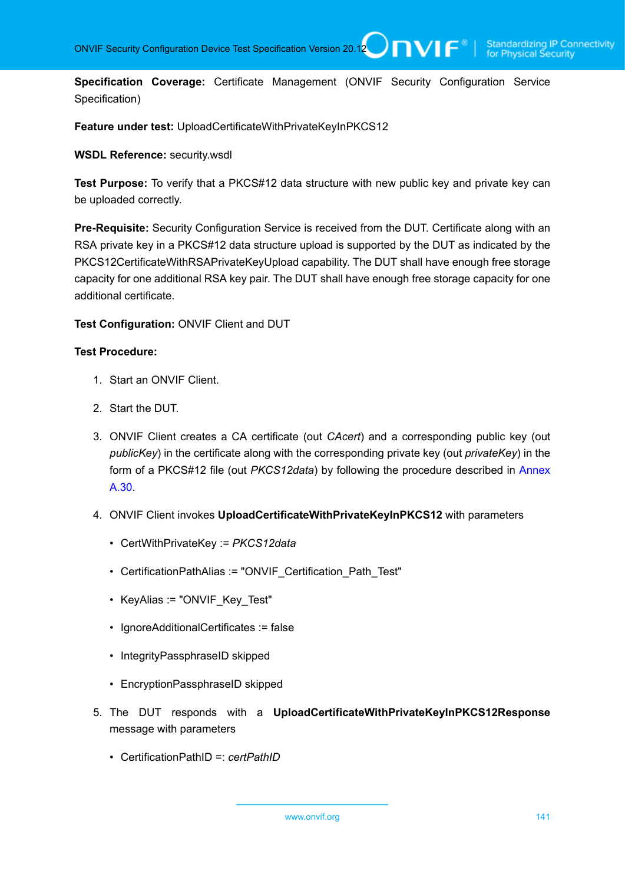**Specification Coverage:** Certificate Management (ONVIF Security Configuration Service Specification)

**Feature under test:** UploadCertificateWithPrivateKeyInPKCS12

**WSDL Reference:** security.wsdl

**Test Purpose:** To verify that a PKCS#12 data structure with new public key and private key can be uploaded correctly.

**Pre-Requisite:** Security Configuration Service is received from the DUT. Certificate along with an RSA private key in a PKCS#12 data structure upload is supported by the DUT as indicated by the PKCS12CertificateWithRSAPrivateKeyUpload capability. The DUT shall have enough free storage capacity for one additional RSA key pair. The DUT shall have enough free storage capacity for one additional certificate.

**Test Configuration:** ONVIF Client and DUT

**Test Procedure:**

1. Start an ONVIF Client.
2. Start the DUT.
3. ONVIF Client creates a CA certificate (out *CAcert*) and a corresponding public key (out *publicKey*) in the certificate along with the corresponding private key (out *privateKey*) in the form of a PKCS#12 file (out *PKCS12data*) by following the procedure described in Annex A.30.
4. ONVIF Client invokes **UploadCertificateWithPrivateKeyInPKCS12** with parameters
   - CertWithPrivateKey := *PKCS12data*
   - CertificationPathAlias := "ONVIF_Certification_Path_Test"
   - KeyAlias := "ONVIF_Key_Test"
   - IgnoreAdditionalCertificates := false
   - IntegrityPassphraseID skipped
   - EncryptionPassphraseID skipped
5. The DUT responds with a **UploadCertificateWithPrivateKeyInPKCS12Response** message with parameters
   - CertificationPathID =: *certPathID*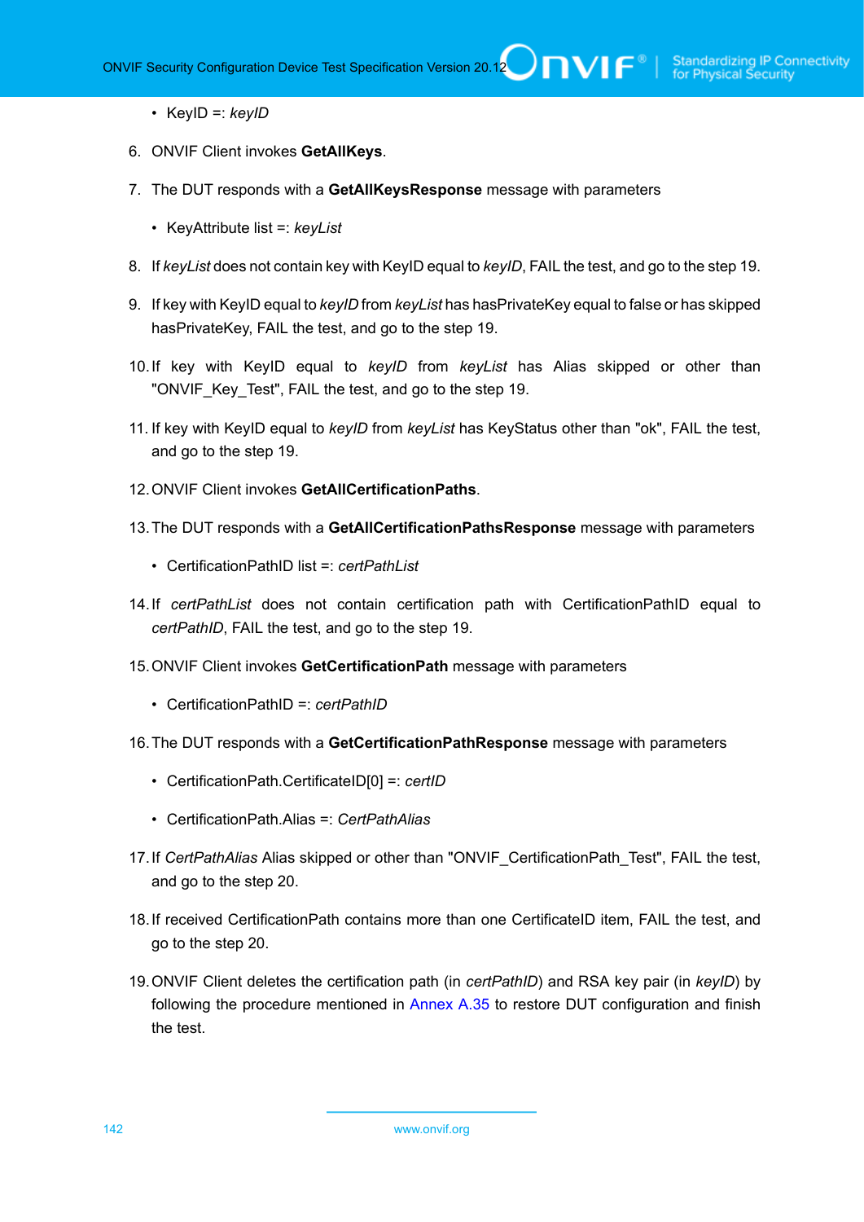- KeyID =: *keyID*

6. ONVIF Client invokes **GetAllKeys**.

7. The DUT responds with a **GetAllKeysResponse** message with parameters

   - KeyAttribute list =: *keyList*

8. If *keyList* does not contain key with KeyID equal to *keyID*, FAIL the test, and go to the step 19.

9. If key with KeyID equal to *keyID* from *keyList* has hasPrivateKey equal to false or has skipped hasPrivateKey, FAIL the test, and go to the step 19.

10. If key with KeyID equal to *keyID* from *keyList* has Alias skipped or other than "ONVIF_Key_Test", FAIL the test, and go to the step 19.

11. If key with KeyID equal to *keyID* from *keyList* has KeyStatus other than "ok", FAIL the test, and go to the step 19.

12. ONVIF Client invokes **GetAllCertificationPaths**.

13. The DUT responds with a **GetAllCertificationPathsResponse** message with parameters

    - CertificationPathID list =: *certPathList*

14. If *certPathList* does not contain certification path with CertificationPathID equal to *certPathID*, FAIL the test, and go to the step 19.

15. ONVIF Client invokes **GetCertificationPath** message with parameters

    - CertificationPathID =: *certPathID*

16. The DUT responds with a **GetCertificationPathResponse** message with parameters

    - CertificationPath.CertificateID[0] =: *certID*
    - CertificationPath.Alias =: *CertPathAlias*

17. If *CertPathAlias* Alias skipped or other than "ONVIF_CertificationPath_Test", FAIL the test, and go to the step 20.

18. If received CertificationPath contains more than one CertificateID item, FAIL the test, and go to the step 20.

19. ONVIF Client deletes the certification path (in *certPathID*) and RSA key pair (in *keyID*) by following the procedure mentioned in Annex A.35 to restore DUT configuration and finish the test.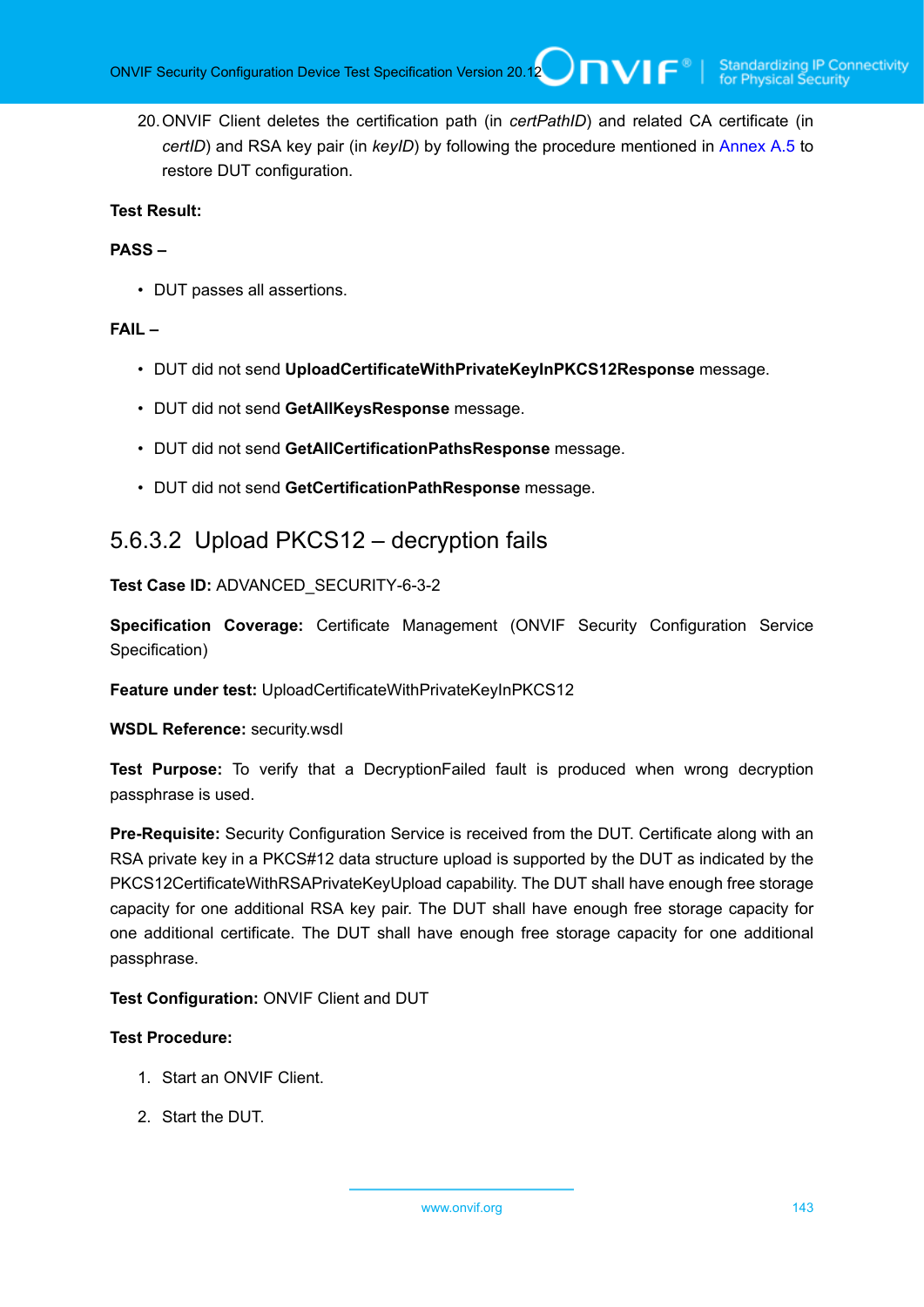20. ONVIF Client deletes the certification path (in *certPathID*) and related CA certificate (in *certID*) and RSA key pair (in *keyID*) by following the procedure mentioned in Annex A.5 to restore DUT configuration.

**Test Result:**

**PASS –**

- DUT passes all assertions.

**FAIL –**

- DUT did not send **UploadCertificateWithPrivateKeyInPKCS12Response** message.
- DUT did not send **GetAllKeysResponse** message.
- DUT did not send **GetAllCertificationPathsResponse** message.
- DUT did not send **GetCertificationPathResponse** message.

### 5.6.3.2 Upload PKCS12 – decryption fails

**Test Case ID:** ADVANCED_SECURITY-6-3-2

**Specification Coverage:** Certificate Management (ONVIF Security Configuration Service Specification)

**Feature under test:** UploadCertificateWithPrivateKeyInPKCS12

**WSDL Reference:** security.wsdl

**Test Purpose:** To verify that a DecryptionFailed fault is produced when wrong decryption passphrase is used.

**Pre-Requisite:** Security Configuration Service is received from the DUT. Certificate along with an RSA private key in a PKCS#12 data structure upload is supported by the DUT as indicated by the PKCS12CertificateWithRSAPrivateKeyUpload capability. The DUT shall have enough free storage capacity for one additional RSA key pair. The DUT shall have enough free storage capacity for one additional certificate. The DUT shall have enough free storage capacity for one additional passphrase.

**Test Configuration:** ONVIF Client and DUT

**Test Procedure:**

1. Start an ONVIF Client.
2. Start the DUT.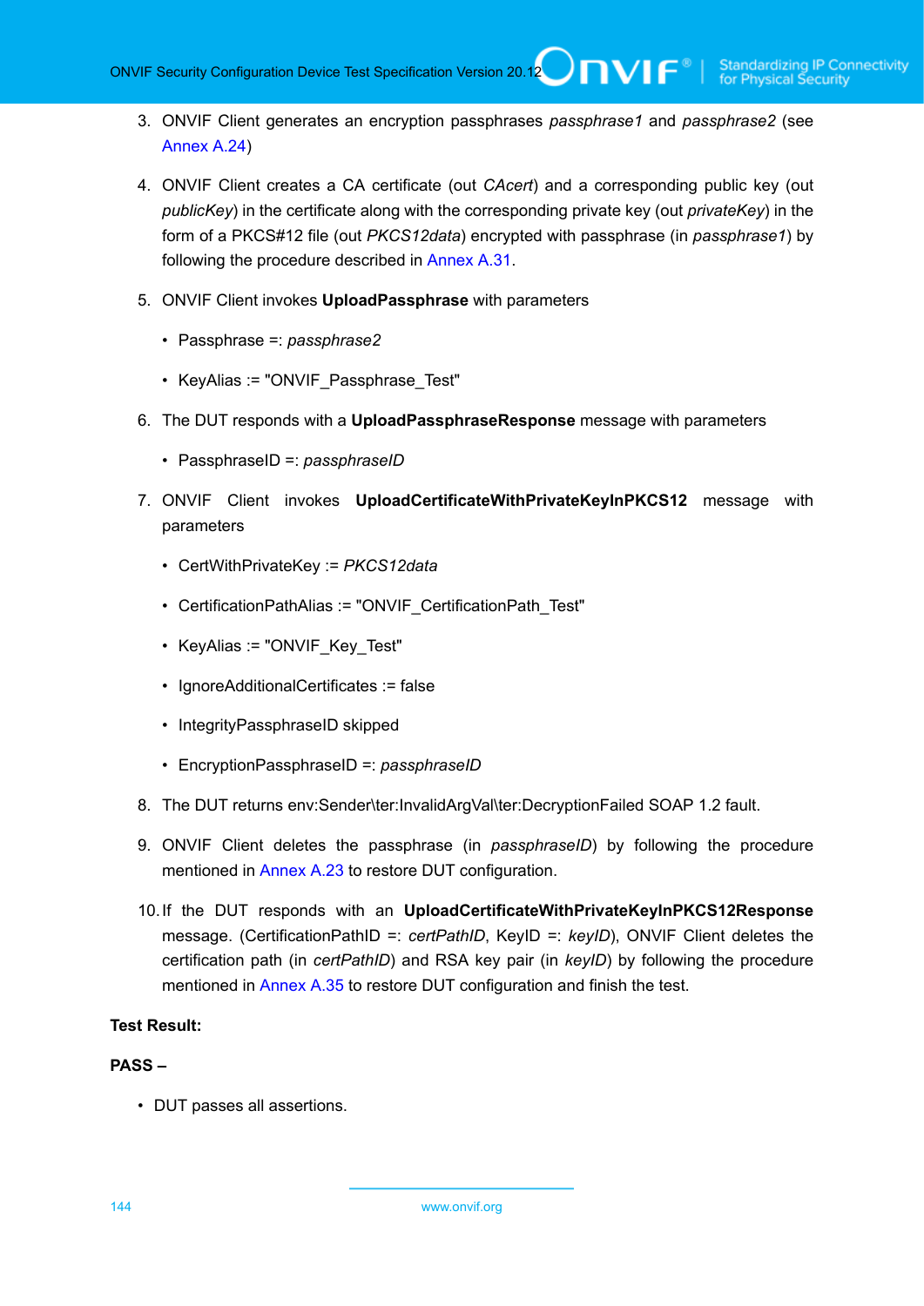3. ONVIF Client generates an encryption passphrases *passphrase1* and *passphrase2* (see Annex A.24)

4. ONVIF Client creates a CA certificate (out *CAcert*) and a corresponding public key (out *publicKey*) in the certificate along with the corresponding private key (out *privateKey*) in the form of a PKCS#12 file (out *PKCS12data*) encrypted with passphrase (in *passphrase1*) by following the procedure described in Annex A.31.

5. ONVIF Client invokes **UploadPassphrase** with parameters

   - Passphrase =: *passphrase2*
   - KeyAlias := "ONVIF_Passphrase_Test"

6. The DUT responds with a **UploadPassphraseResponse** message with parameters

   - PassphraseID =: *passphraseID*

7. ONVIF Client invokes **UploadCertificateWithPrivateKeyInPKCS12** message with parameters

   - CertWithPrivateKey := *PKCS12data*
   - CertificationPathAlias := "ONVIF_CertificationPath_Test"
   - KeyAlias := "ONVIF_Key_Test"
   - IgnoreAdditionalCertificates := false
   - IntegrityPassphraseID skipped
   - EncryptionPassphraseID =: *passphraseID*

8. The DUT returns env:Sender\ter:InvalidArgVal\ter:DecryptionFailed SOAP 1.2 fault.

9. ONVIF Client deletes the passphrase (in *passphraseID*) by following the procedure mentioned in Annex A.23 to restore DUT configuration.

10. If the DUT responds with an **UploadCertificateWithPrivateKeyInPKCS12Response** message. (CertificationPathID =: *certPathID*, KeyID =: *keyID*), ONVIF Client deletes the certification path (in *certPathID*) and RSA key pair (in *keyID*) by following the procedure mentioned in Annex A.35 to restore DUT configuration and finish the test.

**Test Result:**

**PASS –**

- DUT passes all assertions.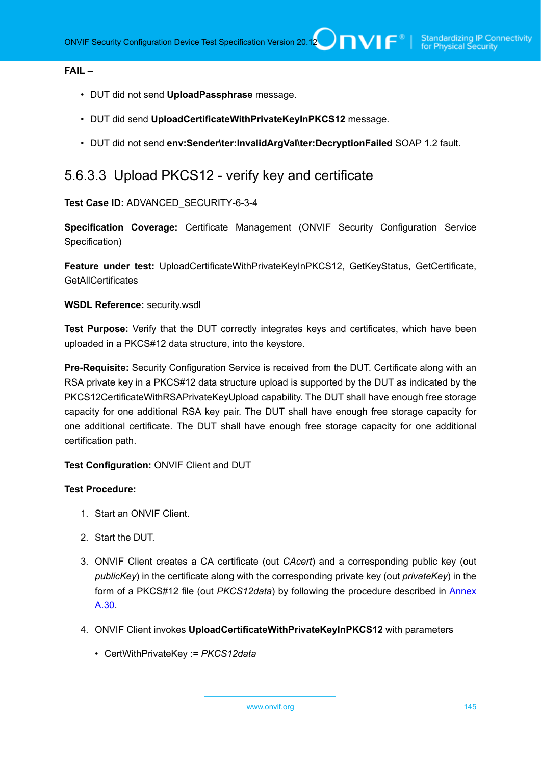**FAIL –**

- DUT did not send **UploadPassphrase** message.
- DUT did send **UploadCertificateWithPrivateKeyInPKCS12** message.
- DUT did not send **env:Sender\ter:InvalidArgVal\ter:DecryptionFailed** SOAP 1.2 fault.

### 5.6.3.3 Upload PKCS12 - verify key and certificate

**Test Case ID:** ADVANCED_SECURITY-6-3-4

**Specification Coverage:** Certificate Management (ONVIF Security Configuration Service Specification)

**Feature under test:** UploadCertificateWithPrivateKeyInPKCS12, GetKeyStatus, GetCertificate, GetAllCertificates

**WSDL Reference:** security.wsdl

**Test Purpose:** Verify that the DUT correctly integrates keys and certificates, which have been uploaded in a PKCS#12 data structure, into the keystore.

**Pre-Requisite:** Security Configuration Service is received from the DUT. Certificate along with an RSA private key in a PKCS#12 data structure upload is supported by the DUT as indicated by the PKCS12CertificateWithRSAPrivateKeyUpload capability. The DUT shall have enough free storage capacity for one additional RSA key pair. The DUT shall have enough free storage capacity for one additional certificate. The DUT shall have enough free storage capacity for one additional certification path.

**Test Configuration:** ONVIF Client and DUT

**Test Procedure:**

1. Start an ONVIF Client.
2. Start the DUT.
3. ONVIF Client creates a CA certificate (out *CAcert*) and a corresponding public key (out *publicKey*) in the certificate along with the corresponding private key (out *privateKey*) in the form of a PKCS#12 file (out *PKCS12data*) by following the procedure described in Annex A.30.
4. ONVIF Client invokes **UploadCertificateWithPrivateKeyInPKCS12** with parameters
   - CertWithPrivateKey := *PKCS12data*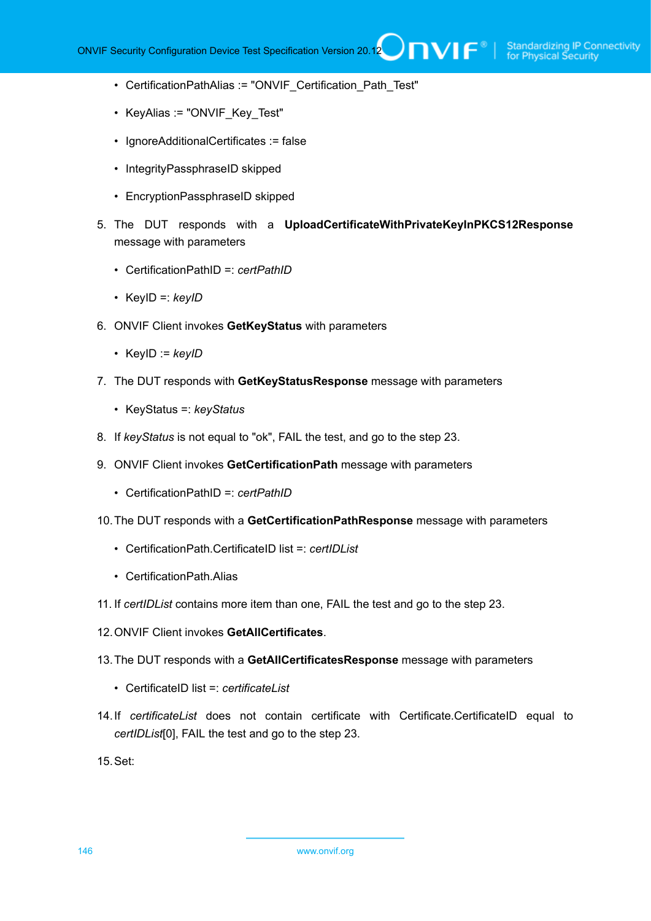- CertificationPathAlias := "ONVIF_Certification_Path_Test"
- KeyAlias := "ONVIF_Key_Test"
- IgnoreAdditionalCertificates := false
- IntegrityPassphraseID skipped
- EncryptionPassphraseID skipped

5. The DUT responds with a **UploadCertificateWithPrivateKeyInPKCS12Response** message with parameters
   - CertificationPathID =: *certPathID*
   - KeyID =: *keyID*
6. ONVIF Client invokes **GetKeyStatus** with parameters
   - KeyID := *keyID*
7. The DUT responds with **GetKeyStatusResponse** message with parameters
   - KeyStatus =: *keyStatus*
8. If *keyStatus* is not equal to "ok", FAIL the test, and go to the step 23.
9. ONVIF Client invokes **GetCertificationPath** message with parameters
   - CertificationPathID =: *certPathID*
10. The DUT responds with a **GetCertificationPathResponse** message with parameters
    - CertificationPath.CertificateID list =: *certIDList*
    - CertificationPath.Alias
11. If *certIDList* contains more item than one, FAIL the test and go to the step 23.
12. ONVIF Client invokes **GetAllCertificates**.
13. The DUT responds with a **GetAllCertificatesResponse** message with parameters
    - CertificateID list =: *certificateList*
14. If *certificateList* does not contain certificate with Certificate.CertificateID equal to *certIDList*[0], FAIL the test and go to the step 23.
15. Set: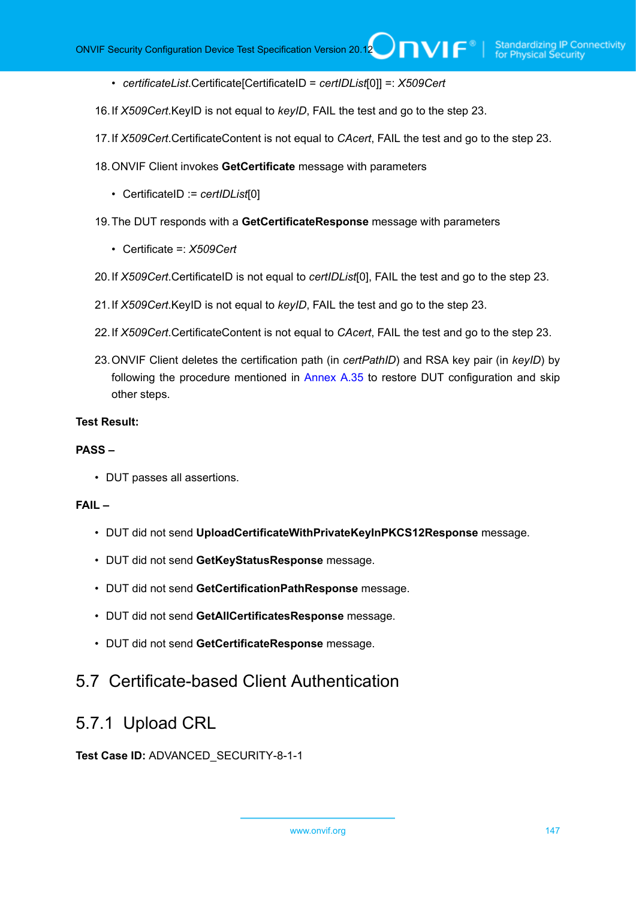- *certificateList*.Certificate[CertificateID = *certIDList*[0]] =: *X509Cert*

16. If *X509Cert*.KeyID is not equal to *keyID*, FAIL the test and go to the step 23.

17. If *X509Cert*.CertificateContent is not equal to *CAcert*, FAIL the test and go to the step 23.

18. ONVIF Client invokes **GetCertificate** message with parameters

    - CertificateID := *certIDList*[0]

19. The DUT responds with a **GetCertificateResponse** message with parameters

    - Certificate =: *X509Cert*

20. If *X509Cert*.CertificateID is not equal to *certIDList*[0], FAIL the test and go to the step 23.

21. If *X509Cert*.KeyID is not equal to *keyID*, FAIL the test and go to the step 23.

22. If *X509Cert*.CertificateContent is not equal to *CAcert*, FAIL the test and go to the step 23.

23. ONVIF Client deletes the certification path (in *certPathID*) and RSA key pair (in *keyID*) by following the procedure mentioned in Annex A.35 to restore DUT configuration and skip other steps.

**Test Result:**

**PASS –**

- DUT passes all assertions.

**FAIL –**

- DUT did not send **UploadCertificateWithPrivateKeyInPKCS12Response** message.
- DUT did not send **GetKeyStatusResponse** message.
- DUT did not send **GetCertificationPathResponse** message.
- DUT did not send **GetAllCertificatesResponse** message.
- DUT did not send **GetCertificateResponse** message.

## 5.7 Certificate-based Client Authentication

### 5.7.1 Upload CRL

**Test Case ID:** ADVANCED_SECURITY-8-1-1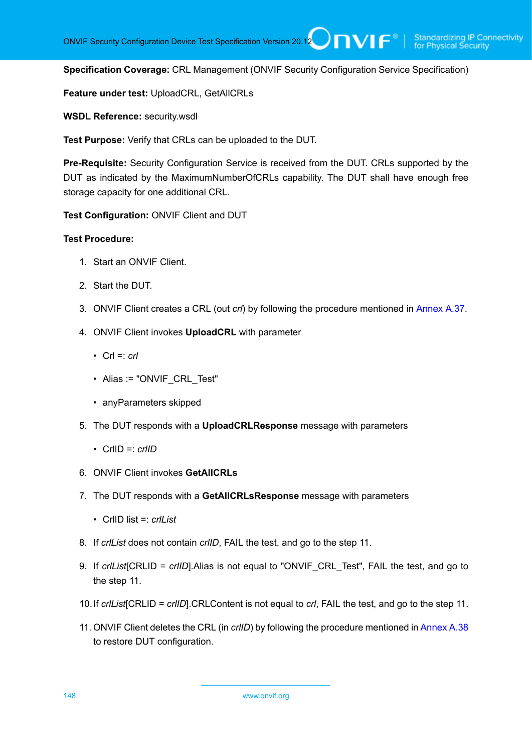**Specification Coverage:** CRL Management (ONVIF Security Configuration Service Specification)

**Feature under test:** UploadCRL, GetAllCRLs

**WSDL Reference:** security.wsdl

**Test Purpose:** Verify that CRLs can be uploaded to the DUT.

**Pre-Requisite:** Security Configuration Service is received from the DUT. CRLs supported by the DUT as indicated by the MaximumNumberOfCRLs capability. The DUT shall have enough free storage capacity for one additional CRL.

**Test Configuration:** ONVIF Client and DUT

**Test Procedure:**

1. Start an ONVIF Client.
2. Start the DUT.
3. ONVIF Client creates a CRL (out *crl*) by following the procedure mentioned in Annex A.37.
4. ONVIF Client invokes **UploadCRL** with parameter
   - Crl =: *crl*
   - Alias := "ONVIF_CRL_Test"
   - anyParameters skipped
5. The DUT responds with a **UploadCRLResponse** message with parameters
   - CrlID =: *crlID*
6. ONVIF Client invokes **GetAllCRLs**
7. The DUT responds with a **GetAllCRLsResponse** message with parameters
   - CrlID list =: *crlList*
8. If *crlList* does not contain *crlID*, FAIL the test, and go to the step 11.
9. If *crlList*[CRLID = *crlID*].Alias is not equal to "ONVIF_CRL_Test", FAIL the test, and go to the step 11.
10. If *crlList*[CRLID = *crlID*].CRLContent is not equal to *crl*, FAIL the test, and go to the step 11.
11. ONVIF Client deletes the CRL (in *crlID*) by following the procedure mentioned in Annex A.38 to restore DUT configuration.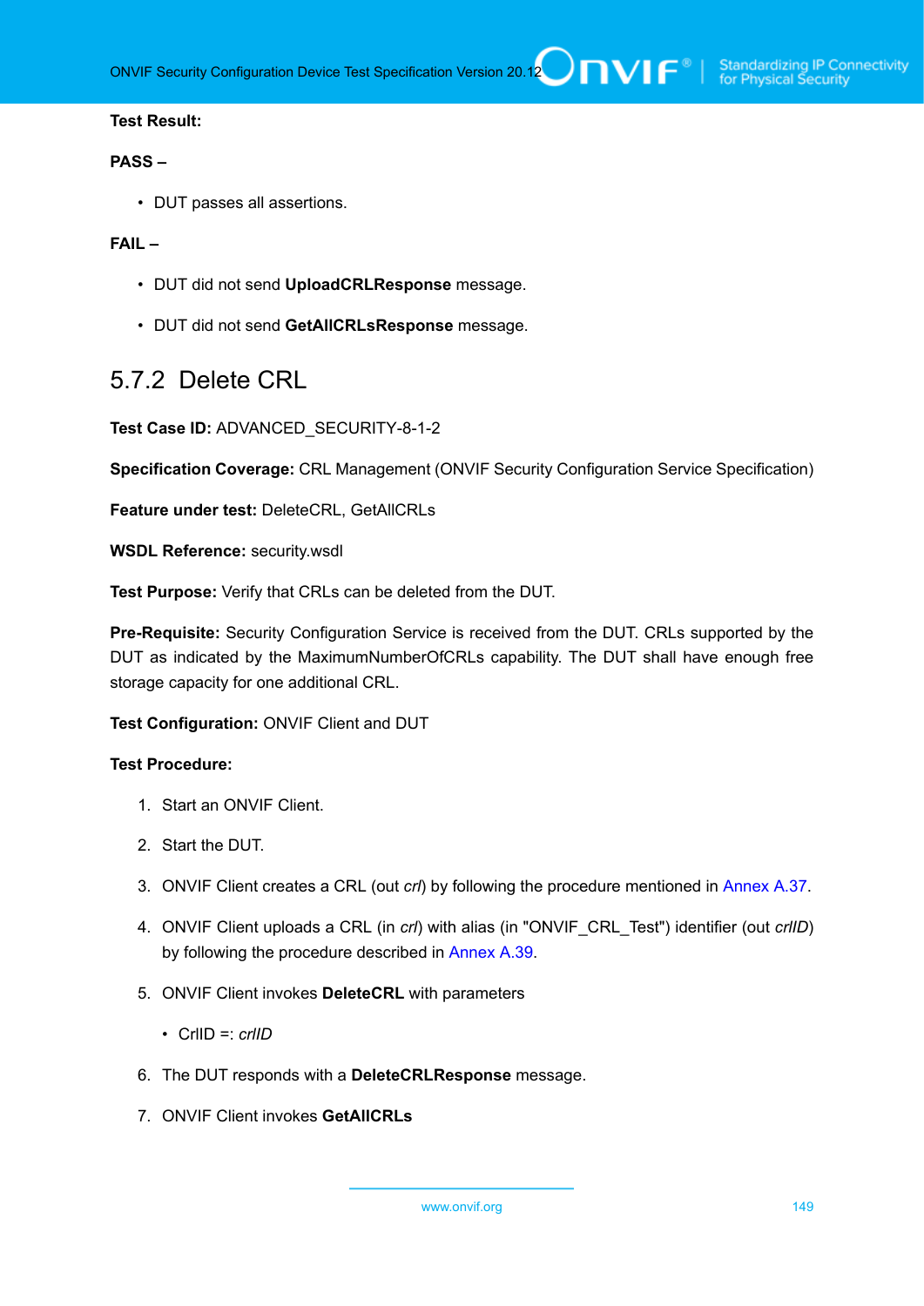**Test Result:**

**PASS –**

- DUT passes all assertions.

**FAIL –**

- DUT did not send **UploadCRLResponse** message.
- DUT did not send **GetAllCRLsResponse** message.

## 5.7.2 Delete CRL

**Test Case ID:** ADVANCED_SECURITY-8-1-2

**Specification Coverage:** CRL Management (ONVIF Security Configuration Service Specification)

**Feature under test:** DeleteCRL, GetAllCRLs

**WSDL Reference:** security.wsdl

**Test Purpose:** Verify that CRLs can be deleted from the DUT.

**Pre-Requisite:** Security Configuration Service is received from the DUT. CRLs supported by the DUT as indicated by the MaximumNumberOfCRLs capability. The DUT shall have enough free storage capacity for one additional CRL.

**Test Configuration:** ONVIF Client and DUT

**Test Procedure:**

1. Start an ONVIF Client.
2. Start the DUT.
3. ONVIF Client creates a CRL (out *crl*) by following the procedure mentioned in Annex A.37.
4. ONVIF Client uploads a CRL (in *crl*) with alias (in "ONVIF_CRL_Test") identifier (out *crlID*) by following the procedure described in Annex A.39.
5. ONVIF Client invokes **DeleteCRL** with parameters
   - CrlID =: *crlID*
6. The DUT responds with a **DeleteCRLResponse** message.
7. ONVIF Client invokes **GetAllCRLs**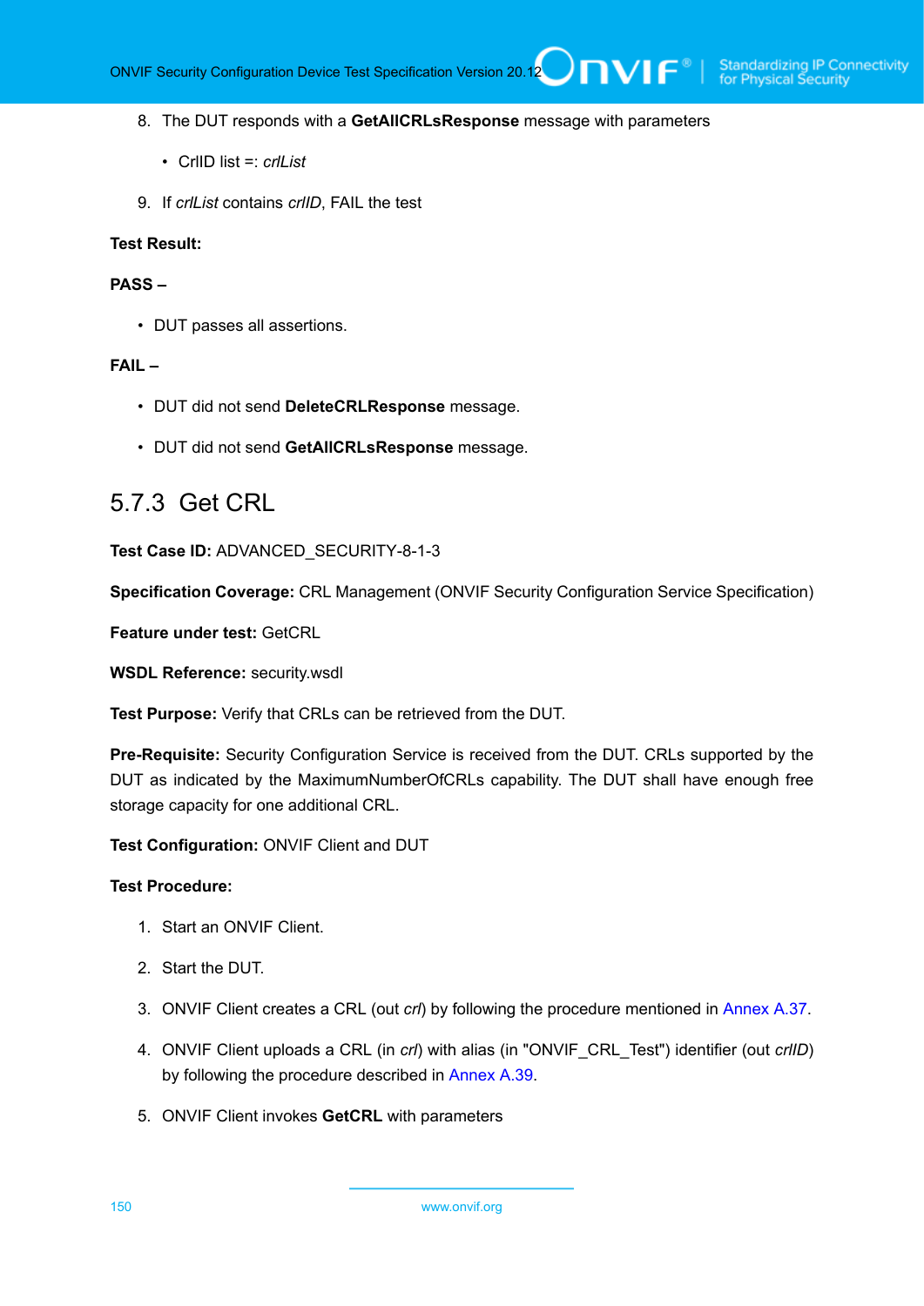8. The DUT responds with a **GetAllCRLsResponse** message with parameters

    - CrlID list =: *crlList*

9. If *crlList* contains *crlID*, FAIL the test

**Test Result:**

**PASS –**

- DUT passes all assertions.

**FAIL –**

- DUT did not send **DeleteCRLResponse** message.
- DUT did not send **GetAllCRLsResponse** message.

### 5.7.3 Get CRL

**Test Case ID:** ADVANCED_SECURITY-8-1-3

**Specification Coverage:** CRL Management (ONVIF Security Configuration Service Specification)

**Feature under test:** GetCRL

**WSDL Reference:** security.wsdl

**Test Purpose:** Verify that CRLs can be retrieved from the DUT.

**Pre-Requisite:** Security Configuration Service is received from the DUT. CRLs supported by the DUT as indicated by the MaximumNumberOfCRLs capability. The DUT shall have enough free storage capacity for one additional CRL.

**Test Configuration:** ONVIF Client and DUT

**Test Procedure:**

1. Start an ONVIF Client.
2. Start the DUT.
3. ONVIF Client creates a CRL (out *crl*) by following the procedure mentioned in Annex A.37.
4. ONVIF Client uploads a CRL (in *crl*) with alias (in "ONVIF_CRL_Test") identifier (out *crlID*) by following the procedure described in Annex A.39.
5. ONVIF Client invokes **GetCRL** with parameters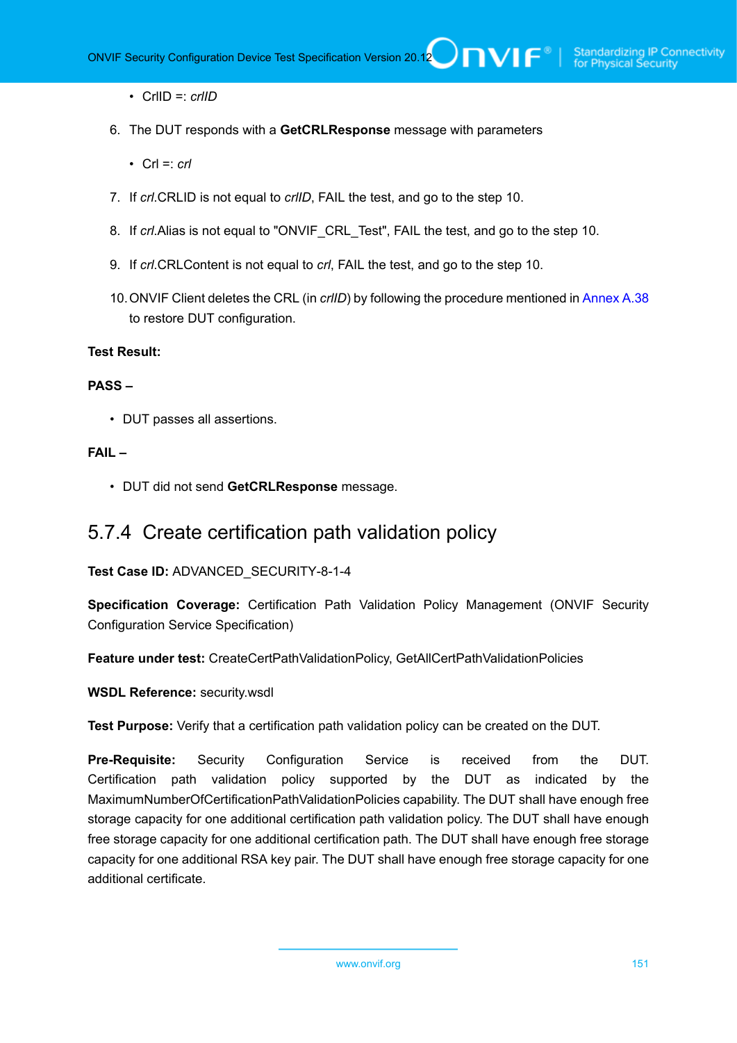- CrlID =: *crlID*

6. The DUT responds with a **GetCRLResponse** message with parameters

   - Crl =: *crl*

7. If *crl*.CRLID is not equal to *crlID*, FAIL the test, and go to the step 10.

8. If *crl*.Alias is not equal to "ONVIF_CRL_Test", FAIL the test, and go to the step 10.

9. If *crl*.CRLContent is not equal to *crl*, FAIL the test, and go to the step 10.

10. ONVIF Client deletes the CRL (in *crlID*) by following the procedure mentioned in Annex A.38 to restore DUT configuration.

**Test Result:**

**PASS –**

- DUT passes all assertions.

**FAIL –**

- DUT did not send **GetCRLResponse** message.

### 5.7.4 Create certification path validation policy

**Test Case ID:** ADVANCED_SECURITY-8-1-4

**Specification Coverage:** Certification Path Validation Policy Management (ONVIF Security Configuration Service Specification)

**Feature under test:** CreateCertPathValidationPolicy, GetAllCertPathValidationPolicies

**WSDL Reference:** security.wsdl

**Test Purpose:** Verify that a certification path validation policy can be created on the DUT.

**Pre-Requisite:** Security Configuration Service is received from the DUT. Certification path validation policy supported by the DUT as indicated by the MaximumNumberOfCertificationPathValidationPolicies capability. The DUT shall have enough free storage capacity for one additional certification path validation policy. The DUT shall have enough free storage capacity for one additional certification path. The DUT shall have enough free storage capacity for one additional RSA key pair. The DUT shall have enough free storage capacity for one additional certificate.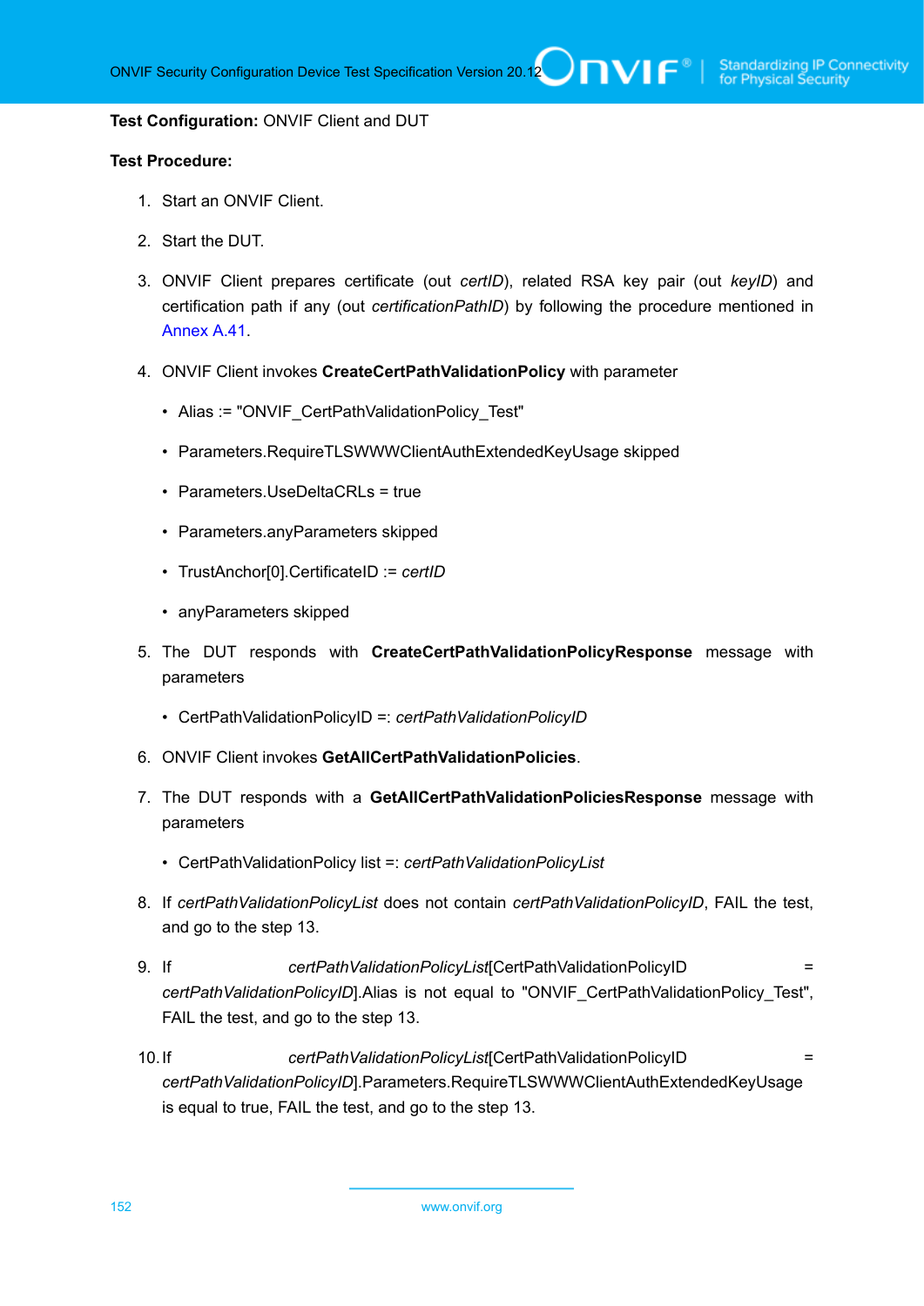**Test Configuration:** ONVIF Client and DUT

**Test Procedure:**

1. Start an ONVIF Client.
2. Start the DUT.
3. ONVIF Client prepares certificate (out *certID*), related RSA key pair (out *keyID*) and certification path if any (out *certificationPathID*) by following the procedure mentioned in Annex A.41.
4. ONVIF Client invokes **CreateCertPathValidationPolicy** with parameter
   - Alias := "ONVIF_CertPathValidationPolicy_Test"
   - Parameters.RequireTLSWWWClientAuthExtendedKeyUsage skipped
   - Parameters.UseDeltaCRLs = true
   - Parameters.anyParameters skipped
   - TrustAnchor[0].CertificateID := *certID*
   - anyParameters skipped
5. The DUT responds with **CreateCertPathValidationPolicyResponse** message with parameters
   - CertPathValidationPolicyID =: *certPathValidationPolicyID*
6. ONVIF Client invokes **GetAllCertPathValidationPolicies**.
7. The DUT responds with a **GetAllCertPathValidationPoliciesResponse** message with parameters
   - CertPathValidationPolicy list =: *certPathValidationPolicyList*
8. If *certPathValidationPolicyList* does not contain *certPathValidationPolicyID*, FAIL the test, and go to the step 13.
9. If *certPathValidationPolicyList*[CertPathValidationPolicyID = *certPathValidationPolicyID*].Alias is not equal to "ONVIF_CertPathValidationPolicy_Test", FAIL the test, and go to the step 13.
10. If *certPathValidationPolicyList*[CertPathValidationPolicyID = *certPathValidationPolicyID*].Parameters.RequireTLSWWWClientAuthExtendedKeyUsage is equal to true, FAIL the test, and go to the step 13.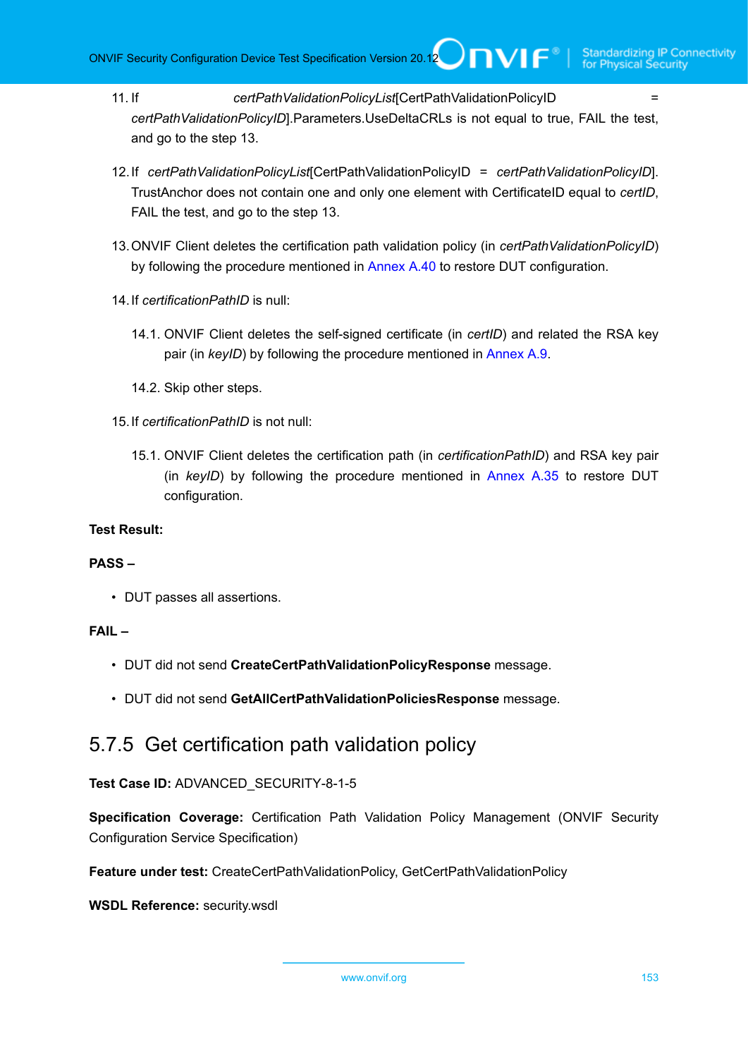11. If *certPathValidationPolicyList*[CertPathValidationPolicyID = *certPathValidationPolicyID*].Parameters.UseDeltaCRLs is not equal to true, FAIL the test, and go to the step 13.

12. If *certPathValidationPolicyList*[CertPathValidationPolicyID = *certPathValidationPolicyID*]. TrustAnchor does not contain one and only one element with CertificateID equal to *certID*, FAIL the test, and go to the step 13.

13. ONVIF Client deletes the certification path validation policy (in *certPathValidationPolicyID*) by following the procedure mentioned in Annex A.40 to restore DUT configuration.

14. If *certificationPathID* is null:

    14.1. ONVIF Client deletes the self-signed certificate (in *certID*) and related the RSA key pair (in *keyID*) by following the procedure mentioned in Annex A.9.

    14.2. Skip other steps.

15. If *certificationPathID* is not null:

    15.1. ONVIF Client deletes the certification path (in *certificationPathID*) and RSA key pair (in *keyID*) by following the procedure mentioned in Annex A.35 to restore DUT configuration.

**Test Result:**

**PASS –**

- DUT passes all assertions.

**FAIL –**

- DUT did not send **CreateCertPathValidationPolicyResponse** message.
- DUT did not send **GetAllCertPathValidationPoliciesResponse** message.

### 5.7.5 Get certification path validation policy

**Test Case ID:** ADVANCED_SECURITY-8-1-5

**Specification Coverage:** Certification Path Validation Policy Management (ONVIF Security Configuration Service Specification)

**Feature under test:** CreateCertPathValidationPolicy, GetCertPathValidationPolicy

**WSDL Reference:** security.wsdl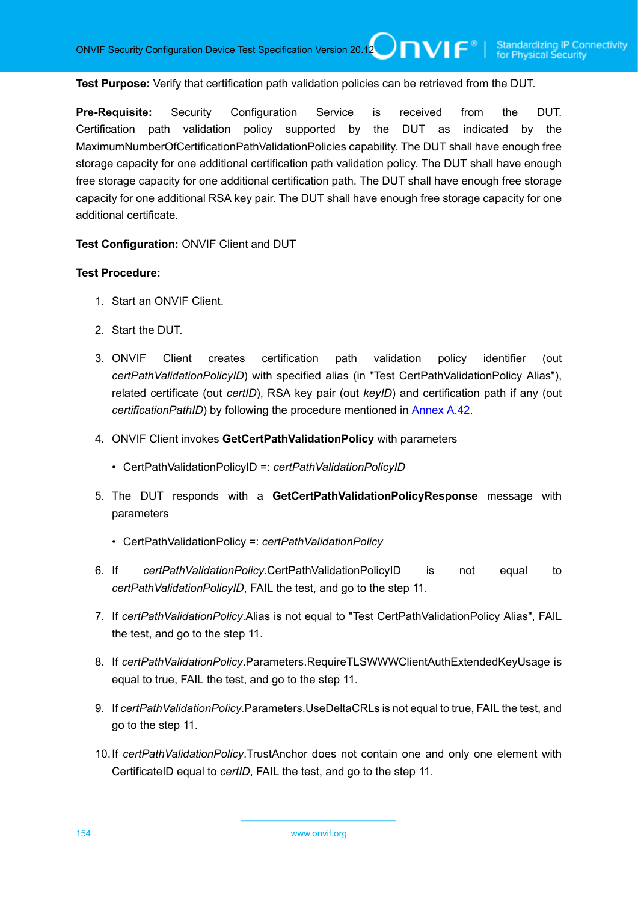**Test Purpose:** Verify that certification path validation policies can be retrieved from the DUT.

**Pre-Requisite:** Security Configuration Service is received from the DUT. Certification path validation policy supported by the DUT as indicated by the MaximumNumberOfCertificationPathValidationPolicies capability. The DUT shall have enough free storage capacity for one additional certification path validation policy. The DUT shall have enough free storage capacity for one additional certification path. The DUT shall have enough free storage capacity for one additional RSA key pair. The DUT shall have enough free storage capacity for one additional certificate.

**Test Configuration:** ONVIF Client and DUT

**Test Procedure:**

1. Start an ONVIF Client.
2. Start the DUT.
3. ONVIF Client creates certification path validation policy identifier (out *certPathValidationPolicyID*) with specified alias (in "Test CertPathValidationPolicy Alias"), related certificate (out *certID*), RSA key pair (out *keyID*) and certification path if any (out *certificationPathID*) by following the procedure mentioned in Annex A.42.
4. ONVIF Client invokes **GetCertPathValidationPolicy** with parameters
   - CertPathValidationPolicyID =: *certPathValidationPolicyID*
5. The DUT responds with a **GetCertPathValidationPolicyResponse** message with parameters
   - CertPathValidationPolicy =: *certPathValidationPolicy*
6. If *certPathValidationPolicy*.CertPathValidationPolicyID is not equal to *certPathValidationPolicyID*, FAIL the test, and go to the step 11.
7. If *certPathValidationPolicy*.Alias is not equal to "Test CertPathValidationPolicy Alias", FAIL the test, and go to the step 11.
8. If *certPathValidationPolicy*.Parameters.RequireTLSWWWClientAuthExtendedKeyUsage is equal to true, FAIL the test, and go to the step 11.
9. If *certPathValidationPolicy*.Parameters.UseDeltaCRLs is not equal to true, FAIL the test, and go to the step 11.
10. If *certPathValidationPolicy*.TrustAnchor does not contain one and only one element with CertificateID equal to *certID*, FAIL the test, and go to the step 11.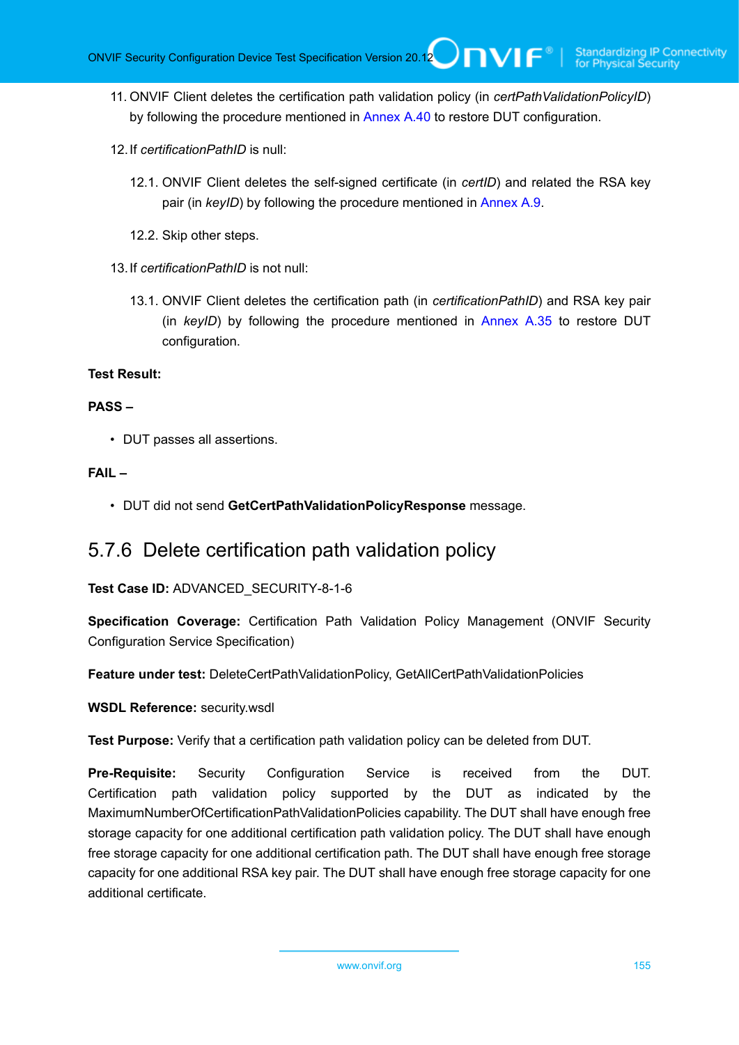11. ONVIF Client deletes the certification path validation policy (in *certPathValidationPolicyID*) by following the procedure mentioned in Annex A.40 to restore DUT configuration.

12. If *certificationPathID* is null:

    12.1. ONVIF Client deletes the self-signed certificate (in *certID*) and related the RSA key pair (in *keyID*) by following the procedure mentioned in Annex A.9.

    12.2. Skip other steps.

13. If *certificationPathID* is not null:

    13.1. ONVIF Client deletes the certification path (in *certificationPathID*) and RSA key pair (in *keyID*) by following the procedure mentioned in Annex A.35 to restore DUT configuration.

**Test Result:**

**PASS –**

- DUT passes all assertions.

**FAIL –**

- DUT did not send **GetCertPathValidationPolicyResponse** message.

## 5.7.6 Delete certification path validation policy

**Test Case ID:** ADVANCED_SECURITY-8-1-6

**Specification Coverage:** Certification Path Validation Policy Management (ONVIF Security Configuration Service Specification)

**Feature under test:** DeleteCertPathValidationPolicy, GetAllCertPathValidationPolicies

**WSDL Reference:** security.wsdl

**Test Purpose:** Verify that a certification path validation policy can be deleted from DUT.

**Pre-Requisite:** Security Configuration Service is received from the DUT. Certification path validation policy supported by the DUT as indicated by the MaximumNumberOfCertificationPathValidationPolicies capability. The DUT shall have enough free storage capacity for one additional certification path validation policy. The DUT shall have enough free storage capacity for one additional certification path. The DUT shall have enough free storage capacity for one additional RSA key pair. The DUT shall have enough free storage capacity for one additional certificate.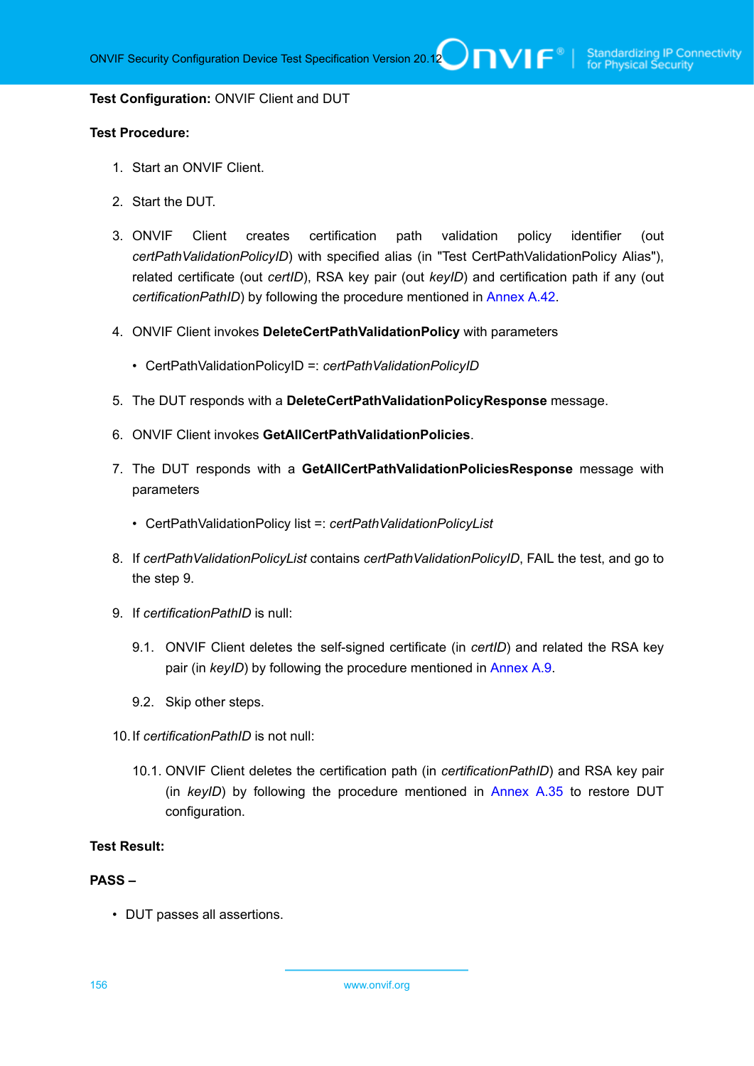**Test Configuration:** ONVIF Client and DUT

**Test Procedure:**

1. Start an ONVIF Client.

2. Start the DUT.

3. ONVIF Client creates certification path validation policy identifier (out *certPathValidationPolicyID*) with specified alias (in "Test CertPathValidationPolicy Alias"), related certificate (out *certID*), RSA key pair (out *keyID*) and certification path if any (out *certificationPathID*) by following the procedure mentioned in Annex A.42.

4. ONVIF Client invokes **DeleteCertPathValidationPolicy** with parameters

   - CertPathValidationPolicyID =: *certPathValidationPolicyID*

5. The DUT responds with a **DeleteCertPathValidationPolicyResponse** message.

6. ONVIF Client invokes **GetAllCertPathValidationPolicies**.

7. The DUT responds with a **GetAllCertPathValidationPoliciesResponse** message with parameters

   - CertPathValidationPolicy list =: *certPathValidationPolicyList*

8. If *certPathValidationPolicyList* contains *certPathValidationPolicyID*, FAIL the test, and go to the step 9.

9. If *certificationPathID* is null:

   9.1. ONVIF Client deletes the self-signed certificate (in *certID*) and related the RSA key pair (in *keyID*) by following the procedure mentioned in Annex A.9.

   9.2. Skip other steps.

10. If *certificationPathID* is not null:

    10.1. ONVIF Client deletes the certification path (in *certificationPathID*) and RSA key pair (in *keyID*) by following the procedure mentioned in Annex A.35 to restore DUT configuration.

**Test Result:**

**PASS –**

- DUT passes all assertions.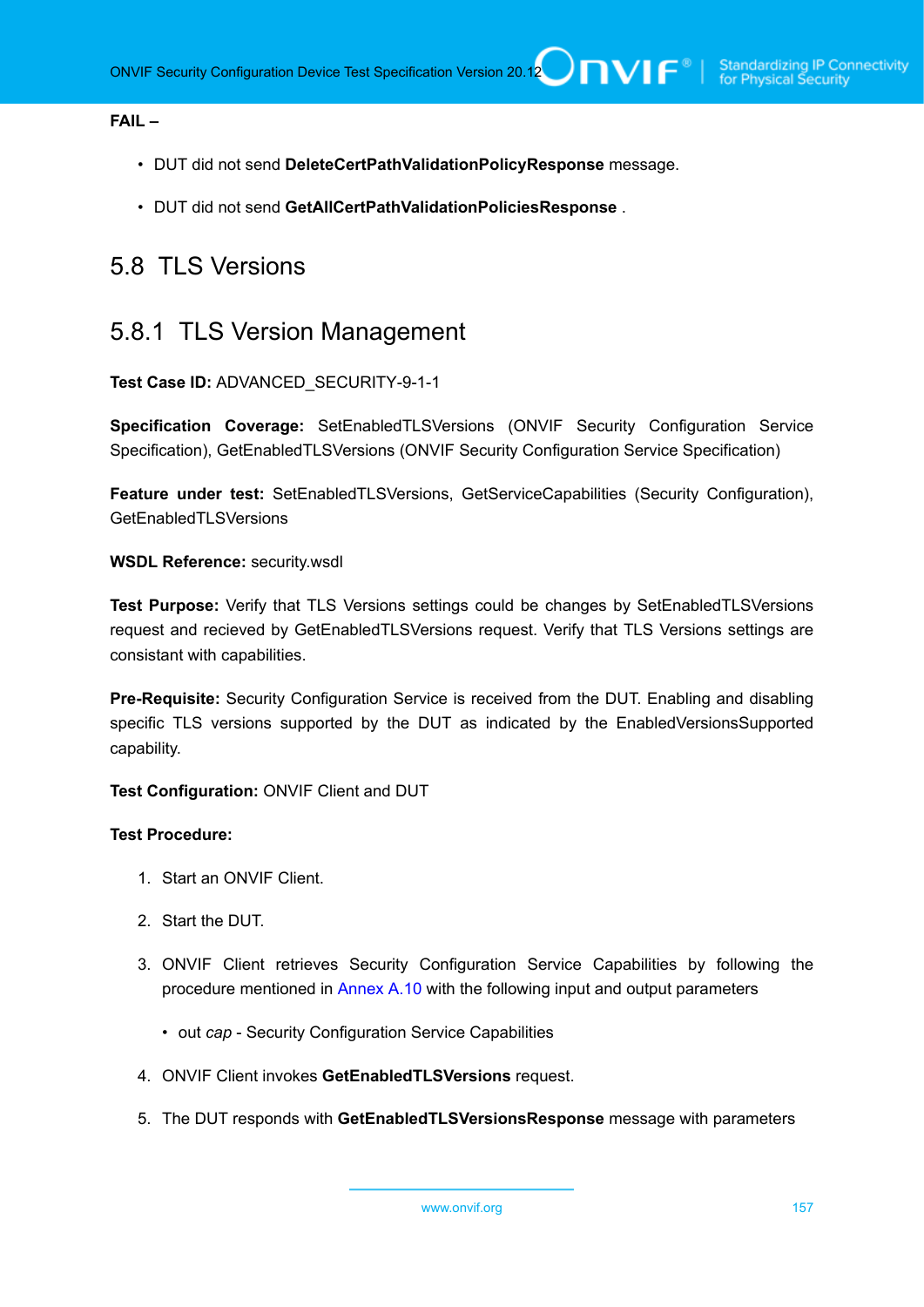**FAIL –**

- DUT did not send **DeleteCertPathValidationPolicyResponse** message.
- DUT did not send **GetAllCertPathValidationPoliciesResponse** .

## 5.8 TLS Versions

### 5.8.1 TLS Version Management

**Test Case ID:** ADVANCED_SECURITY-9-1-1

**Specification Coverage:** SetEnabledTLSVersions (ONVIF Security Configuration Service Specification), GetEnabledTLSVersions (ONVIF Security Configuration Service Specification)

**Feature under test:** SetEnabledTLSVersions, GetServiceCapabilities (Security Configuration), GetEnabledTLSVersions

**WSDL Reference:** security.wsdl

**Test Purpose:** Verify that TLS Versions settings could be changes by SetEnabledTLSVersions request and recieved by GetEnabledTLSVersions request. Verify that TLS Versions settings are consistant with capabilities.

**Pre-Requisite:** Security Configuration Service is received from the DUT. Enabling and disabling specific TLS versions supported by the DUT as indicated by the EnabledVersionsSupported capability.

**Test Configuration:** ONVIF Client and DUT

**Test Procedure:**

1. Start an ONVIF Client.
2. Start the DUT.
3. ONVIF Client retrieves Security Configuration Service Capabilities by following the procedure mentioned in Annex A.10 with the following input and output parameters
   - out *cap* - Security Configuration Service Capabilities
4. ONVIF Client invokes **GetEnabledTLSVersions** request.
5. The DUT responds with **GetEnabledTLSVersionsResponse** message with parameters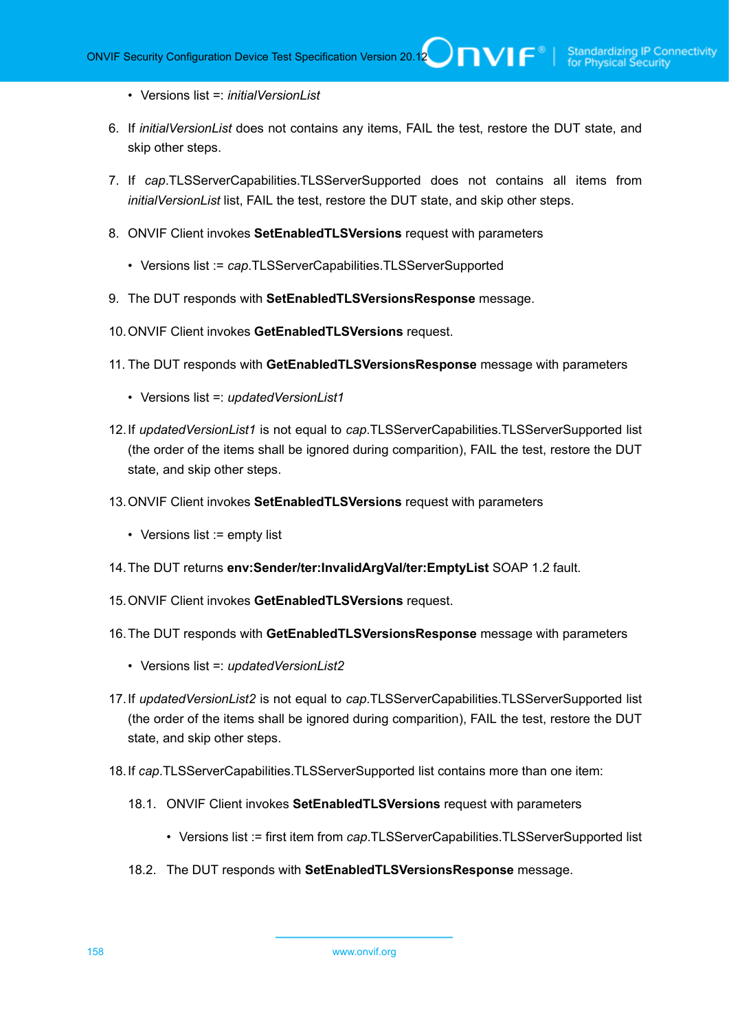- Versions list =: *initialVersionList*

6. If *initialVersionList* does not contains any items, FAIL the test, restore the DUT state, and skip other steps.

7. If *cap*.TLSServerCapabilities.TLSServerSupported does not contains all items from *initialVersionList* list, FAIL the test, restore the DUT state, and skip other steps.

8. ONVIF Client invokes **SetEnabledTLSVersions** request with parameters

   - Versions list := *cap*.TLSServerCapabilities.TLSServerSupported

9. The DUT responds with **SetEnabledTLSVersionsResponse** message.

10. ONVIF Client invokes **GetEnabledTLSVersions** request.

11. The DUT responds with **GetEnabledTLSVersionsResponse** message with parameters

    - Versions list =: *updatedVersionList1*

12. If *updatedVersionList1* is not equal to *cap*.TLSServerCapabilities.TLSServerSupported list (the order of the items shall be ignored during comparition), FAIL the test, restore the DUT state, and skip other steps.

13. ONVIF Client invokes **SetEnabledTLSVersions** request with parameters

    - Versions list := empty list

14. The DUT returns **env:Sender/ter:InvalidArgVal/ter:EmptyList** SOAP 1.2 fault.

15. ONVIF Client invokes **GetEnabledTLSVersions** request.

16. The DUT responds with **GetEnabledTLSVersionsResponse** message with parameters

    - Versions list =: *updatedVersionList2*

17. If *updatedVersionList2* is not equal to *cap*.TLSServerCapabilities.TLSServerSupported list (the order of the items shall be ignored during comparition), FAIL the test, restore the DUT state, and skip other steps.

18. If *cap*.TLSServerCapabilities.TLSServerSupported list contains more than one item:

    18.1. ONVIF Client invokes **SetEnabledTLSVersions** request with parameters

    - Versions list := first item from *cap*.TLSServerCapabilities.TLSServerSupported list

    18.2. The DUT responds with **SetEnabledTLSVersionsResponse** message.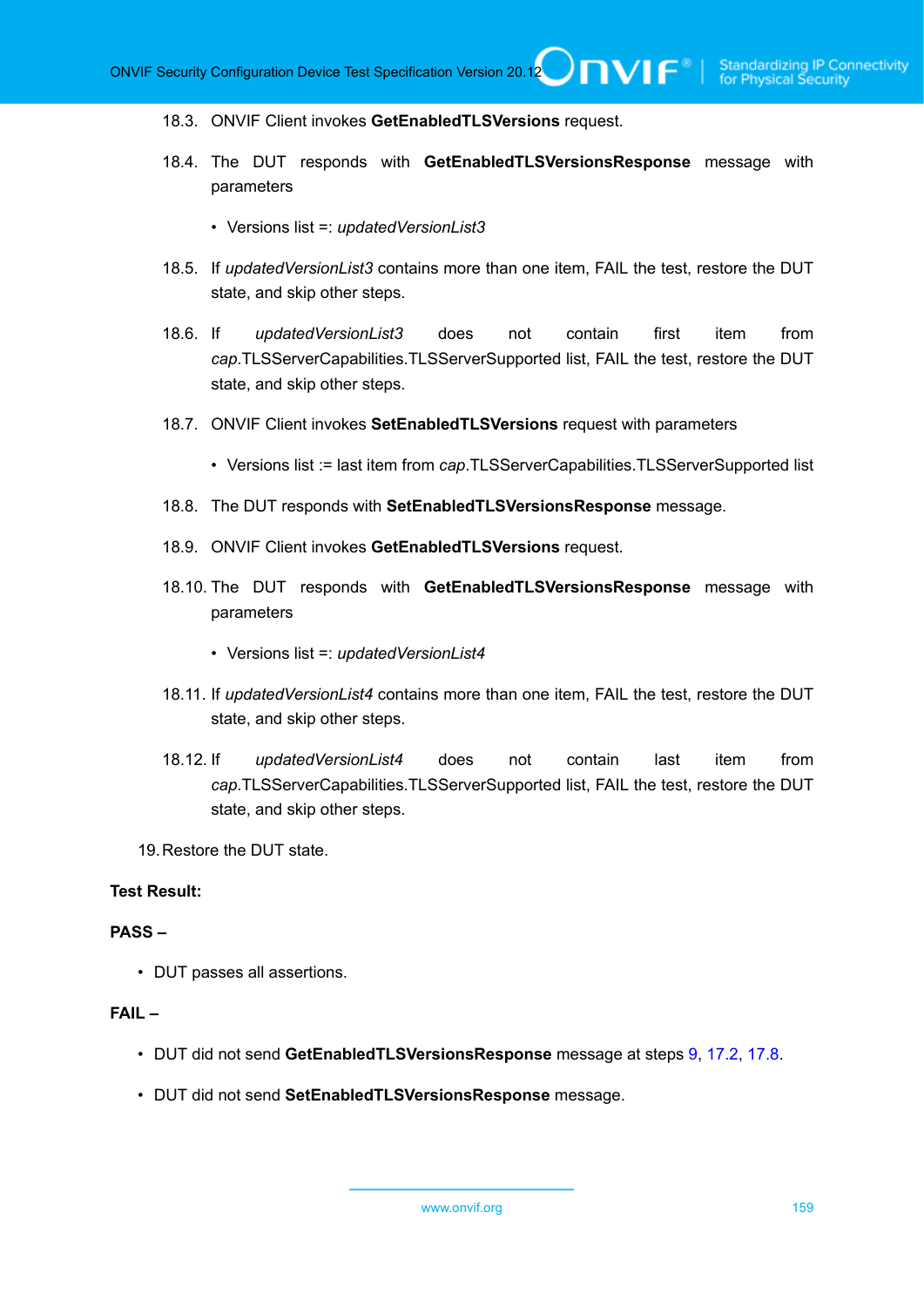18.3. ONVIF Client invokes **GetEnabledTLSVersions** request.

18.4. The DUT responds with **GetEnabledTLSVersionsResponse** message with parameters

- Versions list =: *updatedVersionList3*

18.5. If *updatedVersionList3* contains more than one item, FAIL the test, restore the DUT state, and skip other steps.

18.6. If *updatedVersionList3* does not contain first item from *cap*.TLSServerCapabilities.TLSServerSupported list, FAIL the test, restore the DUT state, and skip other steps.

18.7. ONVIF Client invokes **SetEnabledTLSVersions** request with parameters

- Versions list := last item from *cap*.TLSServerCapabilities.TLSServerSupported list

18.8. The DUT responds with **SetEnabledTLSVersionsResponse** message.

18.9. ONVIF Client invokes **GetEnabledTLSVersions** request.

18.10. The DUT responds with **GetEnabledTLSVersionsResponse** message with parameters

- Versions list =: *updatedVersionList4*

18.11. If *updatedVersionList4* contains more than one item, FAIL the test, restore the DUT state, and skip other steps.

18.12. If *updatedVersionList4* does not contain last item from *cap*.TLSServerCapabilities.TLSServerSupported list, FAIL the test, restore the DUT state, and skip other steps.

19. Restore the DUT state.

**Test Result:**

**PASS –**

- DUT passes all assertions.

**FAIL –**

- DUT did not send **GetEnabledTLSVersionsResponse** message at steps 9, 17.2, 17.8.
- DUT did not send **SetEnabledTLSVersionsResponse** message.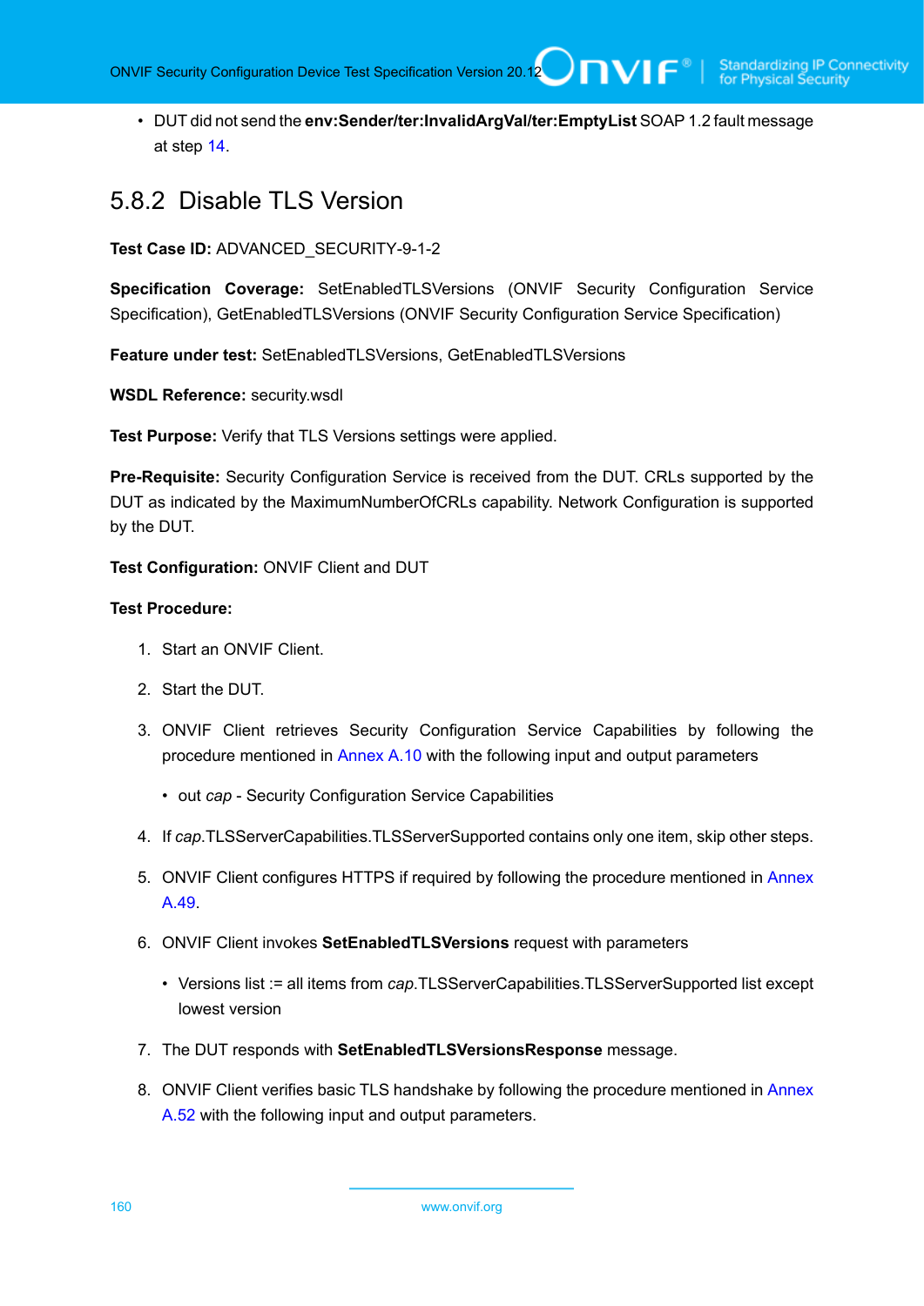- DUT did not send the **env:Sender/ter:InvalidArgVal/ter:EmptyList** SOAP 1.2 fault message at step 14.

### 5.8.2 Disable TLS Version

**Test Case ID:** ADVANCED_SECURITY-9-1-2

**Specification Coverage:** SetEnabledTLSVersions (ONVIF Security Configuration Service Specification), GetEnabledTLSVersions (ONVIF Security Configuration Service Specification)

**Feature under test:** SetEnabledTLSVersions, GetEnabledTLSVersions

**WSDL Reference:** security.wsdl

**Test Purpose:** Verify that TLS Versions settings were applied.

**Pre-Requisite:** Security Configuration Service is received from the DUT. CRLs supported by the DUT as indicated by the MaximumNumberOfCRLs capability. Network Configuration is supported by the DUT.

**Test Configuration:** ONVIF Client and DUT

**Test Procedure:**

1. Start an ONVIF Client.
2. Start the DUT.
3. ONVIF Client retrieves Security Configuration Service Capabilities by following the procedure mentioned in Annex A.10 with the following input and output parameters
   - out *cap* - Security Configuration Service Capabilities
4. If *cap*.TLSServerCapabilities.TLSServerSupported contains only one item, skip other steps.
5. ONVIF Client configures HTTPS if required by following the procedure mentioned in Annex A.49.
6. ONVIF Client invokes **SetEnabledTLSVersions** request with parameters
   - Versions list := all items from *cap*.TLSServerCapabilities.TLSServerSupported list except lowest version
7. The DUT responds with **SetEnabledTLSVersionsResponse** message.
8. ONVIF Client verifies basic TLS handshake by following the procedure mentioned in Annex A.52 with the following input and output parameters.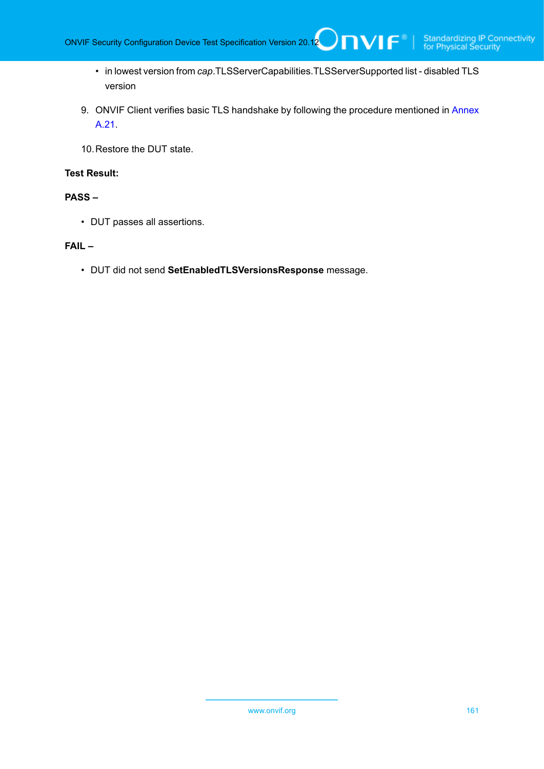- in lowest version from *cap*.TLSServerCapabilities.TLSServerSupported list - disabled TLS version

9. ONVIF Client verifies basic TLS handshake by following the procedure mentioned in Annex A.21.

10. Restore the DUT state.

**Test Result:**

**PASS –**

- DUT passes all assertions.

**FAIL –**

- DUT did not send **SetEnabledTLSVersionsResponse** message.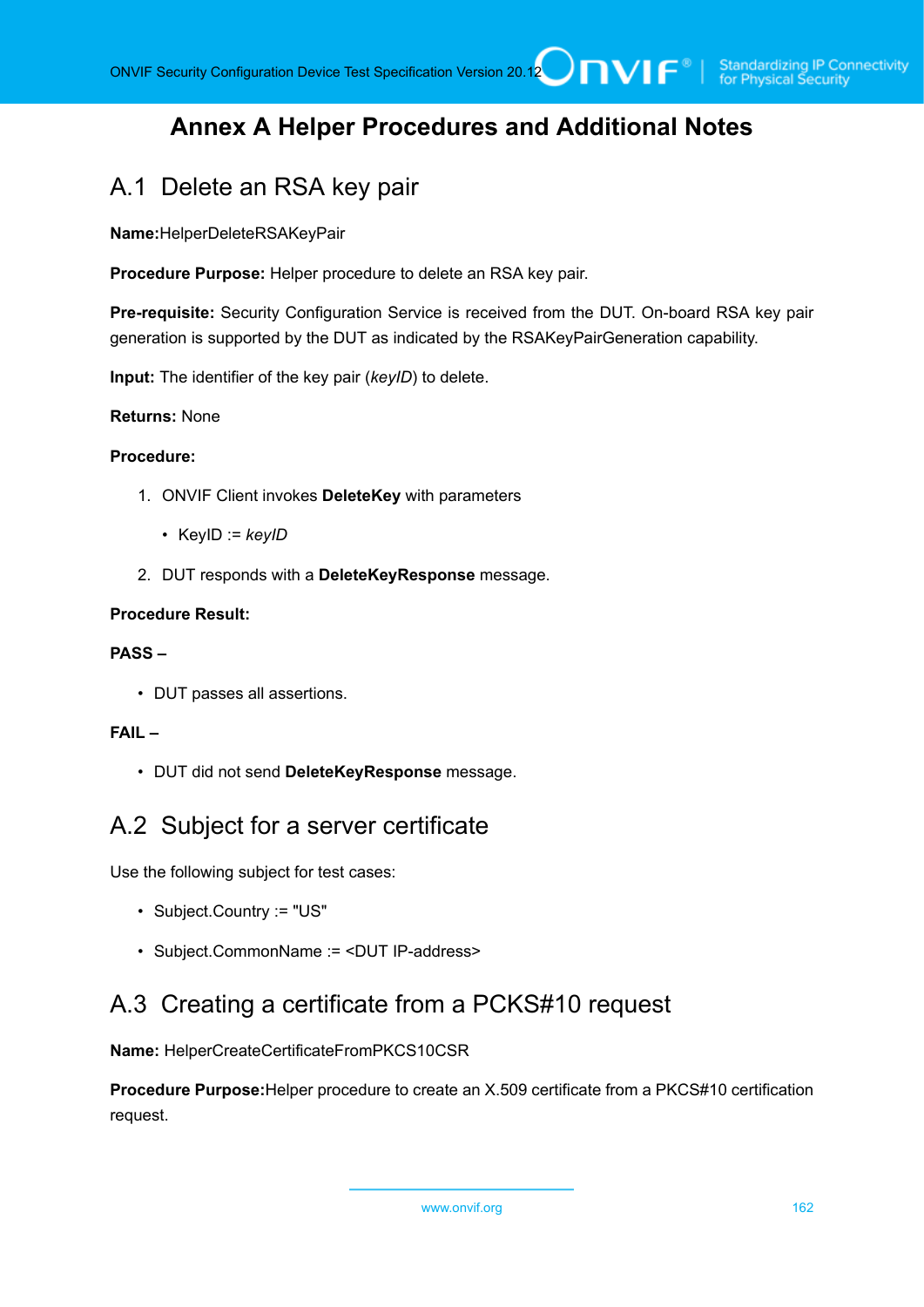# Annex A Helper Procedures and Additional Notes

## A.1 Delete an RSA key pair

**Name:**HelperDeleteRSAKeyPair

**Procedure Purpose:** Helper procedure to delete an RSA key pair.

**Pre-requisite:** Security Configuration Service is received from the DUT. On-board RSA key pair generation is supported by the DUT as indicated by the RSAKeyPairGeneration capability.

**Input:** The identifier of the key pair (*keyID*) to delete.

**Returns:** None

**Procedure:**

1. ONVIF Client invokes **DeleteKey** with parameters
   - KeyID := *keyID*
2. DUT responds with a **DeleteKeyResponse** message.

**Procedure Result:**

**PASS –**

- DUT passes all assertions.

**FAIL –**

- DUT did not send **DeleteKeyResponse** message.

## A.2 Subject for a server certificate

Use the following subject for test cases:

- Subject.Country := "US"
- Subject.CommonName := <DUT IP-address>

## A.3 Creating a certificate from a PCKS#10 request

**Name:** HelperCreateCertificateFromPKCS10CSR

**Procedure Purpose:**Helper procedure to create an X.509 certificate from a PKCS#10 certification request.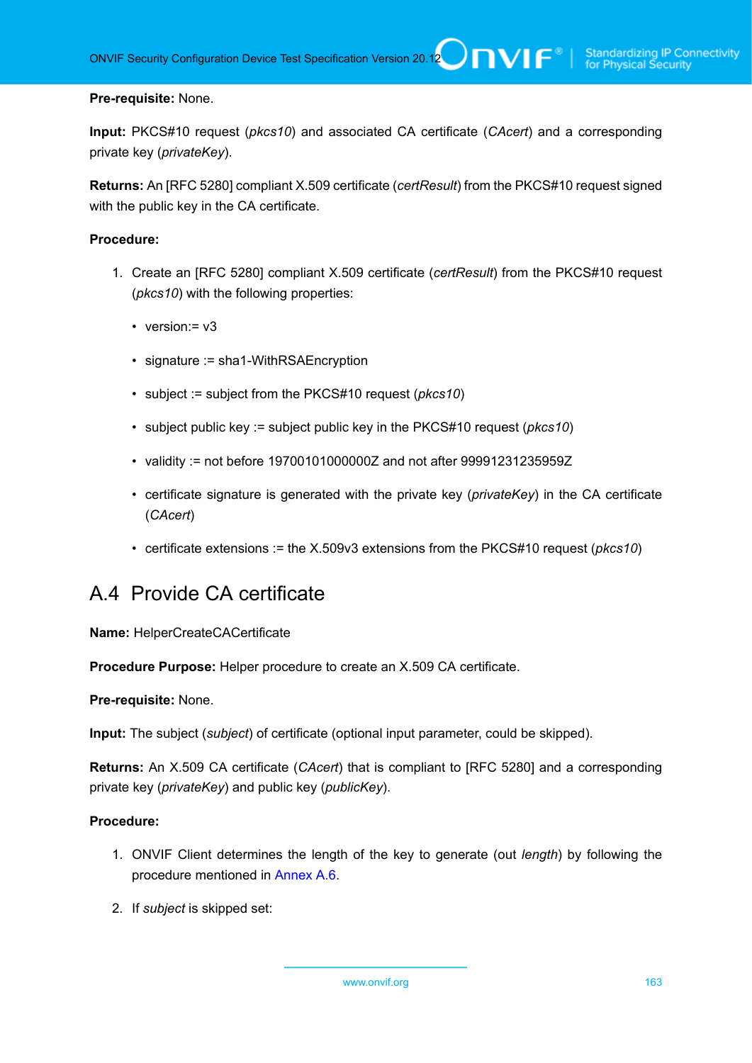**Pre-requisite:** None.

**Input:** PKCS#10 request (*pkcs10*) and associated CA certificate (*CAcert*) and a corresponding private key (*privateKey*).

**Returns:** An [RFC 5280] compliant X.509 certificate (*certResult*) from the PKCS#10 request signed with the public key in the CA certificate.

**Procedure:**

1. Create an [RFC 5280] compliant X.509 certificate (*certResult*) from the PKCS#10 request (*pkcs10*) with the following properties:

   - version:= v3
   - signature := sha1-WithRSAEncryption
   - subject := subject from the PKCS#10 request (*pkcs10*)
   - subject public key := subject public key in the PKCS#10 request (*pkcs10*)
   - validity := not before 19700101000000Z and not after 99991231235959Z
   - certificate signature is generated with the private key (*privateKey*) in the CA certificate (*CAcert*)
   - certificate extensions := the X.509v3 extensions from the PKCS#10 request (*pkcs10*)

## A.4 Provide CA certificate

**Name:** HelperCreateCACertificate

**Procedure Purpose:** Helper procedure to create an X.509 CA certificate.

**Pre-requisite:** None.

**Input:** The subject (*subject*) of certificate (optional input parameter, could be skipped).

**Returns:** An X.509 CA certificate (*CAcert*) that is compliant to [RFC 5280] and a corresponding private key (*privateKey*) and public key (*publicKey*).

**Procedure:**

1. ONVIF Client determines the length of the key to generate (out *length*) by following the procedure mentioned in Annex A.6.

2. If *subject* is skipped set: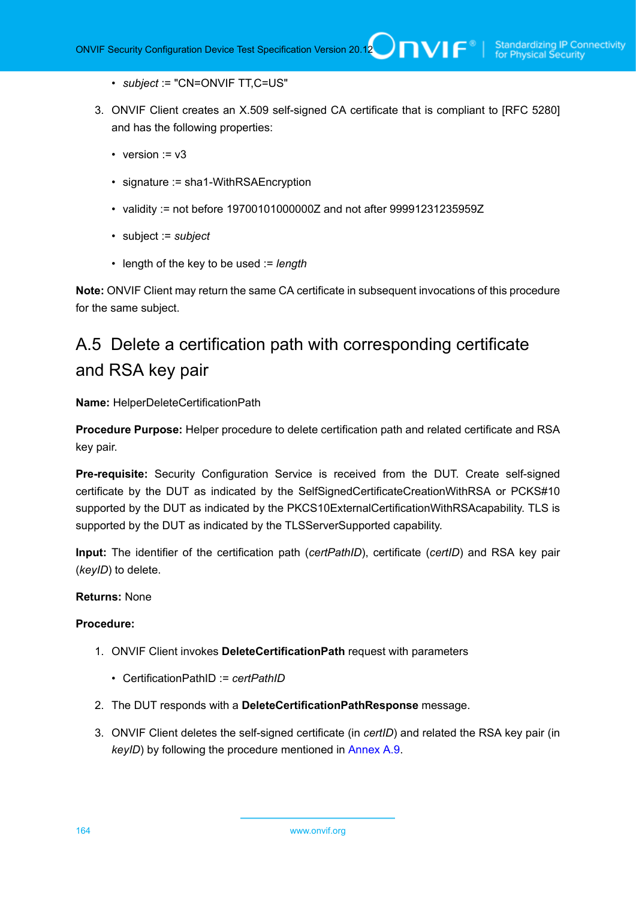- *subject* := "CN=ONVIF TT,C=US"

3. ONVIF Client creates an X.509 self-signed CA certificate that is compliant to [RFC 5280] and has the following properties:

   - version := v3
   - signature := sha1-WithRSAEncryption
   - validity := not before 19700101000000Z and not after 99991231235959Z
   - subject := *subject*
   - length of the key to be used := *length*

**Note:** ONVIF Client may return the same CA certificate in subsequent invocations of this procedure for the same subject.

## A.5 Delete a certification path with corresponding certificate and RSA key pair

**Name:** HelperDeleteCertificationPath

**Procedure Purpose:** Helper procedure to delete certification path and related certificate and RSA key pair.

**Pre-requisite:** Security Configuration Service is received from the DUT. Create self-signed certificate by the DUT as indicated by the SelfSignedCertificateCreationWithRSA or PCKS#10 supported by the DUT as indicated by the PKCS10ExternalCertificationWithRSAcapability. TLS is supported by the DUT as indicated by the TLSServerSupported capability.

**Input:** The identifier of the certification path (*certPathID*), certificate (*certID*) and RSA key pair (*keyID*) to delete.

**Returns:** None

**Procedure:**

1. ONVIF Client invokes **DeleteCertificationPath** request with parameters

   - CertificationPathID := *certPathID*

2. The DUT responds with a **DeleteCertificationPathResponse** message.

3. ONVIF Client deletes the self-signed certificate (in *certID*) and related the RSA key pair (in *keyID*) by following the procedure mentioned in Annex A.9.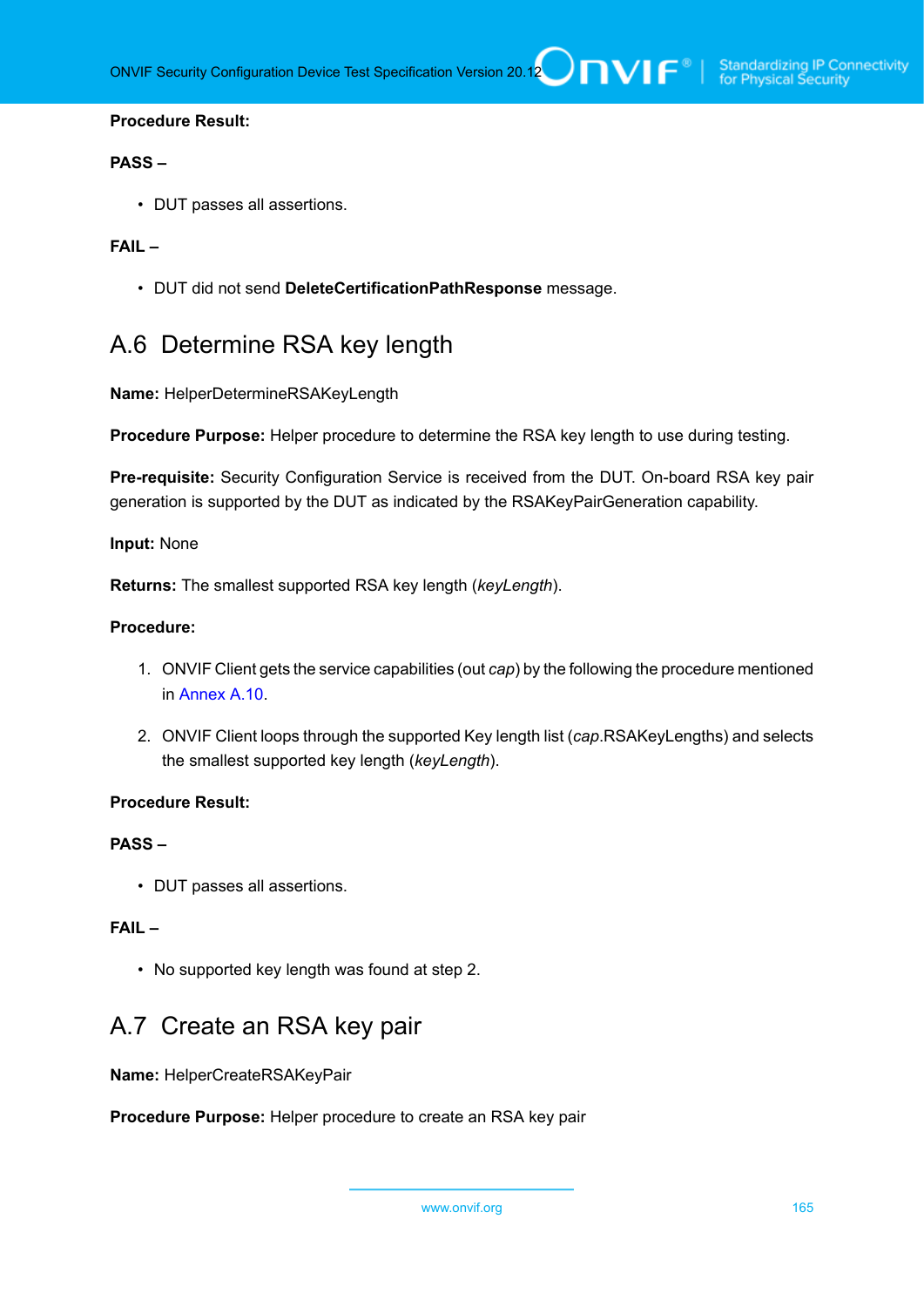**Procedure Result:**

**PASS –**

- DUT passes all assertions.

**FAIL –**

- DUT did not send **DeleteCertificationPathResponse** message.

## A.6 Determine RSA key length

**Name:** HelperDetermineRSAKeyLength

**Procedure Purpose:** Helper procedure to determine the RSA key length to use during testing.

**Pre-requisite:** Security Configuration Service is received from the DUT. On-board RSA key pair generation is supported by the DUT as indicated by the RSAKeyPairGeneration capability.

**Input:** None

**Returns:** The smallest supported RSA key length (*keyLength*).

**Procedure:**

1. ONVIF Client gets the service capabilities (out *cap*) by the following the procedure mentioned in Annex A.10.
2. ONVIF Client loops through the supported Key length list (*cap*.RSAKeyLengths) and selects the smallest supported key length (*keyLength*).

**Procedure Result:**

**PASS –**

- DUT passes all assertions.

**FAIL –**

- No supported key length was found at step 2.

## A.7 Create an RSA key pair

**Name:** HelperCreateRSAKeyPair

**Procedure Purpose:** Helper procedure to create an RSA key pair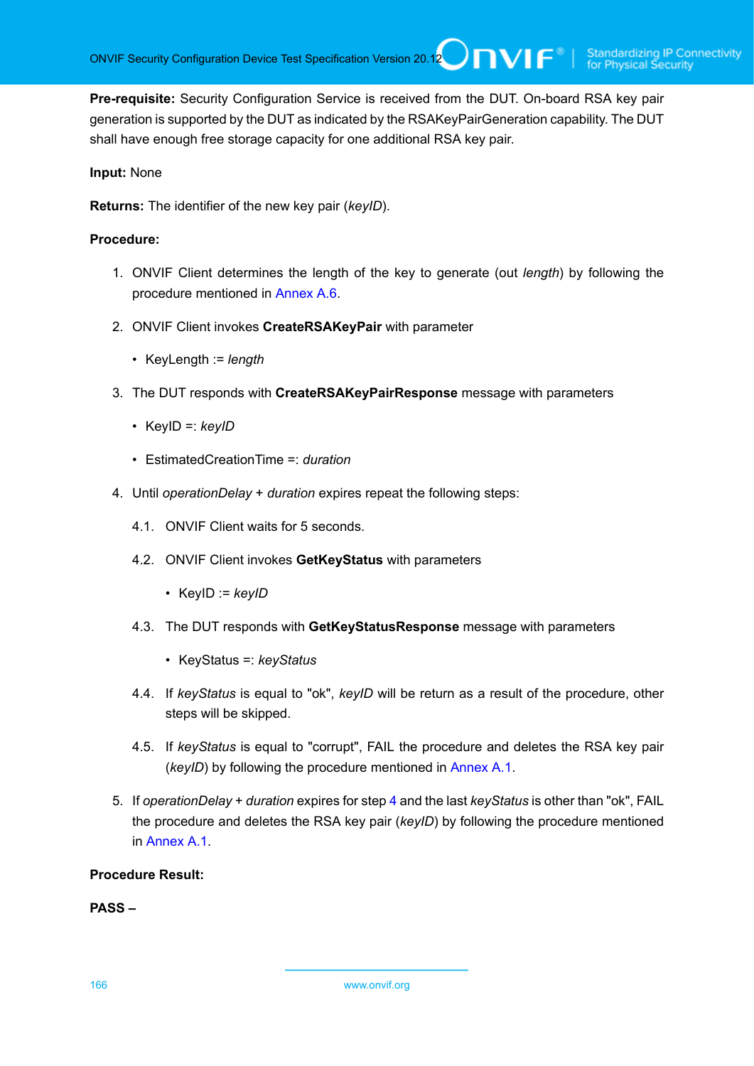**Pre-requisite:** Security Configuration Service is received from the DUT. On-board RSA key pair generation is supported by the DUT as indicated by the RSAKeyPairGeneration capability. The DUT shall have enough free storage capacity for one additional RSA key pair.

**Input:** None

**Returns:** The identifier of the new key pair (*keyID*).

**Procedure:**

1. ONVIF Client determines the length of the key to generate (out *length*) by following the procedure mentioned in Annex A.6.

2. ONVIF Client invokes **CreateRSAKeyPair** with parameter
   - KeyLength := *length*

3. The DUT responds with **CreateRSAKeyPairResponse** message with parameters
   - KeyID =: *keyID*
   - EstimatedCreationTime =: *duration*

4. Until *operationDelay* + *duration* expires repeat the following steps:

   4.1. ONVIF Client waits for 5 seconds.

   4.2. ONVIF Client invokes **GetKeyStatus** with parameters
   - KeyID := *keyID*

   4.3. The DUT responds with **GetKeyStatusResponse** message with parameters
   - KeyStatus =: *keyStatus*

   4.4. If *keyStatus* is equal to "ok", *keyID* will be return as a result of the procedure, other steps will be skipped.

   4.5. If *keyStatus* is equal to "corrupt", FAIL the procedure and deletes the RSA key pair (*keyID*) by following the procedure mentioned in Annex A.1.

5. If *operationDelay* + *duration* expires for step 4 and the last *keyStatus* is other than "ok", FAIL the procedure and deletes the RSA key pair (*keyID*) by following the procedure mentioned in Annex A.1.

**Procedure Result:**

**PASS –**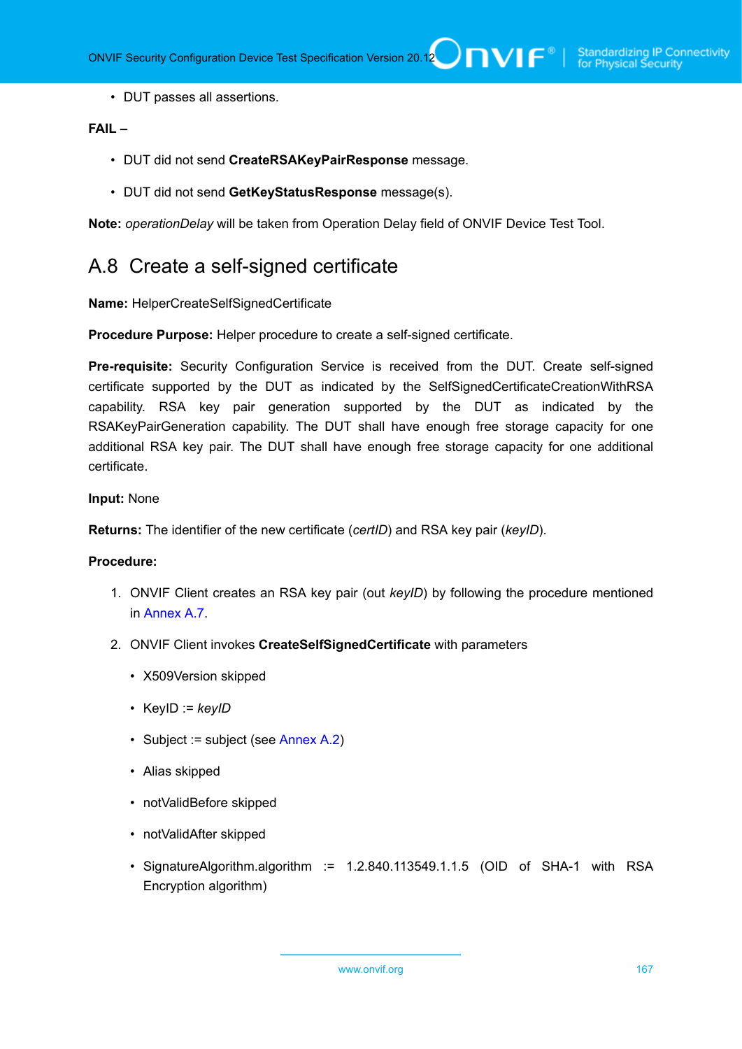- DUT passes all assertions.

**FAIL –**

- DUT did not send **CreateRSAKeyPairResponse** message.
- DUT did not send **GetKeyStatusResponse** message(s).

**Note:** *operationDelay* will be taken from Operation Delay field of ONVIF Device Test Tool.

## A.8 Create a self-signed certificate

**Name:** HelperCreateSelfSignedCertificate

**Procedure Purpose:** Helper procedure to create a self-signed certificate.

**Pre-requisite:** Security Configuration Service is received from the DUT. Create self-signed certificate supported by the DUT as indicated by the SelfSignedCertificateCreationWithRSA capability. RSA key pair generation supported by the DUT as indicated by the RSAKeyPairGeneration capability. The DUT shall have enough free storage capacity for one additional RSA key pair. The DUT shall have enough free storage capacity for one additional certificate.

**Input:** None

**Returns:** The identifier of the new certificate (*certID*) and RSA key pair (*keyID*).

**Procedure:**

1. ONVIF Client creates an RSA key pair (out *keyID*) by following the procedure mentioned in Annex A.7.
2. ONVIF Client invokes **CreateSelfSignedCertificate** with parameters
   - X509Version skipped
   - KeyID := *keyID*
   - Subject := subject (see Annex A.2)
   - Alias skipped
   - notValidBefore skipped
   - notValidAfter skipped
   - SignatureAlgorithm.algorithm := 1.2.840.113549.1.1.5 (OID of SHA-1 with RSA Encryption algorithm)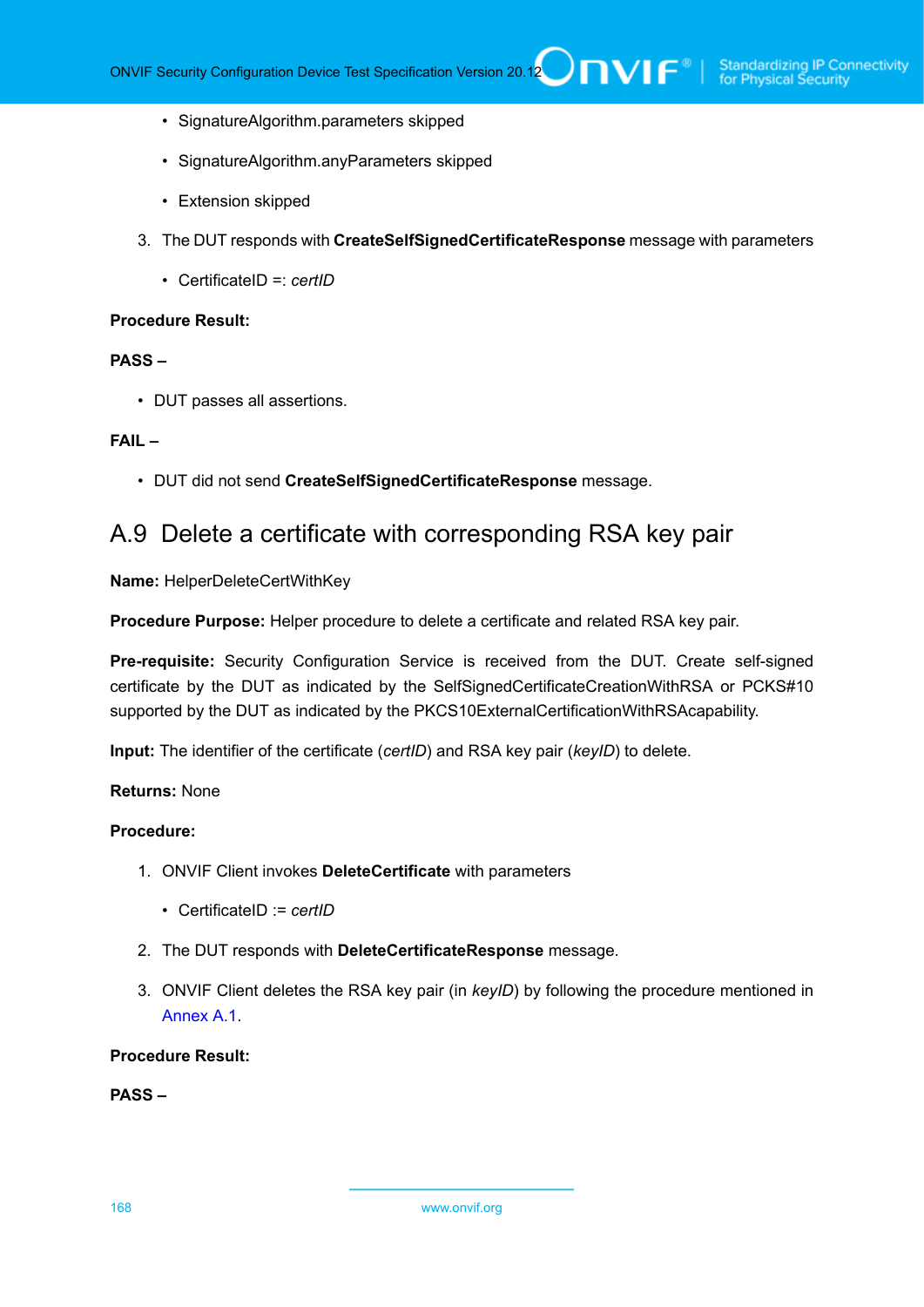- SignatureAlgorithm.parameters skipped

- SignatureAlgorithm.anyParameters skipped

- Extension skipped

3. The DUT responds with **CreateSelfSignedCertificateResponse** message with parameters

   - CertificateID =: *certID*

**Procedure Result:**

**PASS –**

- DUT passes all assertions.

**FAIL –**

- DUT did not send **CreateSelfSignedCertificateResponse** message.

## A.9 Delete a certificate with corresponding RSA key pair

**Name:** HelperDeleteCertWithKey

**Procedure Purpose:** Helper procedure to delete a certificate and related RSA key pair.

**Pre-requisite:** Security Configuration Service is received from the DUT. Create self-signed certificate by the DUT as indicated by the SelfSignedCertificateCreationWithRSA or PCKS#10 supported by the DUT as indicated by the PKCS10ExternalCertificationWithRSAcapability.

**Input:** The identifier of the certificate (*certID*) and RSA key pair (*keyID*) to delete.

**Returns:** None

**Procedure:**

1. ONVIF Client invokes **DeleteCertificate** with parameters

   - CertificateID := *certID*

2. The DUT responds with **DeleteCertificateResponse** message.

3. ONVIF Client deletes the RSA key pair (in *keyID*) by following the procedure mentioned in Annex A.1.

**Procedure Result:**

**PASS –**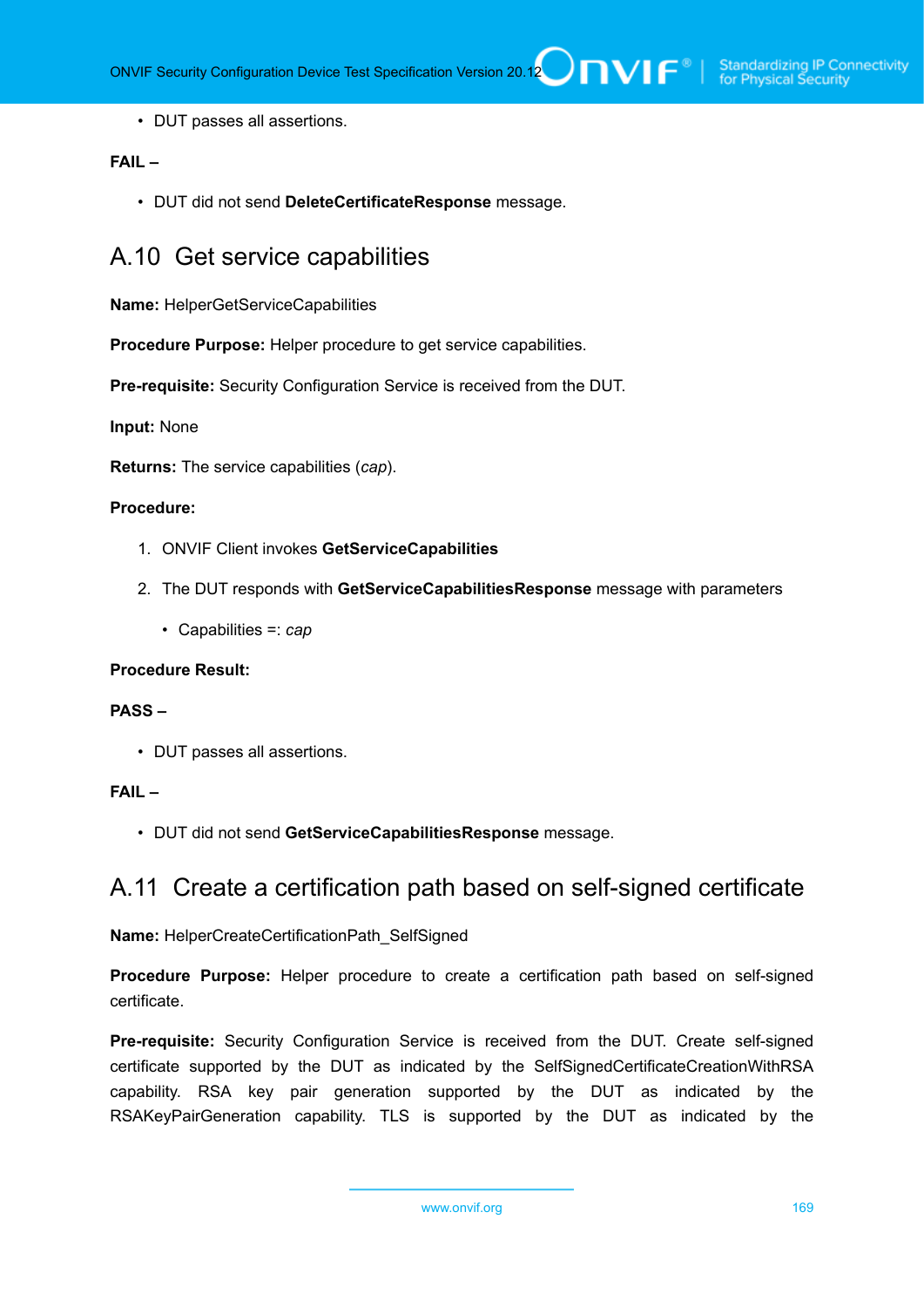- DUT passes all assertions.

**FAIL –**

- DUT did not send **DeleteCertificateResponse** message.

## A.10 Get service capabilities

**Name:** HelperGetServiceCapabilities

**Procedure Purpose:** Helper procedure to get service capabilities.

**Pre-requisite:** Security Configuration Service is received from the DUT.

**Input:** None

**Returns:** The service capabilities (*cap*).

**Procedure:**

1. ONVIF Client invokes **GetServiceCapabilities**
2. The DUT responds with **GetServiceCapabilitiesResponse** message with parameters
   - Capabilities =: *cap*

**Procedure Result:**

**PASS –**

- DUT passes all assertions.

**FAIL –**

- DUT did not send **GetServiceCapabilitiesResponse** message.

## A.11 Create a certification path based on self-signed certificate

**Name:** HelperCreateCertificationPath_SelfSigned

**Procedure Purpose:** Helper procedure to create a certification path based on self-signed certificate.

**Pre-requisite:** Security Configuration Service is received from the DUT. Create self-signed certificate supported by the DUT as indicated by the SelfSignedCertificateCreationWithRSA capability. RSA key pair generation supported by the DUT as indicated by the RSAKeyPairGeneration capability. TLS is supported by the DUT as indicated by the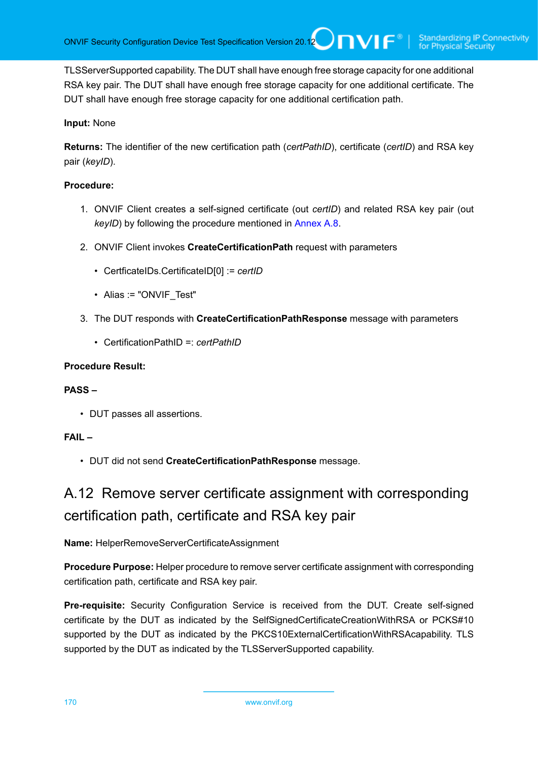TLSServerSupported capability. The DUT shall have enough free storage capacity for one additional RSA key pair. The DUT shall have enough free storage capacity for one additional certificate. The DUT shall have enough free storage capacity for one additional certification path.

**Input:** None

**Returns:** The identifier of the new certification path (*certPathID*), certificate (*certID*) and RSA key pair (*keyID*).

**Procedure:**

1. ONVIF Client creates a self-signed certificate (out *certID*) and related RSA key pair (out *keyID*) by following the procedure mentioned in Annex A.8.

2. ONVIF Client invokes **CreateCertificationPath** request with parameters

   - CertficateIDs.CertificateID[0] := *certID*

   - Alias := "ONVIF_Test"

3. The DUT responds with **CreateCertificationPathResponse** message with parameters

   - CertificationPathID =: *certPathID*

**Procedure Result:**

**PASS –**

- DUT passes all assertions.

**FAIL –**

- DUT did not send **CreateCertificationPathResponse** message.

## A.12 Remove server certificate assignment with corresponding certification path, certificate and RSA key pair

**Name:** HelperRemoveServerCertificateAssignment

**Procedure Purpose:** Helper procedure to remove server certificate assignment with corresponding certification path, certificate and RSA key pair.

**Pre-requisite:** Security Configuration Service is received from the DUT. Create self-signed certificate by the DUT as indicated by the SelfSignedCertificateCreationWithRSA or PCKS#10 supported by the DUT as indicated by the PKCS10ExternalCertificationWithRSAcapability. TLS supported by the DUT as indicated by the TLSServerSupported capability.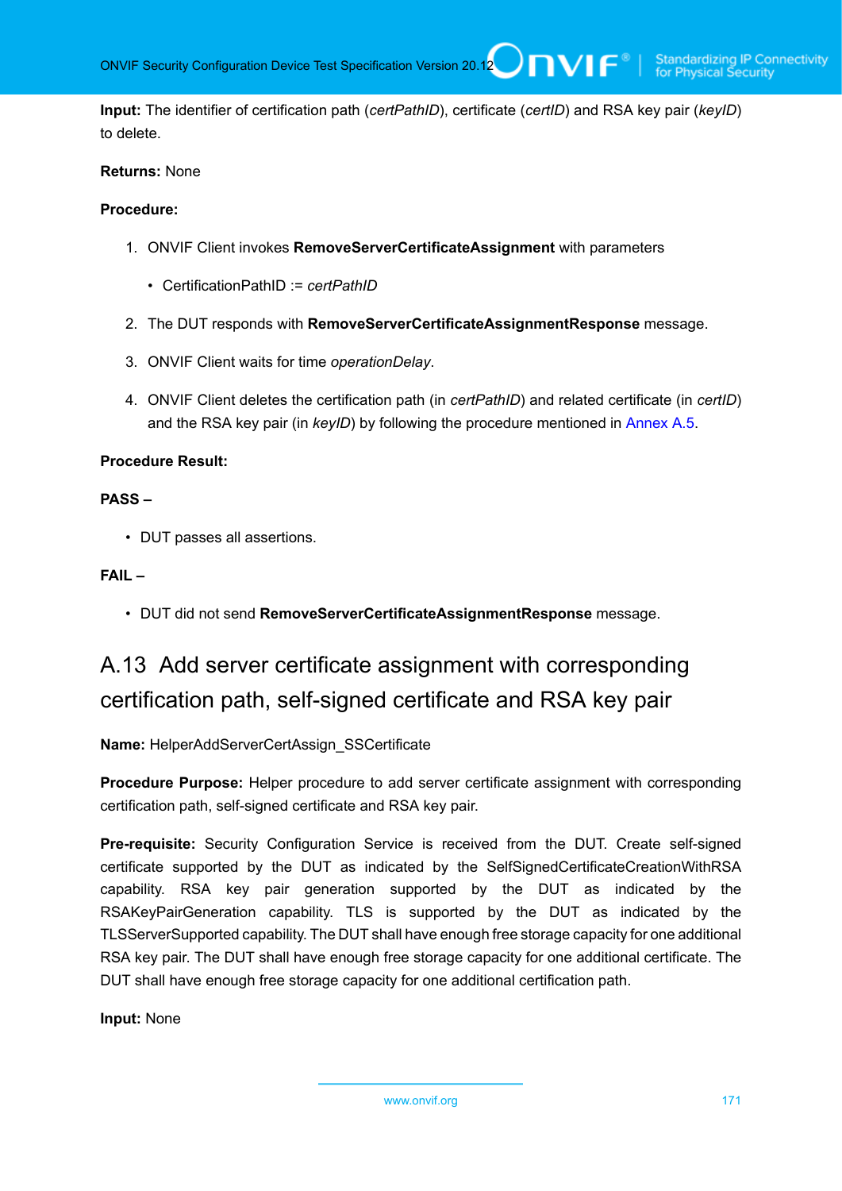**Input:** The identifier of certification path (*certPathID*), certificate (*certID*) and RSA key pair (*keyID*) to delete.

**Returns:** None

**Procedure:**

1. ONVIF Client invokes **RemoveServerCertificateAssignment** with parameters
   - CertificationPathID := *certPathID*
2. The DUT responds with **RemoveServerCertificateAssignmentResponse** message.
3. ONVIF Client waits for time *operationDelay*.
4. ONVIF Client deletes the certification path (in *certPathID*) and related certificate (in *certID*) and the RSA key pair (in *keyID*) by following the procedure mentioned in Annex A.5.

**Procedure Result:**

**PASS –**

- DUT passes all assertions.

**FAIL –**

- DUT did not send **RemoveServerCertificateAssignmentResponse** message.

## A.13 Add server certificate assignment with corresponding certification path, self-signed certificate and RSA key pair

**Name:** HelperAddServerCertAssign_SSCertificate

**Procedure Purpose:** Helper procedure to add server certificate assignment with corresponding certification path, self-signed certificate and RSA key pair.

**Pre-requisite:** Security Configuration Service is received from the DUT. Create self-signed certificate supported by the DUT as indicated by the SelfSignedCertificateCreationWithRSA capability. RSA key pair generation supported by the DUT as indicated by the RSAKeyPairGeneration capability. TLS is supported by the DUT as indicated by the TLSServerSupported capability. The DUT shall have enough free storage capacity for one additional RSA key pair. The DUT shall have enough free storage capacity for one additional certificate. The DUT shall have enough free storage capacity for one additional certification path.

**Input:** None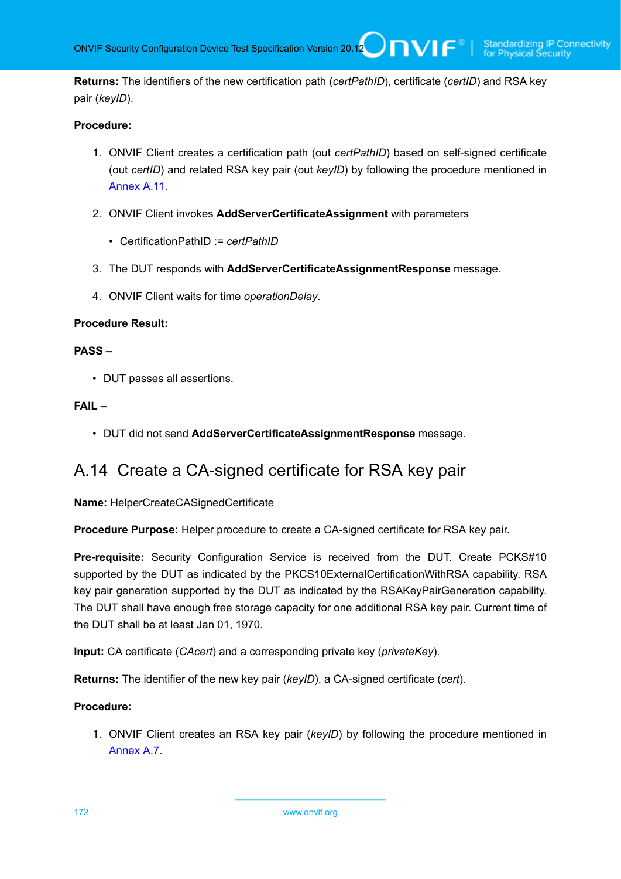**Returns:** The identifiers of the new certification path (*certPathID*), certificate (*certID*) and RSA key pair (*keyID*).

**Procedure:**

1. ONVIF Client creates a certification path (out *certPathID*) based on self-signed certificate (out *certID*) and related RSA key pair (out *keyID*) by following the procedure mentioned in Annex A.11.
2. ONVIF Client invokes **AddServerCertificateAssignment** with parameters
   - CertificationPathID := *certPathID*
3. The DUT responds with **AddServerCertificateAssignmentResponse** message.
4. ONVIF Client waits for time *operationDelay*.

**Procedure Result:**

**PASS –**

- DUT passes all assertions.

**FAIL –**

- DUT did not send **AddServerCertificateAssignmentResponse** message.

## A.14 Create a CA-signed certificate for RSA key pair

**Name:** HelperCreateCASignedCertificate

**Procedure Purpose:** Helper procedure to create a CA-signed certificate for RSA key pair.

**Pre-requisite:** Security Configuration Service is received from the DUT. Create PCKS#10 supported by the DUT as indicated by the PKCS10ExternalCertificationWithRSA capability. RSA key pair generation supported by the DUT as indicated by the RSAKeyPairGeneration capability. The DUT shall have enough free storage capacity for one additional RSA key pair. Current time of the DUT shall be at least Jan 01, 1970.

**Input:** CA certificate (*CAcert*) and a corresponding private key (*privateKey*).

**Returns:** The identifier of the new key pair (*keyID*), a CA-signed certificate (*cert*).

**Procedure:**

1. ONVIF Client creates an RSA key pair (*keyID*) by following the procedure mentioned in Annex A.7.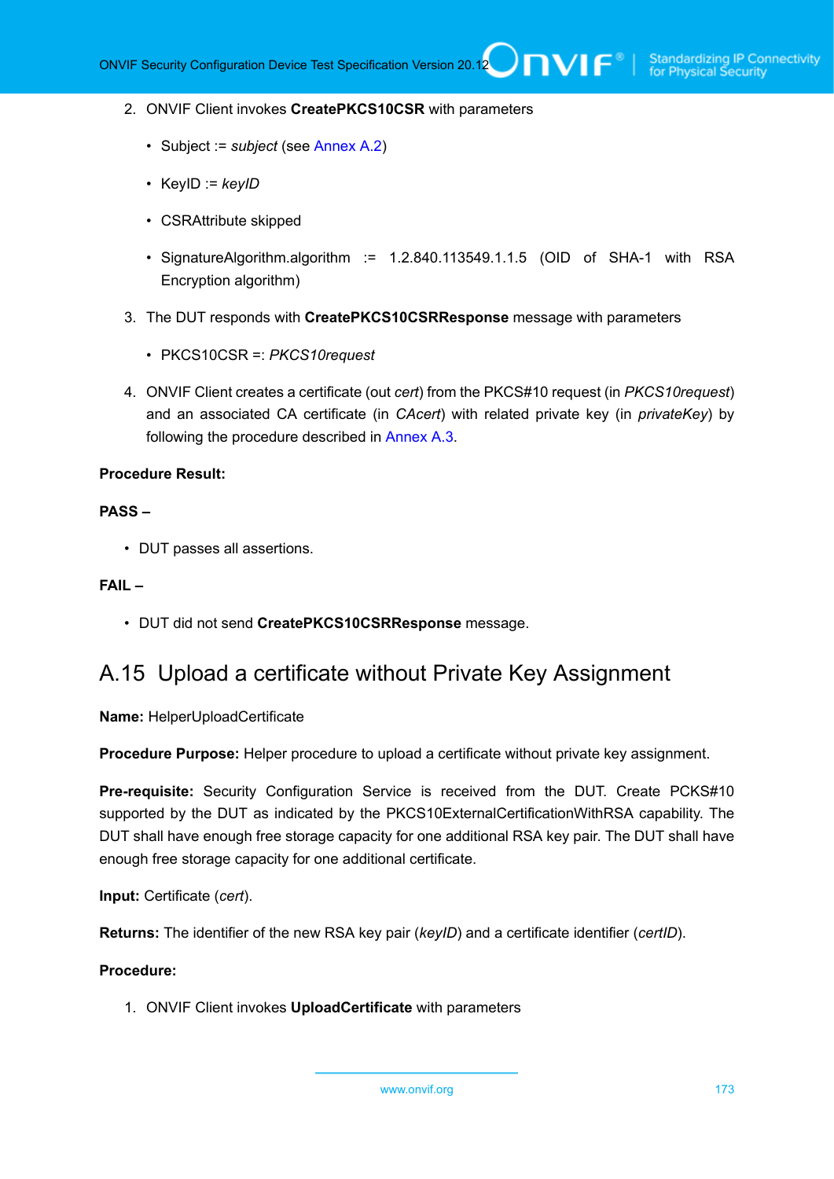2. ONVIF Client invokes **CreatePKCS10CSR** with parameters

    - Subject := *subject* (see Annex A.2)
    - KeyID := *keyID*
    - CSRAttribute skipped
    - SignatureAlgorithm.algorithm := 1.2.840.113549.1.1.5 (OID of SHA-1 with RSA Encryption algorithm)

3. The DUT responds with **CreatePKCS10CSRResponse** message with parameters

    - PKCS10CSR =: *PKCS10request*

4. ONVIF Client creates a certificate (out *cert*) from the PKCS#10 request (in *PKCS10request*) and an associated CA certificate (in *CAcert*) with related private key (in *privateKey*) by following the procedure described in Annex A.3.

**Procedure Result:**

**PASS –**

- DUT passes all assertions.

**FAIL –**

- DUT did not send **CreatePKCS10CSRResponse** message.

## A.15 Upload a certificate without Private Key Assignment

**Name:** HelperUploadCertificate

**Procedure Purpose:** Helper procedure to upload a certificate without private key assignment.

**Pre-requisite:** Security Configuration Service is received from the DUT. Create PCKS#10 supported by the DUT as indicated by the PKCS10ExternalCertificationWithRSA capability. The DUT shall have enough free storage capacity for one additional RSA key pair. The DUT shall have enough free storage capacity for one additional certificate.

**Input:** Certificate (*cert*).

**Returns:** The identifier of the new RSA key pair (*keyID*) and a certificate identifier (*certID*).

**Procedure:**

1. ONVIF Client invokes **UploadCertificate** with parameters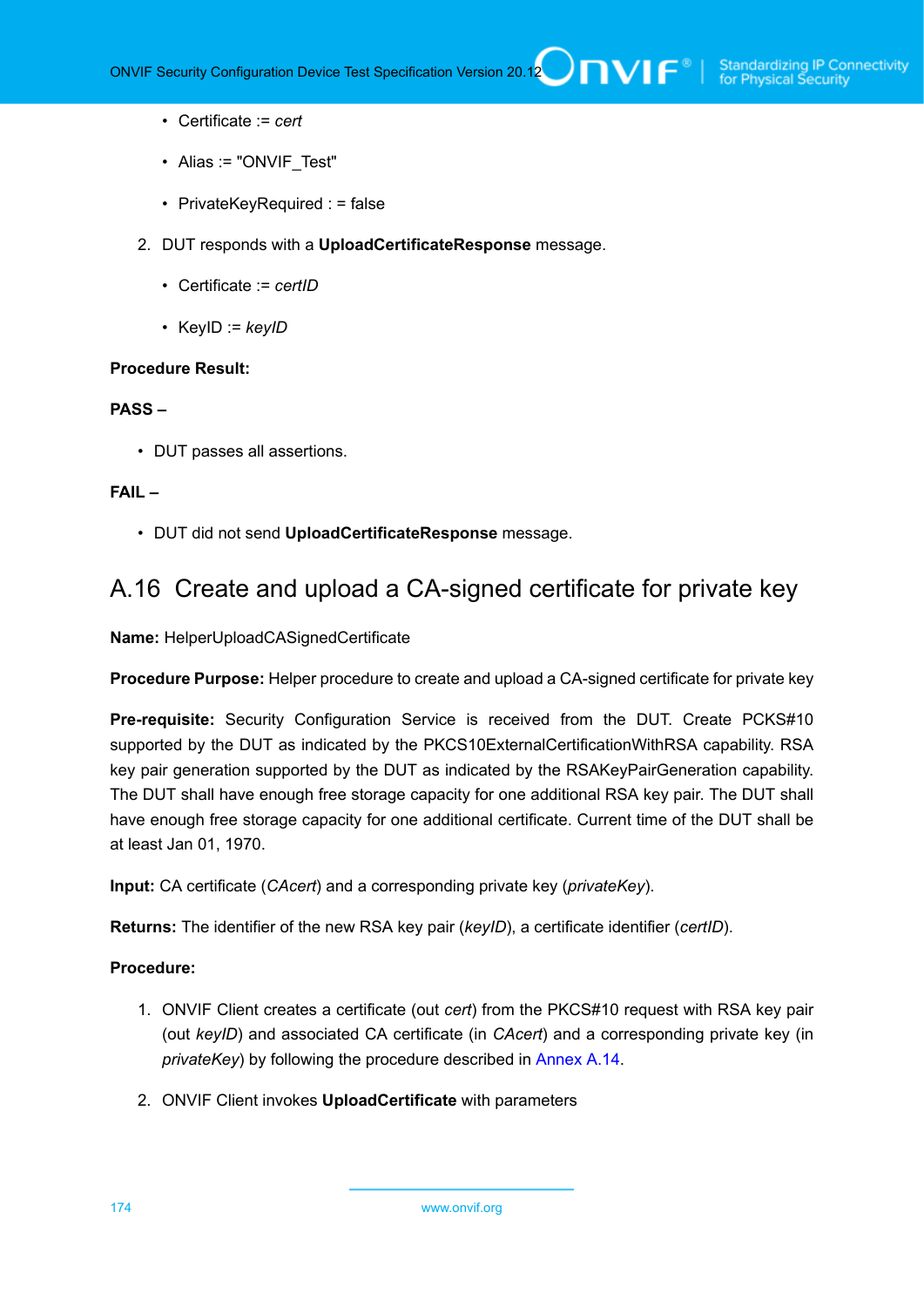- Certificate := *cert*
- Alias := "ONVIF_Test"
- PrivateKeyRequired : = false

2. DUT responds with a **UploadCertificateResponse** message.
   - Certificate := *certID*
   - KeyID := *keyID*

**Procedure Result:**

**PASS –**

- DUT passes all assertions.

**FAIL –**

- DUT did not send **UploadCertificateResponse** message.

## A.16 Create and upload a CA-signed certificate for private key

**Name:** HelperUploadCASignedCertificate

**Procedure Purpose:** Helper procedure to create and upload a CA-signed certificate for private key

**Pre-requisite:** Security Configuration Service is received from the DUT. Create PCKS#10 supported by the DUT as indicated by the PKCS10ExternalCertificationWithRSA capability. RSA key pair generation supported by the DUT as indicated by the RSAKeyPairGeneration capability. The DUT shall have enough free storage capacity for one additional RSA key pair. The DUT shall have enough free storage capacity for one additional certificate. Current time of the DUT shall be at least Jan 01, 1970.

**Input:** CA certificate (*CAcert*) and a corresponding private key (*privateKey*).

**Returns:** The identifier of the new RSA key pair (*keyID*), a certificate identifier (*certID*).

**Procedure:**

1. ONVIF Client creates a certificate (out *cert*) from the PKCS#10 request with RSA key pair (out *keyID*) and associated CA certificate (in *CAcert*) and a corresponding private key (in *privateKey*) by following the procedure described in Annex A.14.
2. ONVIF Client invokes **UploadCertificate** with parameters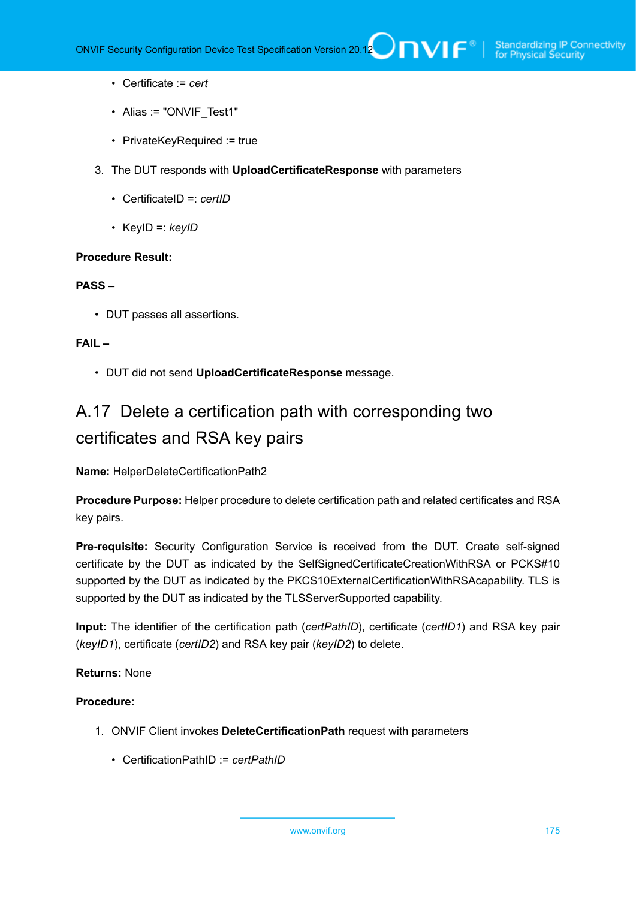- Certificate := *cert*
- Alias := "ONVIF_Test1"
- PrivateKeyRequired := true

3. The DUT responds with **UploadCertificateResponse** with parameters

   - CertificateID =: *certID*
   - KeyID =: *keyID*

**Procedure Result:**

**PASS –**

- DUT passes all assertions.

**FAIL –**

- DUT did not send **UploadCertificateResponse** message.

## A.17 Delete a certification path with corresponding two certificates and RSA key pairs

**Name:** HelperDeleteCertificationPath2

**Procedure Purpose:** Helper procedure to delete certification path and related certificates and RSA key pairs.

**Pre-requisite:** Security Configuration Service is received from the DUT. Create self-signed certificate by the DUT as indicated by the SelfSignedCertificateCreationWithRSA or PCKS#10 supported by the DUT as indicated by the PKCS10ExternalCertificationWithRSAcapability. TLS is supported by the DUT as indicated by the TLSServerSupported capability.

**Input:** The identifier of the certification path (*certPathID*), certificate (*certID1*) and RSA key pair (*keyID1*), certificate (*certID2*) and RSA key pair (*keyID2*) to delete.

**Returns:** None

**Procedure:**

1. ONVIF Client invokes **DeleteCertificationPath** request with parameters

   - CertificationPathID := *certPathID*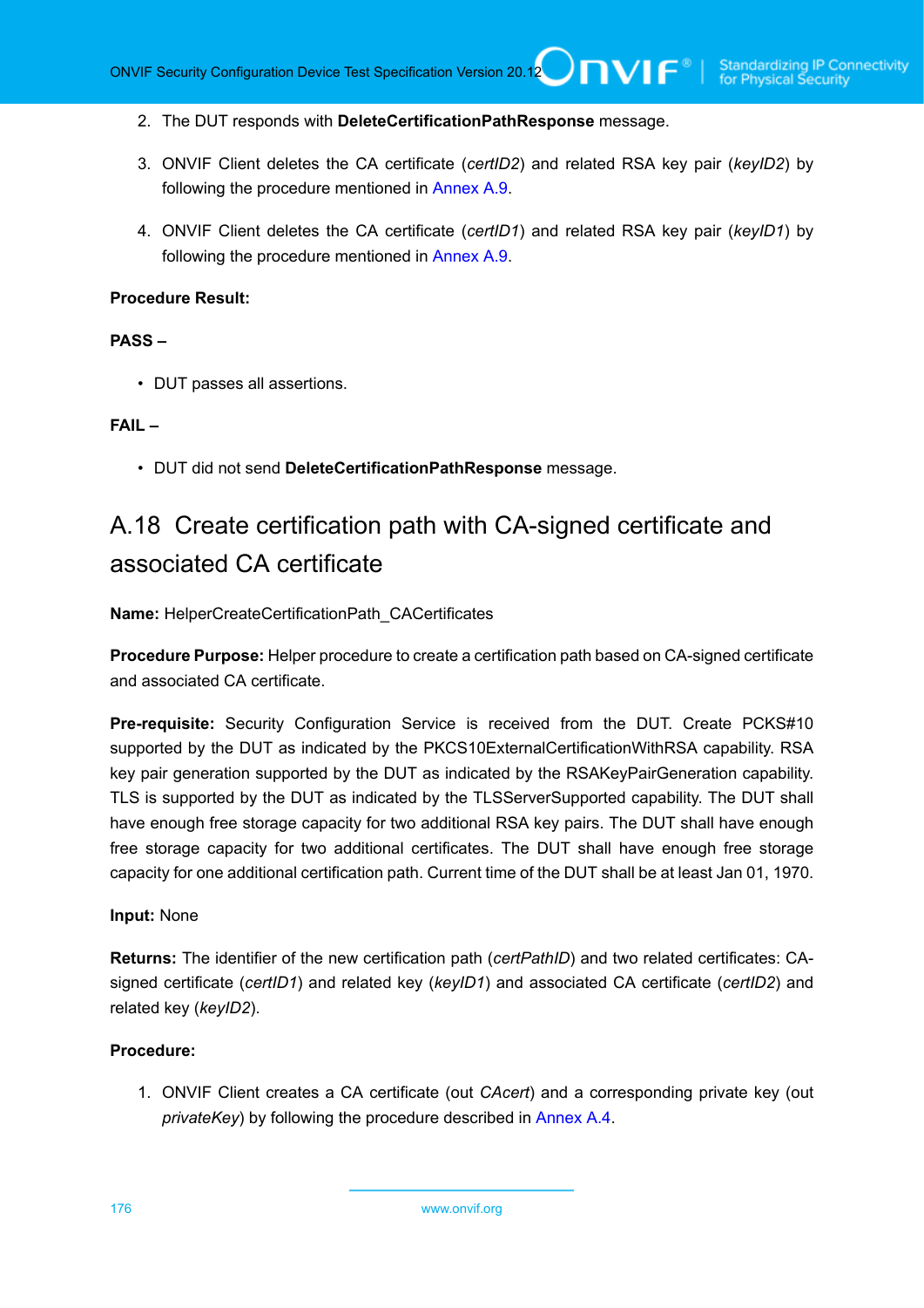2. The DUT responds with **DeleteCertificationPathResponse** message.

3. ONVIF Client deletes the CA certificate (*certID2*) and related RSA key pair (*keyID2*) by following the procedure mentioned in Annex A.9.

4. ONVIF Client deletes the CA certificate (*certID1*) and related RSA key pair (*keyID1*) by following the procedure mentioned in Annex A.9.

**Procedure Result:**

**PASS –**

- DUT passes all assertions.

**FAIL –**

- DUT did not send **DeleteCertificationPathResponse** message.

## A.18 Create certification path with CA-signed certificate and associated CA certificate

**Name:** HelperCreateCertificationPath_CACertificates

**Procedure Purpose:** Helper procedure to create a certification path based on CA-signed certificate and associated CA certificate.

**Pre-requisite:** Security Configuration Service is received from the DUT. Create PCKS#10 supported by the DUT as indicated by the PKCS10ExternalCertificationWithRSA capability. RSA key pair generation supported by the DUT as indicated by the RSAKeyPairGeneration capability. TLS is supported by the DUT as indicated by the TLSServerSupported capability. The DUT shall have enough free storage capacity for two additional RSA key pairs. The DUT shall have enough free storage capacity for two additional certificates. The DUT shall have enough free storage capacity for one additional certification path. Current time of the DUT shall be at least Jan 01, 1970.

**Input:** None

**Returns:** The identifier of the new certification path (*certPathID*) and two related certificates: CA-signed certificate (*certID1*) and related key (*keyID1*) and associated CA certificate (*certID2*) and related key (*keyID2*).

**Procedure:**

1. ONVIF Client creates a CA certificate (out *CAcert*) and a corresponding private key (out *privateKey*) by following the procedure described in Annex A.4.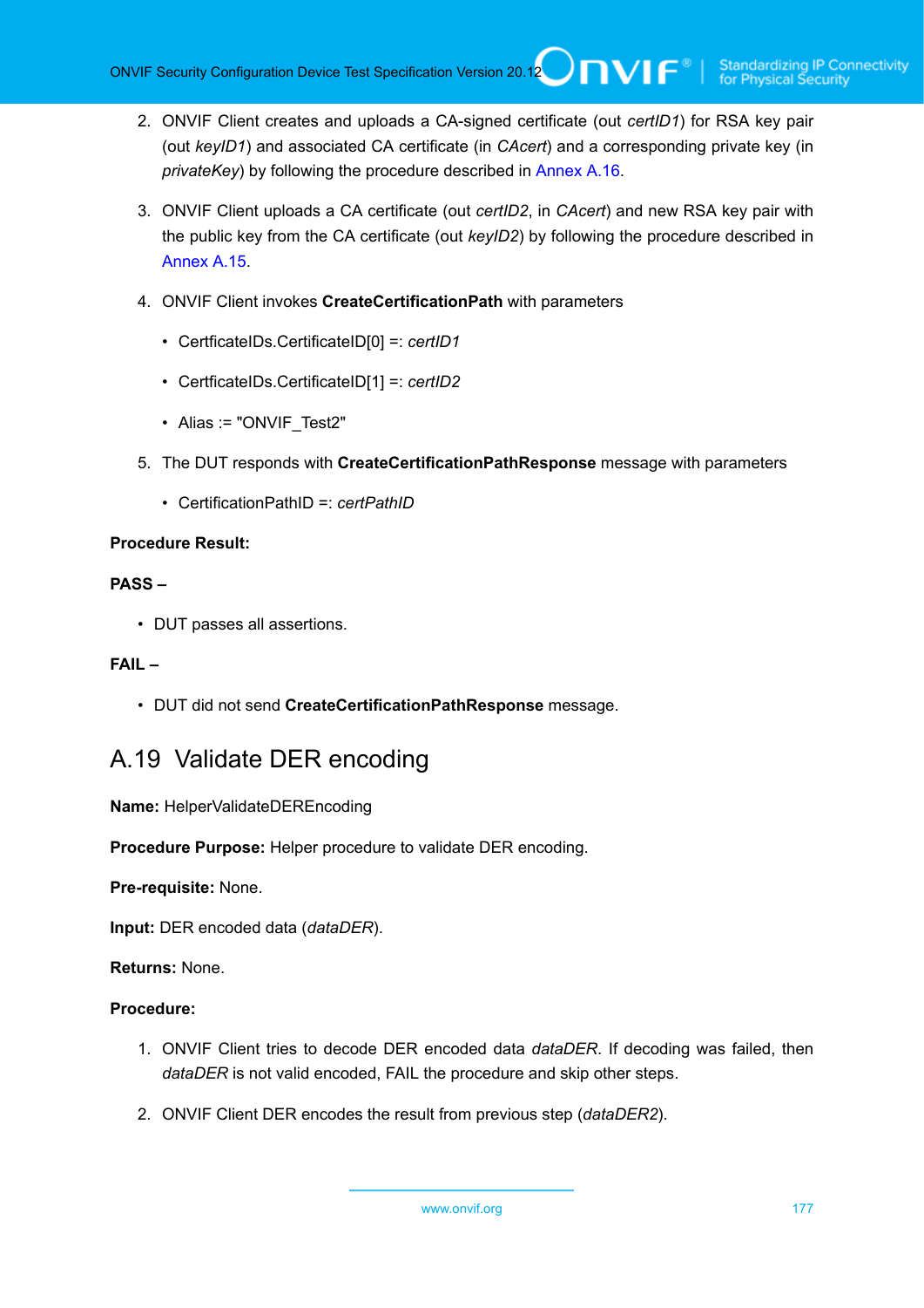2. ONVIF Client creates and uploads a CA-signed certificate (out *certID1*) for RSA key pair (out *keyID1*) and associated CA certificate (in *CAcert*) and a corresponding private key (in *privateKey*) by following the procedure described in Annex A.16.

3. ONVIF Client uploads a CA certificate (out *certID2*, in *CAcert*) and new RSA key pair with the public key from the CA certificate (out *keyID2*) by following the procedure described in Annex A.15.

4. ONVIF Client invokes **CreateCertificationPath** with parameters

   - CerfficateIDs.CertificateID[0] =: *certID1*
   - CerfficateIDs.CertificateID[1] =: *certID2*
   - Alias := "ONVIF_Test2"

5. The DUT responds with **CreateCertificationPathResponse** message with parameters

   - CertificationPathID =: *certPathID*

**Procedure Result:**

**PASS –**

- DUT passes all assertions.

**FAIL –**

- DUT did not send **CreateCertificationPathResponse** message.

## A.19 Validate DER encoding

**Name:** HelperValidateDEREncoding

**Procedure Purpose:** Helper procedure to validate DER encoding.

**Pre-requisite:** None.

**Input:** DER encoded data (*dataDER*).

**Returns:** None.

**Procedure:**

1. ONVIF Client tries to decode DER encoded data *dataDER*. If decoding was failed, then *dataDER* is not valid encoded, FAIL the procedure and skip other steps.

2. ONVIF Client DER encodes the result from previous step (*dataDER2*).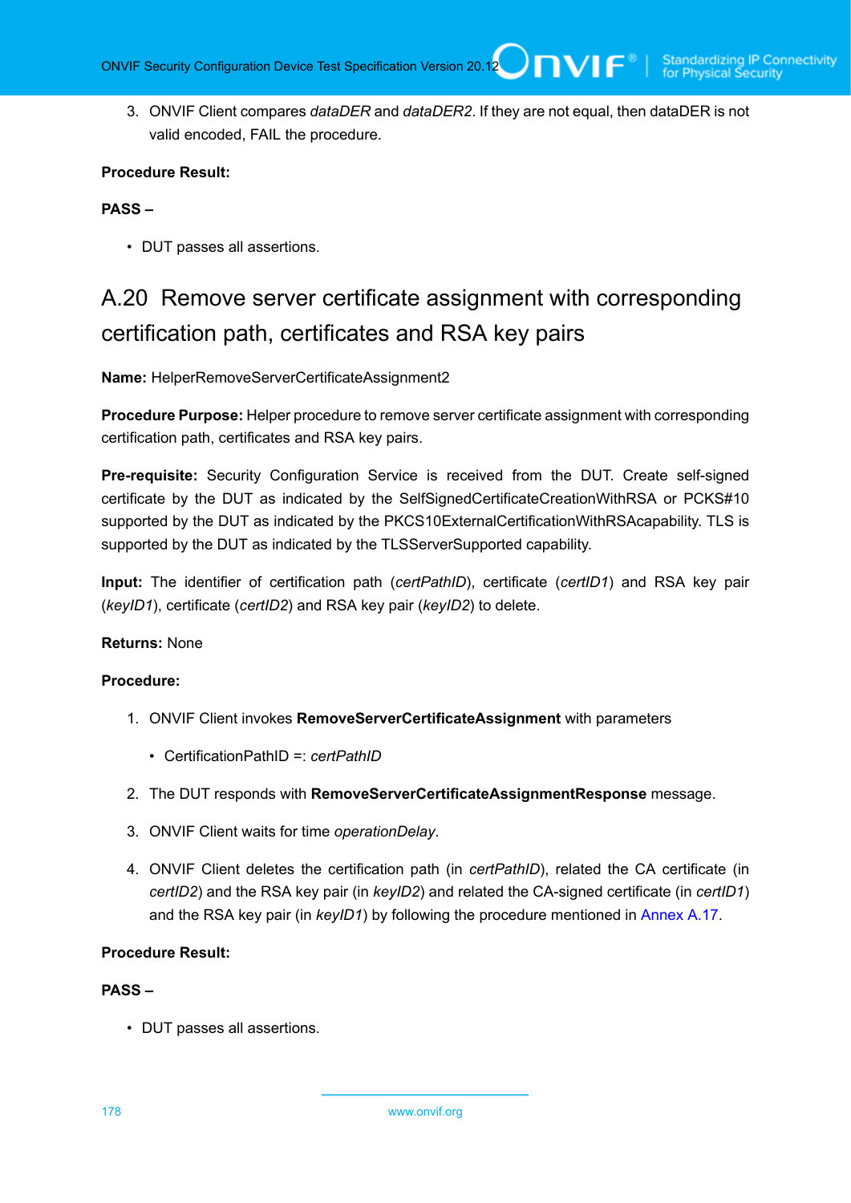3. ONVIF Client compares *dataDER* and *dataDER2*. If they are not equal, then dataDER is not valid encoded, FAIL the procedure.

**Procedure Result:**

**PASS –**

- DUT passes all assertions.

## A.20 Remove server certificate assignment with corresponding certification path, certificates and RSA key pairs

**Name:** HelperRemoveServerCertificateAssignment2

**Procedure Purpose:** Helper procedure to remove server certificate assignment with corresponding certification path, certificates and RSA key pairs.

**Pre-requisite:** Security Configuration Service is received from the DUT. Create self-signed certificate by the DUT as indicated by the SelfSignedCertificateCreationWithRSA or PCKS#10 supported by the DUT as indicated by the PKCS10ExternalCertificationWithRSAcapability. TLS is supported by the DUT as indicated by the TLSServerSupported capability.

**Input:** The identifier of certification path (*certPathID*), certificate (*certID1*) and RSA key pair (*keyID1*), certificate (*certID2*) and RSA key pair (*keyID2*) to delete.

**Returns:** None

**Procedure:**

1. ONVIF Client invokes **RemoveServerCertificateAssignment** with parameters
   - CertificationPathID =: *certPathID*
2. The DUT responds with **RemoveServerCertificateAssignmentResponse** message.
3. ONVIF Client waits for time *operationDelay*.
4. ONVIF Client deletes the certification path (in *certPathID*), related the CA certificate (in *certID2*) and the RSA key pair (in *keyID2*) and related the CA-signed certificate (in *certID1*) and the RSA key pair (in *keyID1*) by following the procedure mentioned in Annex A.17.

**Procedure Result:**

**PASS –**

- DUT passes all assertions.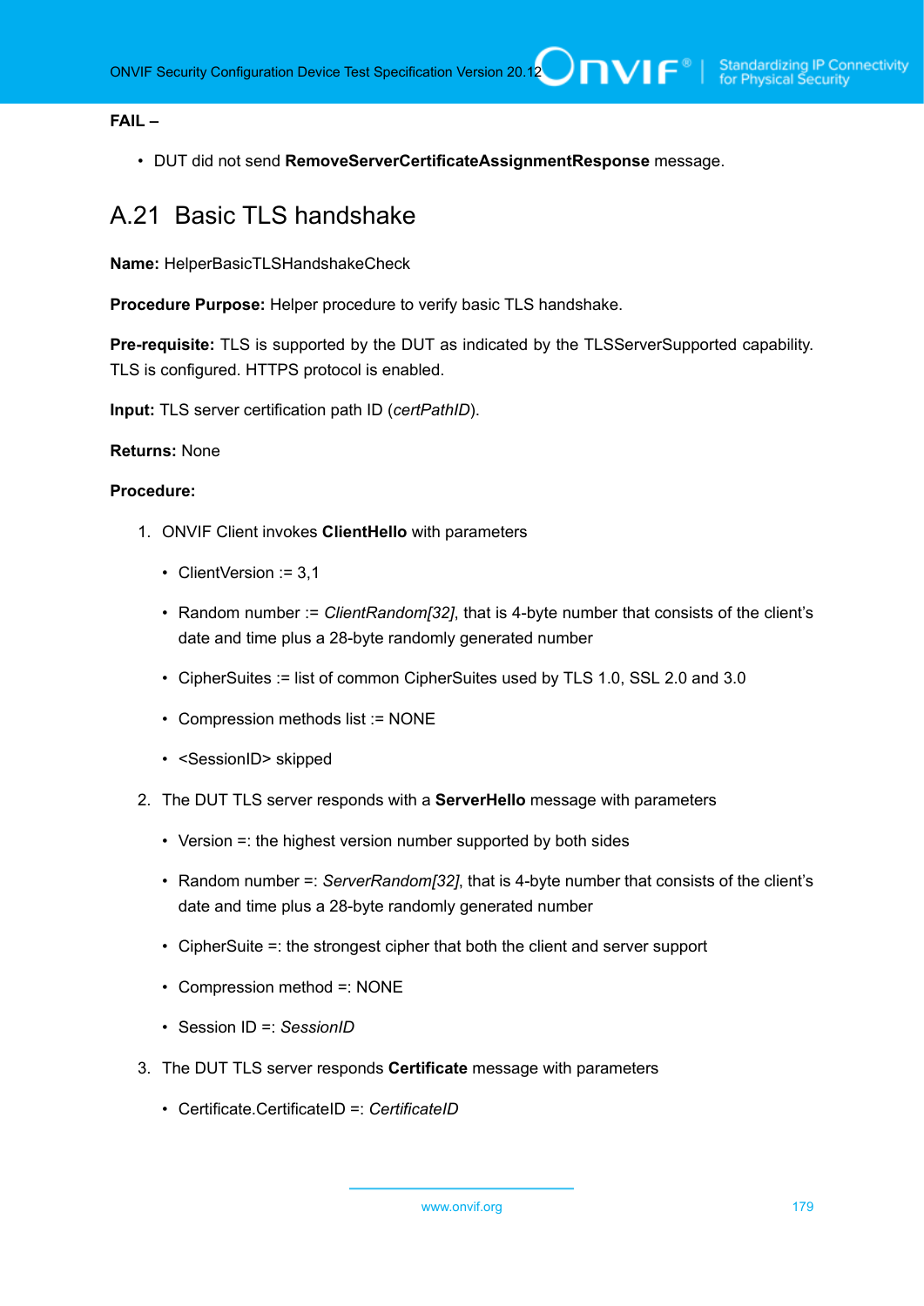**FAIL –**

- DUT did not send **RemoveServerCertificateAssignmentResponse** message.

## A.21 Basic TLS handshake

**Name:** HelperBasicTLSHandshakeCheck

**Procedure Purpose:** Helper procedure to verify basic TLS handshake.

**Pre-requisite:** TLS is supported by the DUT as indicated by the TLSServerSupported capability. TLS is configured. HTTPS protocol is enabled.

**Input:** TLS server certification path ID (*certPathID*).

**Returns:** None

**Procedure:**

1. ONVIF Client invokes **ClientHello** with parameters
   - ClientVersion := 3,1
   - Random number := *ClientRandom[32]*, that is 4-byte number that consists of the client's date and time plus a 28-byte randomly generated number
   - CipherSuites := list of common CipherSuites used by TLS 1.0, SSL 2.0 and 3.0
   - Compression methods list := NONE
   - <SessionID> skipped
2. The DUT TLS server responds with a **ServerHello** message with parameters
   - Version =: the highest version number supported by both sides
   - Random number =: *ServerRandom[32]*, that is 4-byte number that consists of the client's date and time plus a 28-byte randomly generated number
   - CipherSuite =: the strongest cipher that both the client and server support
   - Compression method =: NONE
   - Session ID =: *SessionID*
3. The DUT TLS server responds **Certificate** message with parameters
   - Certificate.CertificateID =: *CertificateID*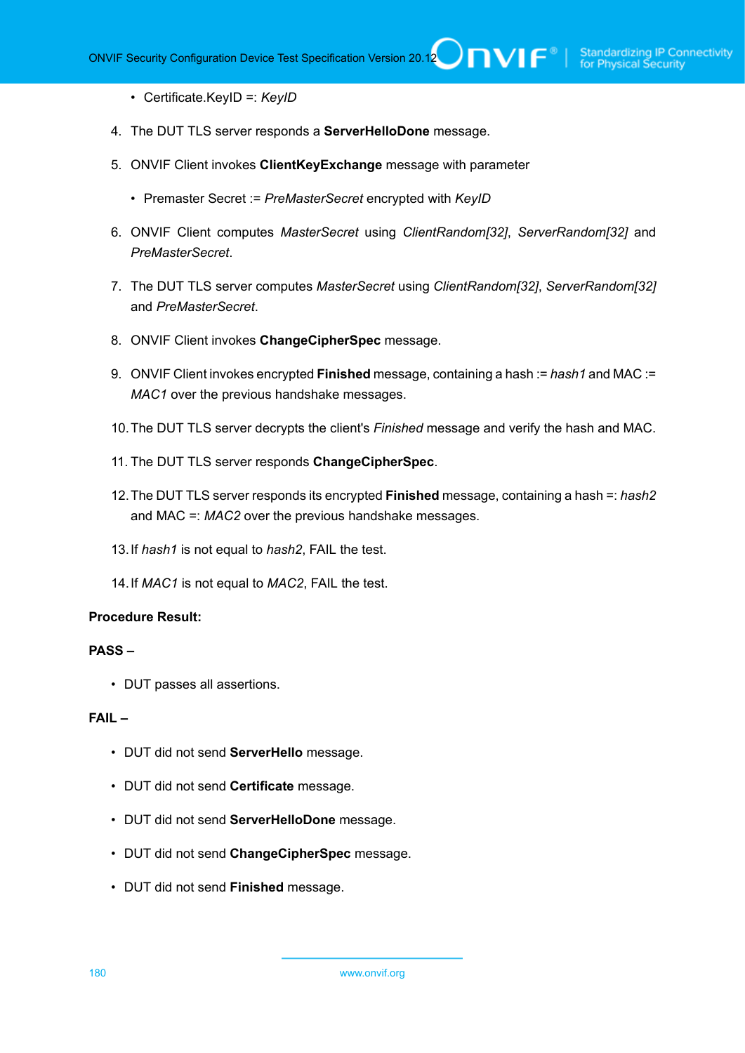- Certificate.KeyID =: *KeyID*

4. The DUT TLS server responds a **ServerHelloDone** message.

5. ONVIF Client invokes **ClientKeyExchange** message with parameter

   - Premaster Secret := *PreMasterSecret* encrypted with *KeyID*

6. ONVIF Client computes *MasterSecret* using *ClientRandom[32]*, *ServerRandom[32]* and *PreMasterSecret*.

7. The DUT TLS server computes *MasterSecret* using *ClientRandom[32]*, *ServerRandom[32]* and *PreMasterSecret*.

8. ONVIF Client invokes **ChangeCipherSpec** message.

9. ONVIF Client invokes encrypted **Finished** message, containing a hash := *hash1* and MAC := *MAC1* over the previous handshake messages.

10. The DUT TLS server decrypts the client's *Finished* message and verify the hash and MAC.

11. The DUT TLS server responds **ChangeCipherSpec**.

12. The DUT TLS server responds its encrypted **Finished** message, containing a hash =: *hash2* and MAC =: *MAC2* over the previous handshake messages.

13. If *hash1* is not equal to *hash2*, FAIL the test.

14. If *MAC1* is not equal to *MAC2*, FAIL the test.

**Procedure Result:**

**PASS –**

- DUT passes all assertions.

**FAIL –**

- DUT did not send **ServerHello** message.
- DUT did not send **Certificate** message.
- DUT did not send **ServerHelloDone** message.
- DUT did not send **ChangeCipherSpec** message.
- DUT did not send **Finished** message.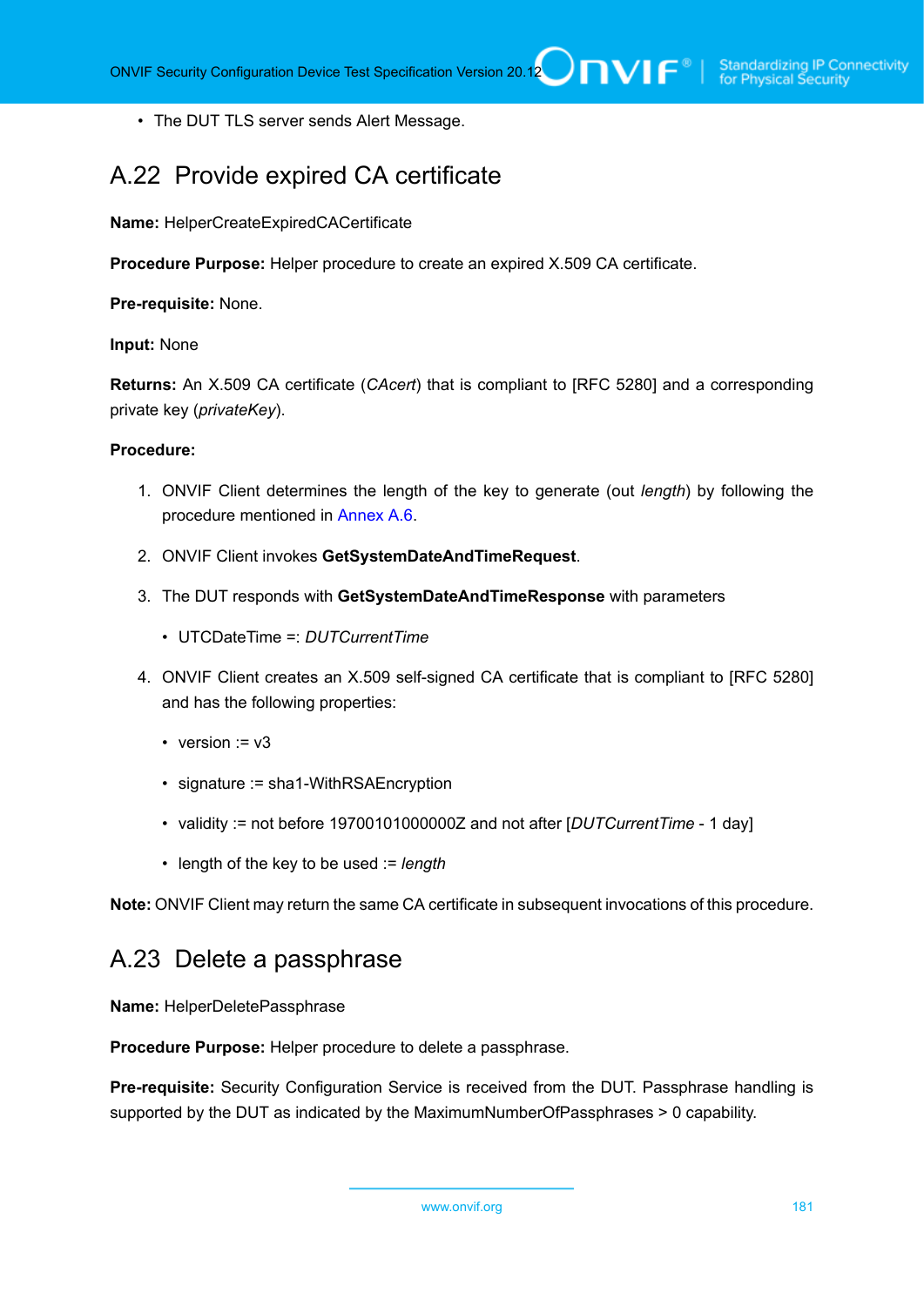- The DUT TLS server sends Alert Message.

## A.22 Provide expired CA certificate

**Name:** HelperCreateExpiredCACertificate

**Procedure Purpose:** Helper procedure to create an expired X.509 CA certificate.

**Pre-requisite:** None.

**Input:** None

**Returns:** An X.509 CA certificate (*CAcert*) that is compliant to [RFC 5280] and a corresponding private key (*privateKey*).

**Procedure:**

1. ONVIF Client determines the length of the key to generate (out *length*) by following the procedure mentioned in Annex A.6.
2. ONVIF Client invokes **GetSystemDateAndTimeRequest**.
3. The DUT responds with **GetSystemDateAndTimeResponse** with parameters
   - UTCDateTime =: *DUTCurrentTime*
4. ONVIF Client creates an X.509 self-signed CA certificate that is compliant to [RFC 5280] and has the following properties:
   - version := v3
   - signature := sha1-WithRSAEncryption
   - validity := not before 19700101000000Z and not after [*DUTCurrentTime* - 1 day]
   - length of the key to be used := *length*

**Note:** ONVIF Client may return the same CA certificate in subsequent invocations of this procedure.

## A.23 Delete a passphrase

**Name:** HelperDeletePassphrase

**Procedure Purpose:** Helper procedure to delete a passphrase.

**Pre-requisite:** Security Configuration Service is received from the DUT. Passphrase handling is supported by the DUT as indicated by the MaximumNumberOfPassphrases > 0 capability.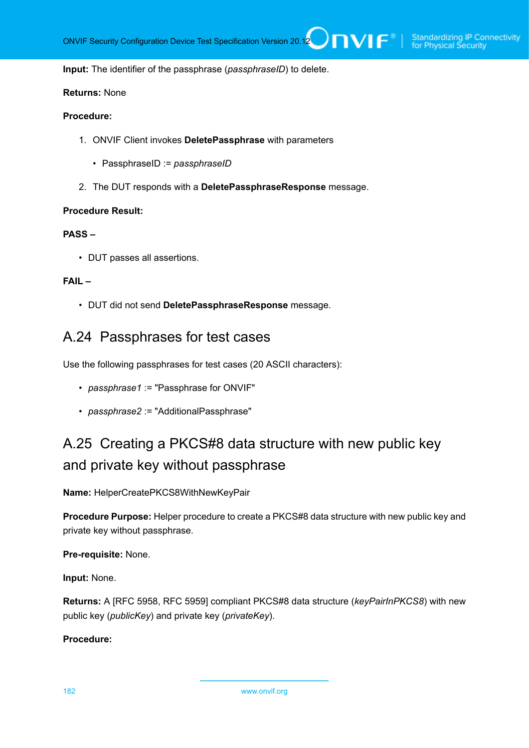**Input:** The identifier of the passphrase (*passphraseID*) to delete.

**Returns:** None

**Procedure:**

1. ONVIF Client invokes **DeletePassphrase** with parameters
   - PassphraseID := *passphraseID*
2. The DUT responds with a **DeletePassphraseResponse** message.

**Procedure Result:**

**PASS –**

- DUT passes all assertions.

**FAIL –**

- DUT did not send **DeletePassphraseResponse** message.

## A.24 Passphrases for test cases

Use the following passphrases for test cases (20 ASCII characters):

- *passphrase1* := "Passphrase for ONVIF"
- *passphrase2* := "AdditionalPassphrase"

## A.25 Creating a PKCS#8 data structure with new public key and private key without passphrase

**Name:** HelperCreatePKCS8WithNewKeyPair

**Procedure Purpose:** Helper procedure to create a PKCS#8 data structure with new public key and private key without passphrase.

**Pre-requisite:** None.

**Input:** None.

**Returns:** A [RFC 5958, RFC 5959] compliant PKCS#8 data structure (*keyPairInPKCS8*) with new public key (*publicKey*) and private key (*privateKey*).

**Procedure:**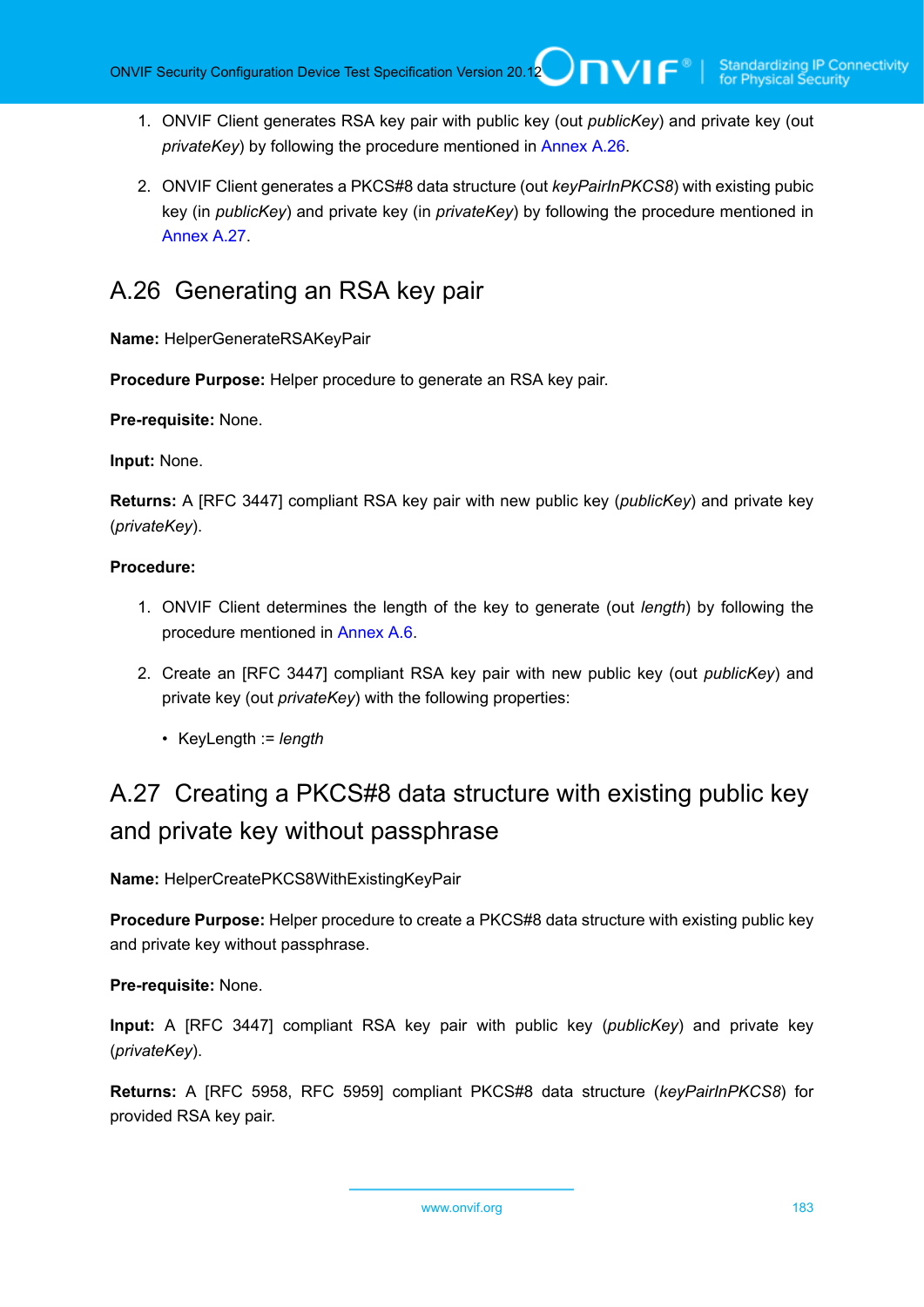1. ONVIF Client generates RSA key pair with public key (out *publicKey*) and private key (out *privateKey*) by following the procedure mentioned in Annex A.26.

2. ONVIF Client generates a PKCS#8 data structure (out *keyPairInPKCS8*) with existing pubic key (in *publicKey*) and private key (in *privateKey*) by following the procedure mentioned in Annex A.27.

## A.26 Generating an RSA key pair

**Name:** HelperGenerateRSAKeyPair

**Procedure Purpose:** Helper procedure to generate an RSA key pair.

**Pre-requisite:** None.

**Input:** None.

**Returns:** A [RFC 3447] compliant RSA key pair with new public key (*publicKey*) and private key (*privateKey*).

**Procedure:**

1. ONVIF Client determines the length of the key to generate (out *length*) by following the procedure mentioned in Annex A.6.

2. Create an [RFC 3447] compliant RSA key pair with new public key (out *publicKey*) and private key (out *privateKey*) with the following properties:

   - KeyLength := *length*

## A.27 Creating a PKCS#8 data structure with existing public key and private key without passphrase

**Name:** HelperCreatePKCS8WithExistingKeyPair

**Procedure Purpose:** Helper procedure to create a PKCS#8 data structure with existing public key and private key without passphrase.

**Pre-requisite:** None.

**Input:** A [RFC 3447] compliant RSA key pair with public key (*publicKey*) and private key (*privateKey*).

**Returns:** A [RFC 5958, RFC 5959] compliant PKCS#8 data structure (*keyPairInPKCS8*) for provided RSA key pair.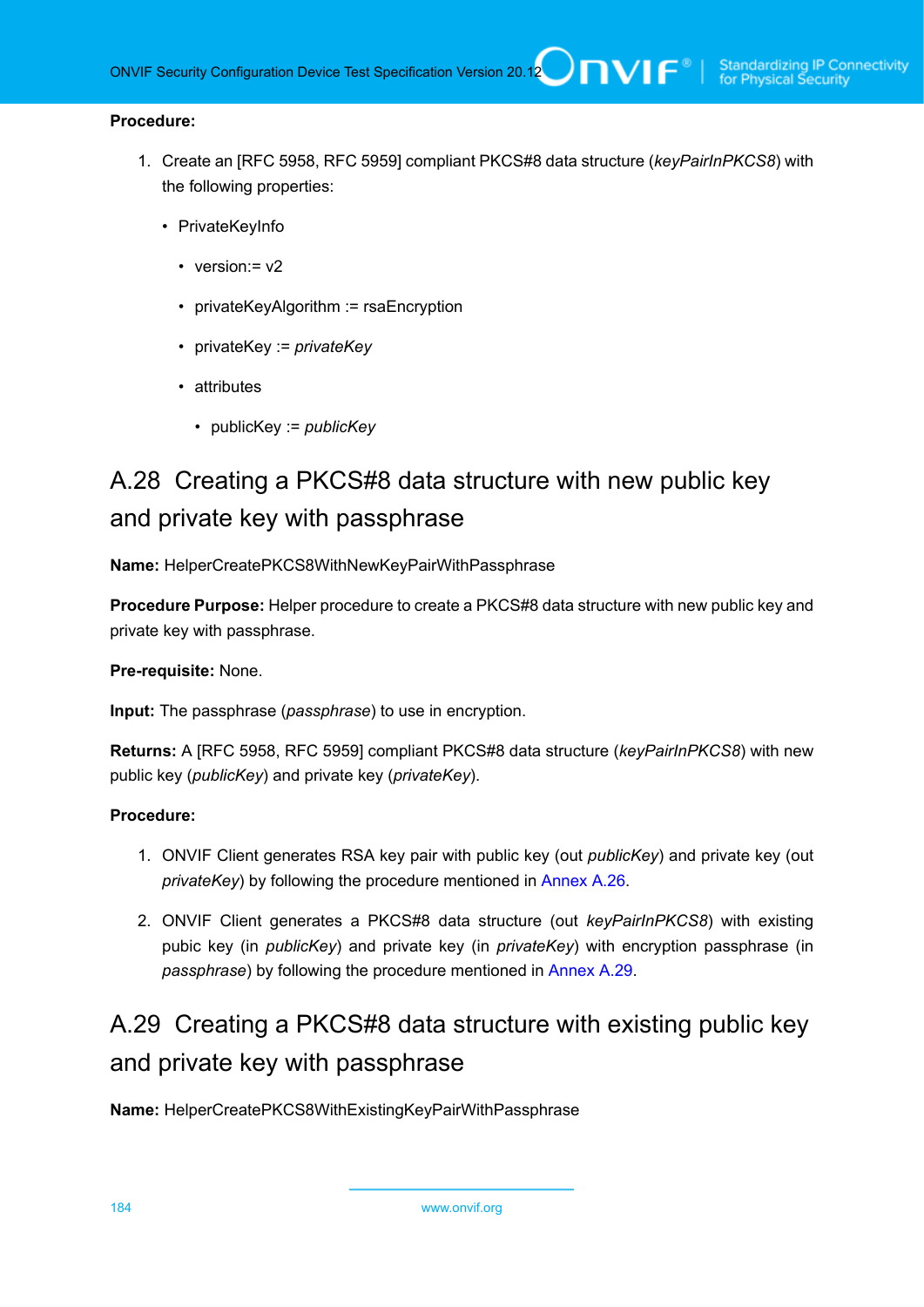**Procedure:**

1. Create an [RFC 5958, RFC 5959] compliant PKCS#8 data structure (*keyPairInPKCS8*) with the following properties:
   - PrivateKeyInfo
     - version:= v2
     - privateKeyAlgorithm := rsaEncryption
     - privateKey := *privateKey*
     - attributes
       - publicKey := *publicKey*

## A.28 Creating a PKCS#8 data structure with new public key and private key with passphrase

**Name:** HelperCreatePKCS8WithNewKeyPairWithPassphrase

**Procedure Purpose:** Helper procedure to create a PKCS#8 data structure with new public key and private key with passphrase.

**Pre-requisite:** None.

**Input:** The passphrase (*passphrase*) to use in encryption.

**Returns:** A [RFC 5958, RFC 5959] compliant PKCS#8 data structure (*keyPairInPKCS8*) with new public key (*publicKey*) and private key (*privateKey*).

**Procedure:**

1. ONVIF Client generates RSA key pair with public key (out *publicKey*) and private key (out *privateKey*) by following the procedure mentioned in Annex A.26.
2. ONVIF Client generates a PKCS#8 data structure (out *keyPairInPKCS8*) with existing pubic key (in *publicKey*) and private key (in *privateKey*) with encryption passphrase (in *passphrase*) by following the procedure mentioned in Annex A.29.

## A.29 Creating a PKCS#8 data structure with existing public key and private key with passphrase

**Name:** HelperCreatePKCS8WithExistingKeyPairWithPassphrase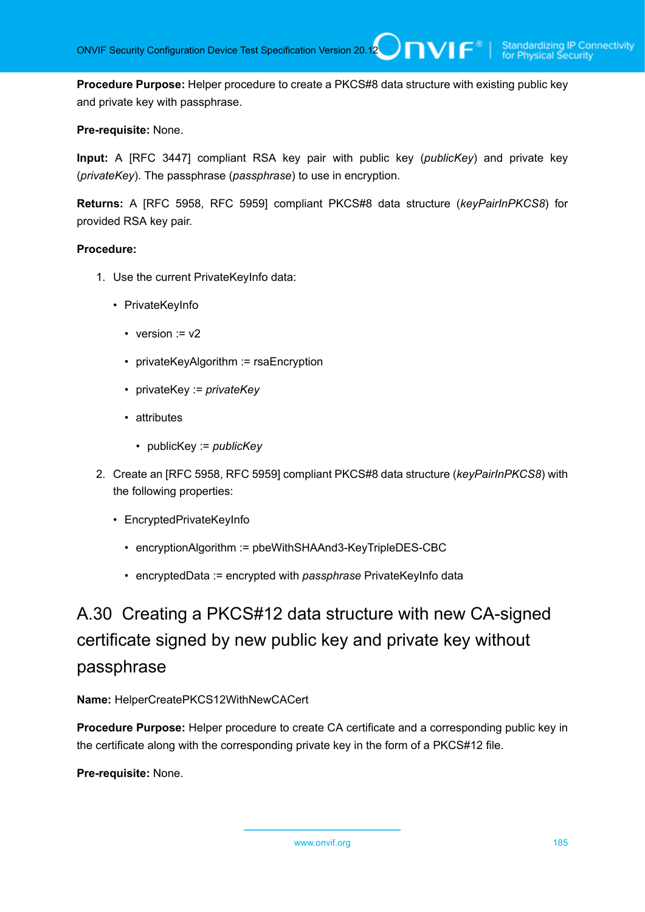**Procedure Purpose:** Helper procedure to create a PKCS#8 data structure with existing public key and private key with passphrase.

**Pre-requisite:** None.

**Input:** A [RFC 3447] compliant RSA key pair with public key (*publicKey*) and private key (*privateKey*). The passphrase (*passphrase*) to use in encryption.

**Returns:** A [RFC 5958, RFC 5959] compliant PKCS#8 data structure (*keyPairInPKCS8*) for provided RSA key pair.

**Procedure:**

1. Use the current PrivateKeyInfo data:
   - PrivateKeyInfo
     - version := v2
     - privateKeyAlgorithm := rsaEncryption
     - privateKey := *privateKey*
     - attributes
       - publicKey := *publicKey*
2. Create an [RFC 5958, RFC 5959] compliant PKCS#8 data structure (*keyPairInPKCS8*) with the following properties:
   - EncryptedPrivateKeyInfo
     - encryptionAlgorithm := pbeWithSHAAnd3-KeyTripleDES-CBC
     - encryptedData := encrypted with *passphrase* PrivateKeyInfo data

## A.30 Creating a PKCS#12 data structure with new CA-signed certificate signed by new public key and private key without passphrase

**Name:** HelperCreatePKCS12WithNewCACert

**Procedure Purpose:** Helper procedure to create CA certificate and a corresponding public key in the certificate along with the corresponding private key in the form of a PKCS#12 file.

**Pre-requisite:** None.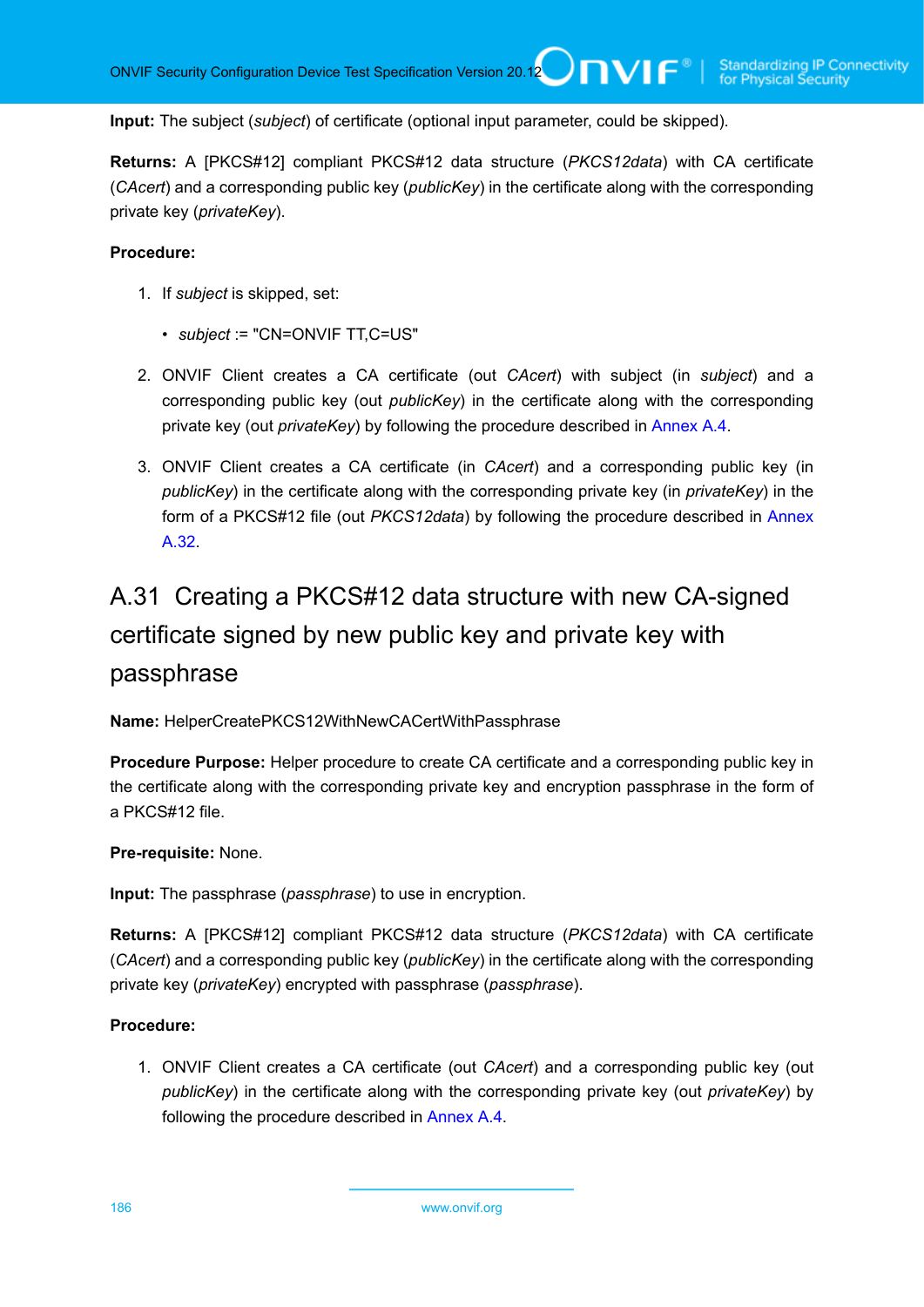**Input:** The subject (*subject*) of certificate (optional input parameter, could be skipped).

**Returns:** A [PKCS#12] compliant PKCS#12 data structure (*PKCS12data*) with CA certificate (*CAcert*) and a corresponding public key (*publicKey*) in the certificate along with the corresponding private key (*privateKey*).

**Procedure:**

1. If *subject* is skipped, set:
   - *subject* := "CN=ONVIF TT,C=US"
2. ONVIF Client creates a CA certificate (out *CAcert*) with subject (in *subject*) and a corresponding public key (out *publicKey*) in the certificate along with the corresponding private key (out *privateKey*) by following the procedure described in Annex A.4.
3. ONVIF Client creates a CA certificate (in *CAcert*) and a corresponding public key (in *publicKey*) in the certificate along with the corresponding private key (in *privateKey*) in the form of a PKCS#12 file (out *PKCS12data*) by following the procedure described in Annex A.32.

## A.31 Creating a PKCS#12 data structure with new CA-signed certificate signed by new public key and private key with passphrase

**Name:** HelperCreatePKCS12WithNewCACertWithPassphrase

**Procedure Purpose:** Helper procedure to create CA certificate and a corresponding public key in the certificate along with the corresponding private key and encryption passphrase in the form of a PKCS#12 file.

**Pre-requisite:** None.

**Input:** The passphrase (*passphrase*) to use in encryption.

**Returns:** A [PKCS#12] compliant PKCS#12 data structure (*PKCS12data*) with CA certificate (*CAcert*) and a corresponding public key (*publicKey*) in the certificate along with the corresponding private key (*privateKey*) encrypted with passphrase (*passphrase*).

**Procedure:**

1. ONVIF Client creates a CA certificate (out *CAcert*) and a corresponding public key (out *publicKey*) in the certificate along with the corresponding private key (out *privateKey*) by following the procedure described in Annex A.4.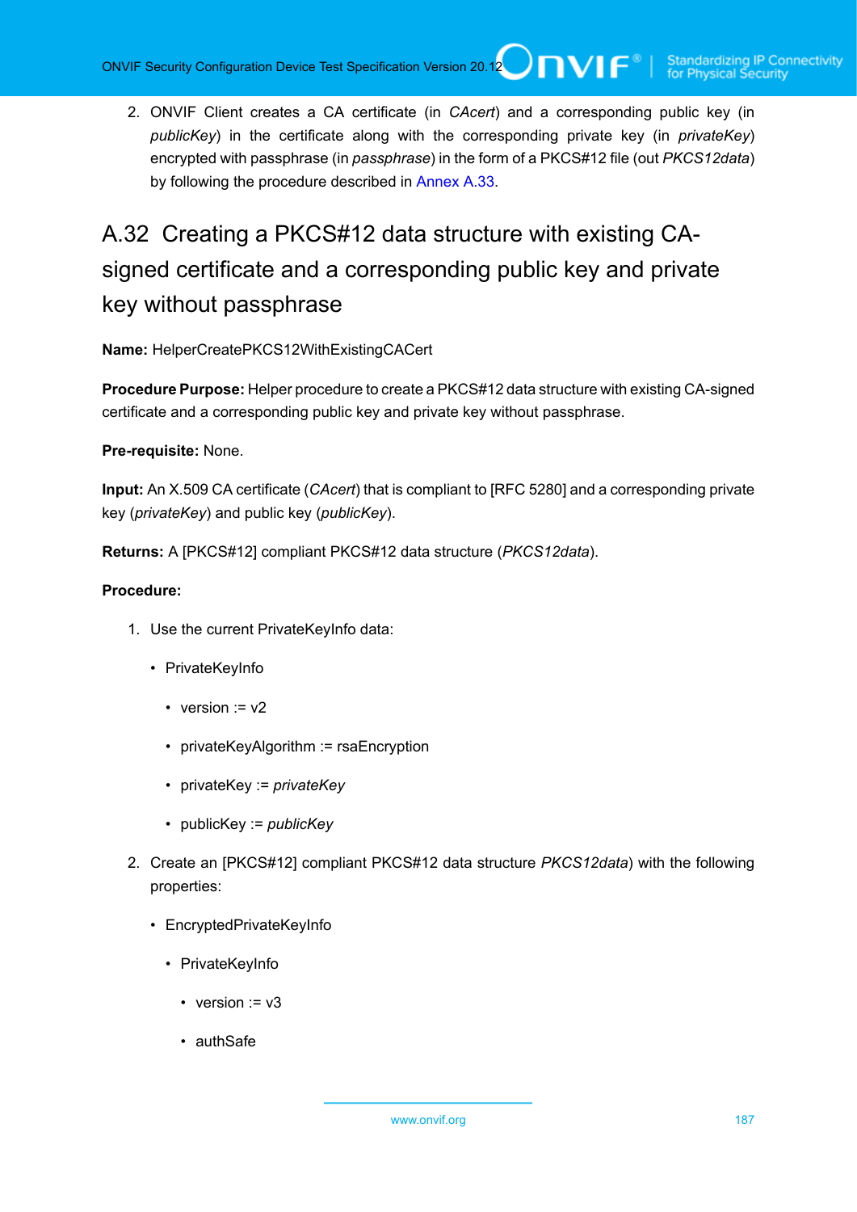2. ONVIF Client creates a CA certificate (in *CAcert*) and a corresponding public key (in *publicKey*) in the certificate along with the corresponding private key (in *privateKey*) encrypted with passphrase (in *passphrase*) in the form of a PKCS#12 file (out *PKCS12data*) by following the procedure described in Annex A.33.

## A.32 Creating a PKCS#12 data structure with existing CA-signed certificate and a corresponding public key and private key without passphrase

**Name:** HelperCreatePKCS12WithExistingCACert

**Procedure Purpose:** Helper procedure to create a PKCS#12 data structure with existing CA-signed certificate and a corresponding public key and private key without passphrase.

**Pre-requisite:** None.

**Input:** An X.509 CA certificate (*CAcert*) that is compliant to [RFC 5280] and a corresponding private key (*privateKey*) and public key (*publicKey*).

**Returns:** A [PKCS#12] compliant PKCS#12 data structure (*PKCS12data*).

**Procedure:**

1. Use the current PrivateKeyInfo data:
   - PrivateKeyInfo
     - version := v2
     - privateKeyAlgorithm := rsaEncryption
     - privateKey := *privateKey*
     - publicKey := *publicKey*
2. Create an [PKCS#12] compliant PKCS#12 data structure *PKCS12data*) with the following properties:
   - EncryptedPrivateKeyInfo
     - PrivateKeyInfo
       - version := v3
       - authSafe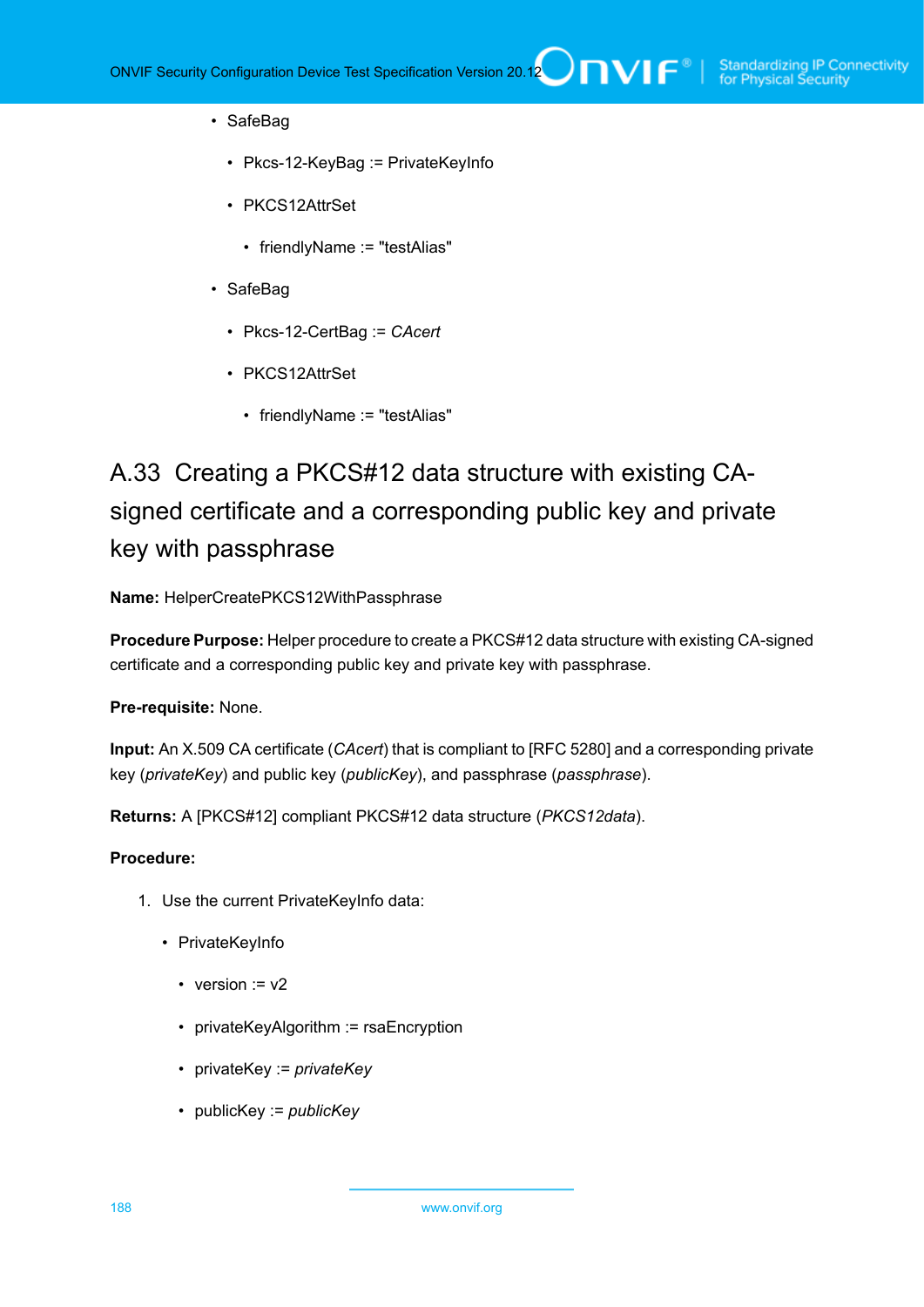- SafeBag
  - Pkcs-12-KeyBag := PrivateKeyInfo
  - PKCS12AttrSet
    - friendlyName := "testAlias"
- SafeBag
  - Pkcs-12-CertBag := *CAcert*
  - PKCS12AttrSet
    - friendlyName := "testAlias"

## A.33 Creating a PKCS#12 data structure with existing CA-signed certificate and a corresponding public key and private key with passphrase

**Name:** HelperCreatePKCS12WithPassphrase

**Procedure Purpose:** Helper procedure to create a PKCS#12 data structure with existing CA-signed certificate and a corresponding public key and private key with passphrase.

**Pre-requisite:** None.

**Input:** An X.509 CA certificate (*CAcert*) that is compliant to [RFC 5280] and a corresponding private key (*privateKey*) and public key (*publicKey*), and passphrase (*passphrase*).

**Returns:** A [PKCS#12] compliant PKCS#12 data structure (*PKCS12data*).

**Procedure:**

1. Use the current PrivateKeyInfo data:
   - PrivateKeyInfo
     - version := v2
     - privateKeyAlgorithm := rsaEncryption
     - privateKey := *privateKey*
     - publicKey := *publicKey*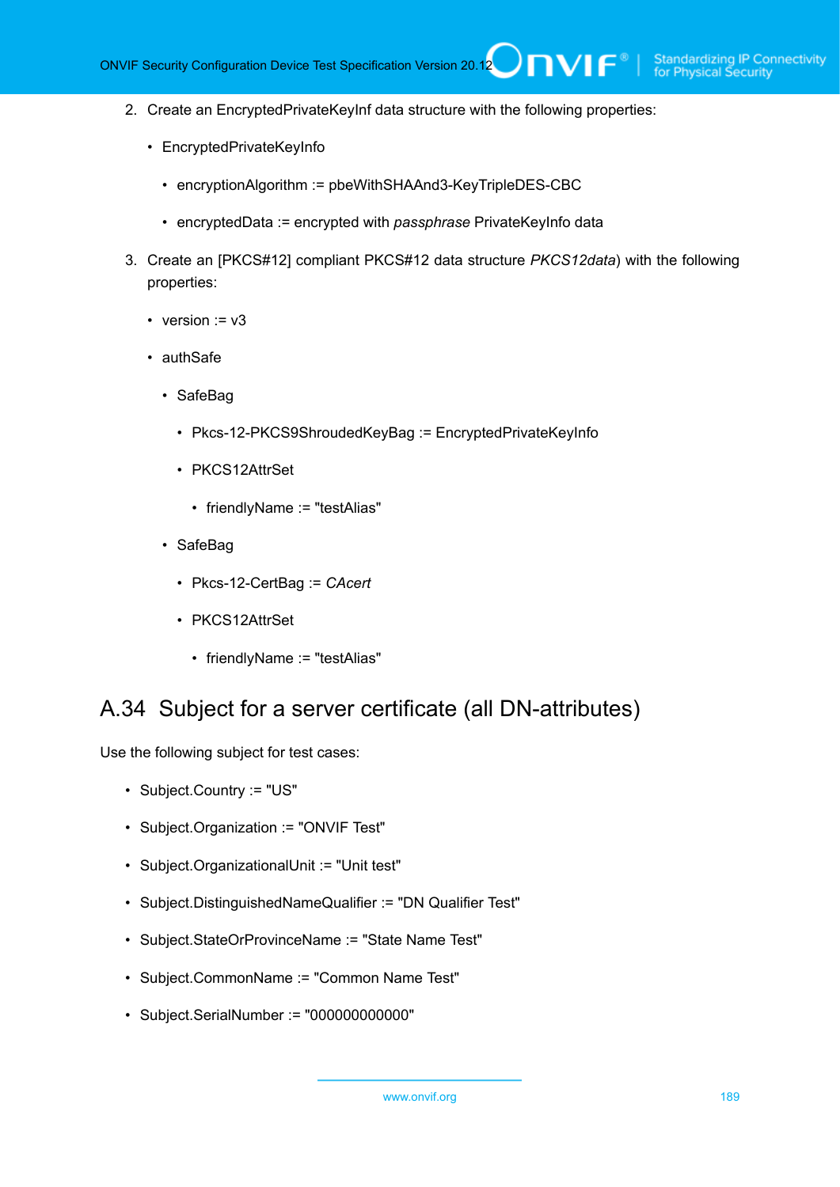2. Create an EncryptedPrivateKeyInf data structure with the following properties:

   - EncryptedPrivateKeyInfo

     - encryptionAlgorithm := pbeWithSHAAnd3-KeyTripleDES-CBC

     - encryptedData := encrypted with *passphrase* PrivateKeyInfo data

3. Create an [PKCS#12] compliant PKCS#12 data structure *PKCS12data*) with the following properties:

   - version := v3

   - authSafe

     - SafeBag

       - Pkcs-12-PKCS9ShroudedKeyBag := EncryptedPrivateKeyInfo

       - PKCS12AttrSet

         - friendlyName := "testAlias"

     - SafeBag

       - Pkcs-12-CertBag := *CAcert*

       - PKCS12AttrSet

         - friendlyName := "testAlias"

## A.34 Subject for a server certificate (all DN-attributes)

Use the following subject for test cases:

- Subject.Country := "US"

- Subject.Organization := "ONVIF Test"

- Subject.OrganizationalUnit := "Unit test"

- Subject.DistinguishedNameQualifier := "DN Qualifier Test"

- Subject.StateOrProvinceName := "State Name Test"

- Subject.CommonName := "Common Name Test"

- Subject.SerialNumber := "000000000000"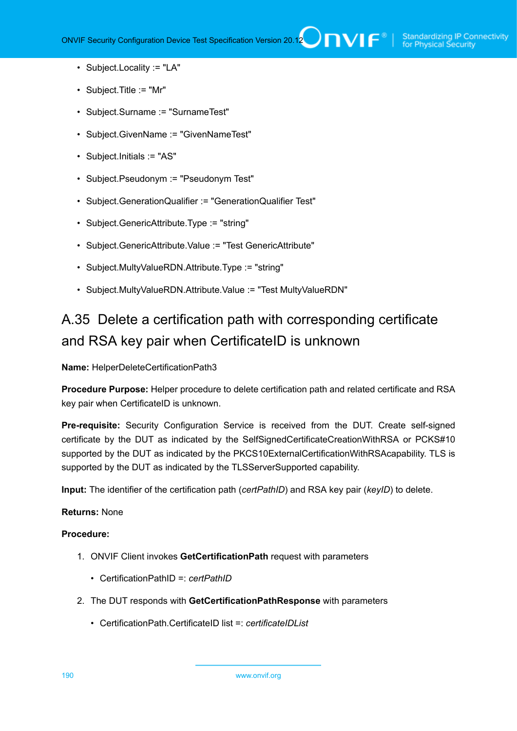- Subject.Locality := "LA"
- Subject.Title := "Mr"
- Subject.Surname := "SurnameTest"
- Subject.GivenName := "GivenNameTest"
- Subject.Initials := "AS"
- Subject.Pseudonym := "Pseudonym Test"
- Subject.GenerationQualifier := "GenerationQualifier Test"
- Subject.GenericAttribute.Type := "string"
- Subject.GenericAttribute.Value := "Test GenericAttribute"
- Subject.MultyValueRDN.Attribute.Type := "string"
- Subject.MultyValueRDN.Attribute.Value := "Test MultyValueRDN"

## A.35 Delete a certification path with corresponding certificate and RSA key pair when CertificateID is unknown

**Name:** HelperDeleteCertificationPath3

**Procedure Purpose:** Helper procedure to delete certification path and related certificate and RSA key pair when CertificateID is unknown.

**Pre-requisite:** Security Configuration Service is received from the DUT. Create self-signed certificate by the DUT as indicated by the SelfSignedCertificateCreationWithRSA or PCKS#10 supported by the DUT as indicated by the PKCS10ExternalCertificationWithRSAcapability. TLS is supported by the DUT as indicated by the TLSServerSupported capability.

**Input:** The identifier of the certification path (*certPathID*) and RSA key pair (*keyID*) to delete.

**Returns:** None

**Procedure:**

1. ONVIF Client invokes **GetCertificationPath** request with parameters
   - CertificationPathID =: *certPathID*
2. The DUT responds with **GetCertificationPathResponse** with parameters
   - CertificationPath.CertificateID list =: *certificateIDList*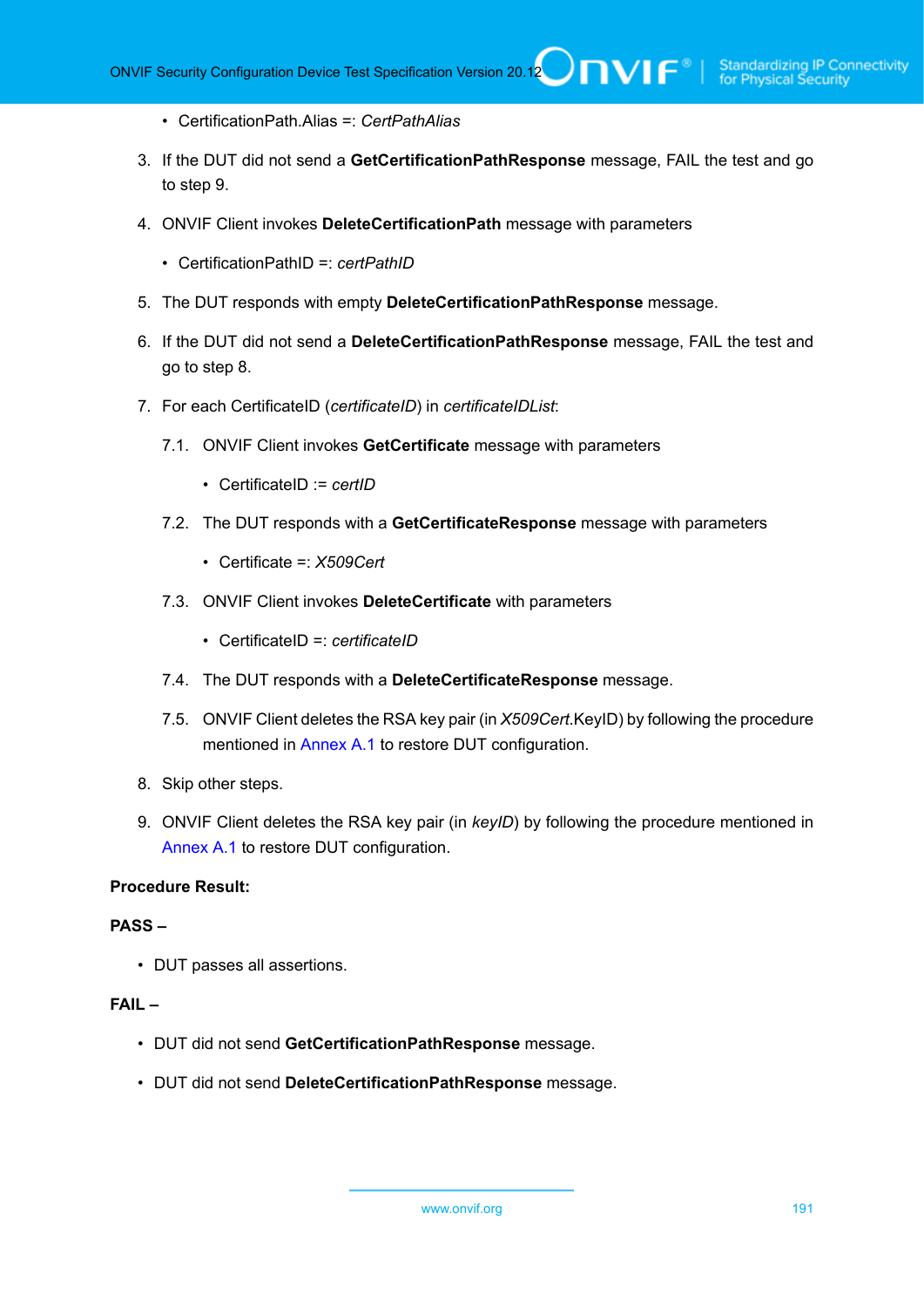- CertificationPath.Alias =: *CertPathAlias*

3. If the DUT did not send a **GetCertificationPathResponse** message, FAIL the test and go to step 9.

4. ONVIF Client invokes **DeleteCertificationPath** message with parameters

   - CertificationPathID =: *certPathID*

5. The DUT responds with empty **DeleteCertificationPathResponse** message.

6. If the DUT did not send a **DeleteCertificationPathResponse** message, FAIL the test and go to step 8.

7. For each CertificateID (*certificateID*) in *certificateIDList*:

   7.1. ONVIF Client invokes **GetCertificate** message with parameters

   - CertificateID := *certID*

   7.2. The DUT responds with a **GetCertificateResponse** message with parameters

   - Certificate =: *X509Cert*

   7.3. ONVIF Client invokes **DeleteCertificate** with parameters

   - CertificateID =: *certificateID*

   7.4. The DUT responds with a **DeleteCertificateResponse** message.

   7.5. ONVIF Client deletes the RSA key pair (in *X509Cert*.KeyID) by following the procedure mentioned in Annex A.1 to restore DUT configuration.

8. Skip other steps.

9. ONVIF Client deletes the RSA key pair (in *keyID*) by following the procedure mentioned in Annex A.1 to restore DUT configuration.

**Procedure Result:**

**PASS –**

- DUT passes all assertions.

**FAIL –**

- DUT did not send **GetCertificationPathResponse** message.
- DUT did not send **DeleteCertificationPathResponse** message.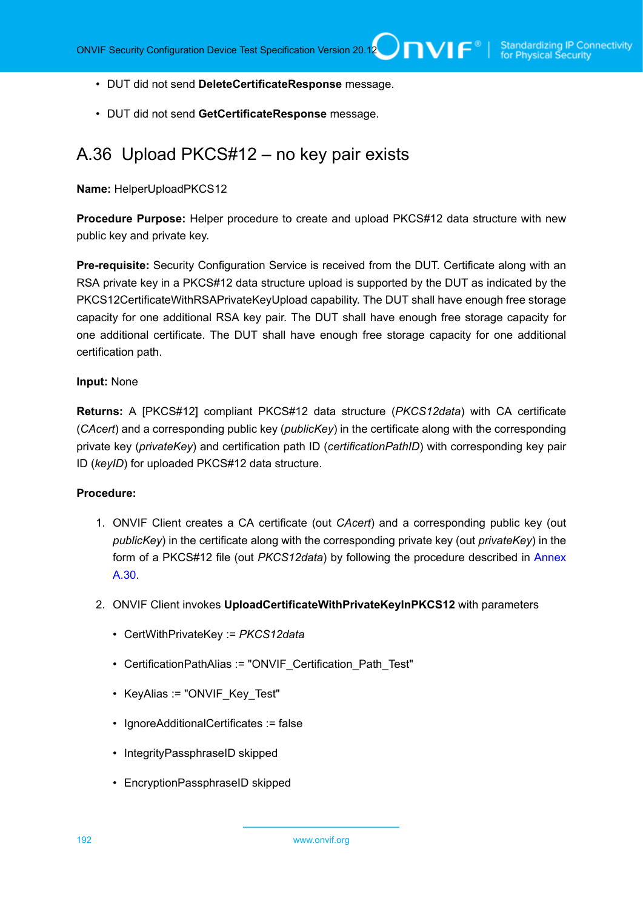- DUT did not send **DeleteCertificateResponse** message.

- DUT did not send **GetCertificateResponse** message.

## A.36 Upload PKCS#12 – no key pair exists

**Name:** HelperUploadPKCS12

**Procedure Purpose:** Helper procedure to create and upload PKCS#12 data structure with new public key and private key.

**Pre-requisite:** Security Configuration Service is received from the DUT. Certificate along with an RSA private key in a PKCS#12 data structure upload is supported by the DUT as indicated by the PKCS12CertificateWithRSAPrivateKeyUpload capability. The DUT shall have enough free storage capacity for one additional RSA key pair. The DUT shall have enough free storage capacity for one additional certificate. The DUT shall have enough free storage capacity for one additional certification path.

**Input:** None

**Returns:** A [PKCS#12] compliant PKCS#12 data structure (*PKCS12data*) with CA certificate (*CAcert*) and a corresponding public key (*publicKey*) in the certificate along with the corresponding private key (*privateKey*) and certification path ID (*certificationPathID*) with corresponding key pair ID (*keyID*) for uploaded PKCS#12 data structure.

**Procedure:**

1. ONVIF Client creates a CA certificate (out *CAcert*) and a corresponding public key (out *publicKey*) in the certificate along with the corresponding private key (out *privateKey*) in the form of a PKCS#12 file (out *PKCS12data*) by following the procedure described in Annex A.30.

2. ONVIF Client invokes **UploadCertificateWithPrivateKeyInPKCS12** with parameters

   - CertWithPrivateKey := *PKCS12data*

   - CertificationPathAlias := "ONVIF_Certification_Path_Test"

   - KeyAlias := "ONVIF_Key_Test"

   - IgnoreAdditionalCertificates := false

   - IntegrityPassphraseID skipped

   - EncryptionPassphraseID skipped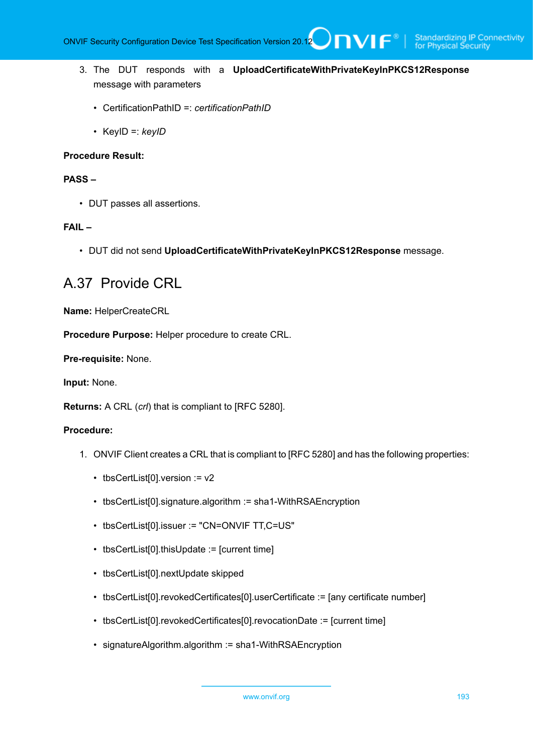3. The DUT responds with a **UploadCertificateWithPrivateKeyInPKCS12Response** message with parameters

    - CertificationPathID =: *certificationPathID*

    - KeyID =: *keyID*

**Procedure Result:**

**PASS –**

- DUT passes all assertions.

**FAIL –**

- DUT did not send **UploadCertificateWithPrivateKeyInPKCS12Response** message.

## A.37 Provide CRL

**Name:** HelperCreateCRL

**Procedure Purpose:** Helper procedure to create CRL.

**Pre-requisite:** None.

**Input:** None.

**Returns:** A CRL (*crl*) that is compliant to [RFC 5280].

**Procedure:**

1. ONVIF Client creates a CRL that is compliant to [RFC 5280] and has the following properties:

    - tbsCertList[0].version := v2

    - tbsCertList[0].signature.algorithm := sha1-WithRSAEncryption

    - tbsCertList[0].issuer := "CN=ONVIF TT,C=US"

    - tbsCertList[0].thisUpdate := [current time]

    - tbsCertList[0].nextUpdate skipped

    - tbsCertList[0].revokedCertificates[0].userCertificate := [any certificate number]

    - tbsCertList[0].revokedCertificates[0].revocationDate := [current time]

    - signatureAlgorithm.algorithm := sha1-WithRSAEncryption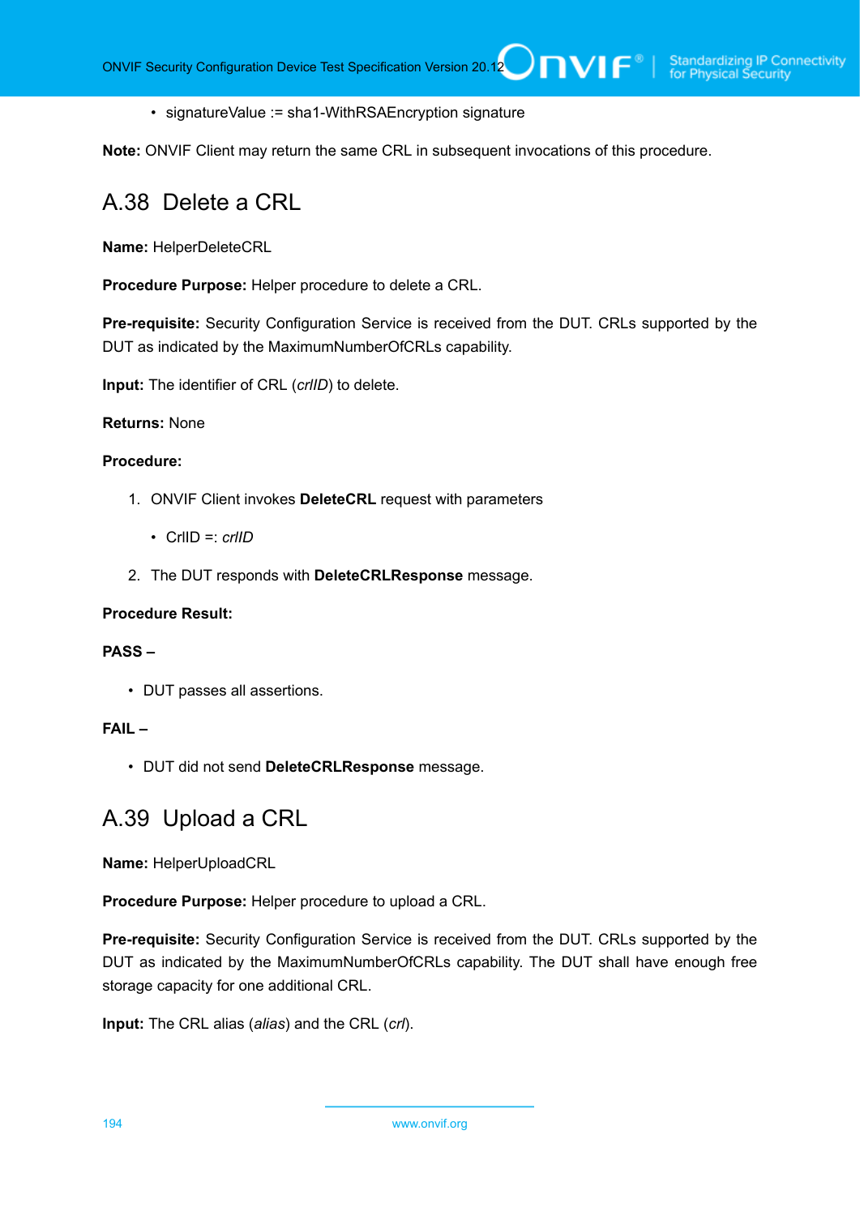- signatureValue := sha1-WithRSAEncryption signature

**Note:** ONVIF Client may return the same CRL in subsequent invocations of this procedure.

## A.38 Delete a CRL

**Name:** HelperDeleteCRL

**Procedure Purpose:** Helper procedure to delete a CRL.

**Pre-requisite:** Security Configuration Service is received from the DUT. CRLs supported by the DUT as indicated by the MaximumNumberOfCRLs capability.

**Input:** The identifier of CRL (*crlID*) to delete.

**Returns:** None

**Procedure:**

1. ONVIF Client invokes **DeleteCRL** request with parameters
   - CrlID =: *crlID*
2. The DUT responds with **DeleteCRLResponse** message.

**Procedure Result:**

**PASS –**

- DUT passes all assertions.

**FAIL –**

- DUT did not send **DeleteCRLResponse** message.

## A.39 Upload a CRL

**Name:** HelperUploadCRL

**Procedure Purpose:** Helper procedure to upload a CRL.

**Pre-requisite:** Security Configuration Service is received from the DUT. CRLs supported by the DUT as indicated by the MaximumNumberOfCRLs capability. The DUT shall have enough free storage capacity for one additional CRL.

**Input:** The CRL alias (*alias*) and the CRL (*crl*).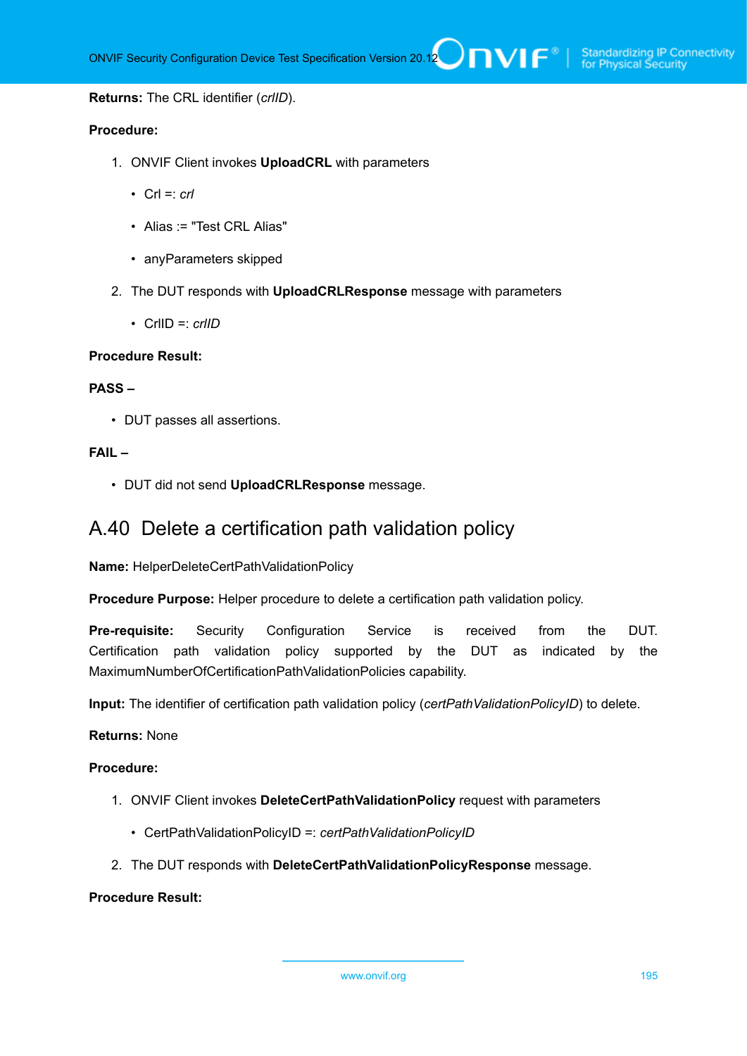**Returns:** The CRL identifier (*crlID*).

**Procedure:**

1. ONVIF Client invokes **UploadCRL** with parameters
   - Crl =: *crl*
   - Alias := "Test CRL Alias"
   - anyParameters skipped
2. The DUT responds with **UploadCRLResponse** message with parameters
   - CrlID =: *crlID*

**Procedure Result:**

**PASS –**

- DUT passes all assertions.

**FAIL –**

- DUT did not send **UploadCRLResponse** message.

## A.40 Delete a certification path validation policy

**Name:** HelperDeleteCertPathValidationPolicy

**Procedure Purpose:** Helper procedure to delete a certification path validation policy.

**Pre-requisite:** Security Configuration Service is received from the DUT. Certification path validation policy supported by the DUT as indicated by the MaximumNumberOfCertificationPathValidationPolicies capability.

**Input:** The identifier of certification path validation policy (*certPathValidationPolicyID*) to delete.

**Returns:** None

**Procedure:**

1. ONVIF Client invokes **DeleteCertPathValidationPolicy** request with parameters
   - CertPathValidationPolicyID =: *certPathValidationPolicyID*
2. The DUT responds with **DeleteCertPathValidationPolicyResponse** message.

**Procedure Result:**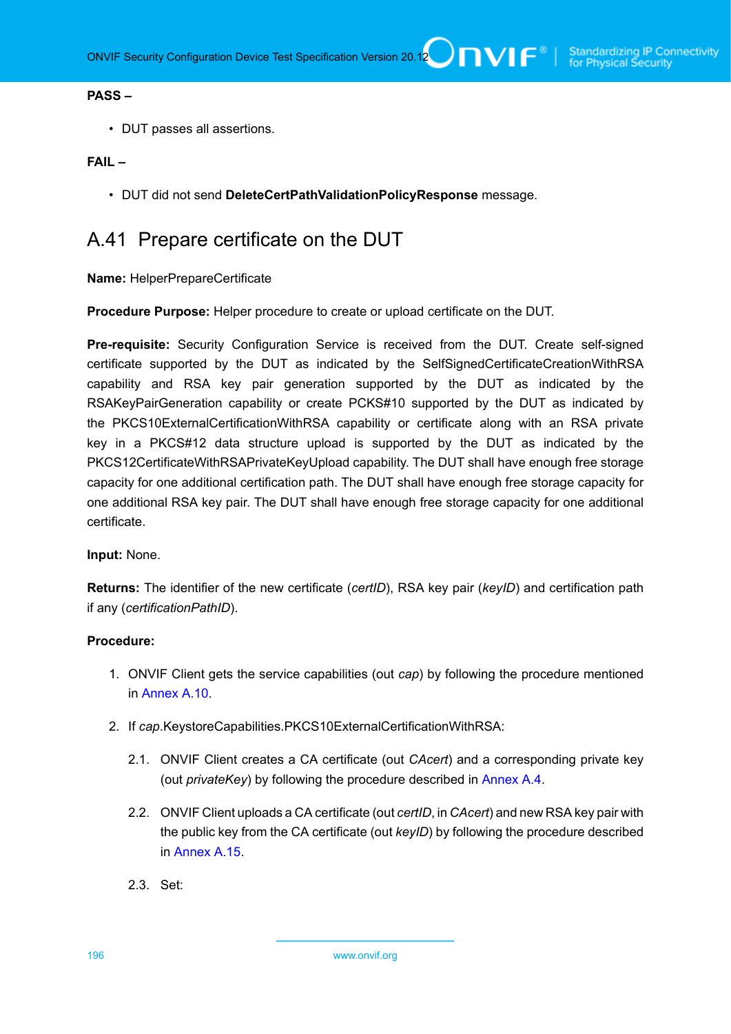**PASS –**

- DUT passes all assertions.

**FAIL –**

- DUT did not send **DeleteCertPathValidationPolicyResponse** message.

## A.41 Prepare certificate on the DUT

**Name:** HelperPrepareCertificate

**Procedure Purpose:** Helper procedure to create or upload certificate on the DUT.

**Pre-requisite:** Security Configuration Service is received from the DUT. Create self-signed certificate supported by the DUT as indicated by the SelfSignedCertificateCreationWithRSA capability and RSA key pair generation supported by the DUT as indicated by the RSAKeyPairGeneration capability or create PCKS#10 supported by the DUT as indicated by the PKCS10ExternalCertificationWithRSA capability or certificate along with an RSA private key in a PKCS#12 data structure upload is supported by the DUT as indicated by the PKCS12CertificateWithRSAPrivateKeyUpload capability. The DUT shall have enough free storage capacity for one additional certification path. The DUT shall have enough free storage capacity for one additional RSA key pair. The DUT shall have enough free storage capacity for one additional certificate.

**Input:** None.

**Returns:** The identifier of the new certificate (*certID*), RSA key pair (*keyID*) and certification path if any (*certificationPathID*).

**Procedure:**

1. ONVIF Client gets the service capabilities (out *cap*) by following the procedure mentioned in Annex A.10.
2. If *cap*.KeystoreCapabilities.PKCS10ExternalCertificationWithRSA:
   
   2.1. ONVIF Client creates a CA certificate (out *CAcert*) and a corresponding private key (out *privateKey*) by following the procedure described in Annex A.4.
   
   2.2. ONVIF Client uploads a CA certificate (out *certID*, in *CAcert*) and new RSA key pair with the public key from the CA certificate (out *keyID*) by following the procedure described in Annex A.15.
   
   2.3. Set: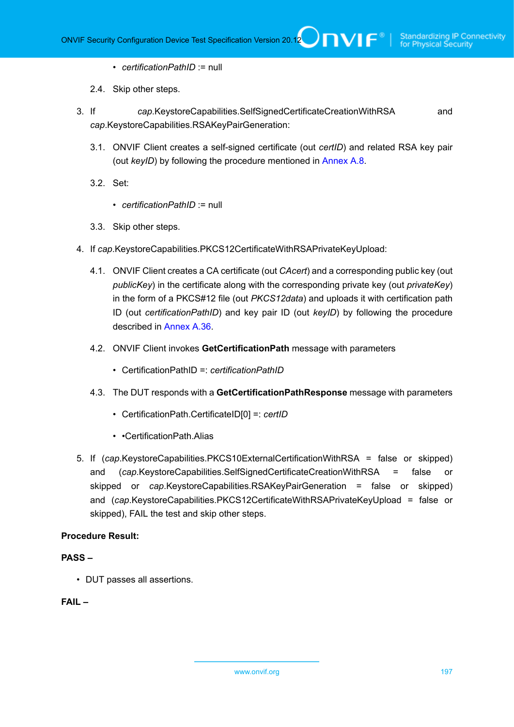- *certificationPathID* := null

2.4. Skip other steps.

3. If *cap*.KeystoreCapabilities.SelfSignedCertificateCreationWithRSA and *cap*.KeystoreCapabilities.RSAKeyPairGeneration:

   3.1. ONVIF Client creates a self-signed certificate (out *certID*) and related RSA key pair (out *keyID*) by following the procedure mentioned in Annex A.8.

   3.2. Set:

   - *certificationPathID* := null

   3.3. Skip other steps.

4. If *cap*.KeystoreCapabilities.PKCS12CertificateWithRSAPrivateKeyUpload:

   4.1. ONVIF Client creates a CA certificate (out *CAcert*) and a corresponding public key (out *publicKey*) in the certificate along with the corresponding private key (out *privateKey*) in the form of a PKCS#12 file (out *PKCS12data*) and uploads it with certification path ID (out *certificationPathID*) and key pair ID (out *keyID*) by following the procedure described in Annex A.36.

   4.2. ONVIF Client invokes **GetCertificationPath** message with parameters

   - CertificationPathID =: *certificationPathID*

   4.3. The DUT responds with a **GetCertificationPathResponse** message with parameters

   - CertificationPath.CertificateID[0] =: *certID*
   - •CertificationPath.Alias

5. If (*cap*.KeystoreCapabilities.PKCS10ExternalCertificationWithRSA = false or skipped) and (*cap*.KeystoreCapabilities.SelfSignedCertificateCreationWithRSA = false or skipped or *cap*.KeystoreCapabilities.RSAKeyPairGeneration = false or skipped) and (*cap*.KeystoreCapabilities.PKCS12CertificateWithRSAPrivateKeyUpload = false or skipped), FAIL the test and skip other steps.

**Procedure Result:**

**PASS –**

- DUT passes all assertions.

**FAIL –**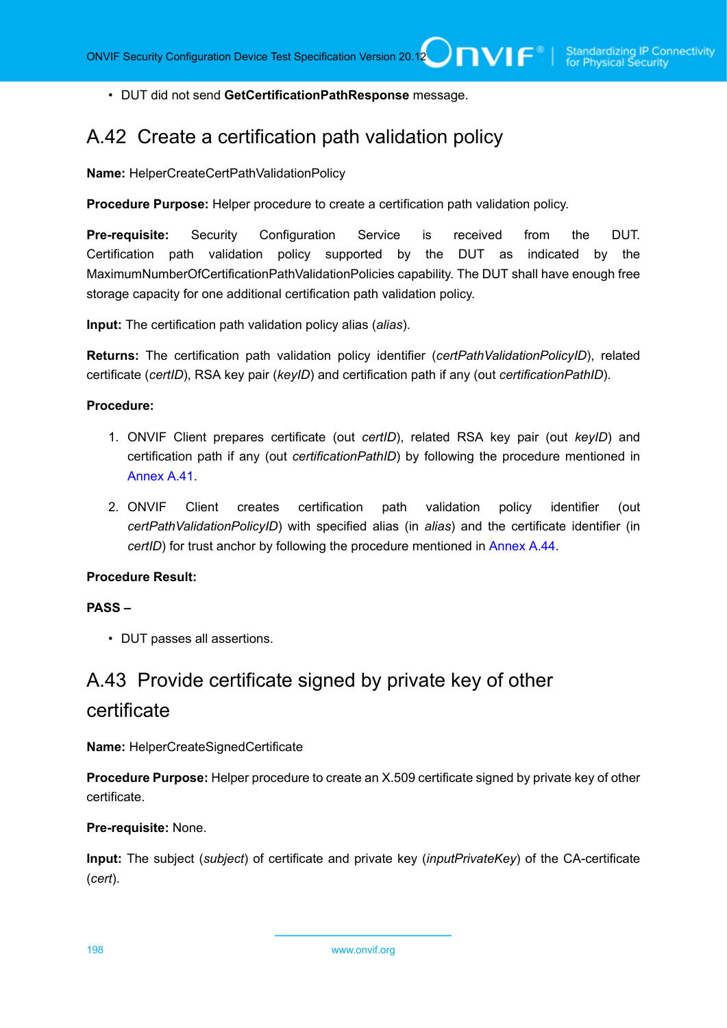- DUT did not send **GetCertificationPathResponse** message.

## A.42 Create a certification path validation policy

**Name:** HelperCreateCertPathValidationPolicy

**Procedure Purpose:** Helper procedure to create a certification path validation policy.

**Pre-requisite:** Security Configuration Service is received from the DUT. Certification path validation policy supported by the DUT as indicated by the MaximumNumberOfCertificationPathValidationPolicies capability. The DUT shall have enough free storage capacity for one additional certification path validation policy.

**Input:** The certification path validation policy alias (*alias*).

**Returns:** The certification path validation policy identifier (*certPathValidationPolicyID*), related certificate (*certID*), RSA key pair (*keyID*) and certification path if any (out *certificationPathID*).

**Procedure:**

1. ONVIF Client prepares certificate (out *certID*), related RSA key pair (out *keyID*) and certification path if any (out *certificationPathID*) by following the procedure mentioned in Annex A.41.
2. ONVIF Client creates certification path validation policy identifier (out *certPathValidationPolicyID*) with specified alias (in *alias*) and the certificate identifier (in *certID*) for trust anchor by following the procedure mentioned in Annex A.44.

**Procedure Result:**

**PASS –**

- DUT passes all assertions.

## A.43 Provide certificate signed by private key of other certificate

**Name:** HelperCreateSignedCertificate

**Procedure Purpose:** Helper procedure to create an X.509 certificate signed by private key of other certificate.

**Pre-requisite:** None.

**Input:** The subject (*subject*) of certificate and private key (*inputPrivateKey*) of the CA-certificate (*cert*).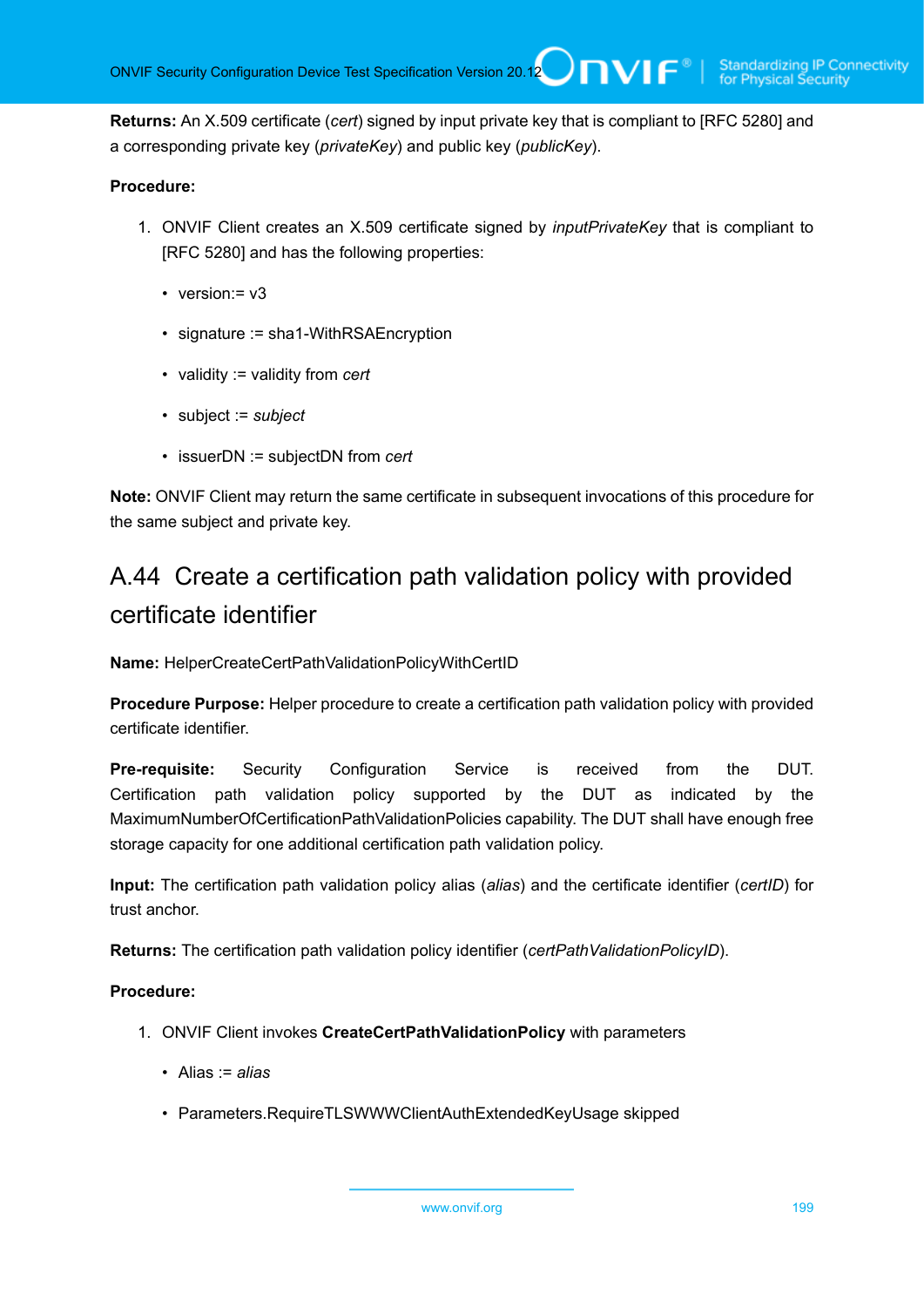**Returns:** An X.509 certificate (*cert*) signed by input private key that is compliant to [RFC 5280] and a corresponding private key (*privateKey*) and public key (*publicKey*).

**Procedure:**

1. ONVIF Client creates an X.509 certificate signed by *inputPrivateKey* that is compliant to [RFC 5280] and has the following properties:
   - version:= v3
   - signature := sha1-WithRSAEncryption
   - validity := validity from *cert*
   - subject := *subject*
   - issuerDN := subjectDN from *cert*

**Note:** ONVIF Client may return the same certificate in subsequent invocations of this procedure for the same subject and private key.

## A.44 Create a certification path validation policy with provided certificate identifier

**Name:** HelperCreateCertPathValidationPolicyWithCertID

**Procedure Purpose:** Helper procedure to create a certification path validation policy with provided certificate identifier.

**Pre-requisite:** Security Configuration Service is received from the DUT. Certification path validation policy supported by the DUT as indicated by the MaximumNumberOfCertificationPathValidationPolicies capability. The DUT shall have enough free storage capacity for one additional certification path validation policy.

**Input:** The certification path validation policy alias (*alias*) and the certificate identifier (*certID*) for trust anchor.

**Returns:** The certification path validation policy identifier (*certPathValidationPolicyID*).

**Procedure:**

1. ONVIF Client invokes **CreateCertPathValidationPolicy** with parameters
   - Alias := *alias*
   - Parameters.RequireTLSWWWClientAuthExtendedKeyUsage skipped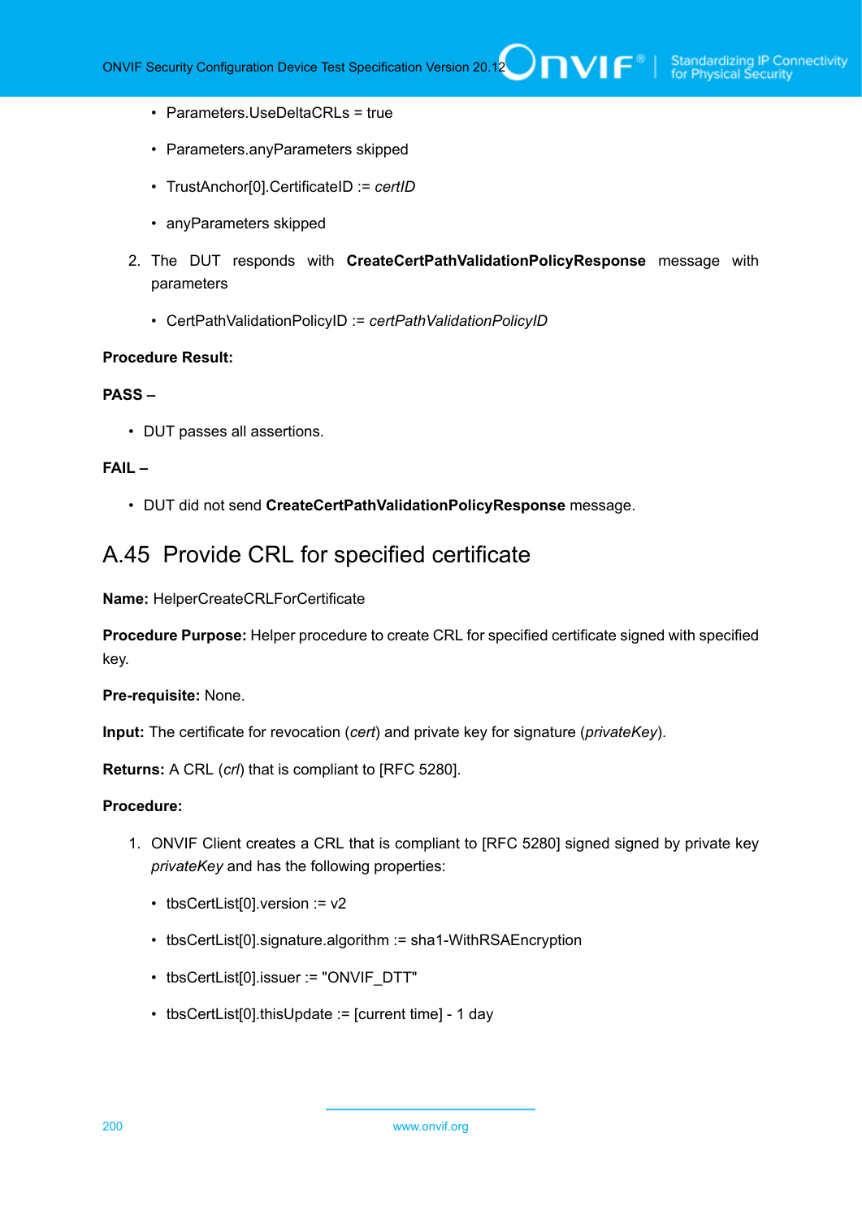- Parameters.UseDeltaCRLs = true
- Parameters.anyParameters skipped
- TrustAnchor[0].CertificateID := *certID*
- anyParameters skipped

2. The DUT responds with **CreateCertPathValidationPolicyResponse** message with parameters

   - CertPathValidationPolicyID := *certPathValidationPolicyID*

**Procedure Result:**

**PASS –**

- DUT passes all assertions.

**FAIL –**

- DUT did not send **CreateCertPathValidationPolicyResponse** message.

## A.45 Provide CRL for specified certificate

**Name:** HelperCreateCRLForCertificate

**Procedure Purpose:** Helper procedure to create CRL for specified certificate signed with specified key.

**Pre-requisite:** None.

**Input:** The certificate for revocation (*cert*) and private key for signature (*privateKey*).

**Returns:** A CRL (*crl*) that is compliant to [RFC 5280].

**Procedure:**

1. ONVIF Client creates a CRL that is compliant to [RFC 5280] signed signed by private key *privateKey* and has the following properties:

   - tbsCertList[0].version := v2
   - tbsCertList[0].signature.algorithm := sha1-WithRSAEncryption
   - tbsCertList[0].issuer := "ONVIF_DTT"
   - tbsCertList[0].thisUpdate := [current time] - 1 day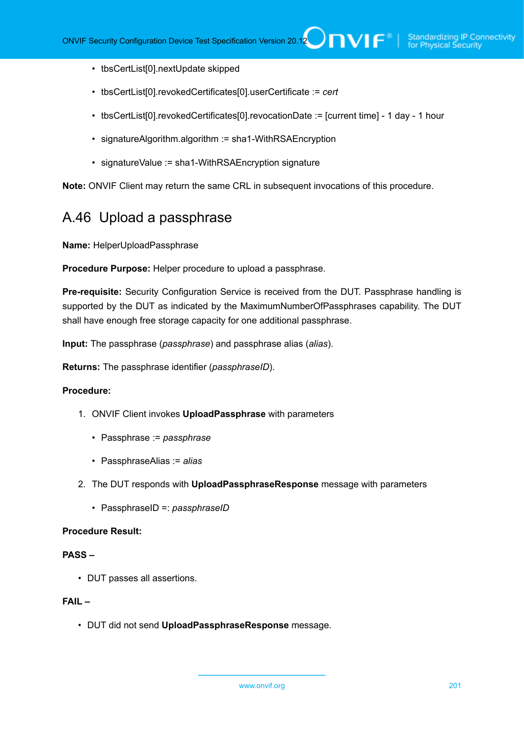- tbsCertList[0].nextUpdate skipped
- tbsCertList[0].revokedCertificates[0].userCertificate := *cert*
- tbsCertList[0].revokedCertificates[0].revocationDate := [current time] - 1 day - 1 hour
- signatureAlgorithm.algorithm := sha1-WithRSAEncryption
- signatureValue := sha1-WithRSAEncryption signature

**Note:** ONVIF Client may return the same CRL in subsequent invocations of this procedure.

## A.46 Upload a passphrase

**Name:** HelperUploadPassphrase

**Procedure Purpose:** Helper procedure to upload a passphrase.

**Pre-requisite:** Security Configuration Service is received from the DUT. Passphrase handling is supported by the DUT as indicated by the MaximumNumberOfPassphrases capability. The DUT shall have enough free storage capacity for one additional passphrase.

**Input:** The passphrase (*passphrase*) and passphrase alias (*alias*).

**Returns:** The passphrase identifier (*passphraseID*).

**Procedure:**

1. ONVIF Client invokes **UploadPassphrase** with parameters
   - Passphrase := *passphrase*
   - PassphraseAlias := *alias*
2. The DUT responds with **UploadPassphraseResponse** message with parameters
   - PassphraseID =: *passphraseID*

**Procedure Result:**

**PASS –**

- DUT passes all assertions.

**FAIL –**

- DUT did not send **UploadPassphraseResponse** message.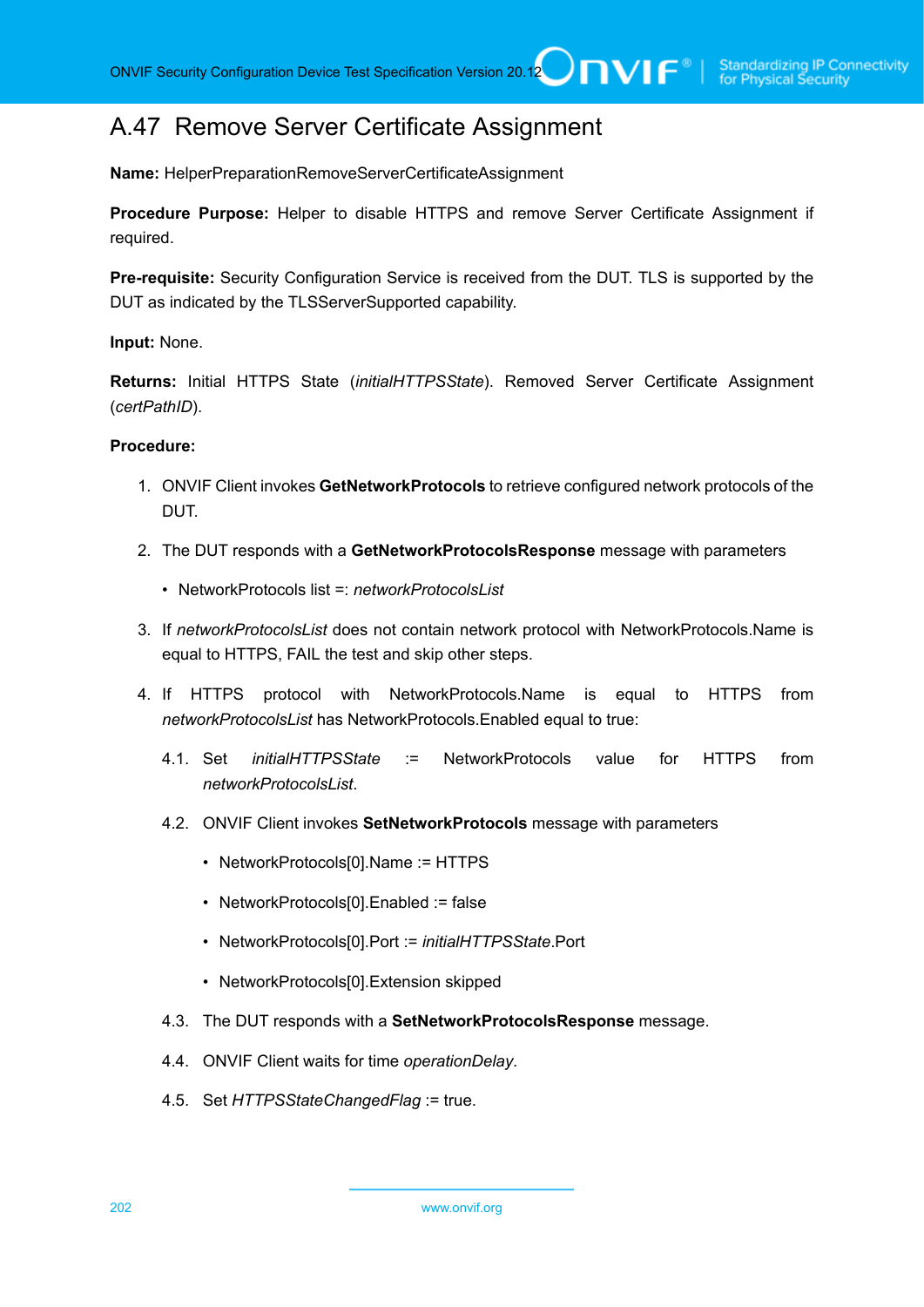## A.47 Remove Server Certificate Assignment

**Name:** HelperPreparationRemoveServerCertificateAssignment

**Procedure Purpose:** Helper to disable HTTPS and remove Server Certificate Assignment if required.

**Pre-requisite:** Security Configuration Service is received from the DUT. TLS is supported by the DUT as indicated by the TLSServerSupported capability.

**Input:** None.

**Returns:** Initial HTTPS State (*initialHTTPSState*). Removed Server Certificate Assignment (*certPathID*).

**Procedure:**

1. ONVIF Client invokes **GetNetworkProtocols** to retrieve configured network protocols of the DUT.
2. The DUT responds with a **GetNetworkProtocolsResponse** message with parameters
   - NetworkProtocols list =: *networkProtocolsList*
3. If *networkProtocolsList* does not contain network protocol with NetworkProtocols.Name is equal to HTTPS, FAIL the test and skip other steps.
4. If HTTPS protocol with NetworkProtocols.Name is equal to HTTPS from *networkProtocolsList* has NetworkProtocols.Enabled equal to true:
   - 4.1. Set *initialHTTPSState* := NetworkProtocols value for HTTPS from *networkProtocolsList*.
   - 4.2. ONVIF Client invokes **SetNetworkProtocols** message with parameters
     - NetworkProtocols[0].Name := HTTPS
     - NetworkProtocols[0].Enabled := false
     - NetworkProtocols[0].Port := *initialHTTPSState*.Port
     - NetworkProtocols[0].Extension skipped
   - 4.3. The DUT responds with a **SetNetworkProtocolsResponse** message.
   - 4.4. ONVIF Client waits for time *operationDelay*.
   - 4.5. Set *HTTPSStateChangedFlag* := true.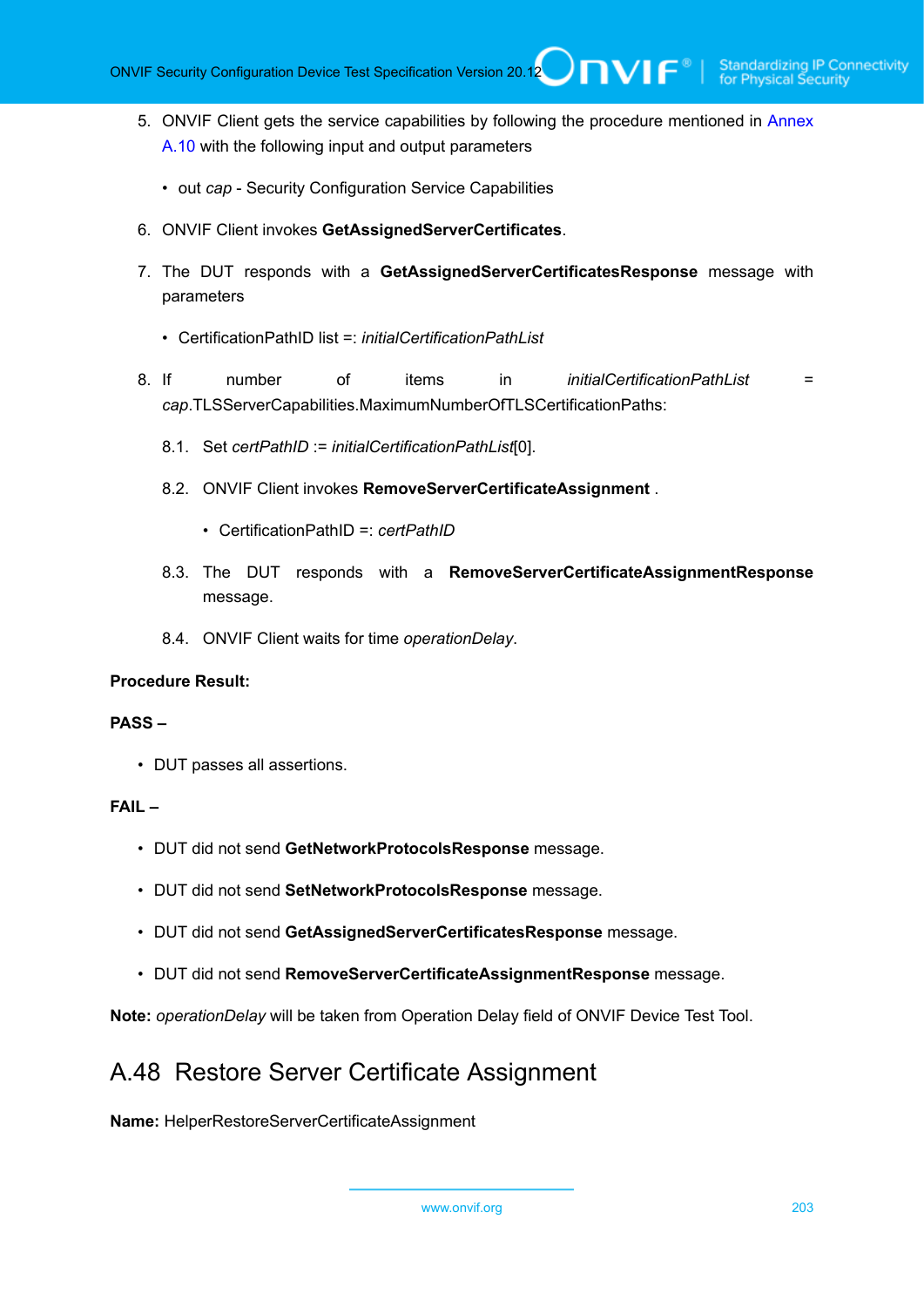5. ONVIF Client gets the service capabilities by following the procedure mentioned in Annex A.10 with the following input and output parameters

   - out *cap* - Security Configuration Service Capabilities

6. ONVIF Client invokes **GetAssignedServerCertificates**.

7. The DUT responds with a **GetAssignedServerCertificatesResponse** message with parameters

   - CertificationPathID list =: *initialCertificationPathList*

8. If number of items in *initialCertificationPathList* = *cap*.TLSServerCapabilities.MaximumNumberOfTLSCertificationPaths:

   8.1. Set *certPathID* := *initialCertificationPathList*[0].

   8.2. ONVIF Client invokes **RemoveServerCertificateAssignment** .

   - CertificationPathID =: *certPathID*

   8.3. The DUT responds with a **RemoveServerCertificateAssignmentResponse** message.

   8.4. ONVIF Client waits for time *operationDelay*.

**Procedure Result:**

**PASS –**

- DUT passes all assertions.

**FAIL –**

- DUT did not send **GetNetworkProtocolsResponse** message.
- DUT did not send **SetNetworkProtocolsResponse** message.
- DUT did not send **GetAssignedServerCertificatesResponse** message.
- DUT did not send **RemoveServerCertificateAssignmentResponse** message.

**Note:** *operationDelay* will be taken from Operation Delay field of ONVIF Device Test Tool.

## A.48 Restore Server Certificate Assignment

**Name:** HelperRestoreServerCertificateAssignment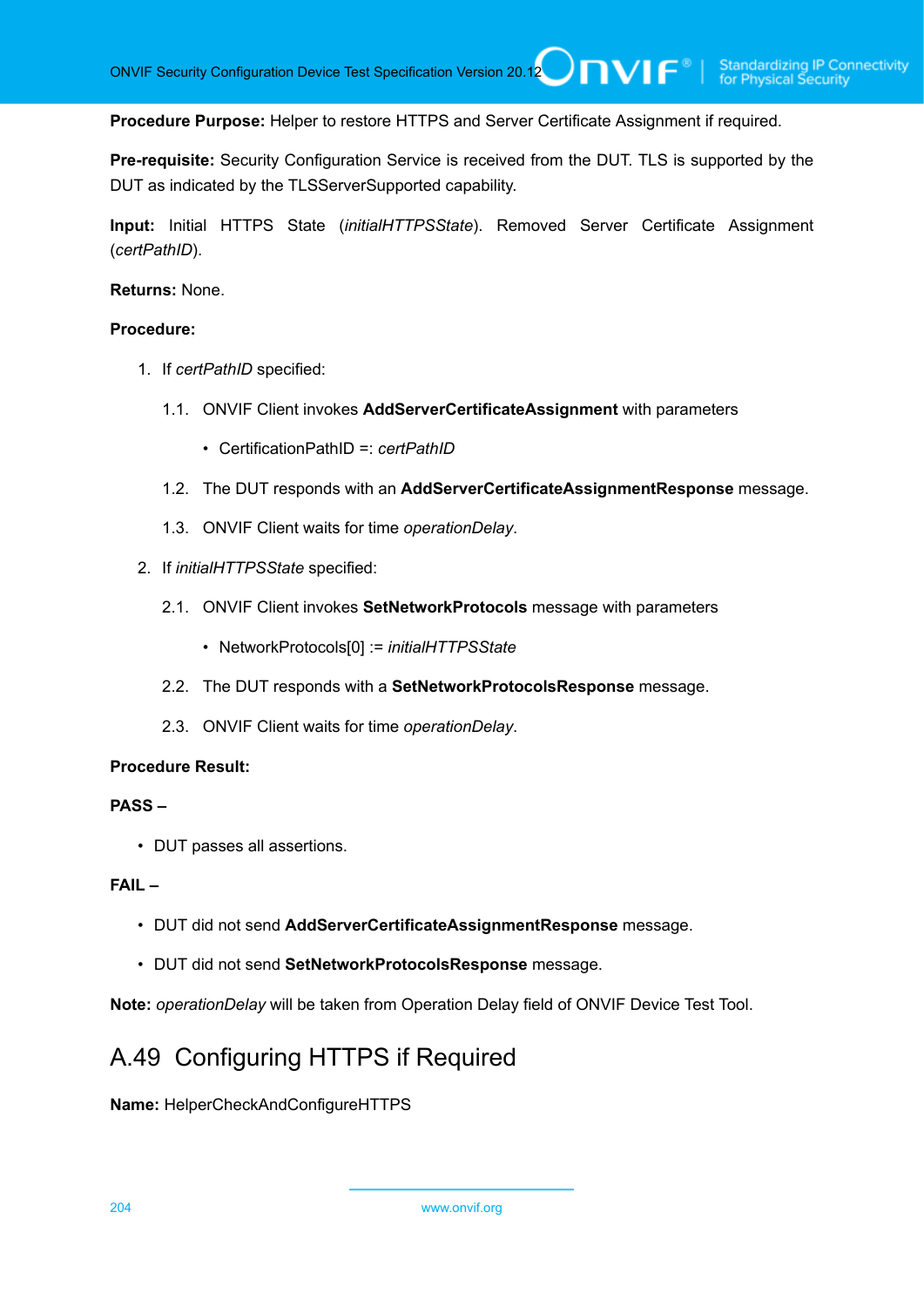**Procedure Purpose:** Helper to restore HTTPS and Server Certificate Assignment if required.

**Pre-requisite:** Security Configuration Service is received from the DUT. TLS is supported by the DUT as indicated by the TLSServerSupported capability.

**Input:** Initial HTTPS State (*initialHTTPSState*). Removed Server Certificate Assignment (*certPathID*).

**Returns:** None.

**Procedure:**

1. If *certPathID* specified:

   1.1. ONVIF Client invokes **AddServerCertificateAssignment** with parameters

   - CertificationPathID =: *certPathID*

   1.2. The DUT responds with an **AddServerCertificateAssignmentResponse** message.

   1.3. ONVIF Client waits for time *operationDelay*.

2. If *initialHTTPSState* specified:

   2.1. ONVIF Client invokes **SetNetworkProtocols** message with parameters

   - NetworkProtocols[0] := *initialHTTPSState*

   2.2. The DUT responds with a **SetNetworkProtocolsResponse** message.

   2.3. ONVIF Client waits for time *operationDelay*.

**Procedure Result:**

**PASS –**

- DUT passes all assertions.

**FAIL –**

- DUT did not send **AddServerCertificateAssignmentResponse** message.
- DUT did not send **SetNetworkProtocolsResponse** message.

**Note:** *operationDelay* will be taken from Operation Delay field of ONVIF Device Test Tool.

## A.49 Configuring HTTPS if Required

**Name:** HelperCheckAndConfigureHTTPS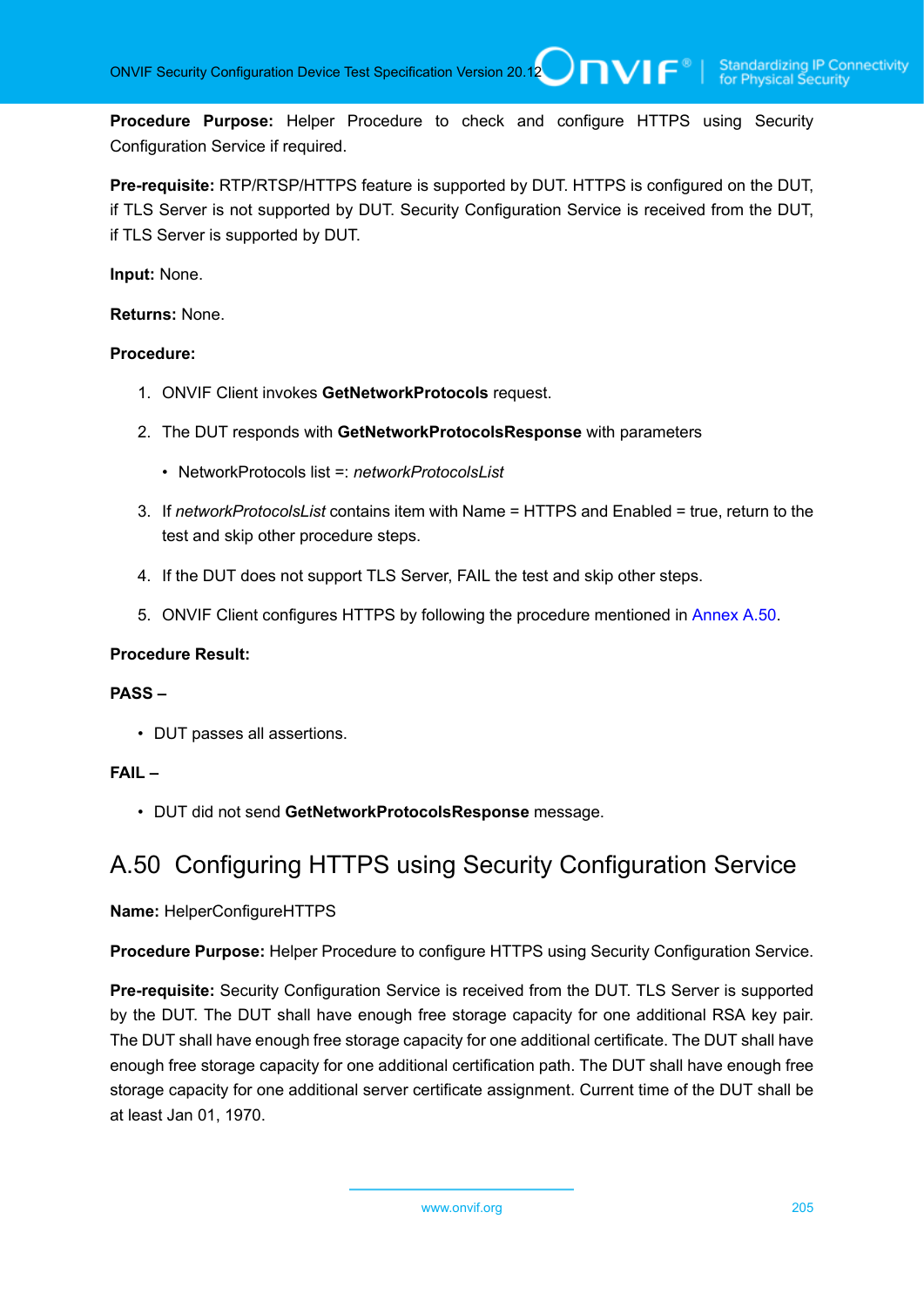**Procedure Purpose:** Helper Procedure to check and configure HTTPS using Security Configuration Service if required.

**Pre-requisite:** RTP/RTSP/HTTPS feature is supported by DUT. HTTPS is configured on the DUT, if TLS Server is not supported by DUT. Security Configuration Service is received from the DUT, if TLS Server is supported by DUT.

**Input:** None.

**Returns:** None.

**Procedure:**

1. ONVIF Client invokes **GetNetworkProtocols** request.
2. The DUT responds with **GetNetworkProtocolsResponse** with parameters
   - NetworkProtocols list =: *networkProtocolsList*
3. If *networkProtocolsList* contains item with Name = HTTPS and Enabled = true, return to the test and skip other procedure steps.
4. If the DUT does not support TLS Server, FAIL the test and skip other steps.
5. ONVIF Client configures HTTPS by following the procedure mentioned in Annex A.50.

**Procedure Result:**

**PASS –**

- DUT passes all assertions.

**FAIL –**

- DUT did not send **GetNetworkProtocolsResponse** message.

## A.50 Configuring HTTPS using Security Configuration Service

**Name:** HelperConfigureHTTPS

**Procedure Purpose:** Helper Procedure to configure HTTPS using Security Configuration Service.

**Pre-requisite:** Security Configuration Service is received from the DUT. TLS Server is supported by the DUT. The DUT shall have enough free storage capacity for one additional RSA key pair. The DUT shall have enough free storage capacity for one additional certificate. The DUT shall have enough free storage capacity for one additional certification path. The DUT shall have enough free storage capacity for one additional server certificate assignment. Current time of the DUT shall be at least Jan 01, 1970.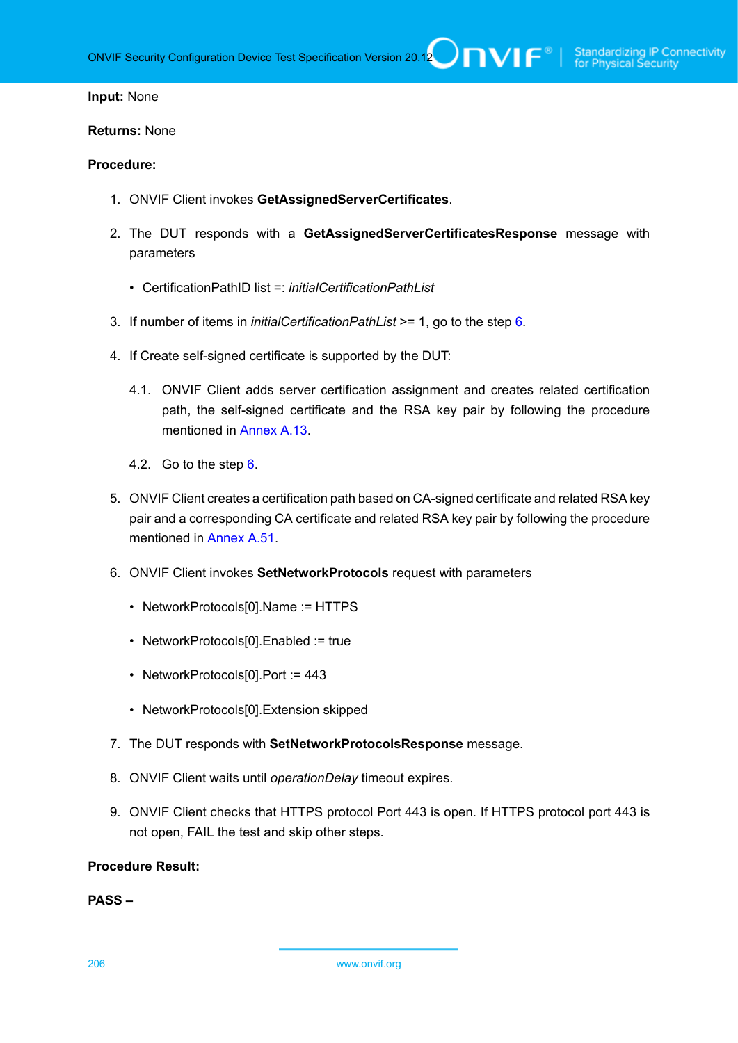**Input:** None

**Returns:** None

**Procedure:**

1. ONVIF Client invokes **GetAssignedServerCertificates**.
2. The DUT responds with a **GetAssignedServerCertificatesResponse** message with parameters
   - CertificationPathID list =: *initialCertificationPathList*
3. If number of items in *initialCertificationPathList* >= 1, go to the step 6.
4. If Create self-signed certificate is supported by the DUT:
   
   4.1. ONVIF Client adds server certification assignment and creates related certification path, the self-signed certificate and the RSA key pair by following the procedure mentioned in Annex A.13.
   
   4.2. Go to the step 6.
5. ONVIF Client creates a certification path based on CA-signed certificate and related RSA key pair and a corresponding CA certificate and related RSA key pair by following the procedure mentioned in Annex A.51.
6. ONVIF Client invokes **SetNetworkProtocols** request with parameters
   - NetworkProtocols[0].Name := HTTPS
   - NetworkProtocols[0].Enabled := true
   - NetworkProtocols[0].Port := 443
   - NetworkProtocols[0].Extension skipped
7. The DUT responds with **SetNetworkProtocolsResponse** message.
8. ONVIF Client waits until *operationDelay* timeout expires.
9. ONVIF Client checks that HTTPS protocol Port 443 is open. If HTTPS protocol port 443 is not open, FAIL the test and skip other steps.

**Procedure Result:**

**PASS –**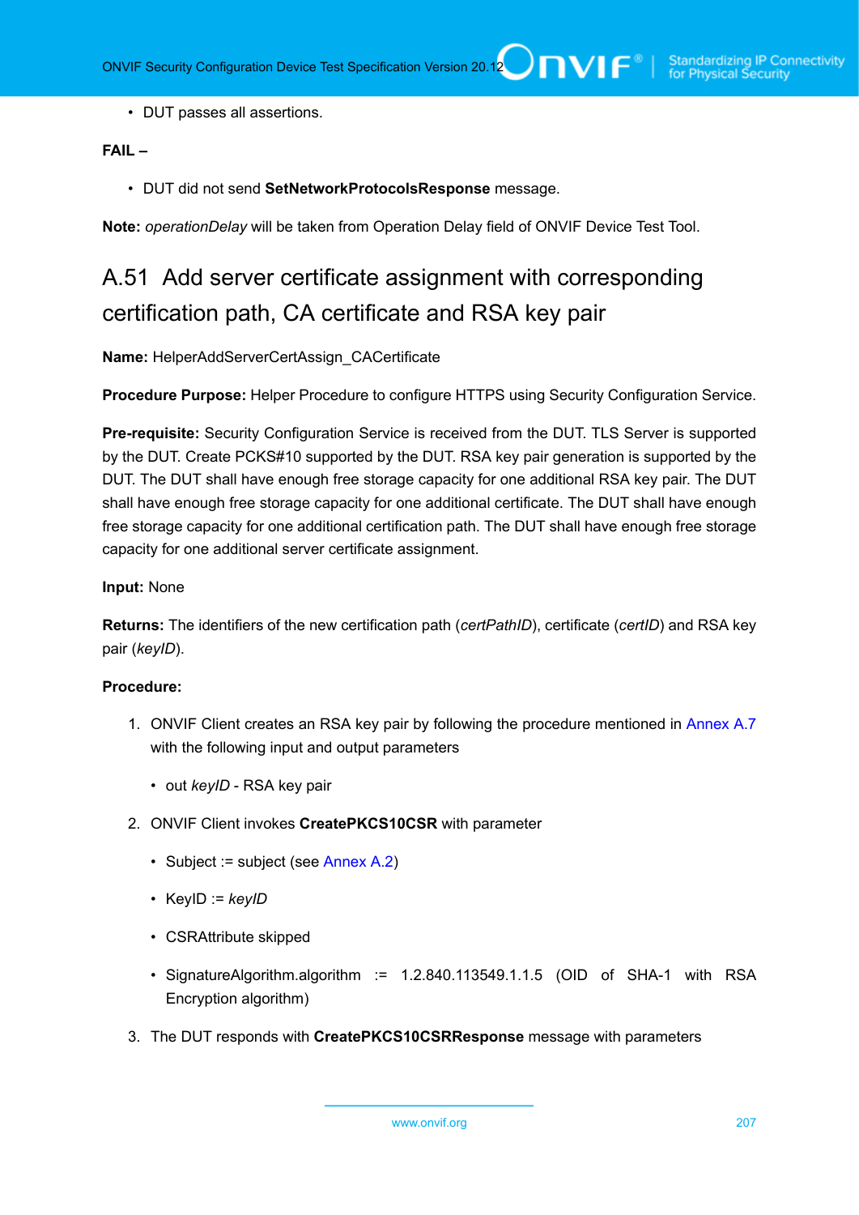- DUT passes all assertions.

**FAIL –**

- DUT did not send **SetNetworkProtocolsResponse** message.

**Note:** *operationDelay* will be taken from Operation Delay field of ONVIF Device Test Tool.

## A.51 Add server certificate assignment with corresponding certification path, CA certificate and RSA key pair

**Name:** HelperAddServerCertAssign_CACertificate

**Procedure Purpose:** Helper Procedure to configure HTTPS using Security Configuration Service.

**Pre-requisite:** Security Configuration Service is received from the DUT. TLS Server is supported by the DUT. Create PCKS#10 supported by the DUT. RSA key pair generation is supported by the DUT. The DUT shall have enough free storage capacity for one additional RSA key pair. The DUT shall have enough free storage capacity for one additional certificate. The DUT shall have enough free storage capacity for one additional certification path. The DUT shall have enough free storage capacity for one additional server certificate assignment.

**Input:** None

**Returns:** The identifiers of the new certification path (*certPathID*), certificate (*certID*) and RSA key pair (*keyID*).

**Procedure:**

1. ONVIF Client creates an RSA key pair by following the procedure mentioned in Annex A.7 with the following input and output parameters
   - out *keyID* - RSA key pair
2. ONVIF Client invokes **CreatePKCS10CSR** with parameter
   - Subject := subject (see Annex A.2)
   - KeyID := *keyID*
   - CSRAttribute skipped
   - SignatureAlgorithm.algorithm := 1.2.840.113549.1.1.5 (OID of SHA-1 with RSA Encryption algorithm)
3. The DUT responds with **CreatePKCS10CSRResponse** message with parameters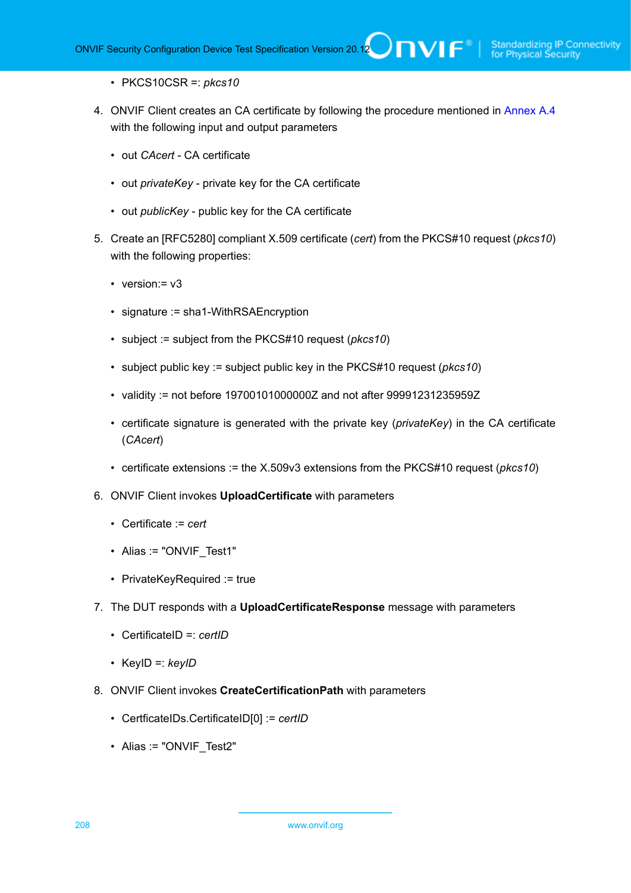- PKCS10CSR =: *pkcs10*

4. ONVIF Client creates an CA certificate by following the procedure mentioned in Annex A.4 with the following input and output parameters

   - out *CAcert* - CA certificate
   - out *privateKey* - private key for the CA certificate
   - out *publicKey* - public key for the CA certificate

5. Create an [RFC5280] compliant X.509 certificate (*cert*) from the PKCS#10 request (*pkcs10*) with the following properties:

   - version:= v3
   - signature := sha1-WithRSAEncryption
   - subject := subject from the PKCS#10 request (*pkcs10*)
   - subject public key := subject public key in the PKCS#10 request (*pkcs10*)
   - validity := not before 19700101000000Z and not after 99991231235959Z
   - certificate signature is generated with the private key (*privateKey*) in the CA certificate (*CAcert*)
   - certificate extensions := the X.509v3 extensions from the PKCS#10 request (*pkcs10*)

6. ONVIF Client invokes **UploadCertificate** with parameters

   - Certificate := *cert*
   - Alias := "ONVIF_Test1"
   - PrivateKeyRequired := true

7. The DUT responds with a **UploadCertificateResponse** message with parameters

   - CertificateID =: *certID*
   - KeyID =: *keyID*

8. ONVIF Client invokes **CreateCertificationPath** with parameters

   - CertficateIDs.CertificateID[0] := *certID*
   - Alias := "ONVIF_Test2"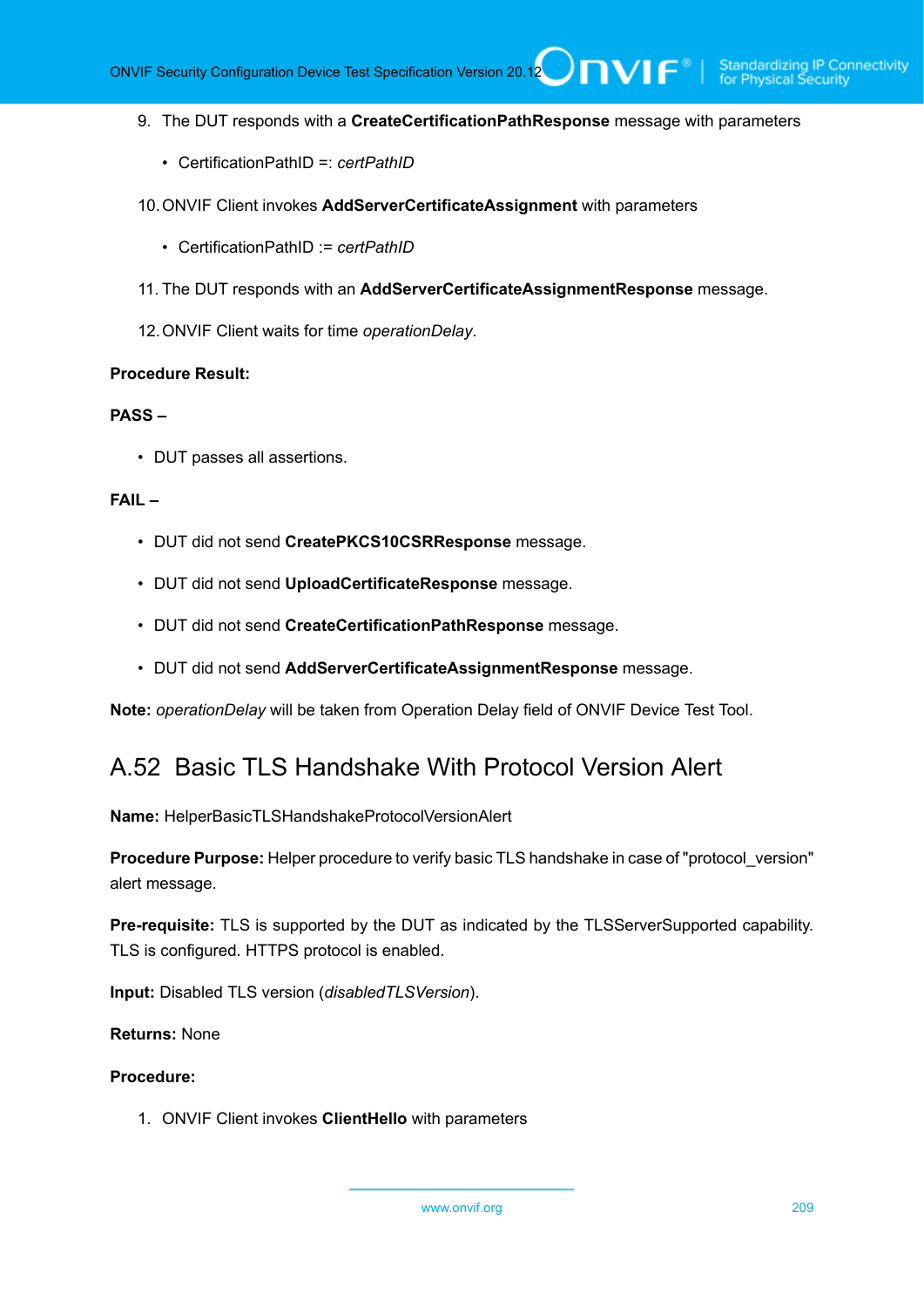9. The DUT responds with a **CreateCertificationPathResponse** message with parameters

   - CertificationPathID =: *certPathID*

10. ONVIF Client invokes **AddServerCertificateAssignment** with parameters

    - CertificationPathID := *certPathID*

11. The DUT responds with an **AddServerCertificateAssignmentResponse** message.

12. ONVIF Client waits for time *operationDelay*.

**Procedure Result:**

**PASS –**

- DUT passes all assertions.

**FAIL –**

- DUT did not send **CreatePKCS10CSRResponse** message.
- DUT did not send **UploadCertificateResponse** message.
- DUT did not send **CreateCertificationPathResponse** message.
- DUT did not send **AddServerCertificateAssignmentResponse** message.

**Note:** *operationDelay* will be taken from Operation Delay field of ONVIF Device Test Tool.

## A.52 Basic TLS Handshake With Protocol Version Alert

**Name:** HelperBasicTLSHandshakeProtocolVersionAlert

**Procedure Purpose:** Helper procedure to verify basic TLS handshake in case of "protocol_version" alert message.

**Pre-requisite:** TLS is supported by the DUT as indicated by the TLSServerSupported capability. TLS is configured. HTTPS protocol is enabled.

**Input:** Disabled TLS version (*disabledTLSVersion*).

**Returns:** None

**Procedure:**

1. ONVIF Client invokes **ClientHello** with parameters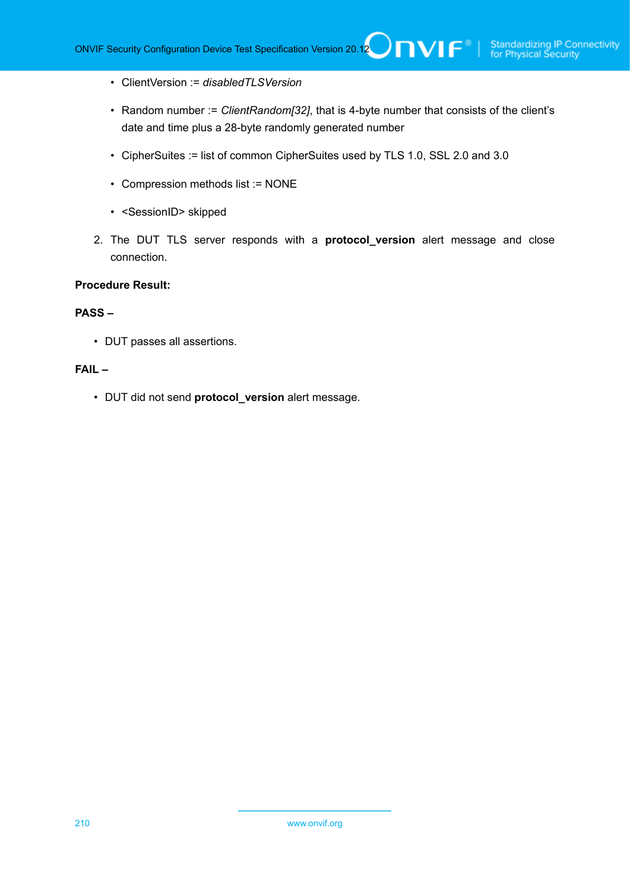- ClientVersion := *disabledTLSVersion*
- Random number := *ClientRandom[32]*, that is 4-byte number that consists of the client's date and time plus a 28-byte randomly generated number
- CipherSuites := list of common CipherSuites used by TLS 1.0, SSL 2.0 and 3.0
- Compression methods list := NONE
- <SessionID> skipped

2. The DUT TLS server responds with a **protocol_version** alert message and close connection.

**Procedure Result:**

**PASS –**

- DUT passes all assertions.

**FAIL –**

- DUT did not send **protocol_version** alert message.